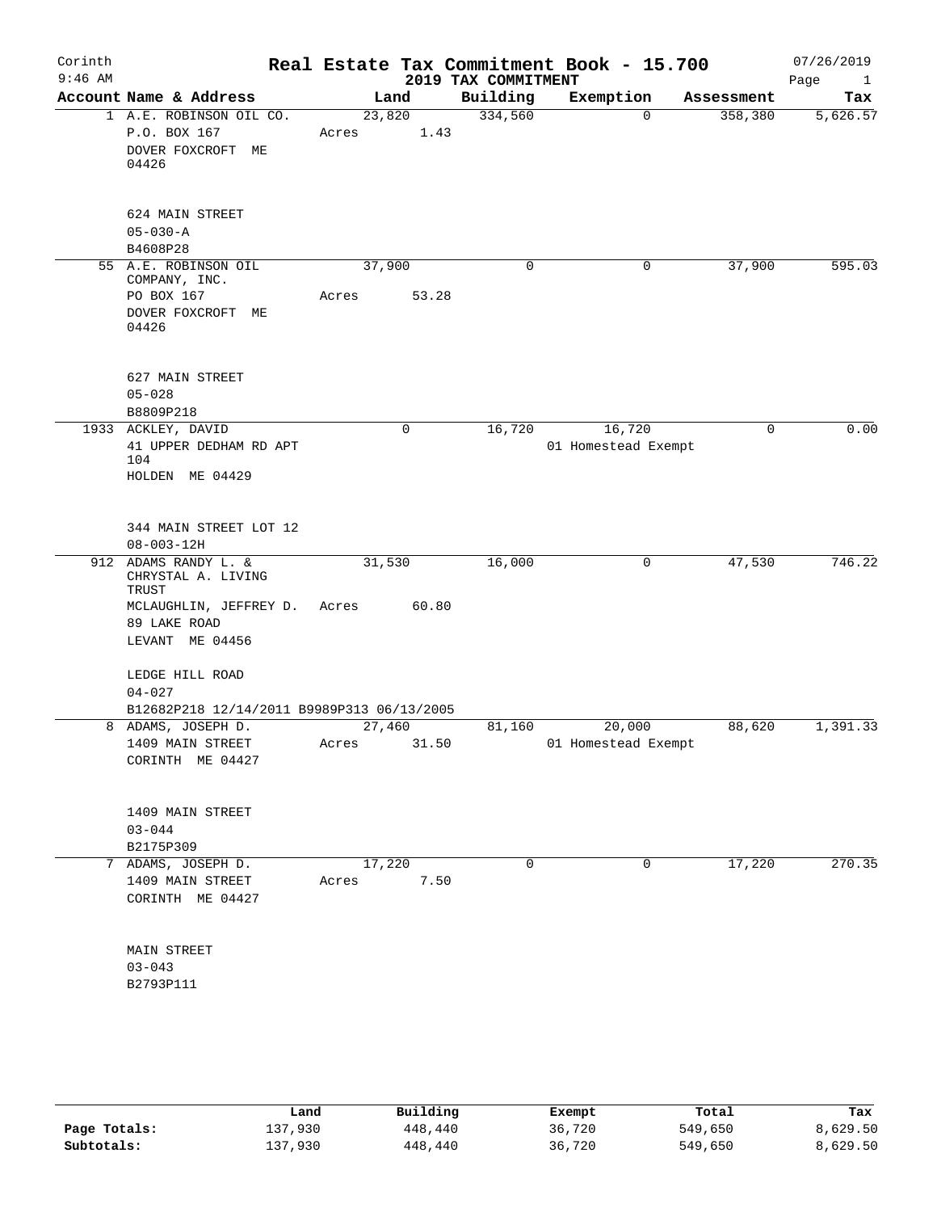Corinth 9:46 AM

# Real Estate Tax Commitment Book - 15.700

## 2019 TAX COMMITMENT

07/26/2019

| Account Name & Address | Land | Building | Exemption | Assessment | Tax |
|---|---|---|---|---|---|
| 1 A.E. ROBINSON OIL CO.<br>P.O. BOX 167<br>DOVER FOXCROFT ME 04426<br><br>624 MAIN STREET<br>05-030-A<br>B4608P28 | 23,820<br>Acres 1.43 | 334,560 | 0 | 358,380 | 5,626.57 |
| 55 A.E. ROBINSON OIL COMPANY, INC.<br>PO BOX 167<br>DOVER FOXCROFT ME 04426<br><br>627 MAIN STREET<br>05-028<br>B8809P218 | 37,900<br>Acres 53.28 | 0 | 0 | 37,900 | 595.03 |
| 1933 ACKLEY, DAVID<br>41 UPPER DEDHAM RD APT 104<br>HOLDEN ME 04429<br><br>344 MAIN STREET LOT 12<br>08-003-12H | 0 | 16,720 | 16,720<br>01 Homestead Exempt | 0 | 0.00 |
| 912 ADAMS RANDY L. & CHRYSTAL A. LIVING TRUST<br>MCLAUGHLIN, JEFFREY D.<br>89 LAKE ROAD<br>LEVANT ME 04456<br><br>LEDGE HILL ROAD<br>04-027<br>B12682P218 12/14/2011 B9989P313 06/13/2005 | 31,530<br>Acres 60.80 | 16,000 | 0 | 47,530 | 746.22 |
| 8 ADAMS, JOSEPH D.<br>1409 MAIN STREET<br>CORINTH ME 04427<br><br>1409 MAIN STREET<br>03-044<br>B2175P309 | 27,460<br>Acres 31.50 | 81,160 | 20,000<br>01 Homestead Exempt | 88,620 | 1,391.33 |
| 7 ADAMS, JOSEPH D.<br>1409 MAIN STREET<br>CORINTH ME 04427<br><br>MAIN STREET<br>03-043<br>B2793P111 | 17,220<br>Acres 7.50 | 0 | 0 | 17,220 | 270.35 |

| | Land | Building | Exempt | Total | Tax |
|---|---|---|---|---|---|
| Page Totals: | 137,930 | 448,440 | 36,720 | 549,650 | 8,629.50 |
| Subtotals: | 137,930 | 448,440 | 36,720 | 549,650 | 8,629.50 |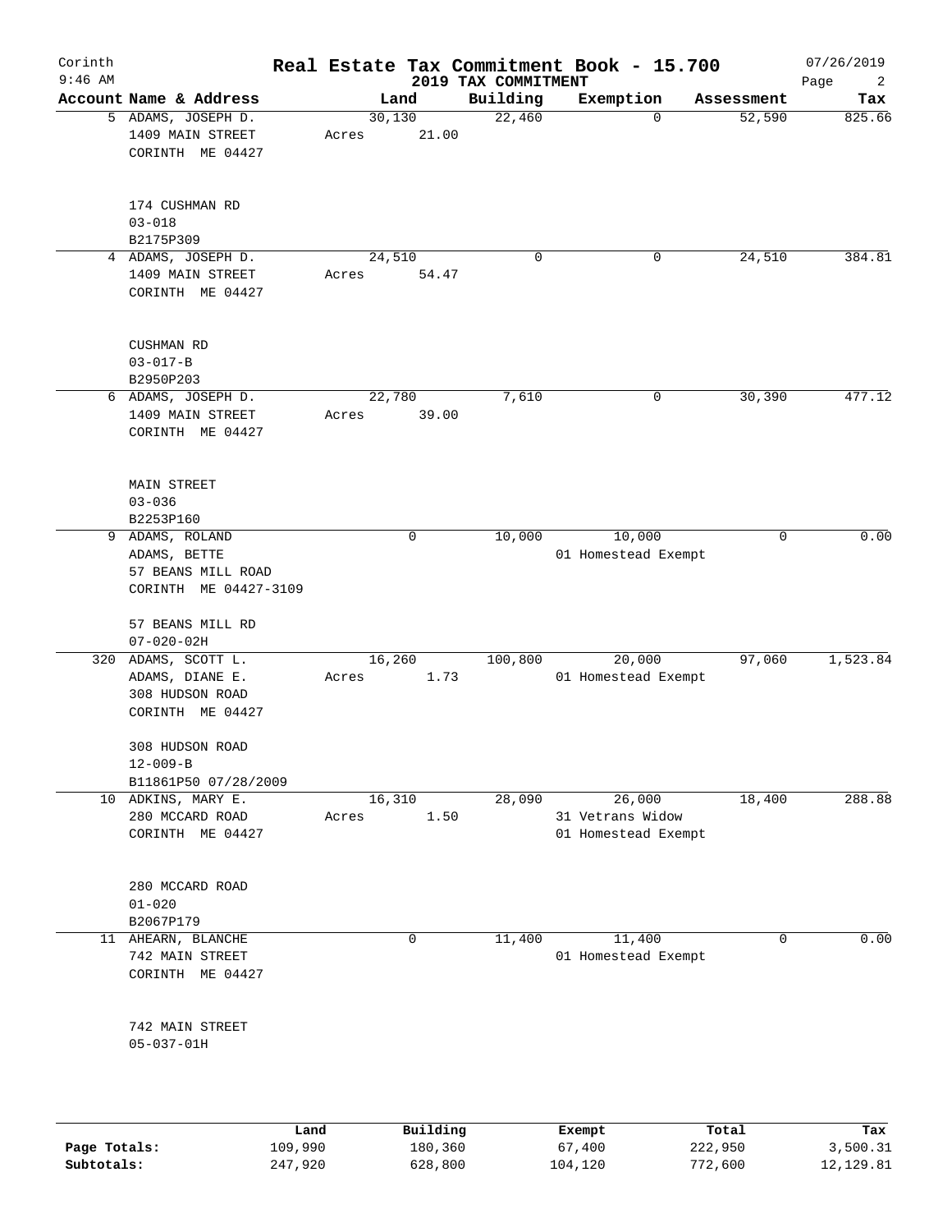Corinth
9:46 AM

# Real Estate Tax Commitment Book - 15.700

2019 TAX COMMITMENT

07/26/2019

| Account Name & Address | Land | Building | Exemption | Assessment | Tax |
|---|---|---|---|---|---|
| 5 ADAMS, JOSEPH D.<br>1409 MAIN STREET<br>CORINTH ME 04427<br><br>174 CUSHMAN RD<br>03-018<br>B2175P309 | 30,130<br>Acres 21.00 | 22,460 | 0 | 52,590 | 825.66 |
| 4 ADAMS, JOSEPH D.<br>1409 MAIN STREET<br>CORINTH ME 04427<br><br>CUSHMAN RD<br>03-017-B<br>B2950P203 | 24,510<br>Acres 54.47 | 0 | 0 | 24,510 | 384.81 |
| 6 ADAMS, JOSEPH D.<br>1409 MAIN STREET<br>CORINTH ME 04427<br><br>MAIN STREET<br>03-036<br>B2253P160 | 22,780<br>Acres 39.00 | 7,610 | 0 | 30,390 | 477.12 |
| 9 ADAMS, ROLAND<br>ADAMS, BETTE<br>57 BEANS MILL ROAD<br>CORINTH ME 04427-3109<br><br>57 BEANS MILL RD<br>07-020-02H | 0 | 10,000 | 10,000<br>01 Homestead Exempt | 0 | 0.00 |
| 320 ADAMS, SCOTT L.<br>ADAMS, DIANE E.<br>308 HUDSON ROAD<br>CORINTH ME 04427<br><br>308 HUDSON ROAD<br>12-009-B<br>B11861P50 07/28/2009 | 16,260<br>Acres 1.73 | 100,800 | 20,000<br>01 Homestead Exempt | 97,060 | 1,523.84 |
| 10 ADKINS, MARY E.<br>280 MCCARD ROAD<br>CORINTH ME 04427<br><br>280 MCCARD ROAD<br>01-020<br>B2067P179 | 16,310<br>Acres 1.50 | 28,090 | 26,000<br>31 Vetrans Widow<br>01 Homestead Exempt | 18,400 | 288.88 |
| 11 AHEARN, BLANCHE<br>742 MAIN STREET<br>CORINTH ME 04427<br><br>742 MAIN STREET<br>05-037-01H | 0 | 11,400 | 11,400<br>01 Homestead Exempt | 0 | 0.00 |

| | Land | Building | Exempt | Total | Tax |
|---|---|---|---|---|---|
| Page Totals: | 109,990 | 180,360 | 67,400 | 222,950 | 3,500.31 |
| Subtotals: | 247,920 | 628,800 | 104,120 | 772,600 | 12,129.81 |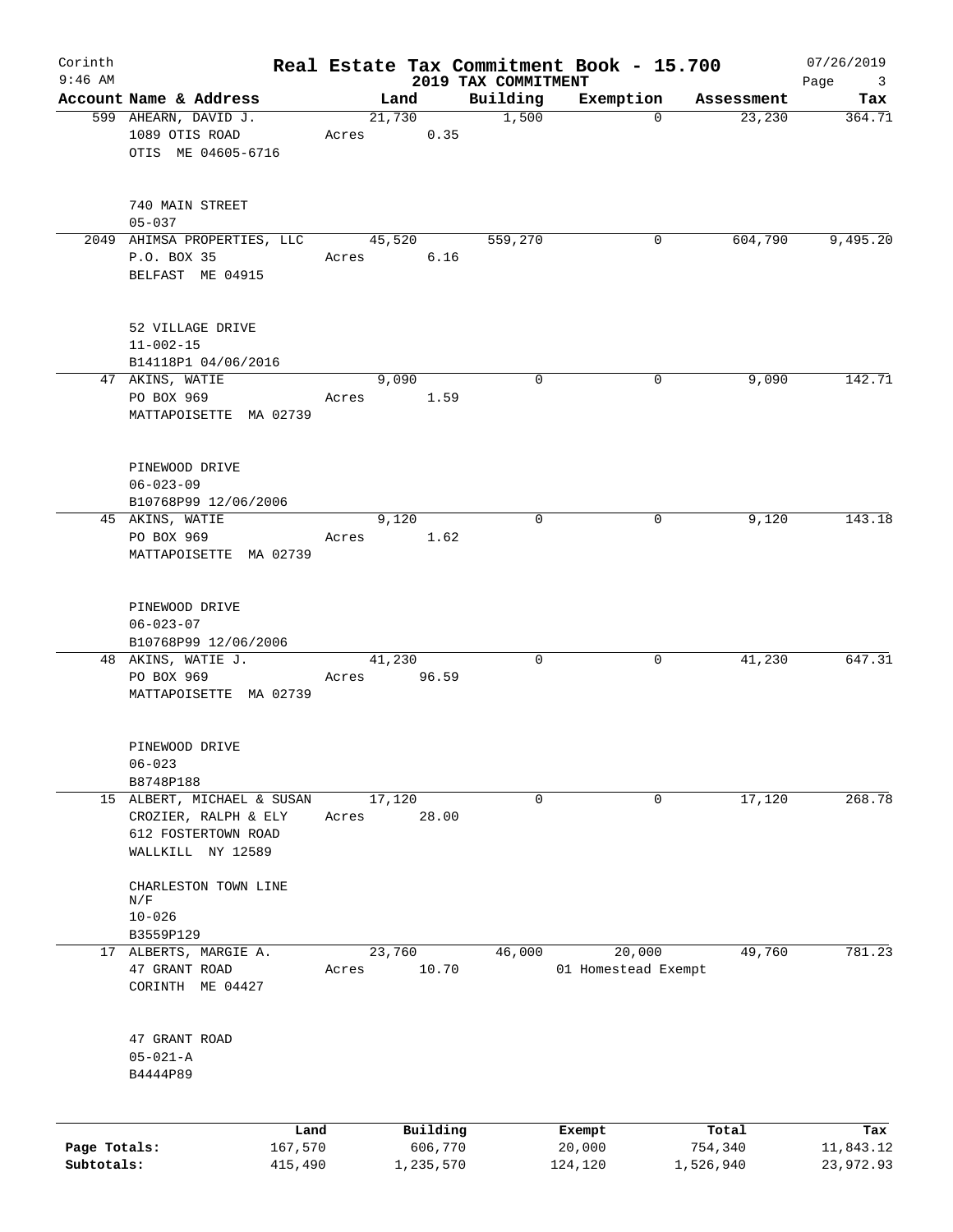Corinth
9:46 AM

# Real Estate Tax Commitment Book - 15.700

## 2019 TAX COMMITMENT

07/26/2019

| Account Name & Address | Land | Building | Exemption | Assessment | Tax |
|---|---|---|---|---|---|
| 599 AHEARN, DAVID J.<br>1089 OTIS ROAD<br>OTIS ME 04605-6716<br><br>740 MAIN STREET<br>05-037 | 21,730<br>Acres 0.35 | 1,500 | 0 | 23,230 | 364.71 |
| 2049 AHIMSA PROPERTIES, LLC<br>P.O. BOX 35<br>BELFAST ME 04915<br><br>52 VILLAGE DRIVE<br>11-002-15<br>B14118P1 04/06/2016 | 45,520<br>Acres 6.16 | 559,270 | 0 | 604,790 | 9,495.20 |
| 47 AKINS, WATIE<br>PO BOX 969<br>MATTAPOISETTE MA 02739<br><br>PINEWOOD DRIVE<br>06-023-09<br>B10768P99 12/06/2006 | 9,090<br>Acres 1.59 | 0 | 0 | 9,090 | 142.71 |
| 45 AKINS, WATIE<br>PO BOX 969<br>MATTAPOISETTE MA 02739<br><br>PINEWOOD DRIVE<br>06-023-07<br>B10768P99 12/06/2006 | 9,120<br>Acres 1.62 | 0 | 0 | 9,120 | 143.18 |
| 48 AKINS, WATIE J.<br>PO BOX 969<br>MATTAPOISETTE MA 02739<br><br>PINEWOOD DRIVE<br>06-023<br>B8748P188 | 41,230<br>Acres 96.59 | 0 | 0 | 41,230 | 647.31 |
| 15 ALBERT, MICHAEL & SUSAN<br>CROZIER, RALPH & ELY<br>612 FOSTERTOWN ROAD<br>WALLKILL NY 12589<br><br>CHARLESTON TOWN LINE<br>N/F<br>10-026<br>B3559P129 | 17,120<br>Acres 28.00 | 0 | 0 | 17,120 | 268.78 |
| 17 ALBERTS, MARGIE A.<br>47 GRANT ROAD<br>CORINTH ME 04427<br><br>47 GRANT ROAD<br>05-021-A<br>B4444P89 | 23,760<br>Acres 10.70 | 46,000 | 20,000<br>01 Homestead Exempt | 49,760 | 781.23 |

| | Land | Building | Exempt | Total | Tax |
|---|---|---|---|---|---|
| **Page Totals:** | 167,570 | 606,770 | 20,000 | 754,340 | 11,843.12 |
| **Subtotals:** | 415,490 | 1,235,570 | 124,120 | 1,526,940 | 23,972.93 |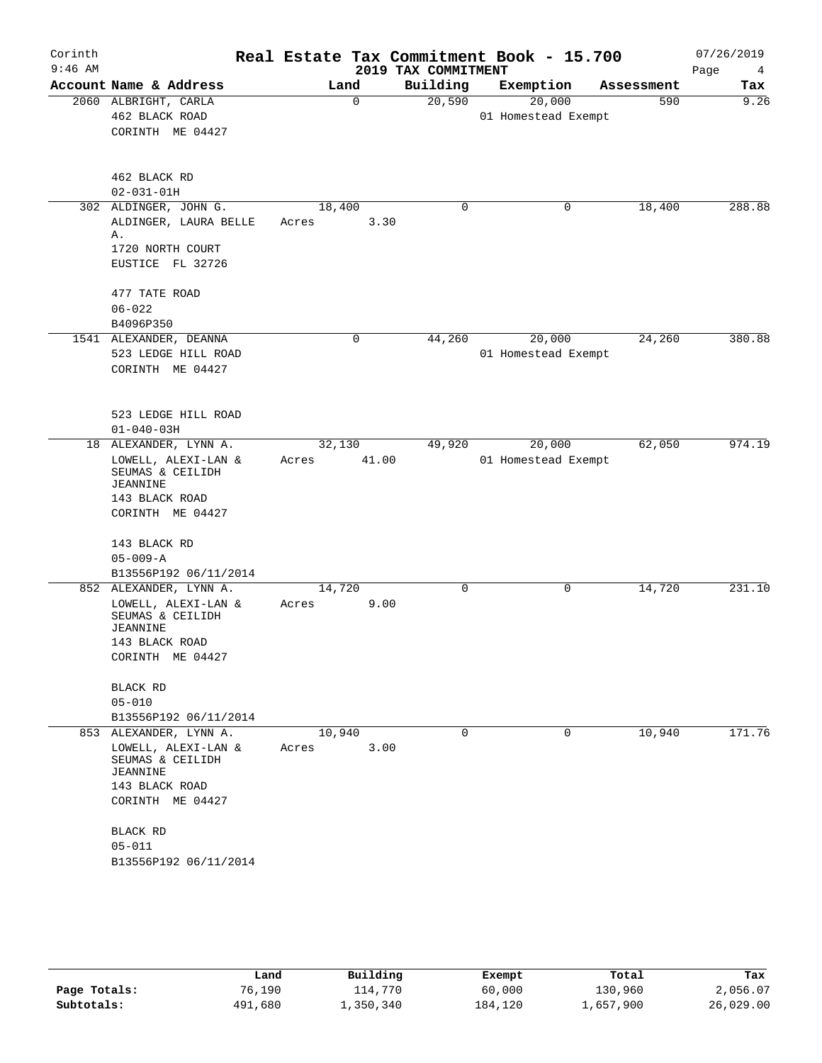Corinth
9:46 AM

# Real Estate Tax Commitment Book - 15.700

## 2019 TAX COMMITMENT

07/26/2019

| Account Name & Address | Land | Building | Exemption | Assessment | Tax |
|---|---|---|---|---|---|
| 2060 ALBRIGHT, CARLA<br>462 BLACK ROAD<br>CORINTH ME 04427<br><br>462 BLACK RD<br>02-031-01H | 0 | 20,590 | 20,000<br>01 Homestead Exempt | 590 | 9.26 |
| 302 ALDINGER, JOHN G.<br>ALDINGER, LAURA BELLE A.<br>1720 NORTH COURT<br>EUSTICE FL 32726<br><br>477 TATE ROAD<br>06-022<br>B4096P350 | 18,400<br>Acres 3.30 | 0 | 0 | 18,400 | 288.88 |
| 1541 ALEXANDER, DEANNA<br>523 LEDGE HILL ROAD<br>CORINTH ME 04427<br><br>523 LEDGE HILL ROAD<br>01-040-03H | 0 | 44,260 | 20,000<br>01 Homestead Exempt | 24,260 | 380.88 |
| 18 ALEXANDER, LYNN A.<br>LOWELL, ALEXI-LAN & SEUMAS & CEILIDH JEANNINE<br>143 BLACK ROAD<br>CORINTH ME 04427<br><br>143 BLACK RD<br>05-009-A<br>B13556P192 06/11/2014 | 32,130<br>Acres 41.00 | 49,920 | 20,000<br>01 Homestead Exempt | 62,050 | 974.19 |
| 852 ALEXANDER, LYNN A.<br>LOWELL, ALEXI-LAN & SEUMAS & CEILIDH JEANNINE<br>143 BLACK ROAD<br>CORINTH ME 04427<br><br>BLACK RD<br>05-010<br>B13556P192 06/11/2014 | 14,720<br>Acres 9.00 | 0 | 0 | 14,720 | 231.10 |
| 853 ALEXANDER, LYNN A.<br>LOWELL, ALEXI-LAN & SEUMAS & CEILIDH JEANNINE<br>143 BLACK ROAD<br>CORINTH ME 04427<br><br>BLACK RD<br>05-011<br>B13556P192 06/11/2014 | 10,940<br>Acres 3.00 | 0 | 0 | 10,940 | 171.76 |

| | Land | Building | Exempt | Total | Tax |
|---|---|---|---|---|---|
| **Page Totals:** | 76,190 | 114,770 | 60,000 | 130,960 | 2,056.07 |
| **Subtotals:** | 491,680 | 1,350,340 | 184,120 | 1,657,900 | 26,029.00 |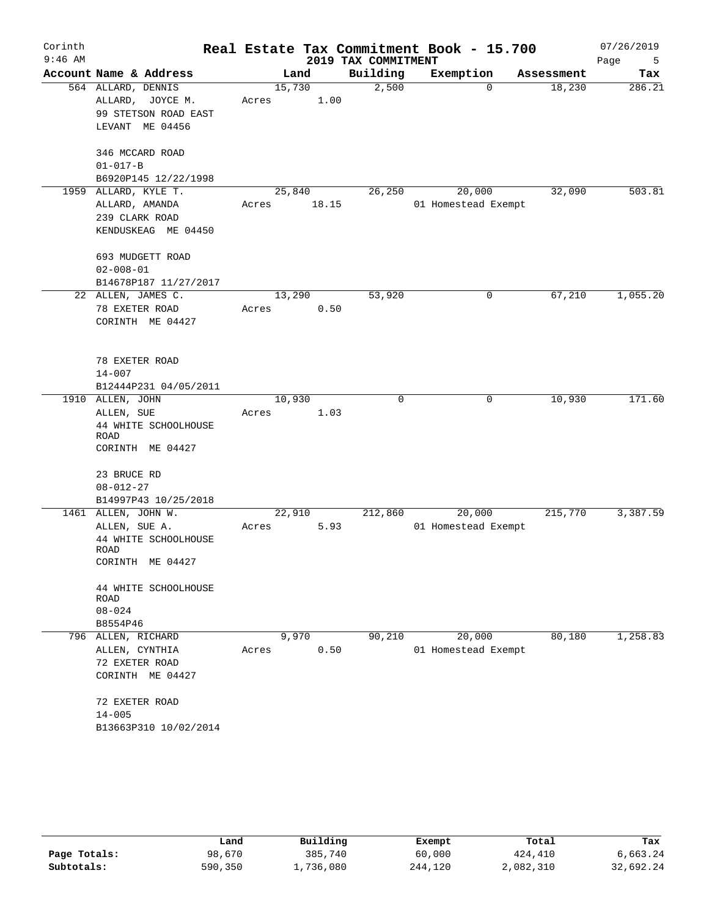Corinth 9:46 AM

# Real Estate Tax Commitment Book - 15.700

## 2019 TAX COMMITMENT

07/26/2019

| Account | Name & Address | Land | Building | Exemption | Assessment | Tax |
|---|---|---|---|---|---|---|
| 564 | ALLARD, DENNIS<br>ALLARD, JOYCE M.<br>99 STETSON ROAD EAST<br>LEVANT ME 04456<br><br>346 MCCARD ROAD<br>01-017-B<br>B6920P145 12/22/1998 | 15,730<br>Acres 1.00 | 2,500 | 0 | 18,230 | 286.21 |
| 1959 | ALLARD, KYLE T.<br>ALLARD, AMANDA<br>239 CLARK ROAD<br>KENDUSKEAG ME 04450<br><br>693 MUDGETT ROAD<br>02-008-01<br>B14678P187 11/27/2017 | 25,840<br>Acres 18.15 | 26,250 | 20,000<br>01 Homestead Exempt | 32,090 | 503.81 |
| 22 | ALLEN, JAMES C.<br>78 EXETER ROAD<br>CORINTH ME 04427<br><br>78 EXETER ROAD<br>14-007<br>B12444P231 04/05/2011 | 13,290<br>Acres 0.50 | 53,920 | 0 | 67,210 | 1,055.20 |
| 1910 | ALLEN, JOHN<br>ALLEN, SUE<br>44 WHITE SCHOOLHOUSE ROAD<br>CORINTH ME 04427<br><br>23 BRUCE RD<br>08-012-27<br>B14997P43 10/25/2018 | 10,930<br>Acres 1.03 | 0 | 0 | 10,930 | 171.60 |
| 1461 | ALLEN, JOHN W.<br>ALLEN, SUE A.<br>44 WHITE SCHOOLHOUSE ROAD<br>CORINTH ME 04427<br><br>44 WHITE SCHOOLHOUSE ROAD<br>08-024<br>B8554P46 | 22,910<br>Acres 5.93 | 212,860 | 20,000<br>01 Homestead Exempt | 215,770 | 3,387.59 |
| 796 | ALLEN, RICHARD<br>ALLEN, CYNTHIA<br>72 EXETER ROAD<br>CORINTH ME 04427<br><br>72 EXETER ROAD<br>14-005<br>B13663P310 10/02/2014 | 9,970<br>Acres 0.50 | 90,210 | 20,000<br>01 Homestead Exempt | 80,180 | 1,258.83 |

| | Land | Building | Exempt | Total | Tax |
|---|---|---|---|---|---|
| Page Totals: | 98,670 | 385,740 | 60,000 | 424,410 | 6,663.24 |
| Subtotals: | 590,350 | 1,736,080 | 244,120 | 2,082,310 | 32,692.24 |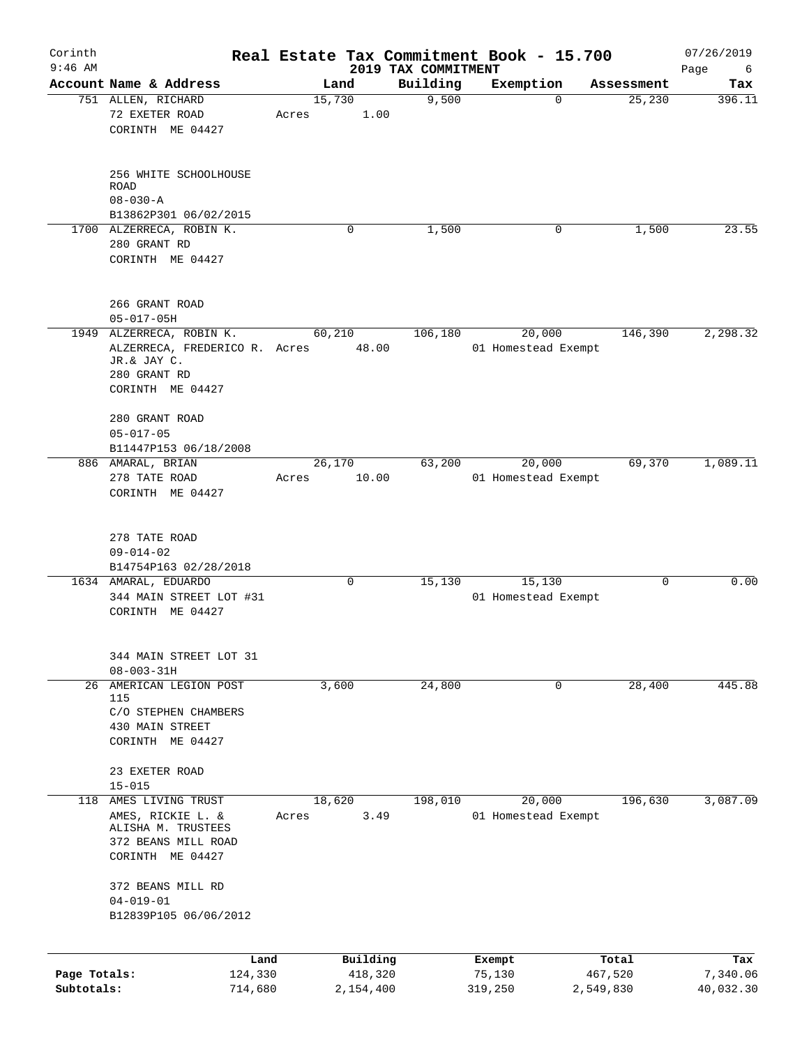Corinth 9:46 AM

# Real Estate Tax Commitment Book - 15.700

## 2019 TAX COMMITMENT

07/26/2019

| Account Name & Address | Land | Building | Exemption | Assessment | Tax |
|---|---|---|---|---|---|
| 751 ALLEN, RICHARD<br>72 EXETER ROAD<br>CORINTH ME 04427<br><br>256 WHITE SCHOOLHOUSE ROAD<br>08-030-A<br>B13862P301 06/02/2015 | 15,730<br>Acres 1.00 | 9,500 | 0 | 25,230 | 396.11 |
| 1700 ALZERRECA, ROBIN K.<br>280 GRANT RD<br>CORINTH ME 04427<br><br>266 GRANT ROAD<br>05-017-05H | 0 | 1,500 | 0 | 1,500 | 23.55 |
| 1949 ALZERRECA, ROBIN K.<br>ALZERRECA, FREDERICO R. JR.& JAY C.<br>280 GRANT RD<br>CORINTH ME 04427<br><br>280 GRANT ROAD<br>05-017-05<br>B11447P153 06/18/2008 | 60,210<br>Acres 48.00 | 106,180 | 20,000<br>01 Homestead Exempt | 146,390 | 2,298.32 |
| 886 AMARAL, BRIAN<br>278 TATE ROAD<br>CORINTH ME 04427<br><br>278 TATE ROAD<br>09-014-02<br>B14754P163 02/28/2018 | 26,170<br>Acres 10.00 | 63,200 | 20,000<br>01 Homestead Exempt | 69,370 | 1,089.11 |
| 1634 AMARAL, EDUARDO<br>344 MAIN STREET LOT #31<br>CORINTH ME 04427<br><br>344 MAIN STREET LOT 31<br>08-003-31H | 0 | 15,130 | 15,130<br>01 Homestead Exempt | 0 | 0.00 |
| 26 AMERICAN LEGION POST 115<br>C/O STEPHEN CHAMBERS<br>430 MAIN STREET<br>CORINTH ME 04427<br><br>23 EXETER ROAD<br>15-015 | 3,600 | 24,800 | 0 | 28,400 | 445.88 |
| 118 AMES LIVING TRUST<br>AMES, RICKIE L. & ALISHA M. TRUSTEES<br>372 BEANS MILL ROAD<br>CORINTH ME 04427<br><br>372 BEANS MILL RD<br>04-019-01<br>B12839P105 06/06/2012 | 18,620<br>Acres 3.49 | 198,010 | 20,000<br>01 Homestead Exempt | 196,630 | 3,087.09 |

| | Land | Building | Exempt | Total | Tax |
|---|---|---|---|---|---|
| Page Totals: | 124,330 | 418,320 | 75,130 | 467,520 | 7,340.06 |
| Subtotals: | 714,680 | 2,154,400 | 319,250 | 2,549,830 | 40,032.30 |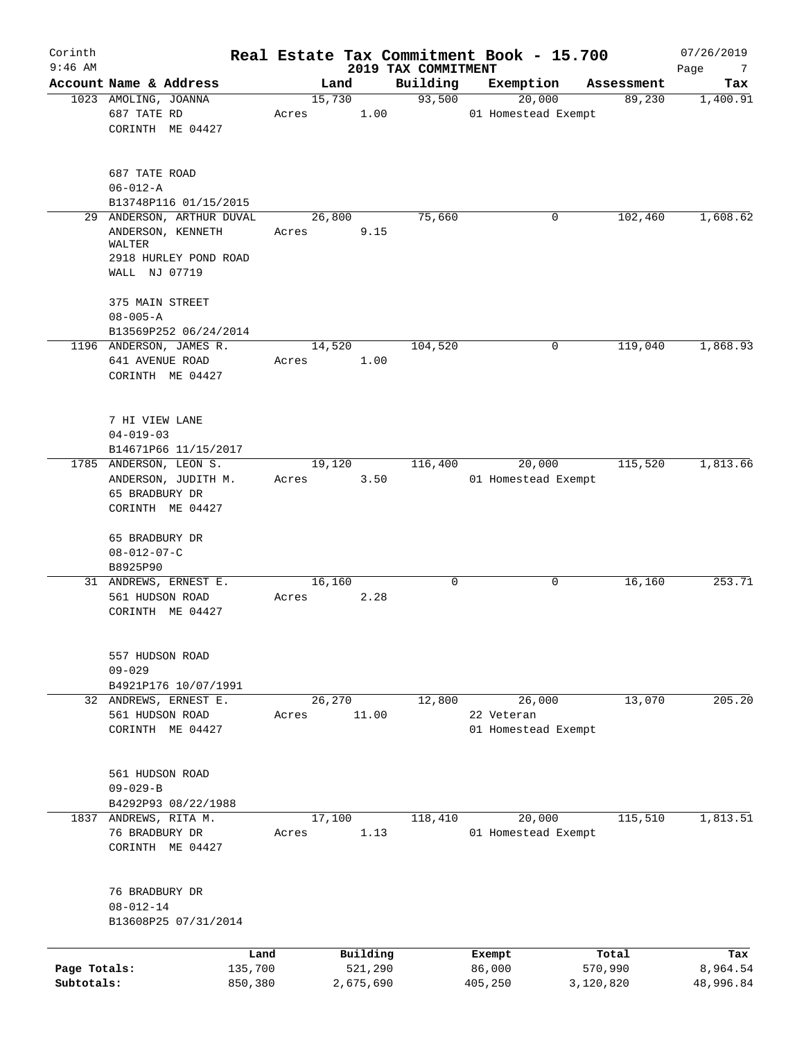# Real Estate Tax Commitment Book - 15.700

Corinth
9:46 AM

2019 TAX COMMITMENT

07/26/2019

| Account Name & Address | Land | Building | Exemption | Assessment | Tax |
|---|---|---|---|---|---|
| 1023 AMOLING, JOANNA<br>687 TATE RD<br>CORINTH ME 04427<br><br>687 TATE ROAD<br>06-012-A<br>B13748P116 01/15/2015 | 15,730<br>Acres 1.00 | 93,500 | 20,000<br>01 Homestead Exempt | 89,230 | 1,400.91 |
| 29 ANDERSON, ARTHUR DUVAL<br>ANDERSON, KENNETH WALTER<br>2918 HURLEY POND ROAD<br>WALL NJ 07719<br><br>375 MAIN STREET<br>08-005-A<br>B13569P252 06/24/2014 | 26,800<br>Acres 9.15 | 75,660 | 0 | 102,460 | 1,608.62 |
| 1196 ANDERSON, JAMES R.<br>641 AVENUE ROAD<br>CORINTH ME 04427<br><br>7 HI VIEW LANE<br>04-019-03<br>B14671P66 11/15/2017 | 14,520<br>Acres 1.00 | 104,520 | 0 | 119,040 | 1,868.93 |
| 1785 ANDERSON, LEON S.<br>ANDERSON, JUDITH M.<br>65 BRADBURY DR<br>CORINTH ME 04427<br><br>65 BRADBURY DR<br>08-012-07-C<br>B8925P90 | 19,120<br>Acres 3.50 | 116,400 | 20,000<br>01 Homestead Exempt | 115,520 | 1,813.66 |
| 31 ANDREWS, ERNEST E.<br>561 HUDSON ROAD<br>CORINTH ME 04427<br><br>557 HUDSON ROAD<br>09-029<br>B4921P176 10/07/1991 | 16,160<br>Acres 2.28 | 0 | 0 | 16,160 | 253.71 |
| 32 ANDREWS, ERNEST E.<br>561 HUDSON ROAD<br>CORINTH ME 04427<br><br>561 HUDSON ROAD<br>09-029-B<br>B4292P93 08/22/1988 | 26,270<br>Acres 11.00 | 12,800 | 26,000<br>22 Veteran<br>01 Homestead Exempt | 13,070 | 205.20 |
| 1837 ANDREWS, RITA M.<br>76 BRADBURY DR<br>CORINTH ME 04427<br><br>76 BRADBURY DR<br>08-012-14<br>B13608P25 07/31/2014 | 17,100<br>Acres 1.13 | 118,410 | 20,000<br>01 Homestead Exempt | 115,510 | 1,813.51 |

| | Land | Building | Exempt | Total | Tax |
|---|---|---|---|---|---|
| Page Totals: | 135,700 | 521,290 | 86,000 | 570,990 | 8,964.54 |
| Subtotals: | 850,380 | 2,675,690 | 405,250 | 3,120,820 | 48,996.84 |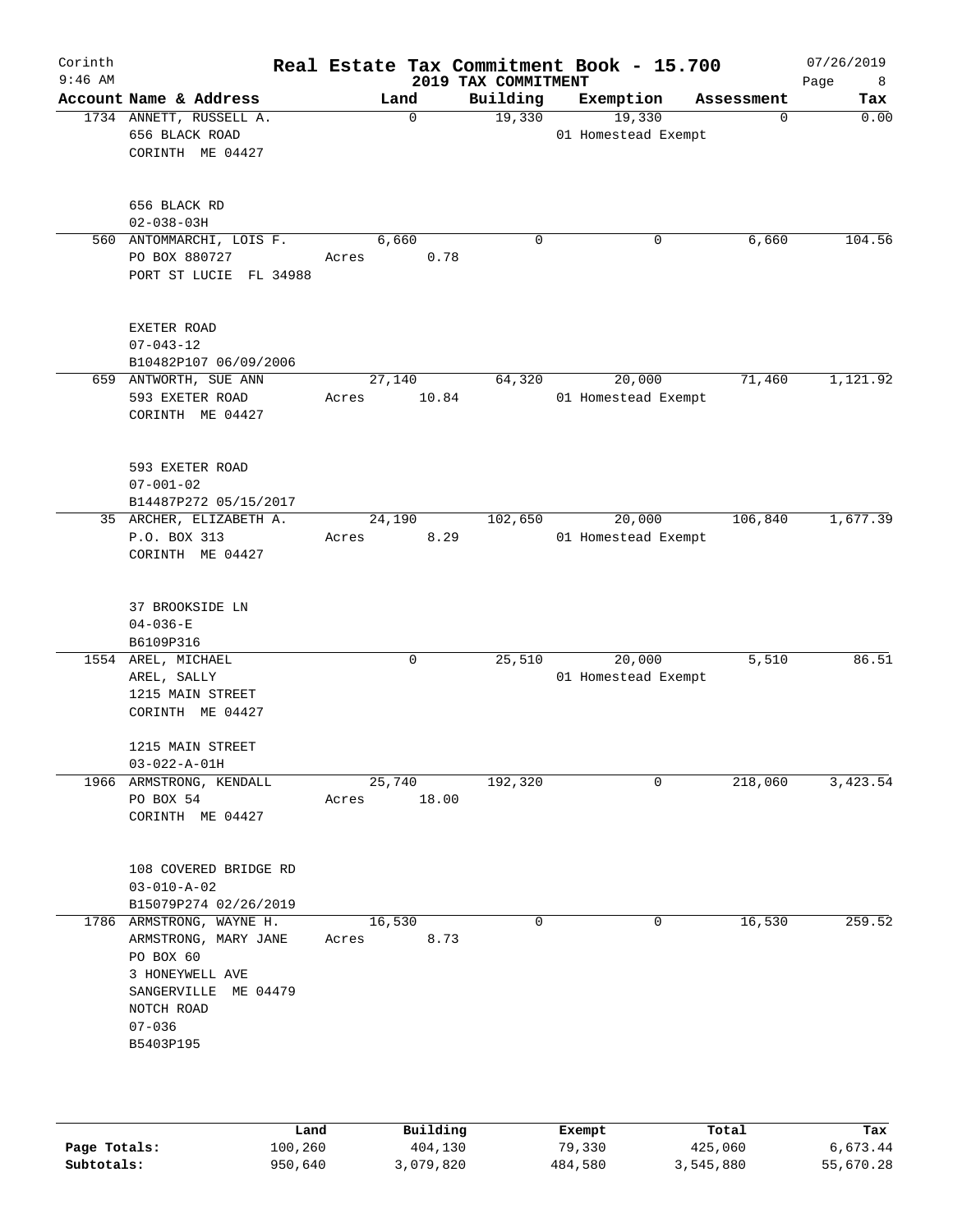Corinth 9:46 AM

# Real Estate Tax Commitment Book - 15.700

## 2019 TAX COMMITMENT

07/26/2019

| Account Name & Address | Land | Building | Exemption | Assessment | Tax |
|---|---|---|---|---|---|
| 1734 ANNETT, RUSSELL A.<br>656 BLACK ROAD<br>CORINTH ME 04427<br><br>656 BLACK RD<br>02-038-03H | 0 | 19,330 | 19,330<br>01 Homestead Exempt | 0 | 0.00 |
| 560 ANTOMMARCHI, LOIS F.<br>PO BOX 880727<br>PORT ST LUCIE FL 34988<br><br>EXETER ROAD<br>07-043-12<br>B10482P107 06/09/2006 | 6,660<br>Acres 0.78 | 0 | 0 | 6,660 | 104.56 |
| 659 ANTWORTH, SUE ANN<br>593 EXETER ROAD<br>CORINTH ME 04427<br><br>593 EXETER ROAD<br>07-001-02<br>B14487P272 05/15/2017 | 27,140<br>Acres 10.84 | 64,320 | 20,000<br>01 Homestead Exempt | 71,460 | 1,121.92 |
| 35 ARCHER, ELIZABETH A.<br>P.O. BOX 313<br>CORINTH ME 04427<br><br>37 BROOKSIDE LN<br>04-036-E<br>B6109P316 | 24,190<br>Acres 8.29 | 102,650 | 20,000<br>01 Homestead Exempt | 106,840 | 1,677.39 |
| 1554 AREL, MICHAEL<br>AREL, SALLY<br>1215 MAIN STREET<br>CORINTH ME 04427<br><br>1215 MAIN STREET<br>03-022-A-01H | 0 | 25,510 | 20,000<br>01 Homestead Exempt | 5,510 | 86.51 |
| 1966 ARMSTRONG, KENDALL<br>PO BOX 54<br>CORINTH ME 04427<br><br>108 COVERED BRIDGE RD<br>03-010-A-02<br>B15079P274 02/26/2019 | 25,740<br>Acres 18.00 | 192,320 | 0 | 218,060 | 3,423.54 |
| 1786 ARMSTRONG, WAYNE H.<br>ARMSTRONG, MARY JANE<br>PO BOX 60<br>3 HONEYWELL AVE<br>SANGERVILLE ME 04479<br>NOTCH ROAD<br>07-036<br>B5403P195 | 16,530<br>Acres 8.73 | 0 | 0 | 16,530 | 259.52 |

| | Land | Building | Exempt | Total | Tax |
|---|---|---|---|---|---|
| Page Totals: | 100,260 | 404,130 | 79,330 | 425,060 | 6,673.44 |
| Subtotals: | 950,640 | 3,079,820 | 484,580 | 3,545,880 | 55,670.28 |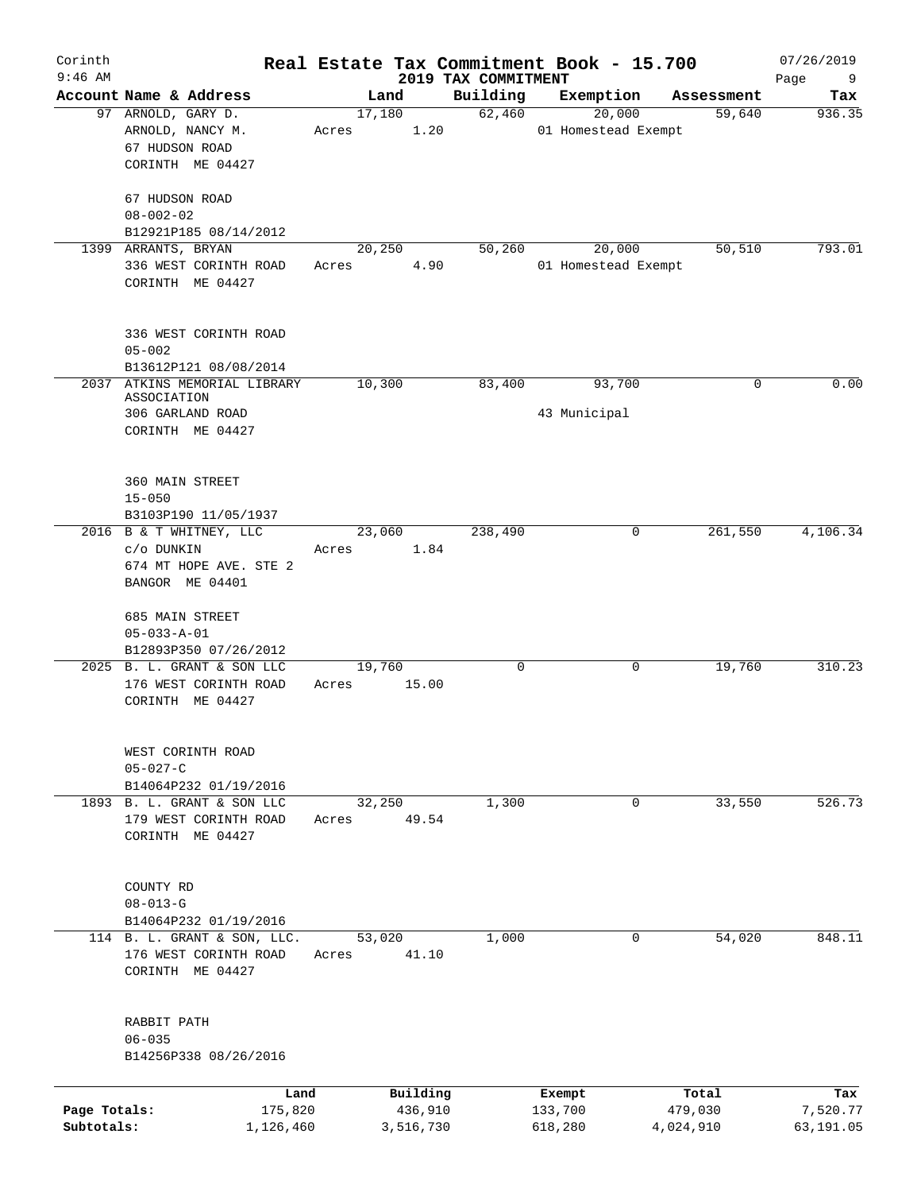# Corinth — Real Estate Tax Commitment Book - 15.700

9:46 AM — 2019 TAX COMMITMENT — 07/26/2019

| Account Name & Address | Land | Building | Exemption | Assessment | Tax |
|---|---|---|---|---|---|
| 97 ARNOLD, GARY D.<br>ARNOLD, NANCY M.<br>67 HUDSON ROAD<br>CORINTH ME 04427<br><br>67 HUDSON ROAD<br>08-002-02<br>B12921P185 08/14/2012 | 17,180<br>Acres 1.20 | 62,460 | 20,000<br>01 Homestead Exempt | 59,640 | 936.35 |
| 1399 ARRANTS, BRYAN<br>336 WEST CORINTH ROAD<br>CORINTH ME 04427<br><br>336 WEST CORINTH ROAD<br>05-002<br>B13612P121 08/08/2014 | 20,250<br>Acres 4.90 | 50,260 | 20,000<br>01 Homestead Exempt | 50,510 | 793.01 |
| 2037 ATKINS MEMORIAL LIBRARY ASSOCIATION<br>306 GARLAND ROAD<br>CORINTH ME 04427<br><br>360 MAIN STREET<br>15-050<br>B3103P190 11/05/1937 | 10,300 | 83,400 | 93,700<br>43 Municipal | 0 | 0.00 |
| 2016 B & T WHITNEY, LLC<br>c/o DUNKIN<br>674 MT HOPE AVE. STE 2<br>BANGOR ME 04401<br><br>685 MAIN STREET<br>05-033-A-01<br>B12893P350 07/26/2012 | 23,060<br>Acres 1.84 | 238,490 | 0 | 261,550 | 4,106.34 |
| 2025 B. L. GRANT & SON LLC<br>176 WEST CORINTH ROAD<br>CORINTH ME 04427<br><br>WEST CORINTH ROAD<br>05-027-C<br>B14064P232 01/19/2016 | 19,760<br>Acres 15.00 | 0 | 0 | 19,760 | 310.23 |
| 1893 B. L. GRANT & SON LLC<br>179 WEST CORINTH ROAD<br>CORINTH ME 04427<br><br>COUNTY RD<br>08-013-G<br>B14064P232 01/19/2016 | 32,250<br>Acres 49.54 | 1,300 | 0 | 33,550 | 526.73 |
| 114 B. L. GRANT & SON, LLC.<br>176 WEST CORINTH ROAD<br>CORINTH ME 04427<br><br>RABBIT PATH<br>06-035<br>B14256P338 08/26/2016 | 53,020<br>Acres 41.10 | 1,000 | 0 | 54,020 | 848.11 |

| | Land | Building | Exempt | Total | Tax |
|---|---|---|---|---|---|
| Page Totals: | 175,820 | 436,910 | 133,700 | 479,030 | 7,520.77 |
| Subtotals: | 1,126,460 | 3,516,730 | 618,280 | 4,024,910 | 63,191.05 |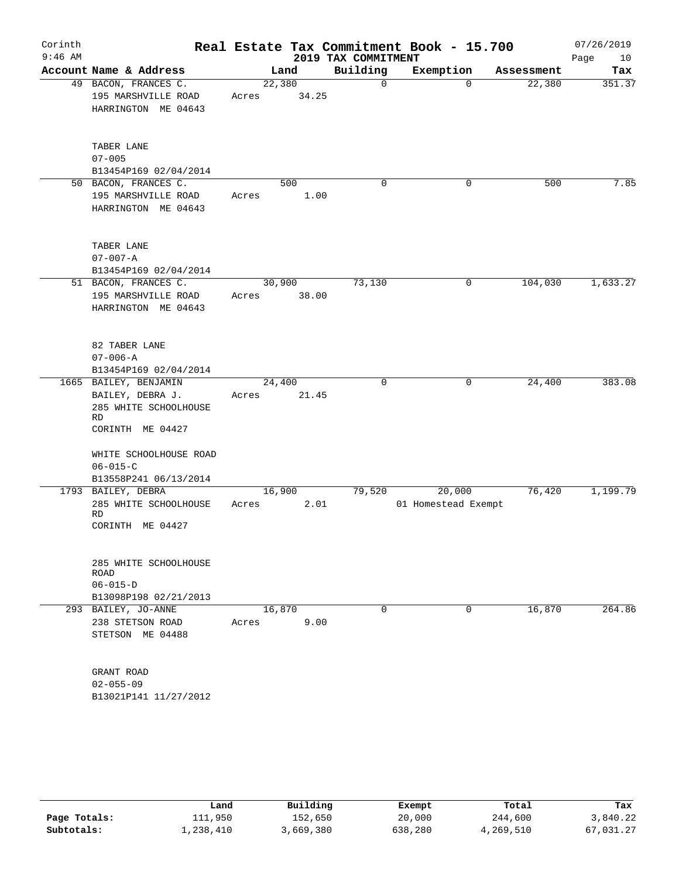# Real Estate Tax Commitment Book - 15.700

Corinth
9:46 AM

2019 TAX COMMITMENT

07/26/2019

| Account | Name & Address | Land | Building | Exemption | Assessment | Tax |
|---|---|---|---|---|---|---|
| 49 | BACON, FRANCES C.<br>195 MARSHVILLE ROAD<br>HARRINGTON ME 04643<br><br>TABER LANE<br>07-005<br>B13454P169 02/04/2014 | 22,380<br>Acres 34.25 | 0 | 0 | 22,380 | 351.37 |
| 50 | BACON, FRANCES C.<br>195 MARSHVILLE ROAD<br>HARRINGTON ME 04643<br><br>TABER LANE<br>07-007-A<br>B13454P169 02/04/2014 | 500<br>Acres 1.00 | 0 | 0 | 500 | 7.85 |
| 51 | BACON, FRANCES C.<br>195 MARSHVILLE ROAD<br>HARRINGTON ME 04643<br><br>82 TABER LANE<br>07-006-A<br>B13454P169 02/04/2014 | 30,900<br>Acres 38.00 | 73,130 | 0 | 104,030 | 1,633.27 |
| 1665 | BAILEY, BENJAMIN<br>BAILEY, DEBRA J.<br>285 WHITE SCHOOLHOUSE RD<br>CORINTH ME 04427<br><br>WHITE SCHOOLHOUSE ROAD<br>06-015-C<br>B13558P241 06/13/2014 | 24,400<br>Acres 21.45 | 0 | 0 | 24,400 | 383.08 |
| 1793 | BAILEY, DEBRA<br>285 WHITE SCHOOLHOUSE RD<br>CORINTH ME 04427<br><br>285 WHITE SCHOOLHOUSE ROAD<br>06-015-D<br>B13098P198 02/21/2013 | 16,900<br>Acres 2.01 | 79,520 | 20,000<br>01 Homestead Exempt | 76,420 | 1,199.79 |
| 293 | BAILEY, JO-ANNE<br>238 STETSON ROAD<br>STETSON ME 04488<br><br>GRANT ROAD<br>02-055-09<br>B13021P141 11/27/2012 | 16,870<br>Acres 9.00 | 0 | 0 | 16,870 | 264.86 |

| | Land | Building | Exempt | Total | Tax |
|---|---|---|---|---|---|
| Page Totals: | 111,950 | 152,650 | 20,000 | 244,600 | 3,840.22 |
| Subtotals: | 1,238,410 | 3,669,380 | 638,280 | 4,269,510 | 67,031.27 |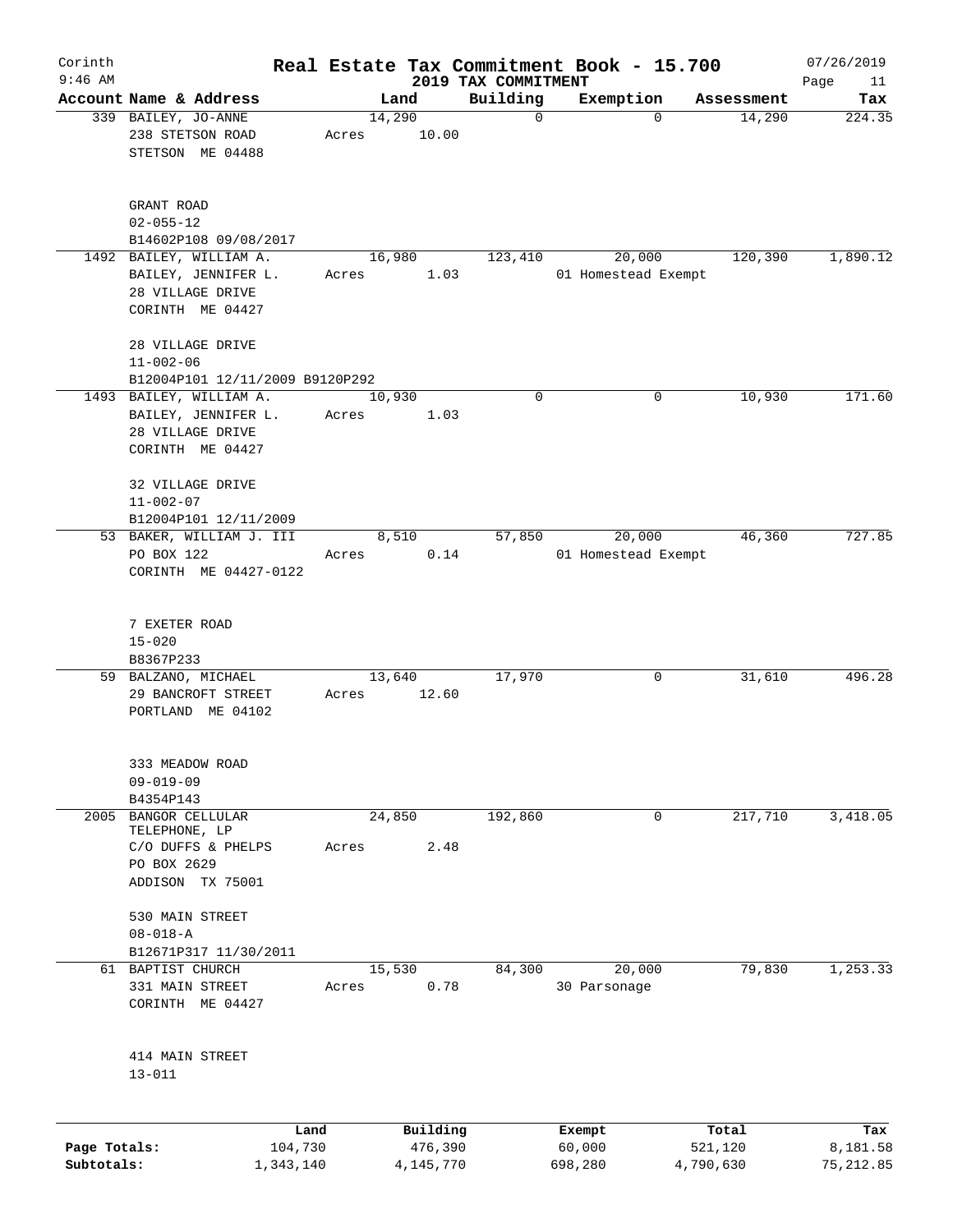Corinth 9:46 AM

# Real Estate Tax Commitment Book - 15.700

2019 TAX COMMITMENT

07/26/2019

| Account Name & Address | Land | Building | Exemption | Assessment | Tax |
|---|---|---|---|---|---|
| 339 BAILEY, JO-ANNE<br>238 STETSON ROAD<br>STETSON ME 04488<br><br>GRANT ROAD<br>02-055-12<br>B14602P108 09/08/2017 | 14,290<br>Acres 10.00 | 0 | 0 | 14,290 | 224.35 |
| 1492 BAILEY, WILLIAM A.<br>BAILEY, JENNIFER L.<br>28 VILLAGE DRIVE<br>CORINTH ME 04427<br><br>28 VILLAGE DRIVE<br>11-002-06<br>B12004P101 12/11/2009 B9120P292 | 16,980<br>Acres 1.03 | 123,410 | 20,000<br>01 Homestead Exempt | 120,390 | 1,890.12 |
| 1493 BAILEY, WILLIAM A.<br>BAILEY, JENNIFER L.<br>28 VILLAGE DRIVE<br>CORINTH ME 04427<br><br>32 VILLAGE DRIVE<br>11-002-07<br>B12004P101 12/11/2009 | 10,930<br>Acres 1.03 | 0 | 0 | 10,930 | 171.60 |
| 53 BAKER, WILLIAM J. III<br>PO BOX 122<br>CORINTH ME 04427-0122<br><br>7 EXETER ROAD<br>15-020<br>B8367P233 | 8,510<br>Acres 0.14 | 57,850 | 20,000<br>01 Homestead Exempt | 46,360 | 727.85 |
| 59 BALZANO, MICHAEL<br>29 BANCROFT STREET<br>PORTLAND ME 04102<br><br>333 MEADOW ROAD<br>09-019-09<br>B4354P143 | 13,640<br>Acres 12.60 | 17,970 | 0 | 31,610 | 496.28 |
| 2005 BANGOR CELLULAR TELEPHONE, LP<br>C/O DUFFS & PHELPS<br>PO BOX 2629<br>ADDISON TX 75001<br><br>530 MAIN STREET<br>08-018-A<br>B12671P317 11/30/2011 | 24,850<br>Acres 2.48 | 192,860 | 0 | 217,710 | 3,418.05 |
| 61 BAPTIST CHURCH<br>331 MAIN STREET<br>CORINTH ME 04427<br><br>414 MAIN STREET<br>13-011 | 15,530<br>Acres 0.78 | 84,300 | 20,000<br>30 Parsonage | 79,830 | 1,253.33 |

| | Land | Building | Exempt | Total | Tax |
|---|---|---|---|---|---|
| Page Totals: | 104,730 | 476,390 | 60,000 | 521,120 | 8,181.58 |
| Subtotals: | 1,343,140 | 4,145,770 | 698,280 | 4,790,630 | 75,212.85 |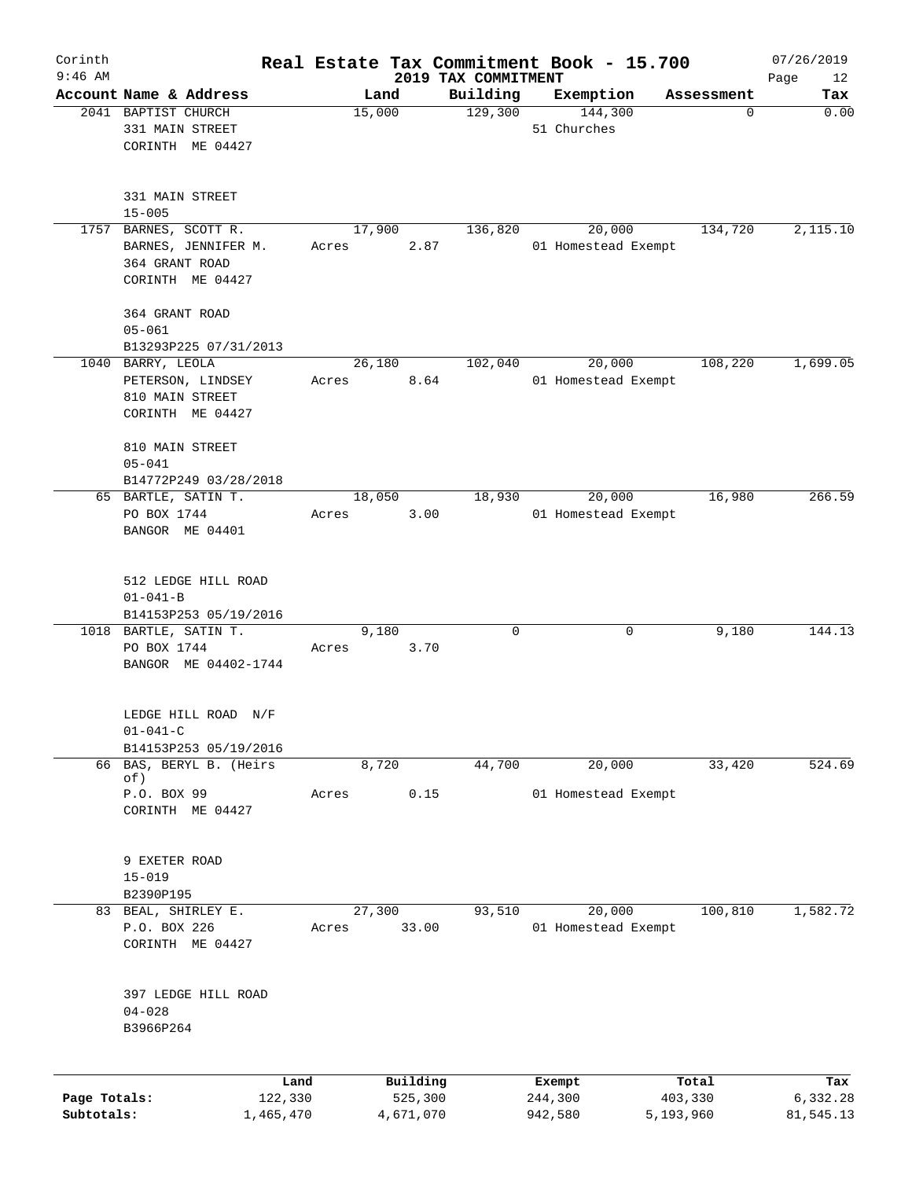Corinth
9:46 AM

# Real Estate Tax Commitment Book - 15.700
## 2019 TAX COMMITMENT

07/26/2019

| Account Name & Address | Land | Building | Exemption | Assessment | Tax |
|---|---|---|---|---|---|
| 2041 BAPTIST CHURCH<br>331 MAIN STREET<br>CORINTH ME 04427<br><br>331 MAIN STREET<br>15-005 | 15,000 | 129,300 | 144,300<br>51 Churches | 0 | 0.00 |
| 1757 BARNES, SCOTT R.<br>BARNES, JENNIFER M.<br>364 GRANT ROAD<br>CORINTH ME 04427<br><br>364 GRANT ROAD<br>05-061<br>B13293P225 07/31/2013 | 17,900<br>Acres 2.87 | 136,820 | 20,000<br>01 Homestead Exempt | 134,720 | 2,115.10 |
| 1040 BARRY, LEOLA<br>PETERSON, LINDSEY<br>810 MAIN STREET<br>CORINTH ME 04427<br><br>810 MAIN STREET<br>05-041<br>B14772P249 03/28/2018 | 26,180<br>Acres 8.64 | 102,040 | 20,000<br>01 Homestead Exempt | 108,220 | 1,699.05 |
| 65 BARTLE, SATIN T.<br>PO BOX 1744<br>BANGOR ME 04401<br><br>512 LEDGE HILL ROAD<br>01-041-B<br>B14153P253 05/19/2016 | 18,050<br>Acres 3.00 | 18,930 | 20,000<br>01 Homestead Exempt | 16,980 | 266.59 |
| 1018 BARTLE, SATIN T.<br>PO BOX 1744<br>BANGOR ME 04402-1744<br><br>LEDGE HILL ROAD N/F<br>01-041-C<br>B14153P253 05/19/2016 | 9,180<br>Acres 3.70 | 0 | 0 | 9,180 | 144.13 |
| 66 BAS, BERYL B. (Heirs of)<br>P.O. BOX 99<br>CORINTH ME 04427<br><br>9 EXETER ROAD<br>15-019<br>B2390P195 | 8,720<br>Acres 0.15 | 44,700 | 20,000<br>01 Homestead Exempt | 33,420 | 524.69 |
| 83 BEAL, SHIRLEY E.<br>P.O. BOX 226<br>CORINTH ME 04427<br><br>397 LEDGE HILL ROAD<br>04-028<br>B3966P264 | 27,300<br>Acres 33.00 | 93,510 | 20,000<br>01 Homestead Exempt | 100,810 | 1,582.72 |

| | Land | Building | Exempt | Total | Tax |
|---|---|---|---|---|---|
| Page Totals: | 122,330 | 525,300 | 244,300 | 403,330 | 6,332.28 |
| Subtotals: | 1,465,470 | 4,671,070 | 942,580 | 5,193,960 | 81,545.13 |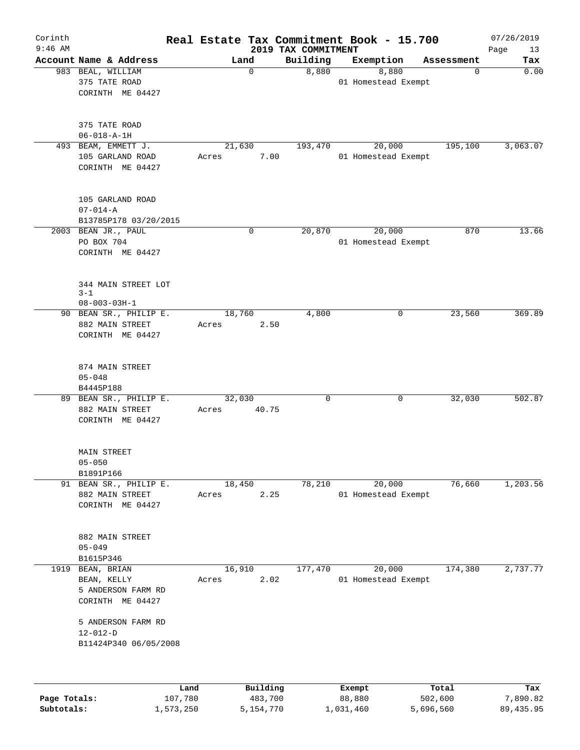# Real Estate Tax Commitment Book - 15.700

Corinth
9:46 AM

2019 TAX COMMITMENT

07/26/2019

| Account Name & Address | Land | Building | Exemption | Assessment | Tax |
|---|---|---|---|---|---|
| 983 BEAL, WILLIAM<br>375 TATE ROAD<br>CORINTH ME 04427<br><br>375 TATE ROAD<br>06-018-A-1H | 0 | 8,880 | 8,880<br>01 Homestead Exempt | 0 | 0.00 |
| 493 BEAM, EMMETT J.<br>105 GARLAND ROAD<br>CORINTH ME 04427<br><br>105 GARLAND ROAD<br>07-014-A<br>B13785P178 03/20/2015 | 21,630<br>Acres 7.00 | 193,470 | 20,000<br>01 Homestead Exempt | 195,100 | 3,063.07 |
| 2003 BEAN JR., PAUL<br>PO BOX 704<br>CORINTH ME 04427<br><br>344 MAIN STREET LOT 3-1<br>08-003-03H-1 | 0 | 20,870 | 20,000<br>01 Homestead Exempt | 870 | 13.66 |
| 90 BEAN SR., PHILIP E.<br>882 MAIN STREET<br>CORINTH ME 04427<br><br>874 MAIN STREET<br>05-048<br>B4445P188 | 18,760<br>Acres 2.50 | 4,800 | 0 | 23,560 | 369.89 |
| 89 BEAN SR., PHILIP E.<br>882 MAIN STREET<br>CORINTH ME 04427<br><br>MAIN STREET<br>05-050<br>B1891P166 | 32,030<br>Acres 40.75 | 0 | 0 | 32,030 | 502.87 |
| 91 BEAN SR., PHILIP E.<br>882 MAIN STREET<br>CORINTH ME 04427<br><br>882 MAIN STREET<br>05-049<br>B1615P346 | 18,450<br>Acres 2.25 | 78,210 | 20,000<br>01 Homestead Exempt | 76,660 | 1,203.56 |
| 1919 BEAN, BRIAN<br>BEAN, KELLY<br>5 ANDERSON FARM RD<br>CORINTH ME 04427<br><br>5 ANDERSON FARM RD<br>12-012-D<br>B11424P340 06/05/2008 | 16,910<br>Acres 2.02 | 177,470 | 20,000<br>01 Homestead Exempt | 174,380 | 2,737.77 |

| | Land | Building | Exempt | Total | Tax |
|---|---|---|---|---|---|
| Page Totals: | 107,780 | 483,700 | 88,880 | 502,600 | 7,890.82 |
| Subtotals: | 1,573,250 | 5,154,770 | 1,031,460 | 5,696,560 | 89,435.95 |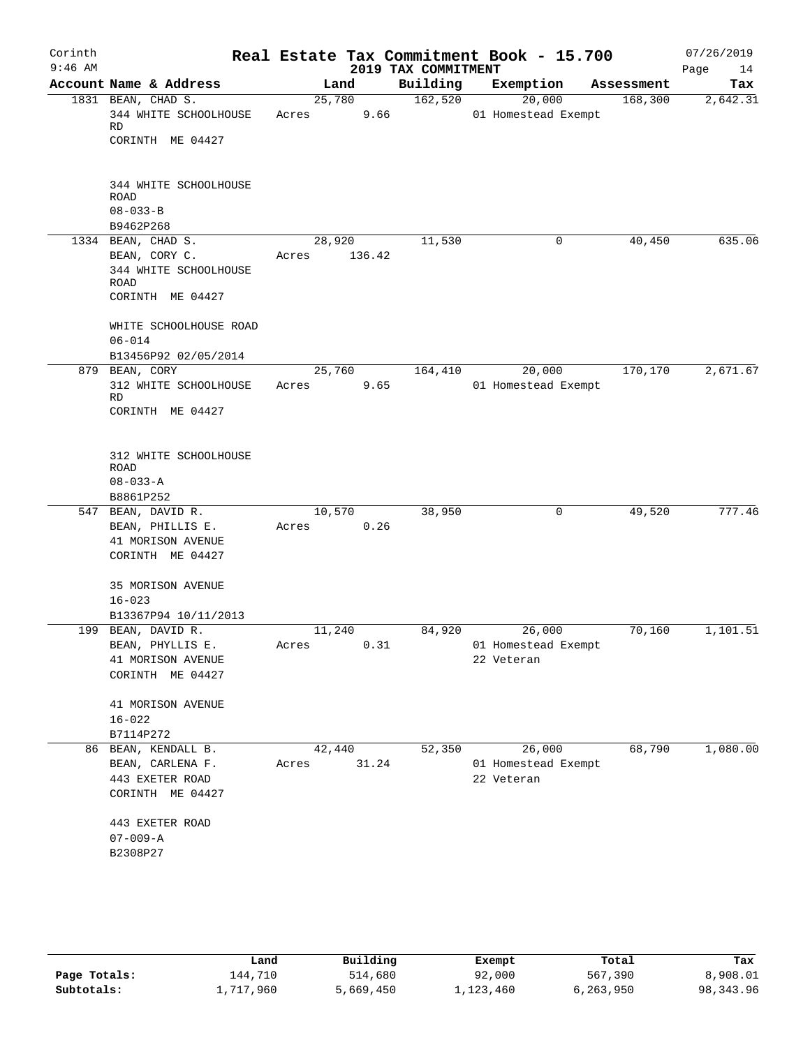Corinth
9:46 AM

# Real Estate Tax Commitment Book - 15.700

## 2019 TAX COMMITMENT

07/26/2019

| Account Name & Address | Land | Building | Exemption | Assessment | Tax |
|---|---|---|---|---|---|
| 1831 BEAN, CHAD S.<br>344 WHITE SCHOOLHOUSE RD<br>CORINTH ME 04427<br><br>344 WHITE SCHOOLHOUSE ROAD<br>08-033-B<br>B9462P268 | 25,780<br>Acres 9.66 | 162,520 | 20,000<br>01 Homestead Exempt | 168,300 | 2,642.31 |
| 1334 BEAN, CHAD S.<br>BEAN, CORY C.<br>344 WHITE SCHOOLHOUSE ROAD<br>CORINTH ME 04427<br><br>WHITE SCHOOLHOUSE ROAD<br>06-014<br>B13456P92 02/05/2014 | 28,920<br>Acres 136.42 | 11,530 | 0 | 40,450 | 635.06 |
| 879 BEAN, CORY<br>312 WHITE SCHOOLHOUSE RD<br>CORINTH ME 04427<br><br>312 WHITE SCHOOLHOUSE ROAD<br>08-033-A<br>B8861P252 | 25,760<br>Acres 9.65 | 164,410 | 20,000<br>01 Homestead Exempt | 170,170 | 2,671.67 |
| 547 BEAN, DAVID R.<br>BEAN, PHILLIS E.<br>41 MORISON AVENUE<br>CORINTH ME 04427<br><br>35 MORISON AVENUE<br>16-023<br>B13367P94 10/11/2013 | 10,570<br>Acres 0.26 | 38,950 | 0 | 49,520 | 777.46 |
| 199 BEAN, DAVID R.<br>BEAN, PHYLLIS E.<br>41 MORISON AVENUE<br>CORINTH ME 04427<br><br>41 MORISON AVENUE<br>16-022<br>B7114P272 | 11,240<br>Acres 0.31 | 84,920 | 26,000<br>01 Homestead Exempt<br>22 Veteran | 70,160 | 1,101.51 |
| 86 BEAN, KENDALL B.<br>BEAN, CARLENA F.<br>443 EXETER ROAD<br>CORINTH ME 04427<br><br>443 EXETER ROAD<br>07-009-A<br>B2308P27 | 42,440<br>Acres 31.24 | 52,350 | 26,000<br>01 Homestead Exempt<br>22 Veteran | 68,790 | 1,080.00 |

| | Land | Building | Exempt | Total | Tax |
|---|---|---|---|---|---|
| Page Totals: | 144,710 | 514,680 | 92,000 | 567,390 | 8,908.01 |
| Subtotals: | 1,717,960 | 5,669,450 | 1,123,460 | 6,263,950 | 98,343.96 |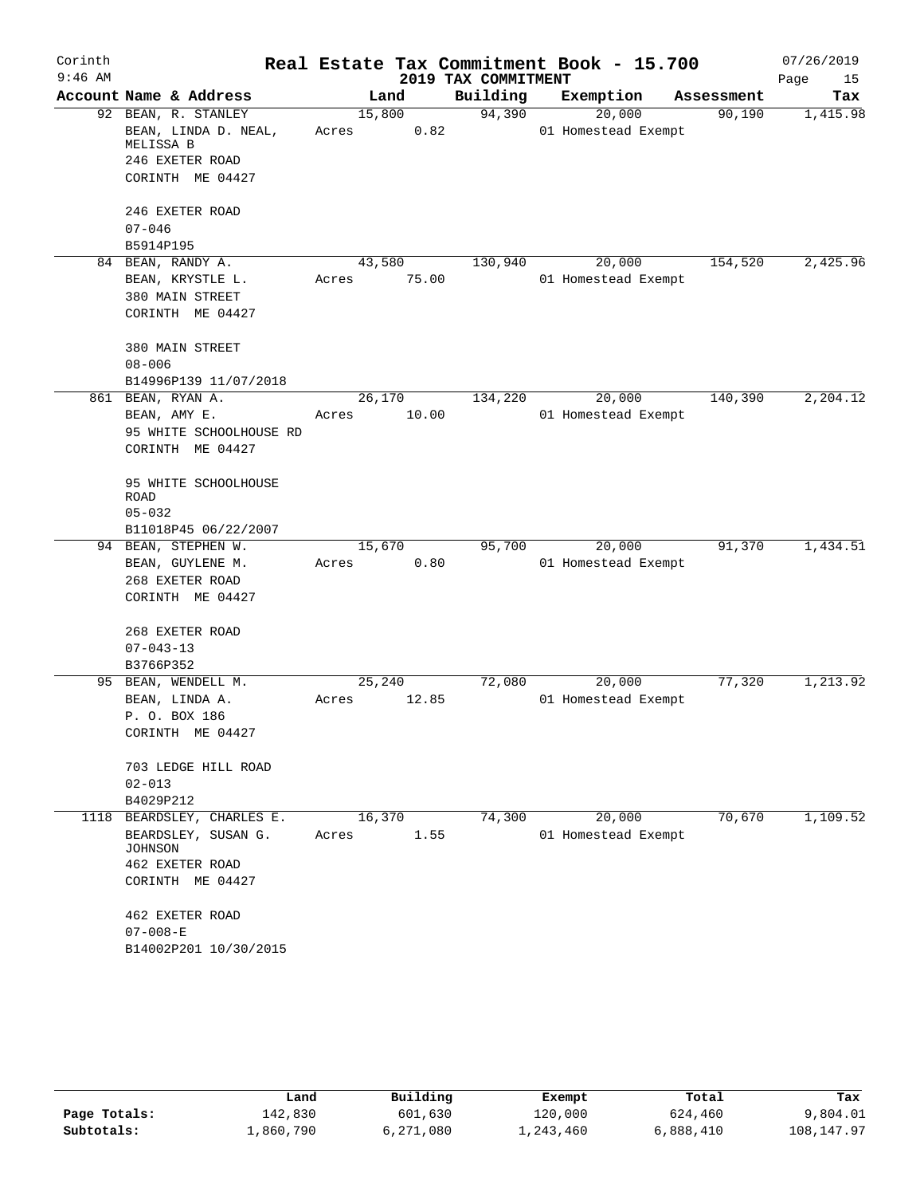# Corinth — Real Estate Tax Commitment Book - 15.700

9:46 AM — 2019 TAX COMMITMENT — 07/26/2019

| Account Name & Address | Land | Building | Exemption | Assessment | Tax |
|---|---|---|---|---|---|
| 92 BEAN, R. STANLEY<br>BEAN, LINDA D. NEAL, MELISSA B<br>246 EXETER ROAD<br>CORINTH ME 04427<br><br>246 EXETER ROAD<br>07-046<br>B5914P195 | 15,800<br>Acres 0.82 | 94,390 | 20,000<br>01 Homestead Exempt | 90,190 | 1,415.98 |
| 84 BEAN, RANDY A.<br>BEAN, KRYSTLE L.<br>380 MAIN STREET<br>CORINTH ME 04427<br><br>380 MAIN STREET<br>08-006<br>B14996P139 11/07/2018 | 43,580<br>Acres 75.00 | 130,940 | 20,000<br>01 Homestead Exempt | 154,520 | 2,425.96 |
| 861 BEAN, RYAN A.<br>BEAN, AMY E.<br>95 WHITE SCHOOLHOUSE RD<br>CORINTH ME 04427<br><br>95 WHITE SCHOOLHOUSE ROAD<br>05-032<br>B11018P45 06/22/2007 | 26,170<br>Acres 10.00 | 134,220 | 20,000<br>01 Homestead Exempt | 140,390 | 2,204.12 |
| 94 BEAN, STEPHEN W.<br>BEAN, GUYLENE M.<br>268 EXETER ROAD<br>CORINTH ME 04427<br><br>268 EXETER ROAD<br>07-043-13<br>B3766P352 | 15,670<br>Acres 0.80 | 95,700 | 20,000<br>01 Homestead Exempt | 91,370 | 1,434.51 |
| 95 BEAN, WENDELL M.<br>BEAN, LINDA A.<br>P. O. BOX 186<br>CORINTH ME 04427<br><br>703 LEDGE HILL ROAD<br>02-013<br>B4029P212 | 25,240<br>Acres 12.85 | 72,080 | 20,000<br>01 Homestead Exempt | 77,320 | 1,213.92 |
| 1118 BEARDSLEY, CHARLES E.<br>BEARDSLEY, SUSAN G. JOHNSON<br>462 EXETER ROAD<br>CORINTH ME 04427<br><br>462 EXETER ROAD<br>07-008-E<br>B14002P201 10/30/2015 | 16,370<br>Acres 1.55 | 74,300 | 20,000<br>01 Homestead Exempt | 70,670 | 1,109.52 |

| | Land | Building | Exempt | Total | Tax |
|---|---|---|---|---|---|
| Page Totals: | 142,830 | 601,630 | 120,000 | 624,460 | 9,804.01 |
| Subtotals: | 1,860,790 | 6,271,080 | 1,243,460 | 6,888,410 | 108,147.97 |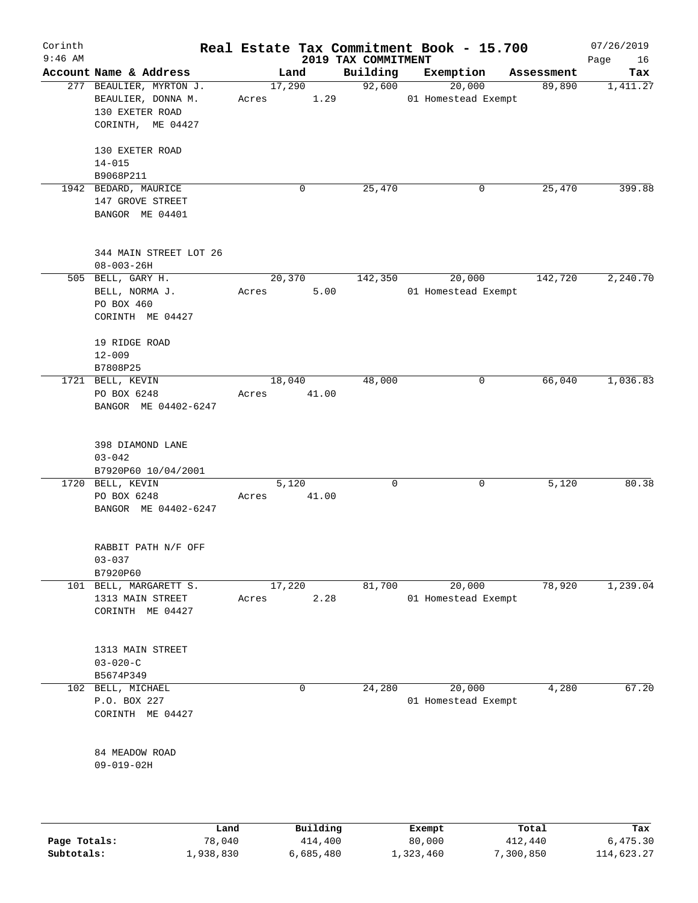Corinth
9:46 AM

# Real Estate Tax Commitment Book - 15.700

## 2019 TAX COMMITMENT

07/26/2019

| Account | Name & Address | Land | Building | Exemption | Assessment | Tax |
|---|---|---|---|---|---|---|
| 277 | BEAULIER, MYRTON J.<br>BEAULIER, DONNA M.<br>130 EXETER ROAD<br>CORINTH, ME 04427<br><br>130 EXETER ROAD<br>14-015<br>B9068P211 | 17,290<br>Acres 1.29 | 92,600 | 20,000<br>01 Homestead Exempt | 89,890 | 1,411.27 |
| 1942 | BEDARD, MAURICE<br>147 GROVE STREET<br>BANGOR ME 04401<br><br>344 MAIN STREET LOT 26<br>08-003-26H | 0 | 25,470 | 0 | 25,470 | 399.88 |
| 505 | BELL, GARY H.<br>BELL, NORMA J.<br>PO BOX 460<br>CORINTH ME 04427<br><br>19 RIDGE ROAD<br>12-009<br>B7808P25 | 20,370<br>Acres 5.00 | 142,350 | 20,000<br>01 Homestead Exempt | 142,720 | 2,240.70 |
| 1721 | BELL, KEVIN<br>PO BOX 6248<br>BANGOR ME 04402-6247<br><br>398 DIAMOND LANE<br>03-042<br>B7920P60 10/04/2001 | 18,040<br>Acres 41.00 | 48,000 | 0 | 66,040 | 1,036.83 |
| 1720 | BELL, KEVIN<br>PO BOX 6248<br>BANGOR ME 04402-6247<br><br>RABBIT PATH N/F OFF<br>03-037<br>B7920P60 | 5,120<br>Acres 41.00 | 0 | 0 | 5,120 | 80.38 |
| 101 | BELL, MARGARETT S.<br>1313 MAIN STREET<br>CORINTH ME 04427<br><br>1313 MAIN STREET<br>03-020-C<br>B5674P349 | 17,220<br>Acres 2.28 | 81,700 | 20,000<br>01 Homestead Exempt | 78,920 | 1,239.04 |
| 102 | BELL, MICHAEL<br>P.O. BOX 227<br>CORINTH ME 04427<br><br>84 MEADOW ROAD<br>09-019-02H | 0 | 24,280 | 20,000<br>01 Homestead Exempt | 4,280 | 67.20 |

| | Land | Building | Exempt | Total | Tax |
|---|---|---|---|---|---|
| Page Totals: | 78,040 | 414,400 | 80,000 | 412,440 | 6,475.30 |
| Subtotals: | 1,938,830 | 6,685,480 | 1,323,460 | 7,300,850 | 114,623.27 |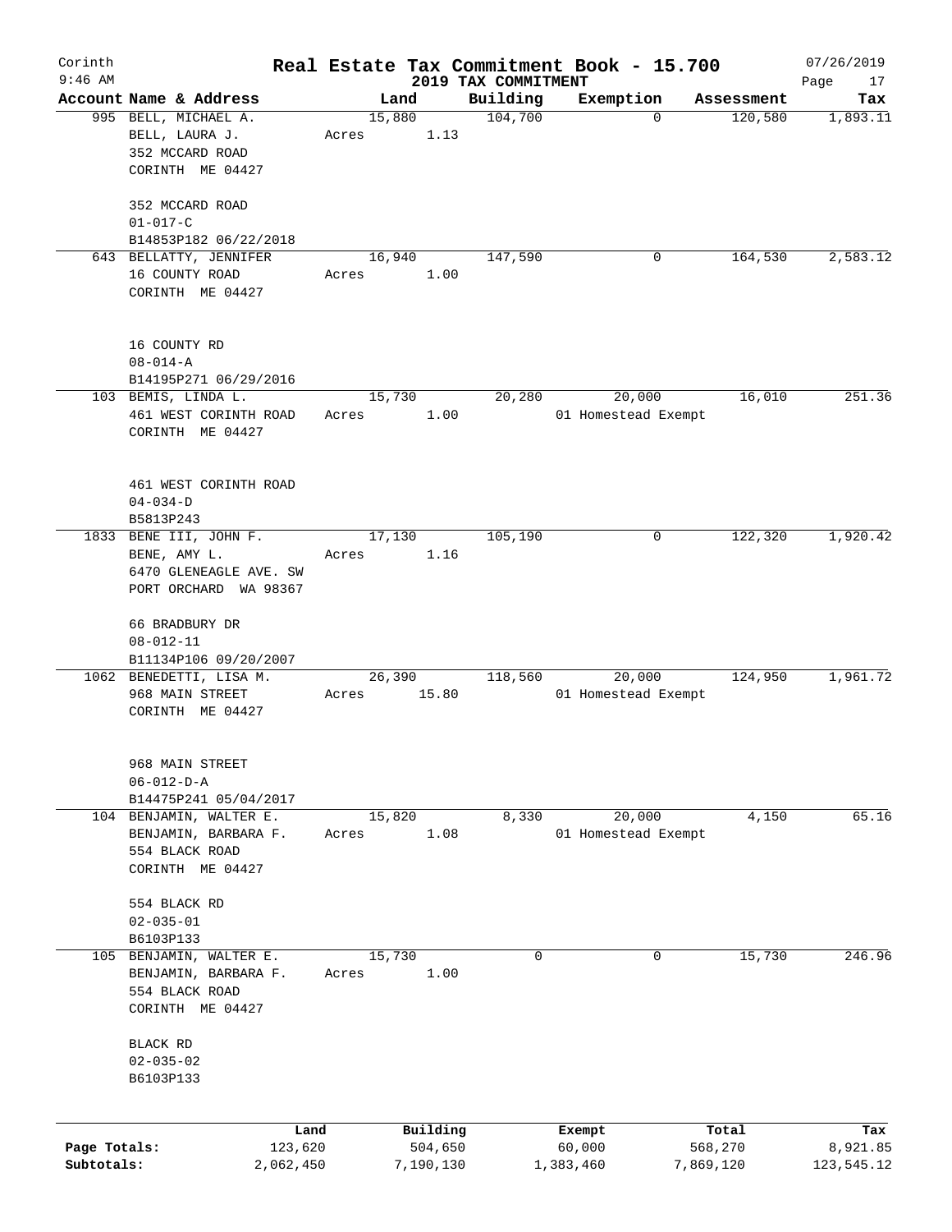# Real Estate Tax Commitment Book - 15.700

Corinth 9:46 AM — 2019 TAX COMMITMENT — 07/26/2019

| Account Name & Address | Land | Building | Exemption | Assessment | Tax |
|---|---|---|---|---|---|
| 995 BELL, MICHAEL A.<br>BELL, LAURA J.<br>352 MCCARD ROAD<br>CORINTH ME 04427<br><br>352 MCCARD ROAD<br>01-017-C<br>B14853P182 06/22/2018 | 15,880<br>Acres 1.13 | 104,700 | 0 | 120,580 | 1,893.11 |
| 643 BELLATTY, JENNIFER<br>16 COUNTY ROAD<br>CORINTH ME 04427<br><br>16 COUNTY RD<br>08-014-A<br>B14195P271 06/29/2016 | 16,940<br>Acres 1.00 | 147,590 | 0 | 164,530 | 2,583.12 |
| 103 BEMIS, LINDA L.<br>461 WEST CORINTH ROAD<br>CORINTH ME 04427<br><br>461 WEST CORINTH ROAD<br>04-034-D<br>B5813P243 | 15,730<br>Acres 1.00 | 20,280 | 20,000<br>01 Homestead Exempt | 16,010 | 251.36 |
| 1833 BENE III, JOHN F.<br>BENE, AMY L.<br>6470 GLENEAGLE AVE. SW<br>PORT ORCHARD WA 98367<br><br>66 BRADBURY DR<br>08-012-11<br>B11134P106 09/20/2007 | 17,130<br>Acres 1.16 | 105,190 | 0 | 122,320 | 1,920.42 |
| 1062 BENEDETTI, LISA M.<br>968 MAIN STREET<br>CORINTH ME 04427<br><br>968 MAIN STREET<br>06-012-D-A<br>B14475P241 05/04/2017 | 26,390<br>Acres 15.80 | 118,560 | 20,000<br>01 Homestead Exempt | 124,950 | 1,961.72 |
| 104 BENJAMIN, WALTER E.<br>BENJAMIN, BARBARA F.<br>554 BLACK ROAD<br>CORINTH ME 04427<br><br>554 BLACK RD<br>02-035-01<br>B6103P133 | 15,820<br>Acres 1.08 | 8,330 | 20,000<br>01 Homestead Exempt | 4,150 | 65.16 |
| 105 BENJAMIN, WALTER E.<br>BENJAMIN, BARBARA F.<br>554 BLACK ROAD<br>CORINTH ME 04427<br><br>BLACK RD<br>02-035-02<br>B6103P133 | 15,730<br>Acres 1.00 | 0 | 0 | 15,730 | 246.96 |

| | Land | Building | Exempt | Total | Tax |
|---|---|---|---|---|---|
| Page Totals: | 123,620 | 504,650 | 60,000 | 568,270 | 8,921.85 |
| Subtotals: | 2,062,450 | 7,190,130 | 1,383,460 | 7,869,120 | 123,545.12 |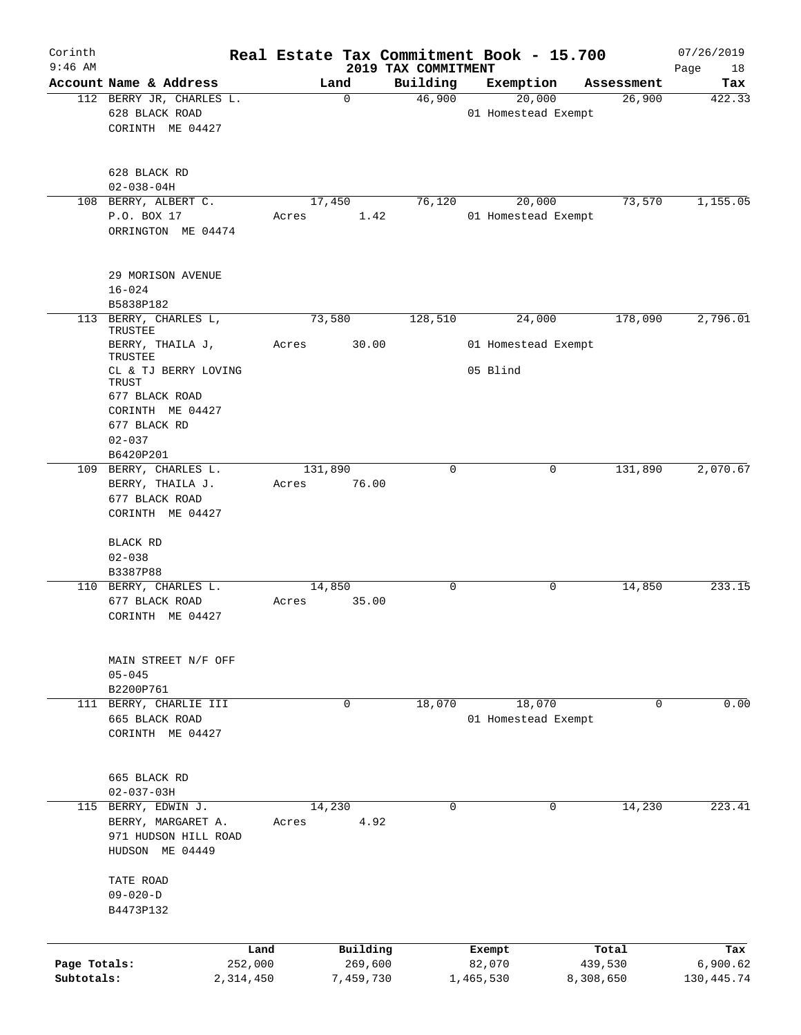Corinth 9:46 AM — Real Estate Tax Commitment Book - 15.700 — 07/26/2019

2019 TAX COMMITMENT

| Account | Name & Address | Land | Building | Exemption | Assessment | Tax |
|---|---|---|---|---|---|---|
| 112 | BERRY JR, CHARLES L.<br>628 BLACK ROAD<br>CORINTH ME 04427<br><br>628 BLACK RD<br>02-038-04H | 0 | 46,900 | 20,000<br>01 Homestead Exempt | 26,900 | 422.33 |
| 108 | BERRY, ALBERT C.<br>P.O. BOX 17<br>ORRINGTON ME 04474<br><br>29 MORISON AVENUE<br>16-024<br>B5838P182 | 17,450<br>Acres 1.42 | 76,120 | 20,000<br>01 Homestead Exempt | 73,570 | 1,155.05 |
| 113 | BERRY, CHARLES L, TRUSTEE<br>BERRY, THAILA J, TRUSTEE<br>CL & TJ BERRY LOVING TRUST<br>677 BLACK ROAD<br>CORINTH ME 04427<br>677 BLACK RD<br>02-037<br>B6420P201 | 73,580<br>Acres 30.00 | 128,510 | 24,000<br>01 Homestead Exempt<br>05 Blind | 178,090 | 2,796.01 |
| 109 | BERRY, CHARLES L.<br>BERRY, THAILA J.<br>677 BLACK ROAD<br>CORINTH ME 04427<br><br>BLACK RD<br>02-038<br>B3387P88 | 131,890<br>Acres 76.00 | 0 | 0 | 131,890 | 2,070.67 |
| 110 | BERRY, CHARLES L.<br>677 BLACK ROAD<br>CORINTH ME 04427<br><br>MAIN STREET N/F OFF<br>05-045<br>B2200P761 | 14,850<br>Acres 35.00 | 0 | 0 | 14,850 | 233.15 |
| 111 | BERRY, CHARLIE III<br>665 BLACK ROAD<br>CORINTH ME 04427<br><br>665 BLACK RD<br>02-037-03H | 0 | 18,070 | 18,070<br>01 Homestead Exempt | 0 | 0.00 |
| 115 | BERRY, EDWIN J.<br>BERRY, MARGARET A.<br>971 HUDSON HILL ROAD<br>HUDSON ME 04449<br><br>TATE ROAD<br>09-020-D<br>B4473P132 | 14,230<br>Acres 4.92 | 0 | 0 | 14,230 | 223.41 |

| | Land | Building | Exempt | Total | Tax |
|---|---|---|---|---|---|
| Page Totals: | 252,000 | 269,600 | 82,070 | 439,530 | 6,900.62 |
| Subtotals: | 2,314,450 | 7,459,730 | 1,465,530 | 8,308,650 | 130,445.74 |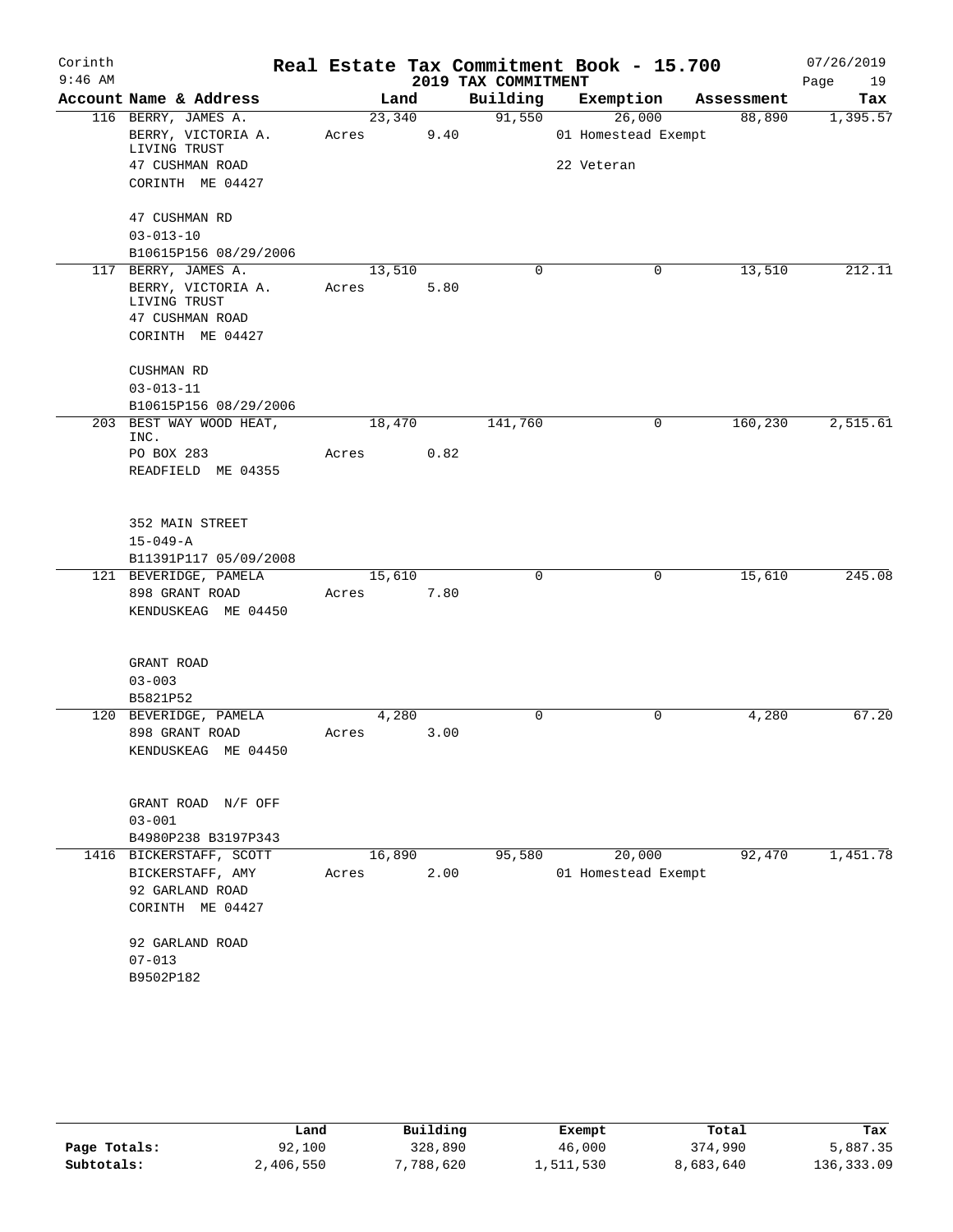# Real Estate Tax Commitment Book - 15.700

Corinth 9:46 AM — 2019 TAX COMMITMENT — 07/26/2019

| Account Name & Address | Land | Building | Exemption | Assessment | Tax |
|---|---|---|---|---|---|
| 116 BERRY, JAMES A. | 23,340 | 91,550 | 26,000 | 88,890 | 1,395.57 |
| BERRY, VICTORIA A. LIVING TRUST | Acres 9.40 | | 01 Homestead Exempt | | |
| 47 CUSHMAN ROAD | | | 22 Veteran | | |
| CORINTH ME 04427 | | | | | |
| 47 CUSHMAN RD | | | | | |
| 03-013-10 | | | | | |
| B10615P156 08/29/2006 | | | | | |
| 117 BERRY, JAMES A. | 13,510 | 0 | 0 | 13,510 | 212.11 |
| BERRY, VICTORIA A. LIVING TRUST | Acres 5.80 | | | | |
| 47 CUSHMAN ROAD | | | | | |
| CORINTH ME 04427 | | | | | |
| CUSHMAN RD | | | | | |
| 03-013-11 | | | | | |
| B10615P156 08/29/2006 | | | | | |
| 203 BEST WAY WOOD HEAT, INC. | 18,470 | 141,760 | 0 | 160,230 | 2,515.61 |
| PO BOX 283 | Acres 0.82 | | | | |
| READFIELD ME 04355 | | | | | |
| 352 MAIN STREET | | | | | |
| 15-049-A | | | | | |
| B11391P117 05/09/2008 | | | | | |
| 121 BEVERIDGE, PAMELA | 15,610 | 0 | 0 | 15,610 | 245.08 |
| 898 GRANT ROAD | Acres 7.80 | | | | |
| KENDUSKEAG ME 04450 | | | | | |
| GRANT ROAD | | | | | |
| 03-003 | | | | | |
| B5821P52 | | | | | |
| 120 BEVERIDGE, PAMELA | 4,280 | 0 | 0 | 4,280 | 67.20 |
| 898 GRANT ROAD | Acres 3.00 | | | | |
| KENDUSKEAG ME 04450 | | | | | |
| GRANT ROAD N/F OFF | | | | | |
| 03-001 | | | | | |
| B4980P238 B3197P343 | | | | | |
| 1416 BICKERSTAFF, SCOTT | 16,890 | 95,580 | 20,000 | 92,470 | 1,451.78 |
| BICKERSTAFF, AMY | Acres 2.00 | | 01 Homestead Exempt | | |
| 92 GARLAND ROAD | | | | | |
| CORINTH ME 04427 | | | | | |
| 92 GARLAND ROAD | | | | | |
| 07-013 | | | | | |
| B9502P182 | | | | | |

| | Land | Building | Exempt | Total | Tax |
|---|---|---|---|---|---|
| Page Totals: | 92,100 | 328,890 | 46,000 | 374,990 | 5,887.35 |
| Subtotals: | 2,406,550 | 7,788,620 | 1,511,530 | 8,683,640 | 136,333.09 |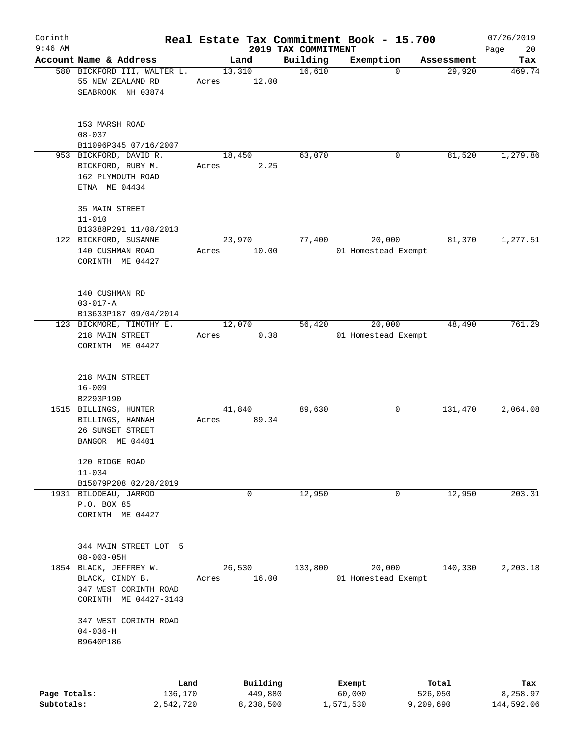# Corinth — Real Estate Tax Commitment Book - 15.700

## 2019 TAX COMMITMENT

9:46 AM — 07/26/2019

| Account | Name & Address | Land | Building | Exemption | Assessment | Tax |
|---|---|---|---|---|---|---|
| 580 | BICKFORD III, WALTER L.<br>55 NEW ZEALAND RD<br>SEABROOK NH 03874<br><br>153 MARSH ROAD<br>08-037<br>B11096P345 07/16/2007 | 13,310<br>Acres 12.00 | 16,610 | 0 | 29,920 | 469.74 |
| 953 | BICKFORD, DAVID R.<br>BICKFORD, RUBY M.<br>162 PLYMOUTH ROAD<br>ETNA ME 04434<br><br>35 MAIN STREET<br>11-010<br>B13388P291 11/08/2013 | 18,450<br>Acres 2.25 | 63,070 | 0 | 81,520 | 1,279.86 |
| 122 | BICKFORD, SUSANNE<br>140 CUSHMAN ROAD<br>CORINTH ME 04427<br><br>140 CUSHMAN RD<br>03-017-A<br>B13633P187 09/04/2014 | 23,970<br>Acres 10.00 | 77,400 | 20,000<br>01 Homestead Exempt | 81,370 | 1,277.51 |
| 123 | BICKMORE, TIMOTHY E.<br>218 MAIN STREET<br>CORINTH ME 04427<br><br>218 MAIN STREET<br>16-009<br>B2293P190 | 12,070<br>Acres 0.38 | 56,420 | 20,000<br>01 Homestead Exempt | 48,490 | 761.29 |
| 1515 | BILLINGS, HUNTER<br>BILLINGS, HANNAH<br>26 SUNSET STREET<br>BANGOR ME 04401<br><br>120 RIDGE ROAD<br>11-034<br>B15079P208 02/28/2019 | 41,840<br>Acres 89.34 | 89,630 | 0 | 131,470 | 2,064.08 |
| 1931 | BILODEAU, JARROD<br>P.O. BOX 85<br>CORINTH ME 04427<br><br>344 MAIN STREET LOT 5<br>08-003-05H | 0 | 12,950 | 0 | 12,950 | 203.31 |
| 1854 | BLACK, JEFFREY W.<br>BLACK, CINDY B.<br>347 WEST CORINTH ROAD<br>CORINTH ME 04427-3143<br><br>347 WEST CORINTH ROAD<br>04-036-H<br>B9640P186 | 26,530<br>Acres 16.00 | 133,800 | 20,000<br>01 Homestead Exempt | 140,330 | 2,203.18 |

| | Land | Building | Exempt | Total | Tax |
|---|---|---|---|---|---|
| Page Totals: | 136,170 | 449,880 | 60,000 | 526,050 | 8,258.97 |
| Subtotals: | 2,542,720 | 8,238,500 | 1,571,530 | 9,209,690 | 144,592.06 |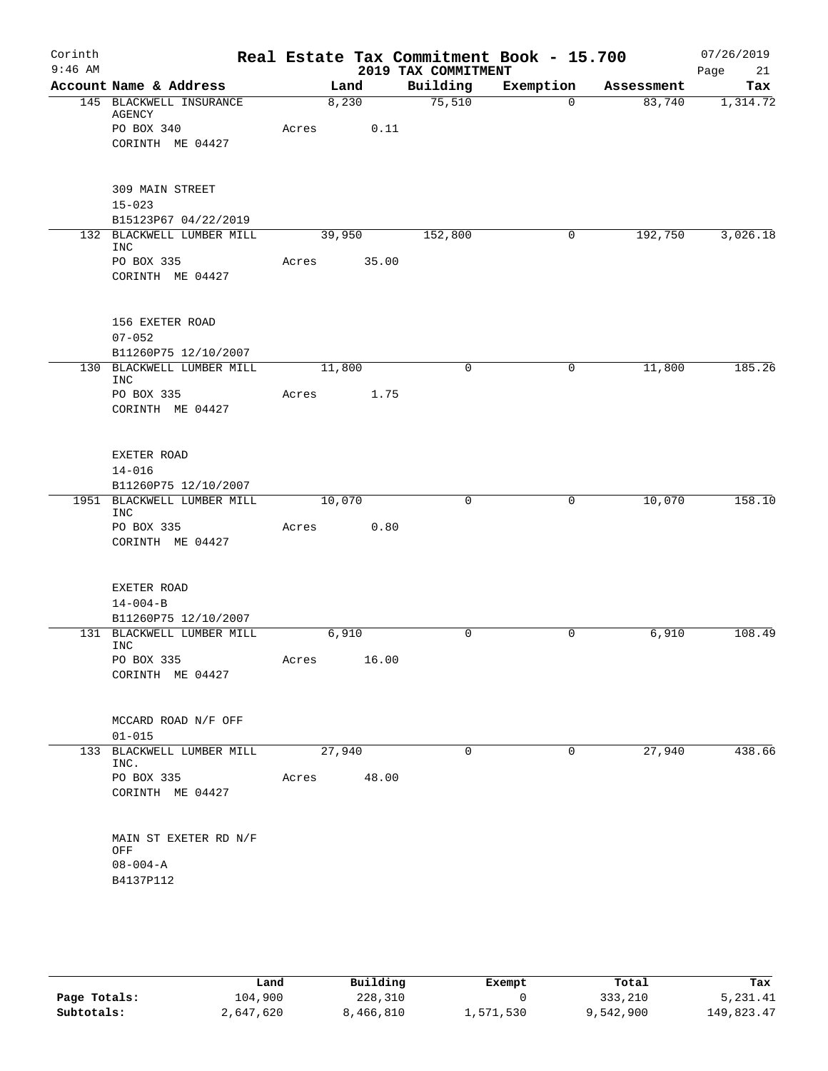# Corinth — Real Estate Tax Commitment Book - 15.700

9:46 AM — 2019 TAX COMMITMENT — 07/26/2019

| Account Name & Address | Land | Building | Exemption | Assessment | Tax |
|---|---|---|---|---|---|
| 145 BLACKWELL INSURANCE AGENCY<br>PO BOX 340<br>CORINTH ME 04427<br><br>309 MAIN STREET<br>15-023<br>B15123P67 04/22/2019 | 8,230<br>Acres 0.11 | 75,510 | 0 | 83,740 | 1,314.72 |
| 132 BLACKWELL LUMBER MILL INC<br>PO BOX 335<br>CORINTH ME 04427<br><br>156 EXETER ROAD<br>07-052<br>B11260P75 12/10/2007 | 39,950<br>Acres 35.00 | 152,800 | 0 | 192,750 | 3,026.18 |
| 130 BLACKWELL LUMBER MILL INC<br>PO BOX 335<br>CORINTH ME 04427<br><br>EXETER ROAD<br>14-016<br>B11260P75 12/10/2007 | 11,800<br>Acres 1.75 | 0 | 0 | 11,800 | 185.26 |
| 1951 BLACKWELL LUMBER MILL INC<br>PO BOX 335<br>CORINTH ME 04427<br><br>EXETER ROAD<br>14-004-B<br>B11260P75 12/10/2007 | 10,070<br>Acres 0.80 | 0 | 0 | 10,070 | 158.10 |
| 131 BLACKWELL LUMBER MILL INC<br>PO BOX 335<br>CORINTH ME 04427<br><br>MCCARD ROAD N/F OFF<br>01-015 | 6,910<br>Acres 16.00 | 0 | 0 | 6,910 | 108.49 |
| 133 BLACKWELL LUMBER MILL INC.<br>PO BOX 335<br>CORINTH ME 04427<br><br>MAIN ST EXETER RD N/F OFF<br>08-004-A<br>B4137P112 | 27,940<br>Acres 48.00 | 0 | 0 | 27,940 | 438.66 |

| | Land | Building | Exempt | Total | Tax |
|---|---|---|---|---|---|
| Page Totals: | 104,900 | 228,310 | 0 | 333,210 | 5,231.41 |
| Subtotals: | 2,647,620 | 8,466,810 | 1,571,530 | 9,542,900 | 149,823.47 |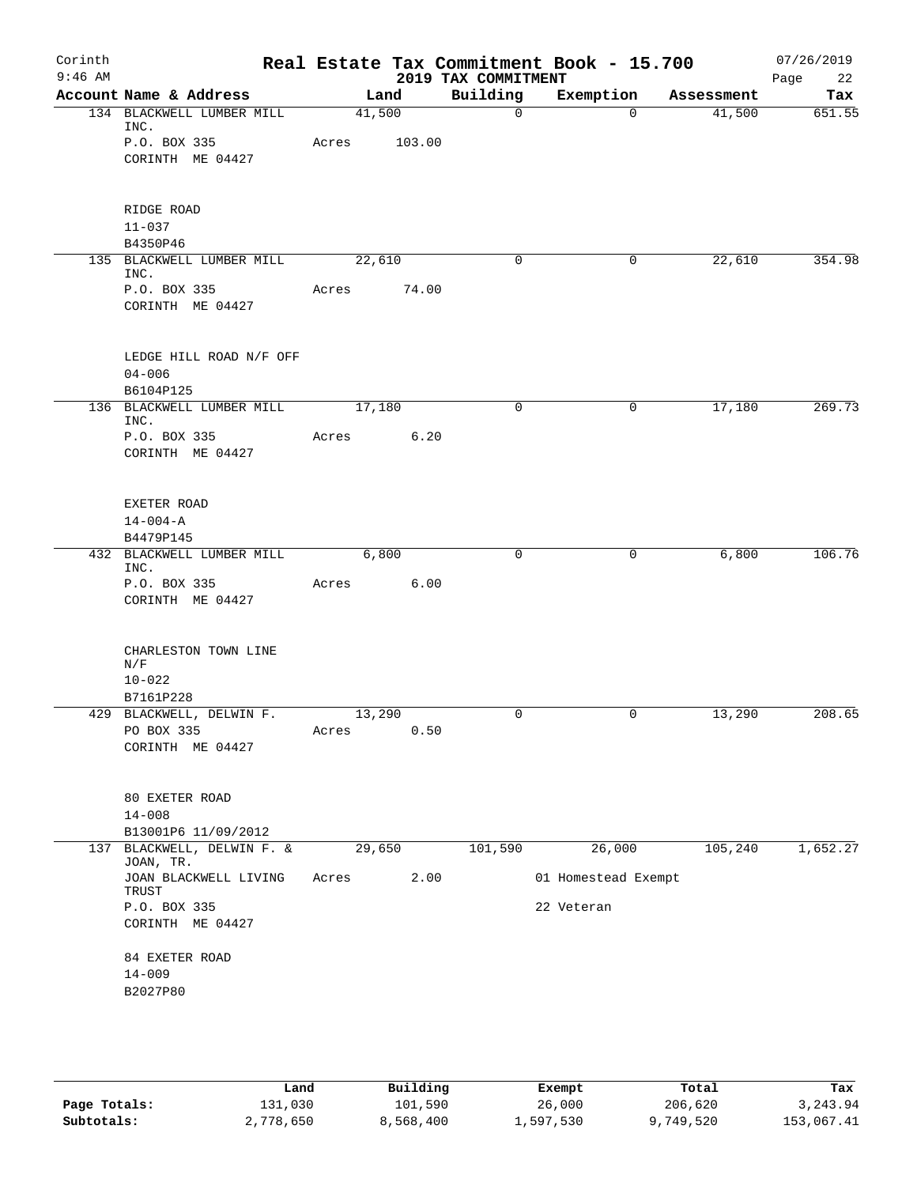Corinth 9:46 AM

# Real Estate Tax Commitment Book - 15.700

## 2019 TAX COMMITMENT

07/26/2019

| Account Name & Address | Land | Building | Exemption | Assessment | Tax |
|---|---|---|---|---|---|
| 134 BLACKWELL LUMBER MILL INC. | 41,500 | 0 | 0 | 41,500 | 651.55 |
| P.O. BOX 335 | Acres 103.00 | | | | |
| CORINTH ME 04427 | | | | | |
| RIDGE ROAD | | | | | |
| 11-037 | | | | | |
| B4350P46 | | | | | |
| 135 BLACKWELL LUMBER MILL INC. | 22,610 | 0 | 0 | 22,610 | 354.98 |
| P.O. BOX 335 | Acres 74.00 | | | | |
| CORINTH ME 04427 | | | | | |
| LEDGE HILL ROAD N/F OFF | | | | | |
| 04-006 | | | | | |
| B6104P125 | | | | | |
| 136 BLACKWELL LUMBER MILL INC. | 17,180 | 0 | 0 | 17,180 | 269.73 |
| P.O. BOX 335 | Acres 6.20 | | | | |
| CORINTH ME 04427 | | | | | |
| EXETER ROAD | | | | | |
| 14-004-A | | | | | |
| B4479P145 | | | | | |
| 432 BLACKWELL LUMBER MILL INC. | 6,800 | 0 | 0 | 6,800 | 106.76 |
| P.O. BOX 335 | Acres 6.00 | | | | |
| CORINTH ME 04427 | | | | | |
| CHARLESTON TOWN LINE N/F | | | | | |
| 10-022 | | | | | |
| B7161P228 | | | | | |
| 429 BLACKWELL, DELWIN F. | 13,290 | 0 | 0 | 13,290 | 208.65 |
| PO BOX 335 | Acres 0.50 | | | | |
| CORINTH ME 04427 | | | | | |
| 80 EXETER ROAD | | | | | |
| 14-008 | | | | | |
| B13001P6 11/09/2012 | | | | | |
| 137 BLACKWELL, DELWIN F. & JOAN, TR. | 29,650 | 101,590 | 26,000 | 105,240 | 1,652.27 |
| JOAN BLACKWELL LIVING TRUST | Acres 2.00 | | 01 Homestead Exempt | | |
| P.O. BOX 335 | | | 22 Veteran | | |
| CORINTH ME 04427 | | | | | |
| 84 EXETER ROAD | | | | | |
| 14-009 | | | | | |
| B2027P80 | | | | | |

| | Land | Building | Exempt | Total | Tax |
|---|---|---|---|---|---|
| Page Totals: | 131,030 | 101,590 | 26,000 | 206,620 | 3,243.94 |
| Subtotals: | 2,778,650 | 8,568,400 | 1,597,530 | 9,749,520 | 153,067.41 |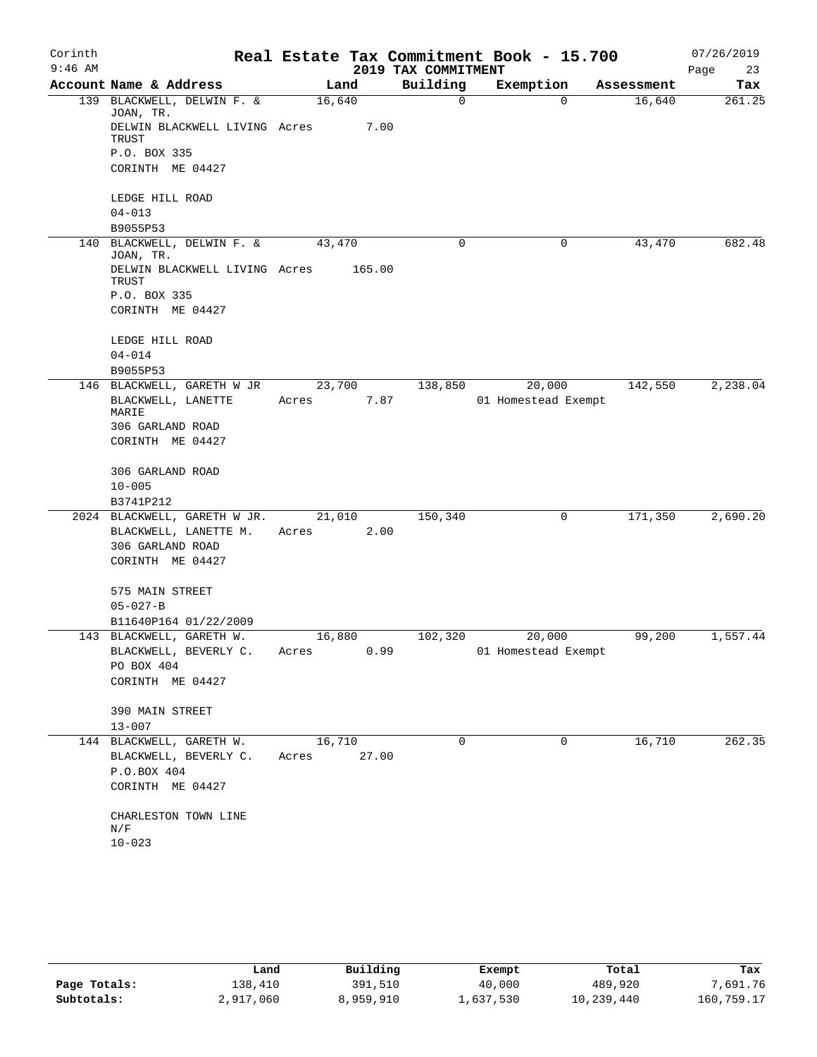Corinth
9:46 AM

# Real Estate Tax Commitment Book - 15.700

## 2019 TAX COMMITMENT

07/26/2019
Page 23

| Account Name & Address | Land | Building | Exemption | Assessment | Tax |
|---|---|---|---|---|---|
| 139 BLACKWELL, DELWIN F. & JOAN, TR.<br>DELWIN BLACKWELL LIVING TRUST<br>P.O. BOX 335<br>CORINTH ME 04427<br><br>LEDGE HILL ROAD<br>04-013<br>B9055P53 | 16,640<br>Acres 7.00 | 0 | 0 | 16,640 | 261.25 |
| 140 BLACKWELL, DELWIN F. & JOAN, TR.<br>DELWIN BLACKWELL LIVING TRUST<br>P.O. BOX 335<br>CORINTH ME 04427<br><br>LEDGE HILL ROAD<br>04-014<br>B9055P53 | 43,470<br>Acres 165.00 | 0 | 0 | 43,470 | 682.48 |
| 146 BLACKWELL, GARETH W JR<br>BLACKWELL, LANETTE MARIE<br>306 GARLAND ROAD<br>CORINTH ME 04427<br><br>306 GARLAND ROAD<br>10-005<br>B3741P212 | 23,700<br>Acres 7.87 | 138,850 | 20,000<br>01 Homestead Exempt | 142,550 | 2,238.04 |
| 2024 BLACKWELL, GARETH W JR.<br>BLACKWELL, LANETTE M.<br>306 GARLAND ROAD<br>CORINTH ME 04427<br><br>575 MAIN STREET<br>05-027-B<br>B11640P164 01/22/2009 | 21,010<br>Acres 2.00 | 150,340 | 0 | 171,350 | 2,690.20 |
| 143 BLACKWELL, GARETH W.<br>BLACKWELL, BEVERLY C.<br>PO BOX 404<br>CORINTH ME 04427<br><br>390 MAIN STREET<br>13-007 | 16,880<br>Acres 0.99 | 102,320 | 20,000<br>01 Homestead Exempt | 99,200 | 1,557.44 |
| 144 BLACKWELL, GARETH W.<br>BLACKWELL, BEVERLY C.<br>P.O.BOX 404<br>CORINTH ME 04427<br><br>CHARLESTON TOWN LINE N/F<br>10-023 | 16,710<br>Acres 27.00 | 0 | 0 | 16,710 | 262.35 |

| | Land | Building | Exempt | Total | Tax |
|---|---|---|---|---|---|
| Page Totals: | 138,410 | 391,510 | 40,000 | 489,920 | 7,691.76 |
| Subtotals: | 2,917,060 | 8,959,910 | 1,637,530 | 10,239,440 | 160,759.17 |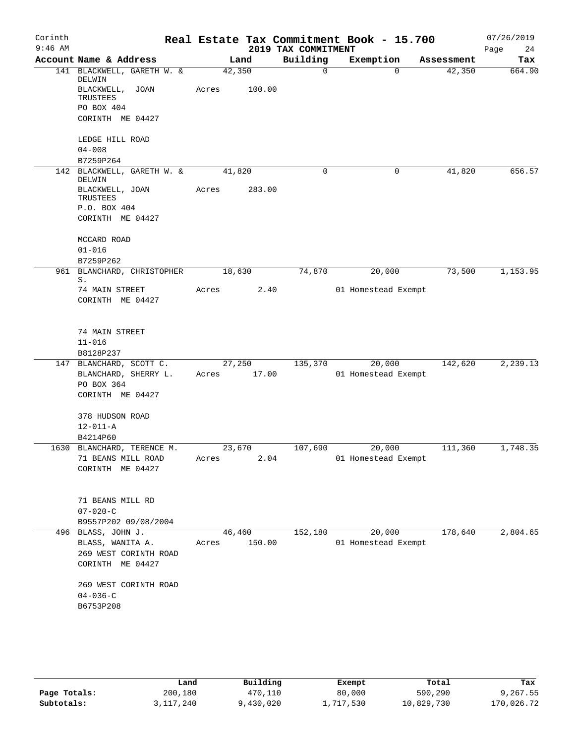# Real Estate Tax Commitment Book - 15.700

Corinth 9:46 AM — 2019 TAX COMMITMENT — 07/26/2019

| Account | Name & Address | Land | Building | Exemption | Assessment | Tax |
|---|---|---|---|---|---|---|
| 141 | BLACKWELL, GARETH W. & DELWIN<br>BLACKWELL, JOAN TRUSTEES<br>PO BOX 404<br>CORINTH ME 04427<br><br>LEDGE HILL ROAD<br>04-008<br>B7259P264 | 42,350<br>Acres 100.00 | 0 | 0 | 42,350 | 664.90 |
| 142 | BLACKWELL, GARETH W. & DELWIN<br>BLACKWELL, JOAN TRUSTEES<br>P.O. BOX 404<br>CORINTH ME 04427<br><br>MCCARD ROAD<br>01-016<br>B7259P262 | 41,820<br>Acres 283.00 | 0 | 0 | 41,820 | 656.57 |
| 961 | BLANCHARD, CHRISTOPHER S.<br>74 MAIN STREET<br>CORINTH ME 04427<br><br>74 MAIN STREET<br>11-016<br>B8128P237 | 18,630<br>Acres 2.40 | 74,870 | 20,000<br>01 Homestead Exempt | 73,500 | 1,153.95 |
| 147 | BLANCHARD, SCOTT C.<br>BLANCHARD, SHERRY L.<br>PO BOX 364<br>CORINTH ME 04427<br><br>378 HUDSON ROAD<br>12-011-A<br>B4214P60 | 27,250<br>Acres 17.00 | 135,370 | 20,000<br>01 Homestead Exempt | 142,620 | 2,239.13 |
| 1630 | BLANCHARD, TERENCE M.<br>71 BEANS MILL ROAD<br>CORINTH ME 04427<br><br>71 BEANS MILL RD<br>07-020-C<br>B9557P202 09/08/2004 | 23,670<br>Acres 2.04 | 107,690 | 20,000<br>01 Homestead Exempt | 111,360 | 1,748.35 |
| 496 | BLASS, JOHN J.<br>BLASS, WANITA A.<br>269 WEST CORINTH ROAD<br>CORINTH ME 04427<br><br>269 WEST CORINTH ROAD<br>04-036-C<br>B6753P208 | 46,460<br>Acres 150.00 | 152,180 | 20,000<br>01 Homestead Exempt | 178,640 | 2,804.65 |

| | Land | Building | Exempt | Total | Tax |
|---|---|---|---|---|---|
| **Page Totals:** | 200,180 | 470,110 | 80,000 | 590,290 | 9,267.55 |
| **Subtotals:** | 3,117,240 | 9,430,020 | 1,717,530 | 10,829,730 | 170,026.72 |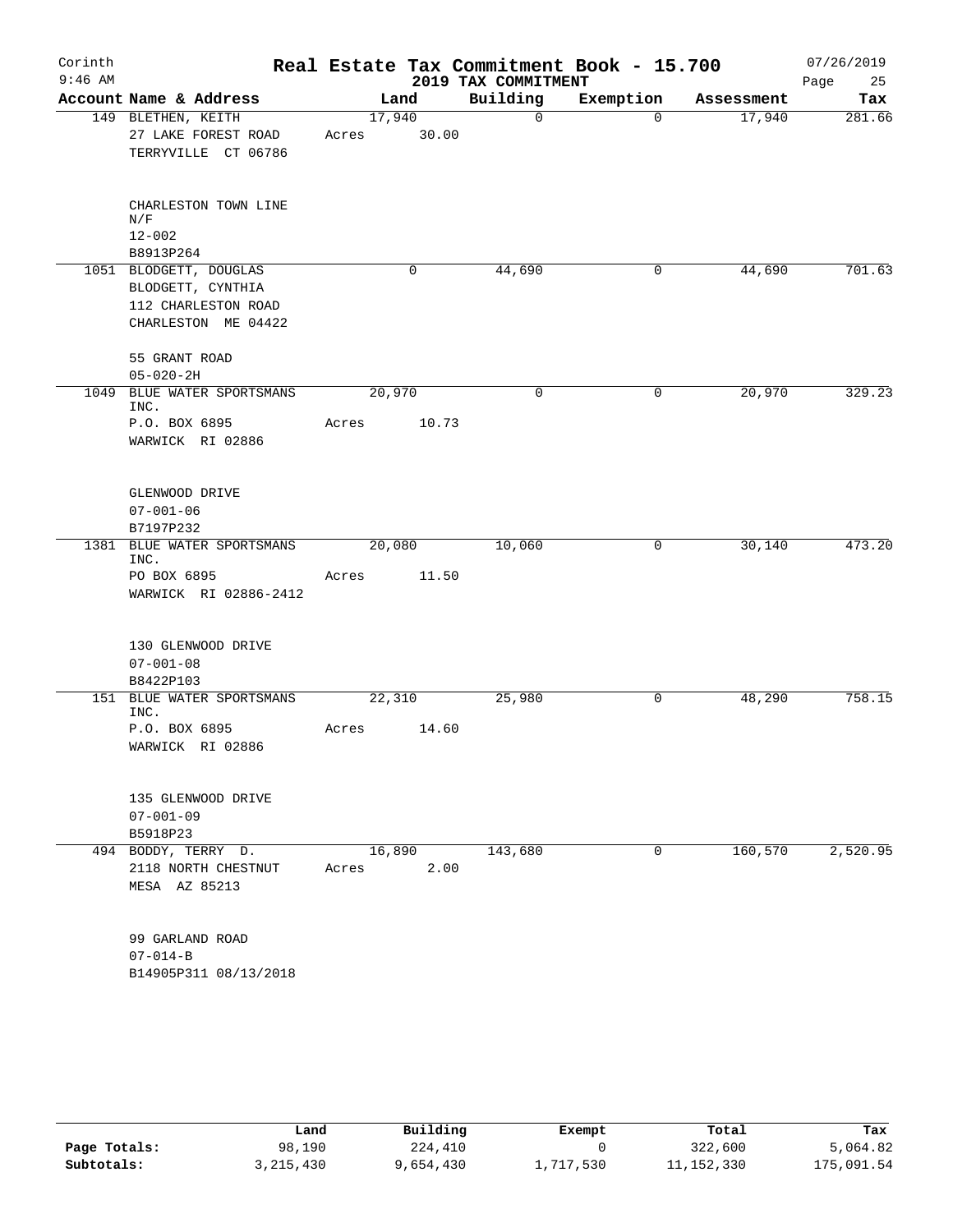# Real Estate Tax Commitment Book - 15.700

Corinth
9:46 AM

2019 TAX COMMITMENT

07/26/2019

| Account Name & Address | Land | Building | Exemption | Assessment | Tax |
|---|---|---|---|---|---|
| 149 BLETHEN, KEITH<br>27 LAKE FOREST ROAD<br>TERRYVILLE CT 06786<br><br>CHARLESTON TOWN LINE N/F<br>12-002<br>B8913P264 | 17,940<br>Acres 30.00 | 0 | 0 | 17,940 | 281.66 |
| 1051 BLODGETT, DOUGLAS<br>BLODGETT, CYNTHIA<br>112 CHARLESTON ROAD<br>CHARLESTON ME 04422<br><br>55 GRANT ROAD<br>05-020-2H | 0 | 44,690 | 0 | 44,690 | 701.63 |
| 1049 BLUE WATER SPORTSMANS INC.<br>P.O. BOX 6895<br>WARWICK RI 02886<br><br>GLENWOOD DRIVE<br>07-001-06<br>B7197P232 | 20,970<br>Acres 10.73 | 0 | 0 | 20,970 | 329.23 |
| 1381 BLUE WATER SPORTSMANS INC.<br>PO BOX 6895<br>WARWICK RI 02886-2412<br><br>130 GLENWOOD DRIVE<br>07-001-08<br>B8422P103 | 20,080<br>Acres 11.50 | 10,060 | 0 | 30,140 | 473.20 |
| 151 BLUE WATER SPORTSMANS INC.<br>P.O. BOX 6895<br>WARWICK RI 02886<br><br>135 GLENWOOD DRIVE<br>07-001-09<br>B5918P23 | 22,310<br>Acres 14.60 | 25,980 | 0 | 48,290 | 758.15 |
| 494 BODDY, TERRY D.<br>2118 NORTH CHESTNUT<br>MESA AZ 85213<br><br>99 GARLAND ROAD<br>07-014-B<br>B14905P311 08/13/2018 | 16,890<br>Acres 2.00 | 143,680 | 0 | 160,570 | 2,520.95 |

| | Land | Building | Exempt | Total | Tax |
|---|---|---|---|---|---|
| Page Totals: | 98,190 | 224,410 | 0 | 322,600 | 5,064.82 |
| Subtotals: | 3,215,430 | 9,654,430 | 1,717,530 | 11,152,330 | 175,091.54 |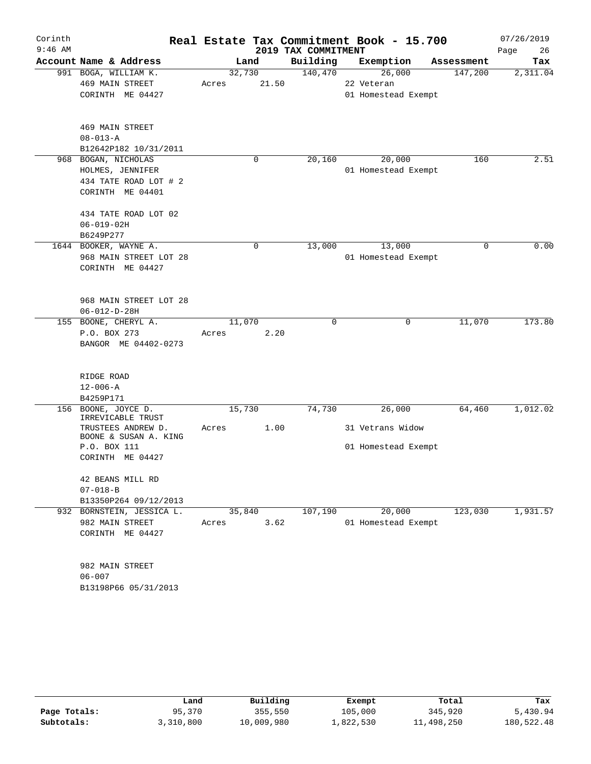# Real Estate Tax Commitment Book - 15.700

Corinth
9:46 AM

2019 TAX COMMITMENT

07/26/2019

| Account Name & Address | Land | Building | Exemption | Assessment | Tax |
|---|---|---|---|---|---|
| 991 BOGA, WILLIAM K. | 32,730 | 140,470 | 26,000 | 147,200 | 2,311.04 |
| 469 MAIN STREET | Acres 21.50 | | 22 Veteran | | |
| CORINTH ME 04427 | | | 01 Homestead Exempt | | |
| 469 MAIN STREET | | | | | |
| 08-013-A | | | | | |
| B12642P182 10/31/2011 | | | | | |
| 968 BOGAN, NICHOLAS | 0 | 20,160 | 20,000 | 160 | 2.51 |
| HOLMES, JENNIFER | | | 01 Homestead Exempt | | |
| 434 TATE ROAD LOT # 2 | | | | | |
| CORINTH ME 04401 | | | | | |
| 434 TATE ROAD LOT 02 | | | | | |
| 06-019-02H | | | | | |
| B6249P277 | | | | | |
| 1644 BOOKER, WAYNE A. | 0 | 13,000 | 13,000 | 0 | 0.00 |
| 968 MAIN STREET LOT 28 | | | 01 Homestead Exempt | | |
| CORINTH ME 04427 | | | | | |
| 968 MAIN STREET LOT 28 | | | | | |
| 06-012-D-28H | | | | | |
| 155 BOONE, CHERYL A. | 11,070 | 0 | 0 | 11,070 | 173.80 |
| P.O. BOX 273 | Acres 2.20 | | | | |
| BANGOR ME 04402-0273 | | | | | |
| RIDGE ROAD | | | | | |
| 12-006-A | | | | | |
| B4259P171 | | | | | |
| 156 BOONE, JOYCE D. IRREVICABLE TRUST | 15,730 | 74,730 | 26,000 | 64,460 | 1,012.02 |
| TRUSTEES ANDREW D. BOONE & SUSAN A. KING | Acres 1.00 | | 31 Vetrans Widow | | |
| P.O. BOX 111 | | | 01 Homestead Exempt | | |
| CORINTH ME 04427 | | | | | |
| 42 BEANS MILL RD | | | | | |
| 07-018-B | | | | | |
| B13350P264 09/12/2013 | | | | | |
| 932 BORNSTEIN, JESSICA L. | 35,840 | 107,190 | 20,000 | 123,030 | 1,931.57 |
| 982 MAIN STREET | Acres 3.62 | | 01 Homestead Exempt | | |
| CORINTH ME 04427 | | | | | |
| 982 MAIN STREET | | | | | |
| 06-007 | | | | | |
| B13198P66 05/31/2013 | | | | | |

| | Land | Building | Exempt | Total | Tax |
|---|---|---|---|---|---|
| Page Totals: | 95,370 | 355,550 | 105,000 | 345,920 | 5,430.94 |
| Subtotals: | 3,310,800 | 10,009,980 | 1,822,530 | 11,498,250 | 180,522.48 |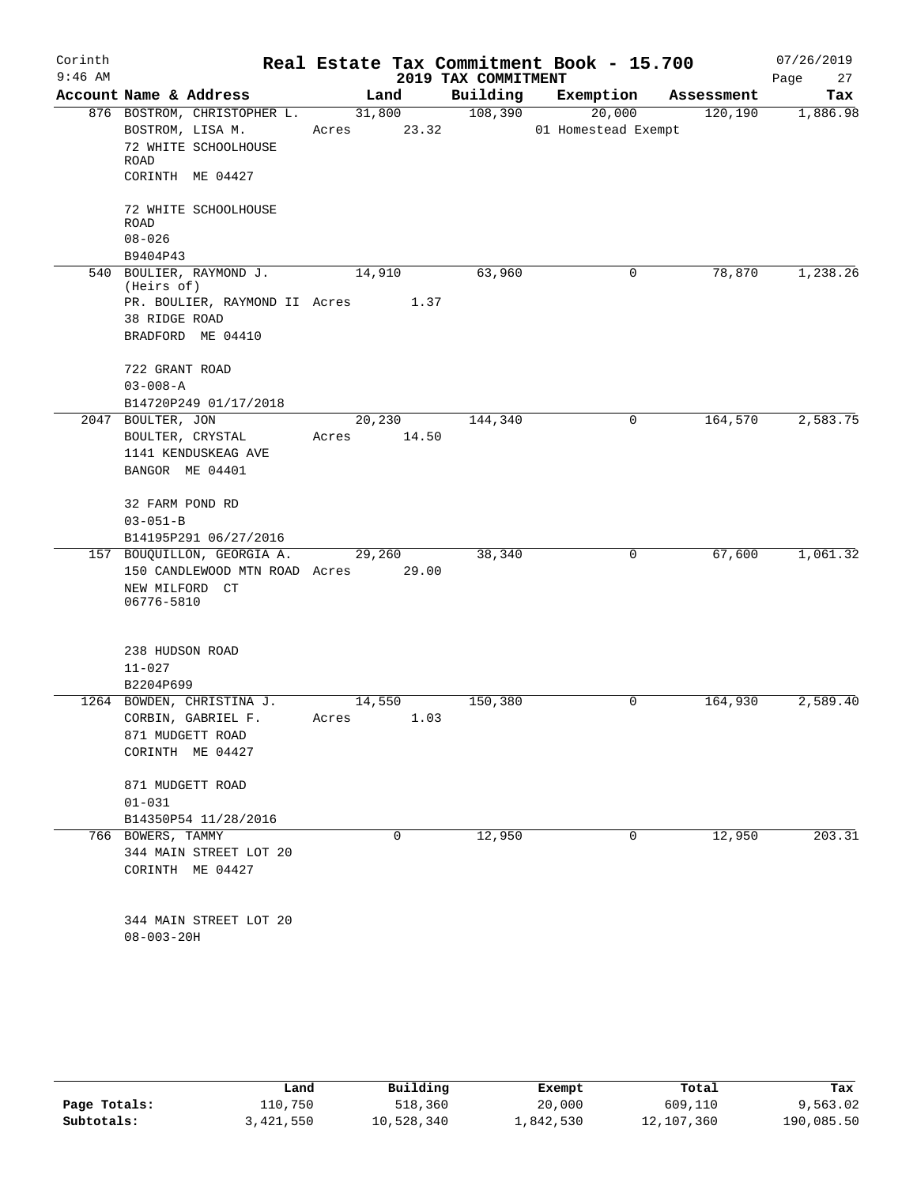Corinth 9:46 AM

# Real Estate Tax Commitment Book - 15.700

## 2019 TAX COMMITMENT

07/26/2019

| Account | Name & Address | Land | Building | Exemption | Assessment | Tax |
|---|---|---|---|---|---|---|
| 876 | BOSTROM, CHRISTOPHER L.<br>BOSTROM, LISA M.<br>72 WHITE SCHOOLHOUSE ROAD<br>CORINTH ME 04427<br><br>72 WHITE SCHOOLHOUSE ROAD<br>08-026<br>B9404P43 | 31,800<br>Acres 23.32 | 108,390 | 20,000<br>01 Homestead Exempt | 120,190 | 1,886.98 |
| 540 | BOULIER, RAYMOND J. (Heirs of)<br>PR. BOULIER, RAYMOND II<br>38 RIDGE ROAD<br>BRADFORD ME 04410<br><br>722 GRANT ROAD<br>03-008-A<br>B14720P249 01/17/2018 | 14,910<br>Acres 1.37 | 63,960 | 0 | 78,870 | 1,238.26 |
| 2047 | BOULTER, JON<br>BOULTER, CRYSTAL<br>1141 KENDUSKEAG AVE<br>BANGOR ME 04401<br><br>32 FARM POND RD<br>03-051-B<br>B14195P291 06/27/2016 | 20,230<br>Acres 14.50 | 144,340 | 0 | 164,570 | 2,583.75 |
| 157 | BOUQUILLON, GEORGIA A.<br>150 CANDLEWOOD MTN ROAD<br>NEW MILFORD CT 06776-5810<br><br>238 HUDSON ROAD<br>11-027<br>B2204P699 | 29,260<br>Acres 29.00 | 38,340 | 0 | 67,600 | 1,061.32 |
| 1264 | BOWDEN, CHRISTINA J.<br>CORBIN, GABRIEL F.<br>871 MUDGETT ROAD<br>CORINTH ME 04427<br><br>871 MUDGETT ROAD<br>01-031<br>B14350P54 11/28/2016 | 14,550<br>Acres 1.03 | 150,380 | 0 | 164,930 | 2,589.40 |
| 766 | BOWERS, TAMMY<br>344 MAIN STREET LOT 20<br>CORINTH ME 04427<br><br>344 MAIN STREET LOT 20<br>08-003-20H | 0 | 12,950 | 0 | 12,950 | 203.31 |

| | Land | Building | Exempt | Total | Tax |
|---|---|---|---|---|---|
| Page Totals: | 110,750 | 518,360 | 20,000 | 609,110 | 9,563.02 |
| Subtotals: | 3,421,550 | 10,528,340 | 1,842,530 | 12,107,360 | 190,085.50 |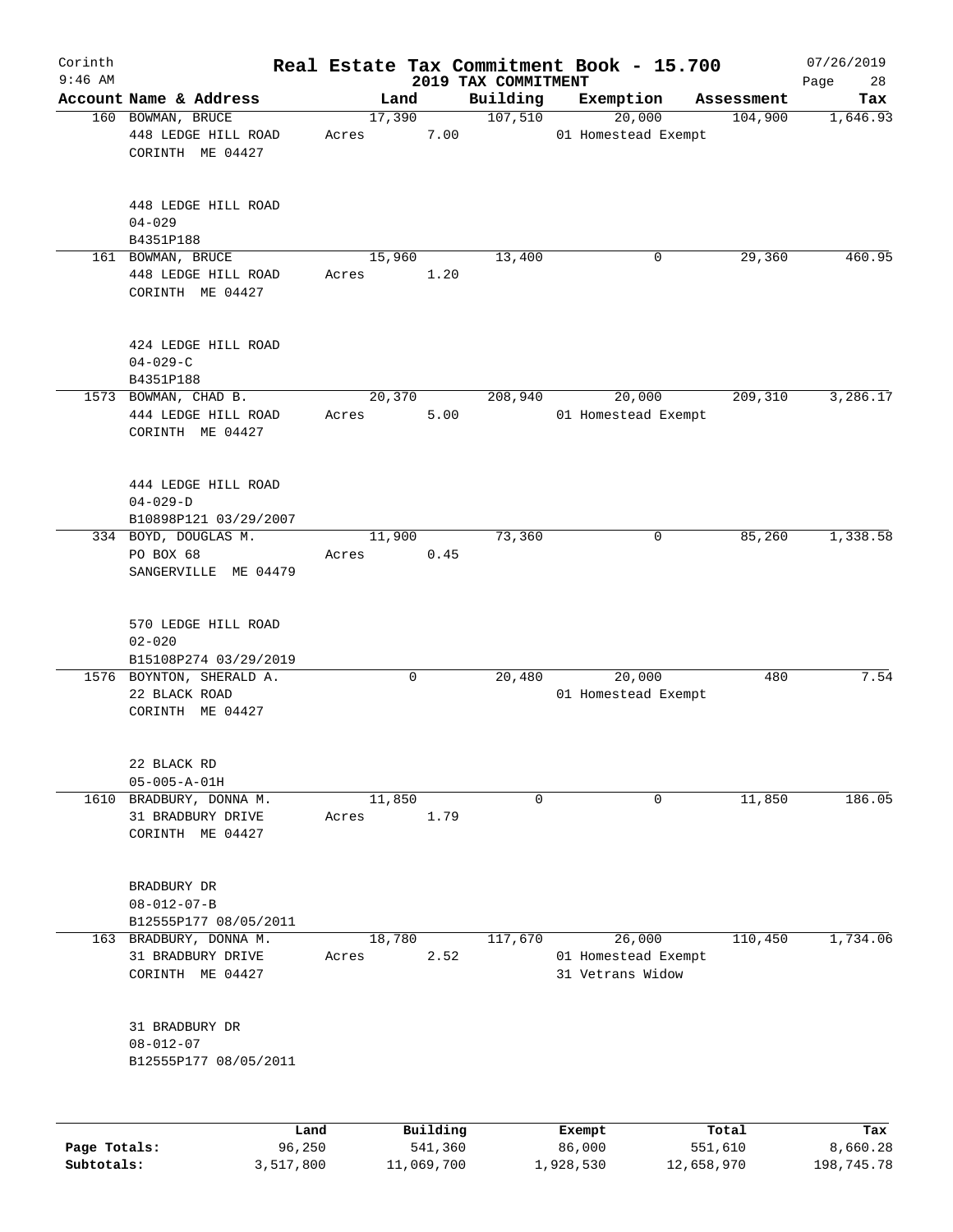# Real Estate Tax Commitment Book - 15.700

Corinth
9:46 AM

2019 TAX COMMITMENT

07/26/2019

| Account Name & Address | Land | Building | Exemption | Assessment | Tax |
|---|---|---|---|---|---|
| 160 BOWMAN, BRUCE<br>448 LEDGE HILL ROAD<br>CORINTH ME 04427<br><br>448 LEDGE HILL ROAD<br>04-029<br>B4351P188 | 17,390<br>Acres 7.00 | 107,510 | 20,000<br>01 Homestead Exempt | 104,900 | 1,646.93 |
| 161 BOWMAN, BRUCE<br>448 LEDGE HILL ROAD<br>CORINTH ME 04427<br><br>424 LEDGE HILL ROAD<br>04-029-C<br>B4351P188 | 15,960<br>Acres 1.20 | 13,400 | 0 | 29,360 | 460.95 |
| 1573 BOWMAN, CHAD B.<br>444 LEDGE HILL ROAD<br>CORINTH ME 04427<br><br>444 LEDGE HILL ROAD<br>04-029-D<br>B10898P121 03/29/2007 | 20,370<br>Acres 5.00 | 208,940 | 20,000<br>01 Homestead Exempt | 209,310 | 3,286.17 |
| 334 BOYD, DOUGLAS M.<br>PO BOX 68<br>SANGERVILLE ME 04479<br><br>570 LEDGE HILL ROAD<br>02-020<br>B15108P274 03/29/2019 | 11,900<br>Acres 0.45 | 73,360 | 0 | 85,260 | 1,338.58 |
| 1576 BOYNTON, SHERALD A.<br>22 BLACK ROAD<br>CORINTH ME 04427<br><br>22 BLACK RD<br>05-005-A-01H | 0 | 20,480 | 20,000<br>01 Homestead Exempt | 480 | 7.54 |
| 1610 BRADBURY, DONNA M.<br>31 BRADBURY DRIVE<br>CORINTH ME 04427<br><br>BRADBURY DR<br>08-012-07-B<br>B12555P177 08/05/2011 | 11,850<br>Acres 1.79 | 0 | 0 | 11,850 | 186.05 |
| 163 BRADBURY, DONNA M.<br>31 BRADBURY DRIVE<br>CORINTH ME 04427<br><br>31 BRADBURY DR<br>08-012-07<br>B12555P177 08/05/2011 | 18,780<br>Acres 2.52 | 117,670 | 26,000<br>01 Homestead Exempt<br>31 Vetrans Widow | 110,450 | 1,734.06 |

| | Land | Building | Exempt | Total | Tax |
|---|---|---|---|---|---|
| Page Totals: | 96,250 | 541,360 | 86,000 | 551,610 | 8,660.28 |
| Subtotals: | 3,517,800 | 11,069,700 | 1,928,530 | 12,658,970 | 198,745.78 |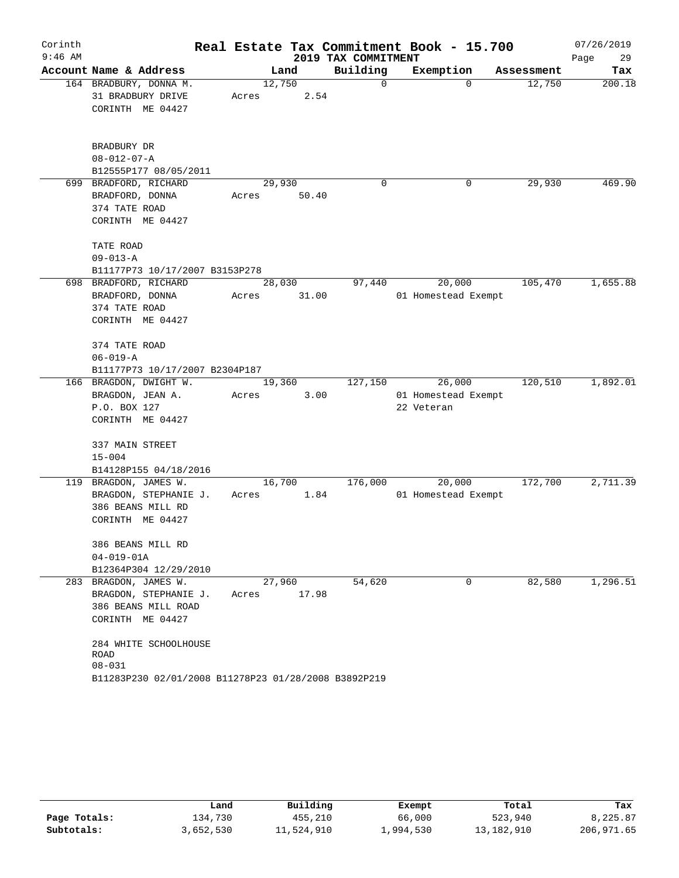# Real Estate Tax Commitment Book - 15.700

## 2019 TAX COMMITMENT

Corinth
9:46 AM

07/26/2019

| Account Name & Address | Land | Building | Exemption | Assessment | Tax |
|---|---|---|---|---|---|
| 164 BRADBURY, DONNA M.<br>31 BRADBURY DRIVE<br>CORINTH ME 04427<br><br>BRADBURY DR<br>08-012-07-A<br>B12555P177 08/05/2011 | 12,750<br>Acres 2.54 | 0 | 0 | 12,750 | 200.18 |
| 699 BRADFORD, RICHARD<br>BRADFORD, DONNA<br>374 TATE ROAD<br>CORINTH ME 04427<br><br>TATE ROAD<br>09-013-A<br>B11177P73 10/17/2007 B3153P278 | 29,930<br>Acres 50.40 | 0 | 0 | 29,930 | 469.90 |
| 698 BRADFORD, RICHARD<br>BRADFORD, DONNA<br>374 TATE ROAD<br>CORINTH ME 04427<br><br>374 TATE ROAD<br>06-019-A<br>B11177P73 10/17/2007 B2304P187 | 28,030<br>Acres 31.00 | 97,440 | 20,000<br>01 Homestead Exempt | 105,470 | 1,655.88 |
| 166 BRAGDON, DWIGHT W.<br>BRAGDON, JEAN A.<br>P.O. BOX 127<br>CORINTH ME 04427<br><br>337 MAIN STREET<br>15-004<br>B14128P155 04/18/2016 | 19,360<br>Acres 3.00 | 127,150 | 26,000<br>01 Homestead Exempt<br>22 Veteran | 120,510 | 1,892.01 |
| 119 BRAGDON, JAMES W.<br>BRAGDON, STEPHANIE J.<br>386 BEANS MILL RD<br>CORINTH ME 04427<br><br>386 BEANS MILL RD<br>04-019-01A<br>B12364P304 12/29/2010 | 16,700<br>Acres 1.84 | 176,000 | 20,000<br>01 Homestead Exempt | 172,700 | 2,711.39 |
| 283 BRAGDON, JAMES W.<br>BRAGDON, STEPHANIE J.<br>386 BEANS MILL ROAD<br>CORINTH ME 04427<br><br>284 WHITE SCHOOLHOUSE ROAD<br>08-031<br>B11283P230 02/01/2008 B11278P23 01/28/2008 B3892P219 | 27,960<br>Acres 17.98 | 54,620 | 0 | 82,580 | 1,296.51 |

| | Land | Building | Exempt | Total | Tax |
|---|---|---|---|---|---|
| Page Totals: | 134,730 | 455,210 | 66,000 | 523,940 | 8,225.87 |
| Subtotals: | 3,652,530 | 11,524,910 | 1,994,530 | 13,182,910 | 206,971.65 |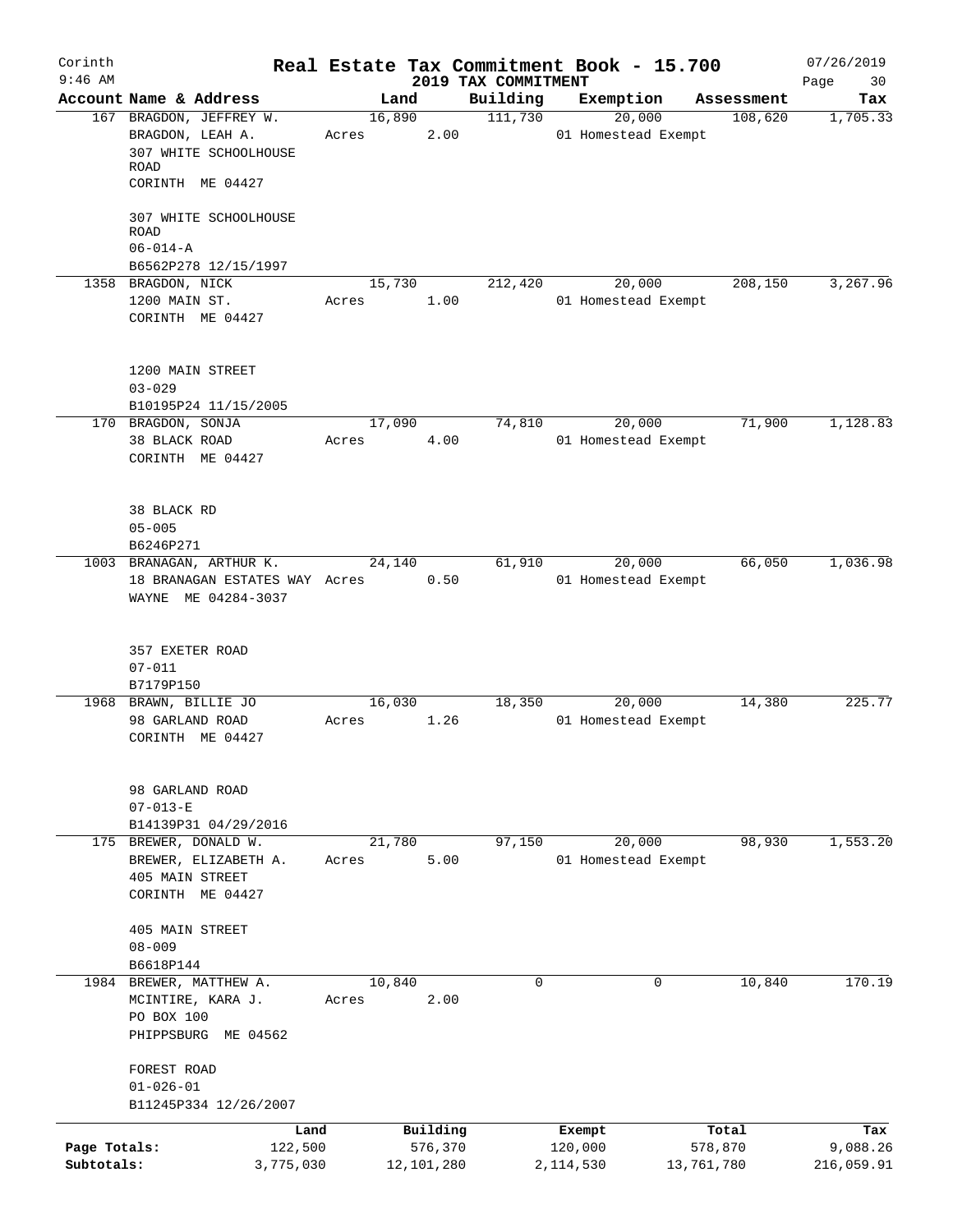# Real Estate Tax Commitment Book - 15.700

Corinth — 2019 TAX COMMITMENT — 07/26/2019 — 9:46 AM

| Account | Name & Address | Land | Building | Exemption | Assessment | Tax |
|---|---|---|---|---|---|---|
| 167 | BRAGDON, JEFFREY W.<br>BRAGDON, LEAH A.<br>307 WHITE SCHOOLHOUSE ROAD<br>CORINTH ME 04427<br><br>307 WHITE SCHOOLHOUSE ROAD<br>06-014-A<br>B6562P278 12/15/1997 | 16,890<br>Acres 2.00 | 111,730 | 20,000<br>01 Homestead Exempt | 108,620 | 1,705.33 |
| 1358 | BRAGDON, NICK<br>1200 MAIN ST.<br>CORINTH ME 04427<br><br>1200 MAIN STREET<br>03-029<br>B10195P24 11/15/2005 | 15,730<br>Acres 1.00 | 212,420 | 20,000<br>01 Homestead Exempt | 208,150 | 3,267.96 |
| 170 | BRAGDON, SONJA<br>38 BLACK ROAD<br>CORINTH ME 04427<br><br>38 BLACK RD<br>05-005<br>B6246P271 | 17,090<br>Acres 4.00 | 74,810 | 20,000<br>01 Homestead Exempt | 71,900 | 1,128.83 |
| 1003 | BRANAGAN, ARTHUR K.<br>18 BRANAGAN ESTATES WAY<br>WAYNE ME 04284-3037<br><br>357 EXETER ROAD<br>07-011<br>B7179P150 | 24,140<br>Acres 0.50 | 61,910 | 20,000<br>01 Homestead Exempt | 66,050 | 1,036.98 |
| 1968 | BRAWN, BILLIE JO<br>98 GARLAND ROAD<br>CORINTH ME 04427<br><br>98 GARLAND ROAD<br>07-013-E<br>B14139P31 04/29/2016 | 16,030<br>Acres 1.26 | 18,350 | 20,000<br>01 Homestead Exempt | 14,380 | 225.77 |
| 175 | BREWER, DONALD W.<br>BREWER, ELIZABETH A.<br>405 MAIN STREET<br>CORINTH ME 04427<br><br>405 MAIN STREET<br>08-009<br>B6618P144 | 21,780<br>Acres 5.00 | 97,150 | 20,000<br>01 Homestead Exempt | 98,930 | 1,553.20 |
| 1984 | BREWER, MATTHEW A.<br>MCINTIRE, KARA J.<br>PO BOX 100<br>PHIPPSBURG ME 04562<br><br>FOREST ROAD<br>01-026-01<br>B11245P334 12/26/2007 | 10,840<br>Acres 2.00 | 0 | 0 | 10,840 | 170.19 |

| | Land | Building | Exempt | Total | Tax |
|---|---|---|---|---|---|
| Page Totals: | 122,500 | 576,370 | 120,000 | 578,870 | 9,088.26 |
| Subtotals: | 3,775,030 | 12,101,280 | 2,114,530 | 13,761,780 | 216,059.91 |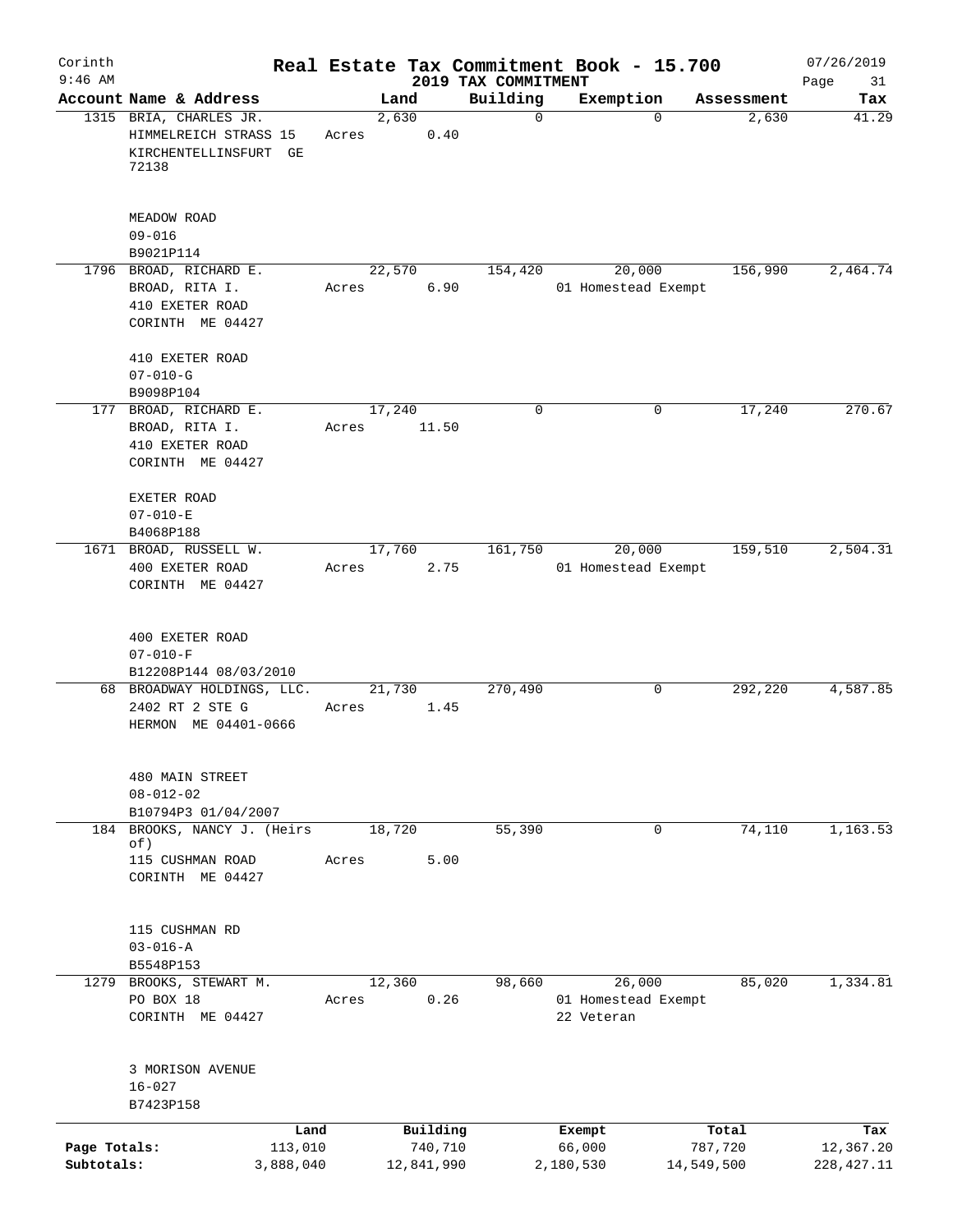Corinth 9:46 AM

# Real Estate Tax Commitment Book - 15.700

## 2019 TAX COMMITMENT

07/26/2019

| Account Name & Address | Land | Building | Exemption | Assessment | Tax |
|---|---|---|---|---|---|
| 1315 BRIA, CHARLES JR.<br>HIMMELREICH STRASS 15<br>KIRCHENTELLINSFURT GE 72138<br><br>MEADOW ROAD<br>09-016<br>B9021P114 | 2,630<br>Acres 0.40 | 0 | 0 | 2,630 | 41.29 |
| 1796 BROAD, RICHARD E.<br>BROAD, RITA I.<br>410 EXETER ROAD<br>CORINTH ME 04427<br><br>410 EXETER ROAD<br>07-010-G<br>B9098P104 | 22,570<br>Acres 6.90 | 154,420 | 20,000<br>01 Homestead Exempt | 156,990 | 2,464.74 |
| 177 BROAD, RICHARD E.<br>BROAD, RITA I.<br>410 EXETER ROAD<br>CORINTH ME 04427<br><br>EXETER ROAD<br>07-010-E<br>B4068P188 | 17,240<br>Acres 11.50 | 0 | 0 | 17,240 | 270.67 |
| 1671 BROAD, RUSSELL W.<br>400 EXETER ROAD<br>CORINTH ME 04427<br><br>400 EXETER ROAD<br>07-010-F<br>B12208P144 08/03/2010 | 17,760<br>Acres 2.75 | 161,750 | 20,000<br>01 Homestead Exempt | 159,510 | 2,504.31 |
| 68 BROADWAY HOLDINGS, LLC.<br>2402 RT 2 STE G<br>HERMON ME 04401-0666<br><br>480 MAIN STREET<br>08-012-02<br>B10794P3 01/04/2007 | 21,730<br>Acres 1.45 | 270,490 | 0 | 292,220 | 4,587.85 |
| 184 BROOKS, NANCY J. (Heirs of)<br>115 CUSHMAN ROAD<br>CORINTH ME 04427<br><br>115 CUSHMAN RD<br>03-016-A<br>B5548P153 | 18,720<br>Acres 5.00 | 55,390 | 0 | 74,110 | 1,163.53 |
| 1279 BROOKS, STEWART M.<br>PO BOX 18<br>CORINTH ME 04427<br><br>3 MORISON AVENUE<br>16-027<br>B7423P158 | 12,360<br>Acres 0.26 | 98,660 | 26,000<br>01 Homestead Exempt<br>22 Veteran | 85,020 | 1,334.81 |

| | Land | Building | Exempt | Total | Tax |
|---|---|---|---|---|---|
| Page Totals: | 113,010 | 740,710 | 66,000 | 787,720 | 12,367.20 |
| Subtotals: | 3,888,040 | 12,841,990 | 2,180,530 | 14,549,500 | 228,427.11 |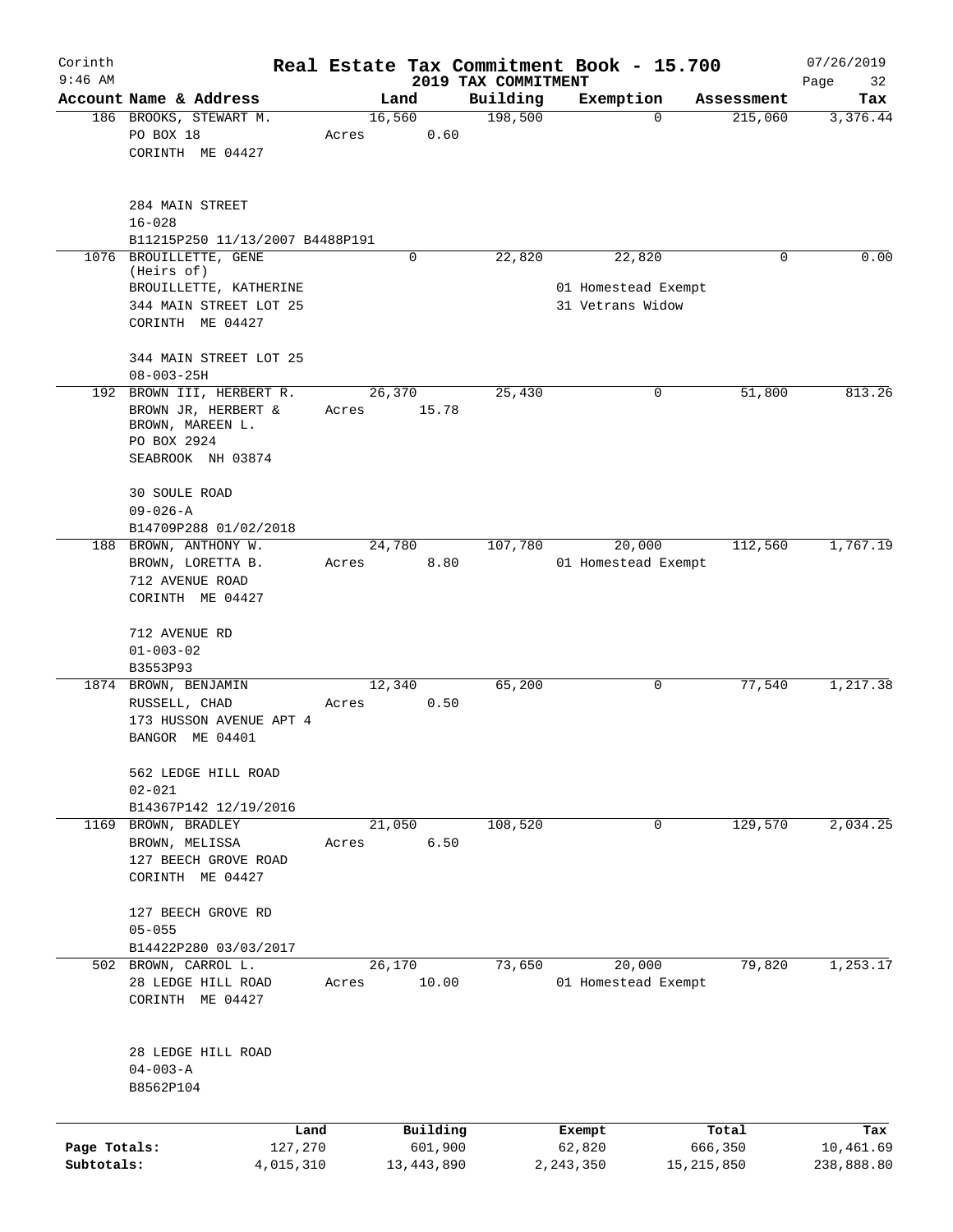Corinth
9:46 AM

# Real Estate Tax Commitment Book - 15.700

## 2019 TAX COMMITMENT

07/26/2019

| Account Name & Address | Land | Building | Exemption | Assessment | Tax |
|---|---|---|---|---|---|
| 186 BROOKS, STEWART M.<br>PO BOX 18<br>CORINTH ME 04427<br><br>284 MAIN STREET<br>16-028<br>B11215P250 11/13/2007 B4488P191 | 16,560<br>Acres 0.60 | 198,500 | 0 | 215,060 | 3,376.44 |
| 1076 BROUILLETTE, GENE<br>(Heirs of)<br>BROUILLETTE, KATHERINE<br>344 MAIN STREET LOT 25<br>CORINTH ME 04427<br><br>344 MAIN STREET LOT 25<br>08-003-25H | 0 | 22,820 | 22,820<br>01 Homestead Exempt<br>31 Vetrans Widow | 0 | 0.00 |
| 192 BROWN III, HERBERT R.<br>BROWN JR, HERBERT &<br>BROWN, MAREEN L.<br>PO BOX 2924<br>SEABROOK NH 03874<br><br>30 SOULE ROAD<br>09-026-A<br>B14709P288 01/02/2018 | 26,370<br>Acres 15.78 | 25,430 | 0 | 51,800 | 813.26 |
| 188 BROWN, ANTHONY W.<br>BROWN, LORETTA B.<br>712 AVENUE ROAD<br>CORINTH ME 04427<br><br>712 AVENUE RD<br>01-003-02<br>B3553P93 | 24,780<br>Acres 8.80 | 107,780 | 20,000<br>01 Homestead Exempt | 112,560 | 1,767.19 |
| 1874 BROWN, BENJAMIN<br>RUSSELL, CHAD<br>173 HUSSON AVENUE APT 4<br>BANGOR ME 04401<br><br>562 LEDGE HILL ROAD<br>02-021<br>B14367P142 12/19/2016 | 12,340<br>Acres 0.50 | 65,200 | 0 | 77,540 | 1,217.38 |
| 1169 BROWN, BRADLEY<br>BROWN, MELISSA<br>127 BEECH GROVE ROAD<br>CORINTH ME 04427<br><br>127 BEECH GROVE RD<br>05-055<br>B14422P280 03/03/2017 | 21,050<br>Acres 6.50 | 108,520 | 0 | 129,570 | 2,034.25 |
| 502 BROWN, CARROL L.<br>28 LEDGE HILL ROAD<br>CORINTH ME 04427<br><br>28 LEDGE HILL ROAD<br>04-003-A<br>B8562P104 | 26,170<br>Acres 10.00 | 73,650 | 20,000<br>01 Homestead Exempt | 79,820 | 1,253.17 |

| | Land | Building | Exempt | Total | Tax |
|---|---|---|---|---|---|
| Page Totals: | 127,270 | 601,900 | 62,820 | 666,350 | 10,461.69 |
| Subtotals: | 4,015,310 | 13,443,890 | 2,243,350 | 15,215,850 | 238,888.80 |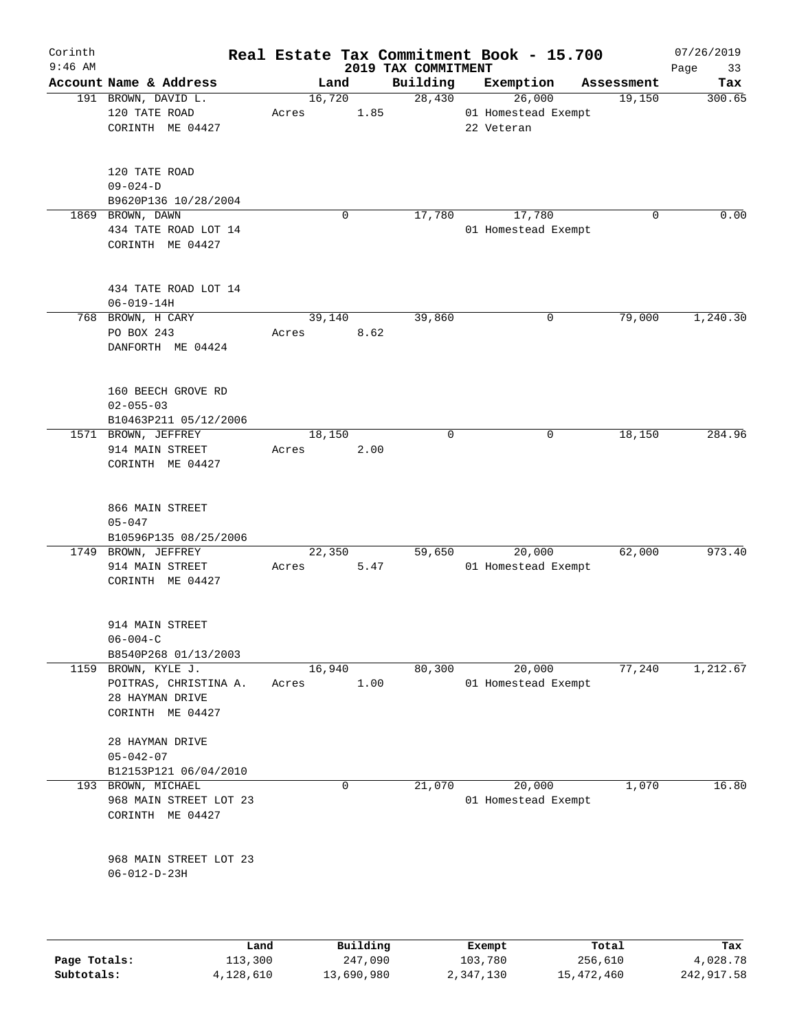Corinth 9:46 AM

# Real Estate Tax Commitment Book - 15.700

## 2019 TAX COMMITMENT

07/26/2019

| Account Name & Address | Land | Building | Exemption | Assessment | Tax |
|---|---|---|---|---|---|
| 191 BROWN, DAVID L. | 16,720 | 28,430 | 26,000 | 19,150 | 300.65 |
| 120 TATE ROAD | Acres 1.85 | | 01 Homestead Exempt | | |
| CORINTH ME 04427 | | | 22 Veteran | | |
| 120 TATE ROAD | | | | | |
| 09-024-D | | | | | |
| B9620P136 10/28/2004 | | | | | |
| 1869 BROWN, DAWN | 0 | 17,780 | 17,780 | 0 | 0.00 |
| 434 TATE ROAD LOT 14 | | | 01 Homestead Exempt | | |
| CORINTH ME 04427 | | | | | |
| 434 TATE ROAD LOT 14 | | | | | |
| 06-019-14H | | | | | |
| 768 BROWN, H CARY | 39,140 | 39,860 | 0 | 79,000 | 1,240.30 |
| PO BOX 243 | Acres 8.62 | | | | |
| DANFORTH ME 04424 | | | | | |
| 160 BEECH GROVE RD | | | | | |
| 02-055-03 | | | | | |
| B10463P211 05/12/2006 | | | | | |
| 1571 BROWN, JEFFREY | 18,150 | 0 | 0 | 18,150 | 284.96 |
| 914 MAIN STREET | Acres 2.00 | | | | |
| CORINTH ME 04427 | | | | | |
| 866 MAIN STREET | | | | | |
| 05-047 | | | | | |
| B10596P135 08/25/2006 | | | | | |
| 1749 BROWN, JEFFREY | 22,350 | 59,650 | 20,000 | 62,000 | 973.40 |
| 914 MAIN STREET | Acres 5.47 | | 01 Homestead Exempt | | |
| CORINTH ME 04427 | | | | | |
| 914 MAIN STREET | | | | | |
| 06-004-C | | | | | |
| B8540P268 01/13/2003 | | | | | |
| 1159 BROWN, KYLE J. | 16,940 | 80,300 | 20,000 | 77,240 | 1,212.67 |
| POITRAS, CHRISTINA A. | Acres 1.00 | | 01 Homestead Exempt | | |
| 28 HAYMAN DRIVE | | | | | |
| CORINTH ME 04427 | | | | | |
| 28 HAYMAN DRIVE | | | | | |
| 05-042-07 | | | | | |
| B12153P121 06/04/2010 | | | | | |
| 193 BROWN, MICHAEL | 0 | 21,070 | 20,000 | 1,070 | 16.80 |
| 968 MAIN STREET LOT 23 | | | 01 Homestead Exempt | | |
| CORINTH ME 04427 | | | | | |
| 968 MAIN STREET LOT 23 | | | | | |
| 06-012-D-23H | | | | | |

| | Land | Building | Exempt | Total | Tax |
|---|---|---|---|---|---|
| Page Totals: | 113,300 | 247,090 | 103,780 | 256,610 | 4,028.78 |
| Subtotals: | 4,128,610 | 13,690,980 | 2,347,130 | 15,472,460 | 242,917.58 |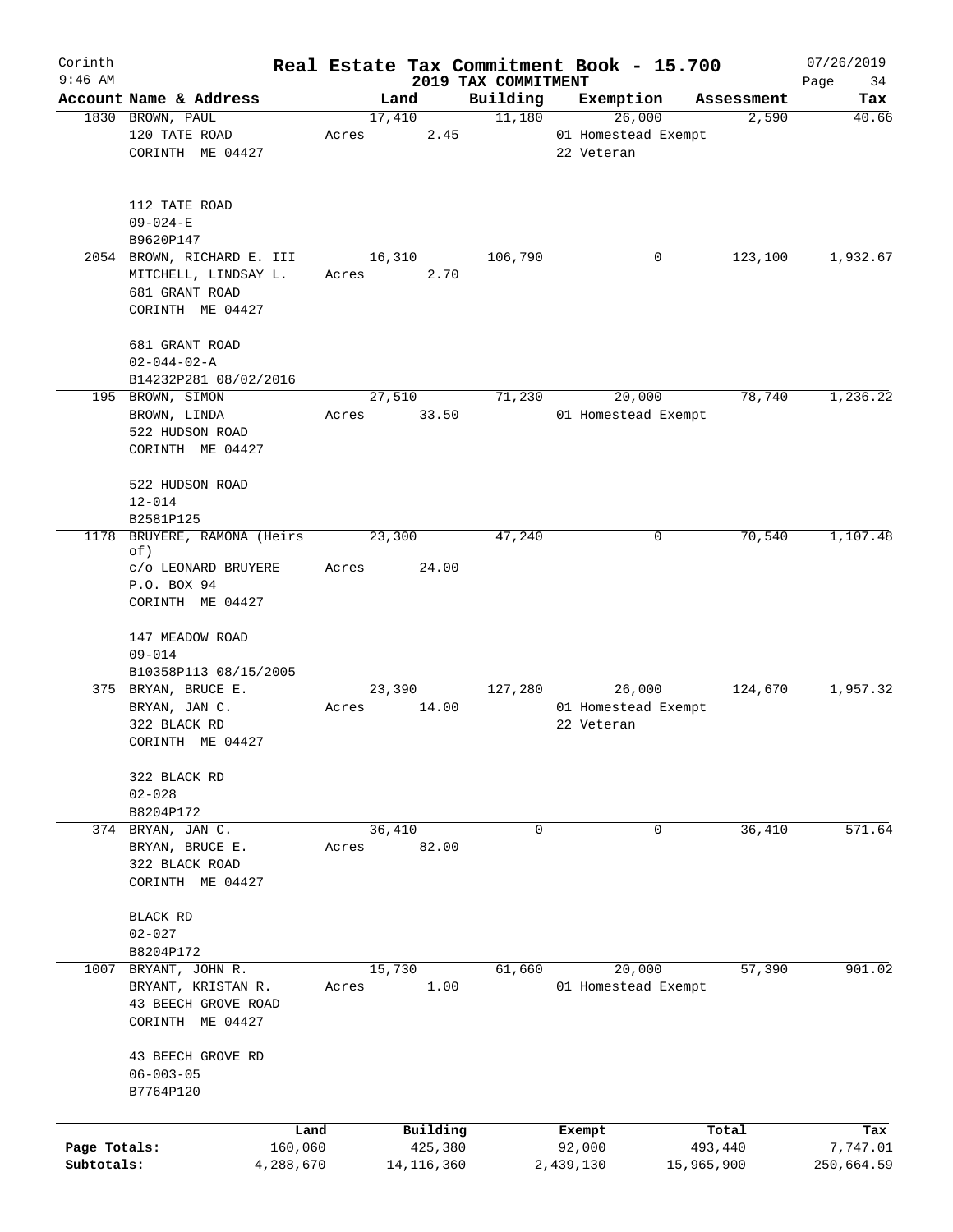Corinth
9:46 AM

# Real Estate Tax Commitment Book - 15.700
## 2019 TAX COMMITMENT

07/26/2019

| Account Name & Address | Land | Building | Exemption | Assessment | Tax |
|---|---|---|---|---|---|
| 1830 BROWN, PAUL<br>120 TATE ROAD<br>CORINTH ME 04427<br><br>112 TATE ROAD<br>09-024-E<br>B9620P147 | 17,410<br>Acres 2.45 | 11,180 | 26,000<br>01 Homestead Exempt<br>22 Veteran | 2,590 | 40.66 |
| 2054 BROWN, RICHARD E. III<br>MITCHELL, LINDSAY L.<br>681 GRANT ROAD<br>CORINTH ME 04427<br><br>681 GRANT ROAD<br>02-044-02-A<br>B14232P281 08/02/2016 | 16,310<br>Acres 2.70 | 106,790 | 0 | 123,100 | 1,932.67 |
| 195 BROWN, SIMON<br>BROWN, LINDA<br>522 HUDSON ROAD<br>CORINTH ME 04427<br><br>522 HUDSON ROAD<br>12-014<br>B2581P125 | 27,510<br>Acres 33.50 | 71,230 | 20,000<br>01 Homestead Exempt | 78,740 | 1,236.22 |
| 1178 BRUYERE, RAMONA (Heirs of)<br>c/o LEONARD BRUYERE<br>P.O. BOX 94<br>CORINTH ME 04427<br><br>147 MEADOW ROAD<br>09-014<br>B10358P113 08/15/2005 | 23,300<br>Acres 24.00 | 47,240 | 0 | 70,540 | 1,107.48 |
| 375 BRYAN, BRUCE E.<br>BRYAN, JAN C.<br>322 BLACK RD<br>CORINTH ME 04427<br><br>322 BLACK RD<br>02-028<br>B8204P172 | 23,390<br>Acres 14.00 | 127,280 | 26,000<br>01 Homestead Exempt<br>22 Veteran | 124,670 | 1,957.32 |
| 374 BRYAN, JAN C.<br>BRYAN, BRUCE E.<br>322 BLACK ROAD<br>CORINTH ME 04427<br><br>BLACK RD<br>02-027<br>B8204P172 | 36,410<br>Acres 82.00 | 0 | 0 | 36,410 | 571.64 |
| 1007 BRYANT, JOHN R.<br>BRYANT, KRISTAN R.<br>43 BEECH GROVE ROAD<br>CORINTH ME 04427<br><br>43 BEECH GROVE RD<br>06-003-05<br>B7764P120 | 15,730<br>Acres 1.00 | 61,660 | 20,000<br>01 Homestead Exempt | 57,390 | 901.02 |

| | Land | Building | Exempt | Total | Tax |
|---|---|---|---|---|---|
| Page Totals: | 160,060 | 425,380 | 92,000 | 493,440 | 7,747.01 |
| Subtotals: | 4,288,670 | 14,116,360 | 2,439,130 | 15,965,900 | 250,664.59 |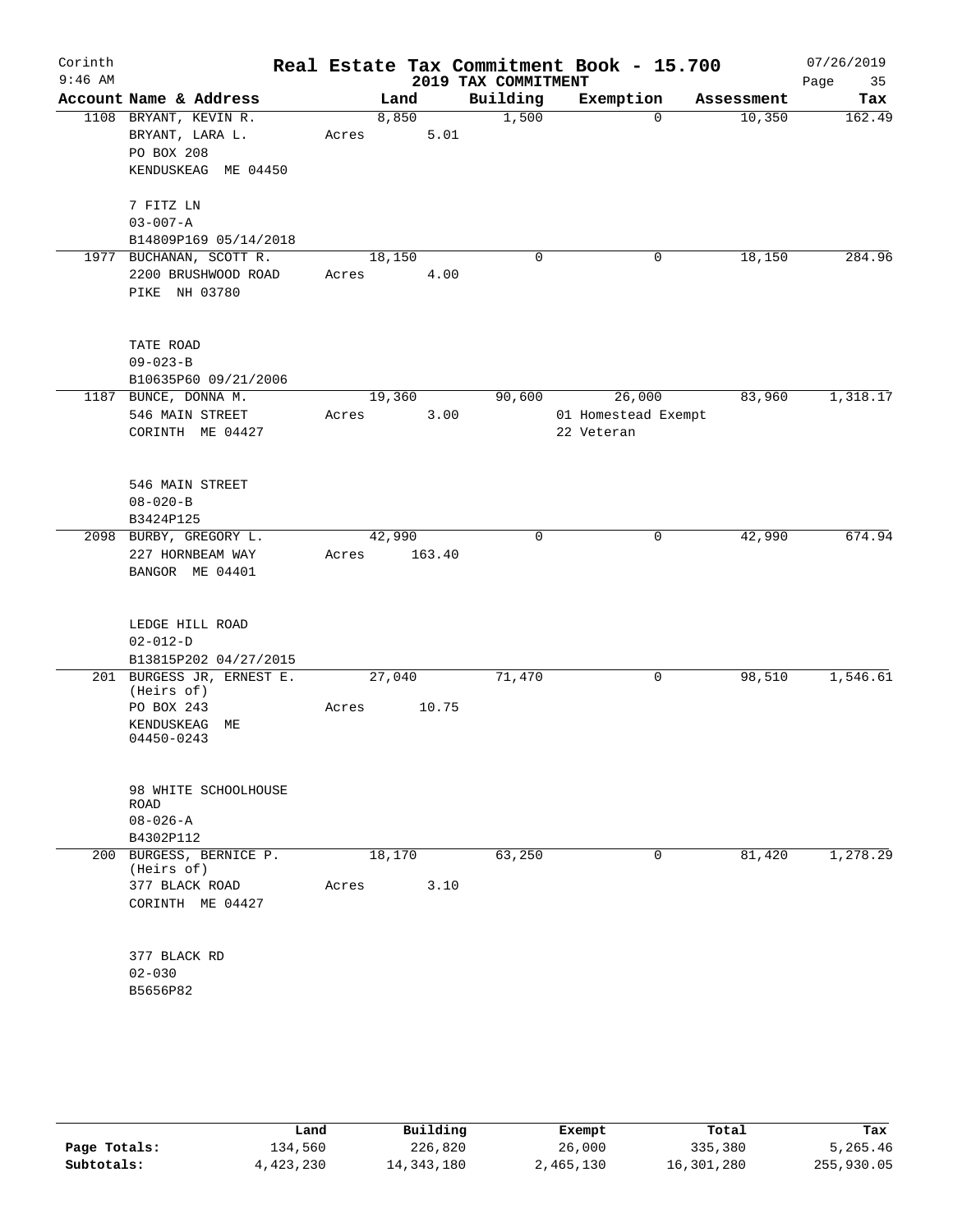# Corinth — Real Estate Tax Commitment Book - 15.700

9:46 AM — 2019 TAX COMMITMENT — 07/26/2019

| Account | Name & Address | Land | Building | Exemption | Assessment | Tax |
|---|---|---|---|---|---|---|
| 1108 | BRYANT, KEVIN R.<br>BRYANT, LARA L.<br>PO BOX 208<br>KENDUSKEAG ME 04450<br><br>7 FITZ LN<br>03-007-A<br>B14809P169 05/14/2018 | 8,850<br>Acres 5.01 | 1,500 | 0 | 10,350 | 162.49 |
| 1977 | BUCHANAN, SCOTT R.<br>2200 BRUSHWOOD ROAD<br>PIKE NH 03780<br><br>TATE ROAD<br>09-023-B<br>B10635P60 09/21/2006 | 18,150<br>Acres 4.00 | 0 | 0 | 18,150 | 284.96 |
| 1187 | BUNCE, DONNA M.<br>546 MAIN STREET<br>CORINTH ME 04427<br><br>546 MAIN STREET<br>08-020-B<br>B3424P125 | 19,360<br>Acres 3.00 | 90,600 | 26,000<br>01 Homestead Exempt<br>22 Veteran | 83,960 | 1,318.17 |
| 2098 | BURBY, GREGORY L.<br>227 HORNBEAM WAY<br>BANGOR ME 04401<br><br>LEDGE HILL ROAD<br>02-012-D<br>B13815P202 04/27/2015 | 42,990<br>Acres 163.40 | 0 | 0 | 42,990 | 674.94 |
| 201 | BURGESS JR, ERNEST E.<br>(Heirs of)<br>PO BOX 243<br>KENDUSKEAG ME<br>04450-0243<br><br>98 WHITE SCHOOLHOUSE<br>ROAD<br>08-026-A<br>B4302P112 | 27,040<br>Acres 10.75 | 71,470 | 0 | 98,510 | 1,546.61 |
| 200 | BURGESS, BERNICE P.<br>(Heirs of)<br>377 BLACK ROAD<br>CORINTH ME 04427<br><br>377 BLACK RD<br>02-030<br>B5656P82 | 18,170<br>Acres 3.10 | 63,250 | 0 | 81,420 | 1,278.29 |

| | Land | Building | Exempt | Total | Tax |
|---|---|---|---|---|---|
| Page Totals: | 134,560 | 226,820 | 26,000 | 335,380 | 5,265.46 |
| Subtotals: | 4,423,230 | 14,343,180 | 2,465,130 | 16,301,280 | 255,930.05 |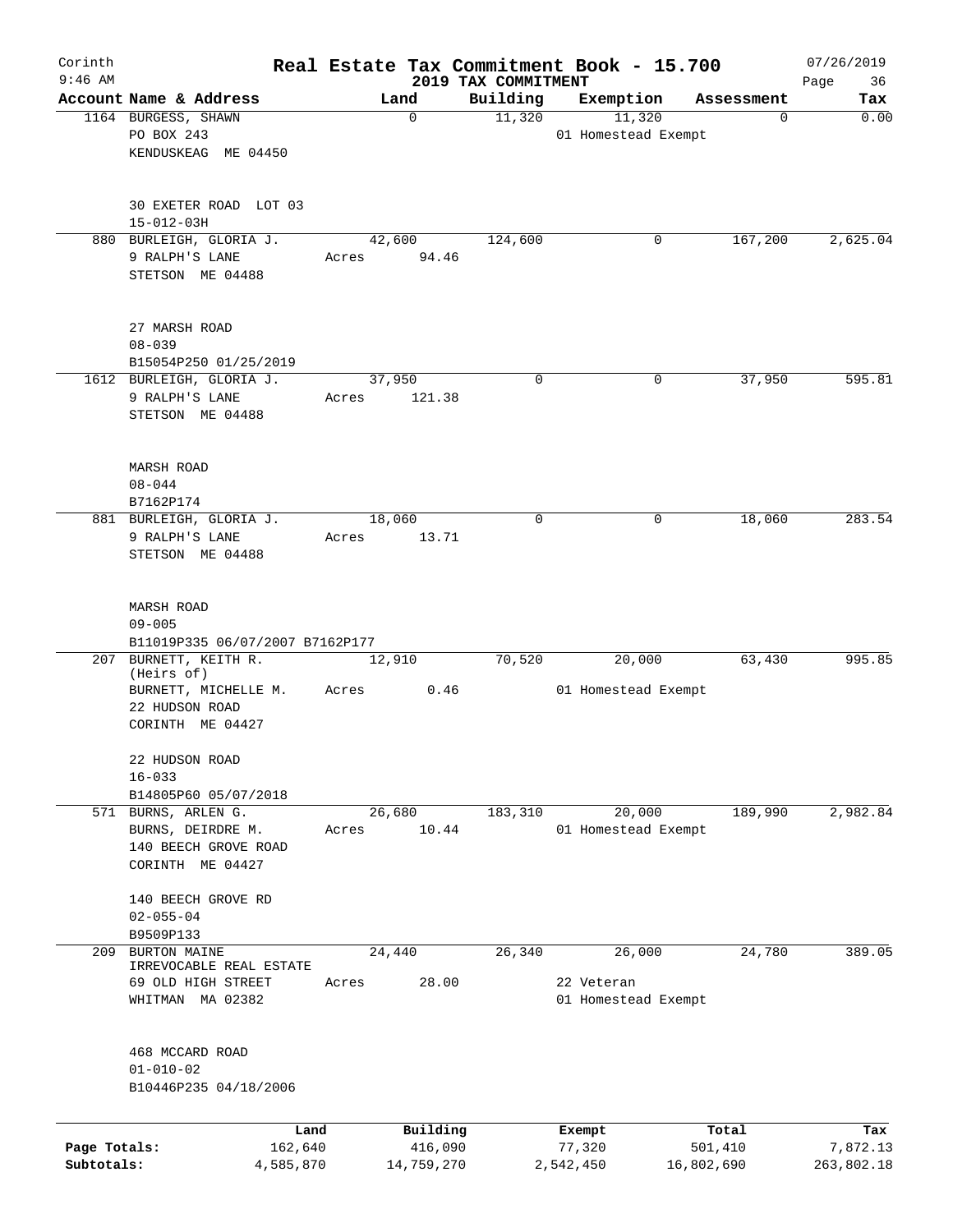Corinth 9:46 AM

# Real Estate Tax Commitment Book - 15.700

## 2019 TAX COMMITMENT

07/26/2019

| Account Name & Address | Land | Building | Exemption | Assessment | Tax |
|---|---|---|---|---|---|
| 1164 BURGESS, SHAWN<br>PO BOX 243<br>KENDUSKEAG ME 04450<br><br>30 EXETER ROAD LOT 03<br>15-012-03H | 0 | 11,320 | 11,320<br>01 Homestead Exempt | 0 | 0.00 |
| 880 BURLEIGH, GLORIA J.<br>9 RALPH'S LANE<br>STETSON ME 04488<br><br>27 MARSH ROAD<br>08-039<br>B15054P250 01/25/2019 | 42,600<br>Acres 94.46 | 124,600 | 0 | 167,200 | 2,625.04 |
| 1612 BURLEIGH, GLORIA J.<br>9 RALPH'S LANE<br>STETSON ME 04488<br><br>MARSH ROAD<br>08-044<br>B7162P174 | 37,950<br>Acres 121.38 | 0 | 0 | 37,950 | 595.81 |
| 881 BURLEIGH, GLORIA J.<br>9 RALPH'S LANE<br>STETSON ME 04488<br><br>MARSH ROAD<br>09-005<br>B11019P335 06/07/2007 B7162P177 | 18,060<br>Acres 13.71 | 0 | 0 | 18,060 | 283.54 |
| 207 BURNETT, KEITH R. (Heirs of)<br>BURNETT, MICHELLE M.<br>22 HUDSON ROAD<br>CORINTH ME 04427<br><br>22 HUDSON ROAD<br>16-033<br>B14805P60 05/07/2018 | 12,910<br>Acres 0.46 | 70,520 | 20,000<br>01 Homestead Exempt | 63,430 | 995.85 |
| 571 BURNS, ARLEN G.<br>BURNS, DEIRDRE M.<br>140 BEECH GROVE ROAD<br>CORINTH ME 04427<br><br>140 BEECH GROVE RD<br>02-055-04<br>B9509P133 | 26,680<br>Acres 10.44 | 183,310 | 20,000<br>01 Homestead Exempt | 189,990 | 2,982.84 |
| 209 BURTON MAINE IRREVOCABLE REAL ESTATE<br>69 OLD HIGH STREET<br>WHITMAN MA 02382<br><br>468 MCCARD ROAD<br>01-010-02<br>B10446P235 04/18/2006 | 24,440<br>Acres 28.00 | 26,340 | 26,000<br>22 Veteran<br>01 Homestead Exempt | 24,780 | 389.05 |

| | Land | Building | Exempt | Total | Tax |
|---|---|---|---|---|---|
| Page Totals: | 162,640 | 416,090 | 77,320 | 501,410 | 7,872.13 |
| Subtotals: | 4,585,870 | 14,759,270 | 2,542,450 | 16,802,690 | 263,802.18 |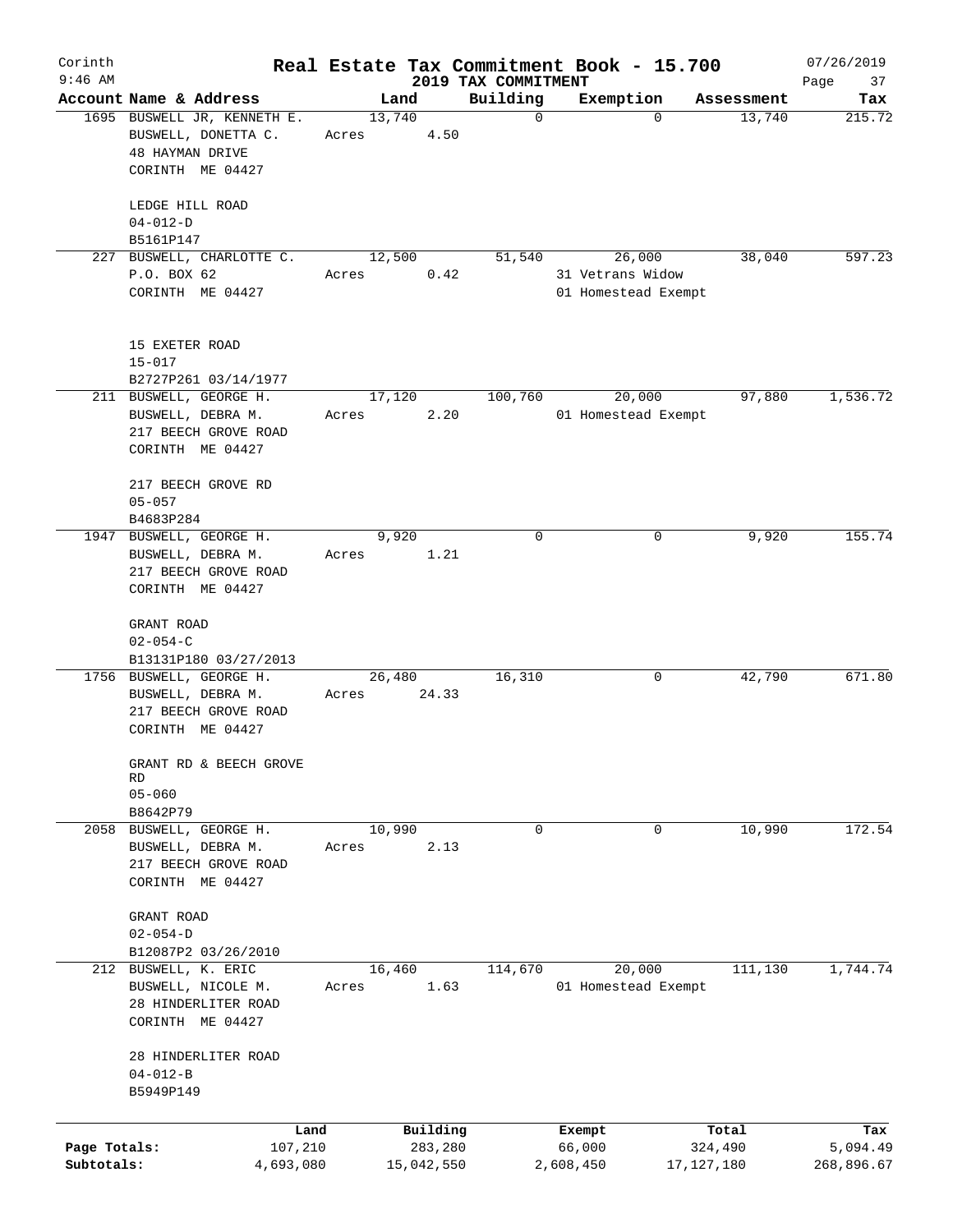# Real Estate Tax Commitment Book - 15.700

Corinth
9:46 AM

2019 TAX COMMITMENT

07/26/2019
Page 37

| Account Name & Address | Land | Building | Exemption | Assessment | Tax |
|---|---|---|---|---|---|
| 1695 BUSWELL JR, KENNETH E.<br>BUSWELL, DONETTA C.<br>48 HAYMAN DRIVE<br>CORINTH ME 04427<br><br>LEDGE HILL ROAD<br>04-012-D<br>B5161P147 | 13,740<br>Acres 4.50 | 0 | 0 | 13,740 | 215.72 |
| 227 BUSWELL, CHARLOTTE C.<br>P.O. BOX 62<br>CORINTH ME 04427<br><br>15 EXETER ROAD<br>15-017<br>B2727P261 03/14/1977 | 12,500<br>Acres 0.42 | 51,540 | 26,000<br>31 Vetrans Widow<br>01 Homestead Exempt | 38,040 | 597.23 |
| 211 BUSWELL, GEORGE H.<br>BUSWELL, DEBRA M.<br>217 BEECH GROVE ROAD<br>CORINTH ME 04427<br><br>217 BEECH GROVE RD<br>05-057<br>B4683P284 | 17,120<br>Acres 2.20 | 100,760 | 20,000<br>01 Homestead Exempt | 97,880 | 1,536.72 |
| 1947 BUSWELL, GEORGE H.<br>BUSWELL, DEBRA M.<br>217 BEECH GROVE ROAD<br>CORINTH ME 04427<br><br>GRANT ROAD<br>02-054-C<br>B13131P180 03/27/2013 | 9,920<br>Acres 1.21 | 0 | 0 | 9,920 | 155.74 |
| 1756 BUSWELL, GEORGE H.<br>BUSWELL, DEBRA M.<br>217 BEECH GROVE ROAD<br>CORINTH ME 04427<br><br>GRANT RD & BEECH GROVE RD<br>05-060<br>B8642P79 | 26,480<br>Acres 24.33 | 16,310 | 0 | 42,790 | 671.80 |
| 2058 BUSWELL, GEORGE H.<br>BUSWELL, DEBRA M.<br>217 BEECH GROVE ROAD<br>CORINTH ME 04427<br><br>GRANT ROAD<br>02-054-D<br>B12087P2 03/26/2010 | 10,990<br>Acres 2.13 | 0 | 0 | 10,990 | 172.54 |
| 212 BUSWELL, K. ERIC<br>BUSWELL, NICOLE M.<br>28 HINDERLITER ROAD<br>CORINTH ME 04427<br><br>28 HINDERLITER ROAD<br>04-012-B<br>B5949P149 | 16,460<br>Acres 1.63 | 114,670 | 20,000<br>01 Homestead Exempt | 111,130 | 1,744.74 |

| | Land | Building | Exempt | Total | Tax |
|---|---|---|---|---|---|
| Page Totals: | 107,210 | 283,280 | 66,000 | 324,490 | 5,094.49 |
| Subtotals: | 4,693,080 | 15,042,550 | 2,608,450 | 17,127,180 | 268,896.67 |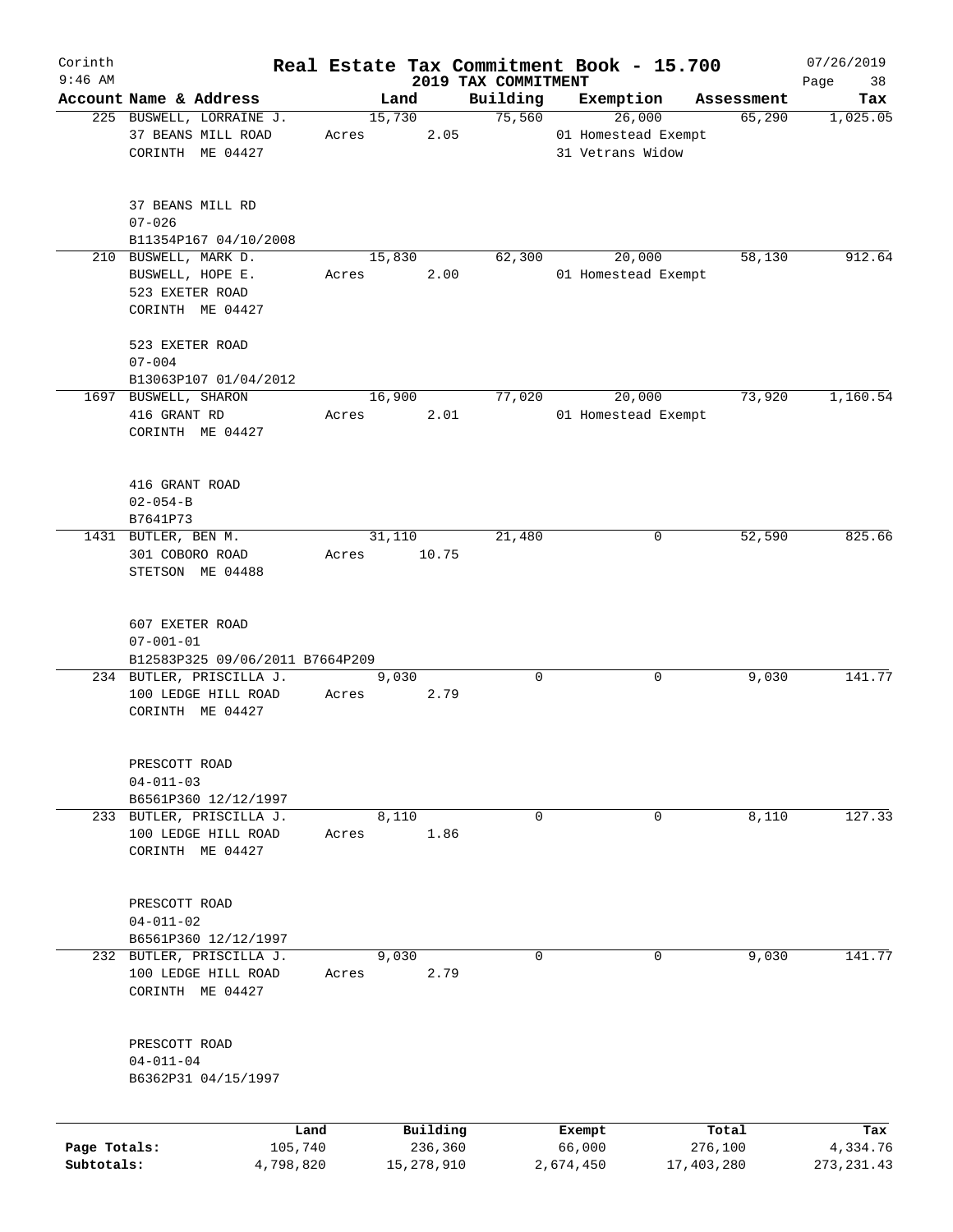# Real Estate Tax Commitment Book - 15.700

Corinth
9:46 AM

2019 TAX COMMITMENT

07/26/2019

| Account Name & Address | Land | Building | Exemption | Assessment | Tax |
|---|---|---|---|---|---|
| 225 BUSWELL, LORRAINE J.<br>37 BEANS MILL ROAD<br>CORINTH ME 04427<br><br>37 BEANS MILL RD<br>07-026<br>B11354P167 04/10/2008 | 15,730<br>Acres 2.05 | 75,560 | 26,000<br>01 Homestead Exempt<br>31 Vetrans Widow | 65,290 | 1,025.05 |
| 210 BUSWELL, MARK D.<br>BUSWELL, HOPE E.<br>523 EXETER ROAD<br>CORINTH ME 04427<br><br>523 EXETER ROAD<br>07-004<br>B13063P107 01/04/2012 | 15,830<br>Acres 2.00 | 62,300 | 20,000<br>01 Homestead Exempt | 58,130 | 912.64 |
| 1697 BUSWELL, SHARON<br>416 GRANT RD<br>CORINTH ME 04427<br><br>416 GRANT ROAD<br>02-054-B<br>B7641P73 | 16,900<br>Acres 2.01 | 77,020 | 20,000<br>01 Homestead Exempt | 73,920 | 1,160.54 |
| 1431 BUTLER, BEN M.<br>301 COBORO ROAD<br>STETSON ME 04488<br><br>607 EXETER ROAD<br>07-001-01<br>B12583P325 09/06/2011 B7664P209 | 31,110<br>Acres 10.75 | 21,480 | 0 | 52,590 | 825.66 |
| 234 BUTLER, PRISCILLA J.<br>100 LEDGE HILL ROAD<br>CORINTH ME 04427<br><br>PRESCOTT ROAD<br>04-011-03<br>B6561P360 12/12/1997 | 9,030<br>Acres 2.79 | 0 | 0 | 9,030 | 141.77 |
| 233 BUTLER, PRISCILLA J.<br>100 LEDGE HILL ROAD<br>CORINTH ME 04427<br><br>PRESCOTT ROAD<br>04-011-02<br>B6561P360 12/12/1997 | 8,110<br>Acres 1.86 | 0 | 0 | 8,110 | 127.33 |
| 232 BUTLER, PRISCILLA J.<br>100 LEDGE HILL ROAD<br>CORINTH ME 04427<br><br>PRESCOTT ROAD<br>04-011-04<br>B6362P31 04/15/1997 | 9,030<br>Acres 2.79 | 0 | 0 | 9,030 | 141.77 |

| | Land | Building | Exempt | Total | Tax |
|---|---|---|---|---|---|
| Page Totals: | 105,740 | 236,360 | 66,000 | 276,100 | 4,334.76 |
| Subtotals: | 4,798,820 | 15,278,910 | 2,674,450 | 17,403,280 | 273,231.43 |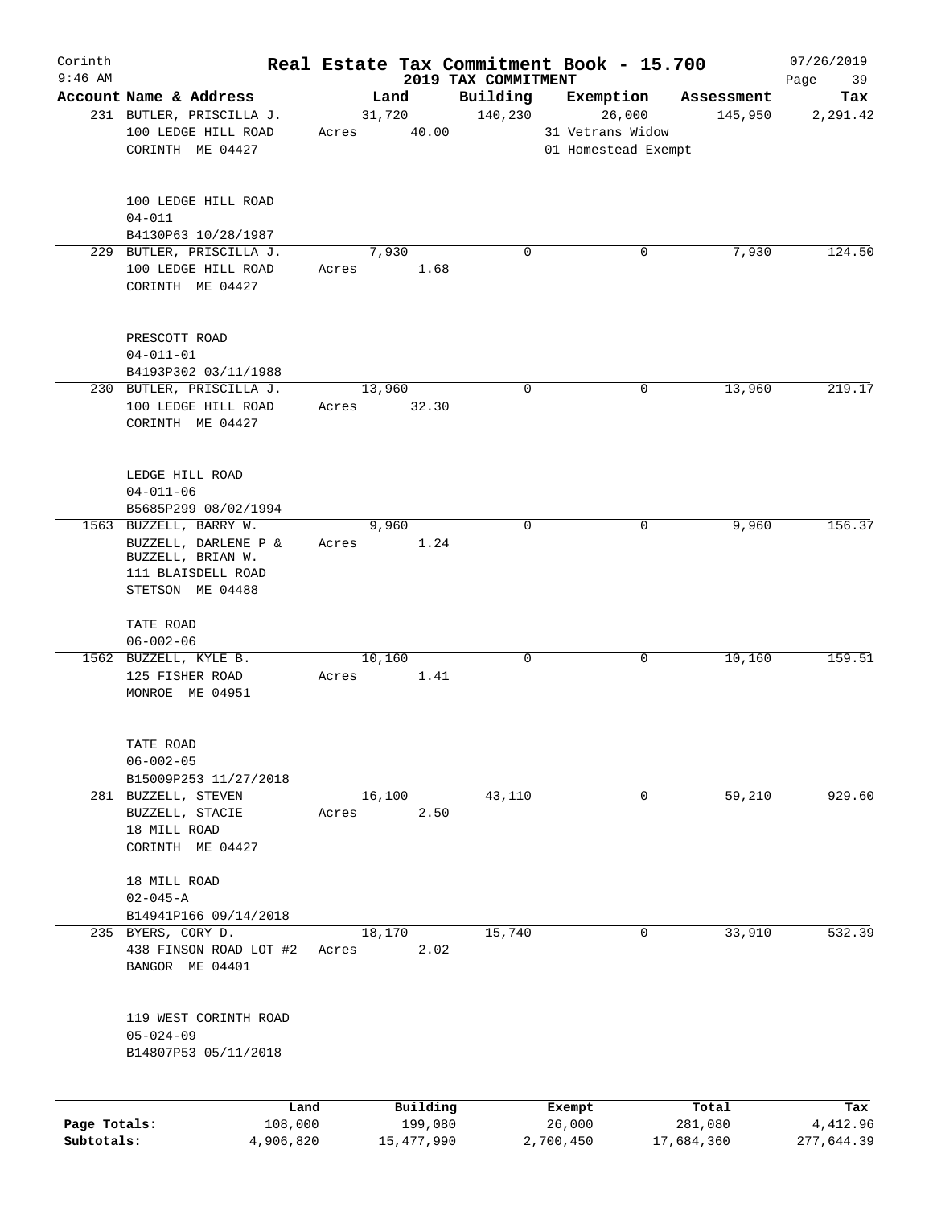# Real Estate Tax Commitment Book - 15.700

Corinth
9:46 AM

2019 TAX COMMITMENT

07/26/2019

| Account Name & Address | Land | Building | Exemption | Assessment | Tax |
|---|---|---|---|---|---|
| 231 BUTLER, PRISCILLA J.<br>100 LEDGE HILL ROAD<br>CORINTH ME 04427<br><br>100 LEDGE HILL ROAD<br>04-011<br>B4130P63 10/28/1987 | 31,720<br>Acres 40.00 | 140,230 | 26,000<br>31 Vetrans Widow<br>01 Homestead Exempt | 145,950 | 2,291.42 |
| 229 BUTLER, PRISCILLA J.<br>100 LEDGE HILL ROAD<br>CORINTH ME 04427<br><br>PRESCOTT ROAD<br>04-011-01<br>B4193P302 03/11/1988 | 7,930<br>Acres 1.68 | 0 | 0 | 7,930 | 124.50 |
| 230 BUTLER, PRISCILLA J.<br>100 LEDGE HILL ROAD<br>CORINTH ME 04427<br><br>LEDGE HILL ROAD<br>04-011-06<br>B5685P299 08/02/1994 | 13,960<br>Acres 32.30 | 0 | 0 | 13,960 | 219.17 |
| 1563 BUZZELL, BARRY W.<br>BUZZELL, DARLENE P &<br>BUZZELL, BRIAN W.<br>111 BLAISDELL ROAD<br>STETSON ME 04488<br><br>TATE ROAD<br>06-002-06 | 9,960<br>Acres 1.24 | 0 | 0 | 9,960 | 156.37 |
| 1562 BUZZELL, KYLE B.<br>125 FISHER ROAD<br>MONROE ME 04951<br><br>TATE ROAD<br>06-002-05<br>B15009P253 11/27/2018 | 10,160<br>Acres 1.41 | 0 | 0 | 10,160 | 159.51 |
| 281 BUZZELL, STEVEN<br>BUZZELL, STACIE<br>18 MILL ROAD<br>CORINTH ME 04427<br><br>18 MILL ROAD<br>02-045-A<br>B14941P166 09/14/2018 | 16,100<br>Acres 2.50 | 43,110 | 0 | 59,210 | 929.60 |
| 235 BYERS, CORY D.<br>438 FINSON ROAD LOT #2<br>BANGOR ME 04401<br><br>119 WEST CORINTH ROAD<br>05-024-09<br>B14807P53 05/11/2018 | 18,170<br>Acres 2.02 | 15,740 | 0 | 33,910 | 532.39 |

| | Land | Building | Exempt | Total | Tax |
|---|---|---|---|---|---|
| Page Totals: | 108,000 | 199,080 | 26,000 | 281,080 | 4,412.96 |
| Subtotals: | 4,906,820 | 15,477,990 | 2,700,450 | 17,684,360 | 277,644.39 |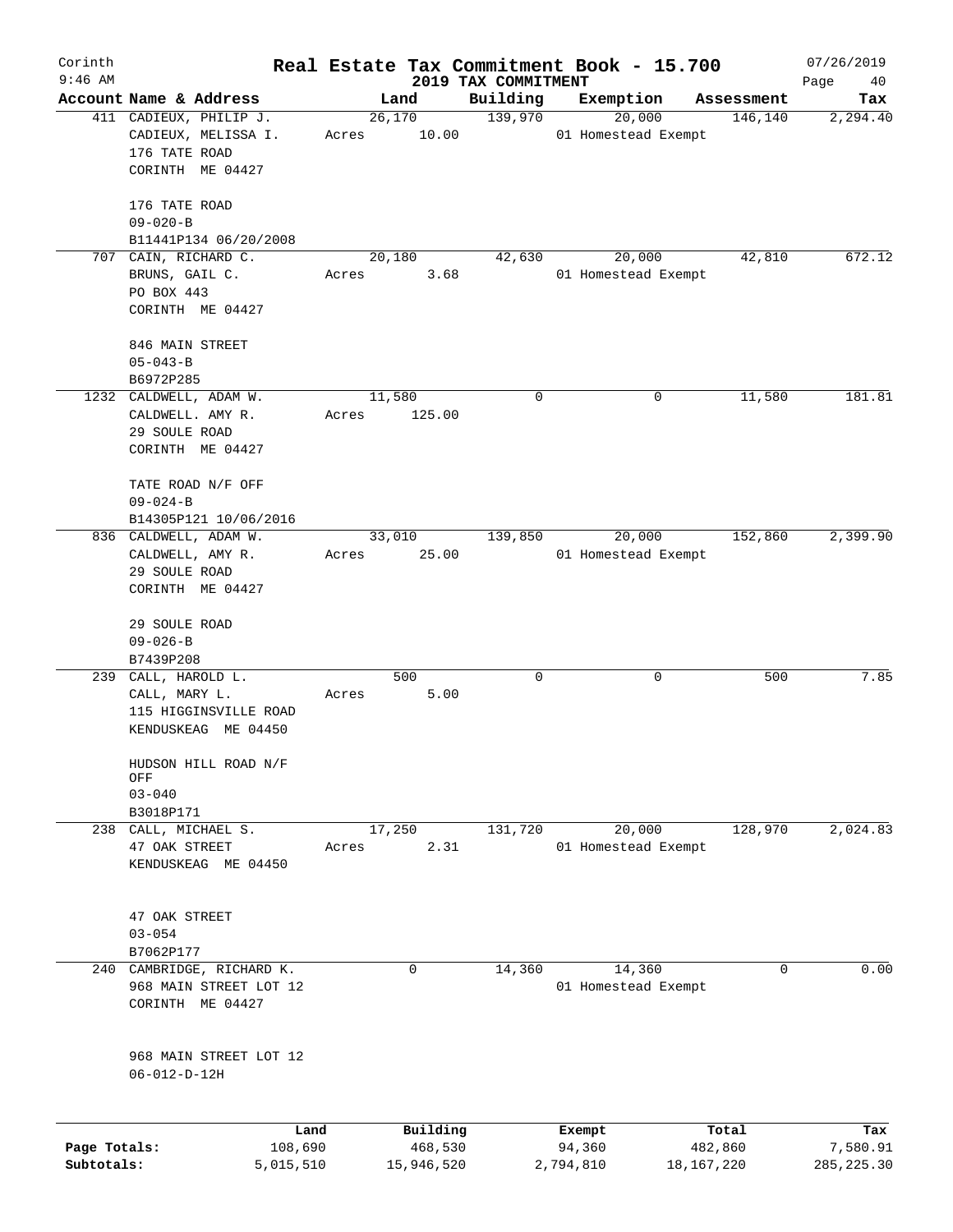# Real Estate Tax Commitment Book - 15.700

Corinth
9:46 AM

## 2019 TAX COMMITMENT

07/26/2019

| Account Name & Address | Land | Building | Exemption | Assessment | Tax |
|---|---|---|---|---|---|
| 411 CADIEUX, PHILIP J.<br>CADIEUX, MELISSA I.<br>176 TATE ROAD<br>CORINTH ME 04427<br><br>176 TATE ROAD<br>09-020-B<br>B11441P134 06/20/2008 | 26,170<br>Acres 10.00 | 139,970 | 20,000<br>01 Homestead Exempt | 146,140 | 2,294.40 |
| 707 CAIN, RICHARD C.<br>BRUNS, GAIL C.<br>PO BOX 443<br>CORINTH ME 04427<br><br>846 MAIN STREET<br>05-043-B<br>B6972P285 | 20,180<br>Acres 3.68 | 42,630 | 20,000<br>01 Homestead Exempt | 42,810 | 672.12 |
| 1232 CALDWELL, ADAM W.<br>CALDWELL. AMY R.<br>29 SOULE ROAD<br>CORINTH ME 04427<br><br>TATE ROAD N/F OFF<br>09-024-B<br>B14305P121 10/06/2016 | 11,580<br>Acres 125.00 | 0 | 0 | 11,580 | 181.81 |
| 836 CALDWELL, ADAM W.<br>CALDWELL, AMY R.<br>29 SOULE ROAD<br>CORINTH ME 04427<br><br>29 SOULE ROAD<br>09-026-B<br>B7439P208 | 33,010<br>Acres 25.00 | 139,850 | 20,000<br>01 Homestead Exempt | 152,860 | 2,399.90 |
| 239 CALL, HAROLD L.<br>CALL, MARY L.<br>115 HIGGINSVILLE ROAD<br>KENDUSKEAG ME 04450<br><br>HUDSON HILL ROAD N/F OFF<br>03-040<br>B3018P171 | 500<br>Acres 5.00 | 0 | 0 | 500 | 7.85 |
| 238 CALL, MICHAEL S.<br>47 OAK STREET<br>KENDUSKEAG ME 04450<br><br>47 OAK STREET<br>03-054<br>B7062P177 | 17,250<br>Acres 2.31 | 131,720 | 20,000<br>01 Homestead Exempt | 128,970 | 2,024.83 |
| 240 CAMBRIDGE, RICHARD K.<br>968 MAIN STREET LOT 12<br>CORINTH ME 04427<br><br>968 MAIN STREET LOT 12<br>06-012-D-12H | 0 | 14,360 | 14,360<br>01 Homestead Exempt | 0 | 0.00 |

| | Land | Building | Exempt | Total | Tax |
|---|---|---|---|---|---|
| Page Totals: | 108,690 | 468,530 | 94,360 | 482,860 | 7,580.91 |
| Subtotals: | 5,015,510 | 15,946,520 | 2,794,810 | 18,167,220 | 285,225.30 |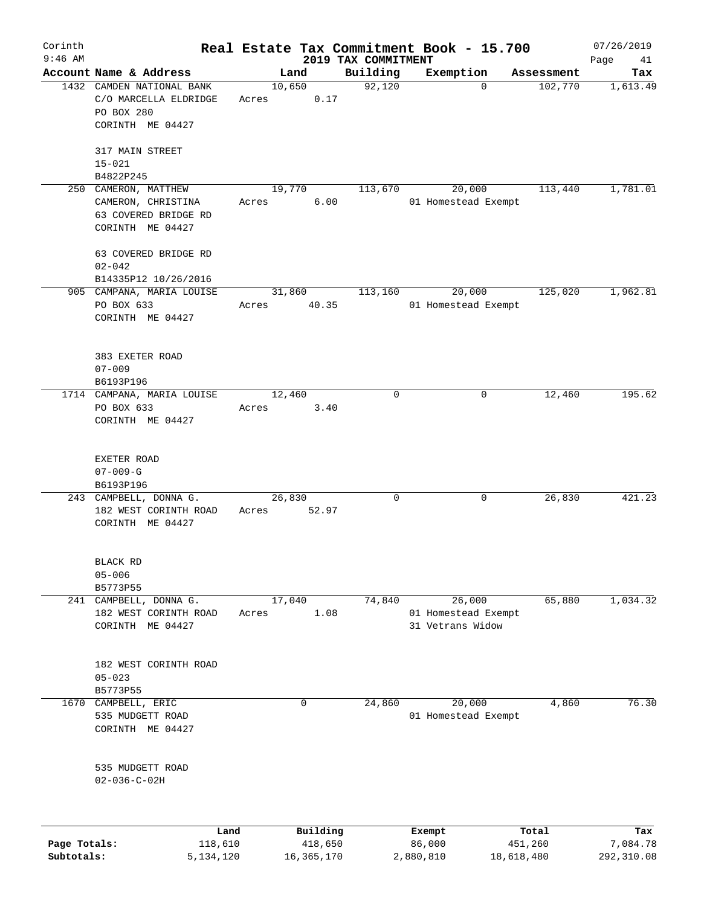# Corinth — Real Estate Tax Commitment Book - 15.700

## 2019 TAX COMMITMENT

9:46 AM — 07/26/2019

| Account Name & Address | Land | Building | Exemption | Assessment | Tax |
|---|---|---|---|---|---|
| 1432 CAMDEN NATIONAL BANK<br>C/O MARCELLA ELDRIDGE<br>PO BOX 280<br>CORINTH ME 04427<br><br>317 MAIN STREET<br>15-021<br>B4822P245 | 10,650<br>Acres 0.17 | 92,120 | 0 | 102,770 | 1,613.49 |
| 250 CAMERON, MATTHEW<br>CAMERON, CHRISTINA<br>63 COVERED BRIDGE RD<br>CORINTH ME 04427<br><br>63 COVERED BRIDGE RD<br>02-042<br>B14335P12 10/26/2016 | 19,770<br>Acres 6.00 | 113,670 | 20,000<br>01 Homestead Exempt | 113,440 | 1,781.01 |
| 905 CAMPANA, MARIA LOUISE<br>PO BOX 633<br>CORINTH ME 04427<br><br>383 EXETER ROAD<br>07-009<br>B6193P196 | 31,860<br>Acres 40.35 | 113,160 | 20,000<br>01 Homestead Exempt | 125,020 | 1,962.81 |
| 1714 CAMPANA, MARIA LOUISE<br>PO BOX 633<br>CORINTH ME 04427<br><br>EXETER ROAD<br>07-009-G<br>B6193P196 | 12,460<br>Acres 3.40 | 0 | 0 | 12,460 | 195.62 |
| 243 CAMPBELL, DONNA G.<br>182 WEST CORINTH ROAD<br>CORINTH ME 04427<br><br>BLACK RD<br>05-006<br>B5773P55 | 26,830<br>Acres 52.97 | 0 | 0 | 26,830 | 421.23 |
| 241 CAMPBELL, DONNA G.<br>182 WEST CORINTH ROAD<br>CORINTH ME 04427<br><br>182 WEST CORINTH ROAD<br>05-023<br>B5773P55 | 17,040<br>Acres 1.08 | 74,840 | 26,000<br>01 Homestead Exempt<br>31 Vetrans Widow | 65,880 | 1,034.32 |
| 1670 CAMPBELL, ERIC<br>535 MUDGETT ROAD<br>CORINTH ME 04427<br><br>535 MUDGETT ROAD<br>02-036-C-02H | 0 | 24,860 | 20,000<br>01 Homestead Exempt | 4,860 | 76.30 |

| | Land | Building | Exempt | Total | Tax |
|---|---|---|---|---|---|
| Page Totals: | 118,610 | 418,650 | 86,000 | 451,260 | 7,084.78 |
| Subtotals: | 5,134,120 | 16,365,170 | 2,880,810 | 18,618,480 | 292,310.08 |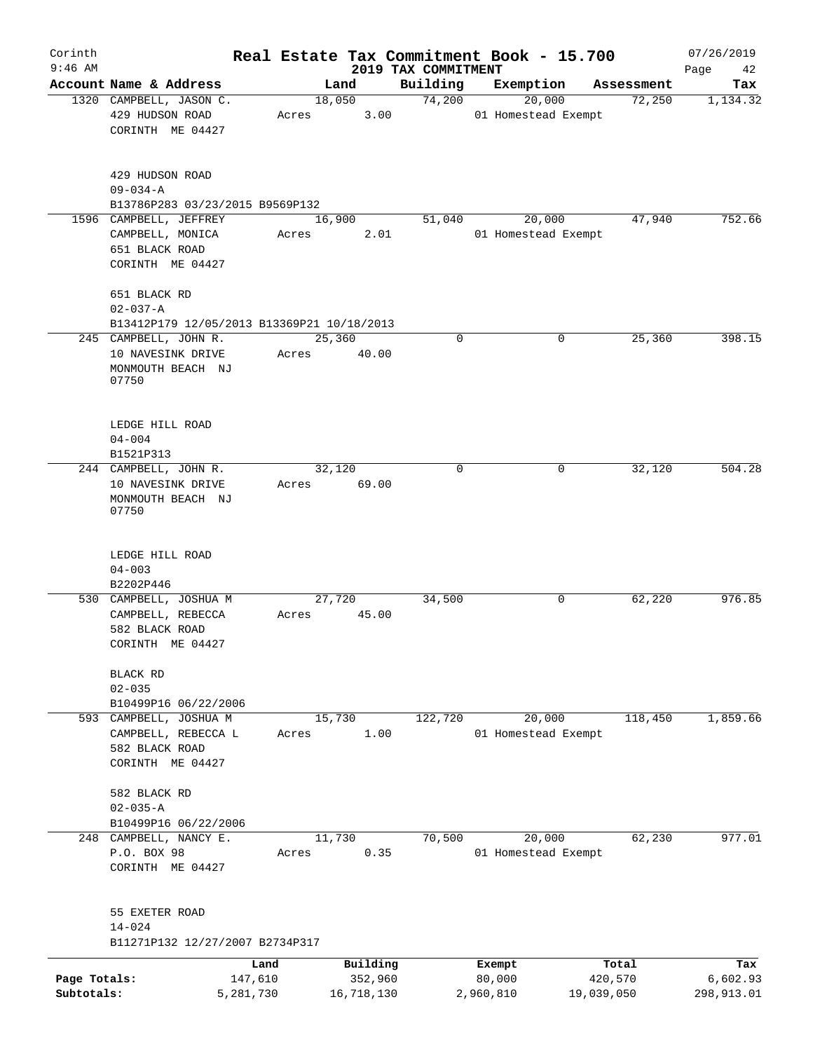# Real Estate Tax Commitment Book - 15.700

Corinth
9:46 AM

2019 TAX COMMITMENT

07/26/2019

| Account Name & Address | Land | Building | Exemption | Assessment | Tax |
|---|---|---|---|---|---|
| 1320 CAMPBELL, JASON C.<br>429 HUDSON ROAD<br>CORINTH ME 04427<br><br>429 HUDSON ROAD<br>09-034-A<br>B13786P283 03/23/2015 B9569P132 | 18,050<br>Acres 3.00 | 74,200 | 20,000<br>01 Homestead Exempt | 72,250 | 1,134.32 |
| 1596 CAMPBELL, JEFFREY<br>CAMPBELL, MONICA<br>651 BLACK ROAD<br>CORINTH ME 04427<br><br>651 BLACK RD<br>02-037-A<br>B13412P179 12/05/2013 B13369P21 10/18/2013 | 16,900<br>Acres 2.01 | 51,040 | 20,000<br>01 Homestead Exempt | 47,940 | 752.66 |
| 245 CAMPBELL, JOHN R.<br>10 NAVESINK DRIVE<br>MONMOUTH BEACH NJ 07750<br><br>LEDGE HILL ROAD<br>04-004<br>B1521P313 | 25,360<br>Acres 40.00 | 0 | 0 | 25,360 | 398.15 |
| 244 CAMPBELL, JOHN R.<br>10 NAVESINK DRIVE<br>MONMOUTH BEACH NJ 07750<br><br>LEDGE HILL ROAD<br>04-003<br>B2202P446 | 32,120<br>Acres 69.00 | 0 | 0 | 32,120 | 504.28 |
| 530 CAMPBELL, JOSHUA M<br>CAMPBELL, REBECCA<br>582 BLACK ROAD<br>CORINTH ME 04427<br><br>BLACK RD<br>02-035<br>B10499P16 06/22/2006 | 27,720<br>Acres 45.00 | 34,500 | 0 | 62,220 | 976.85 |
| 593 CAMPBELL, JOSHUA M<br>CAMPBELL, REBECCA L<br>582 BLACK ROAD<br>CORINTH ME 04427<br><br>582 BLACK RD<br>02-035-A<br>B10499P16 06/22/2006 | 15,730<br>Acres 1.00 | 122,720 | 20,000<br>01 Homestead Exempt | 118,450 | 1,859.66 |
| 248 CAMPBELL, NANCY E.<br>P.O. BOX 98<br>CORINTH ME 04427<br><br>55 EXETER ROAD<br>14-024<br>B11271P132 12/27/2007 B2734P317 | 11,730<br>Acres 0.35 | 70,500 | 20,000<br>01 Homestead Exempt | 62,230 | 977.01 |

| | Land | Building | Exempt | Total | Tax |
|---|---|---|---|---|---|
| Page Totals: | 147,610 | 352,960 | 80,000 | 420,570 | 6,602.93 |
| Subtotals: | 5,281,730 | 16,718,130 | 2,960,810 | 19,039,050 | 298,913.01 |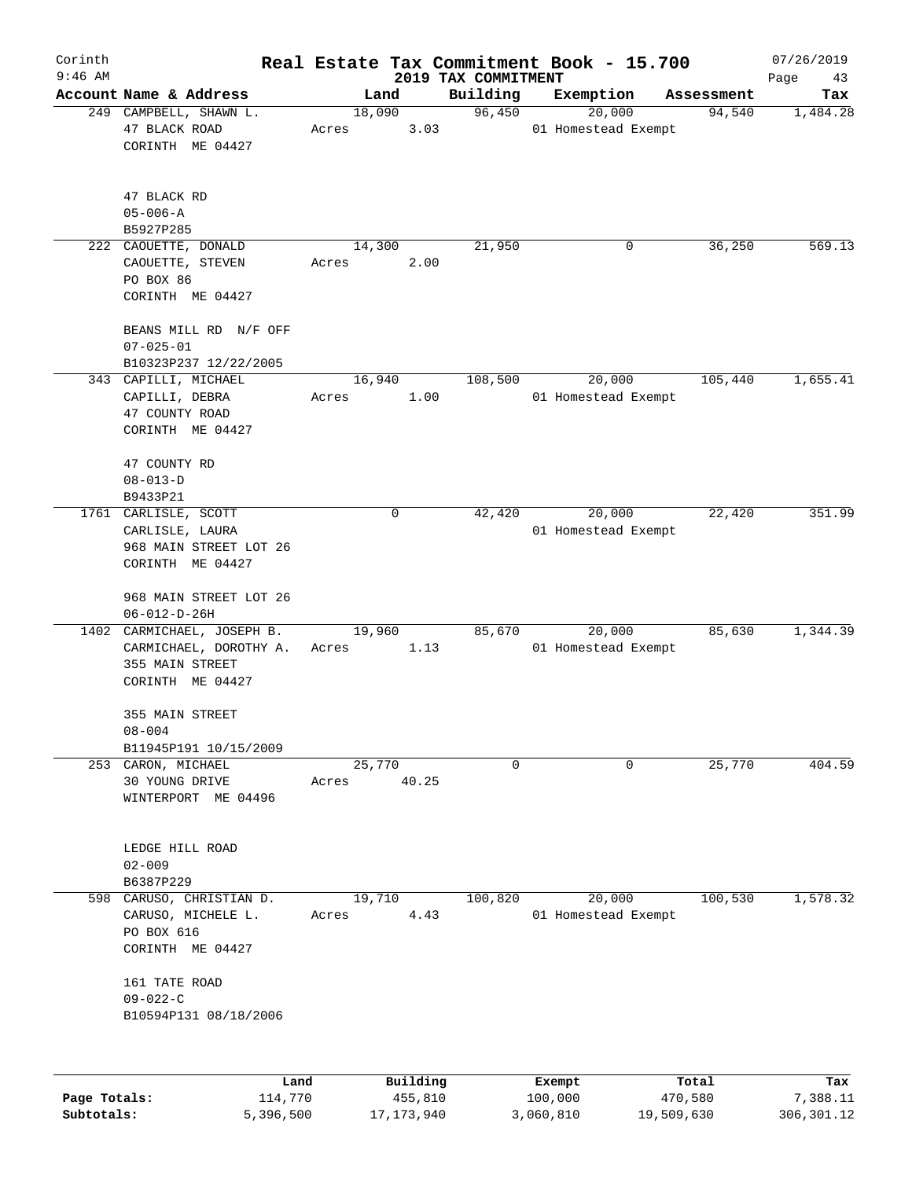# Real Estate Tax Commitment Book - 15.700

## 2019 TAX COMMITMENT

Corinth 9:46 AM — 07/26/2019

| Account Name & Address | Land | | Building | Exemption | Assessment | Tax |
|---|---|---|---|---|---|---|
| 249 CAMPBELL, SHAWN L.<br>47 BLACK ROAD<br>CORINTH ME 04427<br><br>47 BLACK RD<br>05-006-A<br>B5927P285 | 18,090<br>Acres | 3.03 | 96,450 | 20,000<br>01 Homestead Exempt | 94,540 | 1,484.28 |
| 222 CAOUETTE, DONALD<br>CAOUETTE, STEVEN<br>PO BOX 86<br>CORINTH ME 04427<br><br>BEANS MILL RD N/F OFF<br>07-025-01<br>B10323P237 12/22/2005 | 14,300<br>Acres | 2.00 | 21,950 | 0 | 36,250 | 569.13 |
| 343 CAPILLI, MICHAEL<br>CAPILLI, DEBRA<br>47 COUNTY ROAD<br>CORINTH ME 04427<br><br>47 COUNTY RD<br>08-013-D<br>B9433P21 | 16,940<br>Acres | 1.00 | 108,500 | 20,000<br>01 Homestead Exempt | 105,440 | 1,655.41 |
| 1761 CARLISLE, SCOTT<br>CARLISLE, LAURA<br>968 MAIN STREET LOT 26<br>CORINTH ME 04427<br><br>968 MAIN STREET LOT 26<br>06-012-D-26H | 0 | | 42,420 | 20,000<br>01 Homestead Exempt | 22,420 | 351.99 |
| 1402 CARMICHAEL, JOSEPH B.<br>CARMICHAEL, DOROTHY A.<br>355 MAIN STREET<br>CORINTH ME 04427<br><br>355 MAIN STREET<br>08-004<br>B11945P191 10/15/2009 | 19,960<br>Acres | 1.13 | 85,670 | 20,000<br>01 Homestead Exempt | 85,630 | 1,344.39 |
| 253 CARON, MICHAEL<br>30 YOUNG DRIVE<br>WINTERPORT ME 04496<br><br>LEDGE HILL ROAD<br>02-009<br>B6387P229 | 25,770<br>Acres | 40.25 | 0 | 0 | 25,770 | 404.59 |
| 598 CARUSO, CHRISTIAN D.<br>CARUSO, MICHELE L.<br>PO BOX 616<br>CORINTH ME 04427<br><br>161 TATE ROAD<br>09-022-C<br>B10594P131 08/18/2006 | 19,710<br>Acres | 4.43 | 100,820 | 20,000<br>01 Homestead Exempt | 100,530 | 1,578.32 |

| | Land | Building | Exempt | Total | Tax |
|---|---|---|---|---|---|
| Page Totals: | 114,770 | 455,810 | 100,000 | 470,580 | 7,388.11 |
| Subtotals: | 5,396,500 | 17,173,940 | 3,060,810 | 19,509,630 | 306,301.12 |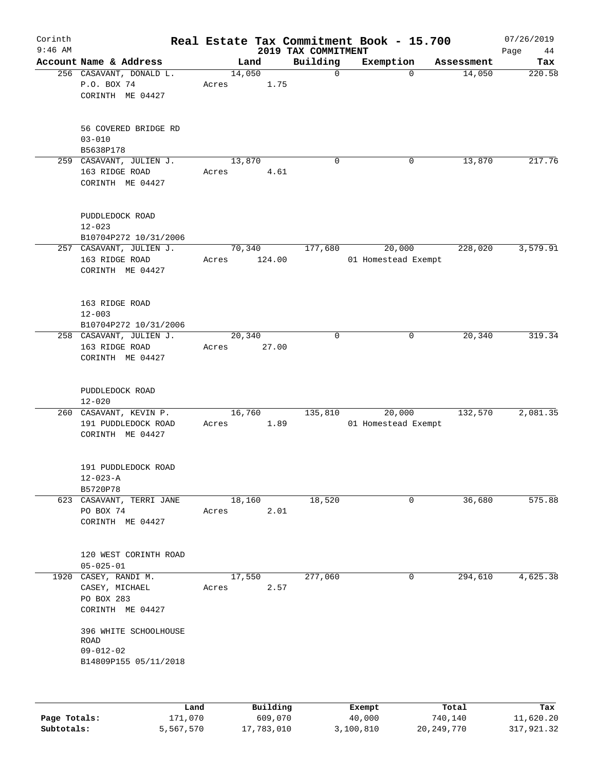# Real Estate Tax Commitment Book - 15.700

Corinth
9:46 AM

2019 TAX COMMITMENT

07/26/2019

| Account Name & Address | Land | Building | Exemption | Assessment | Tax |
|---|---|---|---|---|---|
| 256 CASAVANT, DONALD L.<br>P.O. BOX 74<br>CORINTH ME 04427<br><br>56 COVERED BRIDGE RD<br>03-010<br>B5638P178 | 14,050<br>Acres 1.75 | 0 | 0 | 14,050 | 220.58 |
| 259 CASAVANT, JULIEN J.<br>163 RIDGE ROAD<br>CORINTH ME 04427<br><br>PUDDLEDOCK ROAD<br>12-023<br>B10704P272 10/31/2006 | 13,870<br>Acres 4.61 | 0 | 0 | 13,870 | 217.76 |
| 257 CASAVANT, JULIEN J.<br>163 RIDGE ROAD<br>CORINTH ME 04427<br><br>163 RIDGE ROAD<br>12-003<br>B10704P272 10/31/2006 | 70,340<br>Acres 124.00 | 177,680 | 20,000<br>01 Homestead Exempt | 228,020 | 3,579.91 |
| 258 CASAVANT, JULIEN J.<br>163 RIDGE ROAD<br>CORINTH ME 04427<br><br>PUDDLEDOCK ROAD<br>12-020 | 20,340<br>Acres 27.00 | 0 | 0 | 20,340 | 319.34 |
| 260 CASAVANT, KEVIN P.<br>191 PUDDLEDOCK ROAD<br>CORINTH ME 04427<br><br>191 PUDDLEDOCK ROAD<br>12-023-A<br>B5720P78 | 16,760<br>Acres 1.89 | 135,810 | 20,000<br>01 Homestead Exempt | 132,570 | 2,081.35 |
| 623 CASAVANT, TERRI JANE<br>PO BOX 74<br>CORINTH ME 04427<br><br>120 WEST CORINTH ROAD<br>05-025-01 | 18,160<br>Acres 2.01 | 18,520 | 0 | 36,680 | 575.88 |
| 1920 CASEY, RANDI M.<br>CASEY, MICHAEL<br>PO BOX 283<br>CORINTH ME 04427<br><br>396 WHITE SCHOOLHOUSE ROAD<br>09-012-02<br>B14809P155 05/11/2018 | 17,550<br>Acres 2.57 | 277,060 | 0 | 294,610 | 4,625.38 |

| | Land | Building | Exempt | Total | Tax |
|---|---|---|---|---|---|
| Page Totals: | 171,070 | 609,070 | 40,000 | 740,140 | 11,620.20 |
| Subtotals: | 5,567,570 | 17,783,010 | 3,100,810 | 20,249,770 | 317,921.32 |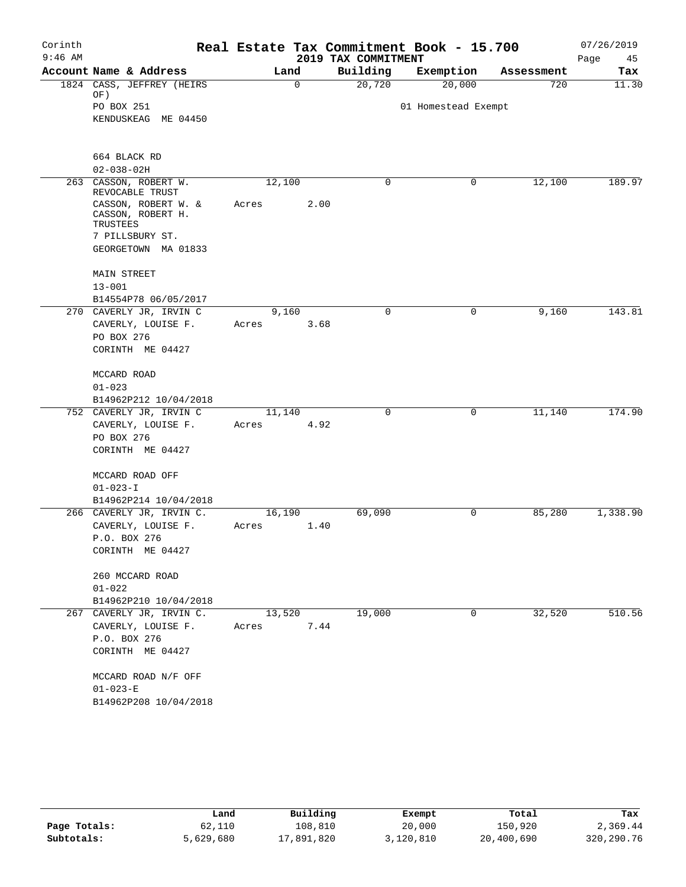# Corinth — Real Estate Tax Commitment Book - 15.700

9:46 AM — 2019 TAX COMMITMENT — 07/26/2019

| Account Name & Address | Land | Building | Exemption | Assessment | Tax |
|---|---|---|---|---|---|
| 1824 CASS, JEFFREY (HEIRS OF)<br>PO BOX 251<br>KENDUSKEAG ME 04450<br><br>664 BLACK RD<br>02-038-02H | 0 | 20,720 | 20,000<br>01 Homestead Exempt | 720 | 11.30 |
| 263 CASSON, ROBERT W. REVOCABLE TRUST<br>CASSON, ROBERT W. & CASSON, ROBERT H. TRUSTEES<br>7 PILLSBURY ST.<br>GEORGETOWN MA 01833<br><br>MAIN STREET<br>13-001<br>B14554P78 06/05/2017 | 12,100<br>Acres 2.00 | 0 | 0 | 12,100 | 189.97 |
| 270 CAVERLY JR, IRVIN C<br>CAVERLY, LOUISE F.<br>PO BOX 276<br>CORINTH ME 04427<br><br>MCCARD ROAD<br>01-023<br>B14962P212 10/04/2018 | 9,160<br>Acres 3.68 | 0 | 0 | 9,160 | 143.81 |
| 752 CAVERLY JR, IRVIN C<br>CAVERLY, LOUISE F.<br>PO BOX 276<br>CORINTH ME 04427<br><br>MCCARD ROAD OFF<br>01-023-I<br>B14962P214 10/04/2018 | 11,140<br>Acres 4.92 | 0 | 0 | 11,140 | 174.90 |
| 266 CAVERLY JR, IRVIN C.<br>CAVERLY, LOUISE F.<br>P.O. BOX 276<br>CORINTH ME 04427<br><br>260 MCCARD ROAD<br>01-022<br>B14962P210 10/04/2018 | 16,190<br>Acres 1.40 | 69,090 | 0 | 85,280 | 1,338.90 |
| 267 CAVERLY JR, IRVIN C.<br>CAVERLY, LOUISE F.<br>P.O. BOX 276<br>CORINTH ME 04427<br><br>MCCARD ROAD N/F OFF<br>01-023-E<br>B14962P208 10/04/2018 | 13,520<br>Acres 7.44 | 19,000 | 0 | 32,520 | 510.56 |

| | Land | Building | Exempt | Total | Tax |
|---|---|---|---|---|---|
| Page Totals: | 62,110 | 108,810 | 20,000 | 150,920 | 2,369.44 |
| Subtotals: | 5,629,680 | 17,891,820 | 3,120,810 | 20,400,690 | 320,290.76 |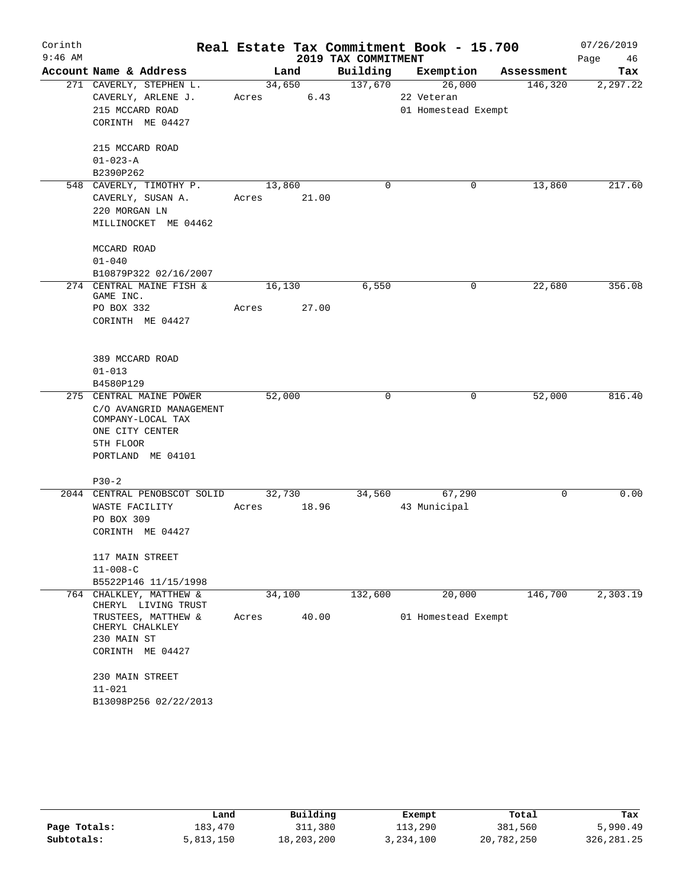Corinth 9:46 AM

# Real Estate Tax Commitment Book - 15.700

2019 TAX COMMITMENT

07/26/2019 Page 46

| Account Name & Address | Land | Building | Exemption | Assessment | Tax |
|---|---|---|---|---|---|
| 271 CAVERLY, STEPHEN L. | 34,650 | 137,670 | 26,000 | 146,320 | 2,297.22 |
| CAVERLY, ARLENE J. | Acres 6.43 | | 22 Veteran | | |
| 215 MCCARD ROAD | | | 01 Homestead Exempt | | |
| CORINTH ME 04427 | | | | | |
| 215 MCCARD ROAD | | | | | |
| 01-023-A | | | | | |
| B2390P262 | | | | | |
| 548 CAVERLY, TIMOTHY P. | 13,860 | 0 | 0 | 13,860 | 217.60 |
| CAVERLY, SUSAN A. | Acres 21.00 | | | | |
| 220 MORGAN LN | | | | | |
| MILLINOCKET ME 04462 | | | | | |
| MCCARD ROAD | | | | | |
| 01-040 | | | | | |
| B10879P322 02/16/2007 | | | | | |
| 274 CENTRAL MAINE FISH & GAME INC. | 16,130 | 6,550 | 0 | 22,680 | 356.08 |
| PO BOX 332 | Acres 27.00 | | | | |
| CORINTH ME 04427 | | | | | |
| 389 MCCARD ROAD | | | | | |
| 01-013 | | | | | |
| B4580P129 | | | | | |
| 275 CENTRAL MAINE POWER | 52,000 | 0 | 0 | 52,000 | 816.40 |
| C/O AVANGRID MANAGEMENT COMPANY-LOCAL TAX | | | | | |
| ONE CITY CENTER | | | | | |
| 5TH FLOOR | | | | | |
| PORTLAND ME 04101 | | | | | |
| P30-2 | | | | | |
| 2044 CENTRAL PENOBSCOT SOLID | 32,730 | 34,560 | 67,290 | 0 | 0.00 |
| WASTE FACILITY | Acres 18.96 | | 43 Municipal | | |
| PO BOX 309 | | | | | |
| CORINTH ME 04427 | | | | | |
| 117 MAIN STREET | | | | | |
| 11-008-C | | | | | |
| B5522P146 11/15/1998 | | | | | |
| 764 CHALKLEY, MATTHEW & CHERYL LIVING TRUST | 34,100 | 132,600 | 20,000 | 146,700 | 2,303.19 |
| TRUSTEES, MATTHEW & CHERYL CHALKLEY | Acres 40.00 | | 01 Homestead Exempt | | |
| 230 MAIN ST | | | | | |
| CORINTH ME 04427 | | | | | |
| 230 MAIN STREET | | | | | |
| 11-021 | | | | | |
| B13098P256 02/22/2013 | | | | | |

| | Land | Building | Exempt | Total | Tax |
|---|---|---|---|---|---|
| Page Totals: | 183,470 | 311,380 | 113,290 | 381,560 | 5,990.49 |
| Subtotals: | 5,813,150 | 18,203,200 | 3,234,100 | 20,782,250 | 326,281.25 |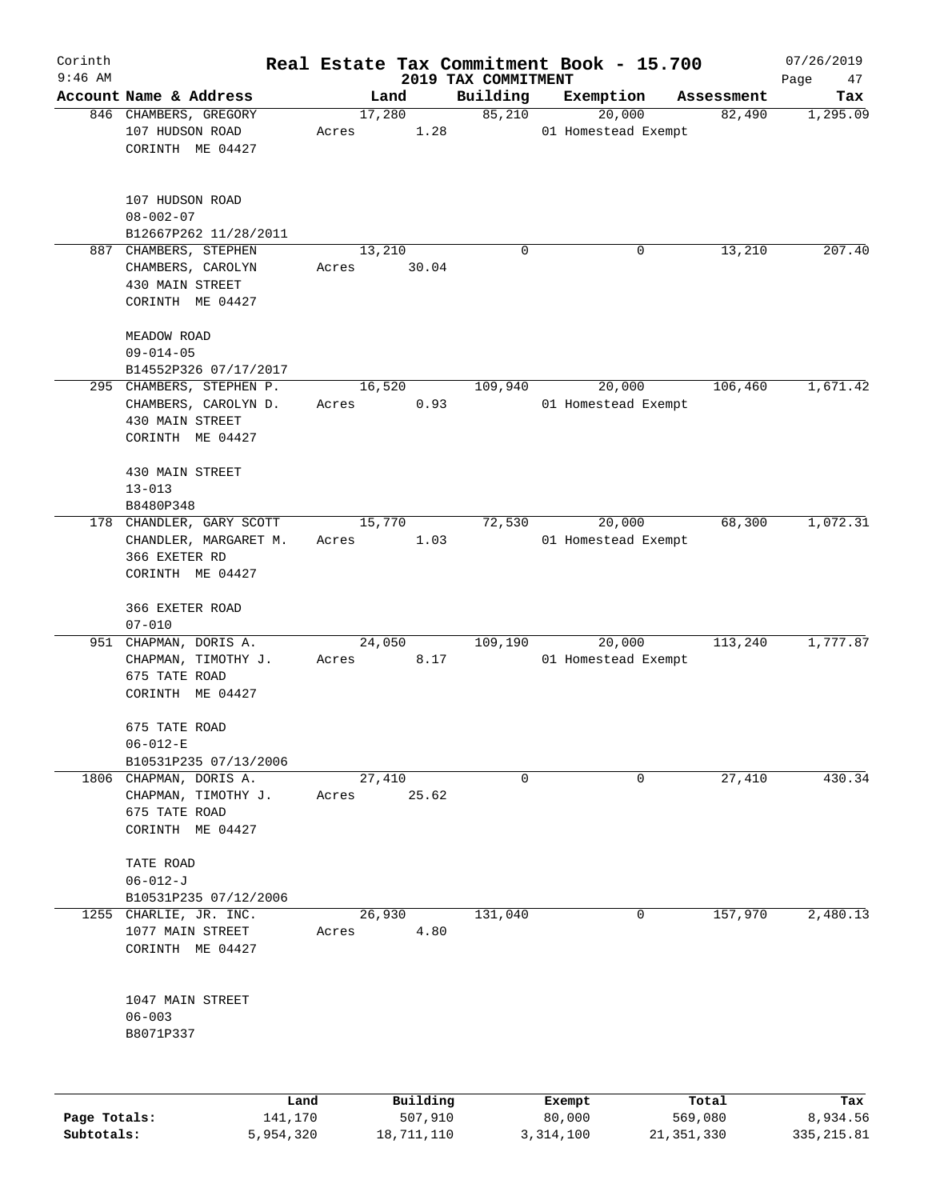# Real Estate Tax Commitment Book - 15.700

## 2019 TAX COMMITMENT

Corinth 9:46 AM — 07/26/2019

| Account Name & Address | Land | Building | Exemption | Assessment | Tax |
|---|---|---|---|---|---|
| 846 CHAMBERS, GREGORY<br>107 HUDSON ROAD<br>CORINTH ME 04427<br><br>107 HUDSON ROAD<br>08-002-07<br>B12667P262 11/28/2011 | 17,280<br>Acres 1.28 | 85,210 | 20,000<br>01 Homestead Exempt | 82,490 | 1,295.09 |
| 887 CHAMBERS, STEPHEN<br>CHAMBERS, CAROLYN<br>430 MAIN STREET<br>CORINTH ME 04427<br><br>MEADOW ROAD<br>09-014-05<br>B14552P326 07/17/2017 | 13,210<br>Acres 30.04 | 0 | 0 | 13,210 | 207.40 |
| 295 CHAMBERS, STEPHEN P.<br>CHAMBERS, CAROLYN D.<br>430 MAIN STREET<br>CORINTH ME 04427<br><br>430 MAIN STREET<br>13-013<br>B8480P348 | 16,520<br>Acres 0.93 | 109,940 | 20,000<br>01 Homestead Exempt | 106,460 | 1,671.42 |
| 178 CHANDLER, GARY SCOTT<br>CHANDLER, MARGARET M.<br>366 EXETER RD<br>CORINTH ME 04427<br><br>366 EXETER ROAD<br>07-010 | 15,770<br>Acres 1.03 | 72,530 | 20,000<br>01 Homestead Exempt | 68,300 | 1,072.31 |
| 951 CHAPMAN, DORIS A.<br>CHAPMAN, TIMOTHY J.<br>675 TATE ROAD<br>CORINTH ME 04427<br><br>675 TATE ROAD<br>06-012-E<br>B10531P235 07/13/2006 | 24,050<br>Acres 8.17 | 109,190 | 20,000<br>01 Homestead Exempt | 113,240 | 1,777.87 |
| 1806 CHAPMAN, DORIS A.<br>CHAPMAN, TIMOTHY J.<br>675 TATE ROAD<br>CORINTH ME 04427<br><br>TATE ROAD<br>06-012-J<br>B10531P235 07/12/2006 | 27,410<br>Acres 25.62 | 0 | 0 | 27,410 | 430.34 |
| 1255 CHARLIE, JR. INC.<br>1077 MAIN STREET<br>CORINTH ME 04427<br><br>1047 MAIN STREET<br>06-003<br>B8071P337 | 26,930<br>Acres 4.80 | 131,040 | 0 | 157,970 | 2,480.13 |

| | Land | Building | Exempt | Total | Tax |
|---|---|---|---|---|---|
| Page Totals: | 141,170 | 507,910 | 80,000 | 569,080 | 8,934.56 |
| Subtotals: | 5,954,320 | 18,711,110 | 3,314,100 | 21,351,330 | 335,215.81 |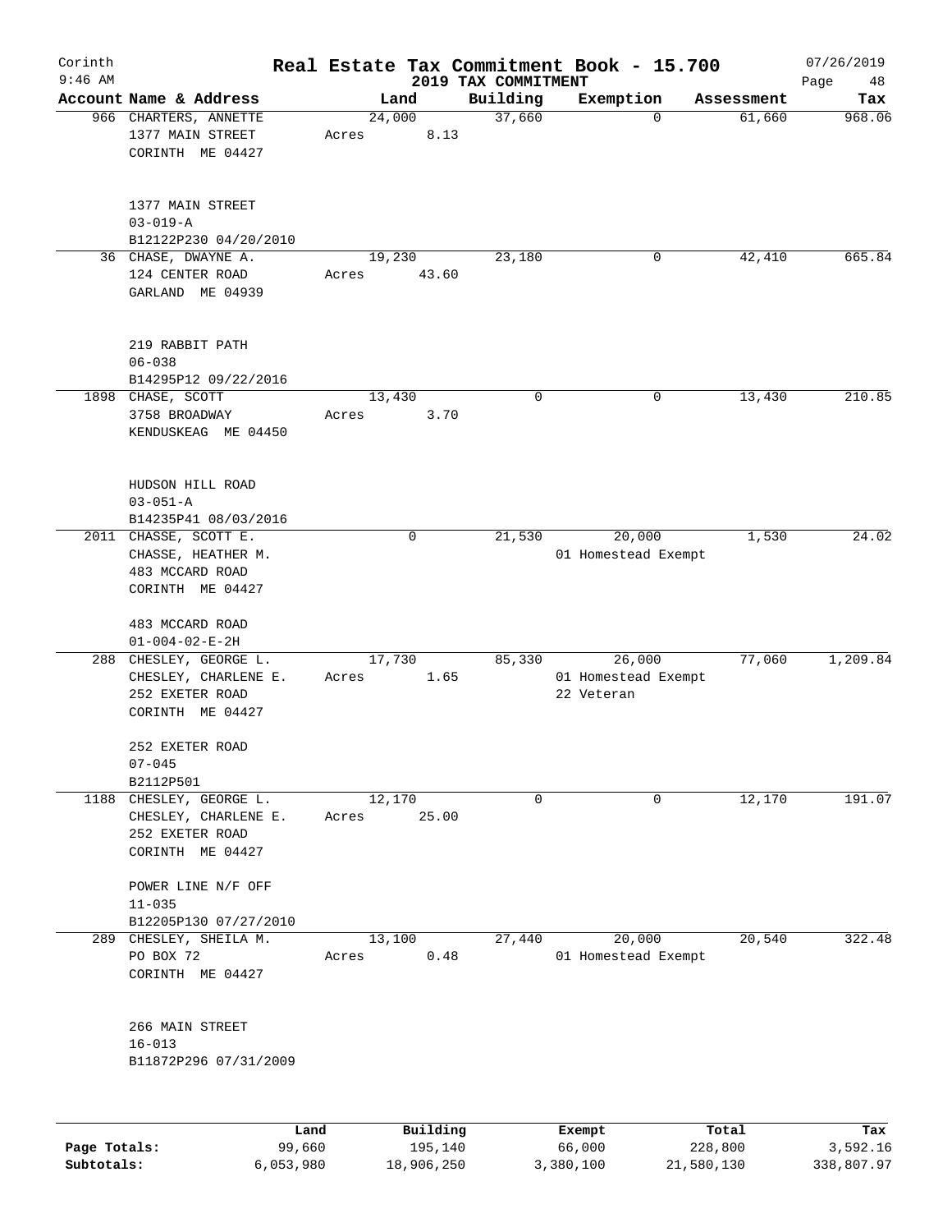# Real Estate Tax Commitment Book - 15.700

Corinth
9:46 AM

2019 TAX COMMITMENT

07/26/2019

| Account Name & Address | Land | Building | Exemption | Assessment | Tax |
|---|---|---|---|---|---|
| 966 CHARTERS, ANNETTE<br>1377 MAIN STREET<br>CORINTH ME 04427<br><br>1377 MAIN STREET<br>03-019-A<br>B12122P230 04/20/2010 | 24,000<br>Acres 8.13 | 37,660 | 0 | 61,660 | 968.06 |
| 36 CHASE, DWAYNE A.<br>124 CENTER ROAD<br>GARLAND ME 04939<br><br>219 RABBIT PATH<br>06-038<br>B14295P12 09/22/2016 | 19,230<br>Acres 43.60 | 23,180 | 0 | 42,410 | 665.84 |
| 1898 CHASE, SCOTT<br>3758 BROADWAY<br>KENDUSKEAG ME 04450<br><br>HUDSON HILL ROAD<br>03-051-A<br>B14235P41 08/03/2016 | 13,430<br>Acres 3.70 | 0 | 0 | 13,430 | 210.85 |
| 2011 CHASSE, SCOTT E.<br>CHASSE, HEATHER M.<br>483 MCCARD ROAD<br>CORINTH ME 04427<br><br>483 MCCARD ROAD<br>01-004-02-E-2H | 0 | 21,530 | 20,000<br>01 Homestead Exempt | 1,530 | 24.02 |
| 288 CHESLEY, GEORGE L.<br>CHESLEY, CHARLENE E.<br>252 EXETER ROAD<br>CORINTH ME 04427<br><br>252 EXETER ROAD<br>07-045<br>B2112P501 | 17,730<br>Acres 1.65 | 85,330 | 26,000<br>01 Homestead Exempt<br>22 Veteran | 77,060 | 1,209.84 |
| 1188 CHESLEY, GEORGE L.<br>CHESLEY, CHARLENE E.<br>252 EXETER ROAD<br>CORINTH ME 04427<br><br>POWER LINE N/F OFF<br>11-035<br>B12205P130 07/27/2010 | 12,170<br>Acres 25.00 | 0 | 0 | 12,170 | 191.07 |
| 289 CHESLEY, SHEILA M.<br>PO BOX 72<br>CORINTH ME 04427<br><br>266 MAIN STREET<br>16-013<br>B11872P296 07/31/2009 | 13,100<br>Acres 0.48 | 27,440 | 20,000<br>01 Homestead Exempt | 20,540 | 322.48 |

| | Land | Building | Exempt | Total | Tax |
|---|---|---|---|---|---|
| Page Totals: | 99,660 | 195,140 | 66,000 | 228,800 | 3,592.16 |
| Subtotals: | 6,053,980 | 18,906,250 | 3,380,100 | 21,580,130 | 338,807.97 |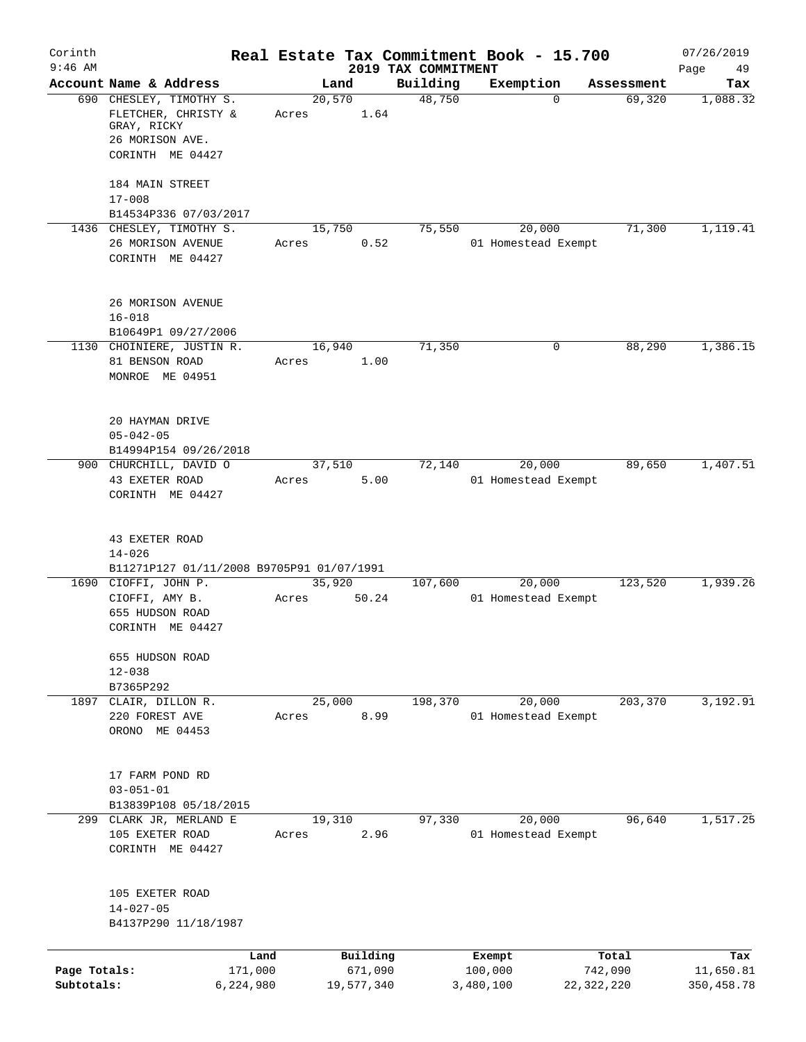# Corinth — Real Estate Tax Commitment Book - 15.700

2019 TAX COMMITMENT

9:46 AM — 07/26/2019 — Page 49

| Account | Name & Address | Land | Building | Exemption | Assessment | Tax |
|---|---|---|---|---|---|---|
| 690 | CHESLEY, TIMOTHY S.<br>FLETCHER, CHRISTY &<br>GRAY, RICKY<br>26 MORISON AVE.<br>CORINTH ME 04427<br><br>184 MAIN STREET<br>17-008<br>B14534P336 07/03/2017 | 20,570<br>Acres 1.64 | 48,750 | 0 | 69,320 | 1,088.32 |
| 1436 | CHESLEY, TIMOTHY S.<br>26 MORISON AVENUE<br>CORINTH ME 04427<br><br>26 MORISON AVENUE<br>16-018<br>B10649P1 09/27/2006 | 15,750<br>Acres 0.52 | 75,550 | 20,000<br>01 Homestead Exempt | 71,300 | 1,119.41 |
| 1130 | CHOINIERE, JUSTIN R.<br>81 BENSON ROAD<br>MONROE ME 04951<br><br>20 HAYMAN DRIVE<br>05-042-05<br>B14994P154 09/26/2018 | 16,940<br>Acres 1.00 | 71,350 | 0 | 88,290 | 1,386.15 |
| 900 | CHURCHILL, DAVID O<br>43 EXETER ROAD<br>CORINTH ME 04427<br><br>43 EXETER ROAD<br>14-026<br>B11271P127 01/11/2008 B9705P91 01/07/1991 | 37,510<br>Acres 5.00 | 72,140 | 20,000<br>01 Homestead Exempt | 89,650 | 1,407.51 |
| 1690 | CIOFFI, JOHN P.<br>CIOFFI, AMY B.<br>655 HUDSON ROAD<br>CORINTH ME 04427<br><br>655 HUDSON ROAD<br>12-038<br>B7365P292 | 35,920<br>Acres 50.24 | 107,600 | 20,000<br>01 Homestead Exempt | 123,520 | 1,939.26 |
| 1897 | CLAIR, DILLON R.<br>220 FOREST AVE<br>ORONO ME 04453<br><br>17 FARM POND RD<br>03-051-01<br>B13839P108 05/18/2015 | 25,000<br>Acres 8.99 | 198,370 | 20,000<br>01 Homestead Exempt | 203,370 | 3,192.91 |
| 299 | CLARK JR, MERLAND E<br>105 EXETER ROAD<br>CORINTH ME 04427<br><br>105 EXETER ROAD<br>14-027-05<br>B4137P290 11/18/1987 | 19,310<br>Acres 2.96 | 97,330 | 20,000<br>01 Homestead Exempt | 96,640 | 1,517.25 |

| | Land | Building | Exempt | Total | Tax |
|---|---|---|---|---|---|
| Page Totals: | 171,000 | 671,090 | 100,000 | 742,090 | 11,650.81 |
| Subtotals: | 6,224,980 | 19,577,340 | 3,480,100 | 22,322,220 | 350,458.78 |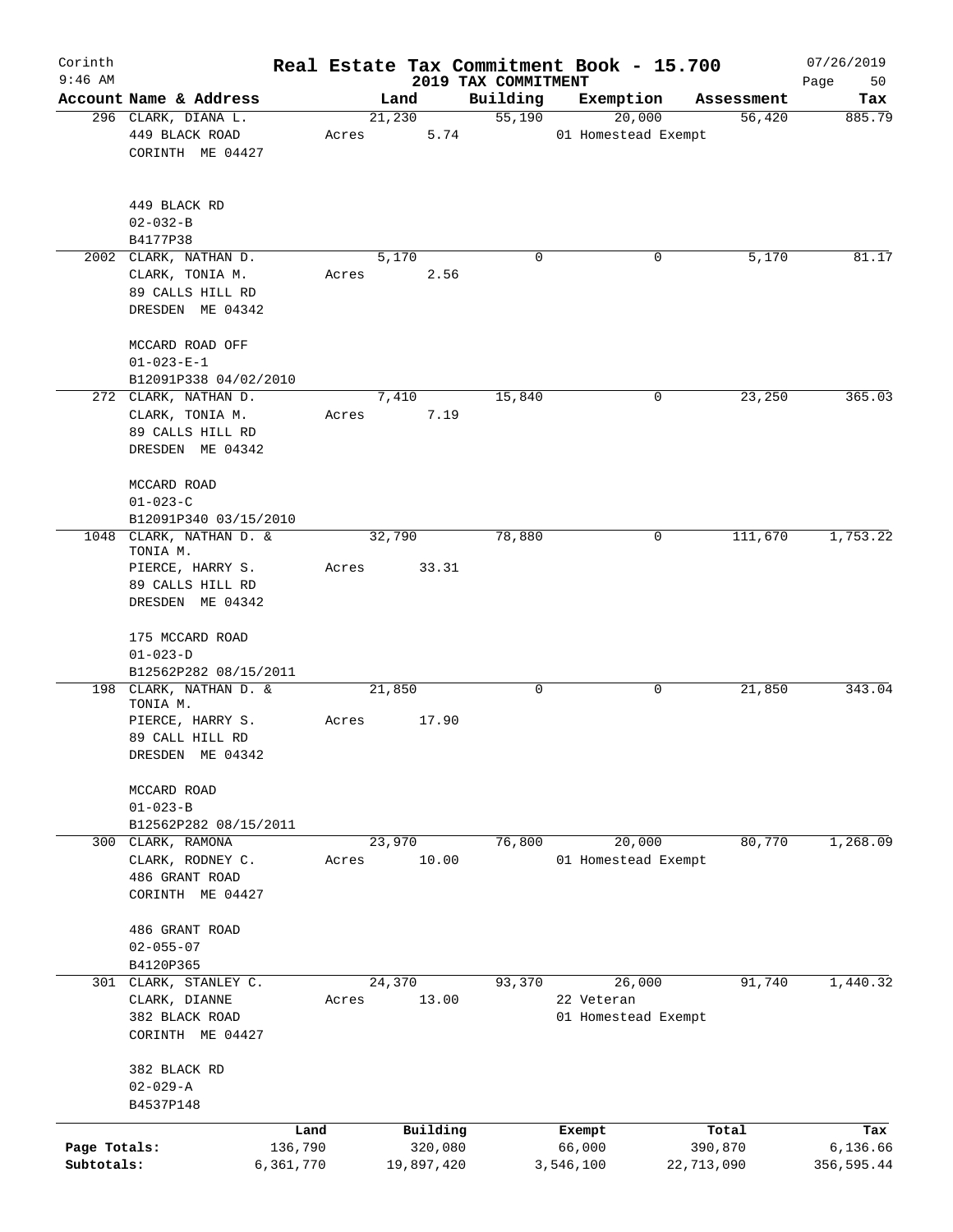Corinth 9:46 AM

# Real Estate Tax Commitment Book - 15.700

## 2019 TAX COMMITMENT

07/26/2019

| Account Name & Address | Land | Building | Exemption | Assessment | Tax |
|---|---|---|---|---|---|
| 296 CLARK, DIANA L.<br>449 BLACK ROAD<br>CORINTH ME 04427<br><br>449 BLACK RD<br>02-032-B<br>B4177P38 | 21,230<br>Acres 5.74 | 55,190 | 20,000<br>01 Homestead Exempt | 56,420 | 885.79 |
| 2002 CLARK, NATHAN D.<br>CLARK, TONIA M.<br>89 CALLS HILL RD<br>DRESDEN ME 04342<br><br>MCCARD ROAD OFF<br>01-023-E-1<br>B12091P338 04/02/2010 | 5,170<br>Acres 2.56 | 0 | 0 | 5,170 | 81.17 |
| 272 CLARK, NATHAN D.<br>CLARK, TONIA M.<br>89 CALLS HILL RD<br>DRESDEN ME 04342<br><br>MCCARD ROAD<br>01-023-C<br>B12091P340 03/15/2010 | 7,410<br>Acres 7.19 | 15,840 | 0 | 23,250 | 365.03 |
| 1048 CLARK, NATHAN D. & TONIA M.<br>PIERCE, HARRY S.<br>89 CALLS HILL RD<br>DRESDEN ME 04342<br><br>175 MCCARD ROAD<br>01-023-D<br>B12562P282 08/15/2011 | 32,790<br>Acres 33.31 | 78,880 | 0 | 111,670 | 1,753.22 |
| 198 CLARK, NATHAN D. & TONIA M.<br>PIERCE, HARRY S.<br>89 CALL HILL RD<br>DRESDEN ME 04342<br><br>MCCARD ROAD<br>01-023-B<br>B12562P282 08/15/2011 | 21,850<br>Acres 17.90 | 0 | 0 | 21,850 | 343.04 |
| 300 CLARK, RAMONA<br>CLARK, RODNEY C.<br>486 GRANT ROAD<br>CORINTH ME 04427<br><br>486 GRANT ROAD<br>02-055-07<br>B4120P365 | 23,970<br>Acres 10.00 | 76,800 | 20,000<br>01 Homestead Exempt | 80,770 | 1,268.09 |
| 301 CLARK, STANLEY C.<br>CLARK, DIANNE<br>382 BLACK ROAD<br>CORINTH ME 04427<br><br>382 BLACK RD<br>02-029-A<br>B4537P148 | 24,370<br>Acres 13.00 | 93,370 | 26,000<br>22 Veteran<br>01 Homestead Exempt | 91,740 | 1,440.32 |

| | Land | Building | Exempt | Total | Tax |
|---|---|---|---|---|---|
| Page Totals: | 136,790 | 320,080 | 66,000 | 390,870 | 6,136.66 |
| Subtotals: | 6,361,770 | 19,897,420 | 3,546,100 | 22,713,090 | 356,595.44 |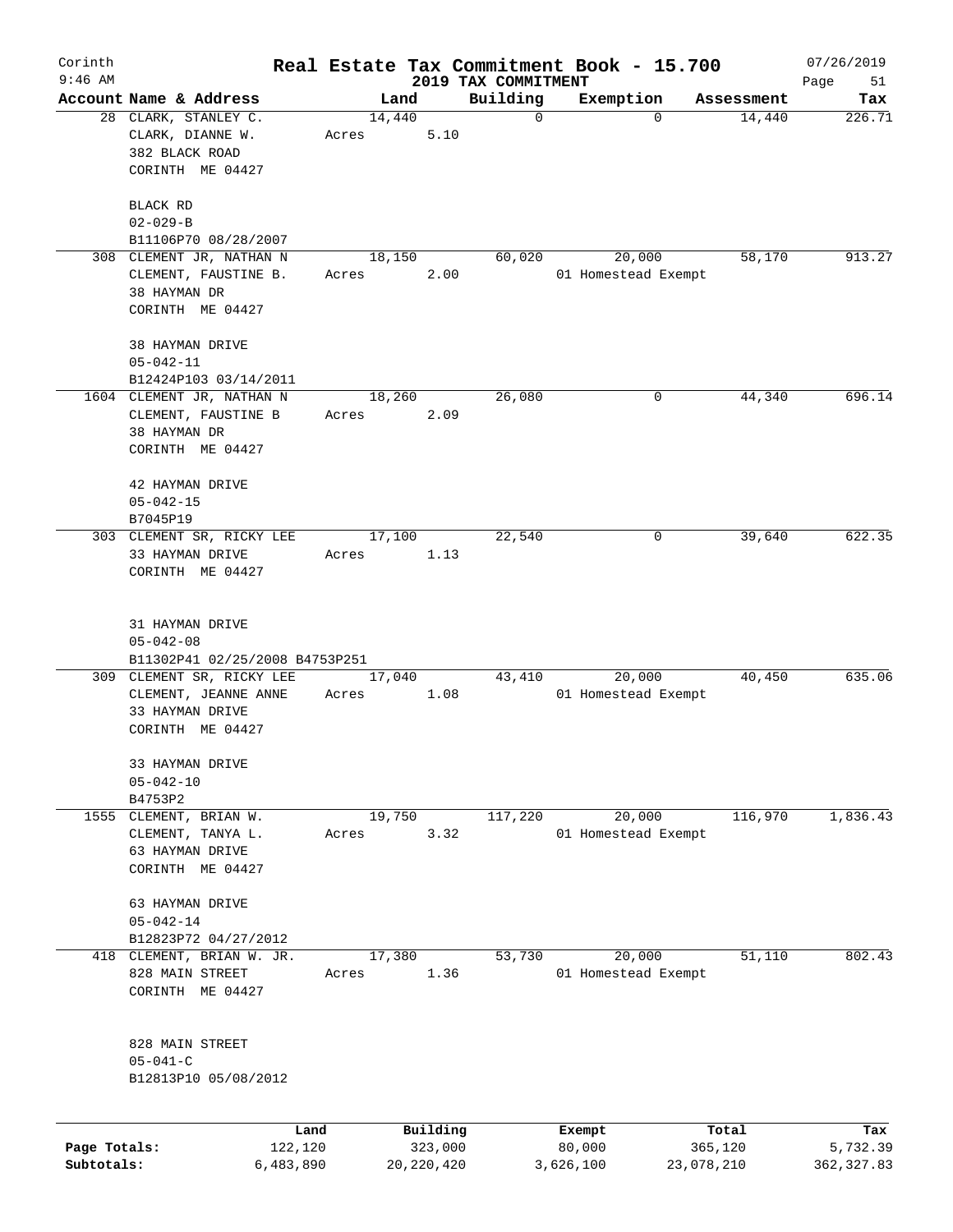# Corinth — Real Estate Tax Commitment Book - 15.700

9:46 AM — 2019 TAX COMMITMENT — 07/26/2019

| Account | Name & Address | Land | Building | Exemption | Assessment | Tax |
|---|---|---|---|---|---|---|
| 28 | CLARK, STANLEY C.<br>CLARK, DIANNE W.<br>382 BLACK ROAD<br>CORINTH ME 04427<br><br>BLACK RD<br>02-029-B<br>B11106P70 08/28/2007 | 14,440<br>Acres 5.10 | 0 | 0 | 14,440 | 226.71 |
| 308 | CLEMENT JR, NATHAN N<br>CLEMENT, FAUSTINE B.<br>38 HAYMAN DR<br>CORINTH ME 04427<br><br>38 HAYMAN DRIVE<br>05-042-11<br>B12424P103 03/14/2011 | 18,150<br>Acres 2.00 | 60,020 | 20,000<br>01 Homestead Exempt | 58,170 | 913.27 |
| 1604 | CLEMENT JR, NATHAN N<br>CLEMENT, FAUSTINE B<br>38 HAYMAN DR<br>CORINTH ME 04427<br><br>42 HAYMAN DRIVE<br>05-042-15<br>B7045P19 | 18,260<br>Acres 2.09 | 26,080 | 0 | 44,340 | 696.14 |
| 303 | CLEMENT SR, RICKY LEE<br>33 HAYMAN DRIVE<br>CORINTH ME 04427<br><br>31 HAYMAN DRIVE<br>05-042-08<br>B11302P41 02/25/2008 B4753P251 | 17,100<br>Acres 1.13 | 22,540 | 0 | 39,640 | 622.35 |
| 309 | CLEMENT SR, RICKY LEE<br>CLEMENT, JEANNE ANNE<br>33 HAYMAN DRIVE<br>CORINTH ME 04427<br><br>33 HAYMAN DRIVE<br>05-042-10<br>B4753P2 | 17,040<br>Acres 1.08 | 43,410 | 20,000<br>01 Homestead Exempt | 40,450 | 635.06 |
| 1555 | CLEMENT, BRIAN W.<br>CLEMENT, TANYA L.<br>63 HAYMAN DRIVE<br>CORINTH ME 04427<br><br>63 HAYMAN DRIVE<br>05-042-14<br>B12823P72 04/27/2012 | 19,750<br>Acres 3.32 | 117,220 | 20,000<br>01 Homestead Exempt | 116,970 | 1,836.43 |
| 418 | CLEMENT, BRIAN W. JR.<br>828 MAIN STREET<br>CORINTH ME 04427<br><br>828 MAIN STREET<br>05-041-C<br>B12813P10 05/08/2012 | 17,380<br>Acres 1.36 | 53,730 | 20,000<br>01 Homestead Exempt | 51,110 | 802.43 |

| | Land | Building | Exempt | Total | Tax |
|---|---|---|---|---|---|
| Page Totals: | 122,120 | 323,000 | 80,000 | 365,120 | 5,732.39 |
| Subtotals: | 6,483,890 | 20,220,420 | 3,626,100 | 23,078,210 | 362,327.83 |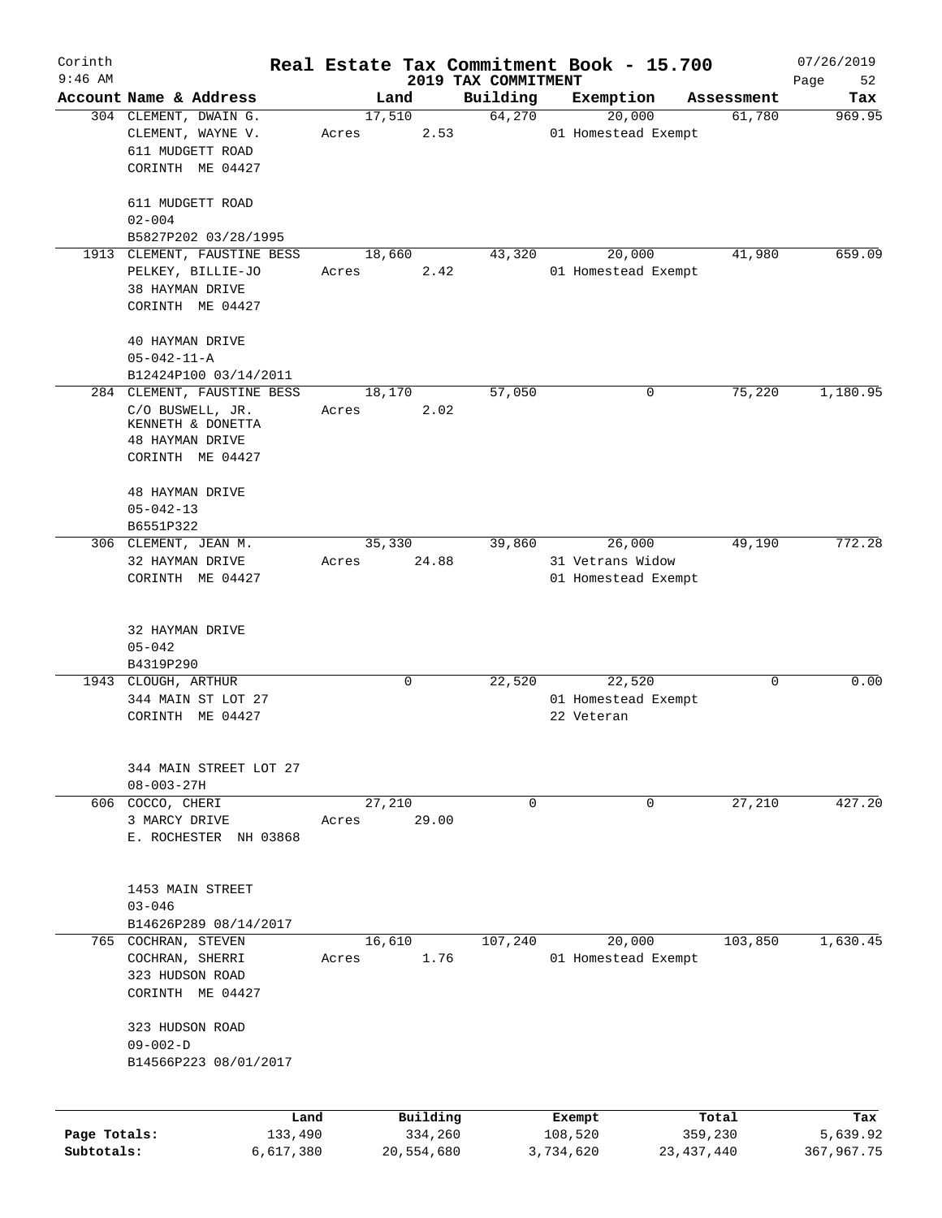Corinth 9:46 AM

# Real Estate Tax Commitment Book - 15.700

## 2019 TAX COMMITMENT

07/26/2019

| Account | Name & Address | Land | Building | Exemption | Assessment | Tax |
|---|---|---|---|---|---|---|
| 304 | CLEMENT, DWAIN G.<br>CLEMENT, WAYNE V.<br>611 MUDGETT ROAD<br>CORINTH ME 04427<br><br>611 MUDGETT ROAD<br>02-004<br>B5827P202 03/28/1995 | 17,510<br>Acres 2.53 | 64,270 | 20,000<br>01 Homestead Exempt | 61,780 | 969.95 |
| 1913 | CLEMENT, FAUSTINE BESS<br>PELKEY, BILLIE-JO<br>38 HAYMAN DRIVE<br>CORINTH ME 04427<br><br>40 HAYMAN DRIVE<br>05-042-11-A<br>B12424P100 03/14/2011 | 18,660<br>Acres 2.42 | 43,320 | 20,000<br>01 Homestead Exempt | 41,980 | 659.09 |
| 284 | CLEMENT, FAUSTINE BESS<br>C/O BUSWELL, JR.<br>KENNETH & DONETTA<br>48 HAYMAN DRIVE<br>CORINTH ME 04427<br><br>48 HAYMAN DRIVE<br>05-042-13<br>B6551P322 | 18,170<br>Acres 2.02 | 57,050 | 0 | 75,220 | 1,180.95 |
| 306 | CLEMENT, JEAN M.<br>32 HAYMAN DRIVE<br>CORINTH ME 04427<br><br>32 HAYMAN DRIVE<br>05-042<br>B4319P290 | 35,330<br>Acres 24.88 | 39,860 | 26,000<br>31 Vetrans Widow<br>01 Homestead Exempt | 49,190 | 772.28 |
| 1943 | CLOUGH, ARTHUR<br>344 MAIN ST LOT 27<br>CORINTH ME 04427<br><br>344 MAIN STREET LOT 27<br>08-003-27H | 0 | 22,520 | 22,520<br>01 Homestead Exempt<br>22 Veteran | 0 | 0.00 |
| 606 | COCCO, CHERI<br>3 MARCY DRIVE<br>E. ROCHESTER NH 03868<br><br>1453 MAIN STREET<br>03-046<br>B14626P289 08/14/2017 | 27,210<br>Acres 29.00 | 0 | 0 | 27,210 | 427.20 |
| 765 | COCHRAN, STEVEN<br>COCHRAN, SHERRI<br>323 HUDSON ROAD<br>CORINTH ME 04427<br><br>323 HUDSON ROAD<br>09-002-D<br>B14566P223 08/01/2017 | 16,610<br>Acres 1.76 | 107,240 | 20,000<br>01 Homestead Exempt | 103,850 | 1,630.45 |

| | Land | Building | Exempt | Total | Tax |
|---|---|---|---|---|---|
| Page Totals: | 133,490 | 334,260 | 108,520 | 359,230 | 5,639.92 |
| Subtotals: | 6,617,380 | 20,554,680 | 3,734,620 | 23,437,440 | 367,967.75 |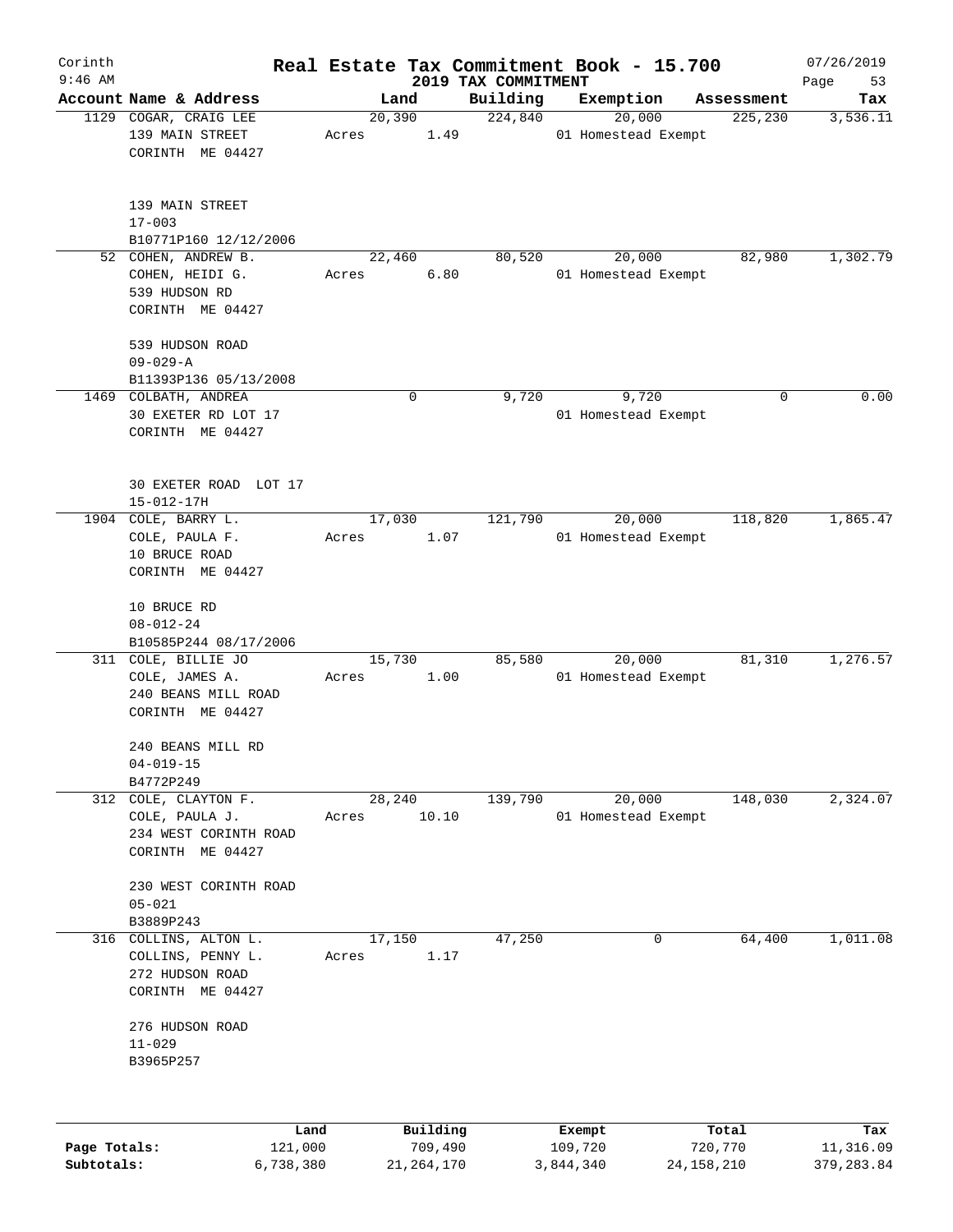# Real Estate Tax Commitment Book - 15.700

Corinth
9:46 AM

2019 TAX COMMITMENT

07/26/2019
Page 53

| Account Name & Address | Land | Building | Exemption | Assessment | Tax |
|---|---|---|---|---|---|
| 1129 COGAR, CRAIG LEE<br>139 MAIN STREET<br>CORINTH ME 04427<br><br>139 MAIN STREET<br>17-003<br>B10771P160 12/12/2006 | 20,390<br>Acres 1.49 | 224,840 | 20,000<br>01 Homestead Exempt | 225,230 | 3,536.11 |
| 52 COHEN, ANDREW B.<br>COHEN, HEIDI G.<br>539 HUDSON RD<br>CORINTH ME 04427<br><br>539 HUDSON ROAD<br>09-029-A<br>B11393P136 05/13/2008 | 22,460<br>Acres 6.80 | 80,520 | 20,000<br>01 Homestead Exempt | 82,980 | 1,302.79 |
| 1469 COLBATH, ANDREA<br>30 EXETER RD LOT 17<br>CORINTH ME 04427<br><br>30 EXETER ROAD LOT 17<br>15-012-17H | 0 | 9,720 | 9,720<br>01 Homestead Exempt | 0 | 0.00 |
| 1904 COLE, BARRY L.<br>COLE, PAULA F.<br>10 BRUCE ROAD<br>CORINTH ME 04427<br><br>10 BRUCE RD<br>08-012-24<br>B10585P244 08/17/2006 | 17,030<br>Acres 1.07 | 121,790 | 20,000<br>01 Homestead Exempt | 118,820 | 1,865.47 |
| 311 COLE, BILLIE JO<br>COLE, JAMES A.<br>240 BEANS MILL ROAD<br>CORINTH ME 04427<br><br>240 BEANS MILL RD<br>04-019-15<br>B4772P249 | 15,730<br>Acres 1.00 | 85,580 | 20,000<br>01 Homestead Exempt | 81,310 | 1,276.57 |
| 312 COLE, CLAYTON F.<br>COLE, PAULA J.<br>234 WEST CORINTH ROAD<br>CORINTH ME 04427<br><br>230 WEST CORINTH ROAD<br>05-021<br>B3889P243 | 28,240<br>Acres 10.10 | 139,790 | 20,000<br>01 Homestead Exempt | 148,030 | 2,324.07 |
| 316 COLLINS, ALTON L.<br>COLLINS, PENNY L.<br>272 HUDSON ROAD<br>CORINTH ME 04427<br><br>276 HUDSON ROAD<br>11-029<br>B3965P257 | 17,150<br>Acres 1.17 | 47,250 | 0 | 64,400 | 1,011.08 |

| | Land | Building | Exempt | Total | Tax |
|---|---|---|---|---|---|
| Page Totals: | 121,000 | 709,490 | 109,720 | 720,770 | 11,316.09 |
| Subtotals: | 6,738,380 | 21,264,170 | 3,844,340 | 24,158,210 | 379,283.84 |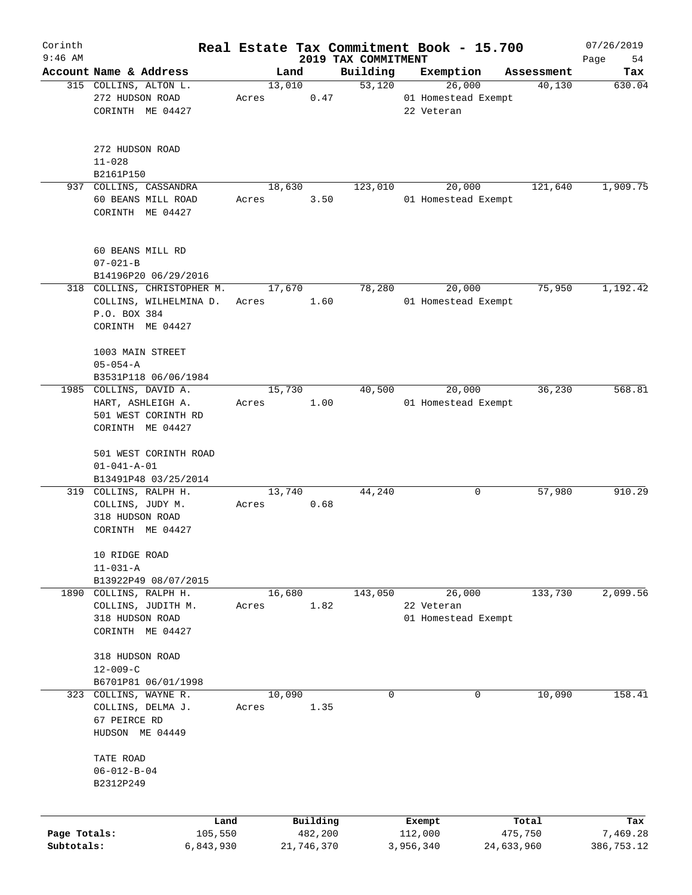# Corinth — Real Estate Tax Commitment Book - 15.700

2019 TAX COMMITMENT

9:46 AM — 07/26/2019

| Account Name & Address | Land | Building | Exemption | Assessment | Tax |
|---|---|---|---|---|---|
| 315 COLLINS, ALTON L.<br>272 HUDSON ROAD<br>CORINTH ME 04427<br><br>272 HUDSON ROAD<br>11-028<br>B2161P150 | 13,010<br>Acres 0.47 | 53,120 | 26,000<br>01 Homestead Exempt<br>22 Veteran | 40,130 | 630.04 |
| 937 COLLINS, CASSANDRA<br>60 BEANS MILL ROAD<br>CORINTH ME 04427<br><br>60 BEANS MILL RD<br>07-021-B<br>B14196P20 06/29/2016 | 18,630<br>Acres 3.50 | 123,010 | 20,000<br>01 Homestead Exempt | 121,640 | 1,909.75 |
| 318 COLLINS, CHRISTOPHER M.<br>COLLINS, WILHELMINA D.<br>P.O. BOX 384<br>CORINTH ME 04427<br><br>1003 MAIN STREET<br>05-054-A<br>B3531P118 06/06/1984 | 17,670<br>Acres 1.60 | 78,280 | 20,000<br>01 Homestead Exempt | 75,950 | 1,192.42 |
| 1985 COLLINS, DAVID A.<br>HART, ASHLEIGH A.<br>501 WEST CORINTH RD<br>CORINTH ME 04427<br><br>501 WEST CORINTH ROAD<br>01-041-A-01<br>B13491P48 03/25/2014 | 15,730<br>Acres 1.00 | 40,500 | 20,000<br>01 Homestead Exempt | 36,230 | 568.81 |
| 319 COLLINS, RALPH H.<br>COLLINS, JUDY M.<br>318 HUDSON ROAD<br>CORINTH ME 04427<br><br>10 RIDGE ROAD<br>11-031-A<br>B13922P49 08/07/2015 | 13,740<br>Acres 0.68 | 44,240 | 0 | 57,980 | 910.29 |
| 1890 COLLINS, RALPH H.<br>COLLINS, JUDITH M.<br>318 HUDSON ROAD<br>CORINTH ME 04427<br><br>318 HUDSON ROAD<br>12-009-C<br>B6701P81 06/01/1998 | 16,680<br>Acres 1.82 | 143,050 | 26,000<br>22 Veteran<br>01 Homestead Exempt | 133,730 | 2,099.56 |
| 323 COLLINS, WAYNE R.<br>COLLINS, DELMA J.<br>67 PEIRCE RD<br>HUDSON ME 04449<br><br>TATE ROAD<br>06-012-B-04<br>B2312P249 | 10,090<br>Acres 1.35 | 0 | 0 | 10,090 | 158.41 |

| | Land | Building | Exempt | Total | Tax |
|---|---|---|---|---|---|
| Page Totals: | 105,550 | 482,200 | 112,000 | 475,750 | 7,469.28 |
| Subtotals: | 6,843,930 | 21,746,370 | 3,956,340 | 24,633,960 | 386,753.12 |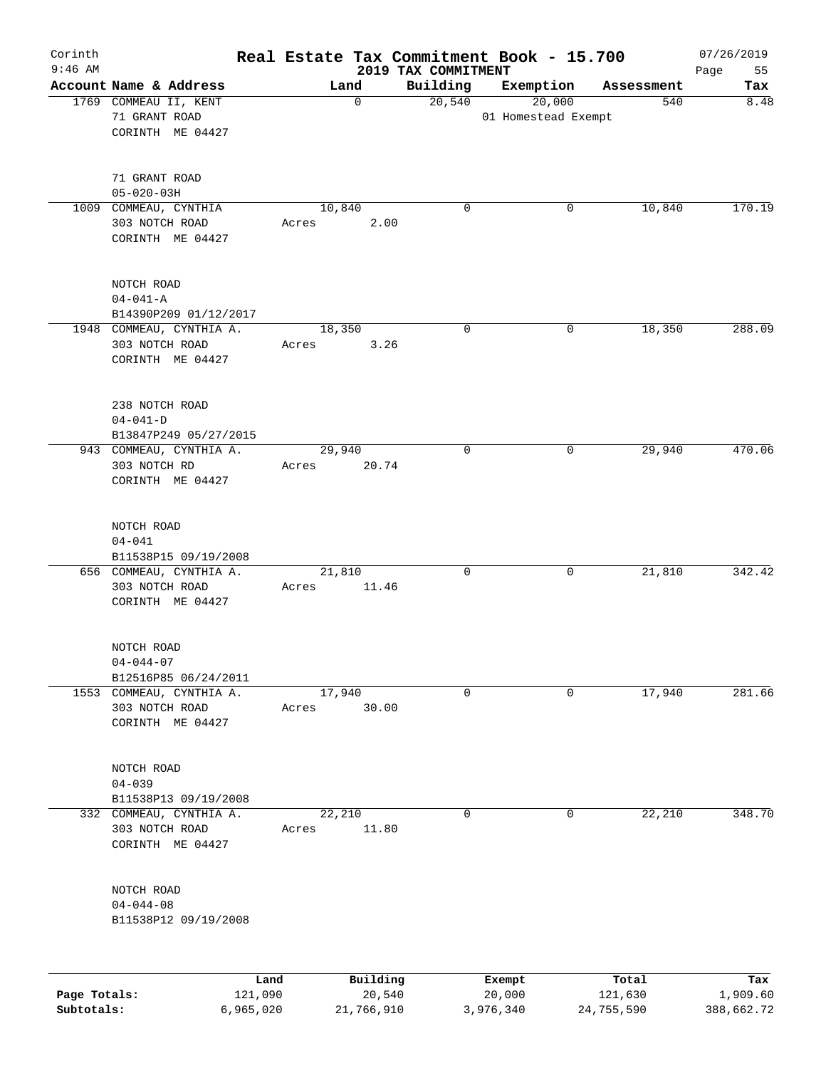Corinth 9:46 AM

# Real Estate Tax Commitment Book - 15.700

2019 TAX COMMITMENT

07/26/2019

| Account | Name & Address | Land | Building | Exemption | Assessment | Tax |
|---|---|---|---|---|---|---|
| 1769 | COMMEAU II, KENT<br>71 GRANT ROAD<br>CORINTH ME 04427<br><br>71 GRANT ROAD<br>05-020-03H | 0 | 20,540 | 20,000<br>01 Homestead Exempt | 540 | 8.48 |
| 1009 | COMMEAU, CYNTHIA<br>303 NOTCH ROAD<br>CORINTH ME 04427<br><br>NOTCH ROAD<br>04-041-A<br>B14390P209 01/12/2017 | 10,840<br>Acres 2.00 | 0 | 0 | 10,840 | 170.19 |
| 1948 | COMMEAU, CYNTHIA A.<br>303 NOTCH ROAD<br>CORINTH ME 04427<br><br>238 NOTCH ROAD<br>04-041-D<br>B13847P249 05/27/2015 | 18,350<br>Acres 3.26 | 0 | 0 | 18,350 | 288.09 |
| 943 | COMMEAU, CYNTHIA A.<br>303 NOTCH RD<br>CORINTH ME 04427<br><br>NOTCH ROAD<br>04-041<br>B11538P15 09/19/2008 | 29,940<br>Acres 20.74 | 0 | 0 | 29,940 | 470.06 |
| 656 | COMMEAU, CYNTHIA A.<br>303 NOTCH ROAD<br>CORINTH ME 04427<br><br>NOTCH ROAD<br>04-044-07<br>B12516P85 06/24/2011 | 21,810<br>Acres 11.46 | 0 | 0 | 21,810 | 342.42 |
| 1553 | COMMEAU, CYNTHIA A.<br>303 NOTCH ROAD<br>CORINTH ME 04427<br><br>NOTCH ROAD<br>04-039<br>B11538P13 09/19/2008 | 17,940<br>Acres 30.00 | 0 | 0 | 17,940 | 281.66 |
| 332 | COMMEAU, CYNTHIA A.<br>303 NOTCH ROAD<br>CORINTH ME 04427<br><br>NOTCH ROAD<br>04-044-08<br>B11538P12 09/19/2008 | 22,210<br>Acres 11.80 | 0 | 0 | 22,210 | 348.70 |

| | Land | Building | Exempt | Total | Tax |
|---|---|---|---|---|---|
| Page Totals: | 121,090 | 20,540 | 20,000 | 121,630 | 1,909.60 |
| Subtotals: | 6,965,020 | 21,766,910 | 3,976,340 | 24,755,590 | 388,662.72 |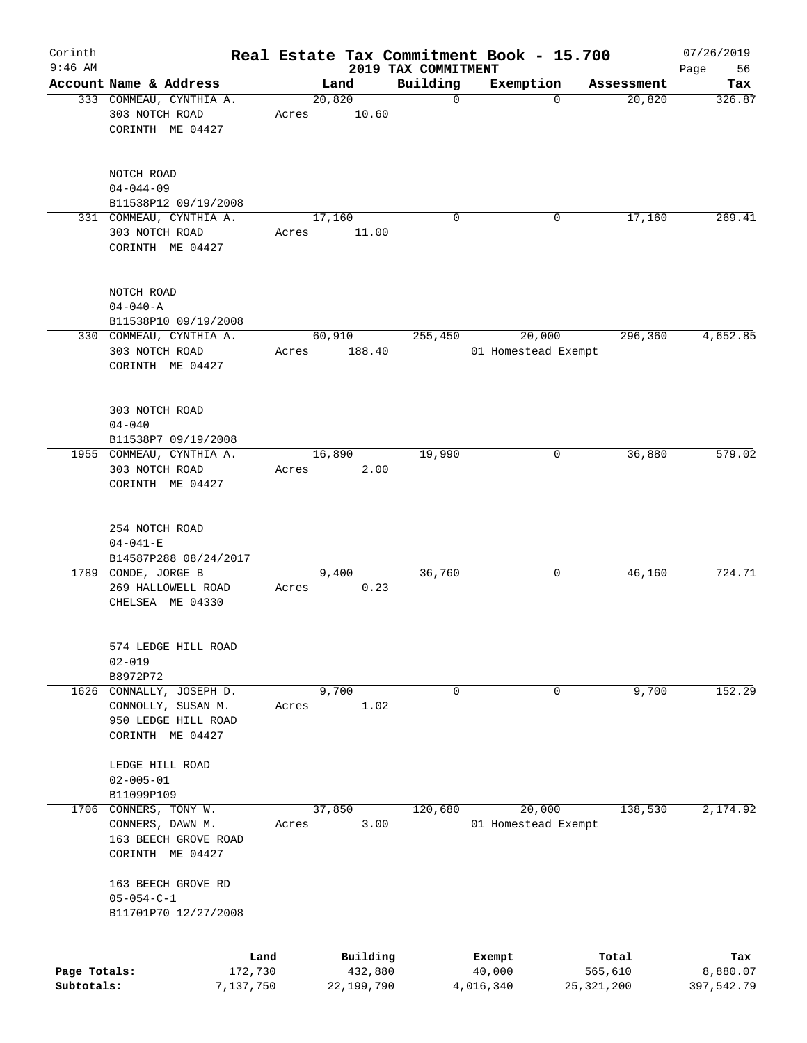Corinth
9:46 AM

# Real Estate Tax Commitment Book - 15.700

## 2019 TAX COMMITMENT

07/26/2019

| Account Name & Address | Land | Building | Exemption | Assessment | Tax |
|---|---|---|---|---|---|
| 333 COMMEAU, CYNTHIA A.<br>303 NOTCH ROAD<br>CORINTH ME 04427<br><br>NOTCH ROAD<br>04-044-09<br>B11538P12 09/19/2008 | 20,820<br>Acres 10.60 | 0 | 0 | 20,820 | 326.87 |
| 331 COMMEAU, CYNTHIA A.<br>303 NOTCH ROAD<br>CORINTH ME 04427<br><br>NOTCH ROAD<br>04-040-A<br>B11538P10 09/19/2008 | 17,160<br>Acres 11.00 | 0 | 0 | 17,160 | 269.41 |
| 330 COMMEAU, CYNTHIA A.<br>303 NOTCH ROAD<br>CORINTH ME 04427<br><br>303 NOTCH ROAD<br>04-040<br>B11538P7 09/19/2008 | 60,910<br>Acres 188.40 | 255,450 | 20,000<br>01 Homestead Exempt | 296,360 | 4,652.85 |
| 1955 COMMEAU, CYNTHIA A.<br>303 NOTCH ROAD<br>CORINTH ME 04427<br><br>254 NOTCH ROAD<br>04-041-E<br>B14587P288 08/24/2017 | 16,890<br>Acres 2.00 | 19,990 | 0 | 36,880 | 579.02 |
| 1789 CONDE, JORGE B<br>269 HALLOWELL ROAD<br>CHELSEA ME 04330<br><br>574 LEDGE HILL ROAD<br>02-019<br>B8972P72 | 9,400<br>Acres 0.23 | 36,760 | 0 | 46,160 | 724.71 |
| 1626 CONNALLY, JOSEPH D.<br>CONNOLLY, SUSAN M.<br>950 LEDGE HILL ROAD<br>CORINTH ME 04427<br><br>LEDGE HILL ROAD<br>02-005-01<br>B11099P109 | 9,700<br>Acres 1.02 | 0 | 0 | 9,700 | 152.29 |
| 1706 CONNERS, TONY W.<br>CONNERS, DAWN M.<br>163 BEECH GROVE ROAD<br>CORINTH ME 04427<br><br>163 BEECH GROVE RD<br>05-054-C-1<br>B11701P70 12/27/2008 | 37,850<br>Acres 3.00 | 120,680 | 20,000<br>01 Homestead Exempt | 138,530 | 2,174.92 |

| | Land | Building | Exempt | Total | Tax |
|---|---|---|---|---|---|
| Page Totals: | 172,730 | 432,880 | 40,000 | 565,610 | 8,880.07 |
| Subtotals: | 7,137,750 | 22,199,790 | 4,016,340 | 25,321,200 | 397,542.79 |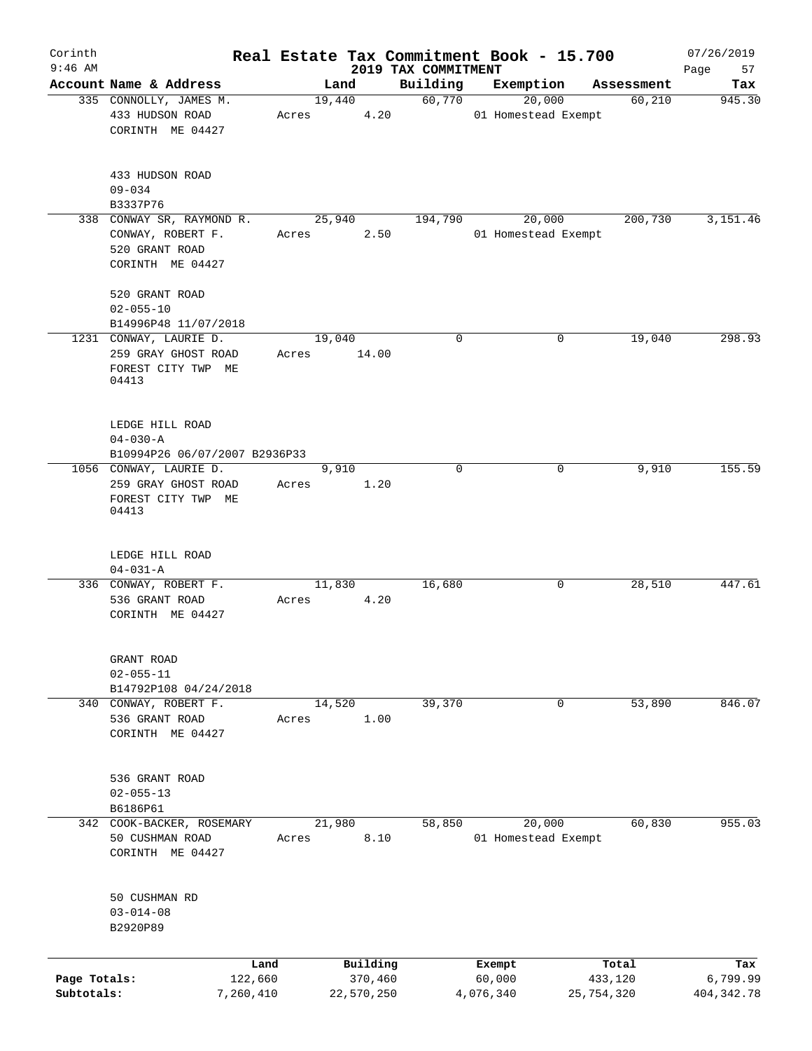Corinth 9:46 AM

# Real Estate Tax Commitment Book - 15.700

## 2019 TAX COMMITMENT

07/26/2019 Page 57

| Account Name & Address | Land | Building | Exemption | Assessment | Tax |
|---|---|---|---|---|---|
| 335 CONNOLLY, JAMES M.<br>433 HUDSON ROAD<br>CORINTH ME 04427<br><br>433 HUDSON ROAD<br>09-034<br>B3337P76 | 19,440<br>Acres 4.20 | 60,770 | 20,000<br>01 Homestead Exempt | 60,210 | 945.30 |
| 338 CONWAY SR, RAYMOND R.<br>CONWAY, ROBERT F.<br>520 GRANT ROAD<br>CORINTH ME 04427<br><br>520 GRANT ROAD<br>02-055-10<br>B14996P48 11/07/2018 | 25,940<br>Acres 2.50 | 194,790 | 20,000<br>01 Homestead Exempt | 200,730 | 3,151.46 |
| 1231 CONWAY, LAURIE D.<br>259 GRAY GHOST ROAD<br>FOREST CITY TWP ME 04413<br><br>LEDGE HILL ROAD<br>04-030-A<br>B10994P26 06/07/2007 B2936P33 | 19,040<br>Acres 14.00 | 0 | 0 | 19,040 | 298.93 |
| 1056 CONWAY, LAURIE D.<br>259 GRAY GHOST ROAD<br>FOREST CITY TWP ME 04413<br><br>LEDGE HILL ROAD<br>04-031-A | 9,910<br>Acres 1.20 | 0 | 0 | 9,910 | 155.59 |
| 336 CONWAY, ROBERT F.<br>536 GRANT ROAD<br>CORINTH ME 04427<br><br>GRANT ROAD<br>02-055-11<br>B14792P108 04/24/2018 | 11,830<br>Acres 4.20 | 16,680 | 0 | 28,510 | 447.61 |
| 340 CONWAY, ROBERT F.<br>536 GRANT ROAD<br>CORINTH ME 04427<br><br>536 GRANT ROAD<br>02-055-13<br>B6186P61 | 14,520<br>Acres 1.00 | 39,370 | 0 | 53,890 | 846.07 |
| 342 COOK-BACKER, ROSEMARY<br>50 CUSHMAN ROAD<br>CORINTH ME 04427<br><br>50 CUSHMAN RD<br>03-014-08<br>B2920P89 | 21,980<br>Acres 8.10 | 58,850 | 20,000<br>01 Homestead Exempt | 60,830 | 955.03 |

| | Land | Building | Exempt | Total | Tax |
|---|---|---|---|---|---|
| Page Totals: | 122,660 | 370,460 | 60,000 | 433,120 | 6,799.99 |
| Subtotals: | 7,260,410 | 22,570,250 | 4,076,340 | 25,754,320 | 404,342.78 |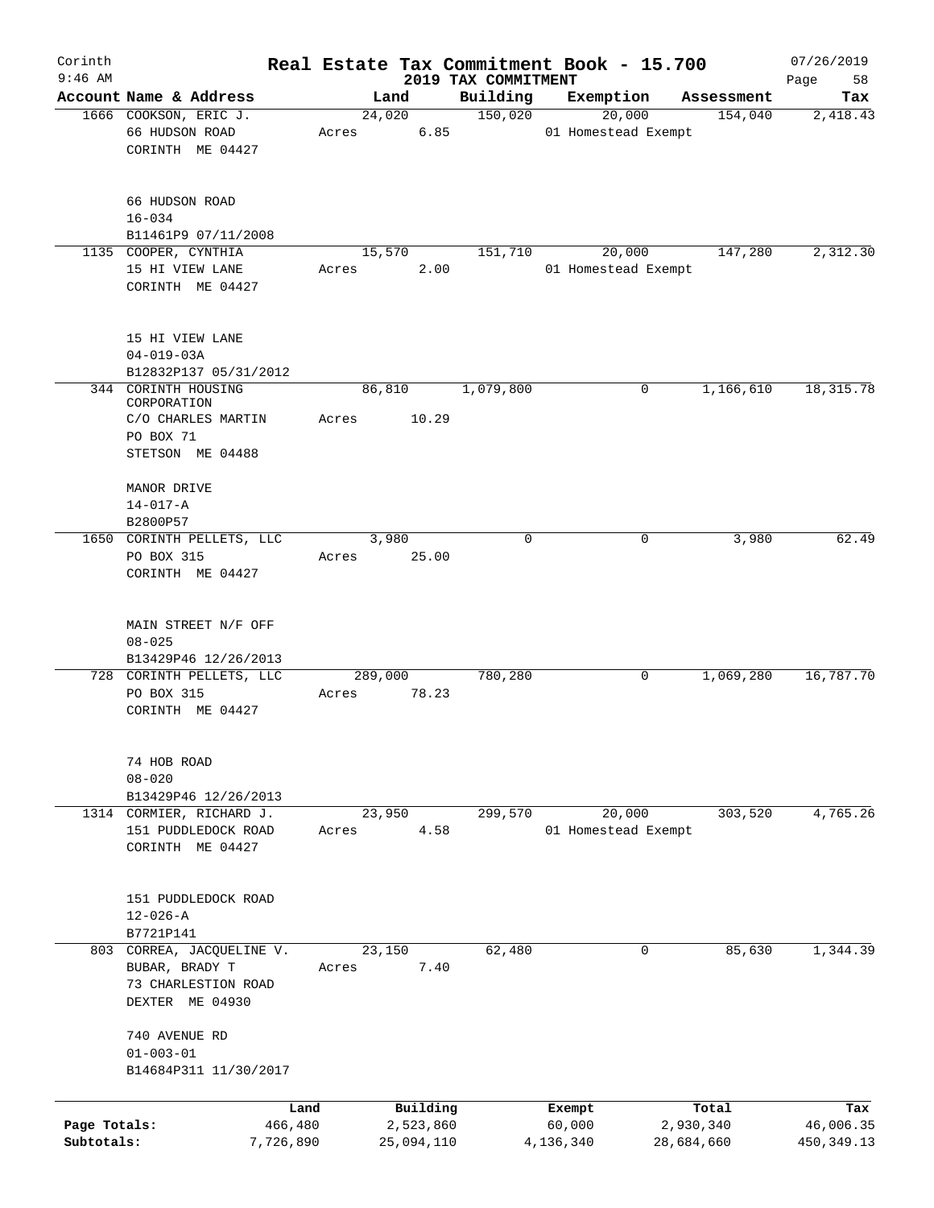# Real Estate Tax Commitment Book - 15.700

Corinth
9:46 AM

2019 TAX COMMITMENT

07/26/2019

| Account | Name & Address | Land | Building | Exemption | Assessment | Tax |
|---|---|---|---|---|---|---|
| 1666 | COOKSON, ERIC J.<br>66 HUDSON ROAD<br>CORINTH ME 04427<br><br>66 HUDSON ROAD<br>16-034<br>B11461P9 07/11/2008 | 24,020<br>Acres 6.85 | 150,020 | 20,000<br>01 Homestead Exempt | 154,040 | 2,418.43 |
| 1135 | COOPER, CYNTHIA<br>15 HI VIEW LANE<br>CORINTH ME 04427<br><br>15 HI VIEW LANE<br>04-019-03A<br>B12832P137 05/31/2012 | 15,570<br>Acres 2.00 | 151,710 | 20,000<br>01 Homestead Exempt | 147,280 | 2,312.30 |
| 344 | CORINTH HOUSING CORPORATION<br>C/O CHARLES MARTIN<br>PO BOX 71<br>STETSON ME 04488<br><br>MANOR DRIVE<br>14-017-A<br>B2800P57 | 86,810<br>Acres 10.29 | 1,079,800 | 0 | 1,166,610 | 18,315.78 |
| 1650 | CORINTH PELLETS, LLC<br>PO BOX 315<br>CORINTH ME 04427<br><br>MAIN STREET N/F OFF<br>08-025<br>B13429P46 12/26/2013 | 3,980<br>Acres 25.00 | 0 | 0 | 3,980 | 62.49 |
| 728 | CORINTH PELLETS, LLC<br>PO BOX 315<br>CORINTH ME 04427<br><br>74 HOB ROAD<br>08-020<br>B13429P46 12/26/2013 | 289,000<br>Acres 78.23 | 780,280 | 0 | 1,069,280 | 16,787.70 |
| 1314 | CORMIER, RICHARD J.<br>151 PUDDLEDOCK ROAD<br>CORINTH ME 04427<br><br>151 PUDDLEDOCK ROAD<br>12-026-A<br>B7721P141 | 23,950<br>Acres 4.58 | 299,570 | 20,000<br>01 Homestead Exempt | 303,520 | 4,765.26 |
| 803 | CORREA, JACQUELINE V.<br>BUBAR, BRADY T<br>73 CHARLESTION ROAD<br>DEXTER ME 04930<br><br>740 AVENUE RD<br>01-003-01<br>B14684P311 11/30/2017 | 23,150<br>Acres 7.40 | 62,480 | 0 | 85,630 | 1,344.39 |

| | Land | Building | Exempt | Total | Tax |
|---|---|---|---|---|---|
| Page Totals: | 466,480 | 2,523,860 | 60,000 | 2,930,340 | 46,006.35 |
| Subtotals: | 7,726,890 | 25,094,110 | 4,136,340 | 28,684,660 | 450,349.13 |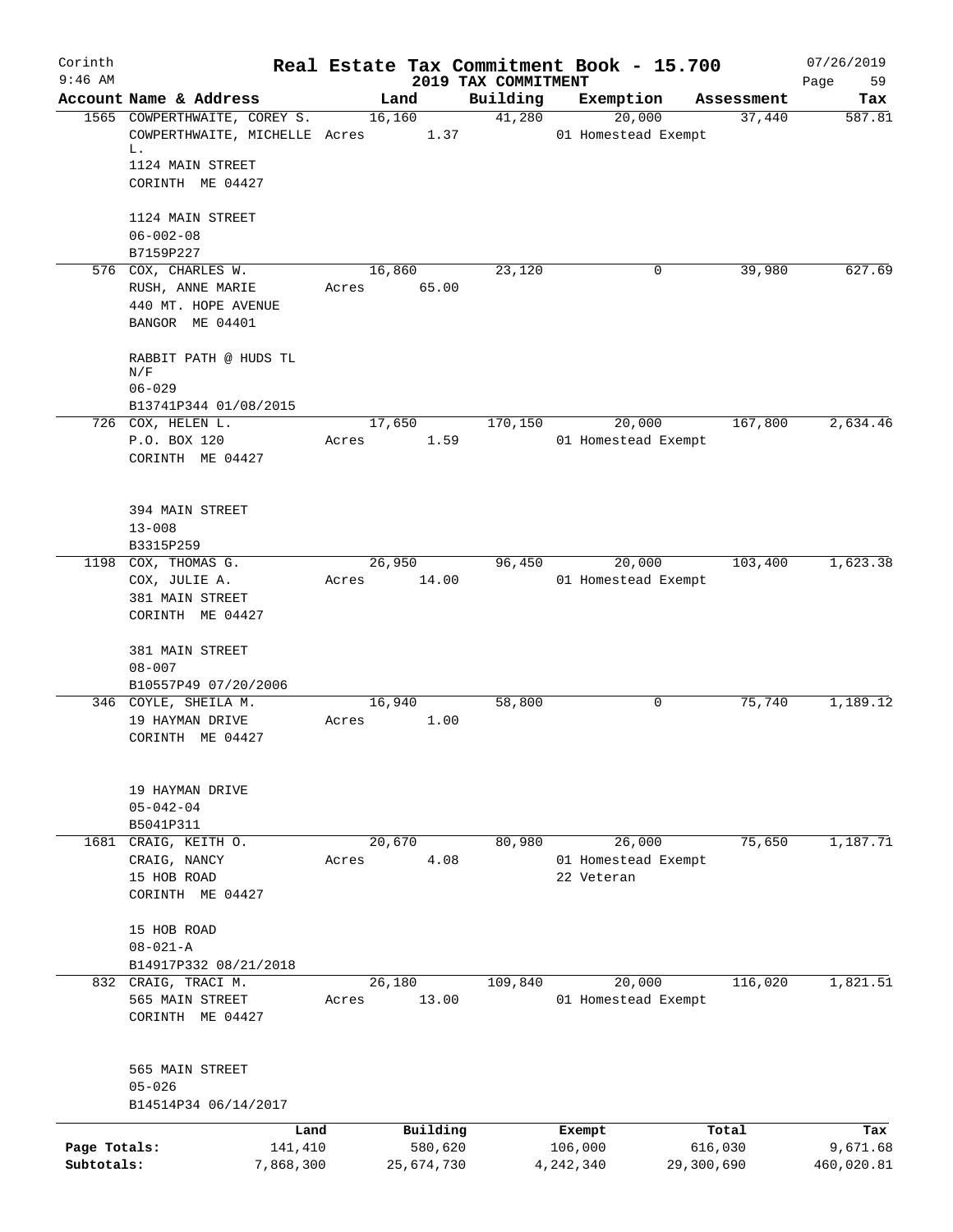# Corinth — Real Estate Tax Commitment Book - 15.700

9:46 AM — 2019 TAX COMMITMENT — 07/26/2019

| Account | Name & Address | Land | Building | Exemption | Assessment | Tax |
|---|---|---|---|---|---|---|
| 1565 | COWPERTHWAITE, COREY S.<br>COWPERTHWAITE, MICHELLE L.<br>1124 MAIN STREET<br>CORINTH ME 04427<br><br>1124 MAIN STREET<br>06-002-08<br>B7159P227 | 16,160<br>Acres 1.37 | 41,280 | 20,000<br>01 Homestead Exempt | 37,440 | 587.81 |
| 576 | COX, CHARLES W.<br>RUSH, ANNE MARIE<br>440 MT. HOPE AVENUE<br>BANGOR ME 04401<br><br>RABBIT PATH @ HUDS TL N/F<br>06-029<br>B13741P344 01/08/2015 | 16,860<br>Acres 65.00 | 23,120 | 0 | 39,980 | 627.69 |
| 726 | COX, HELEN L.<br>P.O. BOX 120<br>CORINTH ME 04427<br><br>394 MAIN STREET<br>13-008<br>B3315P259 | 17,650<br>Acres 1.59 | 170,150 | 20,000<br>01 Homestead Exempt | 167,800 | 2,634.46 |
| 1198 | COX, THOMAS G.<br>COX, JULIE A.<br>381 MAIN STREET<br>CORINTH ME 04427<br><br>381 MAIN STREET<br>08-007<br>B10557P49 07/20/2006 | 26,950<br>Acres 14.00 | 96,450 | 20,000<br>01 Homestead Exempt | 103,400 | 1,623.38 |
| 346 | COYLE, SHEILA M.<br>19 HAYMAN DRIVE<br>CORINTH ME 04427<br><br>19 HAYMAN DRIVE<br>05-042-04<br>B5041P311 | 16,940<br>Acres 1.00 | 58,800 | 0 | 75,740 | 1,189.12 |
| 1681 | CRAIG, KEITH O.<br>CRAIG, NANCY<br>15 HOB ROAD<br>CORINTH ME 04427<br><br>15 HOB ROAD<br>08-021-A<br>B14917P332 08/21/2018 | 20,670<br>Acres 4.08 | 80,980 | 26,000<br>01 Homestead Exempt<br>22 Veteran | 75,650 | 1,187.71 |
| 832 | CRAIG, TRACI M.<br>565 MAIN STREET<br>CORINTH ME 04427<br><br>565 MAIN STREET<br>05-026<br>B14514P34 06/14/2017 | 26,180<br>Acres 13.00 | 109,840 | 20,000<br>01 Homestead Exempt | 116,020 | 1,821.51 |

| | Land | Building | Exempt | Total | Tax |
|---|---|---|---|---|---|
| Page Totals: | 141,410 | 580,620 | 106,000 | 616,030 | 9,671.68 |
| Subtotals: | 7,868,300 | 25,674,730 | 4,242,340 | 29,300,690 | 460,020.81 |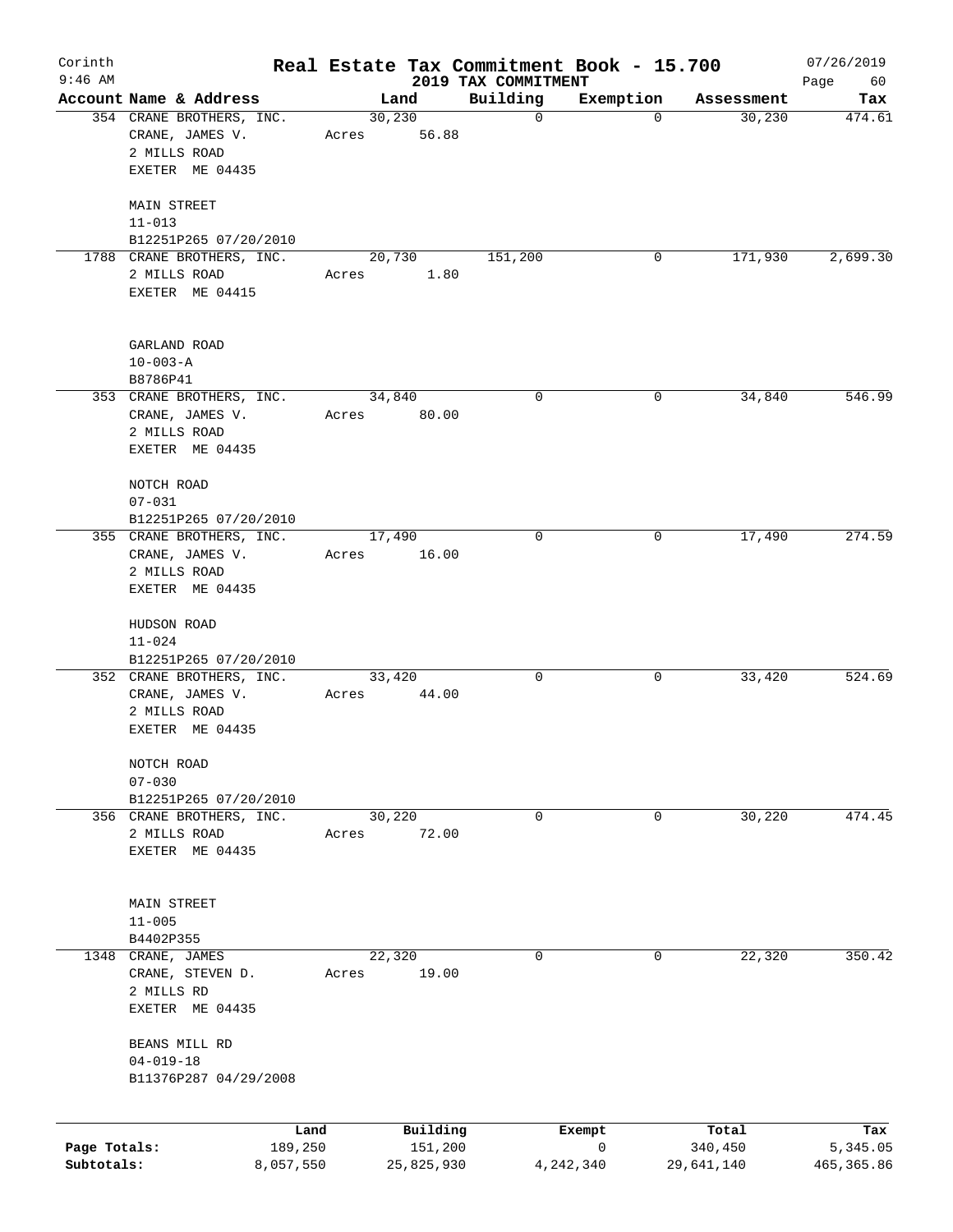# Corinth — Real Estate Tax Commitment Book - 15.700

9:46 AM — 2019 TAX COMMITMENT — 07/26/2019

| Account Name & Address | Land | Building | Exemption | Assessment | Tax |
|---|---|---|---|---|---|
| 354 CRANE BROTHERS, INC.<br>CRANE, JAMES V.<br>2 MILLS ROAD<br>EXETER ME 04435<br><br>MAIN STREET<br>11-013<br>B12251P265 07/20/2010 | 30,230<br>Acres 56.88 | 0 | 0 | 30,230 | 474.61 |
| 1788 CRANE BROTHERS, INC.<br>2 MILLS ROAD<br>EXETER ME 04415<br><br>GARLAND ROAD<br>10-003-A<br>B8786P41 | 20,730<br>Acres 1.80 | 151,200 | 0 | 171,930 | 2,699.30 |
| 353 CRANE BROTHERS, INC.<br>CRANE, JAMES V.<br>2 MILLS ROAD<br>EXETER ME 04435<br><br>NOTCH ROAD<br>07-031<br>B12251P265 07/20/2010 | 34,840<br>Acres 80.00 | 0 | 0 | 34,840 | 546.99 |
| 355 CRANE BROTHERS, INC.<br>CRANE, JAMES V.<br>2 MILLS ROAD<br>EXETER ME 04435<br><br>HUDSON ROAD<br>11-024<br>B12251P265 07/20/2010 | 17,490<br>Acres 16.00 | 0 | 0 | 17,490 | 274.59 |
| 352 CRANE BROTHERS, INC.<br>CRANE, JAMES V.<br>2 MILLS ROAD<br>EXETER ME 04435<br><br>NOTCH ROAD<br>07-030<br>B12251P265 07/20/2010 | 33,420<br>Acres 44.00 | 0 | 0 | 33,420 | 524.69 |
| 356 CRANE BROTHERS, INC.<br>2 MILLS ROAD<br>EXETER ME 04435<br><br>MAIN STREET<br>11-005<br>B4402P355 | 30,220<br>Acres 72.00 | 0 | 0 | 30,220 | 474.45 |
| 1348 CRANE, JAMES<br>CRANE, STEVEN D.<br>2 MILLS RD<br>EXETER ME 04435<br><br>BEANS MILL RD<br>04-019-18<br>B11376P287 04/29/2008 | 22,320<br>Acres 19.00 | 0 | 0 | 22,320 | 350.42 |

| | Land | Building | Exempt | Total | Tax |
|---|---|---|---|---|---|
| Page Totals: | 189,250 | 151,200 | 0 | 340,450 | 5,345.05 |
| Subtotals: | 8,057,550 | 25,825,930 | 4,242,340 | 29,641,140 | 465,365.86 |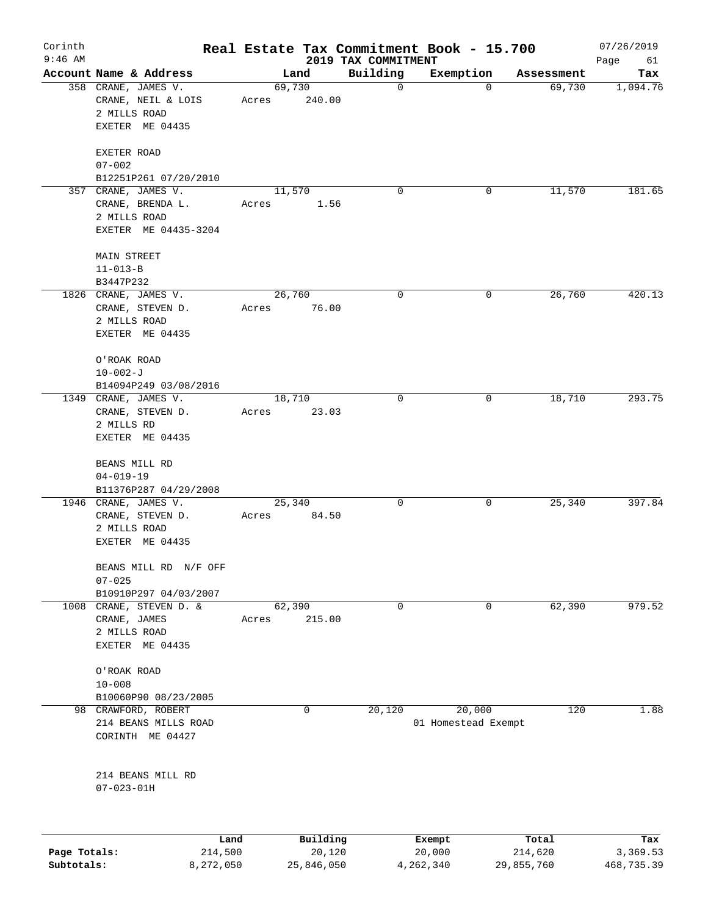Corinth
9:46 AM

# Real Estate Tax Commitment Book - 15.700

## 2019 TAX COMMITMENT

07/26/2019

| Account Name & Address | Land | Building | Exemption | Assessment | Tax |
|---|---|---|---|---|---|
| 358 CRANE, JAMES V.<br>CRANE, NEIL & LOIS<br>2 MILLS ROAD<br>EXETER ME 04435<br><br>EXETER ROAD<br>07-002<br>B12251P261 07/20/2010 | 69,730<br>Acres 240.00 | 0 | 0 | 69,730 | 1,094.76 |
| 357 CRANE, JAMES V.<br>CRANE, BRENDA L.<br>2 MILLS ROAD<br>EXETER ME 04435-3204<br><br>MAIN STREET<br>11-013-B<br>B3447P232 | 11,570<br>Acres 1.56 | 0 | 0 | 11,570 | 181.65 |
| 1826 CRANE, JAMES V.<br>CRANE, STEVEN D.<br>2 MILLS ROAD<br>EXETER ME 04435<br><br>O'ROAK ROAD<br>10-002-J<br>B14094P249 03/08/2016 | 26,760<br>Acres 76.00 | 0 | 0 | 26,760 | 420.13 |
| 1349 CRANE, JAMES V.<br>CRANE, STEVEN D.<br>2 MILLS RD<br>EXETER ME 04435<br><br>BEANS MILL RD<br>04-019-19<br>B11376P287 04/29/2008 | 18,710<br>Acres 23.03 | 0 | 0 | 18,710 | 293.75 |
| 1946 CRANE, JAMES V.<br>CRANE, STEVEN D.<br>2 MILLS ROAD<br>EXETER ME 04435<br><br>BEANS MILL RD N/F OFF<br>07-025<br>B10910P297 04/03/2007 | 25,340<br>Acres 84.50 | 0 | 0 | 25,340 | 397.84 |
| 1008 CRANE, STEVEN D. &<br>CRANE, JAMES<br>2 MILLS ROAD<br>EXETER ME 04435<br><br>O'ROAK ROAD<br>10-008<br>B10060P90 08/23/2005 | 62,390<br>Acres 215.00 | 0 | 0 | 62,390 | 979.52 |
| 98 CRAWFORD, ROBERT<br>214 BEANS MILLS ROAD<br>CORINTH ME 04427<br><br>214 BEANS MILL RD<br>07-023-01H | 0 | 20,120 | 20,000<br>01 Homestead Exempt | 120 | 1.88 |

| | Land | Building | Exempt | Total | Tax |
|---|---|---|---|---|---|
| Page Totals: | 214,500 | 20,120 | 20,000 | 214,620 | 3,369.53 |
| Subtotals: | 8,272,050 | 25,846,050 | 4,262,340 | 29,855,760 | 468,735.39 |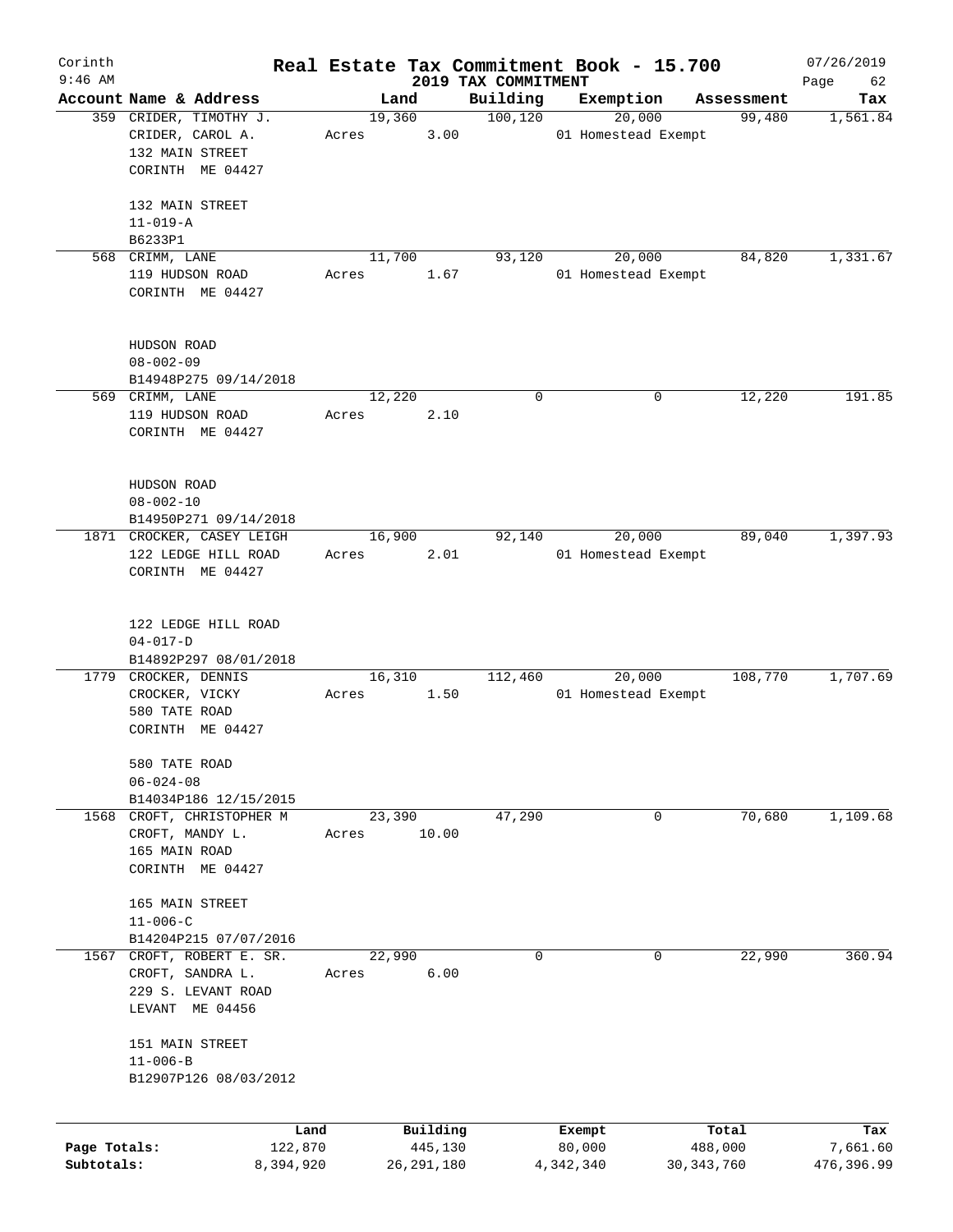# Real Estate Tax Commitment Book - 15.700

Corinth 9:46 AM — 2019 TAX COMMITMENT — 07/26/2019

| Account Name & Address | Land | Building | Exemption | Assessment | Tax |
|---|---|---|---|---|---|
| 359 CRIDER, TIMOTHY J.<br>CRIDER, CAROL A.<br>132 MAIN STREET<br>CORINTH ME 04427<br><br>132 MAIN STREET<br>11-019-A<br>B6233P1 | 19,360<br>Acres 3.00 | 100,120 | 20,000<br>01 Homestead Exempt | 99,480 | 1,561.84 |
| 568 CRIMM, LANE<br>119 HUDSON ROAD<br>CORINTH ME 04427<br><br>HUDSON ROAD<br>08-002-09<br>B14948P275 09/14/2018 | 11,700<br>Acres 1.67 | 93,120 | 20,000<br>01 Homestead Exempt | 84,820 | 1,331.67 |
| 569 CRIMM, LANE<br>119 HUDSON ROAD<br>CORINTH ME 04427<br><br>HUDSON ROAD<br>08-002-10<br>B14950P271 09/14/2018 | 12,220<br>Acres 2.10 | 0 | 0 | 12,220 | 191.85 |
| 1871 CROCKER, CASEY LEIGH<br>122 LEDGE HILL ROAD<br>CORINTH ME 04427<br><br>122 LEDGE HILL ROAD<br>04-017-D<br>B14892P297 08/01/2018 | 16,900<br>Acres 2.01 | 92,140 | 20,000<br>01 Homestead Exempt | 89,040 | 1,397.93 |
| 1779 CROCKER, DENNIS<br>CROCKER, VICKY<br>580 TATE ROAD<br>CORINTH ME 04427<br><br>580 TATE ROAD<br>06-024-08<br>B14034P186 12/15/2015 | 16,310<br>Acres 1.50 | 112,460 | 20,000<br>01 Homestead Exempt | 108,770 | 1,707.69 |
| 1568 CROFT, CHRISTOPHER M<br>CROFT, MANDY L.<br>165 MAIN ROAD<br>CORINTH ME 04427<br><br>165 MAIN STREET<br>11-006-C<br>B14204P215 07/07/2016 | 23,390<br>Acres 10.00 | 47,290 | 0 | 70,680 | 1,109.68 |
| 1567 CROFT, ROBERT E. SR.<br>CROFT, SANDRA L.<br>229 S. LEVANT ROAD<br>LEVANT ME 04456<br><br>151 MAIN STREET<br>11-006-B<br>B12907P126 08/03/2012 | 22,990<br>Acres 6.00 | 0 | 0 | 22,990 | 360.94 |

| | Land | Building | Exempt | Total | Tax |
|---|---|---|---|---|---|
| Page Totals: | 122,870 | 445,130 | 80,000 | 488,000 | 7,661.60 |
| Subtotals: | 8,394,920 | 26,291,180 | 4,342,340 | 30,343,760 | 476,396.99 |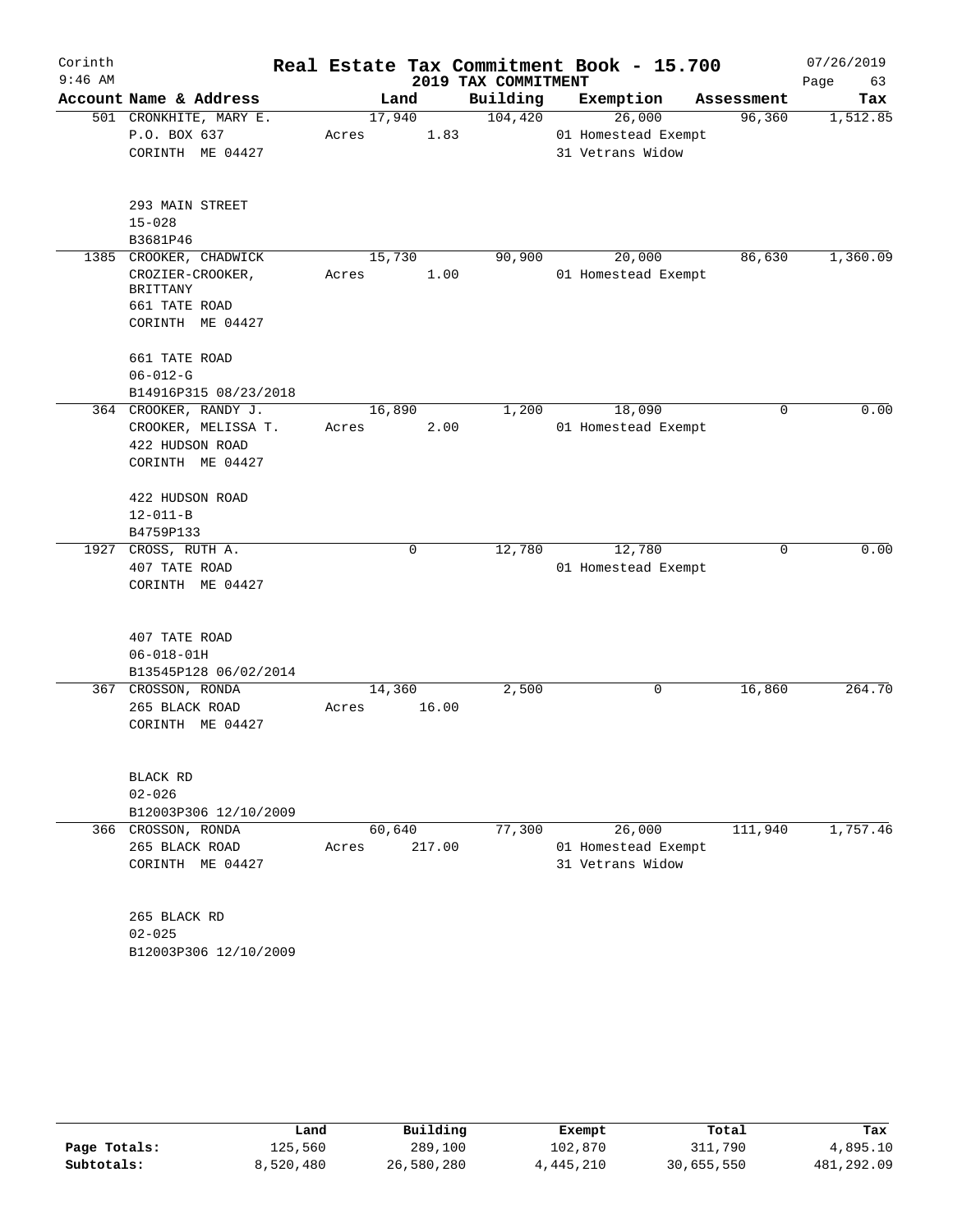Corinth
9:46 AM

# Real Estate Tax Commitment Book - 15.700

2019 TAX COMMITMENT

07/26/2019

| Account | Name & Address | Land | Building | Exemption | Assessment | Tax |
|---|---|---|---|---|---|---|
| 501 | CRONKHITE, MARY E.<br>P.O. BOX 637<br>CORINTH ME 04427<br><br>293 MAIN STREET<br>15-028<br>B3681P46 | 17,940<br>Acres 1.83 | 104,420 | 26,000<br>01 Homestead Exempt<br>31 Vetrans Widow | 96,360 | 1,512.85 |
| 1385 | CROOKER, CHADWICK<br>CROZIER-CROOKER, BRITTANY<br>661 TATE ROAD<br>CORINTH ME 04427<br><br>661 TATE ROAD<br>06-012-G<br>B14916P315 08/23/2018 | 15,730<br>Acres 1.00 | 90,900 | 20,000<br>01 Homestead Exempt | 86,630 | 1,360.09 |
| 364 | CROOKER, RANDY J.<br>CROOKER, MELISSA T.<br>422 HUDSON ROAD<br>CORINTH ME 04427<br><br>422 HUDSON ROAD<br>12-011-B<br>B4759P133 | 16,890<br>Acres 2.00 | 1,200 | 18,090<br>01 Homestead Exempt | 0 | 0.00 |
| 1927 | CROSS, RUTH A.<br>407 TATE ROAD<br>CORINTH ME 04427<br><br>407 TATE ROAD<br>06-018-01H<br>B13545P128 06/02/2014 | 0 | 12,780 | 12,780<br>01 Homestead Exempt | 0 | 0.00 |
| 367 | CROSSON, RONDA<br>265 BLACK ROAD<br>CORINTH ME 04427<br><br>BLACK RD<br>02-026<br>B12003P306 12/10/2009 | 14,360<br>Acres 16.00 | 2,500 | 0 | 16,860 | 264.70 |
| 366 | CROSSON, RONDA<br>265 BLACK ROAD<br>CORINTH ME 04427<br><br>265 BLACK RD<br>02-025<br>B12003P306 12/10/2009 | 60,640<br>Acres 217.00 | 77,300 | 26,000<br>01 Homestead Exempt<br>31 Vetrans Widow | 111,940 | 1,757.46 |

| | Land | Building | Exempt | Total | Tax |
|---|---|---|---|---|---|
| Page Totals: | 125,560 | 289,100 | 102,870 | 311,790 | 4,895.10 |
| Subtotals: | 8,520,480 | 26,580,280 | 4,445,210 | 30,655,550 | 481,292.09 |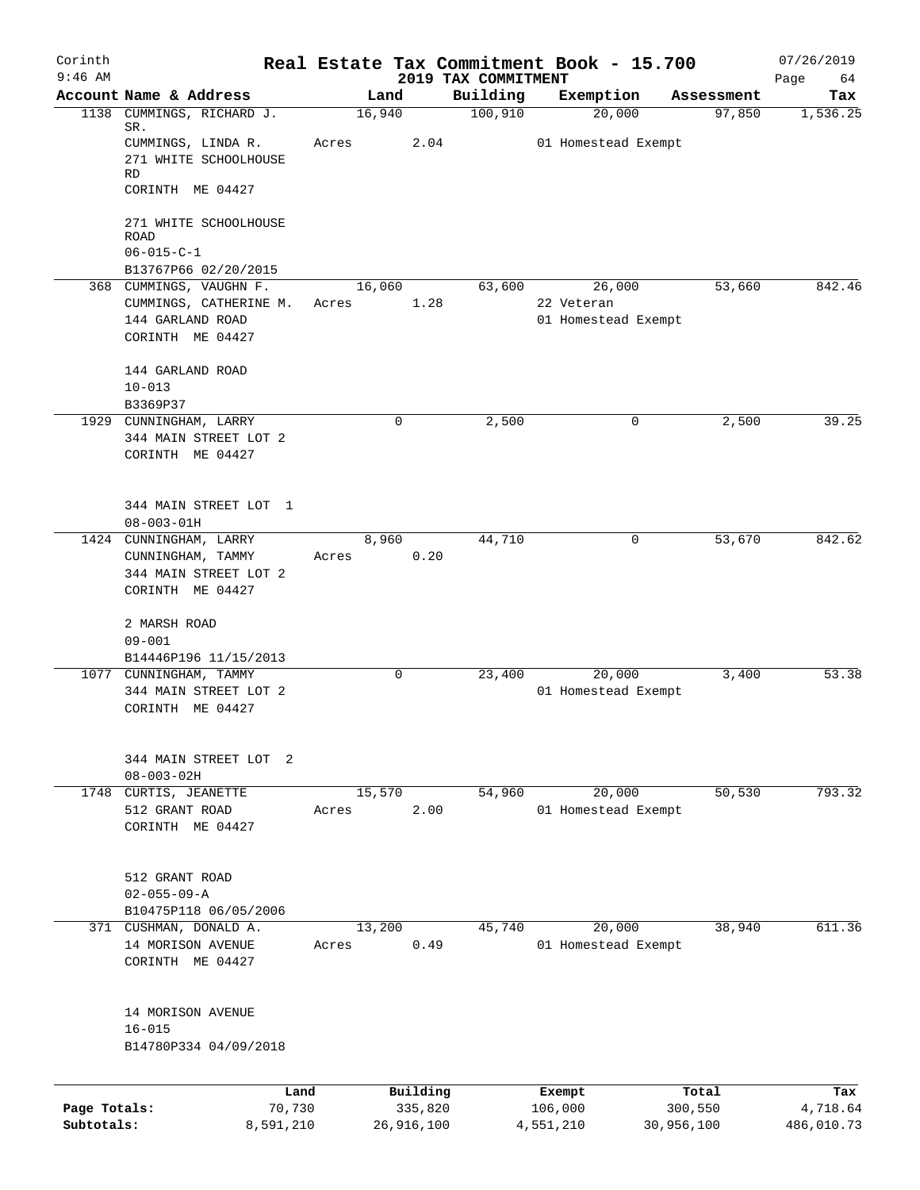# Real Estate Tax Commitment Book - 15.700

Corinth
9:46 AM

2019 TAX COMMITMENT

07/26/2019

| Account | Name & Address | Land | Building | Exemption | Assessment | Tax |
|---|---|---|---|---|---|---|
| 1138 | CUMMINGS, RICHARD J. SR.<br>CUMMINGS, LINDA R.<br>271 WHITE SCHOOLHOUSE RD<br>CORINTH ME 04427<br><br>271 WHITE SCHOOLHOUSE ROAD<br>06-015-C-1<br>B13767P66 02/20/2015 | 16,940<br>Acres 2.04 | 100,910 | 20,000<br>01 Homestead Exempt | 97,850 | 1,536.25 |
| 368 | CUMMINGS, VAUGHN F.<br>CUMMINGS, CATHERINE M.<br>144 GARLAND ROAD<br>CORINTH ME 04427<br><br>144 GARLAND ROAD<br>10-013<br>B3369P37 | 16,060<br>Acres 1.28 | 63,600 | 26,000<br>22 Veteran<br>01 Homestead Exempt | 53,660 | 842.46 |
| 1929 | CUNNINGHAM, LARRY<br>344 MAIN STREET LOT 2<br>CORINTH ME 04427<br><br>344 MAIN STREET LOT 1<br>08-003-01H | 0 | 2,500 | 0 | 2,500 | 39.25 |
| 1424 | CUNNINGHAM, LARRY<br>CUNNINGHAM, TAMMY<br>344 MAIN STREET LOT 2<br>CORINTH ME 04427<br><br>2 MARSH ROAD<br>09-001<br>B14446P196 11/15/2013 | 8,960<br>Acres 0.20 | 44,710 | 0 | 53,670 | 842.62 |
| 1077 | CUNNINGHAM, TAMMY<br>344 MAIN STREET LOT 2<br>CORINTH ME 04427<br><br>344 MAIN STREET LOT 2<br>08-003-02H | 0 | 23,400 | 20,000<br>01 Homestead Exempt | 3,400 | 53.38 |
| 1748 | CURTIS, JEANETTE<br>512 GRANT ROAD<br>CORINTH ME 04427<br><br>512 GRANT ROAD<br>02-055-09-A<br>B10475P118 06/05/2006 | 15,570<br>Acres 2.00 | 54,960 | 20,000<br>01 Homestead Exempt | 50,530 | 793.32 |
| 371 | CUSHMAN, DONALD A.<br>14 MORISON AVENUE<br>CORINTH ME 04427<br><br>14 MORISON AVENUE<br>16-015<br>B14780P334 04/09/2018 | 13,200<br>Acres 0.49 | 45,740 | 20,000<br>01 Homestead Exempt | 38,940 | 611.36 |

| | Land | Building | Exempt | Total | Tax |
|---|---|---|---|---|---|
| Page Totals: | 70,730 | 335,820 | 106,000 | 300,550 | 4,718.64 |
| Subtotals: | 8,591,210 | 26,916,100 | 4,551,210 | 30,956,100 | 486,010.73 |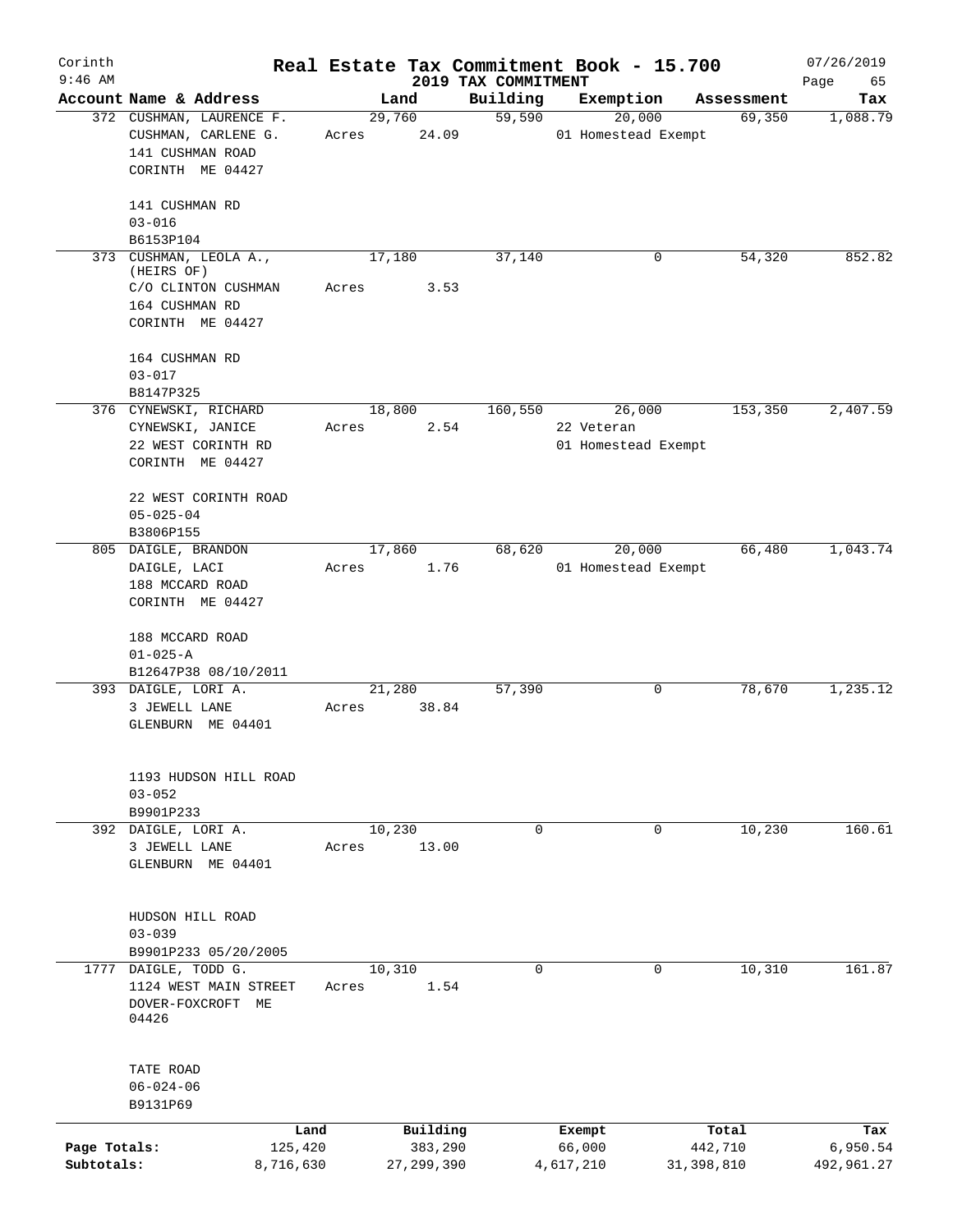Corinth 9:46 AM

# Real Estate Tax Commitment Book - 15.700

## 2019 TAX COMMITMENT

07/26/2019 Page 65

| Account Name & Address | Land | Building | Exemption | Assessment | Tax |
|---|---|---|---|---|---|
| 372 CUSHMAN, LAURENCE F.<br>CUSHMAN, CARLENE G.<br>141 CUSHMAN ROAD<br>CORINTH ME 04427<br><br>141 CUSHMAN RD<br>03-016<br>B6153P104 | 29,760<br>Acres 24.09 | 59,590 | 20,000<br>01 Homestead Exempt | 69,350 | 1,088.79 |
| 373 CUSHMAN, LEOLA A., (HEIRS OF)<br>C/O CLINTON CUSHMAN<br>164 CUSHMAN RD<br>CORINTH ME 04427<br><br>164 CUSHMAN RD<br>03-017<br>B8147P325 | 17,180<br>Acres 3.53 | 37,140 | 0 | 54,320 | 852.82 |
| 376 CYNEWSKI, RICHARD<br>CYNEWSKI, JANICE<br>22 WEST CORINTH RD<br>CORINTH ME 04427<br><br>22 WEST CORINTH ROAD<br>05-025-04<br>B3806P155 | 18,800<br>Acres 2.54 | 160,550 | 26,000<br>22 Veteran<br>01 Homestead Exempt | 153,350 | 2,407.59 |
| 805 DAIGLE, BRANDON<br>DAIGLE, LACI<br>188 MCCARD ROAD<br>CORINTH ME 04427<br><br>188 MCCARD ROAD<br>01-025-A<br>B12647P38 08/10/2011 | 17,860<br>Acres 1.76 | 68,620 | 20,000<br>01 Homestead Exempt | 66,480 | 1,043.74 |
| 393 DAIGLE, LORI A.<br>3 JEWELL LANE<br>GLENBURN ME 04401<br><br>1193 HUDSON HILL ROAD<br>03-052<br>B9901P233 | 21,280<br>Acres 38.84 | 57,390 | 0 | 78,670 | 1,235.12 |
| 392 DAIGLE, LORI A.<br>3 JEWELL LANE<br>GLENBURN ME 04401<br><br>HUDSON HILL ROAD<br>03-039<br>B9901P233 05/20/2005 | 10,230<br>Acres 13.00 | 0 | 0 | 10,230 | 160.61 |
| 1777 DAIGLE, TODD G.<br>1124 WEST MAIN STREET<br>DOVER-FOXCROFT ME 04426<br><br>TATE ROAD<br>06-024-06<br>B9131P69 | 10,310<br>Acres 1.54 | 0 | 0 | 10,310 | 161.87 |

| | Land | Building | Exempt | Total | Tax |
|---|---|---|---|---|---|
| Page Totals: | 125,420 | 383,290 | 66,000 | 442,710 | 6,950.54 |
| Subtotals: | 8,716,630 | 27,299,390 | 4,617,210 | 31,398,810 | 492,961.27 |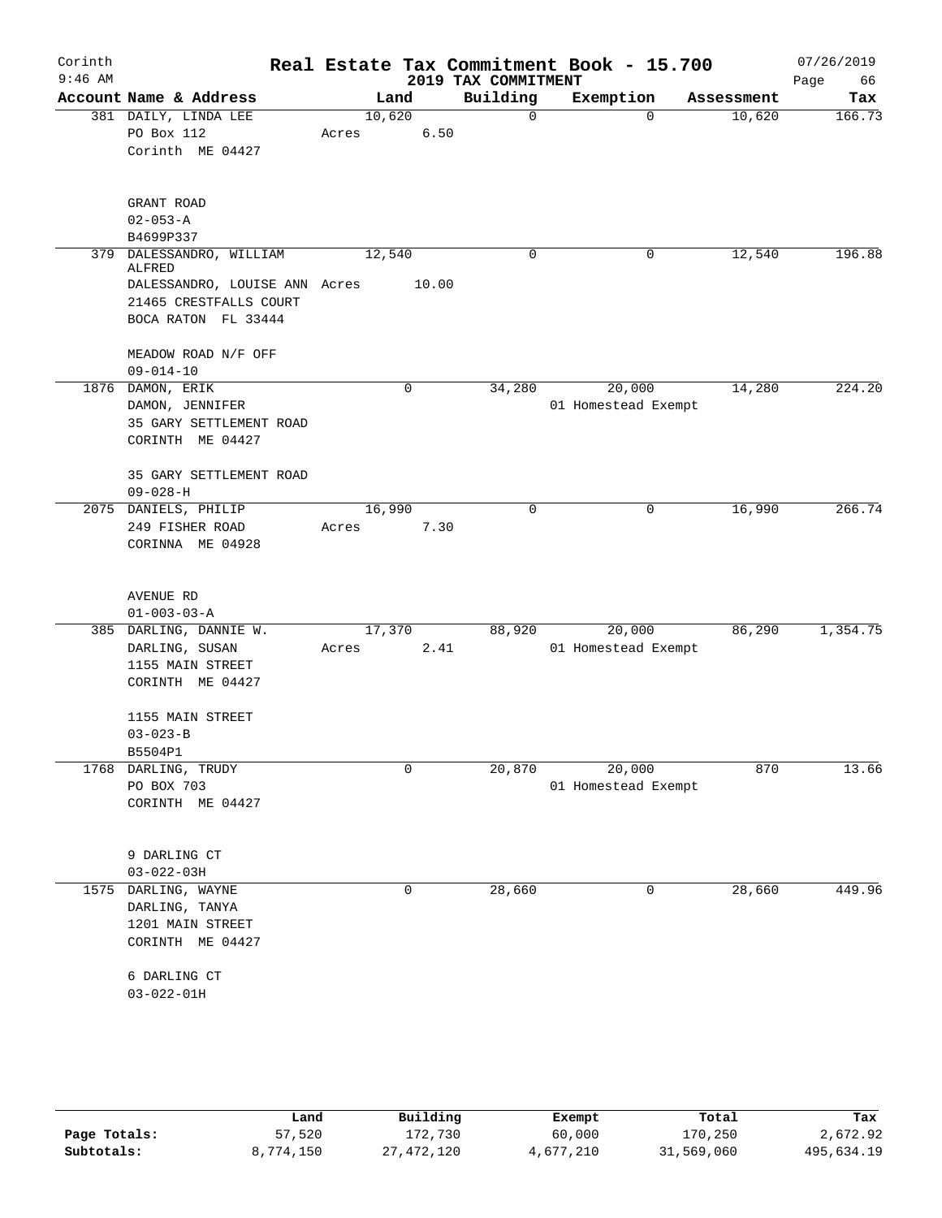Corinth 9:46 AM

# Real Estate Tax Commitment Book - 15.700

2019 TAX COMMITMENT

07/26/2019

| Account Name & Address | Land | Building | Exemption | Assessment | Tax |
|---|---|---|---|---|---|
| 381 DAILY, LINDA LEE<br>PO Box 112<br>Corinth ME 04427<br><br>GRANT ROAD<br>02-053-A<br>B4699P337 | 10,620<br>Acres 6.50 | 0 | 0 | 10,620 | 166.73 |
| 379 DALESSANDRO, WILLIAM ALFRED<br>DALESSANDRO, LOUISE ANN<br>21465 CRESTFALLS COURT<br>BOCA RATON FL 33444<br><br>MEADOW ROAD N/F OFF<br>09-014-10 | 12,540<br>Acres 10.00 | 0 | 0 | 12,540 | 196.88 |
| 1876 DAMON, ERIK<br>DAMON, JENNIFER<br>35 GARY SETTLEMENT ROAD<br>CORINTH ME 04427<br><br>35 GARY SETTLEMENT ROAD<br>09-028-H | 0 | 34,280 | 20,000<br>01 Homestead Exempt | 14,280 | 224.20 |
| 2075 DANIELS, PHILIP<br>249 FISHER ROAD<br>CORINNA ME 04928<br><br>AVENUE RD<br>01-003-03-A | 16,990<br>Acres 7.30 | 0 | 0 | 16,990 | 266.74 |
| 385 DARLING, DANNIE W.<br>DARLING, SUSAN<br>1155 MAIN STREET<br>CORINTH ME 04427<br><br>1155 MAIN STREET<br>03-023-B<br>B5504P1 | 17,370<br>Acres 2.41 | 88,920 | 20,000<br>01 Homestead Exempt | 86,290 | 1,354.75 |
| 1768 DARLING, TRUDY<br>PO BOX 703<br>CORINTH ME 04427<br><br>9 DARLING CT<br>03-022-03H | 0 | 20,870 | 20,000<br>01 Homestead Exempt | 870 | 13.66 |
| 1575 DARLING, WAYNE<br>DARLING, TANYA<br>1201 MAIN STREET<br>CORINTH ME 04427<br><br>6 DARLING CT<br>03-022-01H | 0 | 28,660 | 0 | 28,660 | 449.96 |

| | Land | Building | Exempt | Total | Tax |
|---|---|---|---|---|---|
| Page Totals: | 57,520 | 172,730 | 60,000 | 170,250 | 2,672.92 |
| Subtotals: | 8,774,150 | 27,472,120 | 4,677,210 | 31,569,060 | 495,634.19 |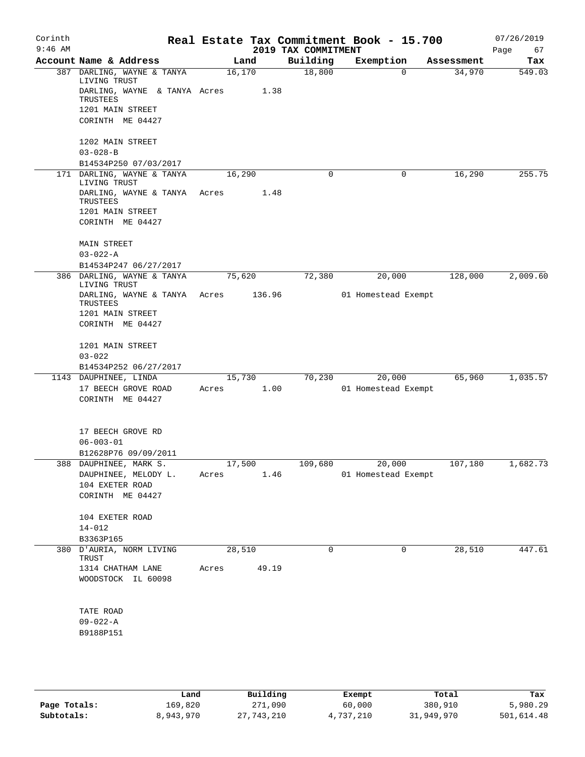# Real Estate Tax Commitment Book - 15.700

Corinth
9:46 AM

2019 TAX COMMITMENT

07/26/2019

| Account Name & Address | Land | Building | Exemption | Assessment | Tax |
|---|---|---|---|---|---|
| 387 DARLING, WAYNE & TANYA LIVING TRUST | 16,170 | 18,800 | 0 | 34,970 | 549.03 |
| DARLING, WAYNE & TANYA TRUSTEES | Acres 1.38 | | | | |
| 1201 MAIN STREET | | | | | |
| CORINTH ME 04427 | | | | | |
| 1202 MAIN STREET | | | | | |
| 03-028-B | | | | | |
| B14534P250 07/03/2017 | | | | | |
| 171 DARLING, WAYNE & TANYA LIVING TRUST | 16,290 | 0 | 0 | 16,290 | 255.75 |
| DARLING, WAYNE & TANYA TRUSTEES | Acres 1.48 | | | | |
| 1201 MAIN STREET | | | | | |
| CORINTH ME 04427 | | | | | |
| MAIN STREET | | | | | |
| 03-022-A | | | | | |
| B14534P247 06/27/2017 | | | | | |
| 386 DARLING, WAYNE & TANYA LIVING TRUST | 75,620 | 72,380 | 20,000 | 128,000 | 2,009.60 |
| DARLING, WAYNE & TANYA TRUSTEES | Acres 136.96 | | 01 Homestead Exempt | | |
| 1201 MAIN STREET | | | | | |
| CORINTH ME 04427 | | | | | |
| 1201 MAIN STREET | | | | | |
| 03-022 | | | | | |
| B14534P252 06/27/2017 | | | | | |
| 1143 DAUPHINEE, LINDA | 15,730 | 70,230 | 20,000 | 65,960 | 1,035.57 |
| 17 BEECH GROVE ROAD | Acres 1.00 | | 01 Homestead Exempt | | |
| CORINTH ME 04427 | | | | | |
| 17 BEECH GROVE RD | | | | | |
| 06-003-01 | | | | | |
| B12628P76 09/09/2011 | | | | | |
| 388 DAUPHINEE, MARK S. | 17,500 | 109,680 | 20,000 | 107,180 | 1,682.73 |
| DAUPHINEE, MELODY L. | Acres 1.46 | | 01 Homestead Exempt | | |
| 104 EXETER ROAD | | | | | |
| CORINTH ME 04427 | | | | | |
| 104 EXETER ROAD | | | | | |
| 14-012 | | | | | |
| B3363P165 | | | | | |
| 380 D'AURIA, NORM LIVING TRUST | 28,510 | 0 | 0 | 28,510 | 447.61 |
| 1314 CHATHAM LANE | Acres 49.19 | | | | |
| WOODSTOCK IL 60098 | | | | | |
| TATE ROAD | | | | | |
| 09-022-A | | | | | |
| B9188P151 | | | | | |

| | Land | Building | Exempt | Total | Tax |
|---|---|---|---|---|---|
| Page Totals: | 169,820 | 271,090 | 60,000 | 380,910 | 5,980.29 |
| Subtotals: | 8,943,970 | 27,743,210 | 4,737,210 | 31,949,970 | 501,614.48 |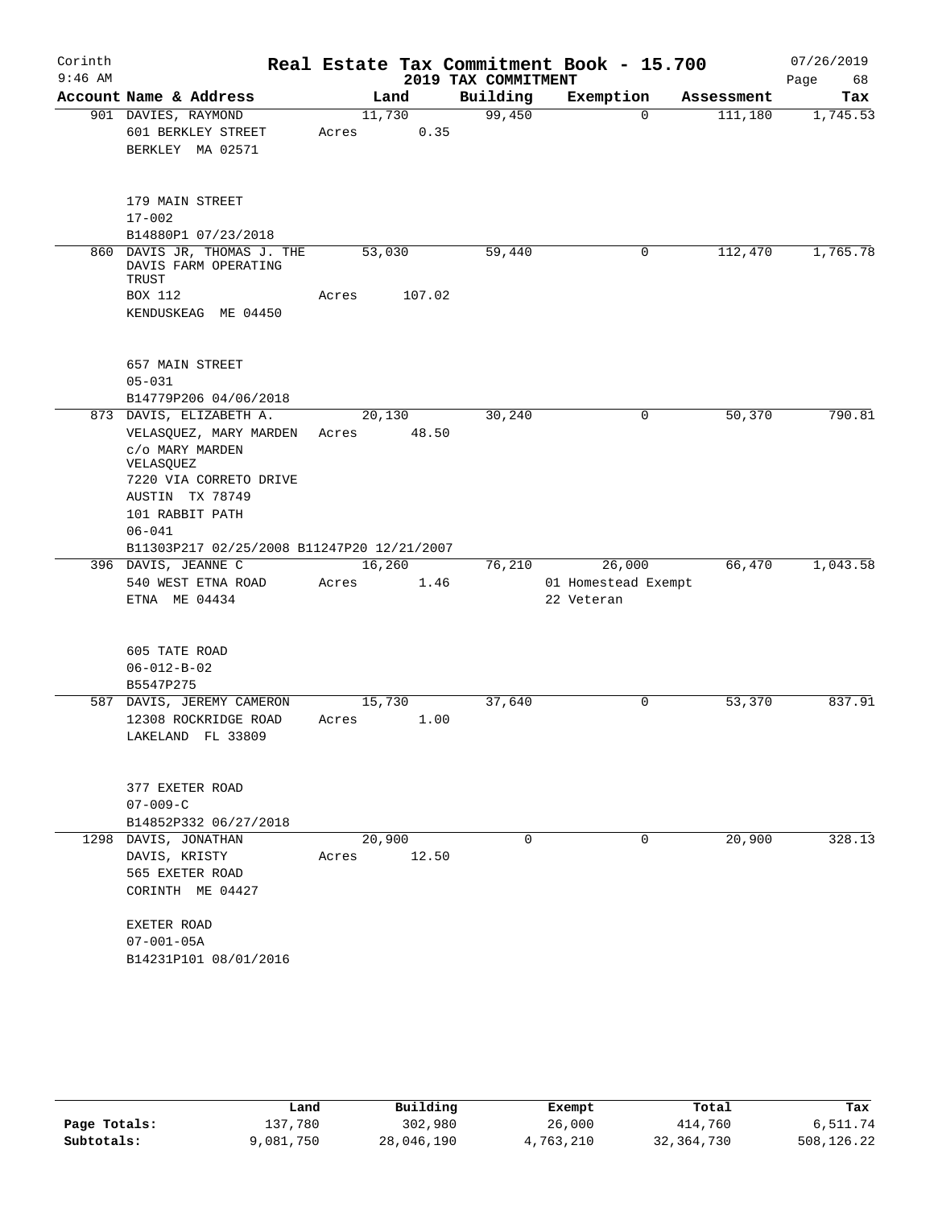# Real Estate Tax Commitment Book - 15.700

Corinth 9:46 AM — 2019 TAX COMMITMENT — 07/26/2019

| Account Name & Address | Land | Building | Exemption | Assessment | Tax |
|---|---|---|---|---|---|
| 901 DAVIES, RAYMOND<br>601 BERKLEY STREET<br>BERKLEY MA 02571<br><br>179 MAIN STREET<br>17-002<br>B14880P1 07/23/2018 | 11,730<br>Acres 0.35 | 99,450 | 0 | 111,180 | 1,745.53 |
| 860 DAVIS JR, THOMAS J. THE DAVIS FARM OPERATING TRUST<br>BOX 112<br>KENDUSKEAG ME 04450<br><br>657 MAIN STREET<br>05-031<br>B14779P206 04/06/2018 | 53,030<br>Acres 107.02 | 59,440 | 0 | 112,470 | 1,765.78 |
| 873 DAVIS, ELIZABETH A.<br>VELASQUEZ, MARY MARDEN<br>c/o MARY MARDEN VELASQUEZ<br>7220 VIA CORRETO DRIVE<br>AUSTIN TX 78749<br>101 RABBIT PATH<br>06-041<br>B11303P217 02/25/2008 B11247P20 12/21/2007 | 20,130<br>Acres 48.50 | 30,240 | 0 | 50,370 | 790.81 |
| 396 DAVIS, JEANNE C<br>540 WEST ETNA ROAD<br>ETNA ME 04434<br><br>605 TATE ROAD<br>06-012-B-02<br>B5547P275 | 16,260<br>Acres 1.46 | 76,210 | 26,000<br>01 Homestead Exempt<br>22 Veteran | 66,470 | 1,043.58 |
| 587 DAVIS, JEREMY CAMERON<br>12308 ROCKRIDGE ROAD<br>LAKELAND FL 33809<br><br>377 EXETER ROAD<br>07-009-C<br>B14852P332 06/27/2018 | 15,730<br>Acres 1.00 | 37,640 | 0 | 53,370 | 837.91 |
| 1298 DAVIS, JONATHAN<br>DAVIS, KRISTY<br>565 EXETER ROAD<br>CORINTH ME 04427<br><br>EXETER ROAD<br>07-001-05A<br>B14231P101 08/01/2016 | 20,900<br>Acres 12.50 | 0 | 0 | 20,900 | 328.13 |

| | Land | Building | Exempt | Total | Tax |
|---|---|---|---|---|---|
| Page Totals: | 137,780 | 302,980 | 26,000 | 414,760 | 6,511.74 |
| Subtotals: | 9,081,750 | 28,046,190 | 4,763,210 | 32,364,730 | 508,126.22 |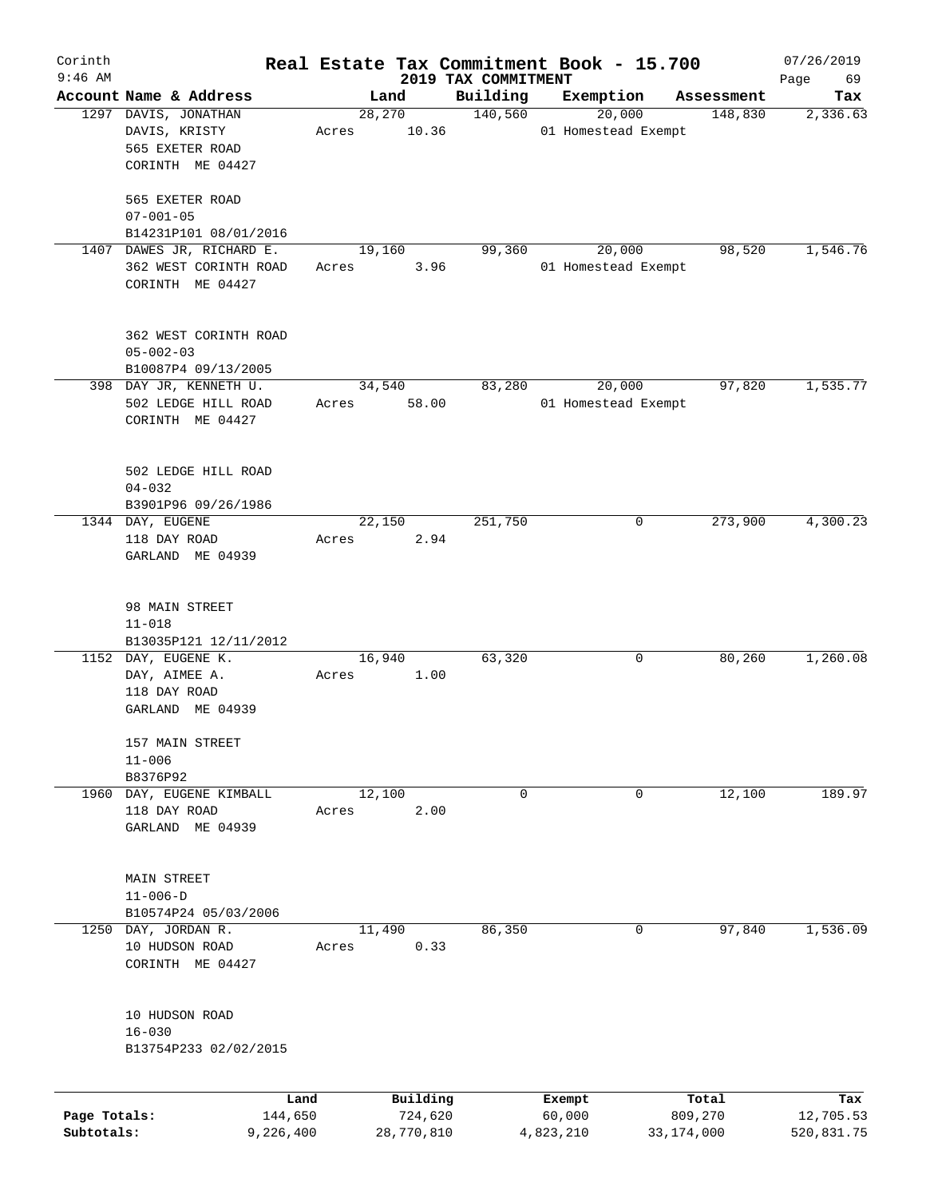# Real Estate Tax Commitment Book - 15.700

Corinth 9:46 AM — 2019 TAX COMMITMENT — 07/26/2019

| Account | Name & Address | Land | Building | Exemption | Assessment | Tax |
|---|---|---|---|---|---|---|
| 1297 | DAVIS, JONATHAN<br>DAVIS, KRISTY<br>565 EXETER ROAD<br>CORINTH ME 04427<br><br>565 EXETER ROAD<br>07-001-05<br>B14231P101 08/01/2016 | 28,270<br>Acres 10.36 | 140,560 | 20,000<br>01 Homestead Exempt | 148,830 | 2,336.63 |
| 1407 | DAWES JR, RICHARD E.<br>362 WEST CORINTH ROAD<br>CORINTH ME 04427<br><br>362 WEST CORINTH ROAD<br>05-002-03<br>B10087P4 09/13/2005 | 19,160<br>Acres 3.96 | 99,360 | 20,000<br>01 Homestead Exempt | 98,520 | 1,546.76 |
| 398 | DAY JR, KENNETH U.<br>502 LEDGE HILL ROAD<br>CORINTH ME 04427<br><br>502 LEDGE HILL ROAD<br>04-032<br>B3901P96 09/26/1986 | 34,540<br>Acres 58.00 | 83,280 | 20,000<br>01 Homestead Exempt | 97,820 | 1,535.77 |
| 1344 | DAY, EUGENE<br>118 DAY ROAD<br>GARLAND ME 04939<br><br>98 MAIN STREET<br>11-018<br>B13035P121 12/11/2012 | 22,150<br>Acres 2.94 | 251,750 | 0 | 273,900 | 4,300.23 |
| 1152 | DAY, EUGENE K.<br>DAY, AIMEE A.<br>118 DAY ROAD<br>GARLAND ME 04939<br><br>157 MAIN STREET<br>11-006<br>B8376P92 | 16,940<br>Acres 1.00 | 63,320 | 0 | 80,260 | 1,260.08 |
| 1960 | DAY, EUGENE KIMBALL<br>118 DAY ROAD<br>GARLAND ME 04939<br><br>MAIN STREET<br>11-006-D<br>B10574P24 05/03/2006 | 12,100<br>Acres 2.00 | 0 | 0 | 12,100 | 189.97 |
| 1250 | DAY, JORDAN R.<br>10 HUDSON ROAD<br>CORINTH ME 04427<br><br>10 HUDSON ROAD<br>16-030<br>B13754P233 02/02/2015 | 11,490<br>Acres 0.33 | 86,350 | 0 | 97,840 | 1,536.09 |

| | Land | Building | Exempt | Total | Tax |
|---|---|---|---|---|---|
| Page Totals: | 144,650 | 724,620 | 60,000 | 809,270 | 12,705.53 |
| Subtotals: | 9,226,400 | 28,770,810 | 4,823,210 | 33,174,000 | 520,831.75 |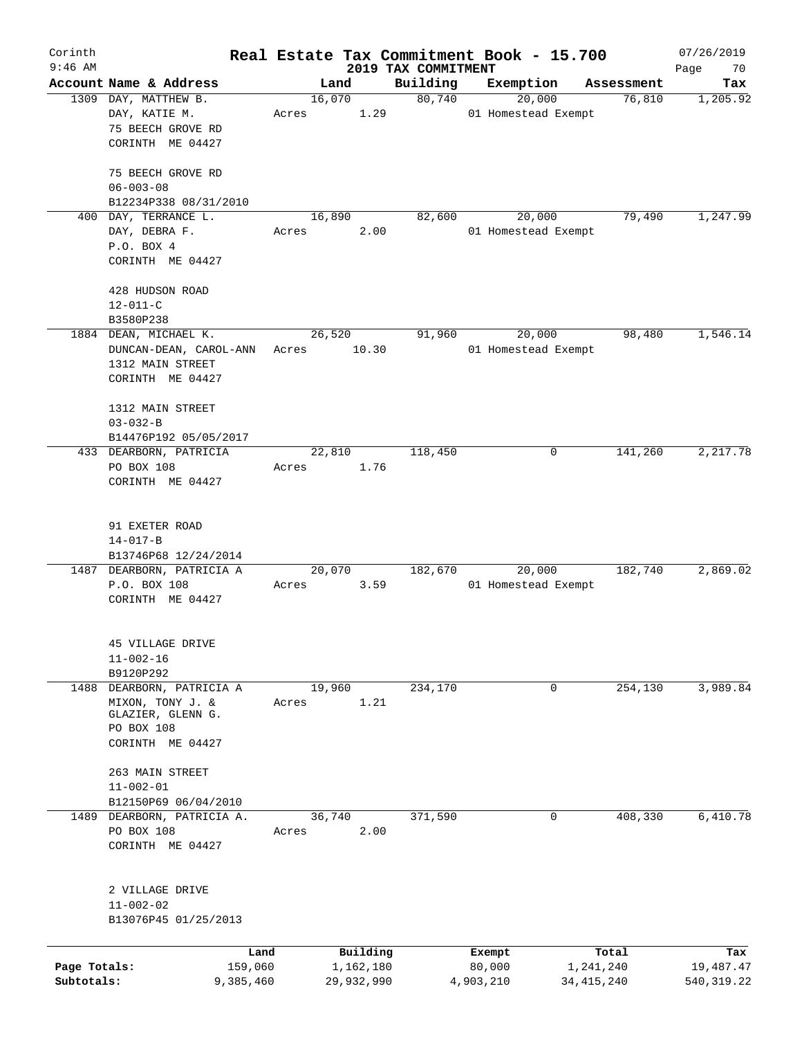# Corinth — Real Estate Tax Commitment Book - 15.700

9:46 AM — 2019 TAX COMMITMENT — 07/26/2019

| Account | Name & Address | Land | Building | Exemption | Assessment | Tax |
|---|---|---|---|---|---|---|
| 1309 | DAY, MATTHEW B.<br>DAY, KATIE M.<br>75 BEECH GROVE RD<br>CORINTH ME 04427<br><br>75 BEECH GROVE RD<br>06-003-08<br>B12234P338 08/31/2010 | 16,070<br>Acres 1.29 | 80,740 | 20,000<br>01 Homestead Exempt | 76,810 | 1,205.92 |
| 400 | DAY, TERRANCE L.<br>DAY, DEBRA F.<br>P.O. BOX 4<br>CORINTH ME 04427<br><br>428 HUDSON ROAD<br>12-011-C<br>B3580P238 | 16,890<br>Acres 2.00 | 82,600 | 20,000<br>01 Homestead Exempt | 79,490 | 1,247.99 |
| 1884 | DEAN, MICHAEL K.<br>DUNCAN-DEAN, CAROL-ANN<br>1312 MAIN STREET<br>CORINTH ME 04427<br><br>1312 MAIN STREET<br>03-032-B<br>B14476P192 05/05/2017 | 26,520<br>Acres 10.30 | 91,960 | 20,000<br>01 Homestead Exempt | 98,480 | 1,546.14 |
| 433 | DEARBORN, PATRICIA<br>PO BOX 108<br>CORINTH ME 04427<br><br>91 EXETER ROAD<br>14-017-B<br>B13746P68 12/24/2014 | 22,810<br>Acres 1.76 | 118,450 | 0 | 141,260 | 2,217.78 |
| 1487 | DEARBORN, PATRICIA A<br>P.O. BOX 108<br>CORINTH ME 04427<br><br>45 VILLAGE DRIVE<br>11-002-16<br>B9120P292 | 20,070<br>Acres 3.59 | 182,670 | 20,000<br>01 Homestead Exempt | 182,740 | 2,869.02 |
| 1488 | DEARBORN, PATRICIA A<br>MIXON, TONY J. &<br>GLAZIER, GLENN G.<br>PO BOX 108<br>CORINTH ME 04427<br><br>263 MAIN STREET<br>11-002-01<br>B12150P69 06/04/2010 | 19,960<br>Acres 1.21 | 234,170 | 0 | 254,130 | 3,989.84 |
| 1489 | DEARBORN, PATRICIA A.<br>PO BOX 108<br>CORINTH ME 04427<br><br>2 VILLAGE DRIVE<br>11-002-02<br>B13076P45 01/25/2013 | 36,740<br>Acres 2.00 | 371,590 | 0 | 408,330 | 6,410.78 |

| | Land | Building | Exempt | Total | Tax |
|---|---|---|---|---|---|
| Page Totals: | 159,060 | 1,162,180 | 80,000 | 1,241,240 | 19,487.47 |
| Subtotals: | 9,385,460 | 29,932,990 | 4,903,210 | 34,415,240 | 540,319.22 |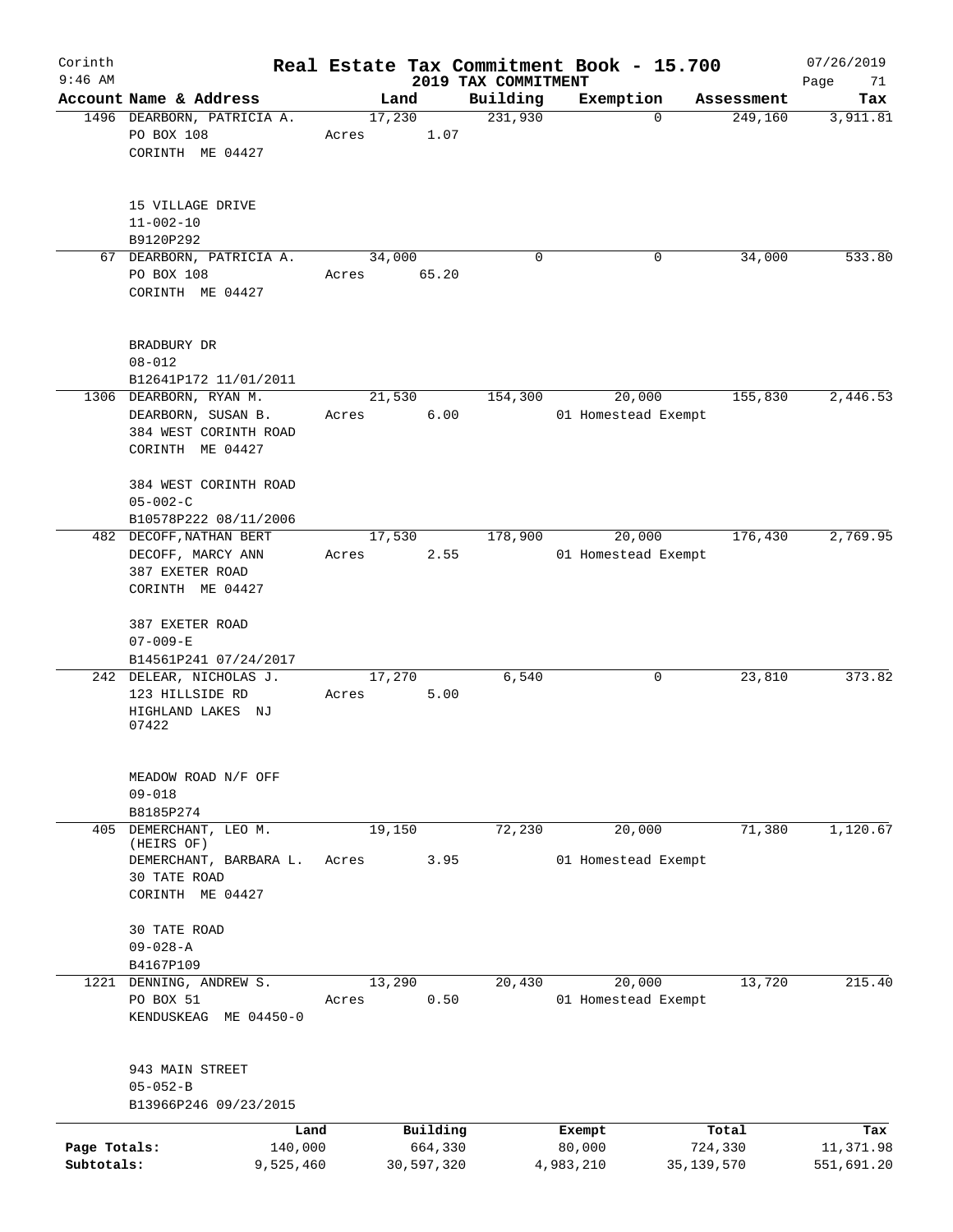# Real Estate Tax Commitment Book - 15.700

Corinth
9:46 AM

2019 TAX COMMITMENT

07/26/2019

| Account Name & Address | Land | Building | Exemption | Assessment | Tax |
|---|---|---|---|---|---|
| 1496 DEARBORN, PATRICIA A.<br>PO BOX 108<br>CORINTH ME 04427<br><br>15 VILLAGE DRIVE<br>11-002-10<br>B9120P292 | 17,230<br>Acres 1.07 | 231,930 | 0 | 249,160 | 3,911.81 |
| 67 DEARBORN, PATRICIA A.<br>PO BOX 108<br>CORINTH ME 04427<br><br>BRADBURY DR<br>08-012<br>B12641P172 11/01/2011 | 34,000<br>Acres 65.20 | 0 | 0 | 34,000 | 533.80 |
| 1306 DEARBORN, RYAN M.<br>DEARBORN, SUSAN B.<br>384 WEST CORINTH ROAD<br>CORINTH ME 04427<br><br>384 WEST CORINTH ROAD<br>05-002-C<br>B10578P222 08/11/2006 | 21,530<br>Acres 6.00 | 154,300 | 20,000<br>01 Homestead Exempt | 155,830 | 2,446.53 |
| 482 DECOFF, NATHAN BERT<br>DECOFF, MARCY ANN<br>387 EXETER ROAD<br>CORINTH ME 04427<br><br>387 EXETER ROAD<br>07-009-E<br>B14561P241 07/24/2017 | 17,530<br>Acres 2.55 | 178,900 | 20,000<br>01 Homestead Exempt | 176,430 | 2,769.95 |
| 242 DELEAR, NICHOLAS J.<br>123 HILLSIDE RD<br>HIGHLAND LAKES NJ 07422<br><br>MEADOW ROAD N/F OFF<br>09-018<br>B8185P274 | 17,270<br>Acres 5.00 | 6,540 | 0 | 23,810 | 373.82 |
| 405 DEMERCHANT, LEO M. (HEIRS OF)<br>DEMERCHANT, BARBARA L.<br>30 TATE ROAD<br>CORINTH ME 04427<br><br>30 TATE ROAD<br>09-028-A<br>B4167P109 | 19,150<br>Acres 3.95 | 72,230 | 20,000<br>01 Homestead Exempt | 71,380 | 1,120.67 |
| 1221 DENNING, ANDREW S.<br>PO BOX 51<br>KENDUSKEAG ME 04450-0<br><br>943 MAIN STREET<br>05-052-B<br>B13966P246 09/23/2015 | 13,290<br>Acres 0.50 | 20,430 | 20,000<br>01 Homestead Exempt | 13,720 | 215.40 |

| | Land | Building | Exempt | Total | Tax |
|---|---|---|---|---|---|
| Page Totals: | 140,000 | 664,330 | 80,000 | 724,330 | 11,371.98 |
| Subtotals: | 9,525,460 | 30,597,320 | 4,983,210 | 35,139,570 | 551,691.20 |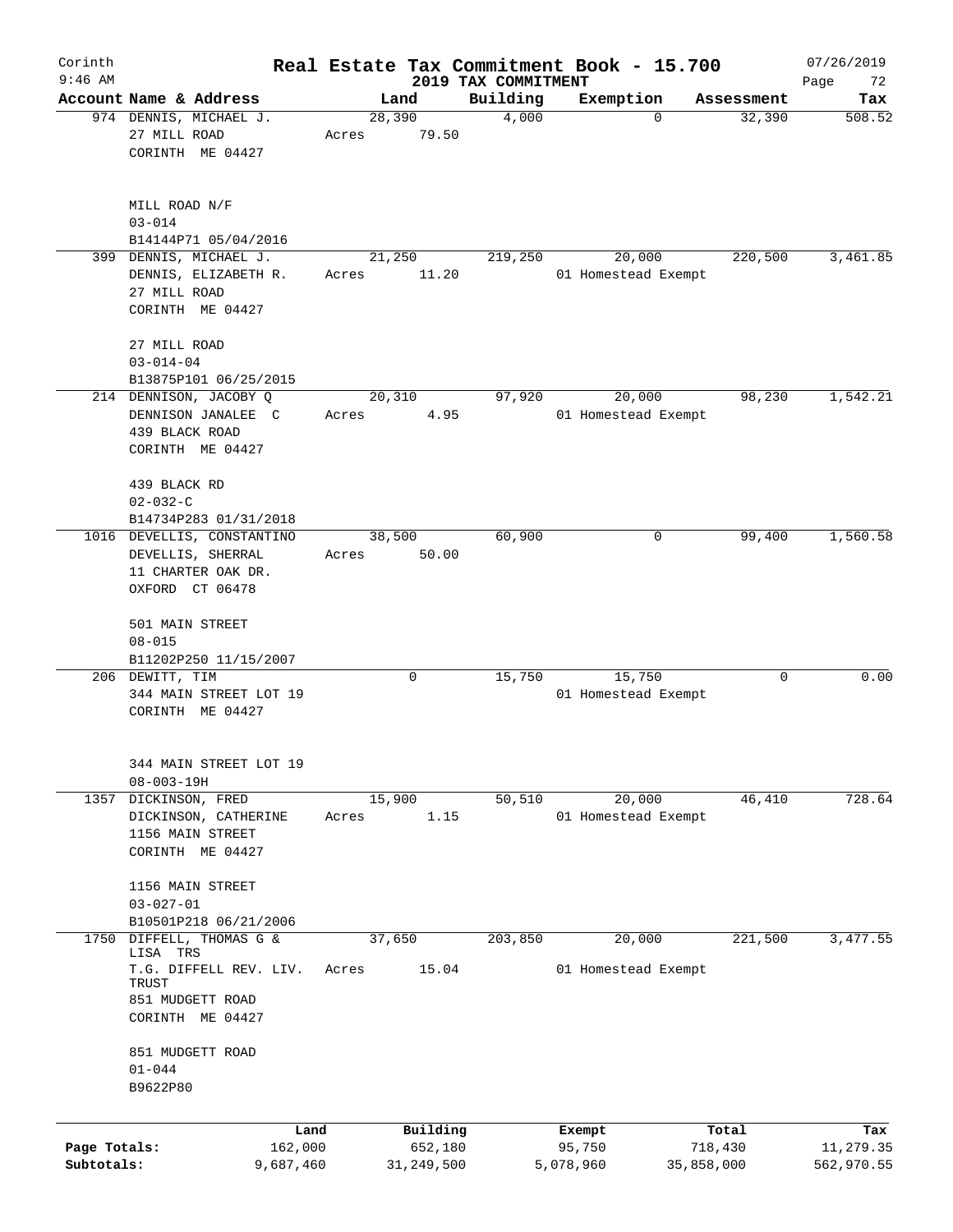# Real Estate Tax Commitment Book - 15.700

Corinth 9:46 AM — 2019 TAX COMMITMENT — 07/26/2019

| Account Name & Address | Land | Building | Exemption | Assessment | Tax |
|---|---|---|---|---|---|
| 974 DENNIS, MICHAEL J.<br>27 MILL ROAD<br>CORINTH ME 04427<br><br>MILL ROAD N/F<br>03-014<br>B14144P71 05/04/2016 | 28,390<br>Acres 79.50 | 4,000 | 0 | 32,390 | 508.52 |
| 399 DENNIS, MICHAEL J.<br>DENNIS, ELIZABETH R.<br>27 MILL ROAD<br>CORINTH ME 04427<br><br>27 MILL ROAD<br>03-014-04<br>B13875P101 06/25/2015 | 21,250<br>Acres 11.20 | 219,250 | 20,000<br>01 Homestead Exempt | 220,500 | 3,461.85 |
| 214 DENNISON, JACOBY Q<br>DENNISON JANALEE C<br>439 BLACK ROAD<br>CORINTH ME 04427<br><br>439 BLACK RD<br>02-032-C<br>B14734P283 01/31/2018 | 20,310<br>Acres 4.95 | 97,920 | 20,000<br>01 Homestead Exempt | 98,230 | 1,542.21 |
| 1016 DEVELLIS, CONSTANTINO<br>DEVELLIS, SHERRAL<br>11 CHARTER OAK DR.<br>OXFORD CT 06478<br><br>501 MAIN STREET<br>08-015<br>B11202P250 11/15/2007 | 38,500<br>Acres 50.00 | 60,900 | 0 | 99,400 | 1,560.58 |
| 206 DEWITT, TIM<br>344 MAIN STREET LOT 19<br>CORINTH ME 04427<br><br>344 MAIN STREET LOT 19<br>08-003-19H | 0 | 15,750 | 15,750<br>01 Homestead Exempt | 0 | 0.00 |
| 1357 DICKINSON, FRED<br>DICKINSON, CATHERINE<br>1156 MAIN STREET<br>CORINTH ME 04427<br><br>1156 MAIN STREET<br>03-027-01<br>B10501P218 06/21/2006 | 15,900<br>Acres 1.15 | 50,510 | 20,000<br>01 Homestead Exempt | 46,410 | 728.64 |
| 1750 DIFFELL, THOMAS G & LISA TRS<br>T.G. DIFFELL REV. LIV. TRUST<br>851 MUDGETT ROAD<br>CORINTH ME 04427<br><br>851 MUDGETT ROAD<br>01-044<br>B9622P80 | 37,650<br>Acres 15.04 | 203,850 | 20,000<br>01 Homestead Exempt | 221,500 | 3,477.55 |

| | Land | Building | Exempt | Total | Tax |
|---|---|---|---|---|---|
| Page Totals: | 162,000 | 652,180 | 95,750 | 718,430 | 11,279.35 |
| Subtotals: | 9,687,460 | 31,249,500 | 5,078,960 | 35,858,000 | 562,970.55 |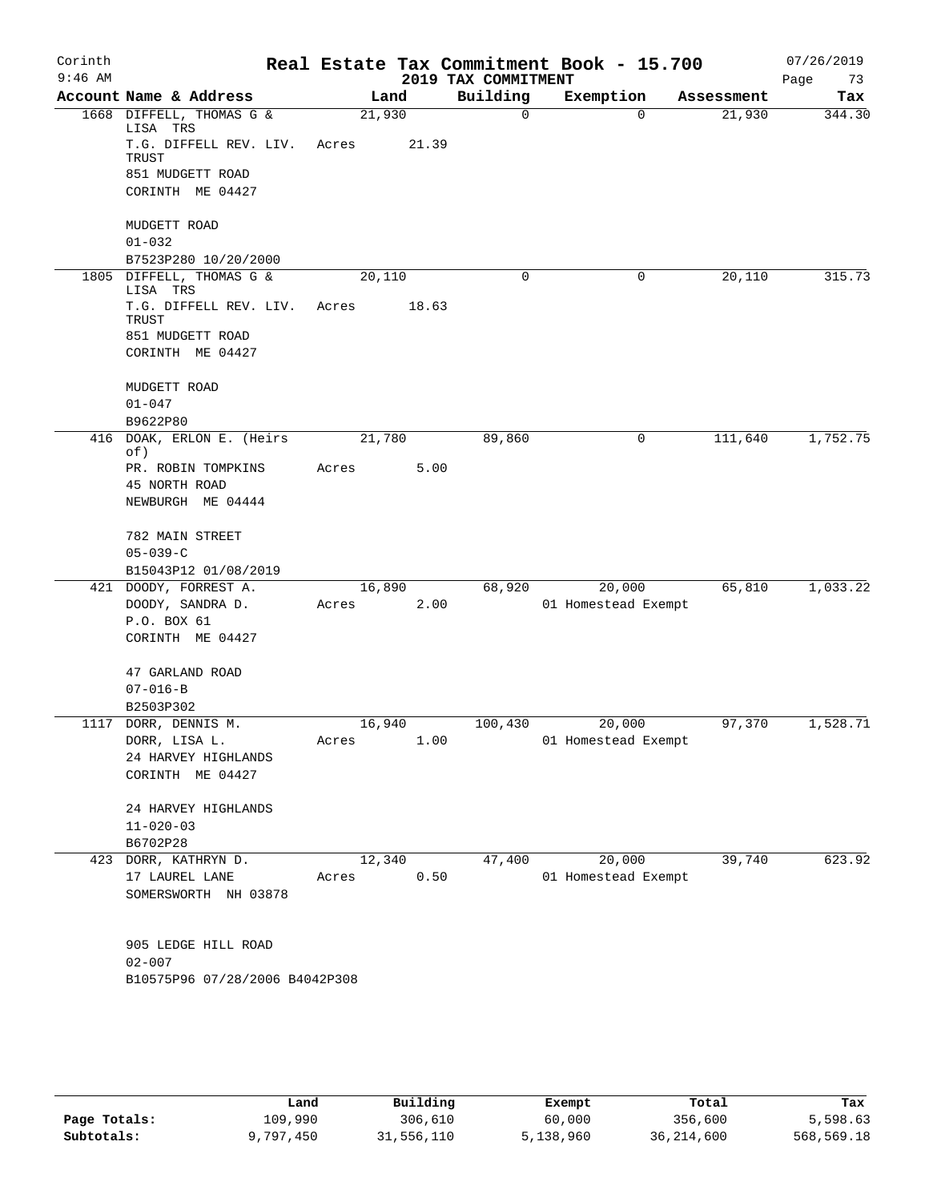Corinth 9:46 AM

# Real Estate Tax Commitment Book - 15.700

## 2019 TAX COMMITMENT

07/26/2019

| Account Name & Address | Land | Building | Exemption | Assessment | Tax |
|---|---|---|---|---|---|
| 1668 DIFFELL, THOMAS G & LISA TRS<br>T.G. DIFFELL REV. LIV. TRUST<br>851 MUDGETT ROAD<br>CORINTH ME 04427<br><br>MUDGETT ROAD<br>01-032<br>B7523P280 10/20/2000 | 21,930<br>Acres 21.39 | 0 | 0 | 21,930 | 344.30 |
| 1805 DIFFELL, THOMAS G & LISA TRS<br>T.G. DIFFELL REV. LIV. TRUST<br>851 MUDGETT ROAD<br>CORINTH ME 04427<br><br>MUDGETT ROAD<br>01-047<br>B9622P80 | 20,110<br>Acres 18.63 | 0 | 0 | 20,110 | 315.73 |
| 416 DOAK, ERLON E. (Heirs of)<br>PR. ROBIN TOMPKINS<br>45 NORTH ROAD<br>NEWBURGH ME 04444<br><br>782 MAIN STREET<br>05-039-C<br>B15043P12 01/08/2019 | 21,780<br>Acres 5.00 | 89,860 | 0 | 111,640 | 1,752.75 |
| 421 DOODY, FORREST A.<br>DOODY, SANDRA D.<br>P.O. BOX 61<br>CORINTH ME 04427<br><br>47 GARLAND ROAD<br>07-016-B<br>B2503P302 | 16,890<br>Acres 2.00 | 68,920 | 20,000<br>01 Homestead Exempt | 65,810 | 1,033.22 |
| 1117 DORR, DENNIS M.<br>DORR, LISA L.<br>24 HARVEY HIGHLANDS<br>CORINTH ME 04427<br><br>24 HARVEY HIGHLANDS<br>11-020-03<br>B6702P28 | 16,940<br>Acres 1.00 | 100,430 | 20,000<br>01 Homestead Exempt | 97,370 | 1,528.71 |
| 423 DORR, KATHRYN D.<br>17 LAUREL LANE<br>SOMERSWORTH NH 03878<br><br>905 LEDGE HILL ROAD<br>02-007<br>B10575P96 07/28/2006 B4042P308 | 12,340<br>Acres 0.50 | 47,400 | 20,000<br>01 Homestead Exempt | 39,740 | 623.92 |

| | Land | Building | Exempt | Total | Tax |
|---|---|---|---|---|---|
| Page Totals: | 109,990 | 306,610 | 60,000 | 356,600 | 5,598.63 |
| Subtotals: | 9,797,450 | 31,556,110 | 5,138,960 | 36,214,600 | 568,569.18 |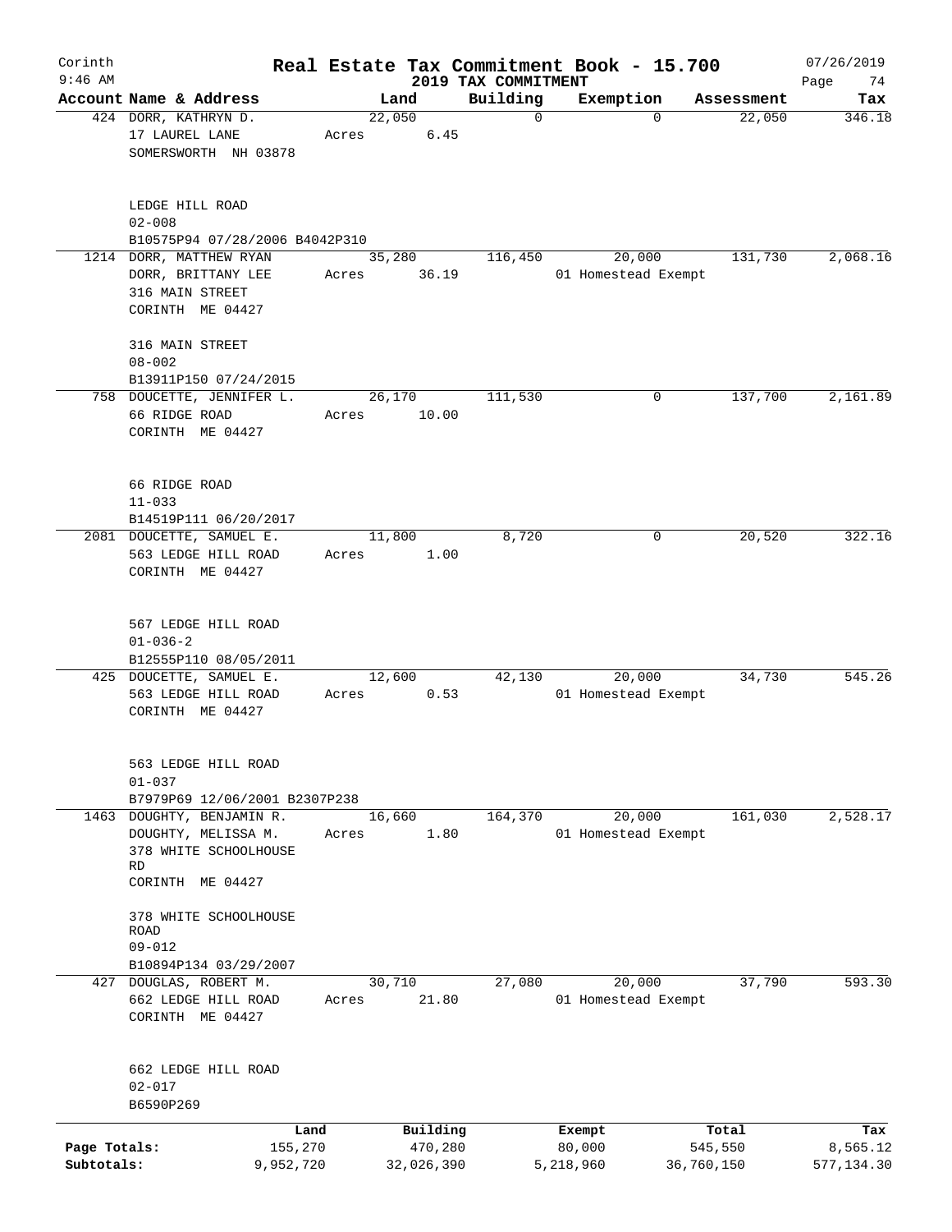Corinth
9:46 AM

# Real Estate Tax Commitment Book - 15.700

2019 TAX COMMITMENT

07/26/2019

| Account | Name & Address | Land | Building | Exemption | Assessment | Tax |
|---|---|---|---|---|---|---|
| 424 | DORR, KATHRYN D.<br>17 LAUREL LANE<br>SOMERSWORTH NH 03878<br><br>LEDGE HILL ROAD<br>02-008<br>B10575P94 07/28/2006 B4042P310 | 22,050<br>Acres 6.45 | 0 | 0 | 22,050 | 346.18 |
| 1214 | DORR, MATTHEW RYAN<br>DORR, BRITTANY LEE<br>316 MAIN STREET<br>CORINTH ME 04427<br><br>316 MAIN STREET<br>08-002<br>B13911P150 07/24/2015 | 35,280<br>Acres 36.19 | 116,450 | 20,000<br>01 Homestead Exempt | 131,730 | 2,068.16 |
| 758 | DOUCETTE, JENNIFER L.<br>66 RIDGE ROAD<br>CORINTH ME 04427<br><br>66 RIDGE ROAD<br>11-033<br>B14519P111 06/20/2017 | 26,170<br>Acres 10.00 | 111,530 | 0 | 137,700 | 2,161.89 |
| 2081 | DOUCETTE, SAMUEL E.<br>563 LEDGE HILL ROAD<br>CORINTH ME 04427<br><br>567 LEDGE HILL ROAD<br>01-036-2<br>B12555P110 08/05/2011 | 11,800<br>Acres 1.00 | 8,720 | 0 | 20,520 | 322.16 |
| 425 | DOUCETTE, SAMUEL E.<br>563 LEDGE HILL ROAD<br>CORINTH ME 04427<br><br>563 LEDGE HILL ROAD<br>01-037<br>B7979P69 12/06/2001 B2307P238 | 12,600<br>Acres 0.53 | 42,130 | 20,000<br>01 Homestead Exempt | 34,730 | 545.26 |
| 1463 | DOUGHTY, BENJAMIN R.<br>DOUGHTY, MELISSA M.<br>378 WHITE SCHOOLHOUSE RD<br>CORINTH ME 04427<br><br>378 WHITE SCHOOLHOUSE ROAD<br>09-012<br>B10894P134 03/29/2007 | 16,660<br>Acres 1.80 | 164,370 | 20,000<br>01 Homestead Exempt | 161,030 | 2,528.17 |
| 427 | DOUGLAS, ROBERT M.<br>662 LEDGE HILL ROAD<br>CORINTH ME 04427<br><br>662 LEDGE HILL ROAD<br>02-017<br>B6590P269 | 30,710<br>Acres 21.80 | 27,080 | 20,000<br>01 Homestead Exempt | 37,790 | 593.30 |

| | Land | Building | Exempt | Total | Tax |
|---|---|---|---|---|---|
| Page Totals: | 155,270 | 470,280 | 80,000 | 545,550 | 8,565.12 |
| Subtotals: | 9,952,720 | 32,026,390 | 5,218,960 | 36,760,150 | 577,134.30 |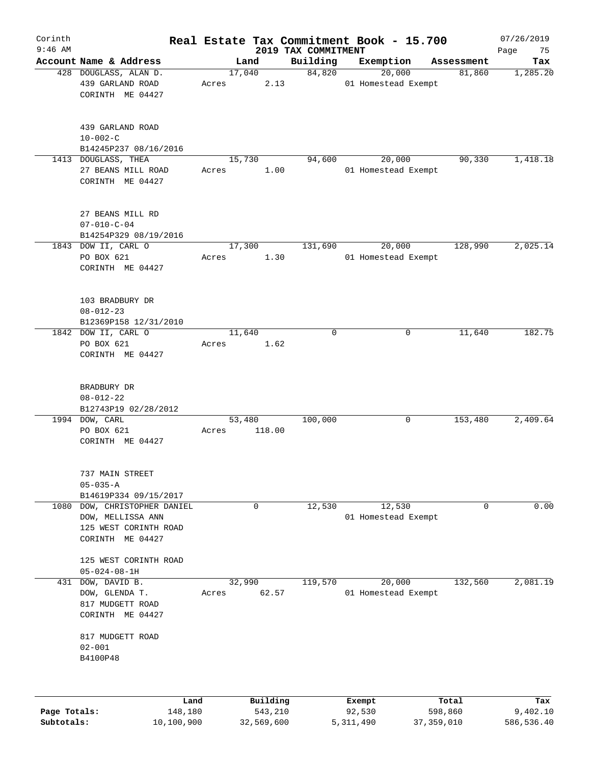Corinth 9:46 AM

# Real Estate Tax Commitment Book - 15.700

## 2019 TAX COMMITMENT

07/26/2019

| Account | Name & Address | Land | Building | Exemption | Assessment | Tax |
|---|---|---|---|---|---|---|
| 428 | DOUGLASS, ALAN D.<br>439 GARLAND ROAD<br>CORINTH ME 04427<br><br>439 GARLAND ROAD<br>10-002-C<br>B14245P237 08/16/2016 | 17,040<br>Acres 2.13 | 84,820 | 20,000<br>01 Homestead Exempt | 81,860 | 1,285.20 |
| 1413 | DOUGLASS, THEA<br>27 BEANS MILL ROAD<br>CORINTH ME 04427<br><br>27 BEANS MILL RD<br>07-010-C-04<br>B14254P329 08/19/2016 | 15,730<br>Acres 1.00 | 94,600 | 20,000<br>01 Homestead Exempt | 90,330 | 1,418.18 |
| 1843 | DOW II, CARL O<br>PO BOX 621<br>CORINTH ME 04427<br><br>103 BRADBURY DR<br>08-012-23<br>B12369P158 12/31/2010 | 17,300<br>Acres 1.30 | 131,690 | 20,000<br>01 Homestead Exempt | 128,990 | 2,025.14 |
| 1842 | DOW II, CARL O<br>PO BOX 621<br>CORINTH ME 04427<br><br>BRADBURY DR<br>08-012-22<br>B12743P19 02/28/2012 | 11,640<br>Acres 1.62 | 0 | 0 | 11,640 | 182.75 |
| 1994 | DOW, CARL<br>PO BOX 621<br>CORINTH ME 04427<br><br>737 MAIN STREET<br>05-035-A<br>B14619P334 09/15/2017 | 53,480<br>Acres 118.00 | 100,000 | 0 | 153,480 | 2,409.64 |
| 1080 | DOW, CHRISTOPHER DANIEL<br>DOW, MELLISSA ANN<br>125 WEST CORINTH ROAD<br>CORINTH ME 04427<br><br>125 WEST CORINTH ROAD<br>05-024-08-1H | 0 | 12,530 | 12,530<br>01 Homestead Exempt | 0 | 0.00 |
| 431 | DOW, DAVID B.<br>DOW, GLENDA T.<br>817 MUDGETT ROAD<br>CORINTH ME 04427<br><br>817 MUDGETT ROAD<br>02-001<br>B4100P48 | 32,990<br>Acres 62.57 | 119,570 | 20,000<br>01 Homestead Exempt | 132,560 | 2,081.19 |

| | Land | Building | Exempt | Total | Tax |
|---|---|---|---|---|---|
| **Page Totals:** | 148,180 | 543,210 | 92,530 | 598,860 | 9,402.10 |
| **Subtotals:** | 10,100,900 | 32,569,600 | 5,311,490 | 37,359,010 | 586,536.40 |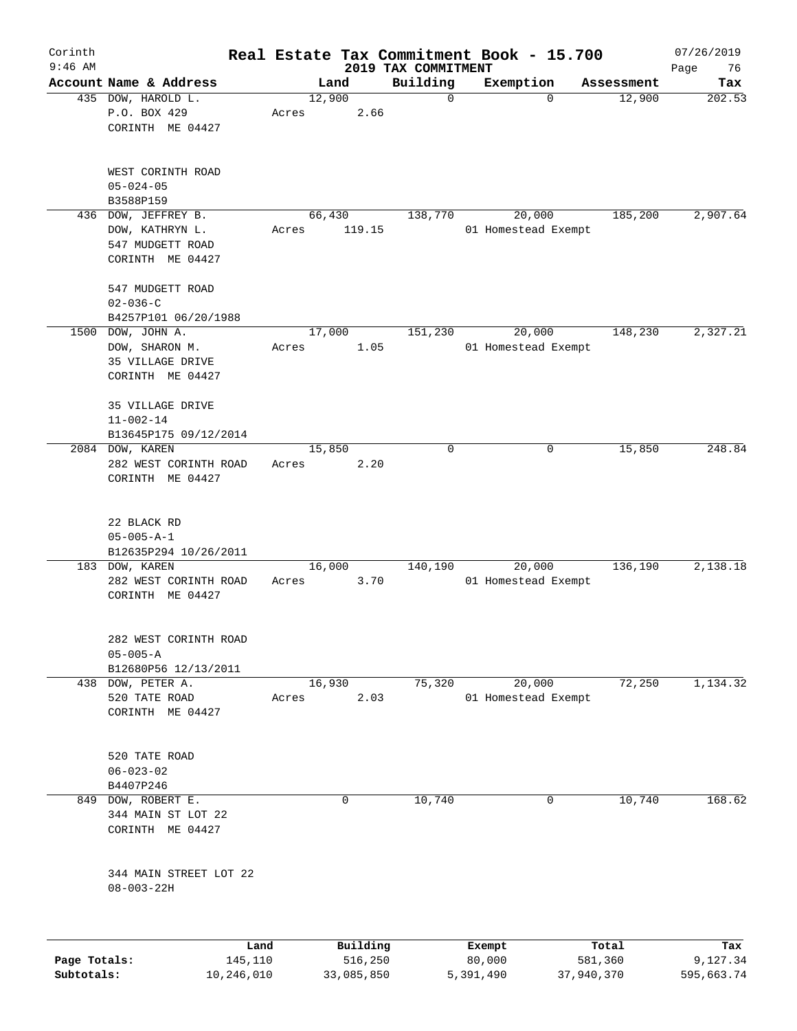# Real Estate Tax Commitment Book - 15.700

Corinth
9:46 AM

## 2019 TAX COMMITMENT

07/26/2019

| Account Name & Address | Land | Building | Exemption | Assessment | Tax |
|---|---|---|---|---|---|
| 435 DOW, HAROLD L.<br>P.O. BOX 429<br>CORINTH ME 04427<br><br>WEST CORINTH ROAD<br>05-024-05<br>B3588P159 | 12,900<br>Acres 2.66 | 0 | 0 | 12,900 | 202.53 |
| 436 DOW, JEFFREY B.<br>DOW, KATHRYN L.<br>547 MUDGETT ROAD<br>CORINTH ME 04427<br><br>547 MUDGETT ROAD<br>02-036-C<br>B4257P101 06/20/1988 | 66,430<br>Acres 119.15 | 138,770 | 20,000<br>01 Homestead Exempt | 185,200 | 2,907.64 |
| 1500 DOW, JOHN A.<br>DOW, SHARON M.<br>35 VILLAGE DRIVE<br>CORINTH ME 04427<br><br>35 VILLAGE DRIVE<br>11-002-14<br>B13645P175 09/12/2014 | 17,000<br>Acres 1.05 | 151,230 | 20,000<br>01 Homestead Exempt | 148,230 | 2,327.21 |
| 2084 DOW, KAREN<br>282 WEST CORINTH ROAD<br>CORINTH ME 04427<br><br>22 BLACK RD<br>05-005-A-1<br>B12635P294 10/26/2011 | 15,850<br>Acres 2.20 | 0 | 0 | 15,850 | 248.84 |
| 183 DOW, KAREN<br>282 WEST CORINTH ROAD<br>CORINTH ME 04427<br><br>282 WEST CORINTH ROAD<br>05-005-A<br>B12680P56 12/13/2011 | 16,000<br>Acres 3.70 | 140,190 | 20,000<br>01 Homestead Exempt | 136,190 | 2,138.18 |
| 438 DOW, PETER A.<br>520 TATE ROAD<br>CORINTH ME 04427<br><br>520 TATE ROAD<br>06-023-02<br>B4407P246 | 16,930<br>Acres 2.03 | 75,320 | 20,000<br>01 Homestead Exempt | 72,250 | 1,134.32 |
| 849 DOW, ROBERT E.<br>344 MAIN ST LOT 22<br>CORINTH ME 04427<br><br>344 MAIN STREET LOT 22<br>08-003-22H | 0 | 10,740 | 0 | 10,740 | 168.62 |

| | Land | Building | Exempt | Total | Tax |
|---|---|---|---|---|---|
| **Page Totals:** | 145,110 | 516,250 | 80,000 | 581,360 | 9,127.34 |
| **Subtotals:** | 10,246,010 | 33,085,850 | 5,391,490 | 37,940,370 | 595,663.74 |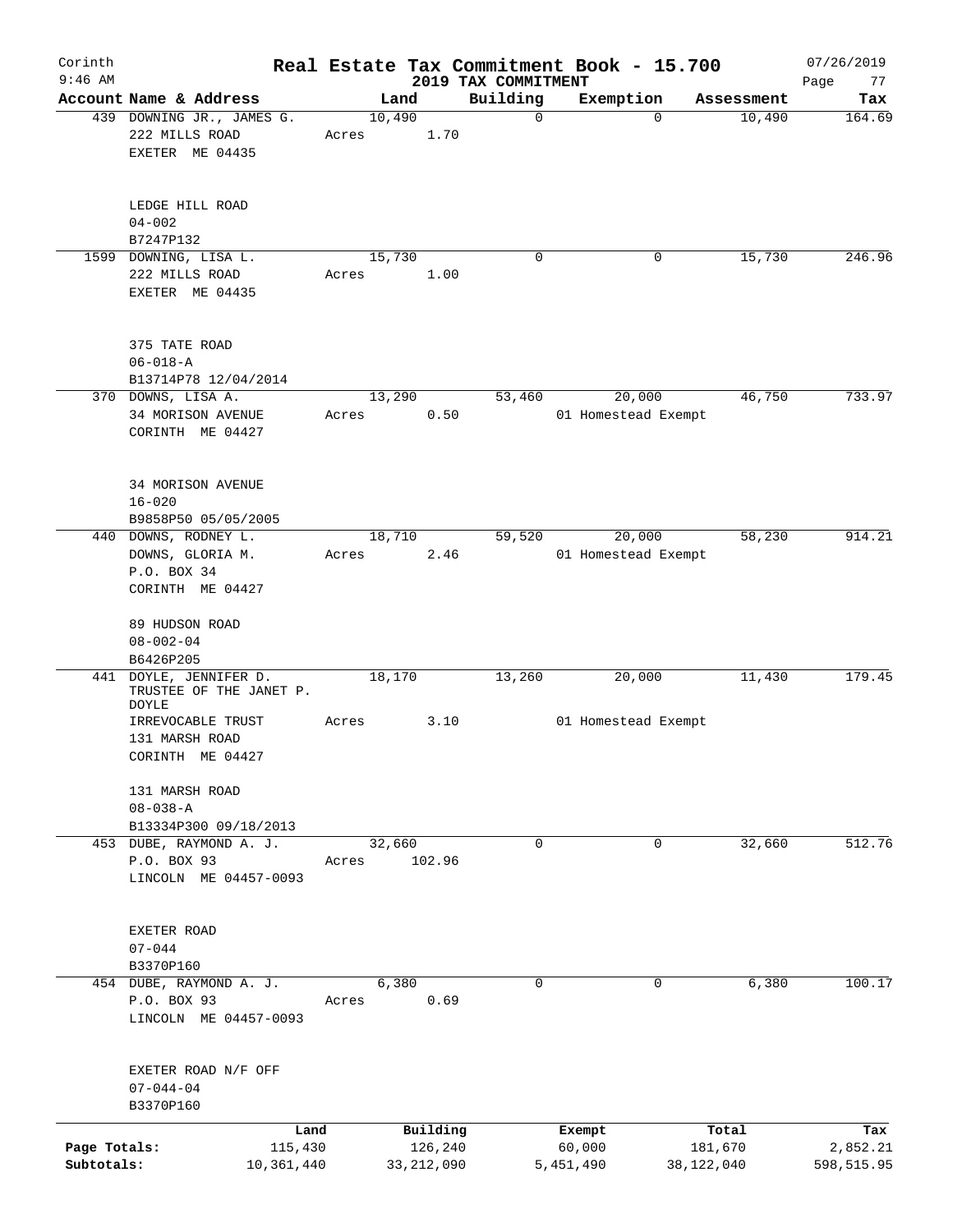Corinth 9:46 AM

# Real Estate Tax Commitment Book - 15.700

## 2019 TAX COMMITMENT

07/26/2019

| Account Name & Address | Land | Building | Exemption | Assessment | Tax |
|---|---|---|---|---|---|
| 439 DOWNING JR., JAMES G.<br>222 MILLS ROAD<br>EXETER ME 04435<br><br>LEDGE HILL ROAD<br>04-002<br>B7247P132 | 10,490<br>Acres 1.70 | 0 | 0 | 10,490 | 164.69 |
| 1599 DOWNING, LISA L.<br>222 MILLS ROAD<br>EXETER ME 04435<br><br>375 TATE ROAD<br>06-018-A<br>B13714P78 12/04/2014 | 15,730<br>Acres 1.00 | 0 | 0 | 15,730 | 246.96 |
| 370 DOWNS, LISA A.<br>34 MORISON AVENUE<br>CORINTH ME 04427<br><br>34 MORISON AVENUE<br>16-020<br>B9858P50 05/05/2005 | 13,290<br>Acres 0.50 | 53,460 | 20,000<br>01 Homestead Exempt | 46,750 | 733.97 |
| 440 DOWNS, RODNEY L.<br>DOWNS, GLORIA M.<br>P.O. BOX 34<br>CORINTH ME 04427<br><br>89 HUDSON ROAD<br>08-002-04<br>B6426P205 | 18,710<br>Acres 2.46 | 59,520 | 20,000<br>01 Homestead Exempt | 58,230 | 914.21 |
| 441 DOYLE, JENNIFER D.<br>TRUSTEE OF THE JANET P. DOYLE<br>IRREVOCABLE TRUST<br>131 MARSH ROAD<br>CORINTH ME 04427<br><br>131 MARSH ROAD<br>08-038-A<br>B13334P300 09/18/2013 | 18,170<br>Acres 3.10 | 13,260 | 20,000<br>01 Homestead Exempt | 11,430 | 179.45 |
| 453 DUBE, RAYMOND A. J.<br>P.O. BOX 93<br>LINCOLN ME 04457-0093<br><br>EXETER ROAD<br>07-044<br>B3370P160 | 32,660<br>Acres 102.96 | 0 | 0 | 32,660 | 512.76 |
| 454 DUBE, RAYMOND A. J.<br>P.O. BOX 93<br>LINCOLN ME 04457-0093<br><br>EXETER ROAD N/F OFF<br>07-044-04<br>B3370P160 | 6,380<br>Acres 0.69 | 0 | 0 | 6,380 | 100.17 |

| | Land | Building | Exempt | Total | Tax |
|---|---|---|---|---|---|
| Page Totals: | 115,430 | 126,240 | 60,000 | 181,670 | 2,852.21 |
| Subtotals: | 10,361,440 | 33,212,090 | 5,451,490 | 38,122,040 | 598,515.95 |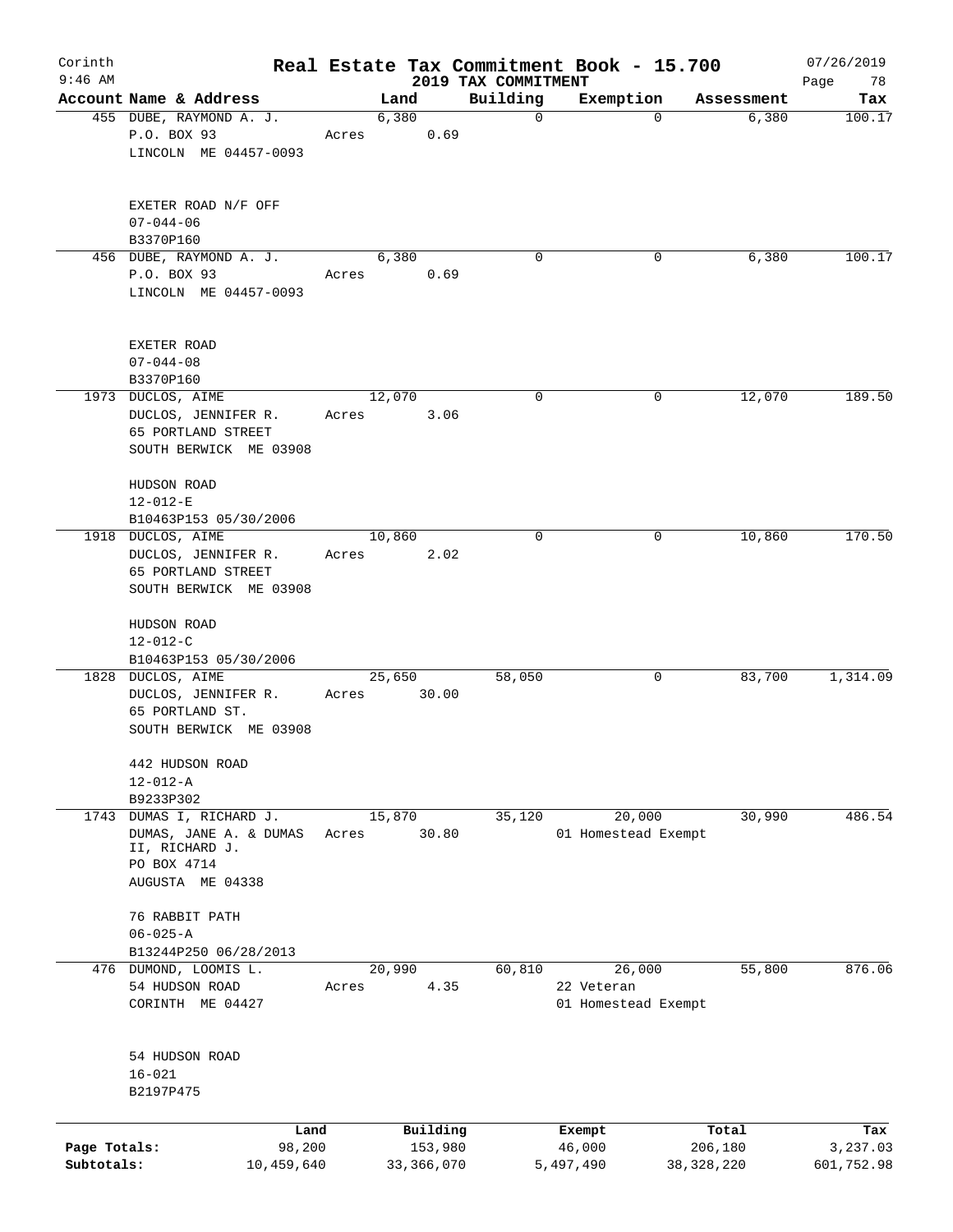# Corinth — Real Estate Tax Commitment Book - 15.700

9:46 AM — 2019 TAX COMMITMENT — 07/26/2019

| Account | Name & Address | Land | Building | Exemption | Assessment | Tax |
|---|---|---|---|---|---|---|
| 455 | DUBE, RAYMOND A. J.<br>P.O. BOX 93<br>LINCOLN ME 04457-0093<br><br>EXETER ROAD N/F OFF<br>07-044-06<br>B3370P160 | 6,380<br>Acres 0.69 | 0 | 0 | 6,380 | 100.17 |
| 456 | DUBE, RAYMOND A. J.<br>P.O. BOX 93<br>LINCOLN ME 04457-0093<br><br>EXETER ROAD<br>07-044-08<br>B3370P160 | 6,380<br>Acres 0.69 | 0 | 0 | 6,380 | 100.17 |
| 1973 | DUCLOS, AIME<br>DUCLOS, JENNIFER R.<br>65 PORTLAND STREET<br>SOUTH BERWICK ME 03908<br><br>HUDSON ROAD<br>12-012-E<br>B10463P153 05/30/2006 | 12,070<br>Acres 3.06 | 0 | 0 | 12,070 | 189.50 |
| 1918 | DUCLOS, AIME<br>DUCLOS, JENNIFER R.<br>65 PORTLAND STREET<br>SOUTH BERWICK ME 03908<br><br>HUDSON ROAD<br>12-012-C<br>B10463P153 05/30/2006 | 10,860<br>Acres 2.02 | 0 | 0 | 10,860 | 170.50 |
| 1828 | DUCLOS, AIME<br>DUCLOS, JENNIFER R.<br>65 PORTLAND ST.<br>SOUTH BERWICK ME 03908<br><br>442 HUDSON ROAD<br>12-012-A<br>B9233P302 | 25,650<br>Acres 30.00 | 58,050 | 0 | 83,700 | 1,314.09 |
| 1743 | DUMAS I, RICHARD J.<br>DUMAS, JANE A. & DUMAS II, RICHARD J.<br>PO BOX 4714<br>AUGUSTA ME 04338<br><br>76 RABBIT PATH<br>06-025-A<br>B13244P250 06/28/2013 | 15,870<br>Acres 30.80 | 35,120 | 20,000<br>01 Homestead Exempt | 30,990 | 486.54 |
| 476 | DUMOND, LOOMIS L.<br>54 HUDSON ROAD<br>CORINTH ME 04427<br><br>54 HUDSON ROAD<br>16-021<br>B2197P475 | 20,990<br>Acres 4.35 | 60,810 | 26,000<br>22 Veteran<br>01 Homestead Exempt | 55,800 | 876.06 |

| | Land | Building | Exempt | Total | Tax |
|---|---|---|---|---|---|
| Page Totals: | 98,200 | 153,980 | 46,000 | 206,180 | 3,237.03 |
| Subtotals: | 10,459,640 | 33,366,070 | 5,497,490 | 38,328,220 | 601,752.98 |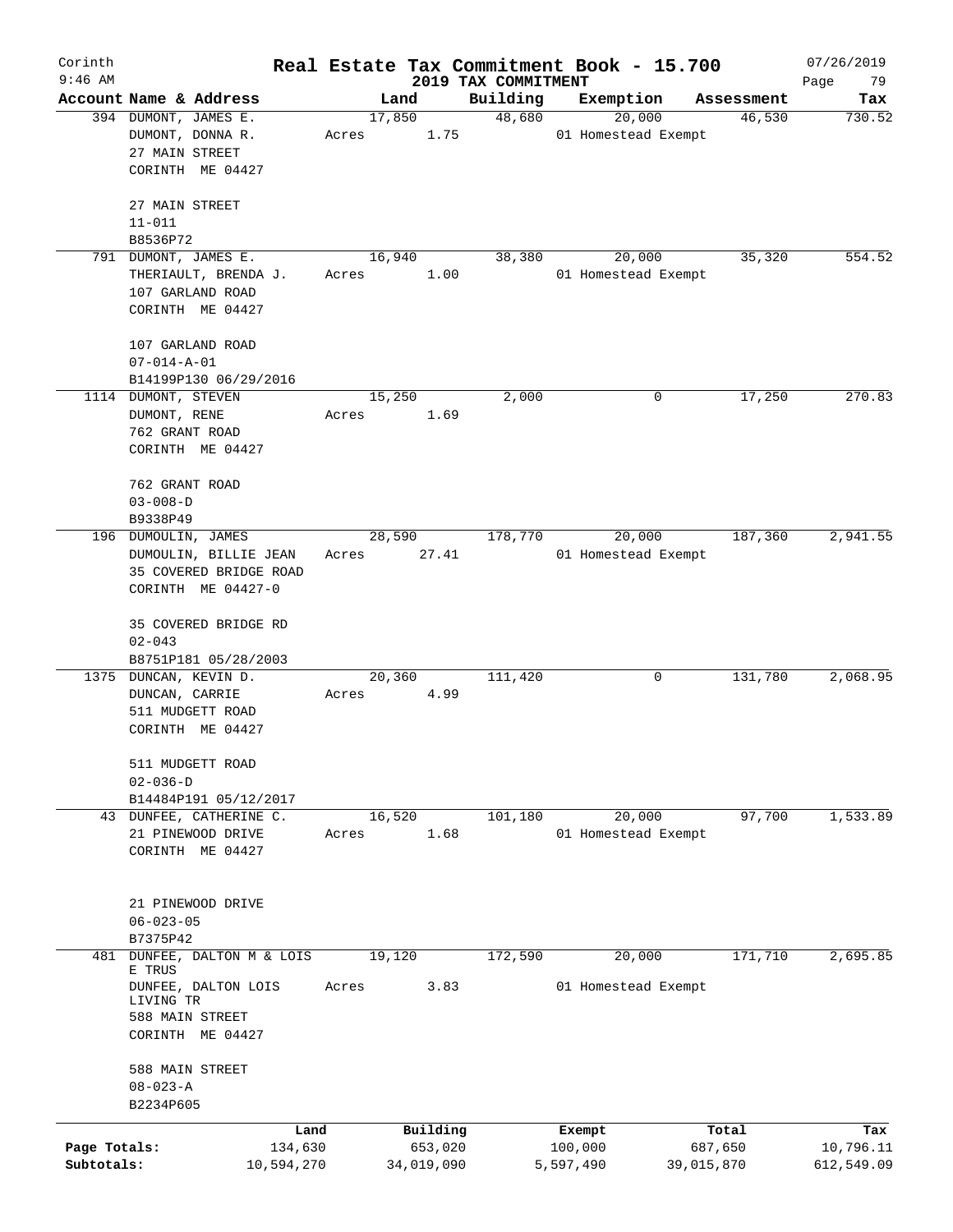# Real Estate Tax Commitment Book - 15.700

Corinth 9:46 AM — 2019 TAX COMMITMENT — 07/26/2019

| Account Name & Address | Land | Building | Exemption | Assessment | Tax |
|---|---|---|---|---|---|
| 394 DUMONT, JAMES E.<br>DUMONT, DONNA R.<br>27 MAIN STREET<br>CORINTH ME 04427<br><br>27 MAIN STREET<br>11-011<br>B8536P72 | 17,850<br>Acres 1.75 | 48,680 | 20,000<br>01 Homestead Exempt | 46,530 | 730.52 |
| 791 DUMONT, JAMES E.<br>THERIAULT, BRENDA J.<br>107 GARLAND ROAD<br>CORINTH ME 04427<br><br>107 GARLAND ROAD<br>07-014-A-01<br>B14199P130 06/29/2016 | 16,940<br>Acres 1.00 | 38,380 | 20,000<br>01 Homestead Exempt | 35,320 | 554.52 |
| 1114 DUMONT, STEVEN<br>DUMONT, RENE<br>762 GRANT ROAD<br>CORINTH ME 04427<br><br>762 GRANT ROAD<br>03-008-D<br>B9338P49 | 15,250<br>Acres 1.69 | 2,000 | 0 | 17,250 | 270.83 |
| 196 DUMOULIN, JAMES<br>DUMOULIN, BILLIE JEAN<br>35 COVERED BRIDGE ROAD<br>CORINTH ME 04427-0<br><br>35 COVERED BRIDGE RD<br>02-043<br>B8751P181 05/28/2003 | 28,590<br>Acres 27.41 | 178,770 | 20,000<br>01 Homestead Exempt | 187,360 | 2,941.55 |
| 1375 DUNCAN, KEVIN D.<br>DUNCAN, CARRIE<br>511 MUDGETT ROAD<br>CORINTH ME 04427<br><br>511 MUDGETT ROAD<br>02-036-D<br>B14484P191 05/12/2017 | 20,360<br>Acres 4.99 | 111,420 | 0 | 131,780 | 2,068.95 |
| 43 DUNFEE, CATHERINE C.<br>21 PINEWOOD DRIVE<br>CORINTH ME 04427<br><br>21 PINEWOOD DRIVE<br>06-023-05<br>B7375P42 | 16,520<br>Acres 1.68 | 101,180 | 20,000<br>01 Homestead Exempt | 97,700 | 1,533.89 |
| 481 DUNFEE, DALTON M & LOIS E TRUS<br>DUNFEE, DALTON LOIS LIVING TR<br>588 MAIN STREET<br>CORINTH ME 04427<br><br>588 MAIN STREET<br>08-023-A<br>B2234P605 | 19,120<br>Acres 3.83 | 172,590 | 20,000<br>01 Homestead Exempt | 171,710 | 2,695.85 |

| | Land | Building | Exempt | Total | Tax |
|---|---|---|---|---|---|
| Page Totals: | 134,630 | 653,020 | 100,000 | 687,650 | 10,796.11 |
| Subtotals: | 10,594,270 | 34,019,090 | 5,597,490 | 39,015,870 | 612,549.09 |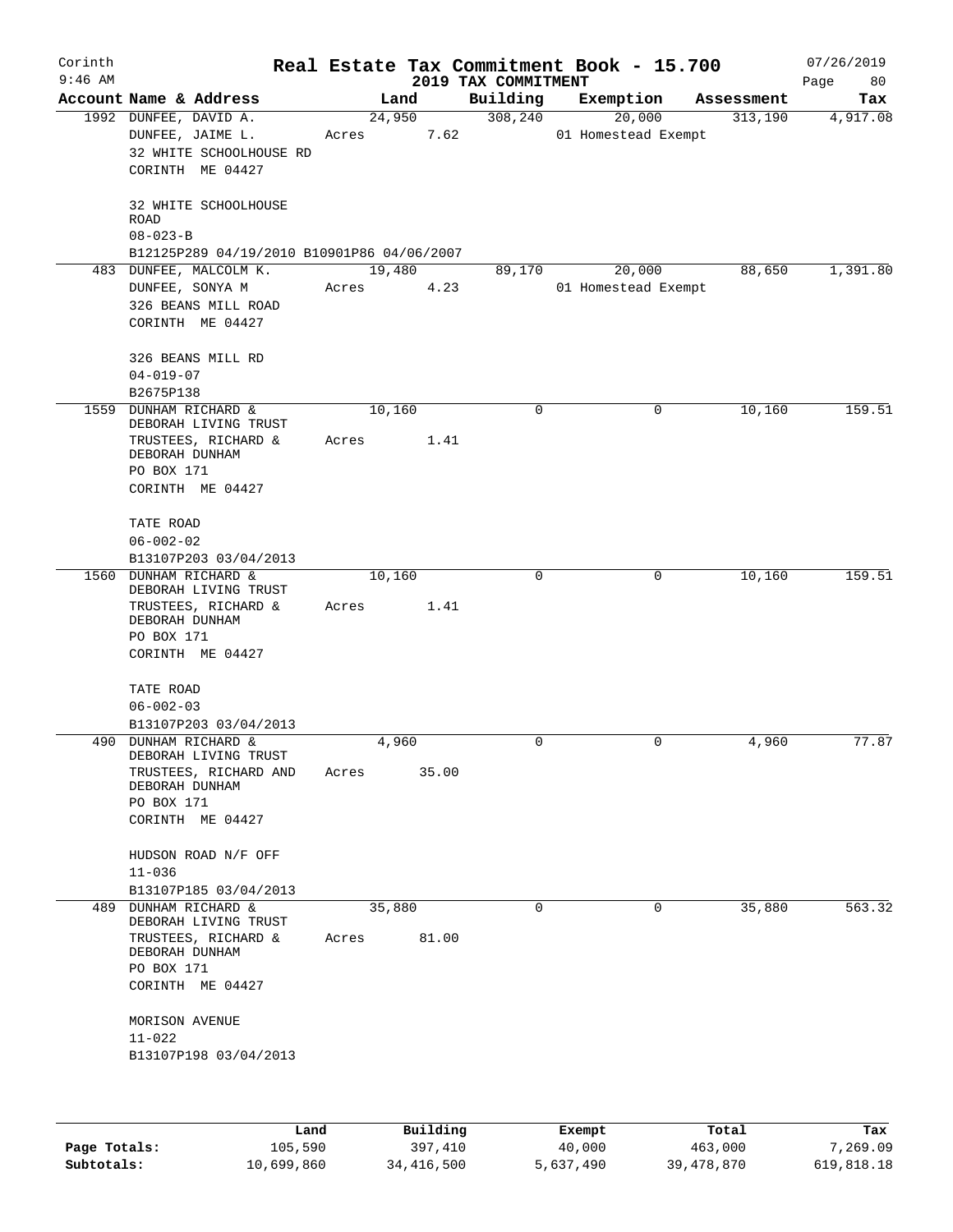# Real Estate Tax Commitment Book - 15.700

Corinth 9:46 AM — 2019 TAX COMMITMENT — 07/26/2019

| Account Name & Address | Land | Building | Exemption | Assessment | Tax |
|---|---|---|---|---|---|
| 1992 DUNFEE, DAVID A.<br>DUNFEE, JAIME L.<br>32 WHITE SCHOOLHOUSE RD<br>CORINTH ME 04427<br><br>32 WHITE SCHOOLHOUSE ROAD<br>08-023-B<br>B12125P289 04/19/2010 B10901P86 04/06/2007 | 24,950<br>Acres 7.62 | 308,240 | 20,000<br>01 Homestead Exempt | 313,190 | 4,917.08 |
| 483 DUNFEE, MALCOLM K.<br>DUNFEE, SONYA M<br>326 BEANS MILL ROAD<br>CORINTH ME 04427<br><br>326 BEANS MILL RD<br>04-019-07<br>B2675P138 | 19,480<br>Acres 4.23 | 89,170 | 20,000<br>01 Homestead Exempt | 88,650 | 1,391.80 |
| 1559 DUNHAM RICHARD & DEBORAH LIVING TRUST<br>TRUSTEES, RICHARD & DEBORAH DUNHAM<br>PO BOX 171<br>CORINTH ME 04427<br><br>TATE ROAD<br>06-002-02<br>B13107P203 03/04/2013 | 10,160<br>Acres 1.41 | 0 | 0 | 10,160 | 159.51 |
| 1560 DUNHAM RICHARD & DEBORAH LIVING TRUST<br>TRUSTEES, RICHARD & DEBORAH DUNHAM<br>PO BOX 171<br>CORINTH ME 04427<br><br>TATE ROAD<br>06-002-03<br>B13107P203 03/04/2013 | 10,160<br>Acres 1.41 | 0 | 0 | 10,160 | 159.51 |
| 490 DUNHAM RICHARD & DEBORAH LIVING TRUST<br>TRUSTEES, RICHARD AND DEBORAH DUNHAM<br>PO BOX 171<br>CORINTH ME 04427<br><br>HUDSON ROAD N/F OFF<br>11-036<br>B13107P185 03/04/2013 | 4,960<br>Acres 35.00 | 0 | 0 | 4,960 | 77.87 |
| 489 DUNHAM RICHARD & DEBORAH LIVING TRUST<br>TRUSTEES, RICHARD & DEBORAH DUNHAM<br>PO BOX 171<br>CORINTH ME 04427<br><br>MORISON AVENUE<br>11-022<br>B13107P198 03/04/2013 | 35,880<br>Acres 81.00 | 0 | 0 | 35,880 | 563.32 |

| | Land | Building | Exempt | Total | Tax |
|---|---|---|---|---|---|
| Page Totals: | 105,590 | 397,410 | 40,000 | 463,000 | 7,269.09 |
| Subtotals: | 10,699,860 | 34,416,500 | 5,637,490 | 39,478,870 | 619,818.18 |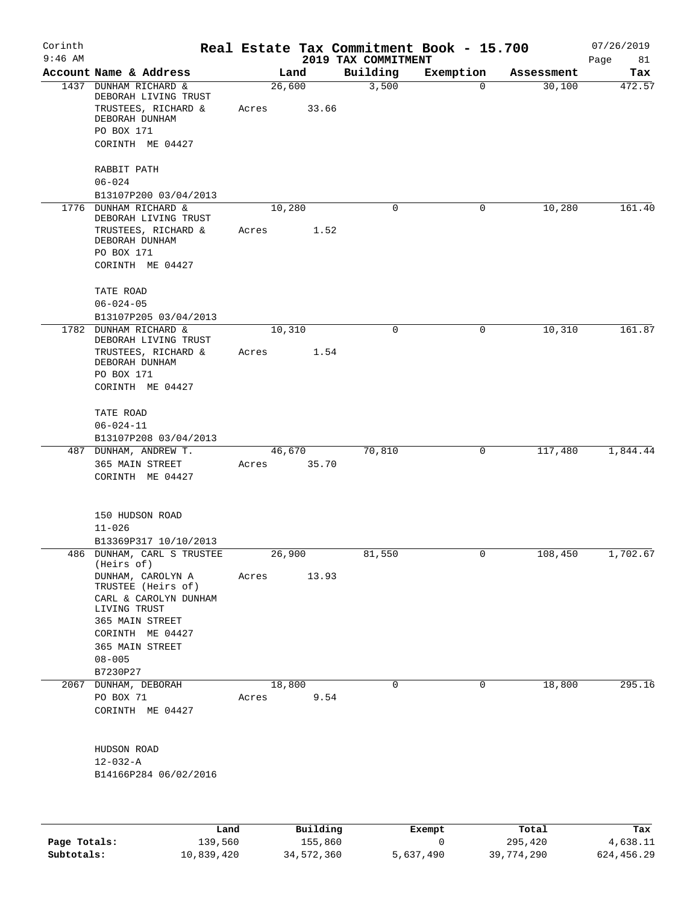# Real Estate Tax Commitment Book - 15.700

## 2019 TAX COMMITMENT

Corinth, 9:46 AM — 07/26/2019

| Account | Name & Address | Land | Building | Exemption | Assessment | Tax |
|---|---|---|---|---|---|---|
| 1437 | DUNHAM RICHARD & DEBORAH LIVING TRUST<br>TRUSTEES, RICHARD & DEBORAH DUNHAM<br>PO BOX 171<br>CORINTH ME 04427<br><br>RABBIT PATH<br>06-024<br>B13107P200 03/04/2013 | 26,600<br>Acres 33.66 | 3,500 | 0 | 30,100 | 472.57 |
| 1776 | DUNHAM RICHARD & DEBORAH LIVING TRUST<br>TRUSTEES, RICHARD & DEBORAH DUNHAM<br>PO BOX 171<br>CORINTH ME 04427<br><br>TATE ROAD<br>06-024-05<br>B13107P205 03/04/2013 | 10,280<br>Acres 1.52 | 0 | 0 | 10,280 | 161.40 |
| 1782 | DUNHAM RICHARD & DEBORAH LIVING TRUST<br>TRUSTEES, RICHARD & DEBORAH DUNHAM<br>PO BOX 171<br>CORINTH ME 04427<br><br>TATE ROAD<br>06-024-11<br>B13107P208 03/04/2013 | 10,310<br>Acres 1.54 | 0 | 0 | 10,310 | 161.87 |
| 487 | DUNHAM, ANDREW T.<br>365 MAIN STREET<br>CORINTH ME 04427<br><br>150 HUDSON ROAD<br>11-026<br>B13369P317 10/10/2013 | 46,670<br>Acres 35.70 | 70,810 | 0 | 117,480 | 1,844.44 |
| 486 | DUNHAM, CARL S TRUSTEE (Heirs of)<br>DUNHAM, CAROLYN A TRUSTEE (Heirs of)<br>CARL & CAROLYN DUNHAM LIVING TRUST<br>365 MAIN STREET<br>CORINTH ME 04427<br>365 MAIN STREET<br>08-005<br>B7230P27 | 26,900<br>Acres 13.93 | 81,550 | 0 | 108,450 | 1,702.67 |
| 2067 | DUNHAM, DEBORAH<br>PO BOX 71<br>CORINTH ME 04427<br><br>HUDSON ROAD<br>12-032-A<br>B14166P284 06/02/2016 | 18,800<br>Acres 9.54 | 0 | 0 | 18,800 | 295.16 |

| | Land | Building | Exempt | Total | Tax |
|---|---|---|---|---|---|
| **Page Totals:** | 139,560 | 155,860 | 0 | 295,420 | 4,638.11 |
| **Subtotals:** | 10,839,420 | 34,572,360 | 5,637,490 | 39,774,290 | 624,456.29 |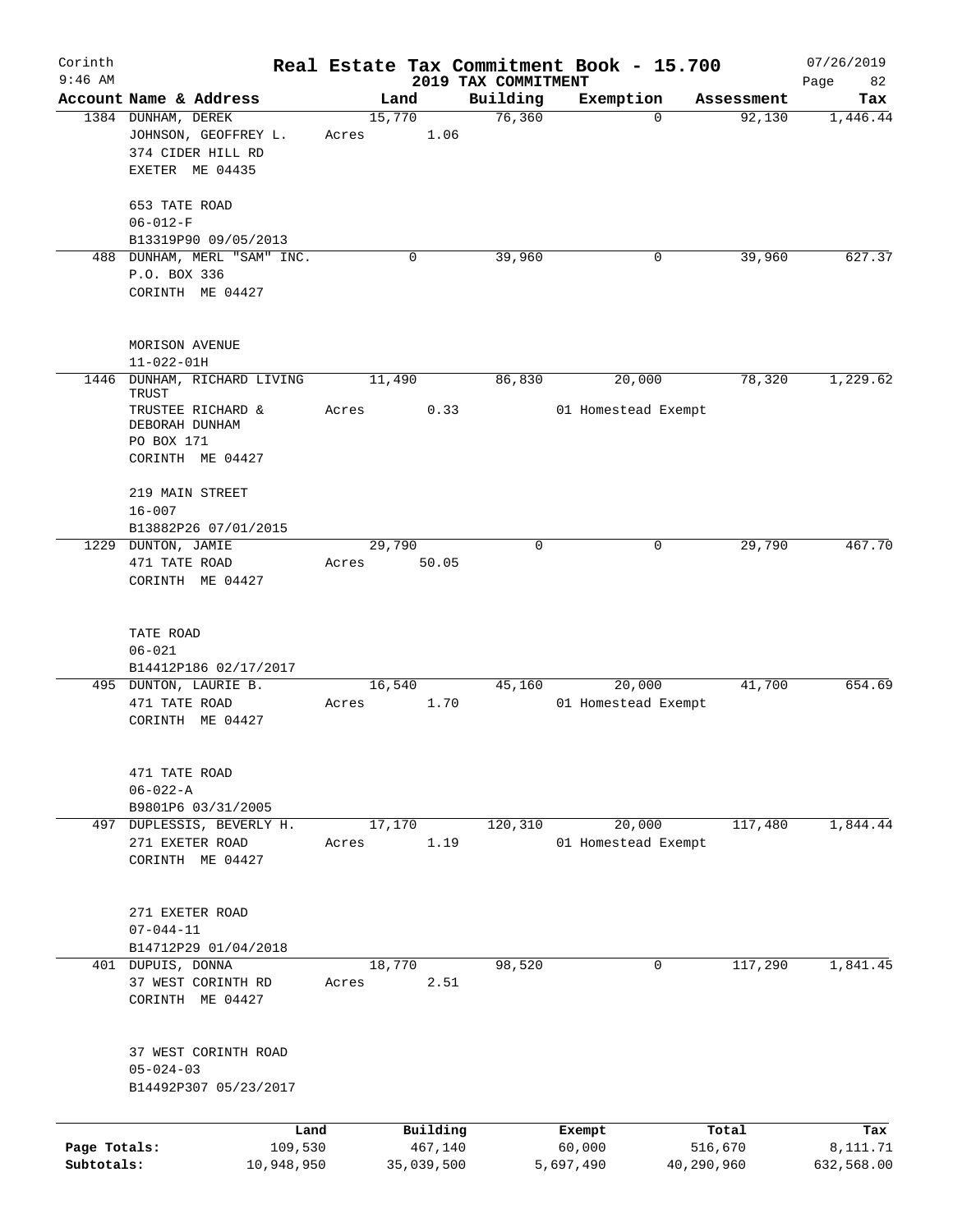# Real Estate Tax Commitment Book - 15.700

Corinth
9:46 AM

2019 TAX COMMITMENT

07/26/2019

| Account Name & Address | Land | Building | Exemption | Assessment | Tax |
|---|---|---|---|---|---|
| 1384 DUNHAM, DEREK<br>JOHNSON, GEOFFREY L.<br>374 CIDER HILL RD<br>EXETER ME 04435<br><br>653 TATE ROAD<br>06-012-F<br>B13319P90 09/05/2013 | 15,770<br>Acres 1.06 | 76,360 | 0 | 92,130 | 1,446.44 |
| 488 DUNHAM, MERL "SAM" INC.<br>P.O. BOX 336<br>CORINTH ME 04427<br><br>MORISON AVENUE<br>11-022-01H | 0 | 39,960 | 0 | 39,960 | 627.37 |
| 1446 DUNHAM, RICHARD LIVING TRUST<br>TRUSTEE RICHARD & DEBORAH DUNHAM<br>PO BOX 171<br>CORINTH ME 04427<br><br>219 MAIN STREET<br>16-007<br>B13882P26 07/01/2015 | 11,490<br>Acres 0.33 | 86,830 | 20,000<br>01 Homestead Exempt | 78,320 | 1,229.62 |
| 1229 DUNTON, JAMIE<br>471 TATE ROAD<br>CORINTH ME 04427<br><br>TATE ROAD<br>06-021<br>B14412P186 02/17/2017 | 29,790<br>Acres 50.05 | 0 | 0 | 29,790 | 467.70 |
| 495 DUNTON, LAURIE B.<br>471 TATE ROAD<br>CORINTH ME 04427<br><br>471 TATE ROAD<br>06-022-A<br>B9801P6 03/31/2005 | 16,540<br>Acres 1.70 | 45,160 | 20,000<br>01 Homestead Exempt | 41,700 | 654.69 |
| 497 DUPLESSIS, BEVERLY H.<br>271 EXETER ROAD<br>CORINTH ME 04427<br><br>271 EXETER ROAD<br>07-044-11<br>B14712P29 01/04/2018 | 17,170<br>Acres 1.19 | 120,310 | 20,000<br>01 Homestead Exempt | 117,480 | 1,844.44 |
| 401 DUPUIS, DONNA<br>37 WEST CORINTH RD<br>CORINTH ME 04427<br><br>37 WEST CORINTH ROAD<br>05-024-03<br>B14492P307 05/23/2017 | 18,770<br>Acres 2.51 | 98,520 | 0 | 117,290 | 1,841.45 |

| | Land | Building | Exempt | Total | Tax |
|---|---|---|---|---|---|
| Page Totals: | 109,530 | 467,140 | 60,000 | 516,670 | 8,111.71 |
| Subtotals: | 10,948,950 | 35,039,500 | 5,697,490 | 40,290,960 | 632,568.00 |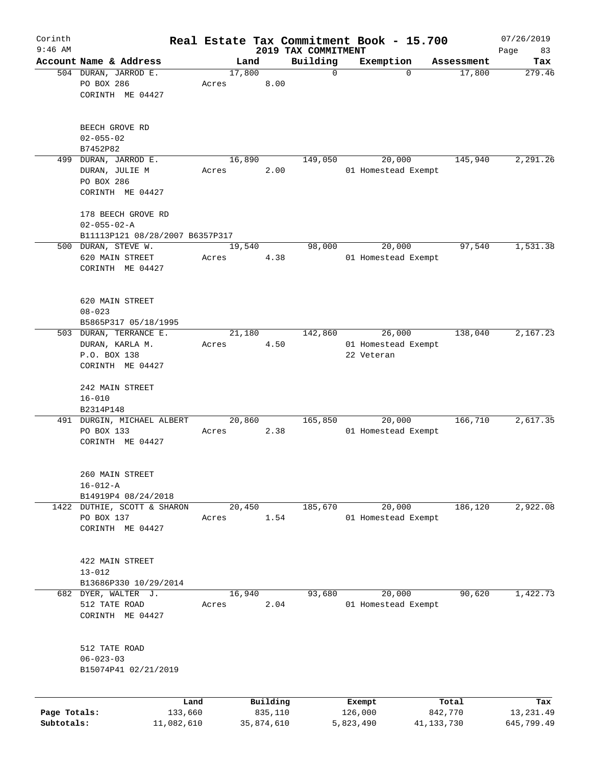# Corinth — Real Estate Tax Commitment Book - 15.700

9:46 AM — 2019 TAX COMMITMENT — 07/26/2019

| Account | Name & Address | Land | Building | Exemption | Assessment | Tax |
|---|---|---|---|---|---|---|
| 504 | DURAN, JARROD E.<br>PO BOX 286<br>CORINTH ME 04427<br><br>BEECH GROVE RD<br>02-055-02<br>B7452P82 | 17,800<br>Acres 8.00 | 0 | 0 | 17,800 | 279.46 |
| 499 | DURAN, JARROD E.<br>DURAN, JULIE M<br>PO BOX 286<br>CORINTH ME 04427<br><br>178 BEECH GROVE RD<br>02-055-02-A<br>B11113P121 08/28/2007 B6357P317 | 16,890<br>Acres 2.00 | 149,050 | 20,000<br>01 Homestead Exempt | 145,940 | 2,291.26 |
| 500 | DURAN, STEVE W.<br>620 MAIN STREET<br>CORINTH ME 04427<br><br>620 MAIN STREET<br>08-023<br>B5865P317 05/18/1995 | 19,540<br>Acres 4.38 | 98,000 | 20,000<br>01 Homestead Exempt | 97,540 | 1,531.38 |
| 503 | DURAN, TERRANCE E.<br>DURAN, KARLA M.<br>P.O. BOX 138<br>CORINTH ME 04427<br><br>242 MAIN STREET<br>16-010<br>B2314P148 | 21,180<br>Acres 4.50 | 142,860 | 26,000<br>01 Homestead Exempt<br>22 Veteran | 138,040 | 2,167.23 |
| 491 | DURGIN, MICHAEL ALBERT<br>PO BOX 133<br>CORINTH ME 04427<br><br>260 MAIN STREET<br>16-012-A<br>B14919P4 08/24/2018 | 20,860<br>Acres 2.38 | 165,850 | 20,000<br>01 Homestead Exempt | 166,710 | 2,617.35 |
| 1422 | DUTHIE, SCOTT & SHARON<br>PO BOX 137<br>CORINTH ME 04427<br><br>422 MAIN STREET<br>13-012<br>B13686P330 10/29/2014 | 20,450<br>Acres 1.54 | 185,670 | 20,000<br>01 Homestead Exempt | 186,120 | 2,922.08 |
| 682 | DYER, WALTER J.<br>512 TATE ROAD<br>CORINTH ME 04427<br><br>512 TATE ROAD<br>06-023-03<br>B15074P41 02/21/2019 | 16,940<br>Acres 2.04 | 93,680 | 20,000<br>01 Homestead Exempt | 90,620 | 1,422.73 |

| | Land | Building | Exempt | Total | Tax |
|---|---|---|---|---|---|
| Page Totals: | 133,660 | 835,110 | 126,000 | 842,770 | 13,231.49 |
| Subtotals: | 11,082,610 | 35,874,610 | 5,823,490 | 41,133,730 | 645,799.49 |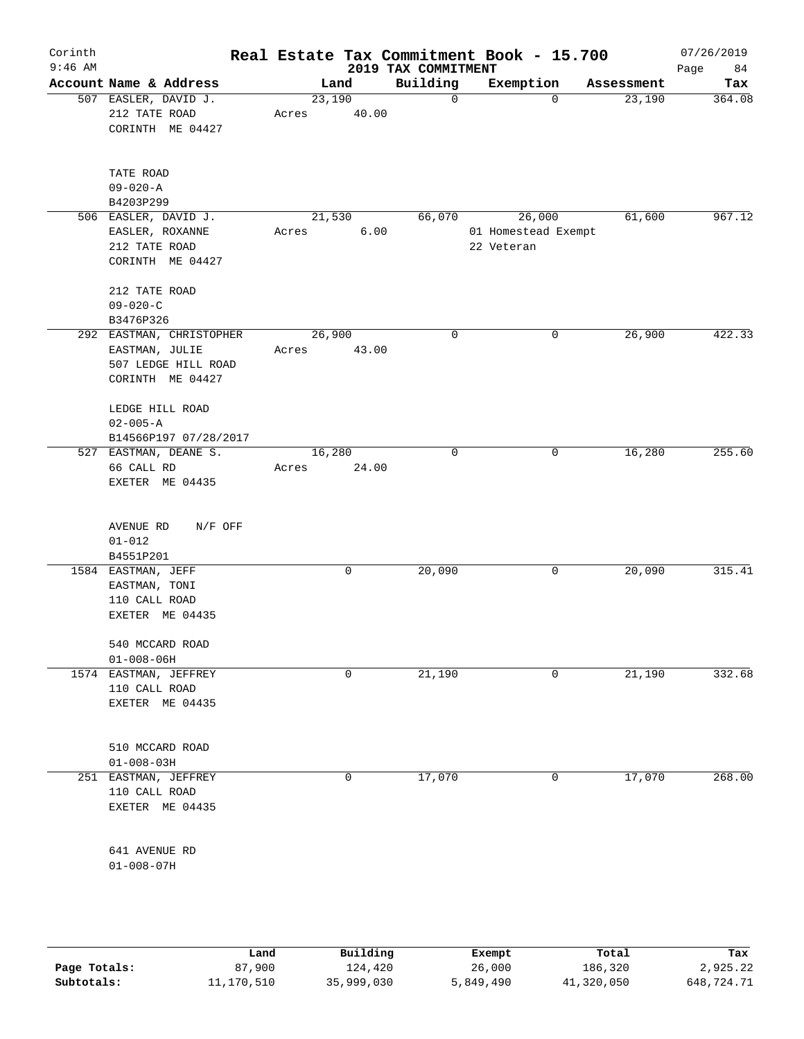# Real Estate Tax Commitment Book - 15.700

Corinth 9:46 AM — 2019 TAX COMMITMENT — 07/26/2019

| Account Name & Address | Land | Building | Exemption | Assessment | Tax |
|---|---|---|---|---|---|
| 507 EASLER, DAVID J.<br>212 TATE ROAD<br>CORINTH ME 04427<br><br>TATE ROAD<br>09-020-A<br>B4203P299 | 23,190<br>Acres 40.00 | 0 | 0 | 23,190 | 364.08 |
| 506 EASLER, DAVID J.<br>EASLER, ROXANNE<br>212 TATE ROAD<br>CORINTH ME 04427<br><br>212 TATE ROAD<br>09-020-C<br>B3476P326 | 21,530<br>Acres 6.00 | 66,070 | 26,000<br>01 Homestead Exempt<br>22 Veteran | 61,600 | 967.12 |
| 292 EASTMAN, CHRISTOPHER<br>EASTMAN, JULIE<br>507 LEDGE HILL ROAD<br>CORINTH ME 04427<br><br>LEDGE HILL ROAD<br>02-005-A<br>B14566P197 07/28/2017 | 26,900<br>Acres 43.00 | 0 | 0 | 26,900 | 422.33 |
| 527 EASTMAN, DEANE S.<br>66 CALL RD<br>EXETER ME 04435<br><br>AVENUE RD N/F OFF<br>01-012<br>B4551P201 | 16,280<br>Acres 24.00 | 0 | 0 | 16,280 | 255.60 |
| 1584 EASTMAN, JEFF<br>EASTMAN, TONI<br>110 CALL ROAD<br>EXETER ME 04435<br><br>540 MCCARD ROAD<br>01-008-06H | 0 | 20,090 | 0 | 20,090 | 315.41 |
| 1574 EASTMAN, JEFFREY<br>110 CALL ROAD<br>EXETER ME 04435<br><br>510 MCCARD ROAD<br>01-008-03H | 0 | 21,190 | 0 | 21,190 | 332.68 |
| 251 EASTMAN, JEFFREY<br>110 CALL ROAD<br>EXETER ME 04435<br><br>641 AVENUE RD<br>01-008-07H | 0 | 17,070 | 0 | 17,070 | 268.00 |

| | Land | Building | Exempt | Total | Tax |
|---|---|---|---|---|---|
| Page Totals: | 87,900 | 124,420 | 26,000 | 186,320 | 2,925.22 |
| Subtotals: | 11,170,510 | 35,999,030 | 5,849,490 | 41,320,050 | 648,724.71 |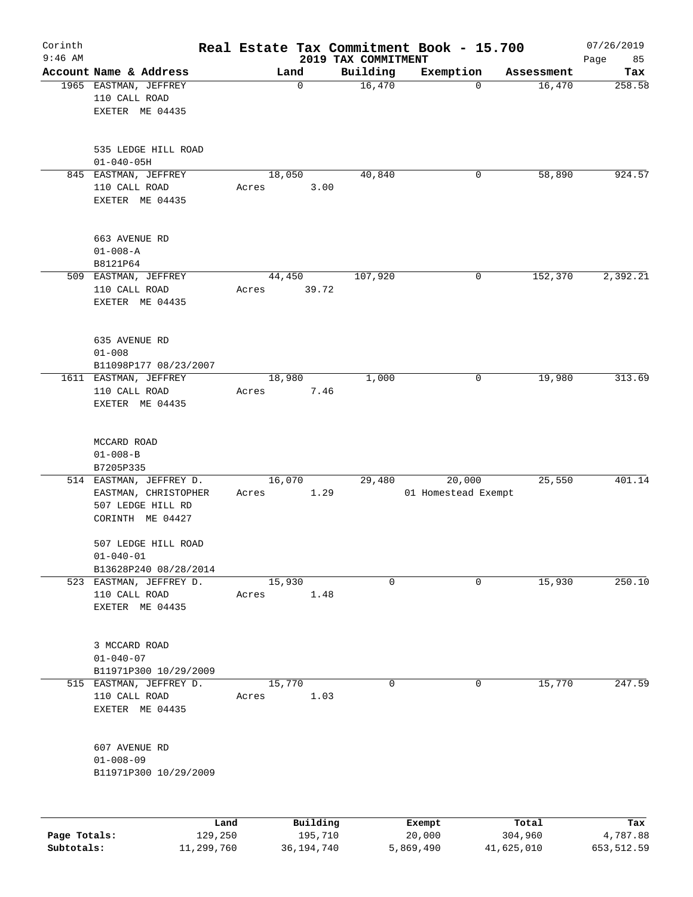Corinth 9:46 AM

# Real Estate Tax Commitment Book - 15.700

## 2019 TAX COMMITMENT

07/26/2019

| Account Name & Address | Land | Building | Exemption | Assessment | Tax |
|---|---|---|---|---|---|
| 1965 EASTMAN, JEFFREY<br>110 CALL ROAD<br>EXETER ME 04435<br><br>535 LEDGE HILL ROAD<br>01-040-05H | 0 | 16,470 | 0 | 16,470 | 258.58 |
| 845 EASTMAN, JEFFREY<br>110 CALL ROAD<br>EXETER ME 04435<br><br>663 AVENUE RD<br>01-008-A<br>B8121P64 | 18,050<br>Acres 3.00 | 40,840 | 0 | 58,890 | 924.57 |
| 509 EASTMAN, JEFFREY<br>110 CALL ROAD<br>EXETER ME 04435<br><br>635 AVENUE RD<br>01-008<br>B11098P177 08/23/2007 | 44,450<br>Acres 39.72 | 107,920 | 0 | 152,370 | 2,392.21 |
| 1611 EASTMAN, JEFFREY<br>110 CALL ROAD<br>EXETER ME 04435<br><br>MCCARD ROAD<br>01-008-B<br>B7205P335 | 18,980<br>Acres 7.46 | 1,000 | 0 | 19,980 | 313.69 |
| 514 EASTMAN, JEFFREY D.<br>EASTMAN, CHRISTOPHER<br>507 LEDGE HILL RD<br>CORINTH ME 04427<br><br>507 LEDGE HILL ROAD<br>01-040-01<br>B13628P240 08/28/2014 | 16,070<br>Acres 1.29 | 29,480 | 20,000<br>01 Homestead Exempt | 25,550 | 401.14 |
| 523 EASTMAN, JEFFREY D.<br>110 CALL ROAD<br>EXETER ME 04435<br><br>3 MCCARD ROAD<br>01-040-07<br>B11971P300 10/29/2009 | 15,930<br>Acres 1.48 | 0 | 0 | 15,930 | 250.10 |
| 515 EASTMAN, JEFFREY D.<br>110 CALL ROAD<br>EXETER ME 04435<br><br>607 AVENUE RD<br>01-008-09<br>B11971P300 10/29/2009 | 15,770<br>Acres 1.03 | 0 | 0 | 15,770 | 247.59 |

| | Land | Building | Exempt | Total | Tax |
|---|---|---|---|---|---|
| **Page Totals:** | 129,250 | 195,710 | 20,000 | 304,960 | 4,787.88 |
| **Subtotals:** | 11,299,760 | 36,194,740 | 5,869,490 | 41,625,010 | 653,512.59 |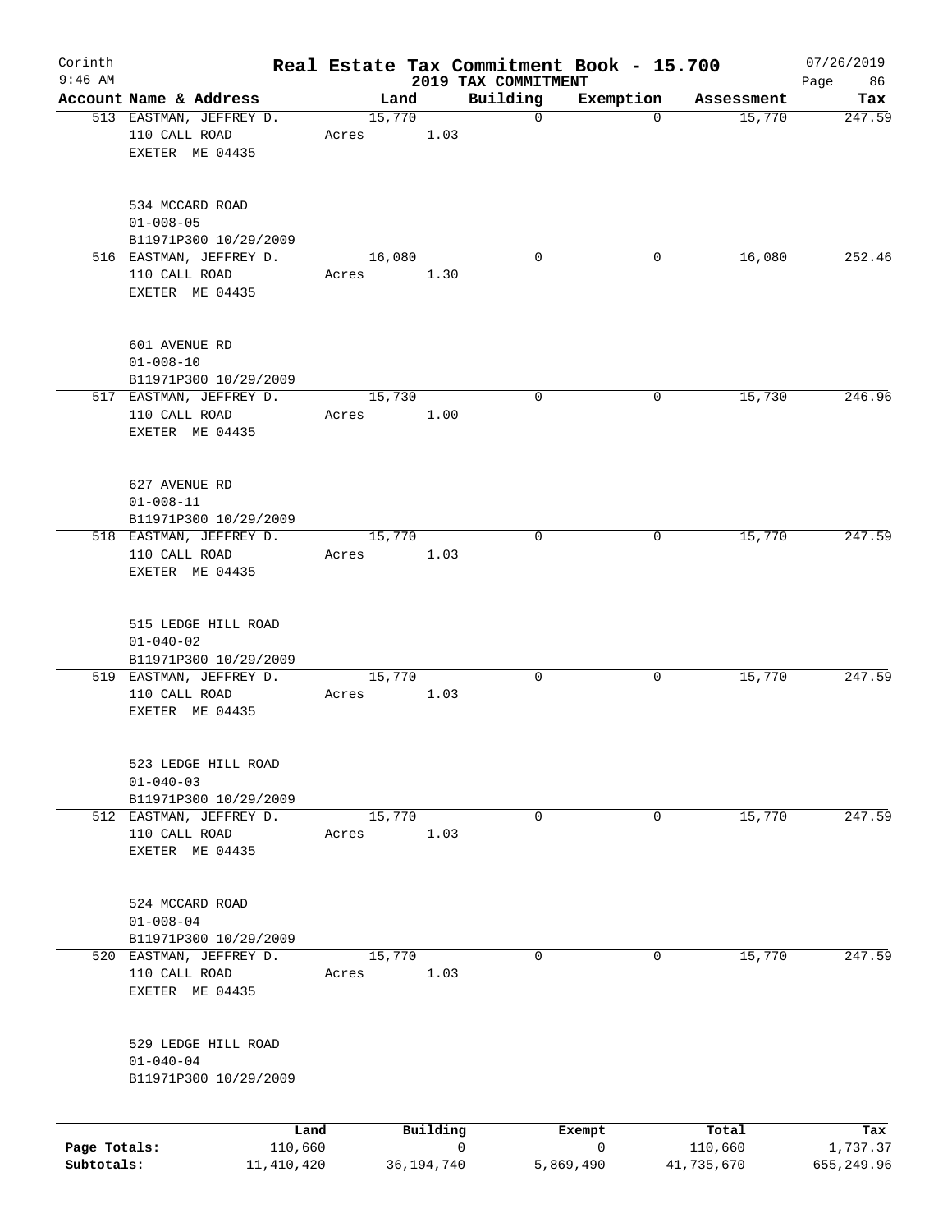# Real Estate Tax Commitment Book - 15.700

Corinth
9:46 AM

2019 TAX COMMITMENT

07/26/2019

| Account Name & Address | Land | Building | Exemption | Assessment | Tax |
|---|---|---|---|---|---|
| 513 EASTMAN, JEFFREY D.<br>110 CALL ROAD<br>EXETER ME 04435<br><br>534 MCCARD ROAD<br>01-008-05<br>B11971P300 10/29/2009 | 15,770<br>Acres 1.03 | 0 | 0 | 15,770 | 247.59 |
| 516 EASTMAN, JEFFREY D.<br>110 CALL ROAD<br>EXETER ME 04435<br><br>601 AVENUE RD<br>01-008-10<br>B11971P300 10/29/2009 | 16,080<br>Acres 1.30 | 0 | 0 | 16,080 | 252.46 |
| 517 EASTMAN, JEFFREY D.<br>110 CALL ROAD<br>EXETER ME 04435<br><br>627 AVENUE RD<br>01-008-11<br>B11971P300 10/29/2009 | 15,730<br>Acres 1.00 | 0 | 0 | 15,730 | 246.96 |
| 518 EASTMAN, JEFFREY D.<br>110 CALL ROAD<br>EXETER ME 04435<br><br>515 LEDGE HILL ROAD<br>01-040-02<br>B11971P300 10/29/2009 | 15,770<br>Acres 1.03 | 0 | 0 | 15,770 | 247.59 |
| 519 EASTMAN, JEFFREY D.<br>110 CALL ROAD<br>EXETER ME 04435<br><br>523 LEDGE HILL ROAD<br>01-040-03<br>B11971P300 10/29/2009 | 15,770<br>Acres 1.03 | 0 | 0 | 15,770 | 247.59 |
| 512 EASTMAN, JEFFREY D.<br>110 CALL ROAD<br>EXETER ME 04435<br><br>524 MCCARD ROAD<br>01-008-04<br>B11971P300 10/29/2009 | 15,770<br>Acres 1.03 | 0 | 0 | 15,770 | 247.59 |
| 520 EASTMAN, JEFFREY D.<br>110 CALL ROAD<br>EXETER ME 04435<br><br>529 LEDGE HILL ROAD<br>01-040-04<br>B11971P300 10/29/2009 | 15,770<br>Acres 1.03 | 0 | 0 | 15,770 | 247.59 |

| | Land | Building | Exempt | Total | Tax |
|---|---|---|---|---|---|
| Page Totals: | 110,660 | 0 | 0 | 110,660 | 1,737.37 |
| Subtotals: | 11,410,420 | 36,194,740 | 5,869,490 | 41,735,670 | 655,249.96 |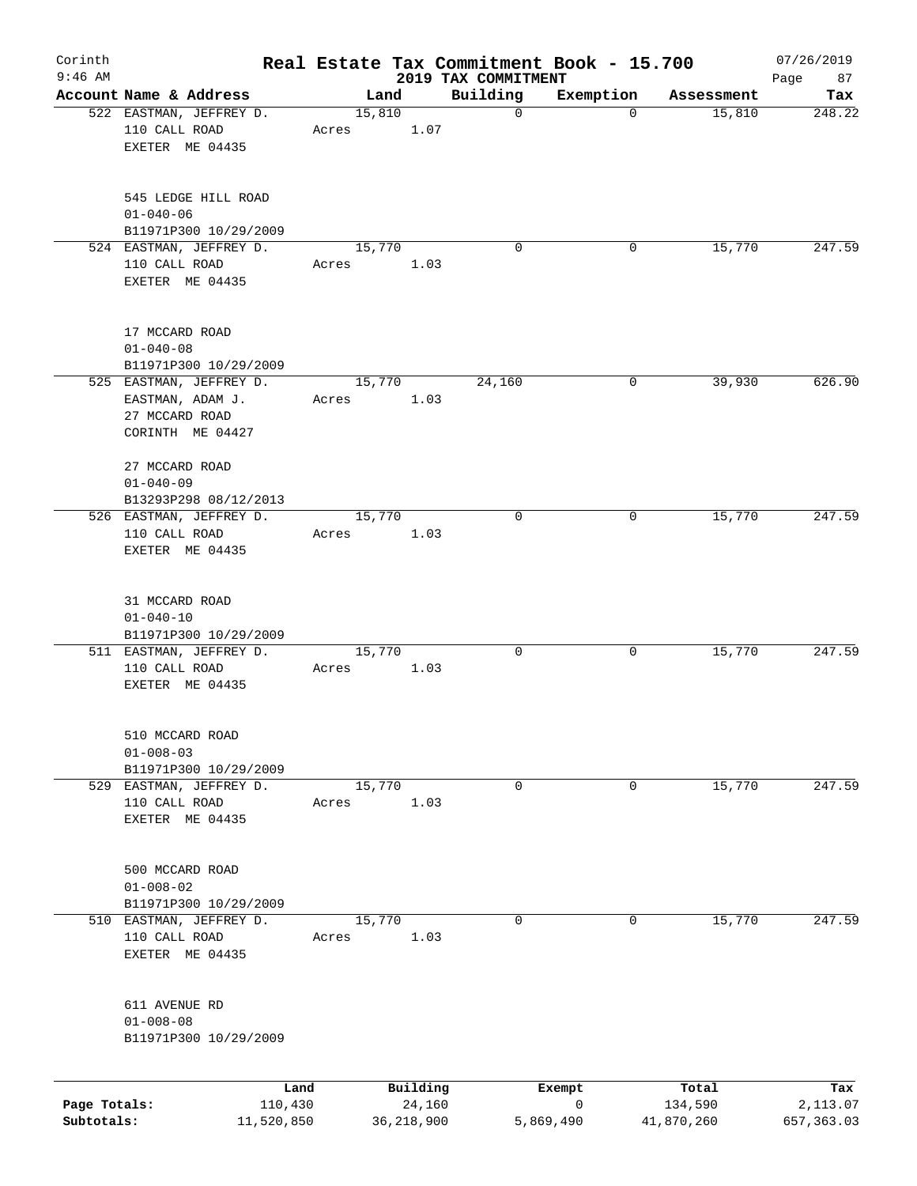Corinth 9:46 AM

# Real Estate Tax Commitment Book - 15.700

## 2019 TAX COMMITMENT

07/26/2019

| Account | Name & Address | Land | Building | Exemption | Assessment | Tax |
|---|---|---|---|---|---|---|
| 522 | EASTMAN, JEFFREY D.<br>110 CALL ROAD<br>EXETER ME 04435<br><br>545 LEDGE HILL ROAD<br>01-040-06<br>B11971P300 10/29/2009 | 15,810<br>Acres 1.07 | 0 | 0 | 15,810 | 248.22 |
| 524 | EASTMAN, JEFFREY D.<br>110 CALL ROAD<br>EXETER ME 04435<br><br>17 MCCARD ROAD<br>01-040-08<br>B11971P300 10/29/2009 | 15,770<br>Acres 1.03 | 0 | 0 | 15,770 | 247.59 |
| 525 | EASTMAN, JEFFREY D.<br>EASTMAN, ADAM J.<br>27 MCCARD ROAD<br>CORINTH ME 04427<br><br>27 MCCARD ROAD<br>01-040-09<br>B13293P298 08/12/2013 | 15,770<br>Acres 1.03 | 24,160 | 0 | 39,930 | 626.90 |
| 526 | EASTMAN, JEFFREY D.<br>110 CALL ROAD<br>EXETER ME 04435<br><br>31 MCCARD ROAD<br>01-040-10<br>B11971P300 10/29/2009 | 15,770<br>Acres 1.03 | 0 | 0 | 15,770 | 247.59 |
| 511 | EASTMAN, JEFFREY D.<br>110 CALL ROAD<br>EXETER ME 04435<br><br>510 MCCARD ROAD<br>01-008-03<br>B11971P300 10/29/2009 | 15,770<br>Acres 1.03 | 0 | 0 | 15,770 | 247.59 |
| 529 | EASTMAN, JEFFREY D.<br>110 CALL ROAD<br>EXETER ME 04435<br><br>500 MCCARD ROAD<br>01-008-02<br>B11971P300 10/29/2009 | 15,770<br>Acres 1.03 | 0 | 0 | 15,770 | 247.59 |
| 510 | EASTMAN, JEFFREY D.<br>110 CALL ROAD<br>EXETER ME 04435<br><br>611 AVENUE RD<br>01-008-08<br>B11971P300 10/29/2009 | 15,770<br>Acres 1.03 | 0 | 0 | 15,770 | 247.59 |

| | Land | Building | Exempt | Total | Tax |
|---|---|---|---|---|---|
| Page Totals: | 110,430 | 24,160 | 0 | 134,590 | 2,113.07 |
| Subtotals: | 11,520,850 | 36,218,900 | 5,869,490 | 41,870,260 | 657,363.03 |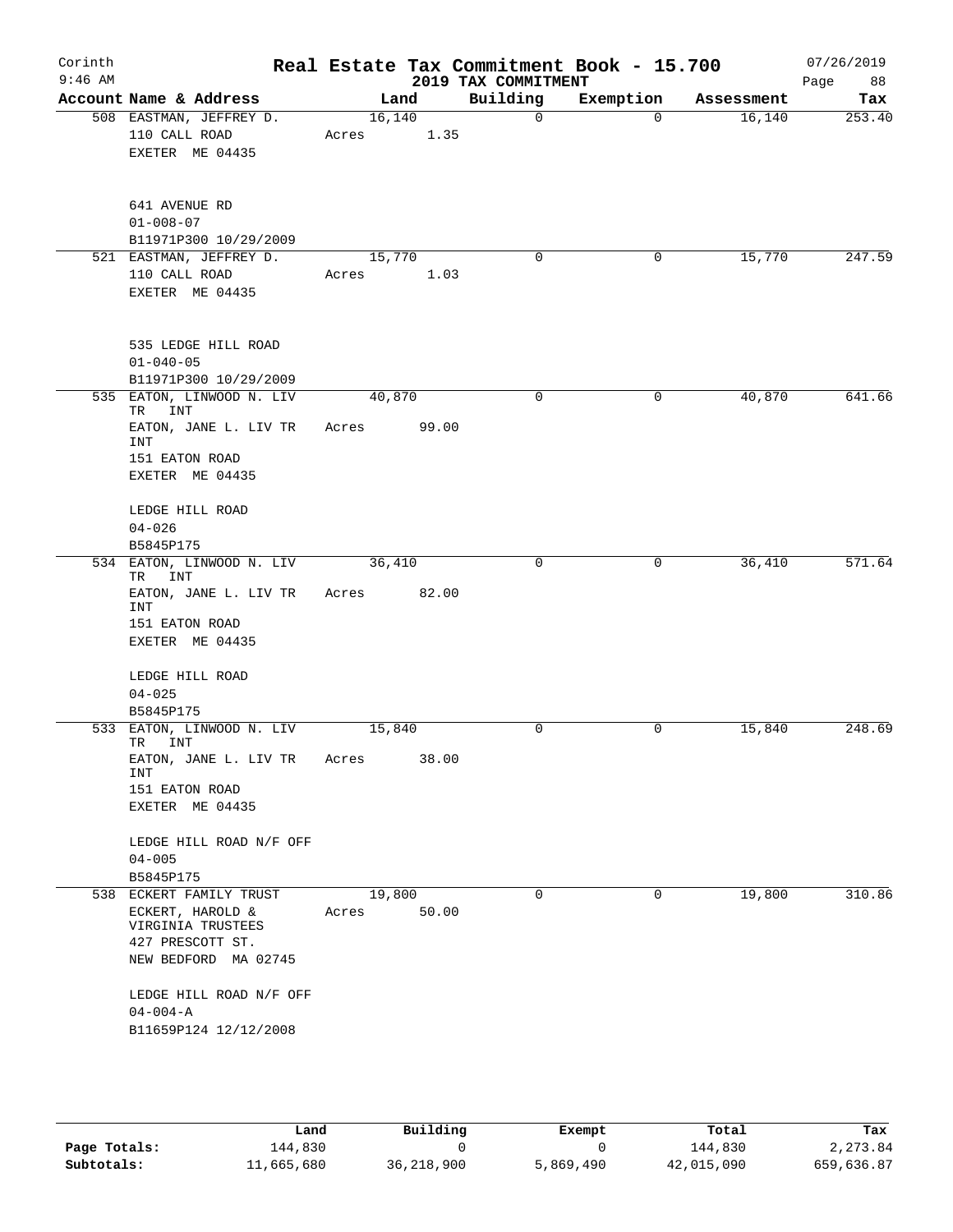Corinth 9:46 AM

# Real Estate Tax Commitment Book - 15.700

## 2019 TAX COMMITMENT

07/26/2019

| Account Name & Address | Land | Building | Exemption | Assessment | Tax |
|---|---|---|---|---|---|
| 508 EASTMAN, JEFFREY D.<br>110 CALL ROAD<br>EXETER ME 04435<br><br>641 AVENUE RD<br>01-008-07<br>B11971P300 10/29/2009 | 16,140<br>Acres 1.35 | 0 | 0 | 16,140 | 253.40 |
| 521 EASTMAN, JEFFREY D.<br>110 CALL ROAD<br>EXETER ME 04435<br><br>535 LEDGE HILL ROAD<br>01-040-05<br>B11971P300 10/29/2009 | 15,770<br>Acres 1.03 | 0 | 0 | 15,770 | 247.59 |
| 535 EATON, LINWOOD N. LIV TR INT<br>EATON, JANE L. LIV TR INT<br>151 EATON ROAD<br>EXETER ME 04435<br><br>LEDGE HILL ROAD<br>04-026<br>B5845P175 | 40,870<br>Acres 99.00 | 0 | 0 | 40,870 | 641.66 |
| 534 EATON, LINWOOD N. LIV TR INT<br>EATON, JANE L. LIV TR INT<br>151 EATON ROAD<br>EXETER ME 04435<br><br>LEDGE HILL ROAD<br>04-025<br>B5845P175 | 36,410<br>Acres 82.00 | 0 | 0 | 36,410 | 571.64 |
| 533 EATON, LINWOOD N. LIV TR INT<br>EATON, JANE L. LIV TR INT<br>151 EATON ROAD<br>EXETER ME 04435<br><br>LEDGE HILL ROAD N/F OFF<br>04-005<br>B5845P175 | 15,840<br>Acres 38.00 | 0 | 0 | 15,840 | 248.69 |
| 538 ECKERT FAMILY TRUST<br>ECKERT, HAROLD & VIRGINIA TRUSTEES<br>427 PRESCOTT ST.<br>NEW BEDFORD MA 02745<br><br>LEDGE HILL ROAD N/F OFF<br>04-004-A<br>B11659P124 12/12/2008 | 19,800<br>Acres 50.00 | 0 | 0 | 19,800 | 310.86 |

| | Land | Building | Exempt | Total | Tax |
|---|---|---|---|---|---|
| Page Totals: | 144,830 | 0 | 0 | 144,830 | 2,273.84 |
| Subtotals: | 11,665,680 | 36,218,900 | 5,869,490 | 42,015,090 | 659,636.87 |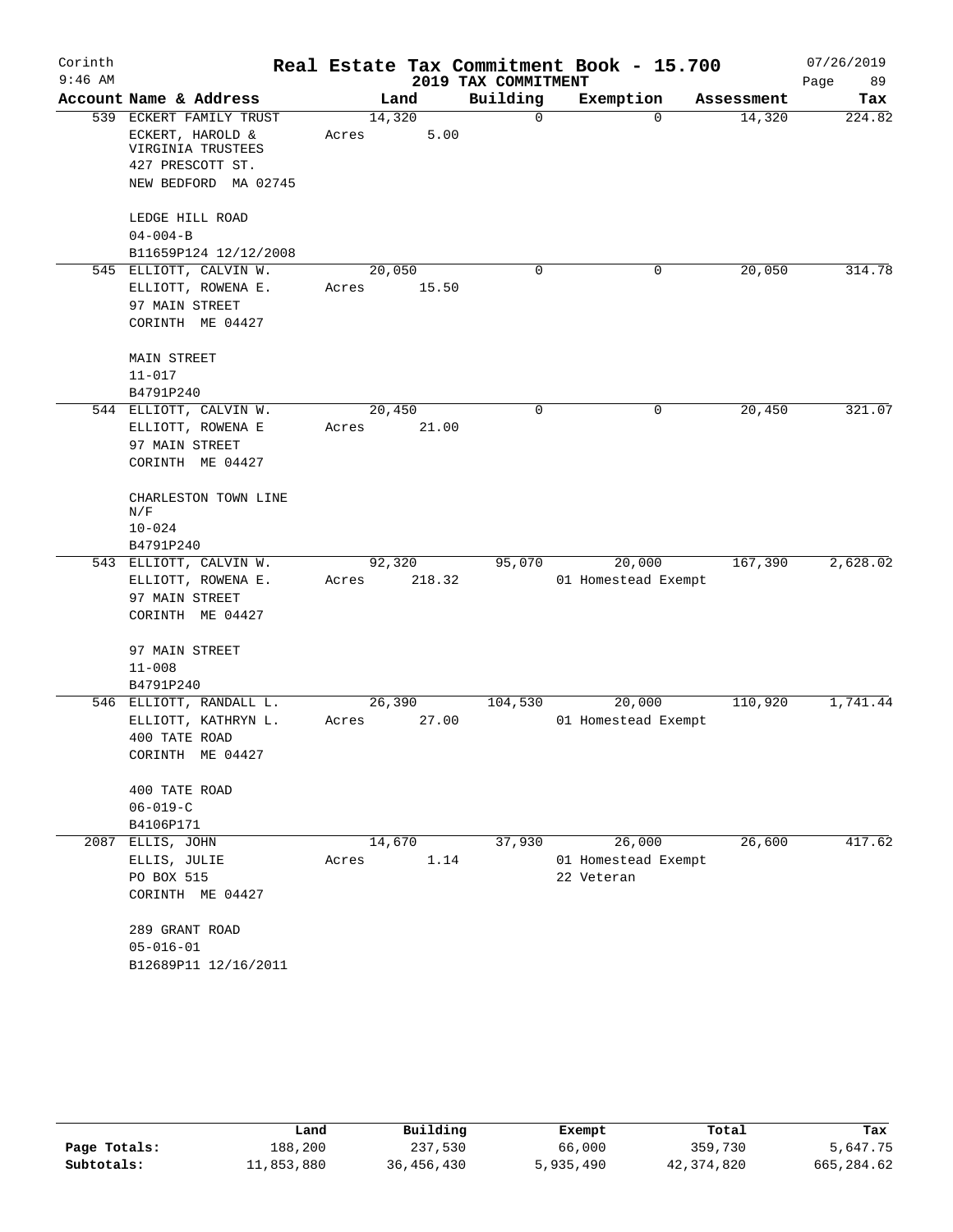# Corinth — Real Estate Tax Commitment Book - 15.700

9:46 AM — 2019 TAX COMMITMENT — 07/26/2019

| Account Name & Address | Land | Building | Exemption | Assessment | Tax |
|---|---|---|---|---|---|
| 539 ECKERT FAMILY TRUST<br>ECKERT, HAROLD & VIRGINIA TRUSTEES<br>427 PRESCOTT ST.<br>NEW BEDFORD MA 02745<br><br>LEDGE HILL ROAD<br>04-004-B<br>B11659P124 12/12/2008 | 14,320<br>Acres 5.00 | 0 | 0 | 14,320 | 224.82 |
| 545 ELLIOTT, CALVIN W.<br>ELLIOTT, ROWENA E.<br>97 MAIN STREET<br>CORINTH ME 04427<br><br>MAIN STREET<br>11-017<br>B4791P240 | 20,050<br>Acres 15.50 | 0 | 0 | 20,050 | 314.78 |
| 544 ELLIOTT, CALVIN W.<br>ELLIOTT, ROWENA E<br>97 MAIN STREET<br>CORINTH ME 04427<br><br>CHARLESTON TOWN LINE N/F<br>10-024<br>B4791P240 | 20,450<br>Acres 21.00 | 0 | 0 | 20,450 | 321.07 |
| 543 ELLIOTT, CALVIN W.<br>ELLIOTT, ROWENA E.<br>97 MAIN STREET<br>CORINTH ME 04427<br><br>97 MAIN STREET<br>11-008<br>B4791P240 | 92,320<br>Acres 218.32 | 95,070 | 20,000<br>01 Homestead Exempt | 167,390 | 2,628.02 |
| 546 ELLIOTT, RANDALL L.<br>ELLIOTT, KATHRYN L.<br>400 TATE ROAD<br>CORINTH ME 04427<br><br>400 TATE ROAD<br>06-019-C<br>B4106P171 | 26,390<br>Acres 27.00 | 104,530 | 20,000<br>01 Homestead Exempt | 110,920 | 1,741.44 |
| 2087 ELLIS, JOHN<br>ELLIS, JULIE<br>PO BOX 515<br>CORINTH ME 04427<br><br>289 GRANT ROAD<br>05-016-01<br>B12689P11 12/16/2011 | 14,670<br>Acres 1.14 | 37,930 | 26,000<br>01 Homestead Exempt<br>22 Veteran | 26,600 | 417.62 |

| | Land | Building | Exempt | Total | Tax |
|---|---|---|---|---|---|
| Page Totals: | 188,200 | 237,530 | 66,000 | 359,730 | 5,647.75 |
| Subtotals: | 11,853,880 | 36,456,430 | 5,935,490 | 42,374,820 | 665,284.62 |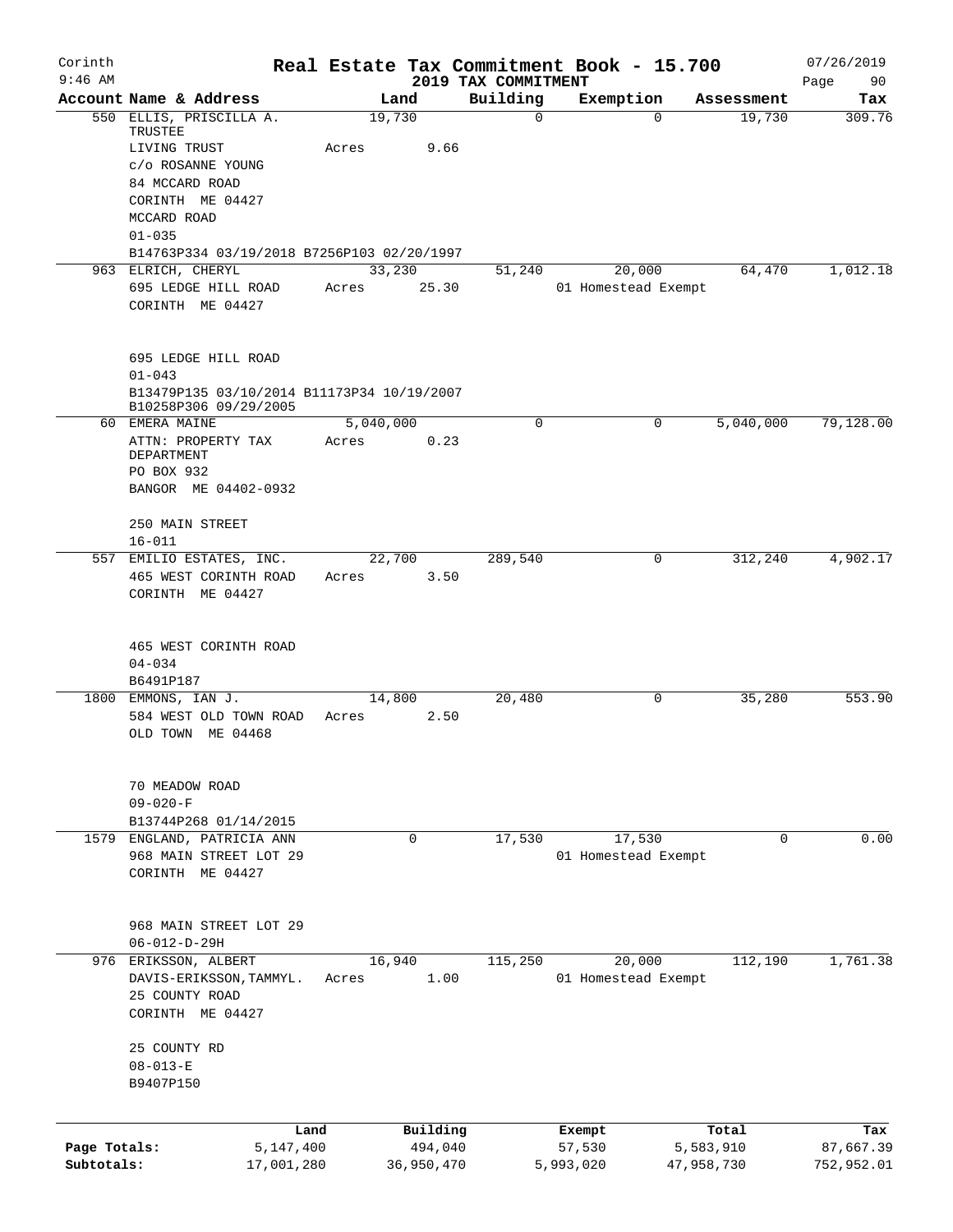Corinth 9:46 AM

# Real Estate Tax Commitment Book - 15.700

## 2019 TAX COMMITMENT

07/26/2019

| Account Name & Address | Land | Building | Exemption | Assessment | Tax |
|---|---|---|---|---|---|
| 550 ELLIS, PRISCILLA A. TRUSTEE<br>LIVING TRUST<br>c/o ROSANNE YOUNG<br>84 MCCARD ROAD<br>CORINTH ME 04427<br>MCCARD ROAD<br>01-035<br>B14763P334 03/19/2018 B7256P103 02/20/1997 | 19,730<br>Acres 9.66 | 0 | 0 | 19,730 | 309.76 |
| 963 ELRICH, CHERYL<br>695 LEDGE HILL ROAD<br>CORINTH ME 04427<br><br>695 LEDGE HILL ROAD<br>01-043<br>B13479P135 03/10/2014 B11173P34 10/19/2007<br>B10258P306 09/29/2005 | 33,230<br>Acres 25.30 | 51,240 | 20,000<br>01 Homestead Exempt | 64,470 | 1,012.18 |
| 60 EMERA MAINE<br>ATTN: PROPERTY TAX DEPARTMENT<br>PO BOX 932<br>BANGOR ME 04402-0932<br><br>250 MAIN STREET<br>16-011 | 5,040,000<br>Acres 0.23 | 0 | 0 | 5,040,000 | 79,128.00 |
| 557 EMILIO ESTATES, INC.<br>465 WEST CORINTH ROAD<br>CORINTH ME 04427<br><br>465 WEST CORINTH ROAD<br>04-034<br>B6491P187 | 22,700<br>Acres 3.50 | 289,540 | 0 | 312,240 | 4,902.17 |
| 1800 EMMONS, IAN J.<br>584 WEST OLD TOWN ROAD<br>OLD TOWN ME 04468<br><br>70 MEADOW ROAD<br>09-020-F<br>B13744P268 01/14/2015 | 14,800<br>Acres 2.50 | 20,480 | 0 | 35,280 | 553.90 |
| 1579 ENGLAND, PATRICIA ANN<br>968 MAIN STREET LOT 29<br>CORINTH ME 04427<br><br>968 MAIN STREET LOT 29<br>06-012-D-29H | 0 | 17,530 | 17,530<br>01 Homestead Exempt | 0 | 0.00 |
| 976 ERIKSSON, ALBERT<br>DAVIS-ERIKSSON,TAMMYL.<br>25 COUNTY ROAD<br>CORINTH ME 04427<br><br>25 COUNTY RD<br>08-013-E<br>B9407P150 | 16,940<br>Acres 1.00 | 115,250 | 20,000<br>01 Homestead Exempt | 112,190 | 1,761.38 |

| | Land | Building | Exempt | Total | Tax |
|---|---|---|---|---|---|
| Page Totals: | 5,147,400 | 494,040 | 57,530 | 5,583,910 | 87,667.39 |
| Subtotals: | 17,001,280 | 36,950,470 | 5,993,020 | 47,958,730 | 752,952.01 |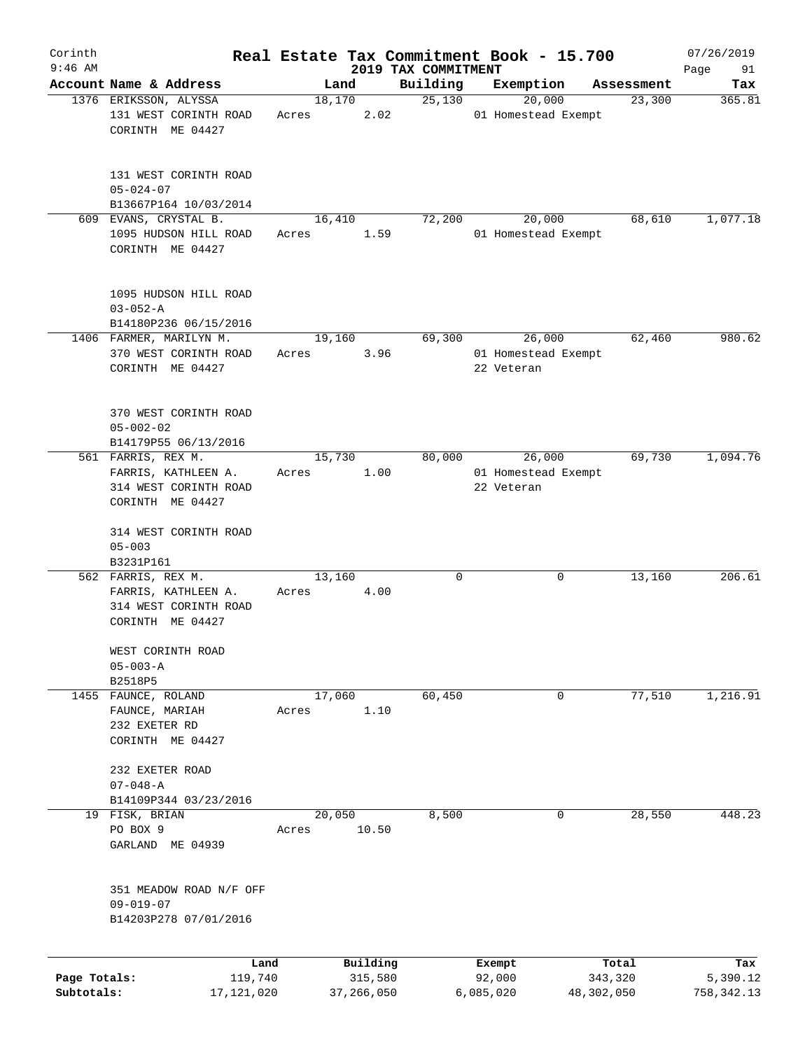Corinth 9:46 AM

# Real Estate Tax Commitment Book - 15.700

## 2019 TAX COMMITMENT

07/26/2019

| Account Name & Address | Land | Building | Exemption | Assessment | Tax |
|---|---|---|---|---|---|
| 1376 ERIKSSON, ALYSSA<br>131 WEST CORINTH ROAD<br>CORINTH ME 04427<br><br>131 WEST CORINTH ROAD<br>05-024-07<br>B13667P164 10/03/2014 | 18,170<br>Acres 2.02 | 25,130 | 20,000<br>01 Homestead Exempt | 23,300 | 365.81 |
| 609 EVANS, CRYSTAL B.<br>1095 HUDSON HILL ROAD<br>CORINTH ME 04427<br><br>1095 HUDSON HILL ROAD<br>03-052-A<br>B14180P236 06/15/2016 | 16,410<br>Acres 1.59 | 72,200 | 20,000<br>01 Homestead Exempt | 68,610 | 1,077.18 |
| 1406 FARMER, MARILYN M.<br>370 WEST CORINTH ROAD<br>CORINTH ME 04427<br><br>370 WEST CORINTH ROAD<br>05-002-02<br>B14179P55 06/13/2016 | 19,160<br>Acres 3.96 | 69,300 | 26,000<br>01 Homestead Exempt<br>22 Veteran | 62,460 | 980.62 |
| 561 FARRIS, REX M.<br>FARRIS, KATHLEEN A.<br>314 WEST CORINTH ROAD<br>CORINTH ME 04427<br><br>314 WEST CORINTH ROAD<br>05-003<br>B3231P161 | 15,730<br>Acres 1.00 | 80,000 | 26,000<br>01 Homestead Exempt<br>22 Veteran | 69,730 | 1,094.76 |
| 562 FARRIS, REX M.<br>FARRIS, KATHLEEN A.<br>314 WEST CORINTH ROAD<br>CORINTH ME 04427<br><br>WEST CORINTH ROAD<br>05-003-A<br>B2518P5 | 13,160<br>Acres 4.00 | 0 | 0 | 13,160 | 206.61 |
| 1455 FAUNCE, ROLAND<br>FAUNCE, MARIAH<br>232 EXETER RD<br>CORINTH ME 04427<br><br>232 EXETER ROAD<br>07-048-A<br>B14109P344 03/23/2016 | 17,060<br>Acres 1.10 | 60,450 | 0 | 77,510 | 1,216.91 |
| 19 FISK, BRIAN<br>PO BOX 9<br>GARLAND ME 04939<br><br>351 MEADOW ROAD N/F OFF<br>09-019-07<br>B14203P278 07/01/2016 | 20,050<br>Acres 10.50 | 8,500 | 0 | 28,550 | 448.23 |

| | Land | Building | Exempt | Total | Tax |
|---|---|---|---|---|---|
| Page Totals: | 119,740 | 315,580 | 92,000 | 343,320 | 5,390.12 |
| Subtotals: | 17,121,020 | 37,266,050 | 6,085,020 | 48,302,050 | 758,342.13 |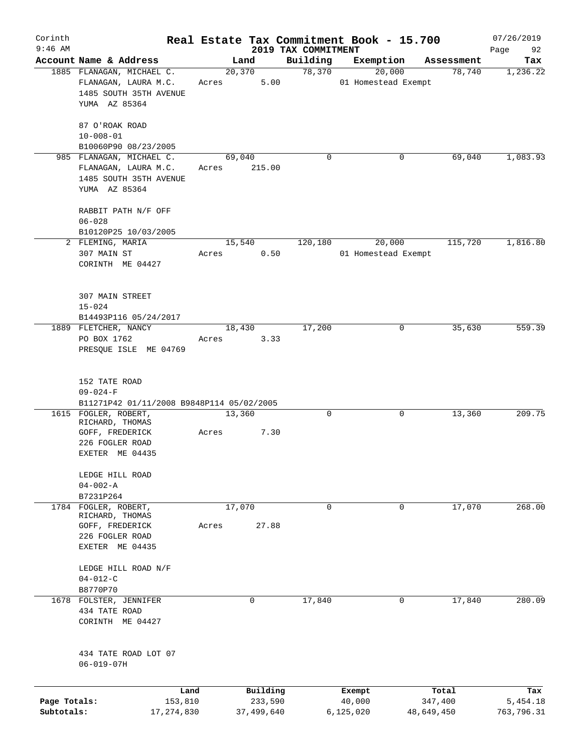Corinth 9:46 AM

# Real Estate Tax Commitment Book - 15.700

## 2019 TAX COMMITMENT

07/26/2019

| Account Name & Address | Land | Building | Exemption | Assessment | Tax |
|---|---|---|---|---|---|
| 1885 FLANAGAN, MICHAEL C.<br>FLANAGAN, LAURA M.C.<br>1485 SOUTH 35TH AVENUE<br>YUMA AZ 85364<br><br>87 O'ROAK ROAD<br>10-008-01<br>B10060P90 08/23/2005 | 20,370<br>Acres 5.00 | 78,370 | 20,000<br>01 Homestead Exempt | 78,740 | 1,236.22 |
| 985 FLANAGAN, MICHAEL C.<br>FLANAGAN, LAURA M.C.<br>1485 SOUTH 35TH AVENUE<br>YUMA AZ 85364<br><br>RABBIT PATH N/F OFF<br>06-028<br>B10120P25 10/03/2005 | 69,040<br>Acres 215.00 | 0 | 0 | 69,040 | 1,083.93 |
| 2 FLEMING, MARIA<br>307 MAIN ST<br>CORINTH ME 04427<br><br>307 MAIN STREET<br>15-024<br>B14493P116 05/24/2017 | 15,540<br>Acres 0.50 | 120,180 | 20,000<br>01 Homestead Exempt | 115,720 | 1,816.80 |
| 1889 FLETCHER, NANCY<br>PO BOX 1762<br>PRESQUE ISLE ME 04769<br><br>152 TATE ROAD<br>09-024-F<br>B11271P42 01/11/2008 B9848P114 05/02/2005 | 18,430<br>Acres 3.33 | 17,200 | 0 | 35,630 | 559.39 |
| 1615 FOGLER, ROBERT,<br>RICHARD, THOMAS<br>GOFF, FREDERICK<br>226 FOGLER ROAD<br>EXETER ME 04435<br><br>LEDGE HILL ROAD<br>04-002-A<br>B7231P264 | 13,360<br>Acres 7.30 | 0 | 0 | 13,360 | 209.75 |
| 1784 FOGLER, ROBERT,<br>RICHARD, THOMAS<br>GOFF, FREDERICK<br>226 FOGLER ROAD<br>EXETER ME 04435<br><br>LEDGE HILL ROAD N/F<br>04-012-C<br>B8770P70 | 17,070<br>Acres 27.88 | 0 | 0 | 17,070 | 268.00 |
| 1678 FOLSTER, JENNIFER<br>434 TATE ROAD<br>CORINTH ME 04427<br><br>434 TATE ROAD LOT 07<br>06-019-07H | 0 | 17,840 | 0 | 17,840 | 280.09 |

| | Land | Building | Exempt | Total | Tax |
|---|---|---|---|---|---|
| Page Totals: | 153,810 | 233,590 | 40,000 | 347,400 | 5,454.18 |
| Subtotals: | 17,274,830 | 37,499,640 | 6,125,020 | 48,649,450 | 763,796.31 |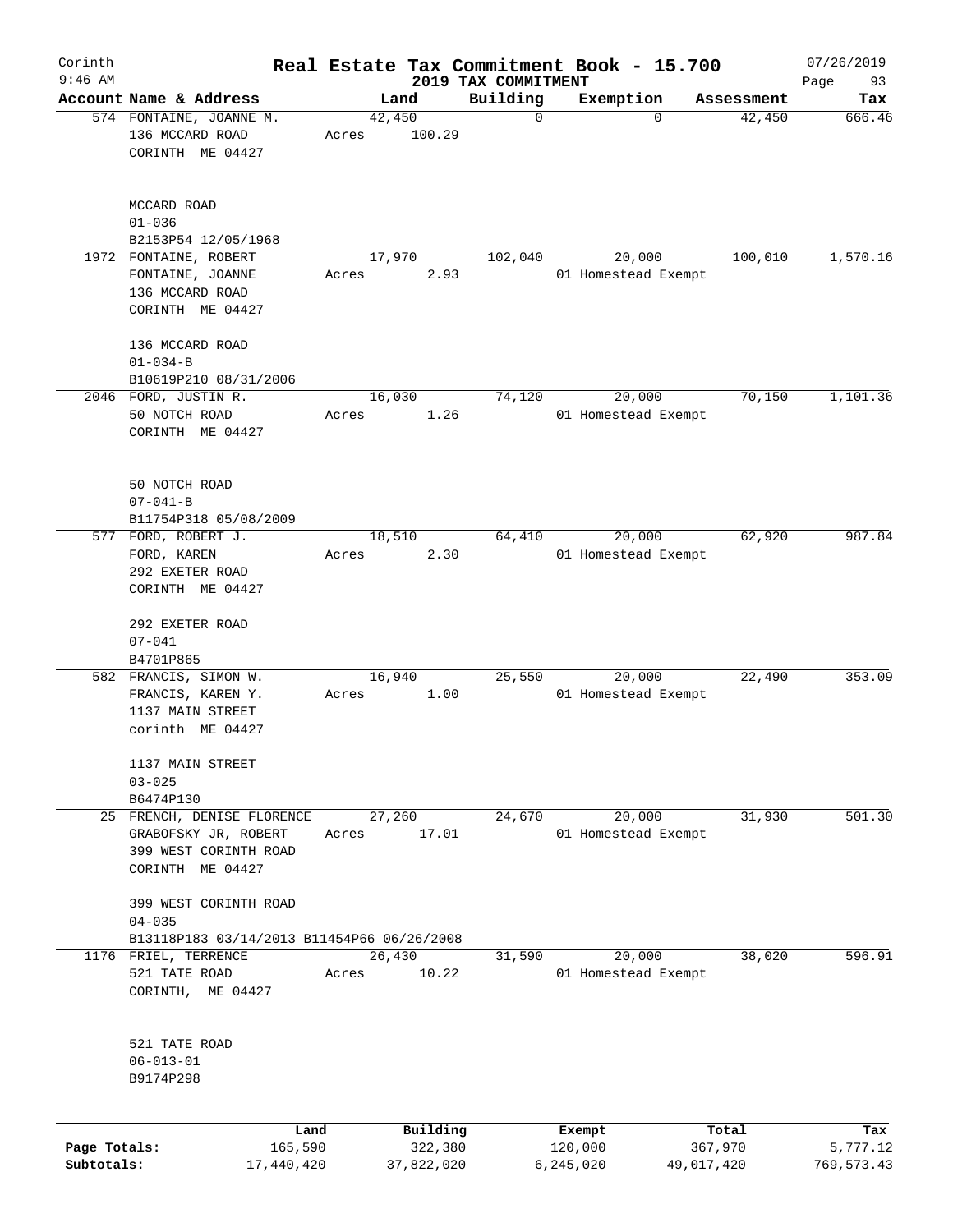Corinth 9:46 AM

# Real Estate Tax Commitment Book - 15.700

## 2019 TAX COMMITMENT

07/26/2019 Page 93

| Account | Name & Address | Land | Building | Exemption | Assessment | Tax |
|---|---|---|---|---|---|---|
| 574 | FONTAINE, JOANNE M.<br>136 MCCARD ROAD<br>CORINTH ME 04427<br><br>MCCARD ROAD<br>01-036<br>B2153P54 12/05/1968 | 42,450<br>Acres 100.29 | 0 | 0 | 42,450 | 666.46 |
| 1972 | FONTAINE, ROBERT<br>FONTAINE, JOANNE<br>136 MCCARD ROAD<br>CORINTH ME 04427<br><br>136 MCCARD ROAD<br>01-034-B<br>B10619P210 08/31/2006 | 17,970<br>Acres 2.93 | 102,040 | 20,000<br>01 Homestead Exempt | 100,010 | 1,570.16 |
| 2046 | FORD, JUSTIN R.<br>50 NOTCH ROAD<br>CORINTH ME 04427<br><br>50 NOTCH ROAD<br>07-041-B<br>B11754P318 05/08/2009 | 16,030<br>Acres 1.26 | 74,120 | 20,000<br>01 Homestead Exempt | 70,150 | 1,101.36 |
| 577 | FORD, ROBERT J.<br>FORD, KAREN<br>292 EXETER ROAD<br>CORINTH ME 04427<br><br>292 EXETER ROAD<br>07-041<br>B4701P865 | 18,510<br>Acres 2.30 | 64,410 | 20,000<br>01 Homestead Exempt | 62,920 | 987.84 |
| 582 | FRANCIS, SIMON W.<br>FRANCIS, KAREN Y.<br>1137 MAIN STREET<br>corinth ME 04427<br><br>1137 MAIN STREET<br>03-025<br>B6474P130 | 16,940<br>Acres 1.00 | 25,550 | 20,000<br>01 Homestead Exempt | 22,490 | 353.09 |
| 25 | FRENCH, DENISE FLORENCE<br>GRABOFSKY JR, ROBERT<br>399 WEST CORINTH ROAD<br>CORINTH ME 04427<br><br>399 WEST CORINTH ROAD<br>04-035<br>B13118P183 03/14/2013 B11454P66 06/26/2008 | 27,260<br>Acres 17.01 | 24,670 | 20,000<br>01 Homestead Exempt | 31,930 | 501.30 |
| 1176 | FRIEL, TERRENCE<br>521 TATE ROAD<br>CORINTH, ME 04427<br><br>521 TATE ROAD<br>06-013-01<br>B9174P298 | 26,430<br>Acres 10.22 | 31,590 | 20,000<br>01 Homestead Exempt | 38,020 | 596.91 |

| | Land | Building | Exempt | Total | Tax |
|---|---|---|---|---|---|
| Page Totals: | 165,590 | 322,380 | 120,000 | 367,970 | 5,777.12 |
| Subtotals: | 17,440,420 | 37,822,020 | 6,245,020 | 49,017,420 | 769,573.43 |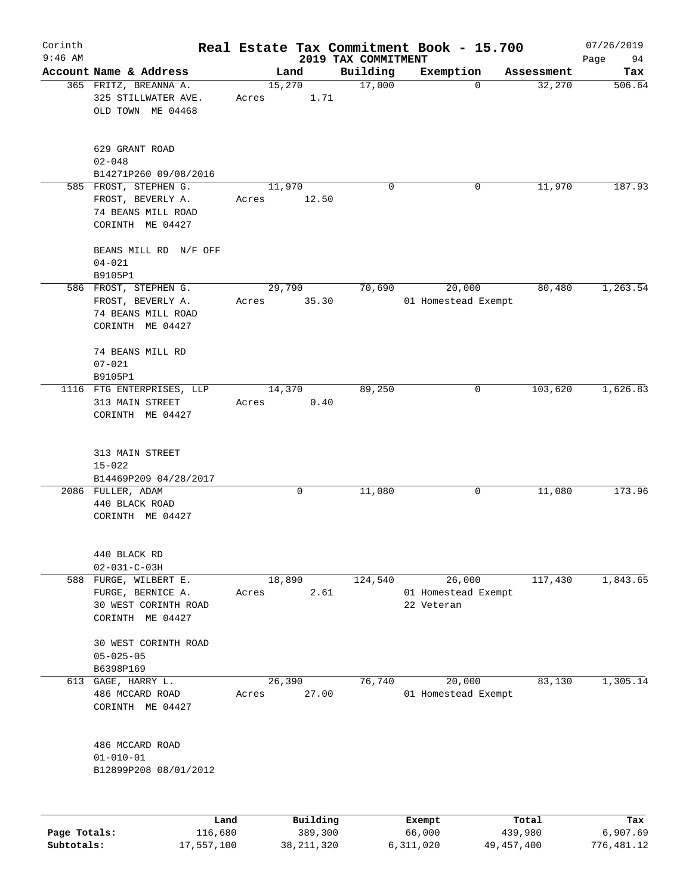Corinth 9:46 AM

# Real Estate Tax Commitment Book - 15.700

## 2019 TAX COMMITMENT

07/26/2019

| Account | Name & Address | Land | Building | Exemption | Assessment | Tax |
|---|---|---|---|---|---|---|
| 365 | FRITZ, BREANNA A.<br>325 STILLWATER AVE.<br>OLD TOWN ME 04468<br><br>629 GRANT ROAD<br>02-048<br>B14271P260 09/08/2016 | 15,270<br>Acres 1.71 | 17,000 | 0 | 32,270 | 506.64 |
| 585 | FROST, STEPHEN G.<br>FROST, BEVERLY A.<br>74 BEANS MILL ROAD<br>CORINTH ME 04427<br><br>BEANS MILL RD N/F OFF<br>04-021<br>B9105P1 | 11,970<br>Acres 12.50 | 0 | 0 | 11,970 | 187.93 |
| 586 | FROST, STEPHEN G.<br>FROST, BEVERLY A.<br>74 BEANS MILL ROAD<br>CORINTH ME 04427<br><br>74 BEANS MILL RD<br>07-021<br>B9105P1 | 29,790<br>Acres 35.30 | 70,690 | 20,000<br>01 Homestead Exempt | 80,480 | 1,263.54 |
| 1116 | FTG ENTERPRISES, LLP<br>313 MAIN STREET<br>CORINTH ME 04427<br><br>313 MAIN STREET<br>15-022<br>B14469P209 04/28/2017 | 14,370<br>Acres 0.40 | 89,250 | 0 | 103,620 | 1,626.83 |
| 2086 | FULLER, ADAM<br>440 BLACK ROAD<br>CORINTH ME 04427<br><br>440 BLACK RD<br>02-031-C-03H | 0 | 11,080 | 0 | 11,080 | 173.96 |
| 588 | FURGE, WILBERT E.<br>FURGE, BERNICE A.<br>30 WEST CORINTH ROAD<br>CORINTH ME 04427<br><br>30 WEST CORINTH ROAD<br>05-025-05<br>B6398P169 | 18,890<br>Acres 2.61 | 124,540 | 26,000<br>01 Homestead Exempt<br>22 Veteran | 117,430 | 1,843.65 |
| 613 | GAGE, HARRY L.<br>486 MCCARD ROAD<br>CORINTH ME 04427<br><br>486 MCCARD ROAD<br>01-010-01<br>B12899P208 08/01/2012 | 26,390<br>Acres 27.00 | 76,740 | 20,000<br>01 Homestead Exempt | 83,130 | 1,305.14 |

| | Land | Building | Exempt | Total | Tax |
|---|---|---|---|---|---|
| Page Totals: | 116,680 | 389,300 | 66,000 | 439,980 | 6,907.69 |
| Subtotals: | 17,557,100 | 38,211,320 | 6,311,020 | 49,457,400 | 776,481.12 |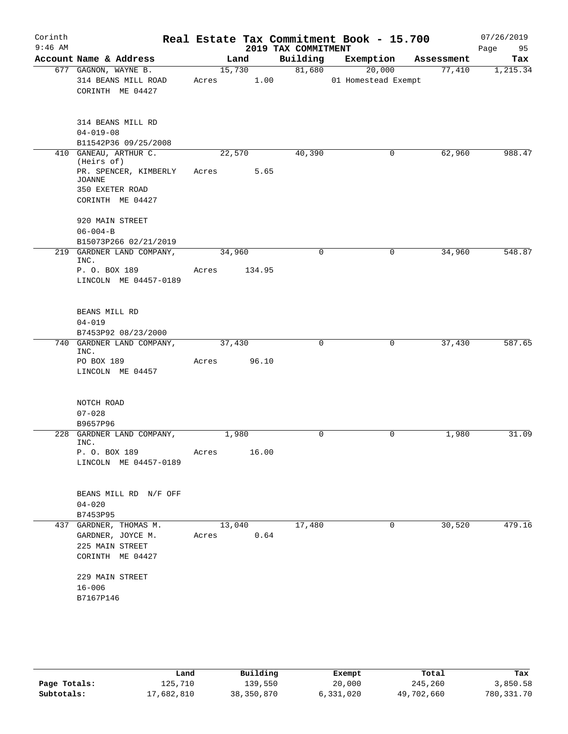Corinth 9:46 AM

# Real Estate Tax Commitment Book - 15.700

## 2019 TAX COMMITMENT

07/26/2019

| Account Name & Address | Land | Building | Exemption | Assessment | Tax |
|---|---|---|---|---|---|
| 677 GAGNON, WAYNE B.<br>314 BEANS MILL ROAD<br>CORINTH ME 04427<br><br>314 BEANS MILL RD<br>04-019-08<br>B11542P36 09/25/2008 | 15,730<br>Acres 1.00 | 81,680 | 20,000<br>01 Homestead Exempt | 77,410 | 1,215.34 |
| 410 GANEAU, ARTHUR C. (Heirs of)<br>PR. SPENCER, KIMBERLY JOANNE<br>350 EXETER ROAD<br>CORINTH ME 04427<br><br>920 MAIN STREET<br>06-004-B<br>B15073P266 02/21/2019 | 22,570<br>Acres 5.65 | 40,390 | 0 | 62,960 | 988.47 |
| 219 GARDNER LAND COMPANY, INC.<br>P. O. BOX 189<br>LINCOLN ME 04457-0189<br><br>BEANS MILL RD<br>04-019<br>B7453P92 08/23/2000 | 34,960<br>Acres 134.95 | 0 | 0 | 34,960 | 548.87 |
| 740 GARDNER LAND COMPANY, INC.<br>PO BOX 189<br>LINCOLN ME 04457<br><br>NOTCH ROAD<br>07-028<br>B9657P96 | 37,430<br>Acres 96.10 | 0 | 0 | 37,430 | 587.65 |
| 228 GARDNER LAND COMPANY, INC.<br>P. O. BOX 189<br>LINCOLN ME 04457-0189<br><br>BEANS MILL RD N/F OFF<br>04-020<br>B7453P95 | 1,980<br>Acres 16.00 | 0 | 0 | 1,980 | 31.09 |
| 437 GARDNER, THOMAS M.<br>GARDNER, JOYCE M.<br>225 MAIN STREET<br>CORINTH ME 04427<br><br>229 MAIN STREET<br>16-006<br>B7167P146 | 13,040<br>Acres 0.64 | 17,480 | 0 | 30,520 | 479.16 |

| | Land | Building | Exempt | Total | Tax |
|---|---|---|---|---|---|
| Page Totals: | 125,710 | 139,550 | 20,000 | 245,260 | 3,850.58 |
| Subtotals: | 17,682,810 | 38,350,870 | 6,331,020 | 49,702,660 | 780,331.70 |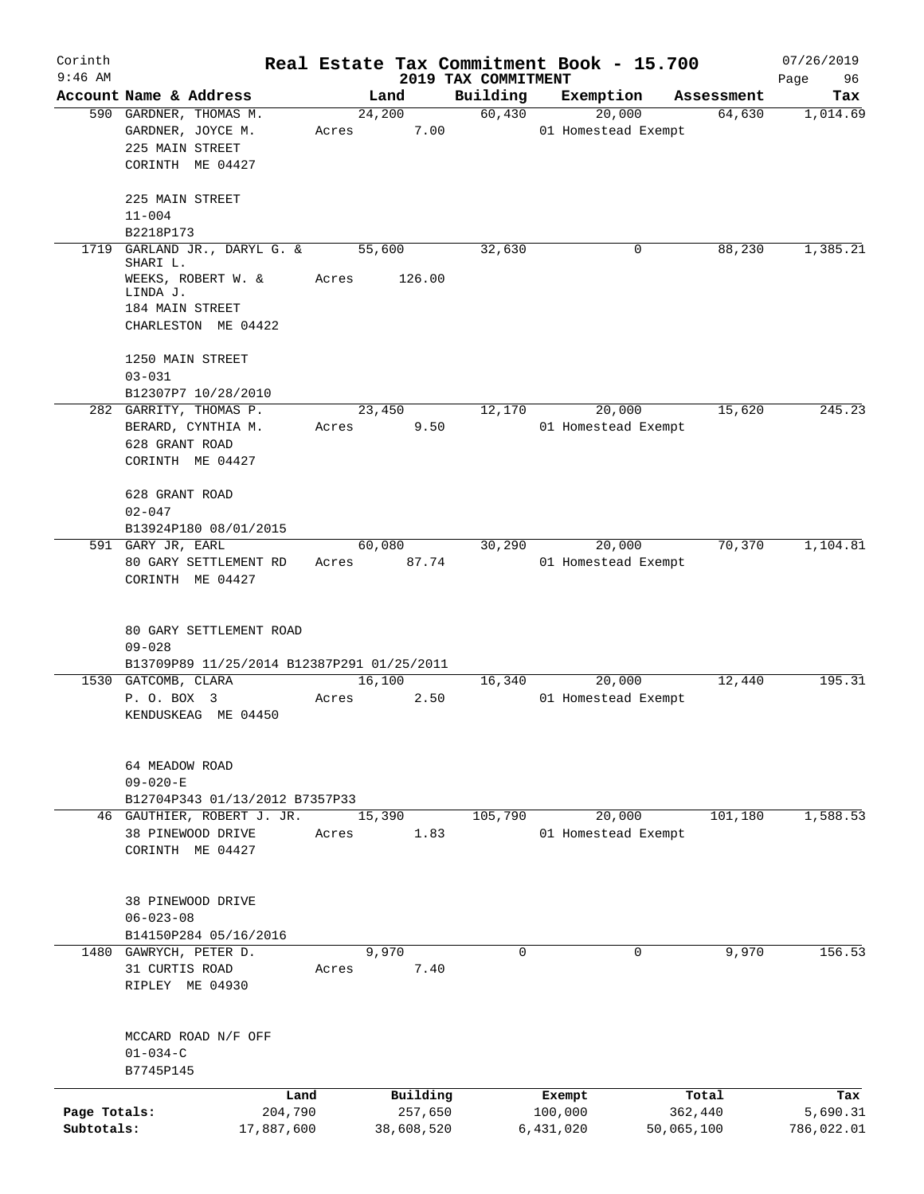# Corinth — Real Estate Tax Commitment Book - 15.700 — 2019 TAX COMMITMENT

9:46 AM — 07/26/2019

| Account Name & Address | Land | Building | Exemption | Assessment | Tax |
|---|---|---|---|---|---|
| 590 GARDNER, THOMAS M.<br>GARDNER, JOYCE M.<br>225 MAIN STREET<br>CORINTH ME 04427<br><br>225 MAIN STREET<br>11-004<br>B2218P173 | 24,200<br>Acres 7.00 | 60,430 | 20,000<br>01 Homestead Exempt | 64,630 | 1,014.69 |
| 1719 GARLAND JR., DARYL G. & SHARI L.<br>WEEKS, ROBERT W. & LINDA J.<br>184 MAIN STREET<br>CHARLESTON ME 04422<br><br>1250 MAIN STREET<br>03-031<br>B12307P7 10/28/2010 | 55,600<br>Acres 126.00 | 32,630 | 0 | 88,230 | 1,385.21 |
| 282 GARRITY, THOMAS P.<br>BERARD, CYNTHIA M.<br>628 GRANT ROAD<br>CORINTH ME 04427<br><br>628 GRANT ROAD<br>02-047<br>B13924P180 08/01/2015 | 23,450<br>Acres 9.50 | 12,170 | 20,000<br>01 Homestead Exempt | 15,620 | 245.23 |
| 591 GARY JR, EARL<br>80 GARY SETTLEMENT RD<br>CORINTH ME 04427<br><br>80 GARY SETTLEMENT ROAD<br>09-028<br>B13709P89 11/25/2014 B12387P291 01/25/2011 | 60,080<br>Acres 87.74 | 30,290 | 20,000<br>01 Homestead Exempt | 70,370 | 1,104.81 |
| 1530 GATCOMB, CLARA<br>P. O. BOX 3<br>KENDUSKEAG ME 04450<br><br>64 MEADOW ROAD<br>09-020-E<br>B12704P343 01/13/2012 B7357P33 | 16,100<br>Acres 2.50 | 16,340 | 20,000<br>01 Homestead Exempt | 12,440 | 195.31 |
| 46 GAUTHIER, ROBERT J. JR.<br>38 PINEWOOD DRIVE<br>CORINTH ME 04427<br><br>38 PINEWOOD DRIVE<br>06-023-08<br>B14150P284 05/16/2016 | 15,390<br>Acres 1.83 | 105,790 | 20,000<br>01 Homestead Exempt | 101,180 | 1,588.53 |
| 1480 GAWRYCH, PETER D.<br>31 CURTIS ROAD<br>RIPLEY ME 04930<br><br>MCCARD ROAD N/F OFF<br>01-034-C<br>B7745P145 | 9,970<br>Acres 7.40 | 0 | 0 | 9,970 | 156.53 |

| | Land | Building | Exempt | Total | Tax |
|---|---|---|---|---|---|
| Page Totals: | 204,790 | 257,650 | 100,000 | 362,440 | 5,690.31 |
| Subtotals: | 17,887,600 | 38,608,520 | 6,431,020 | 50,065,100 | 786,022.01 |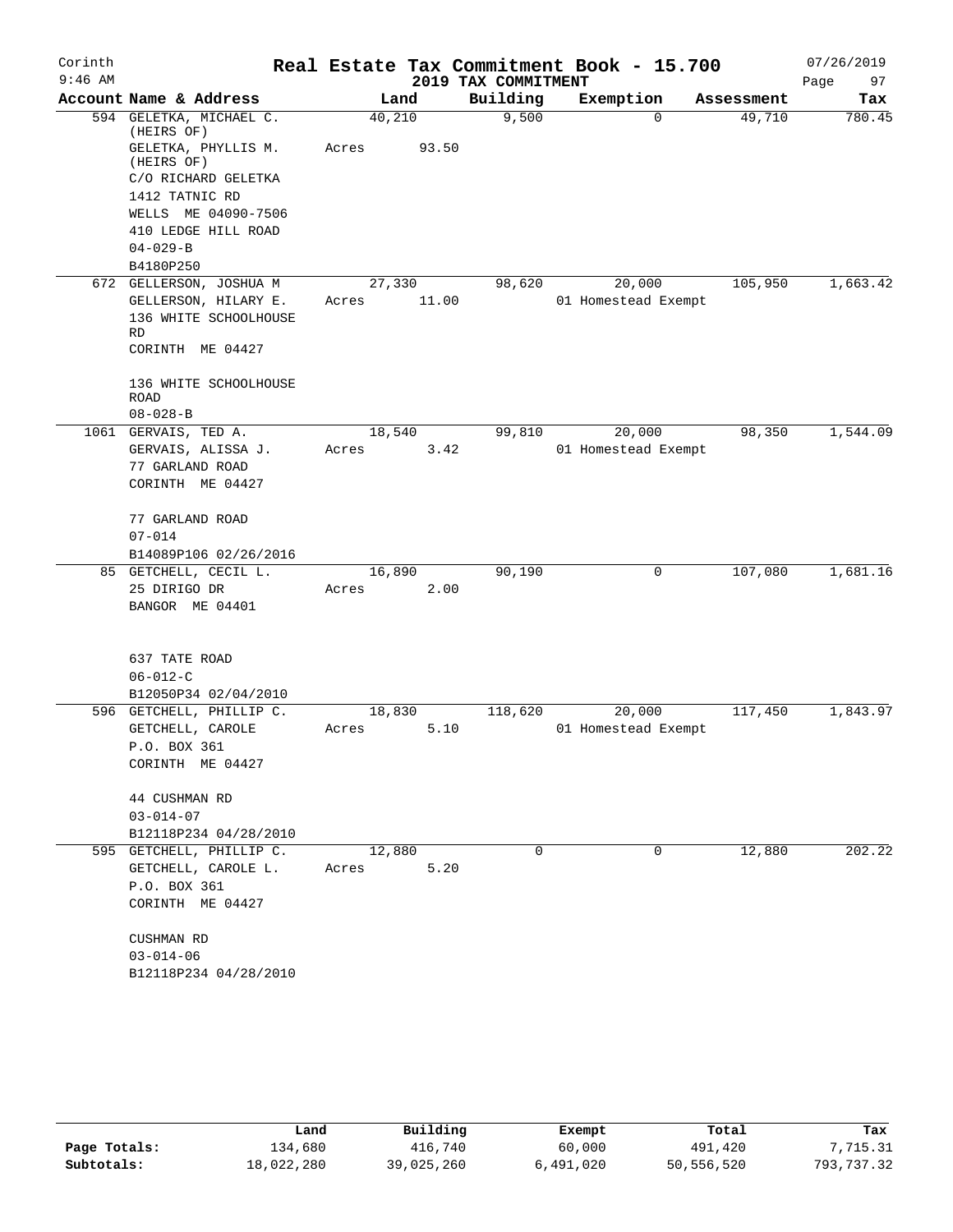Corinth 9:46 AM

# Real Estate Tax Commitment Book - 15.700

## 2019 TAX COMMITMENT

07/26/2019

| Account Name & Address | Land | Building | Exemption | Assessment | Tax |
|---|---|---|---|---|---|
| 594 GELETKA, MICHAEL C. (HEIRS OF)<br>GELETKA, PHYLLIS M. (HEIRS OF)<br>C/O RICHARD GELETKA<br>1412 TATNIC RD<br>WELLS ME 04090-7506<br>410 LEDGE HILL ROAD<br>04-029-B<br>B4180P250 | 40,210<br>Acres 93.50 | 9,500 | 0 | 49,710 | 780.45 |
| 672 GELLERSON, JOSHUA M<br>GELLERSON, HILARY E.<br>136 WHITE SCHOOLHOUSE RD<br>CORINTH ME 04427<br>136 WHITE SCHOOLHOUSE ROAD<br>08-028-B | 27,330<br>Acres 11.00 | 98,620 | 20,000<br>01 Homestead Exempt | 105,950 | 1,663.42 |
| 1061 GERVAIS, TED A.<br>GERVAIS, ALISSA J.<br>77 GARLAND ROAD<br>CORINTH ME 04427<br>77 GARLAND ROAD<br>07-014<br>B14089P106 02/26/2016 | 18,540<br>Acres 3.42 | 99,810 | 20,000<br>01 Homestead Exempt | 98,350 | 1,544.09 |
| 85 GETCHELL, CECIL L.<br>25 DIRIGO DR<br>BANGOR ME 04401<br>637 TATE ROAD<br>06-012-C<br>B12050P34 02/04/2010 | 16,890<br>Acres 2.00 | 90,190 | 0 | 107,080 | 1,681.16 |
| 596 GETCHELL, PHILLIP C.<br>GETCHELL, CAROLE<br>P.O. BOX 361<br>CORINTH ME 04427<br>44 CUSHMAN RD<br>03-014-07<br>B12118P234 04/28/2010 | 18,830<br>Acres 5.10 | 118,620 | 20,000<br>01 Homestead Exempt | 117,450 | 1,843.97 |
| 595 GETCHELL, PHILLIP C.<br>GETCHELL, CAROLE L.<br>P.O. BOX 361<br>CORINTH ME 04427<br>CUSHMAN RD<br>03-014-06<br>B12118P234 04/28/2010 | 12,880<br>Acres 5.20 | 0 | 0 | 12,880 | 202.22 |

| | Land | Building | Exempt | Total | Tax |
|---|---|---|---|---|---|
| Page Totals: | 134,680 | 416,740 | 60,000 | 491,420 | 7,715.31 |
| Subtotals: | 18,022,280 | 39,025,260 | 6,491,020 | 50,556,520 | 793,737.32 |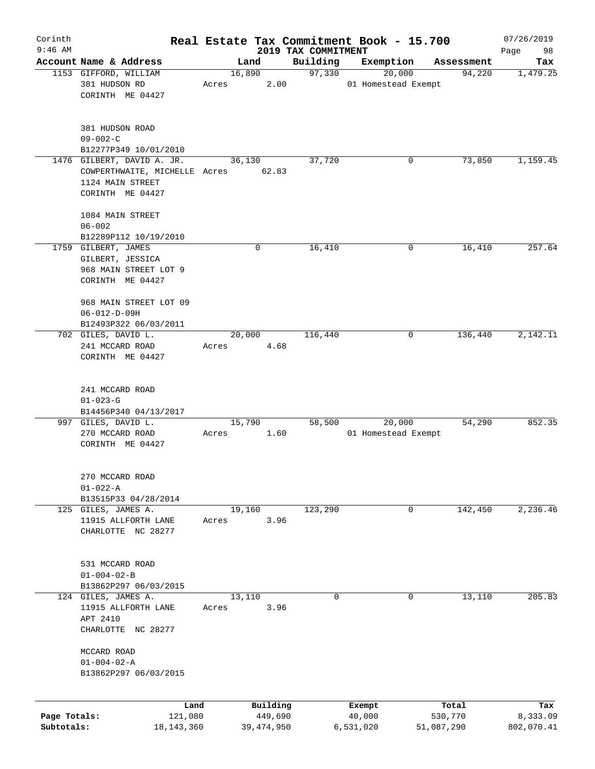Corinth 9:46 AM

# Real Estate Tax Commitment Book - 15.700

## 2019 TAX COMMITMENT

07/26/2019

| Account | Name & Address | Land | Building | Exemption | Assessment | Tax |
|---|---|---|---|---|---|---|
| 1153 | GIFFORD, WILLIAM<br>381 HUDSON RD<br>CORINTH ME 04427<br><br>381 HUDSON ROAD<br>09-002-C<br>B12277P349 10/01/2010 | 16,890<br>Acres 2.00 | 97,330 | 20,000<br>01 Homestead Exempt | 94,220 | 1,479.25 |
| 1476 | GILBERT, DAVID A. JR.<br>COWPERTHWAITE, MICHELLE<br>1124 MAIN STREET<br>CORINTH ME 04427<br><br>1084 MAIN STREET<br>06-002<br>B12289P112 10/19/2010 | 36,130<br>Acres 62.83 | 37,720 | 0 | 73,850 | 1,159.45 |
| 1759 | GILBERT, JAMES<br>GILBERT, JESSICA<br>968 MAIN STREET LOT 9<br>CORINTH ME 04427<br><br>968 MAIN STREET LOT 09<br>06-012-D-09H<br>B12493P322 06/03/2011 | 0 | 16,410 | 0 | 16,410 | 257.64 |
| 702 | GILES, DAVID L.<br>241 MCCARD ROAD<br>CORINTH ME 04427<br><br>241 MCCARD ROAD<br>01-023-G<br>B14456P340 04/13/2017 | 20,000<br>Acres 4.68 | 116,440 | 0 | 136,440 | 2,142.11 |
| 997 | GILES, DAVID L.<br>270 MCCARD ROAD<br>CORINTH ME 04427<br><br>270 MCCARD ROAD<br>01-022-A<br>B13515P33 04/28/2014 | 15,790<br>Acres 1.60 | 58,500 | 20,000<br>01 Homestead Exempt | 54,290 | 852.35 |
| 125 | GILES, JAMES A.<br>11915 ALLFORTH LANE<br>CHARLOTTE NC 28277<br><br>531 MCCARD ROAD<br>01-004-02-B<br>B13862P297 06/03/2015 | 19,160<br>Acres 3.96 | 123,290 | 0 | 142,450 | 2,236.46 |
| 124 | GILES, JAMES A.<br>11915 ALLFORTH LANE<br>APT 2410<br>CHARLOTTE NC 28277<br><br>MCCARD ROAD<br>01-004-02-A<br>B13862P297 06/03/2015 | 13,110<br>Acres 3.96 | 0 | 0 | 13,110 | 205.83 |

| | Land | Building | Exempt | Total | Tax |
|---|---|---|---|---|---|
| Page Totals: | 121,080 | 449,690 | 40,000 | 530,770 | 8,333.09 |
| Subtotals: | 18,143,360 | 39,474,950 | 6,531,020 | 51,087,290 | 802,070.41 |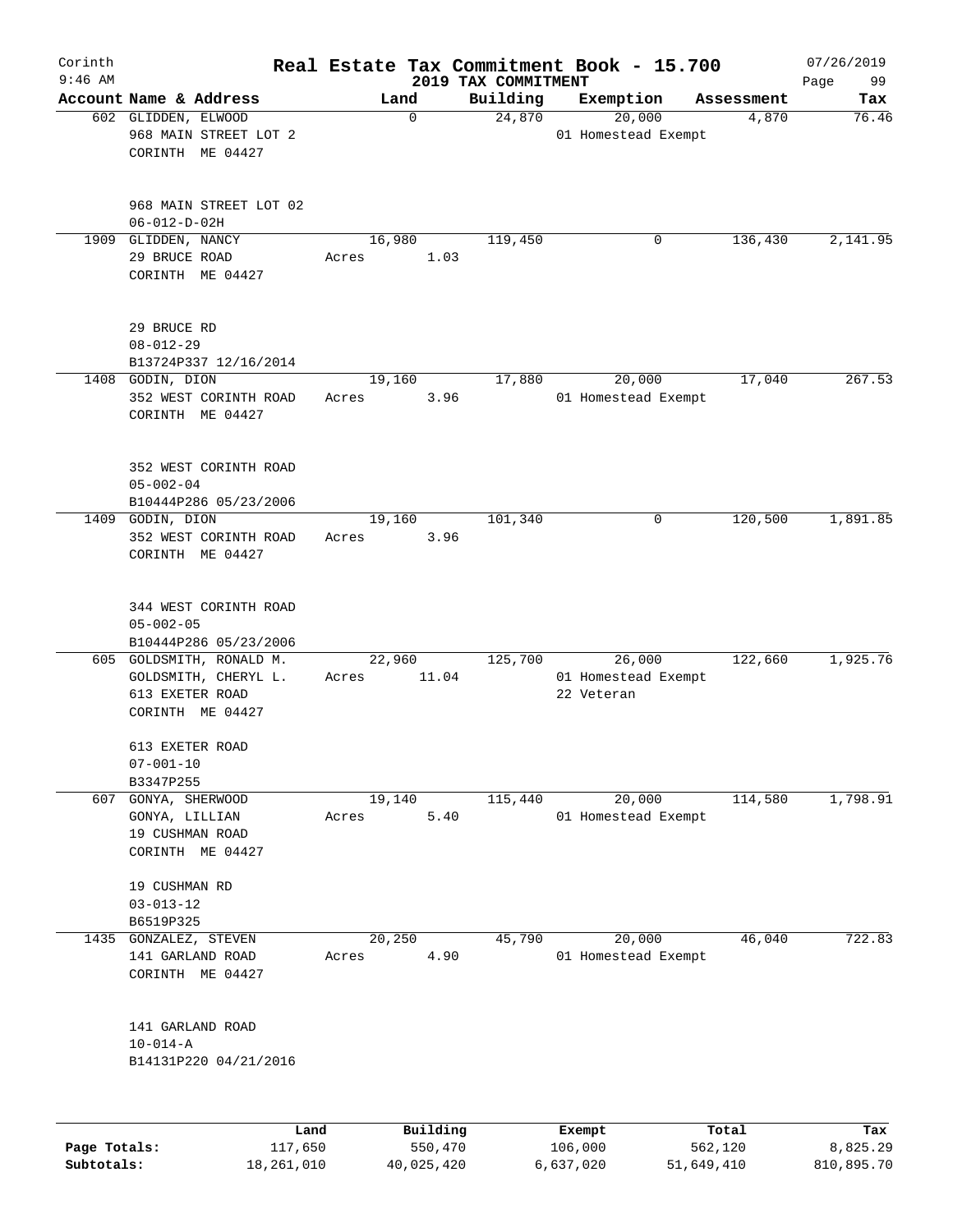Corinth 9:46 AM

# Real Estate Tax Commitment Book - 15.700

## 2019 TAX COMMITMENT

07/26/2019 Page 99

| Account Name & Address | Land | Building | Exemption | Assessment | Tax |
|---|---|---|---|---|---|
| 602 GLIDDEN, ELWOOD<br>968 MAIN STREET LOT 2<br>CORINTH ME 04427<br><br>968 MAIN STREET LOT 02<br>06-012-D-02H | 0 | 24,870 | 20,000<br>01 Homestead Exempt | 4,870 | 76.46 |
| 1909 GLIDDEN, NANCY<br>29 BRUCE ROAD<br>CORINTH ME 04427<br><br>29 BRUCE RD<br>08-012-29<br>B13724P337 12/16/2014 | 16,980<br>Acres 1.03 | 119,450 | 0 | 136,430 | 2,141.95 |
| 1408 GODIN, DION<br>352 WEST CORINTH ROAD<br>CORINTH ME 04427<br><br>352 WEST CORINTH ROAD<br>05-002-04<br>B10444P286 05/23/2006 | 19,160<br>Acres 3.96 | 17,880 | 20,000<br>01 Homestead Exempt | 17,040 | 267.53 |
| 1409 GODIN, DION<br>352 WEST CORINTH ROAD<br>CORINTH ME 04427<br><br>344 WEST CORINTH ROAD<br>05-002-05<br>B10444P286 05/23/2006 | 19,160<br>Acres 3.96 | 101,340 | 0 | 120,500 | 1,891.85 |
| 605 GOLDSMITH, RONALD M.<br>GOLDSMITH, CHERYL L.<br>613 EXETER ROAD<br>CORINTH ME 04427<br><br>613 EXETER ROAD<br>07-001-10<br>B3347P255 | 22,960<br>Acres 11.04 | 125,700 | 26,000<br>01 Homestead Exempt<br>22 Veteran | 122,660 | 1,925.76 |
| 607 GONYA, SHERWOOD<br>GONYA, LILLIAN<br>19 CUSHMAN ROAD<br>CORINTH ME 04427<br><br>19 CUSHMAN RD<br>03-013-12<br>B6519P325 | 19,140<br>Acres 5.40 | 115,440 | 20,000<br>01 Homestead Exempt | 114,580 | 1,798.91 |
| 1435 GONZALEZ, STEVEN<br>141 GARLAND ROAD<br>CORINTH ME 04427<br><br>141 GARLAND ROAD<br>10-014-A<br>B14131P220 04/21/2016 | 20,250<br>Acres 4.90 | 45,790 | 20,000<br>01 Homestead Exempt | 46,040 | 722.83 |

| | Land | Building | Exempt | Total | Tax |
|---|---|---|---|---|---|
| Page Totals: | 117,650 | 550,470 | 106,000 | 562,120 | 8,825.29 |
| Subtotals: | 18,261,010 | 40,025,420 | 6,637,020 | 51,649,410 | 810,895.70 |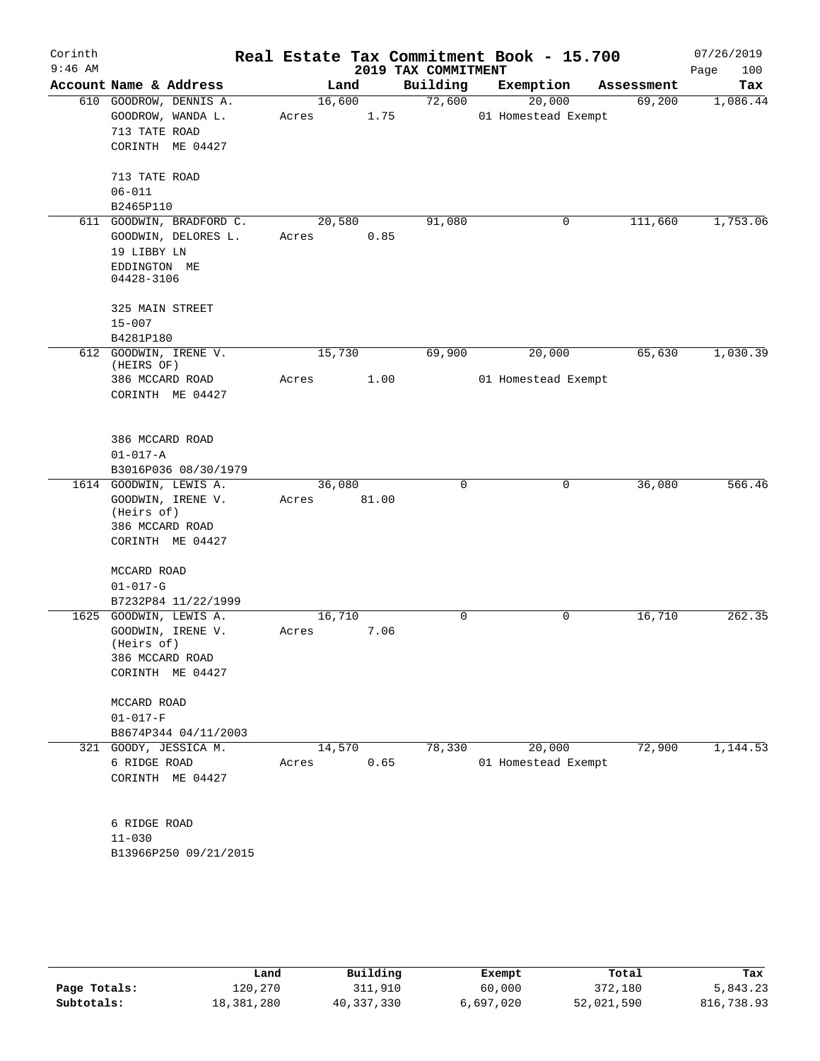# Real Estate Tax Commitment Book - 15.700

Corinth 9:46 AM — 2019 TAX COMMITMENT — 07/26/2019

| Account | Name & Address | Land | Building | Exemption | Assessment | Tax |
|---|---|---|---|---|---|---|
| 610 | GOODROW, DENNIS A.<br>GOODROW, WANDA L.<br>713 TATE ROAD<br>CORINTH ME 04427<br><br>713 TATE ROAD<br>06-011<br>B2465P110 | 16,600<br>Acres 1.75 | 72,600 | 20,000<br>01 Homestead Exempt | 69,200 | 1,086.44 |
| 611 | GOODWIN, BRADFORD C.<br>GOODWIN, DELORES L.<br>19 LIBBY LN<br>EDDINGTON ME<br>04428-3106<br><br>325 MAIN STREET<br>15-007<br>B4281P180 | 20,580<br>Acres 0.85 | 91,080 | 0 | 111,660 | 1,753.06 |
| 612 | GOODWIN, IRENE V.<br>(HEIRS OF)<br>386 MCCARD ROAD<br>CORINTH ME 04427<br><br>386 MCCARD ROAD<br>01-017-A<br>B3016P036 08/30/1979 | 15,730<br>Acres 1.00 | 69,900 | 20,000<br>01 Homestead Exempt | 65,630 | 1,030.39 |
| 1614 | GOODWIN, LEWIS A.<br>GOODWIN, IRENE V.<br>(Heirs of)<br>386 MCCARD ROAD<br>CORINTH ME 04427<br><br>MCCARD ROAD<br>01-017-G<br>B7232P84 11/22/1999 | 36,080<br>Acres 81.00 | 0 | 0 | 36,080 | 566.46 |
| 1625 | GOODWIN, LEWIS A.<br>GOODWIN, IRENE V.<br>(Heirs of)<br>386 MCCARD ROAD<br>CORINTH ME 04427<br><br>MCCARD ROAD<br>01-017-F<br>B8674P344 04/11/2003 | 16,710<br>Acres 7.06 | 0 | 0 | 16,710 | 262.35 |
| 321 | GOODY, JESSICA M.<br>6 RIDGE ROAD<br>CORINTH ME 04427<br><br>6 RIDGE ROAD<br>11-030<br>B13966P250 09/21/2015 | 14,570<br>Acres 0.65 | 78,330 | 20,000<br>01 Homestead Exempt | 72,900 | 1,144.53 |

| | Land | Building | Exempt | Total | Tax |
|---|---|---|---|---|---|
| Page Totals: | 120,270 | 311,910 | 60,000 | 372,180 | 5,843.23 |
| Subtotals: | 18,381,280 | 40,337,330 | 6,697,020 | 52,021,590 | 816,738.93 |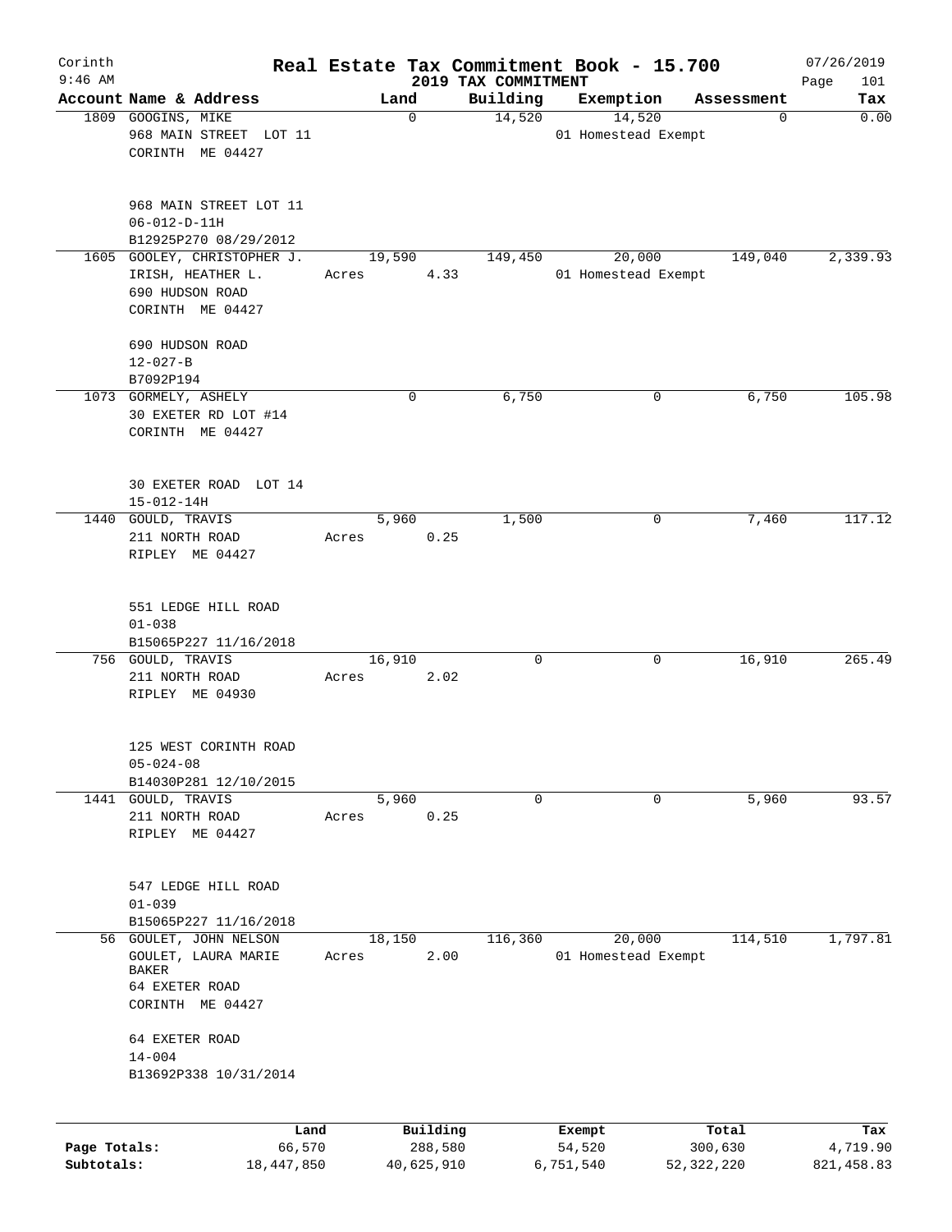Corinth 9:46 AM

# Real Estate Tax Commitment Book - 15.700

## 2019 TAX COMMITMENT

07/26/2019

| Account Name & Address | Land | Building | Exemption | Assessment | Tax |
|---|---|---|---|---|---|
| 1809 GOOGINS, MIKE<br>968 MAIN STREET LOT 11<br>CORINTH ME 04427<br><br>968 MAIN STREET LOT 11<br>06-012-D-11H<br>B12925P270 08/29/2012 | 0 | 14,520 | 14,520<br>01 Homestead Exempt | 0 | 0.00 |
| 1605 GOOLEY, CHRISTOPHER J.<br>IRISH, HEATHER L.<br>690 HUDSON ROAD<br>CORINTH ME 04427<br><br>690 HUDSON ROAD<br>12-027-B<br>B7092P194 | 19,590<br>Acres 4.33 | 149,450 | 20,000<br>01 Homestead Exempt | 149,040 | 2,339.93 |
| 1073 GORMELY, ASHELY<br>30 EXETER RD LOT #14<br>CORINTH ME 04427<br><br>30 EXETER ROAD LOT 14<br>15-012-14H | 0 | 6,750 | 0 | 6,750 | 105.98 |
| 1440 GOULD, TRAVIS<br>211 NORTH ROAD<br>RIPLEY ME 04427<br><br>551 LEDGE HILL ROAD<br>01-038<br>B15065P227 11/16/2018 | 5,960<br>Acres 0.25 | 1,500 | 0 | 7,460 | 117.12 |
| 756 GOULD, TRAVIS<br>211 NORTH ROAD<br>RIPLEY ME 04930<br><br>125 WEST CORINTH ROAD<br>05-024-08<br>B14030P281 12/10/2015 | 16,910<br>Acres 2.02 | 0 | 0 | 16,910 | 265.49 |
| 1441 GOULD, TRAVIS<br>211 NORTH ROAD<br>RIPLEY ME 04427<br><br>547 LEDGE HILL ROAD<br>01-039<br>B15065P227 11/16/2018 | 5,960<br>Acres 0.25 | 0 | 0 | 5,960 | 93.57 |
| 56 GOULET, JOHN NELSON<br>GOULET, LAURA MARIE BAKER<br>64 EXETER ROAD<br>CORINTH ME 04427<br><br>64 EXETER ROAD<br>14-004<br>B13692P338 10/31/2014 | 18,150<br>Acres 2.00 | 116,360 | 20,000<br>01 Homestead Exempt | 114,510 | 1,797.81 |

| | Land | Building | Exempt | Total | Tax |
|---|---|---|---|---|---|
| Page Totals: | 66,570 | 288,580 | 54,520 | 300,630 | 4,719.90 |
| Subtotals: | 18,447,850 | 40,625,910 | 6,751,540 | 52,322,220 | 821,458.83 |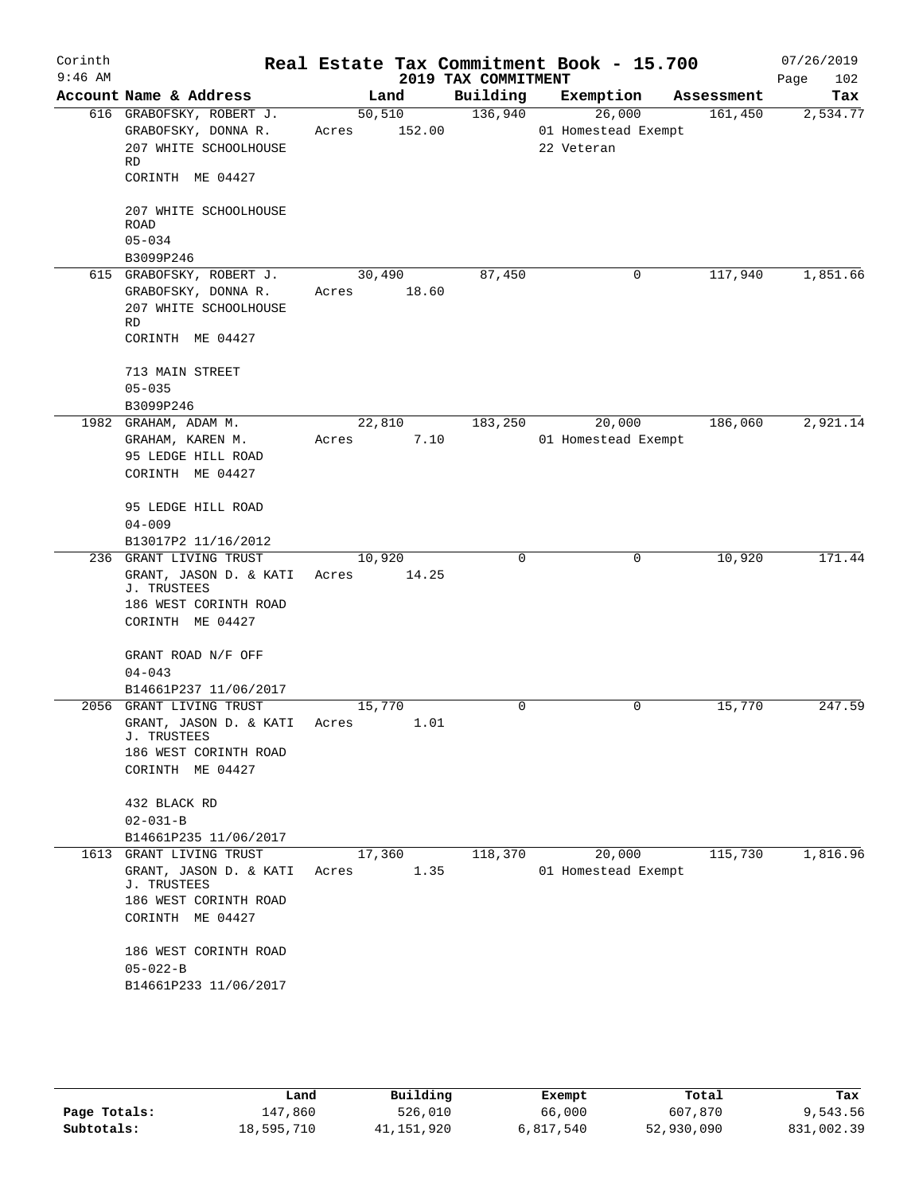# Real Estate Tax Commitment Book - 15.700

Corinth
9:46 AM

## 2019 TAX COMMITMENT

07/26/2019

| Account Name & Address | Land | Building | Exemption | Assessment | Tax |
|---|---|---|---|---|---|
| 616 GRABOFSKY, ROBERT J.<br>GRABOFSKY, DONNA R.<br>207 WHITE SCHOOLHOUSE RD<br>CORINTH ME 04427<br><br>207 WHITE SCHOOLHOUSE ROAD<br>05-034<br>B3099P246 | 50,510<br>Acres 152.00 | 136,940 | 26,000<br>01 Homestead Exempt<br>22 Veteran | 161,450 | 2,534.77 |
| 615 GRABOFSKY, ROBERT J.<br>GRABOFSKY, DONNA R.<br>207 WHITE SCHOOLHOUSE RD<br>CORINTH ME 04427<br><br>713 MAIN STREET<br>05-035<br>B3099P246 | 30,490<br>Acres 18.60 | 87,450 | 0 | 117,940 | 1,851.66 |
| 1982 GRAHAM, ADAM M.<br>GRAHAM, KAREN M.<br>95 LEDGE HILL ROAD<br>CORINTH ME 04427<br><br>95 LEDGE HILL ROAD<br>04-009<br>B13017P2 11/16/2012 | 22,810<br>Acres 7.10 | 183,250 | 20,000<br>01 Homestead Exempt | 186,060 | 2,921.14 |
| 236 GRANT LIVING TRUST<br>GRANT, JASON D. & KATI J. TRUSTEES<br>186 WEST CORINTH ROAD<br>CORINTH ME 04427<br><br>GRANT ROAD N/F OFF<br>04-043<br>B14661P237 11/06/2017 | 10,920<br>Acres 14.25 | 0 | 0 | 10,920 | 171.44 |
| 2056 GRANT LIVING TRUST<br>GRANT, JASON D. & KATI J. TRUSTEES<br>186 WEST CORINTH ROAD<br>CORINTH ME 04427<br><br>432 BLACK RD<br>02-031-B<br>B14661P235 11/06/2017 | 15,770<br>Acres 1.01 | 0 | 0 | 15,770 | 247.59 |
| 1613 GRANT LIVING TRUST<br>GRANT, JASON D. & KATI J. TRUSTEES<br>186 WEST CORINTH ROAD<br>CORINTH ME 04427<br><br>186 WEST CORINTH ROAD<br>05-022-B<br>B14661P233 11/06/2017 | 17,360<br>Acres 1.35 | 118,370 | 20,000<br>01 Homestead Exempt | 115,730 | 1,816.96 |

| | Land | Building | Exempt | Total | Tax |
|---|---|---|---|---|---|
| Page Totals: | 147,860 | 526,010 | 66,000 | 607,870 | 9,543.56 |
| Subtotals: | 18,595,710 | 41,151,920 | 6,817,540 | 52,930,090 | 831,002.39 |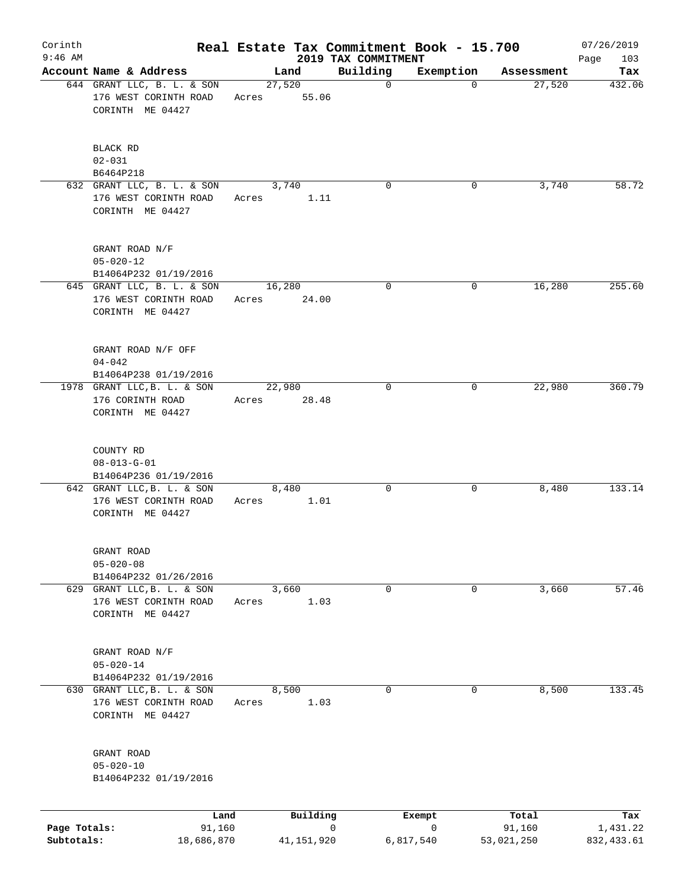# Real Estate Tax Commitment Book - 15.700

Corinth
9:46 AM

2019 TAX COMMITMENT

07/26/2019
Page 103

| Account Name & Address | Land | Building | Exemption | Assessment | Tax |
|---|---|---|---|---|---|
| 644 GRANT LLC, B. L. & SON<br>176 WEST CORINTH ROAD<br>CORINTH ME 04427<br><br>BLACK RD<br>02-031<br>B6464P218 | 27,520<br>Acres 55.06 | 0 | 0 | 27,520 | 432.06 |
| 632 GRANT LLC, B. L. & SON<br>176 WEST CORINTH ROAD<br>CORINTH ME 04427<br><br>GRANT ROAD N/F<br>05-020-12<br>B14064P232 01/19/2016 | 3,740<br>Acres 1.11 | 0 | 0 | 3,740 | 58.72 |
| 645 GRANT LLC, B. L. & SON<br>176 WEST CORINTH ROAD<br>CORINTH ME 04427<br><br>GRANT ROAD N/F OFF<br>04-042<br>B14064P238 01/19/2016 | 16,280<br>Acres 24.00 | 0 | 0 | 16,280 | 255.60 |
| 1978 GRANT LLC,B. L. & SON<br>176 CORINTH ROAD<br>CORINTH ME 04427<br><br>COUNTY RD<br>08-013-G-01<br>B14064P236 01/19/2016 | 22,980<br>Acres 28.48 | 0 | 0 | 22,980 | 360.79 |
| 642 GRANT LLC,B. L. & SON<br>176 WEST CORINTH ROAD<br>CORINTH ME 04427<br><br>GRANT ROAD<br>05-020-08<br>B14064P232 01/26/2016 | 8,480<br>Acres 1.01 | 0 | 0 | 8,480 | 133.14 |
| 629 GRANT LLC,B. L. & SON<br>176 WEST CORINTH ROAD<br>CORINTH ME 04427<br><br>GRANT ROAD N/F<br>05-020-14<br>B14064P232 01/19/2016 | 3,660<br>Acres 1.03 | 0 | 0 | 3,660 | 57.46 |
| 630 GRANT LLC,B. L. & SON<br>176 WEST CORINTH ROAD<br>CORINTH ME 04427<br><br>GRANT ROAD<br>05-020-10<br>B14064P232 01/19/2016 | 8,500<br>Acres 1.03 | 0 | 0 | 8,500 | 133.45 |

| | Land | Building | Exempt | Total | Tax |
|---|---|---|---|---|---|
| Page Totals: | 91,160 | 0 | 0 | 91,160 | 1,431.22 |
| Subtotals: | 18,686,870 | 41,151,920 | 6,817,540 | 53,021,250 | 832,433.61 |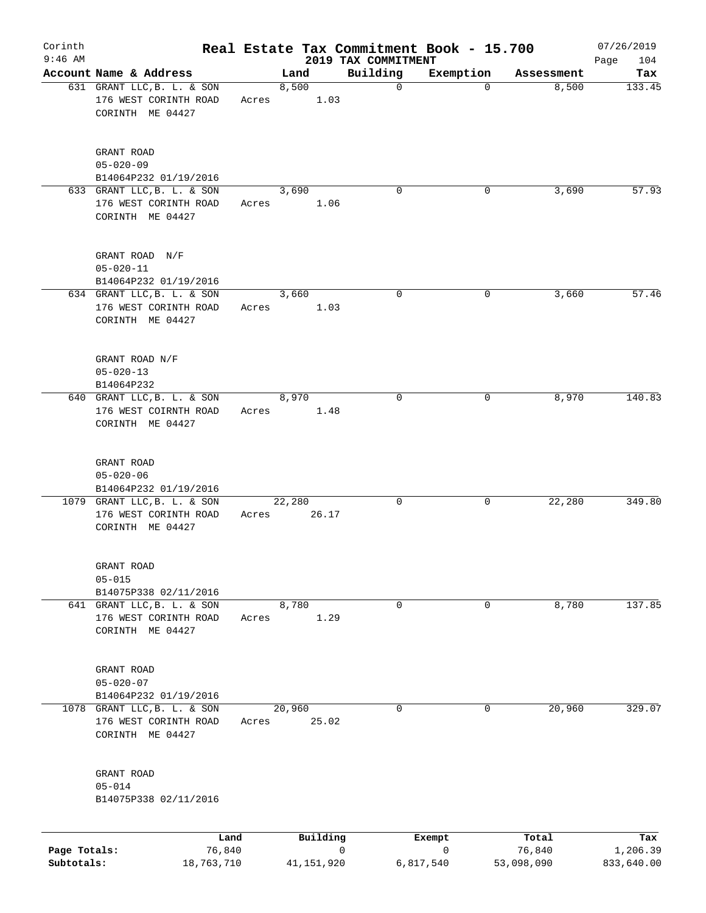Corinth
9:46 AM

# Real Estate Tax Commitment Book - 15.700
## 2019 TAX COMMITMENT

07/26/2019

| Account Name & Address | Land | Building | Exemption | Assessment | Tax |
|---|---|---|---|---|---|
| 631 GRANT LLC,B. L. & SON<br>176 WEST CORINTH ROAD<br>CORINTH ME 04427<br><br>GRANT ROAD<br>05-020-09<br>B14064P232 01/19/2016 | 8,500<br>Acres 1.03 | 0 | 0 | 8,500 | 133.45 |
| 633 GRANT LLC,B. L. & SON<br>176 WEST CORINTH ROAD<br>CORINTH ME 04427<br><br>GRANT ROAD N/F<br>05-020-11<br>B14064P232 01/19/2016 | 3,690<br>Acres 1.06 | 0 | 0 | 3,690 | 57.93 |
| 634 GRANT LLC,B. L. & SON<br>176 WEST CORINTH ROAD<br>CORINTH ME 04427<br><br>GRANT ROAD N/F<br>05-020-13<br>B14064P232 | 3,660<br>Acres 1.03 | 0 | 0 | 3,660 | 57.46 |
| 640 GRANT LLC,B. L. & SON<br>176 WEST COIRNTH ROAD<br>CORINTH ME 04427<br><br>GRANT ROAD<br>05-020-06<br>B14064P232 01/19/2016 | 8,970<br>Acres 1.48 | 0 | 0 | 8,970 | 140.83 |
| 1079 GRANT LLC,B. L. & SON<br>176 WEST CORINTH ROAD<br>CORINTH ME 04427<br><br>GRANT ROAD<br>05-015<br>B14075P338 02/11/2016 | 22,280<br>Acres 26.17 | 0 | 0 | 22,280 | 349.80 |
| 641 GRANT LLC,B. L. & SON<br>176 WEST CORINTH ROAD<br>CORINTH ME 04427<br><br>GRANT ROAD<br>05-020-07<br>B14064P232 01/19/2016 | 8,780<br>Acres 1.29 | 0 | 0 | 8,780 | 137.85 |
| 1078 GRANT LLC,B. L. & SON<br>176 WEST CORINTH ROAD<br>CORINTH ME 04427<br><br>GRANT ROAD<br>05-014<br>B14075P338 02/11/2016 | 20,960<br>Acres 25.02 | 0 | 0 | 20,960 | 329.07 |

| | Land | Building | Exempt | Total | Tax |
|---|---|---|---|---|---|
| Page Totals: | 76,840 | 0 | 0 | 76,840 | 1,206.39 |
| Subtotals: | 18,763,710 | 41,151,920 | 6,817,540 | 53,098,090 | 833,640.00 |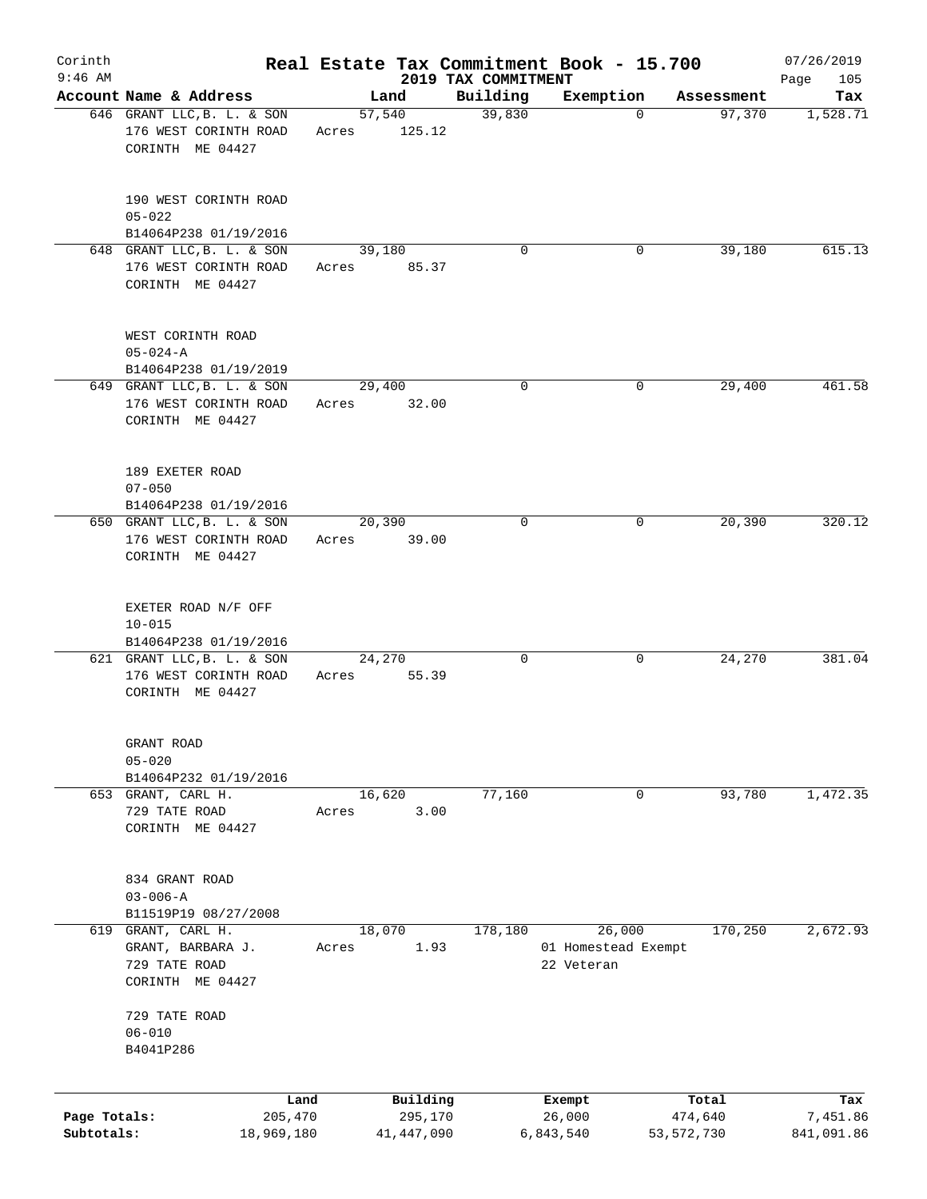# Real Estate Tax Commitment Book - 15.700

Corinth 9:46 AM — 2019 TAX COMMITMENT — 07/26/2019

| Account Name & Address | Land | Building | Exemption | Assessment | Tax |
|---|---|---|---|---|---|
| 646 GRANT LLC,B. L. & SON<br>176 WEST CORINTH ROAD<br>CORINTH ME 04427<br><br>190 WEST CORINTH ROAD<br>05-022<br>B14064P238 01/19/2016 | 57,540<br>Acres 125.12 | 39,830 | 0 | 97,370 | 1,528.71 |
| 648 GRANT LLC,B. L. & SON<br>176 WEST CORINTH ROAD<br>CORINTH ME 04427<br><br>WEST CORINTH ROAD<br>05-024-A<br>B14064P238 01/19/2019 | 39,180<br>Acres 85.37 | 0 | 0 | 39,180 | 615.13 |
| 649 GRANT LLC,B. L. & SON<br>176 WEST CORINTH ROAD<br>CORINTH ME 04427<br><br>189 EXETER ROAD<br>07-050<br>B14064P238 01/19/2016 | 29,400<br>Acres 32.00 | 0 | 0 | 29,400 | 461.58 |
| 650 GRANT LLC,B. L. & SON<br>176 WEST CORINTH ROAD<br>CORINTH ME 04427<br><br>EXETER ROAD N/F OFF<br>10-015<br>B14064P238 01/19/2016 | 20,390<br>Acres 39.00 | 0 | 0 | 20,390 | 320.12 |
| 621 GRANT LLC,B. L. & SON<br>176 WEST CORINTH ROAD<br>CORINTH ME 04427<br><br>GRANT ROAD<br>05-020<br>B14064P232 01/19/2016 | 24,270<br>Acres 55.39 | 0 | 0 | 24,270 | 381.04 |
| 653 GRANT, CARL H.<br>729 TATE ROAD<br>CORINTH ME 04427<br><br>834 GRANT ROAD<br>03-006-A<br>B11519P19 08/27/2008 | 16,620<br>Acres 3.00 | 77,160 | 0 | 93,780 | 1,472.35 |
| 619 GRANT, CARL H.<br>GRANT, BARBARA J.<br>729 TATE ROAD<br>CORINTH ME 04427<br><br>729 TATE ROAD<br>06-010<br>B4041P286 | 18,070<br>Acres 1.93 | 178,180 | 26,000<br>01 Homestead Exempt<br>22 Veteran | 170,250 | 2,672.93 |

| | Land | Building | Exempt | Total | Tax |
|---|---|---|---|---|---|
| Page Totals: | 205,470 | 295,170 | 26,000 | 474,640 | 7,451.86 |
| Subtotals: | 18,969,180 | 41,447,090 | 6,843,540 | 53,572,730 | 841,091.86 |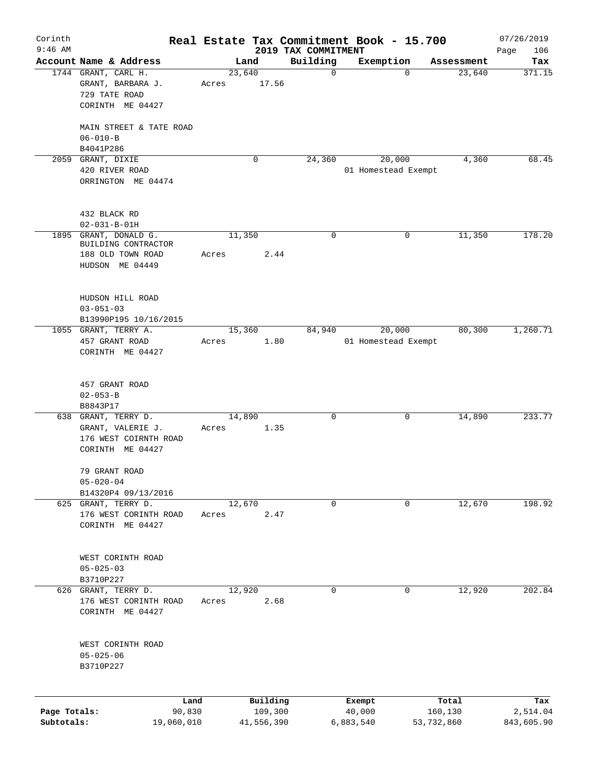# Corinth — Real Estate Tax Commitment Book - 15.700

9:46 AM — 2019 TAX COMMITMENT — 07/26/2019

| Account | Name & Address | Land | Building | Exemption | Assessment | Tax |
|---|---|---|---|---|---|---|
| 1744 | GRANT, CARL H.<br>GRANT, BARBARA J.<br>729 TATE ROAD<br>CORINTH ME 04427<br><br>MAIN STREET & TATE ROAD<br>06-010-B<br>B4041P286 | 23,640<br>Acres 17.56 | 0 | 0 | 23,640 | 371.15 |
| 2059 | GRANT, DIXIE<br>420 RIVER ROAD<br>ORRINGTON ME 04474<br><br>432 BLACK RD<br>02-031-B-01H | 0 | 24,360 | 20,000<br>01 Homestead Exempt | 4,360 | 68.45 |
| 1895 | GRANT, DONALD G.<br>BUILDING CONTRACTOR<br>188 OLD TOWN ROAD<br>HUDSON ME 04449<br><br>HUDSON HILL ROAD<br>03-051-03<br>B13990P195 10/16/2015 | 11,350<br>Acres 2.44 | 0 | 0 | 11,350 | 178.20 |
| 1055 | GRANT, TERRY A.<br>457 GRANT ROAD<br>CORINTH ME 04427<br><br>457 GRANT ROAD<br>02-053-B<br>B8843P17 | 15,360<br>Acres 1.80 | 84,940 | 20,000<br>01 Homestead Exempt | 80,300 | 1,260.71 |
| 638 | GRANT, TERRY D.<br>GRANT, VALERIE J.<br>176 WEST COIRNTH ROAD<br>CORINTH ME 04427<br><br>79 GRANT ROAD<br>05-020-04<br>B14320P4 09/13/2016 | 14,890<br>Acres 1.35 | 0 | 0 | 14,890 | 233.77 |
| 625 | GRANT, TERRY D.<br>176 WEST CORINTH ROAD<br>CORINTH ME 04427<br><br>WEST CORINTH ROAD<br>05-025-03<br>B3710P227 | 12,670<br>Acres 2.47 | 0 | 0 | 12,670 | 198.92 |
| 626 | GRANT, TERRY D.<br>176 WEST CORINTH ROAD<br>CORINTH ME 04427<br><br>WEST CORINTH ROAD<br>05-025-06<br>B3710P227 | 12,920<br>Acres 2.68 | 0 | 0 | 12,920 | 202.84 |

| | Land | Building | Exempt | Total | Tax |
|---|---|---|---|---|---|
| Page Totals: | 90,830 | 109,300 | 40,000 | 160,130 | 2,514.04 |
| Subtotals: | 19,060,010 | 41,556,390 | 6,883,540 | 53,732,860 | 843,605.90 |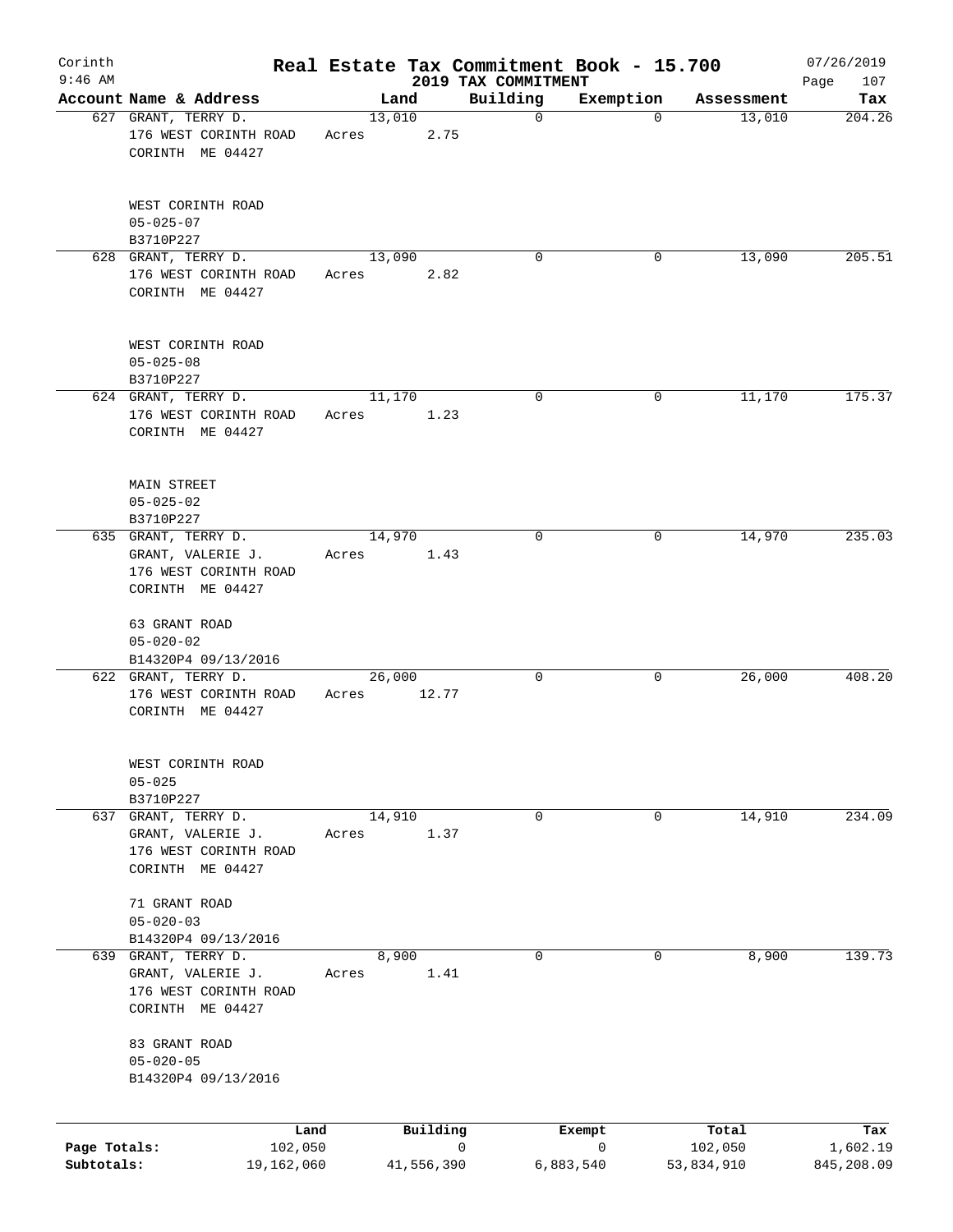Corinth
9:46 AM

# Real Estate Tax Commitment Book - 15.700

## 2019 TAX COMMITMENT

07/26/2019

| Account Name & Address | Land | Building | Exemption | Assessment | Tax |
|---|---|---|---|---|---|
| 627 GRANT, TERRY D.<br>176 WEST CORINTH ROAD<br>CORINTH ME 04427<br><br>WEST CORINTH ROAD<br>05-025-07<br>B3710P227 | 13,010<br>Acres 2.75 | 0 | 0 | 13,010 | 204.26 |
| 628 GRANT, TERRY D.<br>176 WEST CORINTH ROAD<br>CORINTH ME 04427<br><br>WEST CORINTH ROAD<br>05-025-08<br>B3710P227 | 13,090<br>Acres 2.82 | 0 | 0 | 13,090 | 205.51 |
| 624 GRANT, TERRY D.<br>176 WEST CORINTH ROAD<br>CORINTH ME 04427<br><br>MAIN STREET<br>05-025-02<br>B3710P227 | 11,170<br>Acres 1.23 | 0 | 0 | 11,170 | 175.37 |
| 635 GRANT, TERRY D.<br>GRANT, VALERIE J.<br>176 WEST CORINTH ROAD<br>CORINTH ME 04427<br><br>63 GRANT ROAD<br>05-020-02<br>B14320P4 09/13/2016 | 14,970<br>Acres 1.43 | 0 | 0 | 14,970 | 235.03 |
| 622 GRANT, TERRY D.<br>176 WEST CORINTH ROAD<br>CORINTH ME 04427<br><br>WEST CORINTH ROAD<br>05-025<br>B3710P227 | 26,000<br>Acres 12.77 | 0 | 0 | 26,000 | 408.20 |
| 637 GRANT, TERRY D.<br>GRANT, VALERIE J.<br>176 WEST CORINTH ROAD<br>CORINTH ME 04427<br><br>71 GRANT ROAD<br>05-020-03<br>B14320P4 09/13/2016 | 14,910<br>Acres 1.37 | 0 | 0 | 14,910 | 234.09 |
| 639 GRANT, TERRY D.<br>GRANT, VALERIE J.<br>176 WEST CORINTH ROAD<br>CORINTH ME 04427<br><br>83 GRANT ROAD<br>05-020-05<br>B14320P4 09/13/2016 | 8,900<br>Acres 1.41 | 0 | 0 | 8,900 | 139.73 |

| | Land | Building | Exempt | Total | Tax |
|---|---|---|---|---|---|
| Page Totals: | 102,050 | 0 | 0 | 102,050 | 1,602.19 |
| Subtotals: | 19,162,060 | 41,556,390 | 6,883,540 | 53,834,910 | 845,208.09 |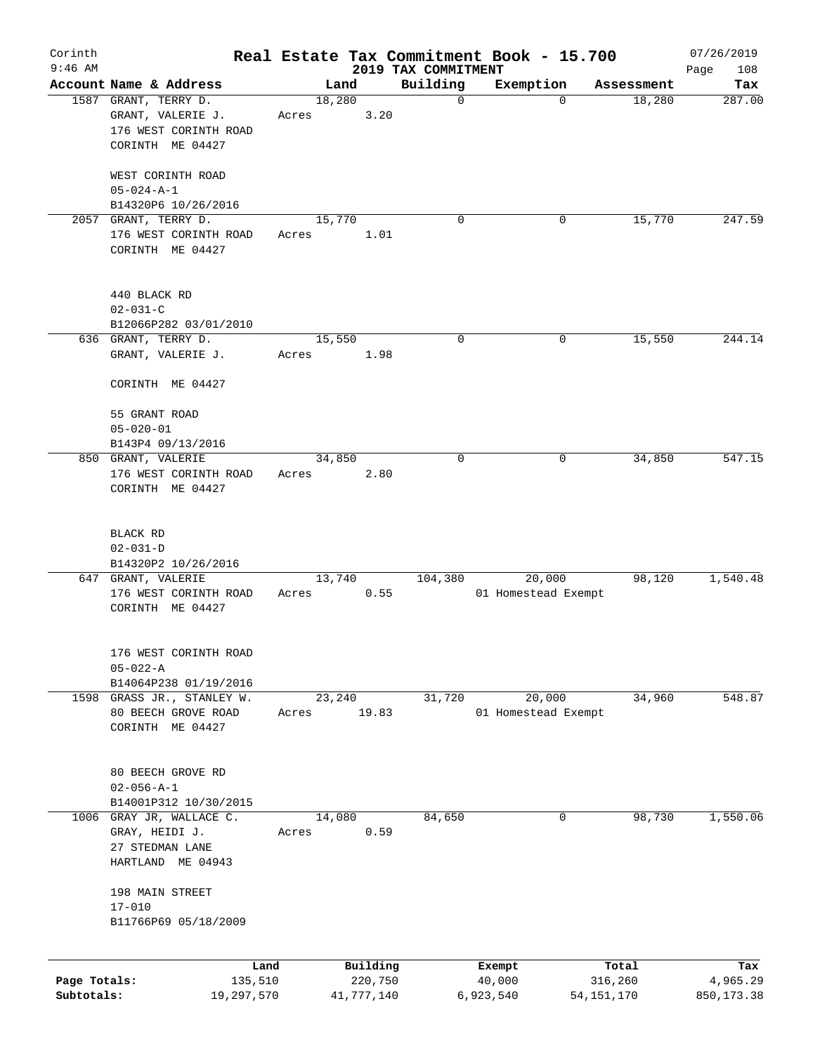# Real Estate Tax Commitment Book - 15.700

Corinth 9:46 AM — 2019 TAX COMMITMENT — 07/26/2019

| Account Name & Address | Land | Building | Exemption | Assessment | Tax |
|---|---|---|---|---|---|
| 1587 GRANT, TERRY D.<br>GRANT, VALERIE J.<br>176 WEST CORINTH ROAD<br>CORINTH ME 04427<br><br>WEST CORINTH ROAD<br>05-024-A-1<br>B14320P6 10/26/2016 | 18,280<br>Acres 3.20 | 0 | 0 | 18,280 | 287.00 |
| 2057 GRANT, TERRY D.<br>176 WEST CORINTH ROAD<br>CORINTH ME 04427<br><br>440 BLACK RD<br>02-031-C<br>B12066P282 03/01/2010 | 15,770<br>Acres 1.01 | 0 | 0 | 15,770 | 247.59 |
| 636 GRANT, TERRY D.<br>GRANT, VALERIE J.<br><br>CORINTH ME 04427<br><br>55 GRANT ROAD<br>05-020-01<br>B143P4 09/13/2016 | 15,550<br>Acres 1.98 | 0 | 0 | 15,550 | 244.14 |
| 850 GRANT, VALERIE<br>176 WEST CORINTH ROAD<br>CORINTH ME 04427<br><br>BLACK RD<br>02-031-D<br>B14320P2 10/26/2016 | 34,850<br>Acres 2.80 | 0 | 0 | 34,850 | 547.15 |
| 647 GRANT, VALERIE<br>176 WEST CORINTH ROAD<br>CORINTH ME 04427<br><br>176 WEST CORINTH ROAD<br>05-022-A<br>B14064P238 01/19/2016 | 13,740<br>Acres 0.55 | 104,380 | 20,000<br>01 Homestead Exempt | 98,120 | 1,540.48 |
| 1598 GRASS JR., STANLEY W.<br>80 BEECH GROVE ROAD<br>CORINTH ME 04427<br><br>80 BEECH GROVE RD<br>02-056-A-1<br>B14001P312 10/30/2015 | 23,240<br>Acres 19.83 | 31,720 | 20,000<br>01 Homestead Exempt | 34,960 | 548.87 |
| 1006 GRAY JR, WALLACE C.<br>GRAY, HEIDI J.<br>27 STEDMAN LANE<br>HARTLAND ME 04943<br><br>198 MAIN STREET<br>17-010<br>B11766P69 05/18/2009 | 14,080<br>Acres 0.59 | 84,650 | 0 | 98,730 | 1,550.06 |

| | Land | Building | Exempt | Total | Tax |
|---|---|---|---|---|---|
| Page Totals: | 135,510 | 220,750 | 40,000 | 316,260 | 4,965.29 |
| Subtotals: | 19,297,570 | 41,777,140 | 6,923,540 | 54,151,170 | 850,173.38 |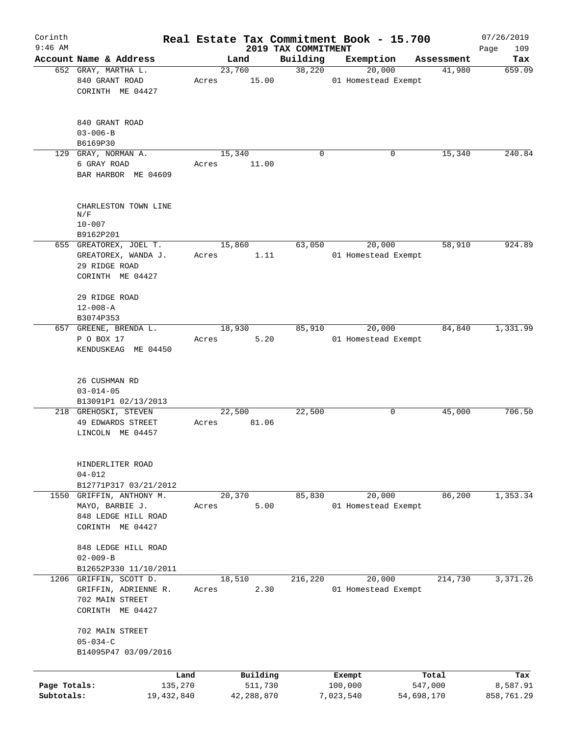Corinth 9:46 AM

# Real Estate Tax Commitment Book - 15.700

## 2019 TAX COMMITMENT

07/26/2019

| Account Name & Address | Land | Building | Exemption | Assessment | Tax |
|---|---|---|---|---|---|
| 652 GRAY, MARTHA L.<br>840 GRANT ROAD<br>CORINTH ME 04427<br><br>840 GRANT ROAD<br>03-006-B<br>B6169P30 | 23,760<br>Acres 15.00 | 38,220 | 20,000<br>01 Homestead Exempt | 41,980 | 659.09 |
| 129 GRAY, NORMAN A.<br>6 GRAY ROAD<br>BAR HARBOR ME 04609<br><br>CHARLESTON TOWN LINE N/F<br>10-007<br>B9162P201 | 15,340<br>Acres 11.00 | 0 | 0 | 15,340 | 240.84 |
| 655 GREATOREX, JOEL T.<br>GREATOREX, WANDA J.<br>29 RIDGE ROAD<br>CORINTH ME 04427<br><br>29 RIDGE ROAD<br>12-008-A<br>B3074P353 | 15,860<br>Acres 1.11 | 63,050 | 20,000<br>01 Homestead Exempt | 58,910 | 924.89 |
| 657 GREENE, BRENDA L.<br>P O BOX 17<br>KENDUSKEAG ME 04450<br><br>26 CUSHMAN RD<br>03-014-05<br>B13091P1 02/13/2013 | 18,930<br>Acres 5.20 | 85,910 | 20,000<br>01 Homestead Exempt | 84,840 | 1,331.99 |
| 218 GREHOSKI, STEVEN<br>49 EDWARDS STREET<br>LINCOLN ME 04457<br><br>HINDERLITER ROAD<br>04-012<br>B12771P317 03/21/2012 | 22,500<br>Acres 81.06 | 22,500 | 0 | 45,000 | 706.50 |
| 1550 GRIFFIN, ANTHONY M.<br>MAYO, BARBIE J.<br>848 LEDGE HILL ROAD<br>CORINTH ME 04427<br><br>848 LEDGE HILL ROAD<br>02-009-B<br>B12652P330 11/10/2011 | 20,370<br>Acres 5.00 | 85,830 | 20,000<br>01 Homestead Exempt | 86,200 | 1,353.34 |
| 1206 GRIFFIN, SCOTT D.<br>GRIFFIN, ADRIENNE R.<br>702 MAIN STREET<br>CORINTH ME 04427<br><br>702 MAIN STREET<br>05-034-C<br>B14095P47 03/09/2016 | 18,510<br>Acres 2.30 | 216,220 | 20,000<br>01 Homestead Exempt | 214,730 | 3,371.26 |

| | Land | Building | Exempt | Total | Tax |
|---|---|---|---|---|---|
| Page Totals: | 135,270 | 511,730 | 100,000 | 547,000 | 8,587.91 |
| Subtotals: | 19,432,840 | 42,288,870 | 7,023,540 | 54,698,170 | 858,761.29 |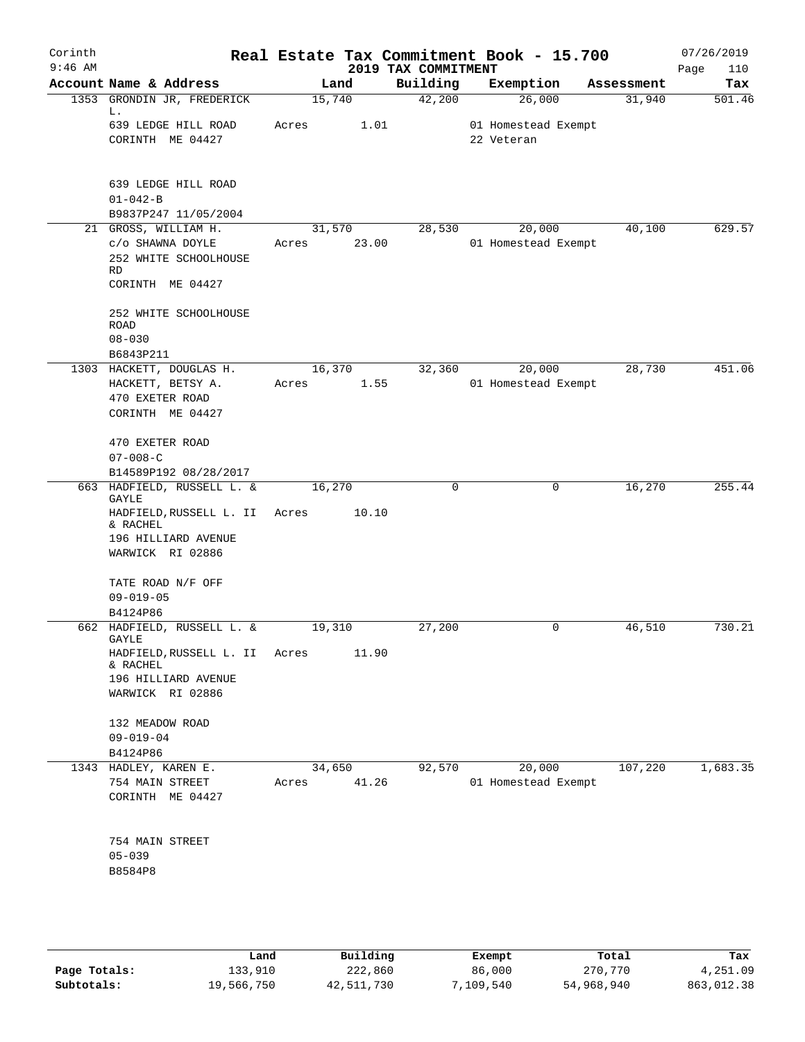Corinth 9:46 AM

# Real Estate Tax Commitment Book - 15.700

## 2019 TAX COMMITMENT

07/26/2019 Page 110

| Account | Name & Address | Land | Building | Exemption | Assessment | Tax |
|---|---|---|---|---|---|---|
| 1353 | GRONDIN JR, FREDERICK L.<br>639 LEDGE HILL ROAD<br>CORINTH ME 04427<br><br>639 LEDGE HILL ROAD<br>01-042-B<br>B9837P247 11/05/2004 | 15,740<br>Acres 1.01 | 42,200 | 26,000<br>01 Homestead Exempt<br>22 Veteran | 31,940 | 501.46 |
| 21 | GROSS, WILLIAM H.<br>c/o SHAWNA DOYLE<br>252 WHITE SCHOOLHOUSE RD<br>CORINTH ME 04427<br><br>252 WHITE SCHOOLHOUSE ROAD<br>08-030<br>B6843P211 | 31,570<br>Acres 23.00 | 28,530 | 20,000<br>01 Homestead Exempt | 40,100 | 629.57 |
| 1303 | HACKETT, DOUGLAS H.<br>HACKETT, BETSY A.<br>470 EXETER ROAD<br>CORINTH ME 04427<br><br>470 EXETER ROAD<br>07-008-C<br>B14589P192 08/28/2017 | 16,370<br>Acres 1.55 | 32,360 | 20,000<br>01 Homestead Exempt | 28,730 | 451.06 |
| 663 | HADFIELD, RUSSELL L. & GAYLE<br>HADFIELD,RUSSELL L. II & RACHEL<br>196 HILLIARD AVENUE<br>WARWICK RI 02886<br><br>TATE ROAD N/F OFF<br>09-019-05<br>B4124P86 | 16,270<br>Acres 10.10 | 0 | 0 | 16,270 | 255.44 |
| 662 | HADFIELD, RUSSELL L. & GAYLE<br>HADFIELD,RUSSELL L. II & RACHEL<br>196 HILLIARD AVENUE<br>WARWICK RI 02886<br><br>132 MEADOW ROAD<br>09-019-04<br>B4124P86 | 19,310<br>Acres 11.90 | 27,200 | 0 | 46,510 | 730.21 |
| 1343 | HADLEY, KAREN E.<br>754 MAIN STREET<br>CORINTH ME 04427<br><br>754 MAIN STREET<br>05-039<br>B8584P8 | 34,650<br>Acres 41.26 | 92,570 | 20,000<br>01 Homestead Exempt | 107,220 | 1,683.35 |

| | Land | Building | Exempt | Total | Tax |
|---|---|---|---|---|---|
| Page Totals: | 133,910 | 222,860 | 86,000 | 270,770 | 4,251.09 |
| Subtotals: | 19,566,750 | 42,511,730 | 7,109,540 | 54,968,940 | 863,012.38 |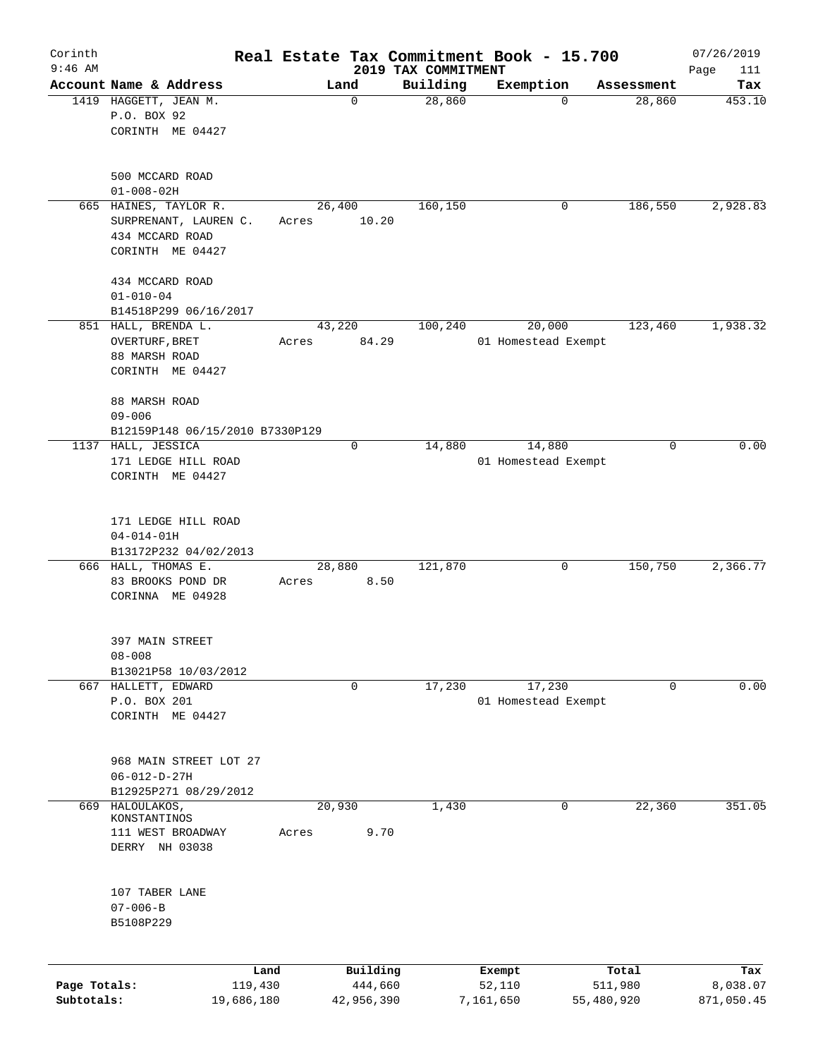Corinth
9:46 AM

# Real Estate Tax Commitment Book - 15.700

## 2019 TAX COMMITMENT

07/26/2019

| Account Name & Address | Land | Building | Exemption | Assessment | Tax |
|---|---|---|---|---|---|
| 1419 HAGGETT, JEAN M.<br>P.O. BOX 92<br>CORINTH ME 04427<br><br>500 MCCARD ROAD<br>01-008-02H | 0 | 28,860 | 0 | 28,860 | 453.10 |
| 665 HAINES, TAYLOR R.<br>SURPRENANT, LAUREN C.<br>434 MCCARD ROAD<br>CORINTH ME 04427<br><br>434 MCCARD ROAD<br>01-010-04<br>B14518P299 06/16/2017 | 26,400<br>Acres 10.20 | 160,150 | 0 | 186,550 | 2,928.83 |
| 851 HALL, BRENDA L.<br>OVERTURF,BRET<br>88 MARSH ROAD<br>CORINTH ME 04427<br><br>88 MARSH ROAD<br>09-006<br>B12159P148 06/15/2010 B7330P129 | 43,220<br>Acres 84.29 | 100,240 | 20,000<br>01 Homestead Exempt | 123,460 | 1,938.32 |
| 1137 HALL, JESSICA<br>171 LEDGE HILL ROAD<br>CORINTH ME 04427<br><br>171 LEDGE HILL ROAD<br>04-014-01H<br>B13172P232 04/02/2013 | 0 | 14,880 | 14,880<br>01 Homestead Exempt | 0 | 0.00 |
| 666 HALL, THOMAS E.<br>83 BROOKS POND DR<br>CORINNA ME 04928<br><br>397 MAIN STREET<br>08-008<br>B13021P58 10/03/2012 | 28,880<br>Acres 8.50 | 121,870 | 0 | 150,750 | 2,366.77 |
| 667 HALLETT, EDWARD<br>P.O. BOX 201<br>CORINTH ME 04427<br><br>968 MAIN STREET LOT 27<br>06-012-D-27H<br>B12925P271 08/29/2012 | 0 | 17,230 | 17,230<br>01 Homestead Exempt | 0 | 0.00 |
| 669 HALOULAKOS, KONSTANTINOS<br>111 WEST BROADWAY<br>DERRY NH 03038<br><br>107 TABER LANE<br>07-006-B<br>B5108P229 | 20,930<br>Acres 9.70 | 1,430 | 0 | 22,360 | 351.05 |

| | Land | Building | Exempt | Total | Tax |
|---|---|---|---|---|---|
| **Page Totals:** | 119,430 | 444,660 | 52,110 | 511,980 | 8,038.07 |
| **Subtotals:** | 19,686,180 | 42,956,390 | 7,161,650 | 55,480,920 | 871,050.45 |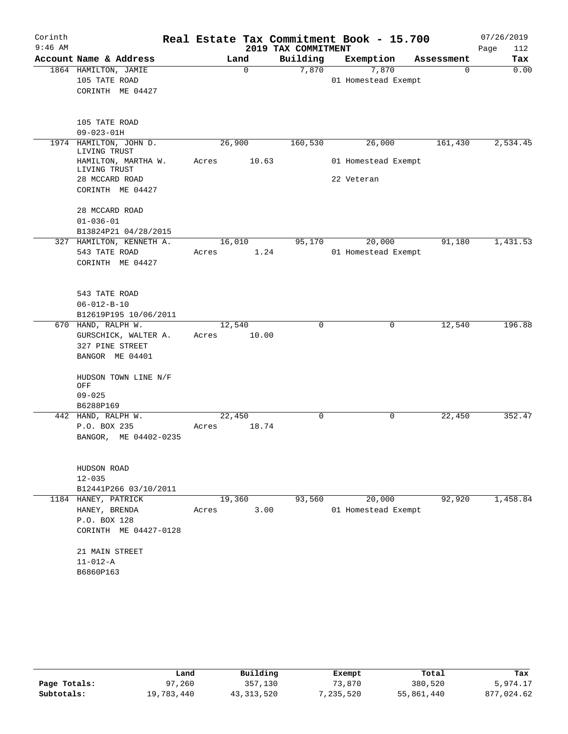Corinth 9:46 AM

# Real Estate Tax Commitment Book - 15.700

## 2019 TAX COMMITMENT

07/26/2019

| Account Name & Address | Land | Building | Exemption | Assessment | Tax |
|---|---|---|---|---|---|
| 1864 HAMILTON, JAMIE<br>105 TATE ROAD<br>CORINTH ME 04427<br><br>105 TATE ROAD<br>09-023-01H | 0 | 7,870 | 7,870<br>01 Homestead Exempt | 0 | 0.00 |
| 1974 HAMILTON, JOHN D. LIVING TRUST<br>HAMILTON, MARTHA W. LIVING TRUST<br>28 MCCARD ROAD<br>CORINTH ME 04427<br><br>28 MCCARD ROAD<br>01-036-01<br>B13824P21 04/28/2015 | 26,900<br>Acres 10.63 | 160,530 | 26,000<br>01 Homestead Exempt<br>22 Veteran | 161,430 | 2,534.45 |
| 327 HAMILTON, KENNETH A.<br>543 TATE ROAD<br>CORINTH ME 04427<br><br>543 TATE ROAD<br>06-012-B-10<br>B12619P195 10/06/2011 | 16,010<br>Acres 1.24 | 95,170 | 20,000<br>01 Homestead Exempt | 91,180 | 1,431.53 |
| 670 HAND, RALPH W.<br>GURSCHICK, WALTER A.<br>327 PINE STREET<br>BANGOR ME 04401<br><br>HUDSON TOWN LINE N/F OFF<br>09-025<br>B6288P169 | 12,540<br>Acres 10.00 | 0 | 0 | 12,540 | 196.88 |
| 442 HAND, RALPH W.<br>P.O. BOX 235<br>BANGOR, ME 04402-0235<br><br>HUDSON ROAD<br>12-035<br>B12441P266 03/10/2011 | 22,450<br>Acres 18.74 | 0 | 0 | 22,450 | 352.47 |
| 1184 HANEY, PATRICK<br>HANEY, BRENDA<br>P.O. BOX 128<br>CORINTH ME 04427-0128<br><br>21 MAIN STREET<br>11-012-A<br>B6860P163 | 19,360<br>Acres 3.00 | 93,560 | 20,000<br>01 Homestead Exempt | 92,920 | 1,458.84 |

| | Land | Building | Exempt | Total | Tax |
|---|---|---|---|---|---|
| Page Totals: | 97,260 | 357,130 | 73,870 | 380,520 | 5,974.17 |
| Subtotals: | 19,783,440 | 43,313,520 | 7,235,520 | 55,861,440 | 877,024.62 |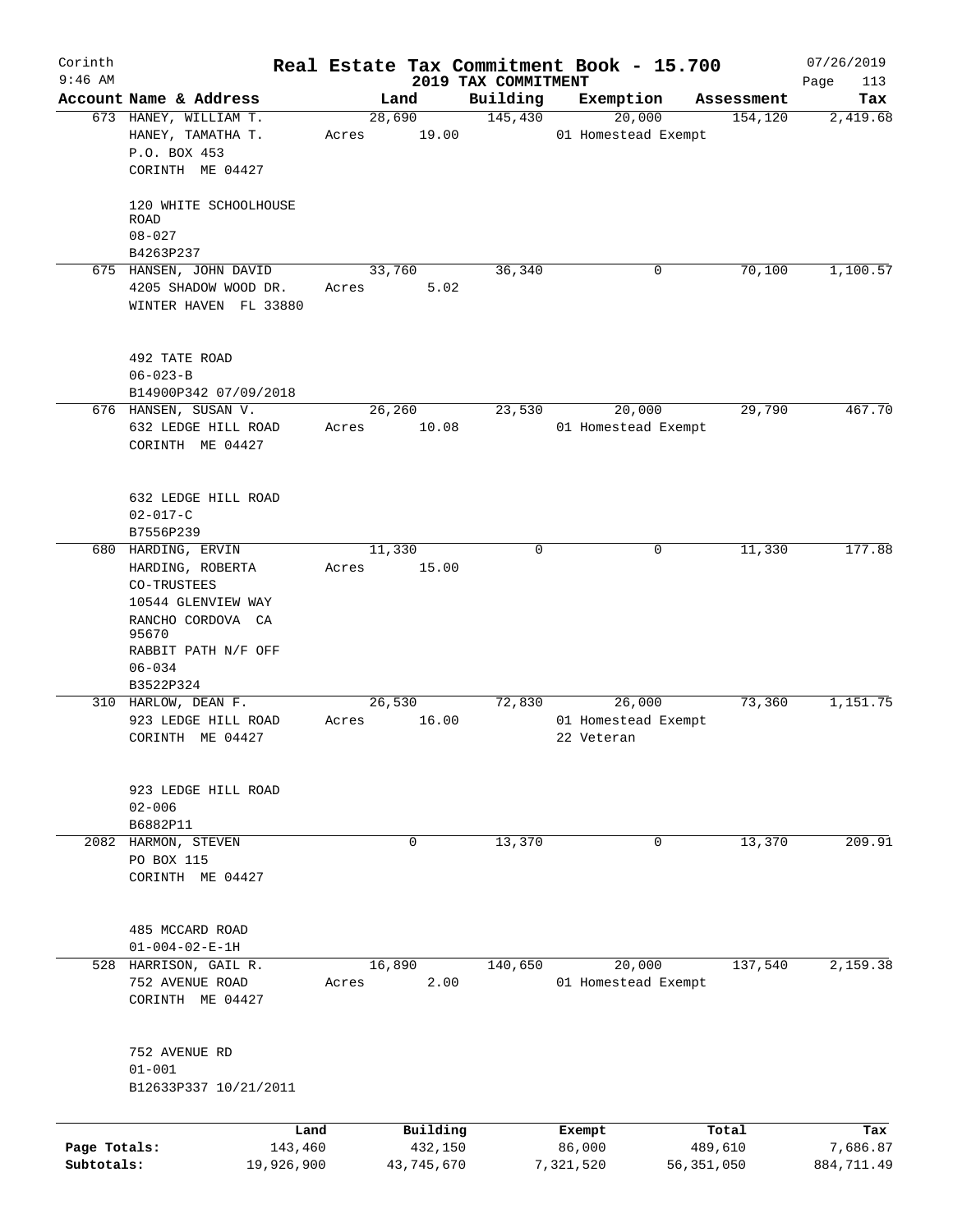Corinth 9:46 AM

# Real Estate Tax Commitment Book - 15.700

## 2019 TAX COMMITMENT

07/26/2019

| Account | Name & Address | Land | Building | Exemption | Assessment | Tax |
|---|---|---|---|---|---|---|
| 673 | HANEY, WILLIAM T.<br>HANEY, TAMATHA T.<br>P.O. BOX 453<br>CORINTH ME 04427<br><br>120 WHITE SCHOOLHOUSE ROAD<br>08-027<br>B4263P237 | 28,690<br>Acres 19.00 | 145,430 | 20,000<br>01 Homestead Exempt | 154,120 | 2,419.68 |
| 675 | HANSEN, JOHN DAVID<br>4205 SHADOW WOOD DR.<br>WINTER HAVEN FL 33880<br><br>492 TATE ROAD<br>06-023-B<br>B14900P342 07/09/2018 | 33,760<br>Acres 5.02 | 36,340 | 0 | 70,100 | 1,100.57 |
| 676 | HANSEN, SUSAN V.<br>632 LEDGE HILL ROAD<br>CORINTH ME 04427<br><br>632 LEDGE HILL ROAD<br>02-017-C<br>B7556P239 | 26,260<br>Acres 10.08 | 23,530 | 20,000<br>01 Homestead Exempt | 29,790 | 467.70 |
| 680 | HARDING, ERVIN<br>HARDING, ROBERTA<br>CO-TRUSTEES<br>10544 GLENVIEW WAY<br>RANCHO CORDOVA CA 95670<br>RABBIT PATH N/F OFF<br>06-034<br>B3522P324 | 11,330<br>Acres 15.00 | 0 | 0 | 11,330 | 177.88 |
| 310 | HARLOW, DEAN F.<br>923 LEDGE HILL ROAD<br>CORINTH ME 04427<br><br>923 LEDGE HILL ROAD<br>02-006<br>B6882P11 | 26,530<br>Acres 16.00 | 72,830 | 26,000<br>01 Homestead Exempt<br>22 Veteran | 73,360 | 1,151.75 |
| 2082 | HARMON, STEVEN<br>PO BOX 115<br>CORINTH ME 04427<br><br>485 MCCARD ROAD<br>01-004-02-E-1H | 0 | 13,370 | 0 | 13,370 | 209.91 |
| 528 | HARRISON, GAIL R.<br>752 AVENUE ROAD<br>CORINTH ME 04427<br><br>752 AVENUE RD<br>01-001<br>B12633P337 10/21/2011 | 16,890<br>Acres 2.00 | 140,650 | 20,000<br>01 Homestead Exempt | 137,540 | 2,159.38 |

| | Land | Building | Exempt | Total | Tax |
|---|---|---|---|---|---|
| Page Totals: | 143,460 | 432,150 | 86,000 | 489,610 | 7,686.87 |
| Subtotals: | 19,926,900 | 43,745,670 | 7,321,520 | 56,351,050 | 884,711.49 |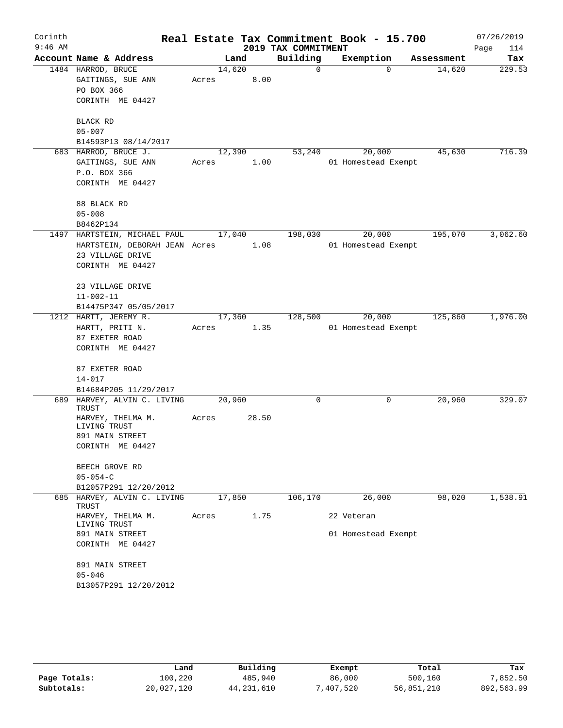Corinth 9:46 AM

# Real Estate Tax Commitment Book - 15.700

2019 TAX COMMITMENT

07/26/2019

| Account | Name & Address | Land | Building | Exemption | Assessment | Tax |
|---|---|---|---|---|---|---|
| 1484 | HARROD, BRUCE<br>GAITINGS, SUE ANN<br>PO BOX 366<br>CORINTH ME 04427<br><br>BLACK RD<br>05-007<br>B14593P13 08/14/2017 | 14,620<br>Acres 8.00 | 0 | 0 | 14,620 | 229.53 |
| 683 | HARROD, BRUCE J.<br>GAITINGS, SUE ANN<br>P.O. BOX 366<br>CORINTH ME 04427<br><br>88 BLACK RD<br>05-008<br>B8462P134 | 12,390<br>Acres 1.00 | 53,240 | 20,000<br>01 Homestead Exempt | 45,630 | 716.39 |
| 1497 | HARTSTEIN, MICHAEL PAUL<br>HARTSTEIN, DEBORAH JEAN<br>23 VILLAGE DRIVE<br>CORINTH ME 04427<br><br>23 VILLAGE DRIVE<br>11-002-11<br>B14475P347 05/05/2017 | 17,040<br>Acres 1.08 | 198,030 | 20,000<br>01 Homestead Exempt | 195,070 | 3,062.60 |
| 1212 | HARTT, JEREMY R.<br>HARTT, PRITI N.<br>87 EXETER ROAD<br>CORINTH ME 04427<br><br>87 EXETER ROAD<br>14-017<br>B14684P205 11/29/2017 | 17,360<br>Acres 1.35 | 128,500 | 20,000<br>01 Homestead Exempt | 125,860 | 1,976.00 |
| 689 | HARVEY, ALVIN C. LIVING TRUST<br>HARVEY, THELMA M. LIVING TRUST<br>891 MAIN STREET<br>CORINTH ME 04427<br><br>BEECH GROVE RD<br>05-054-C<br>B12057P291 12/20/2012 | 20,960<br>Acres 28.50 | 0 | 0 | 20,960 | 329.07 |
| 685 | HARVEY, ALVIN C. LIVING TRUST<br>HARVEY, THELMA M. LIVING TRUST<br>891 MAIN STREET<br>CORINTH ME 04427<br><br>891 MAIN STREET<br>05-046<br>B13057P291 12/20/2012 | 17,850<br>Acres 1.75 | 106,170 | 26,000<br>22 Veteran<br>01 Homestead Exempt | 98,020 | 1,538.91 |

| | Land | Building | Exempt | Total | Tax |
|---|---|---|---|---|---|
| Page Totals: | 100,220 | 485,940 | 86,000 | 500,160 | 7,852.50 |
| Subtotals: | 20,027,120 | 44,231,610 | 7,407,520 | 56,851,210 | 892,563.99 |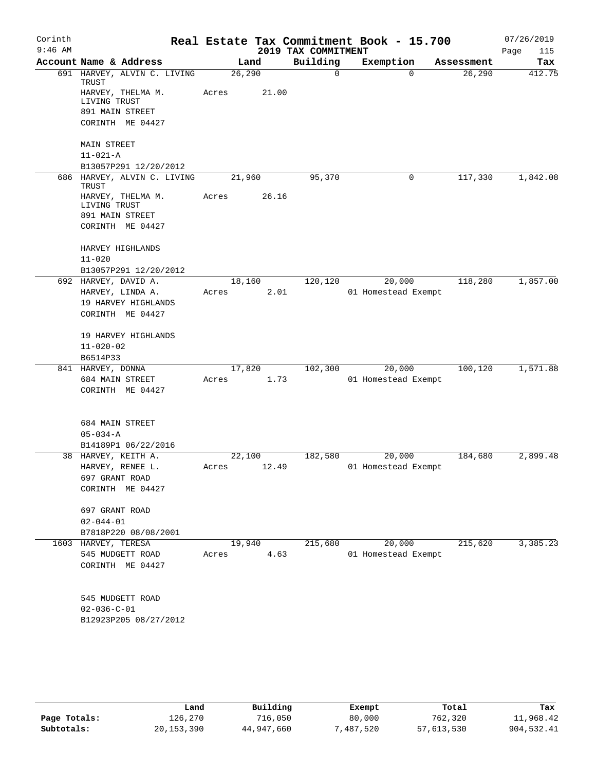Corinth 9:46 AM

# Real Estate Tax Commitment Book - 15.700

## 2019 TAX COMMITMENT

07/26/2019

| Account Name & Address | Land | Building | Exemption | Assessment | Tax |
|---|---|---|---|---|---|
| 691 HARVEY, ALVIN C. LIVING TRUST<br>HARVEY, THELMA M. LIVING TRUST<br>891 MAIN STREET<br>CORINTH ME 04427<br><br>MAIN STREET<br>11-021-A<br>B13057P291 12/20/2012 | 26,290<br>Acres 21.00 | 0 | 0 | 26,290 | 412.75 |
| 686 HARVEY, ALVIN C. LIVING TRUST<br>HARVEY, THELMA M. LIVING TRUST<br>891 MAIN STREET<br>CORINTH ME 04427<br><br>HARVEY HIGHLANDS<br>11-020<br>B13057P291 12/20/2012 | 21,960<br>Acres 26.16 | 95,370 | 0 | 117,330 | 1,842.08 |
| 692 HARVEY, DAVID A.<br>HARVEY, LINDA A.<br>19 HARVEY HIGHLANDS<br>CORINTH ME 04427<br><br>19 HARVEY HIGHLANDS<br>11-020-02<br>B6514P33 | 18,160<br>Acres 2.01 | 120,120 | 20,000<br>01 Homestead Exempt | 118,280 | 1,857.00 |
| 841 HARVEY, DONNA<br>684 MAIN STREET<br>CORINTH ME 04427<br><br>684 MAIN STREET<br>05-034-A<br>B14189P1 06/22/2016 | 17,820<br>Acres 1.73 | 102,300 | 20,000<br>01 Homestead Exempt | 100,120 | 1,571.88 |
| 38 HARVEY, KEITH A.<br>HARVEY, RENEE L.<br>697 GRANT ROAD<br>CORINTH ME 04427<br><br>697 GRANT ROAD<br>02-044-01<br>B7818P220 08/08/2001 | 22,100<br>Acres 12.49 | 182,580 | 20,000<br>01 Homestead Exempt | 184,680 | 2,899.48 |
| 1603 HARVEY, TERESA<br>545 MUDGETT ROAD<br>CORINTH ME 04427<br><br>545 MUDGETT ROAD<br>02-036-C-01<br>B12923P205 08/27/2012 | 19,940<br>Acres 4.63 | 215,680 | 20,000<br>01 Homestead Exempt | 215,620 | 3,385.23 |

| | Land | Building | Exempt | Total | Tax |
|---|---|---|---|---|---|
| Page Totals: | 126,270 | 716,050 | 80,000 | 762,320 | 11,968.42 |
| Subtotals: | 20,153,390 | 44,947,660 | 7,487,520 | 57,613,530 | 904,532.41 |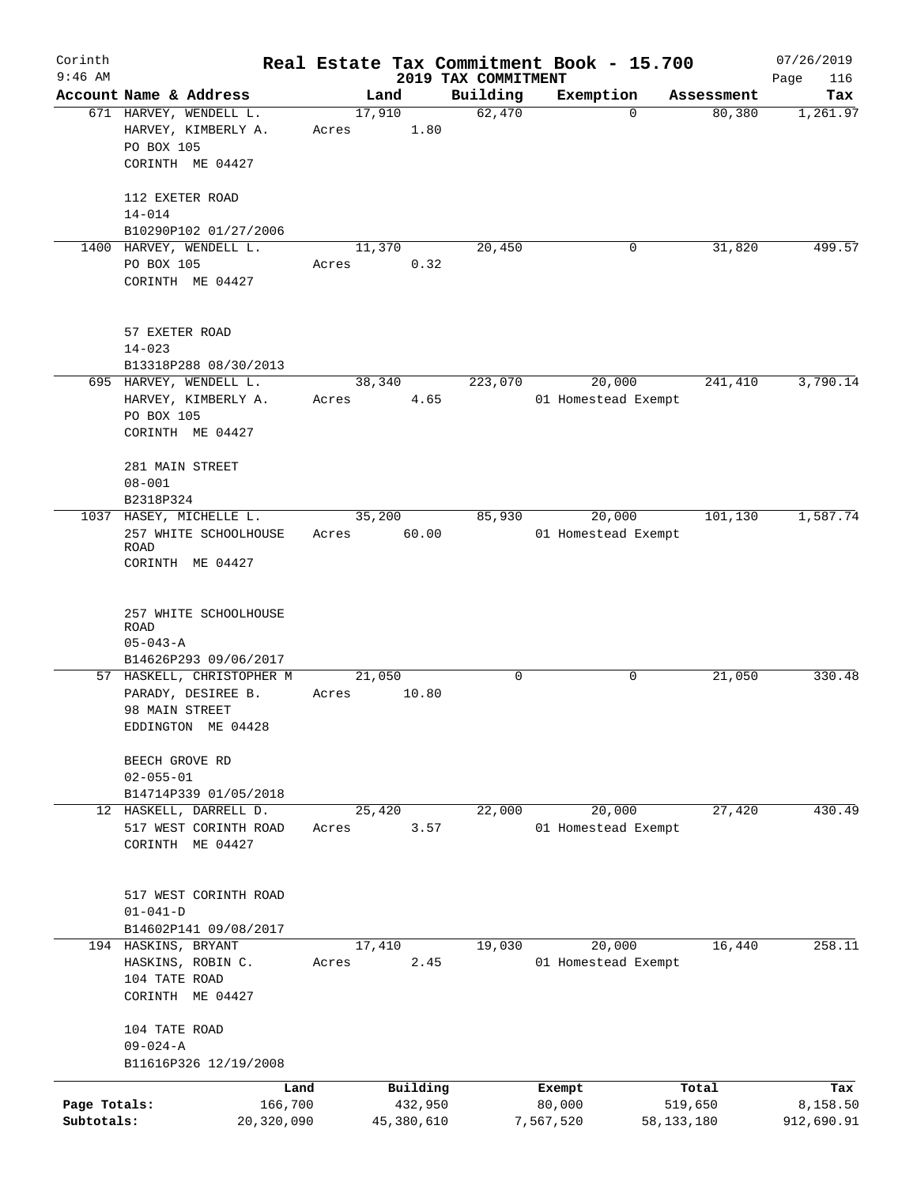# Real Estate Tax Commitment Book - 15.700

Corinth 9:46 AM — 2019 TAX COMMITMENT — 07/26/2019

| Account Name & Address | Land | Building | Exemption | Assessment | Tax |
|---|---|---|---|---|---|
| 671 HARVEY, WENDELL L.<br>HARVEY, KIMBERLY A.<br>PO BOX 105<br>CORINTH ME 04427<br><br>112 EXETER ROAD<br>14-014<br>B10290P102 01/27/2006 | 17,910<br>Acres 1.80 | 62,470 | 0 | 80,380 | 1,261.97 |
| 1400 HARVEY, WENDELL L.<br>PO BOX 105<br>CORINTH ME 04427<br><br>57 EXETER ROAD<br>14-023<br>B13318P288 08/30/2013 | 11,370<br>Acres 0.32 | 20,450 | 0 | 31,820 | 499.57 |
| 695 HARVEY, WENDELL L.<br>HARVEY, KIMBERLY A.<br>PO BOX 105<br>CORINTH ME 04427<br><br>281 MAIN STREET<br>08-001<br>B2318P324 | 38,340<br>Acres 4.65 | 223,070 | 20,000<br>01 Homestead Exempt | 241,410 | 3,790.14 |
| 1037 HASEY, MICHELLE L.<br>257 WHITE SCHOOLHOUSE ROAD<br>CORINTH ME 04427<br><br>257 WHITE SCHOOLHOUSE ROAD<br>05-043-A<br>B14626P293 09/06/2017 | 35,200<br>Acres 60.00 | 85,930 | 20,000<br>01 Homestead Exempt | 101,130 | 1,587.74 |
| 57 HASKELL, CHRISTOPHER M<br>PARADY, DESIREE B.<br>98 MAIN STREET<br>EDDINGTON ME 04428<br><br>BEECH GROVE RD<br>02-055-01<br>B14714P339 01/05/2018 | 21,050<br>Acres 10.80 | 0 | 0 | 21,050 | 330.48 |
| 12 HASKELL, DARRELL D.<br>517 WEST CORINTH ROAD<br>CORINTH ME 04427<br><br>517 WEST CORINTH ROAD<br>01-041-D<br>B14602P141 09/08/2017 | 25,420<br>Acres 3.57 | 22,000 | 20,000<br>01 Homestead Exempt | 27,420 | 430.49 |
| 194 HASKINS, BRYANT<br>HASKINS, ROBIN C.<br>104 TATE ROAD<br>CORINTH ME 04427<br><br>104 TATE ROAD<br>09-024-A<br>B11616P326 12/19/2008 | 17,410<br>Acres 2.45 | 19,030 | 20,000<br>01 Homestead Exempt | 16,440 | 258.11 |

| | Land | Building | Exempt | Total | Tax |
|---|---|---|---|---|---|
| Page Totals: | 166,700 | 432,950 | 80,000 | 519,650 | 8,158.50 |
| Subtotals: | 20,320,090 | 45,380,610 | 7,567,520 | 58,133,180 | 912,690.91 |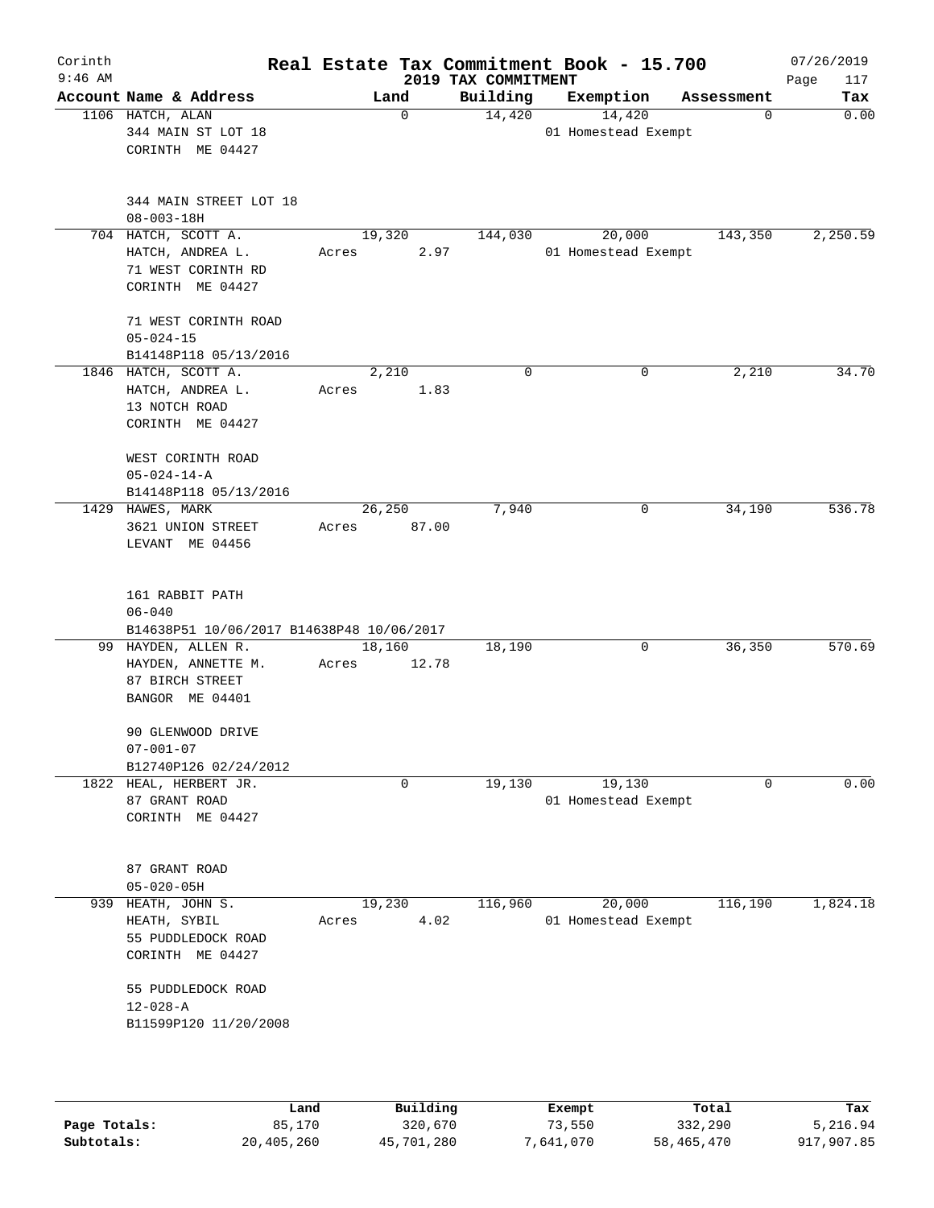# Real Estate Tax Commitment Book - 15.700

Corinth
9:46 AM

2019 TAX COMMITMENT

07/26/2019

| Account Name & Address | Land | Building | Exemption | Assessment | Tax |
|---|---|---|---|---|---|
| 1106 HATCH, ALAN<br>344 MAIN ST LOT 18<br>CORINTH ME 04427<br><br>344 MAIN STREET LOT 18<br>08-003-18H | 0 | 14,420 | 14,420<br>01 Homestead Exempt | 0 | 0.00 |
| 704 HATCH, SCOTT A.<br>HATCH, ANDREA L.<br>71 WEST CORINTH RD<br>CORINTH ME 04427<br><br>71 WEST CORINTH ROAD<br>05-024-15<br>B14148P118 05/13/2016 | 19,320<br>Acres 2.97 | 144,030 | 20,000<br>01 Homestead Exempt | 143,350 | 2,250.59 |
| 1846 HATCH, SCOTT A.<br>HATCH, ANDREA L.<br>13 NOTCH ROAD<br>CORINTH ME 04427<br><br>WEST CORINTH ROAD<br>05-024-14-A<br>B14148P118 05/13/2016 | 2,210<br>Acres 1.83 | 0 | 0 | 2,210 | 34.70 |
| 1429 HAWES, MARK<br>3621 UNION STREET<br>LEVANT ME 04456<br><br>161 RABBIT PATH<br>06-040<br>B14638P51 10/06/2017 B14638P48 10/06/2017 | 26,250<br>Acres 87.00 | 7,940 | 0 | 34,190 | 536.78 |
| 99 HAYDEN, ALLEN R.<br>HAYDEN, ANNETTE M.<br>87 BIRCH STREET<br>BANGOR ME 04401<br><br>90 GLENWOOD DRIVE<br>07-001-07<br>B12740P126 02/24/2012 | 18,160<br>Acres 12.78 | 18,190 | 0 | 36,350 | 570.69 |
| 1822 HEAL, HERBERT JR.<br>87 GRANT ROAD<br>CORINTH ME 04427<br><br>87 GRANT ROAD<br>05-020-05H | 0 | 19,130 | 19,130<br>01 Homestead Exempt | 0 | 0.00 |
| 939 HEATH, JOHN S.<br>HEATH, SYBIL<br>55 PUDDLEDOCK ROAD<br>CORINTH ME 04427<br><br>55 PUDDLEDOCK ROAD<br>12-028-A<br>B11599P120 11/20/2008 | 19,230<br>Acres 4.02 | 116,960 | 20,000<br>01 Homestead Exempt | 116,190 | 1,824.18 |

| | Land | Building | Exempt | Total | Tax |
|---|---|---|---|---|---|
| Page Totals: | 85,170 | 320,670 | 73,550 | 332,290 | 5,216.94 |
| Subtotals: | 20,405,260 | 45,701,280 | 7,641,070 | 58,465,470 | 917,907.85 |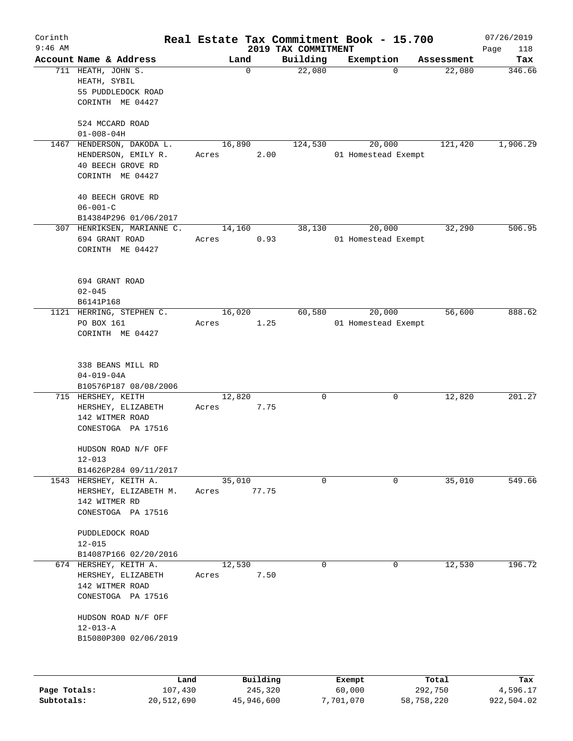Corinth 9:46 AM

# Real Estate Tax Commitment Book - 15.700

## 2019 TAX COMMITMENT

07/26/2019

| Account | Name & Address | Land | Building | Exemption | Assessment | Tax |
|---|---|---|---|---|---|---|
| 711 | HEATH, JOHN S.<br>HEATH, SYBIL<br>55 PUDDLEDOCK ROAD<br>CORINTH ME 04427<br><br>524 MCCARD ROAD<br>01-008-04H | 0 | 22,080 | 0 | 22,080 | 346.66 |
| 1467 | HENDERSON, DAKODA L.<br>HENDERSON, EMILY R.<br>40 BEECH GROVE RD<br>CORINTH ME 04427<br><br>40 BEECH GROVE RD<br>06-001-C<br>B14384P296 01/06/2017 | 16,890<br>Acres 2.00 | 124,530 | 20,000<br>01 Homestead Exempt | 121,420 | 1,906.29 |
| 307 | HENRIKSEN, MARIANNE C.<br>694 GRANT ROAD<br>CORINTH ME 04427<br><br>694 GRANT ROAD<br>02-045<br>B6141P168 | 14,160<br>Acres 0.93 | 38,130 | 20,000<br>01 Homestead Exempt | 32,290 | 506.95 |
| 1121 | HERRING, STEPHEN C.<br>PO BOX 161<br>CORINTH ME 04427<br><br>338 BEANS MILL RD<br>04-019-04A<br>B10576P187 08/08/2006 | 16,020<br>Acres 1.25 | 60,580 | 20,000<br>01 Homestead Exempt | 56,600 | 888.62 |
| 715 | HERSHEY, KEITH<br>HERSHEY, ELIZABETH<br>142 WITMER ROAD<br>CONESTOGA PA 17516<br><br>HUDSON ROAD N/F OFF<br>12-013<br>B14626P284 09/11/2017 | 12,820<br>Acres 7.75 | 0 | 0 | 12,820 | 201.27 |
| 1543 | HERSHEY, KEITH A.<br>HERSHEY, ELIZABETH M.<br>142 WITMER RD<br>CONESTOGA PA 17516<br><br>PUDDLEDOCK ROAD<br>12-015<br>B14087P166 02/20/2016 | 35,010<br>Acres 77.75 | 0 | 0 | 35,010 | 549.66 |
| 674 | HERSHEY, KEITH A.<br>HERSHEY, ELIZABETH<br>142 WITMER ROAD<br>CONESTOGA PA 17516<br><br>HUDSON ROAD N/F OFF<br>12-013-A<br>B15080P300 02/06/2019 | 12,530<br>Acres 7.50 | 0 | 0 | 12,530 | 196.72 |

| | Land | Building | Exempt | Total | Tax |
|---|---|---|---|---|---|
| Page Totals: | 107,430 | 245,320 | 60,000 | 292,750 | 4,596.17 |
| Subtotals: | 20,512,690 | 45,946,600 | 7,701,070 | 58,758,220 | 922,504.02 |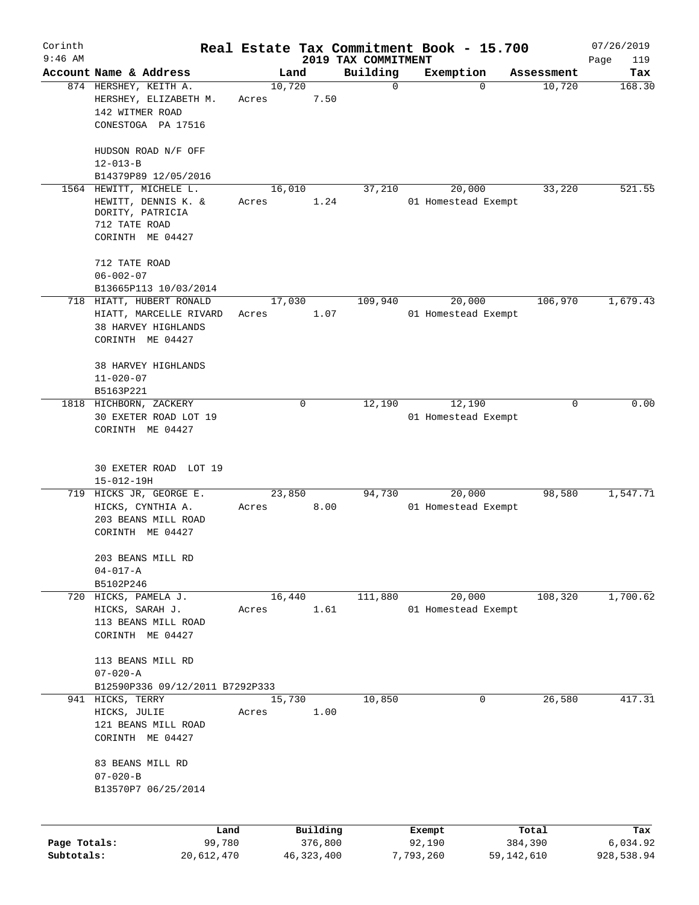Corinth 9:46 AM

# Real Estate Tax Commitment Book - 15.700

## 2019 TAX COMMITMENT

07/26/2019

| Account Name & Address | Land | Building | Exemption | Assessment | Tax |
|---|---|---|---|---|---|
| 874 HERSHEY, KEITH A.<br>HERSHEY, ELIZABETH M.<br>142 WITMER ROAD<br>CONESTOGA PA 17516<br><br>HUDSON ROAD N/F OFF<br>12-013-B<br>B14379P89 12/05/2016 | 10,720<br>Acres 7.50 | 0 | 0 | 10,720 | 168.30 |
| 1564 HEWITT, MICHELE L.<br>HEWITT, DENNIS K. &<br>DORITY, PATRICIA<br>712 TATE ROAD<br>CORINTH ME 04427<br><br>712 TATE ROAD<br>06-002-07<br>B13665P113 10/03/2014 | 16,010<br>Acres 1.24 | 37,210 | 20,000<br>01 Homestead Exempt | 33,220 | 521.55 |
| 718 HIATT, HUBERT RONALD<br>HIATT, MARCELLE RIVARD<br>38 HARVEY HIGHLANDS<br>CORINTH ME 04427<br><br>38 HARVEY HIGHLANDS<br>11-020-07<br>B5163P221 | 17,030<br>Acres 1.07 | 109,940 | 20,000<br>01 Homestead Exempt | 106,970 | 1,679.43 |
| 1818 HICHBORN, ZACKERY<br>30 EXETER ROAD LOT 19<br>CORINTH ME 04427<br><br>30 EXETER ROAD LOT 19<br>15-012-19H | 0 | 12,190 | 12,190<br>01 Homestead Exempt | 0 | 0.00 |
| 719 HICKS JR, GEORGE E.<br>HICKS, CYNTHIA A.<br>203 BEANS MILL ROAD<br>CORINTH ME 04427<br><br>203 BEANS MILL RD<br>04-017-A<br>B5102P246 | 23,850<br>Acres 8.00 | 94,730 | 20,000<br>01 Homestead Exempt | 98,580 | 1,547.71 |
| 720 HICKS, PAMELA J.<br>HICKS, SARAH J.<br>113 BEANS MILL ROAD<br>CORINTH ME 04427<br><br>113 BEANS MILL RD<br>07-020-A<br>B12590P336 09/12/2011 B7292P333 | 16,440<br>Acres 1.61 | 111,880 | 20,000<br>01 Homestead Exempt | 108,320 | 1,700.62 |
| 941 HICKS, TERRY<br>HICKS, JULIE<br>121 BEANS MILL ROAD<br>CORINTH ME 04427<br><br>83 BEANS MILL RD<br>07-020-B<br>B13570P7 06/25/2014 | 15,730<br>Acres 1.00 | 10,850 | 0 | 26,580 | 417.31 |

| | Land | Building | Exempt | Total | Tax |
|---|---|---|---|---|---|
| Page Totals: | 99,780 | 376,800 | 92,190 | 384,390 | 6,034.92 |
| Subtotals: | 20,612,470 | 46,323,400 | 7,793,260 | 59,142,610 | 928,538.94 |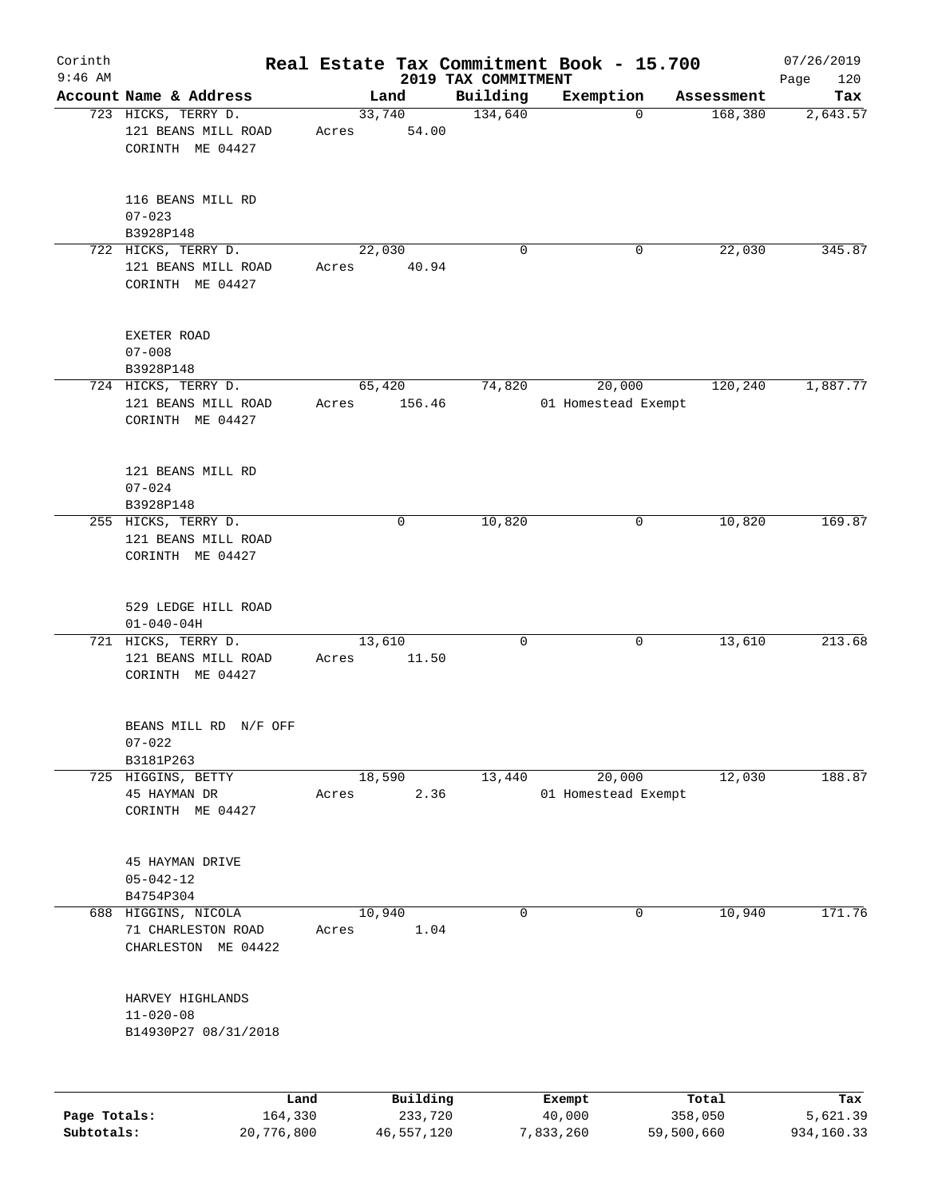# Corinth — Real Estate Tax Commitment Book - 15.700

9:46 AM — 2019 TAX COMMITMENT — 07/26/2019

| Account Name & Address | Land | Building | Exemption | Assessment | Tax |
|---|---|---|---|---|---|
| 723 HICKS, TERRY D.<br>121 BEANS MILL ROAD<br>CORINTH ME 04427<br><br>116 BEANS MILL RD<br>07-023<br>B3928P148 | 33,740<br>Acres 54.00 | 134,640 | 0 | 168,380 | 2,643.57 |
| 722 HICKS, TERRY D.<br>121 BEANS MILL ROAD<br>CORINTH ME 04427<br><br>EXETER ROAD<br>07-008<br>B3928P148 | 22,030<br>Acres 40.94 | 0 | 0 | 22,030 | 345.87 |
| 724 HICKS, TERRY D.<br>121 BEANS MILL ROAD<br>CORINTH ME 04427<br><br>121 BEANS MILL RD<br>07-024<br>B3928P148 | 65,420<br>Acres 156.46 | 74,820 | 20,000<br>01 Homestead Exempt | 120,240 | 1,887.77 |
| 255 HICKS, TERRY D.<br>121 BEANS MILL ROAD<br>CORINTH ME 04427<br><br>529 LEDGE HILL ROAD<br>01-040-04H | 0 | 10,820 | 0 | 10,820 | 169.87 |
| 721 HICKS, TERRY D.<br>121 BEANS MILL ROAD<br>CORINTH ME 04427<br><br>BEANS MILL RD N/F OFF<br>07-022<br>B3181P263 | 13,610<br>Acres 11.50 | 0 | 0 | 13,610 | 213.68 |
| 725 HIGGINS, BETTY<br>45 HAYMAN DR<br>CORINTH ME 04427<br><br>45 HAYMAN DRIVE<br>05-042-12<br>B4754P304 | 18,590<br>Acres 2.36 | 13,440 | 20,000<br>01 Homestead Exempt | 12,030 | 188.87 |
| 688 HIGGINS, NICOLA<br>71 CHARLESTON ROAD<br>CHARLESTON ME 04422<br><br>HARVEY HIGHLANDS<br>11-020-08<br>B14930P27 08/31/2018 | 10,940<br>Acres 1.04 | 0 | 0 | 10,940 | 171.76 |

| | Land | Building | Exempt | Total | Tax |
|---|---|---|---|---|---|
| Page Totals: | 164,330 | 233,720 | 40,000 | 358,050 | 5,621.39 |
| Subtotals: | 20,776,800 | 46,557,120 | 7,833,260 | 59,500,660 | 934,160.33 |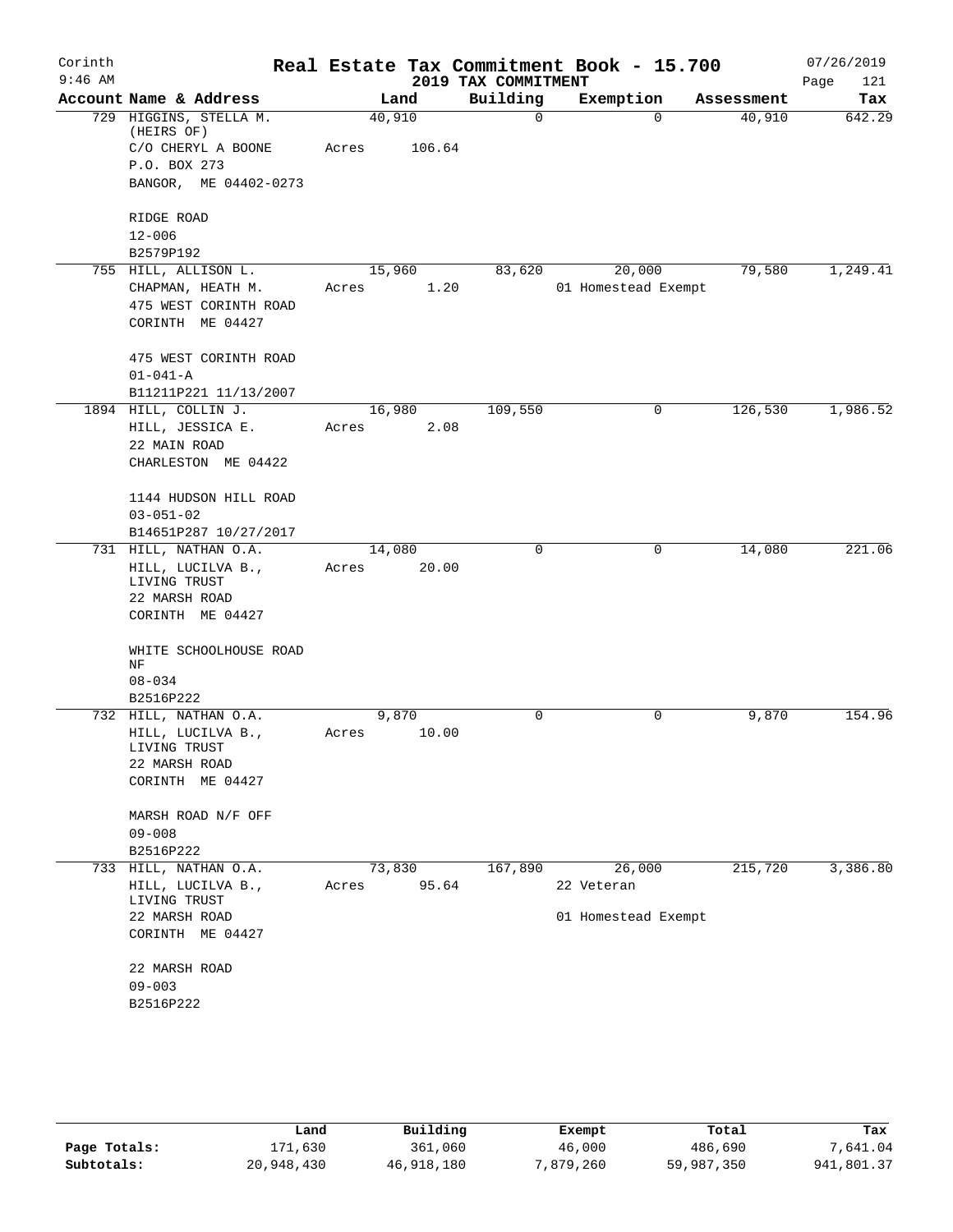# Real Estate Tax Commitment Book - 15.700

Corinth
9:46 AM

2019 TAX COMMITMENT

07/26/2019

| Account Name & Address | Land | Building | Exemption | Assessment | Tax |
|---|---|---|---|---|---|
| 729 HIGGINS, STELLA M. (HEIRS OF) C/O CHERYL A BOONE P.O. BOX 273 BANGOR, ME 04402-0273 RIDGE ROAD 12-006 B2579P192 | 40,910 Acres 106.64 | 0 | 0 | 40,910 | 642.29 |
| 755 HILL, ALLISON L. CHAPMAN, HEATH M. 475 WEST CORINTH ROAD CORINTH ME 04427 475 WEST CORINTH ROAD 01-041-A B11211P221 11/13/2007 | 15,960 Acres 1.20 | 83,620 | 20,000 01 Homestead Exempt | 79,580 | 1,249.41 |
| 1894 HILL, COLLIN J. HILL, JESSICA E. 22 MAIN ROAD CHARLESTON ME 04422 1144 HUDSON HILL ROAD 03-051-02 B14651P287 10/27/2017 | 16,980 Acres 2.08 | 109,550 | 0 | 126,530 | 1,986.52 |
| 731 HILL, NATHAN O.A. HILL, LUCILVA B., LIVING TRUST 22 MARSH ROAD CORINTH ME 04427 WHITE SCHOOLHOUSE ROAD NF 08-034 B2516P222 | 14,080 Acres 20.00 | 0 | 0 | 14,080 | 221.06 |
| 732 HILL, NATHAN O.A. HILL, LUCILVA B., LIVING TRUST 22 MARSH ROAD CORINTH ME 04427 MARSH ROAD N/F OFF 09-008 B2516P222 | 9,870 Acres 10.00 | 0 | 0 | 9,870 | 154.96 |
| 733 HILL, NATHAN O.A. HILL, LUCILVA B., LIVING TRUST 22 MARSH ROAD CORINTH ME 04427 22 MARSH ROAD 09-003 B2516P222 | 73,830 Acres 95.64 | 167,890 | 26,000 22 Veteran 01 Homestead Exempt | 215,720 | 3,386.80 |

| | Land | Building | Exempt | Total | Tax |
|---|---|---|---|---|---|
| Page Totals: | 171,630 | 361,060 | 46,000 | 486,690 | 7,641.04 |
| Subtotals: | 20,948,430 | 46,918,180 | 7,879,260 | 59,987,350 | 941,801.37 |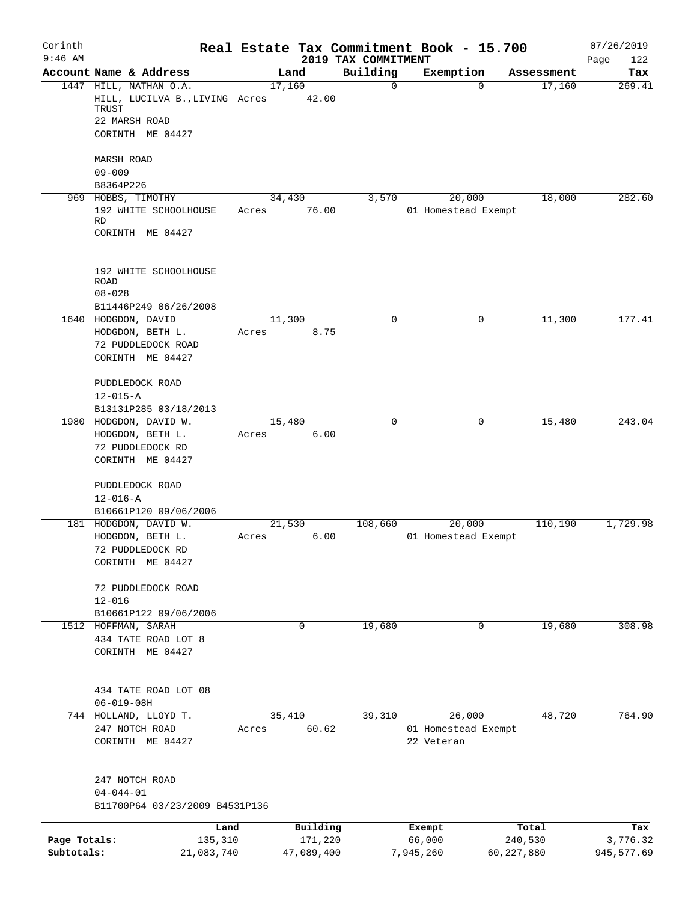Corinth 9:46 AM

# Real Estate Tax Commitment Book - 15.700

## 2019 TAX COMMITMENT

07/26/2019 Page 122

| Account Name & Address | Land | Building | Exemption | Assessment | Tax |
|---|---|---|---|---|---|
| 1447 HILL, NATHAN O.A.<br>HILL, LUCILVA B.,LIVING TRUST<br>22 MARSH ROAD<br>CORINTH ME 04427<br><br>MARSH ROAD<br>09-009<br>B8364P226 | 17,160<br>Acres 42.00 | 0 | 0 | 17,160 | 269.41 |
| 969 HOBBS, TIMOTHY<br>192 WHITE SCHOOLHOUSE RD<br>CORINTH ME 04427<br><br>192 WHITE SCHOOLHOUSE ROAD<br>08-028<br>B11446P249 06/26/2008 | 34,430<br>Acres 76.00 | 3,570 | 20,000<br>01 Homestead Exempt | 18,000 | 282.60 |
| 1640 HODGDON, DAVID<br>HODGDON, BETH L.<br>72 PUDDLEDOCK ROAD<br>CORINTH ME 04427<br><br>PUDDLEDOCK ROAD<br>12-015-A<br>B13131P285 03/18/2013 | 11,300<br>Acres 8.75 | 0 | 0 | 11,300 | 177.41 |
| 1980 HODGDON, DAVID W.<br>HODGDON, BETH L.<br>72 PUDDLEDOCK RD<br>CORINTH ME 04427<br><br>PUDDLEDOCK ROAD<br>12-016-A<br>B10661P120 09/06/2006 | 15,480<br>Acres 6.00 | 0 | 0 | 15,480 | 243.04 |
| 181 HODGDON, DAVID W.<br>HODGDON, BETH L.<br>72 PUDDLEDOCK RD<br>CORINTH ME 04427<br><br>72 PUDDLEDOCK ROAD<br>12-016<br>B10661P122 09/06/2006 | 21,530<br>Acres 6.00 | 108,660 | 20,000<br>01 Homestead Exempt | 110,190 | 1,729.98 |
| 1512 HOFFMAN, SARAH<br>434 TATE ROAD LOT 8<br>CORINTH ME 04427<br><br>434 TATE ROAD LOT 08<br>06-019-08H | 0 | 19,680 | 0 | 19,680 | 308.98 |
| 744 HOLLAND, LLOYD T.<br>247 NOTCH ROAD<br>CORINTH ME 04427<br><br>247 NOTCH ROAD<br>04-044-01<br>B11700P64 03/23/2009 B4531P136 | 35,410<br>Acres 60.62 | 39,310 | 26,000<br>01 Homestead Exempt<br>22 Veteran | 48,720 | 764.90 |

| | Land | Building | Exempt | Total | Tax |
|---|---|---|---|---|---|
| Page Totals: | 135,310 | 171,220 | 66,000 | 240,530 | 3,776.32 |
| Subtotals: | 21,083,740 | 47,089,400 | 7,945,260 | 60,227,880 | 945,577.69 |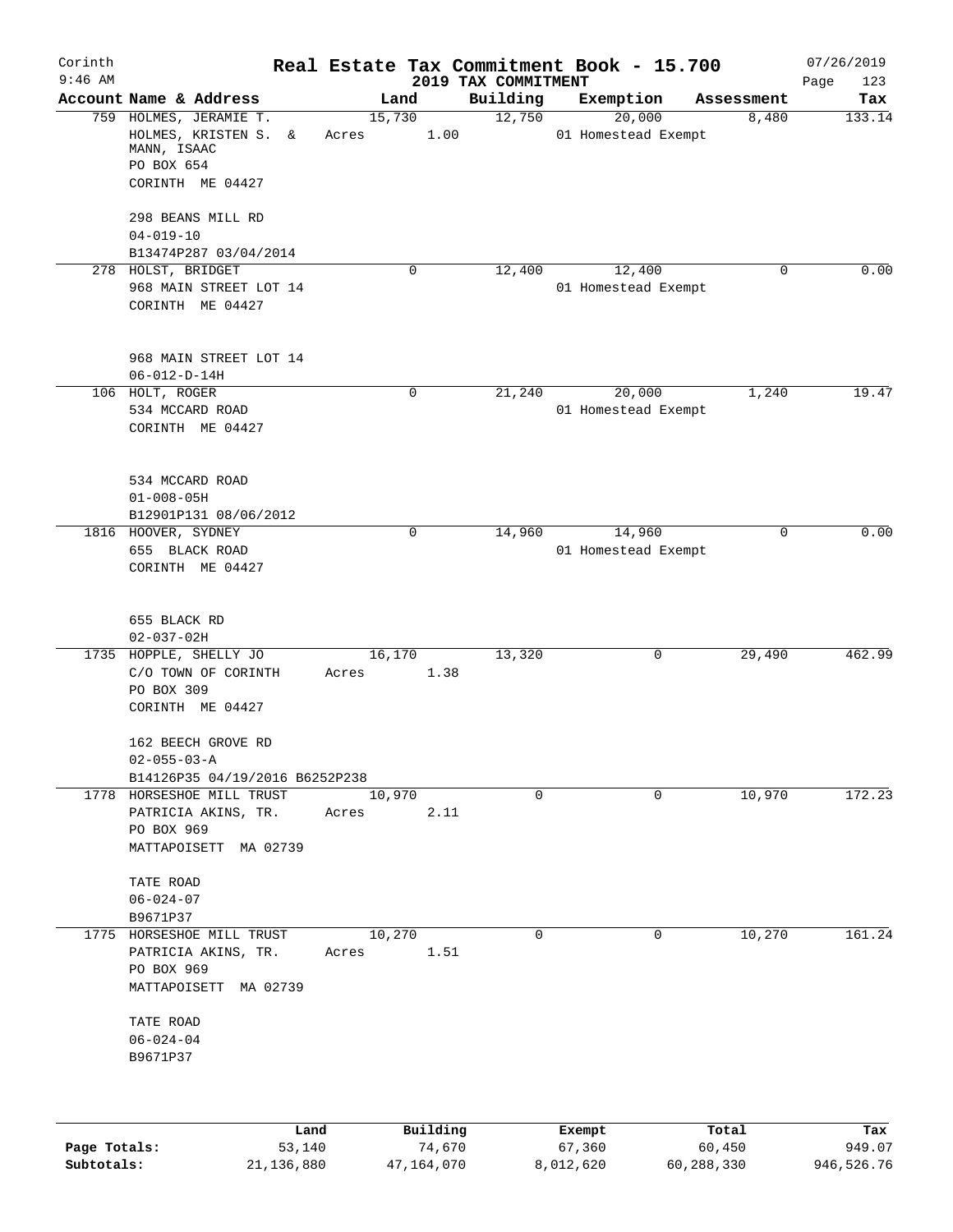# Real Estate Tax Commitment Book - 15.700

Corinth
9:46 AM

2019 TAX COMMITMENT

07/26/2019

| Account Name & Address | Land | Building | Exemption | Assessment | Tax |
|---|---|---|---|---|---|
| 759 HOLMES, JERAMIE T.<br>HOLMES, KRISTEN S. & MANN, ISAAC<br>PO BOX 654<br>CORINTH ME 04427<br><br>298 BEANS MILL RD<br>04-019-10<br>B13474P287 03/04/2014 | 15,730<br>Acres 1.00 | 12,750 | 20,000<br>01 Homestead Exempt | 8,480 | 133.14 |
| 278 HOLST, BRIDGET<br>968 MAIN STREET LOT 14<br>CORINTH ME 04427<br><br>968 MAIN STREET LOT 14<br>06-012-D-14H | 0 | 12,400 | 12,400<br>01 Homestead Exempt | 0 | 0.00 |
| 106 HOLT, ROGER<br>534 MCCARD ROAD<br>CORINTH ME 04427<br><br>534 MCCARD ROAD<br>01-008-05H<br>B12901P131 08/06/2012 | 0 | 21,240 | 20,000<br>01 Homestead Exempt | 1,240 | 19.47 |
| 1816 HOOVER, SYDNEY<br>655 BLACK ROAD<br>CORINTH ME 04427<br><br>655 BLACK RD<br>02-037-02H | 0 | 14,960 | 14,960<br>01 Homestead Exempt | 0 | 0.00 |
| 1735 HOPPLE, SHELLY JO<br>C/O TOWN OF CORINTH<br>PO BOX 309<br>CORINTH ME 04427<br><br>162 BEECH GROVE RD<br>02-055-03-A<br>B14126P35 04/19/2016 B6252P238 | 16,170<br>Acres 1.38 | 13,320 | 0 | 29,490 | 462.99 |
| 1778 HORSESHOE MILL TRUST<br>PATRICIA AKINS, TR.<br>PO BOX 969<br>MATTAPOISETT MA 02739<br><br>TATE ROAD<br>06-024-07<br>B9671P37 | 10,970<br>Acres 2.11 | 0 | 0 | 10,970 | 172.23 |
| 1775 HORSESHOE MILL TRUST<br>PATRICIA AKINS, TR.<br>PO BOX 969<br>MATTAPOISETT MA 02739<br><br>TATE ROAD<br>06-024-04<br>B9671P37 | 10,270<br>Acres 1.51 | 0 | 0 | 10,270 | 161.24 |

| | Land | Building | Exempt | Total | Tax |
|---|---|---|---|---|---|
| Page Totals: | 53,140 | 74,670 | 67,360 | 60,450 | 949.07 |
| Subtotals: | 21,136,880 | 47,164,070 | 8,012,620 | 60,288,330 | 946,526.76 |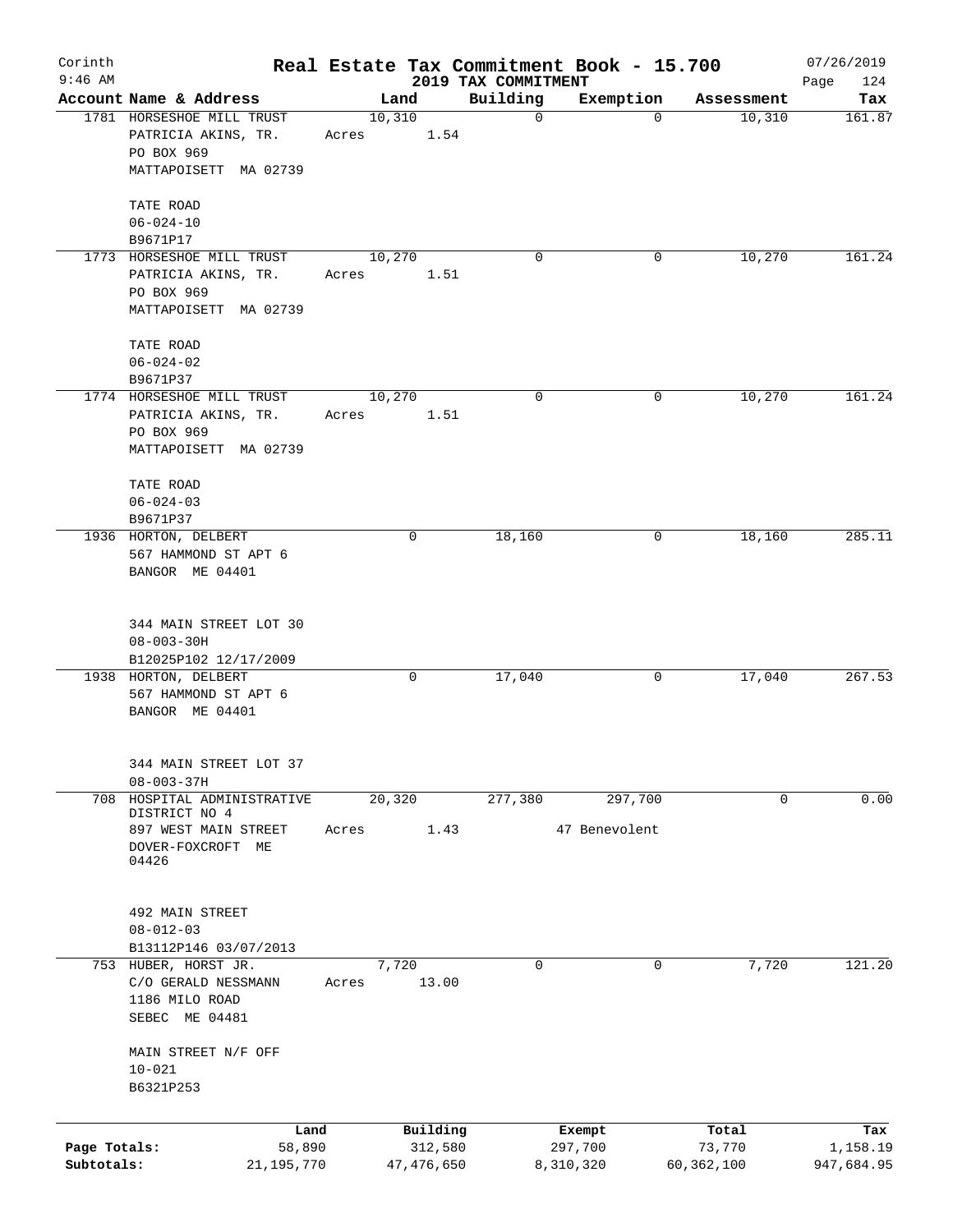Corinth 9:46 AM

# Real Estate Tax Commitment Book - 15.700

## 2019 TAX COMMITMENT

07/26/2019 Page 124

| Account | Name & Address | Land | Building | Exemption | Assessment | Tax |
|---|---|---|---|---|---|---|
| 1781 | HORSESHOE MILL TRUST<br>PATRICIA AKINS, TR.<br>PO BOX 969<br>MATTAPOISETT MA 02739<br><br>TATE ROAD<br>06-024-10<br>B9671P17 | 10,310<br>Acres 1.54 | 0 | 0 | 10,310 | 161.87 |
| 1773 | HORSESHOE MILL TRUST<br>PATRICIA AKINS, TR.<br>PO BOX 969<br>MATTAPOISETT MA 02739<br><br>TATE ROAD<br>06-024-02<br>B9671P37 | 10,270<br>Acres 1.51 | 0 | 0 | 10,270 | 161.24 |
| 1774 | HORSESHOE MILL TRUST<br>PATRICIA AKINS, TR.<br>PO BOX 969<br>MATTAPOISETT MA 02739<br><br>TATE ROAD<br>06-024-03<br>B9671P37 | 10,270<br>Acres 1.51 | 0 | 0 | 10,270 | 161.24 |
| 1936 | HORTON, DELBERT<br>567 HAMMOND ST APT 6<br>BANGOR ME 04401<br><br>344 MAIN STREET LOT 30<br>08-003-30H<br>B12025P102 12/17/2009 | 0 | 18,160 | 0 | 18,160 | 285.11 |
| 1938 | HORTON, DELBERT<br>567 HAMMOND ST APT 6<br>BANGOR ME 04401<br><br>344 MAIN STREET LOT 37<br>08-003-37H | 0 | 17,040 | 0 | 17,040 | 267.53 |
| 708 | HOSPITAL ADMINISTRATIVE DISTRICT NO 4<br>897 WEST MAIN STREET<br>DOVER-FOXCROFT ME 04426<br><br>492 MAIN STREET<br>08-012-03<br>B13112P146 03/07/2013 | 20,320<br>Acres 1.43 | 277,380 | 297,700<br>47 Benevolent | 0 | 0.00 |
| 753 | HUBER, HORST JR.<br>C/O GERALD NESSMANN<br>1186 MILO ROAD<br>SEBEC ME 04481<br><br>MAIN STREET N/F OFF<br>10-021<br>B6321P253 | 7,720<br>Acres 13.00 | 0 | 0 | 7,720 | 121.20 |

| | Land | Building | Exempt | Total | Tax |
|---|---|---|---|---|---|
| Page Totals: | 58,890 | 312,580 | 297,700 | 73,770 | 1,158.19 |
| Subtotals: | 21,195,770 | 47,476,650 | 8,310,320 | 60,362,100 | 947,684.95 |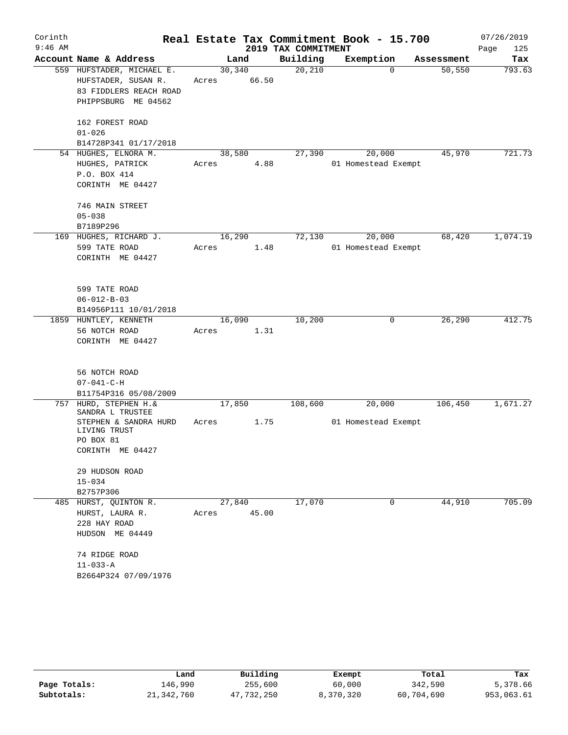Corinth 9:46 AM

# Real Estate Tax Commitment Book - 15.700

## 2019 TAX COMMITMENT

07/26/2019

| Account Name & Address | Land | Building | Exemption | Assessment | Tax |
|---|---|---|---|---|---|
| 559 HUFSTADER, MICHAEL E.<br>HUFSTADER, SUSAN R.<br>83 FIDDLERS REACH ROAD<br>PHIPPSBURG ME 04562<br><br>162 FOREST ROAD<br>01-026<br>B14728P341 01/17/2018 | 30,340<br>Acres 66.50 | 20,210 | 0 | 50,550 | 793.63 |
| 54 HUGHES, ELNORA M.<br>HUGHES, PATRICK<br>P.O. BOX 414<br>CORINTH ME 04427<br><br>746 MAIN STREET<br>05-038<br>B7189P296 | 38,580<br>Acres 4.88 | 27,390 | 20,000<br>01 Homestead Exempt | 45,970 | 721.73 |
| 169 HUGHES, RICHARD J.<br>599 TATE ROAD<br>CORINTH ME 04427<br><br>599 TATE ROAD<br>06-012-B-03<br>B14956P111 10/01/2018 | 16,290<br>Acres 1.48 | 72,130 | 20,000<br>01 Homestead Exempt | 68,420 | 1,074.19 |
| 1859 HUNTLEY, KENNETH<br>56 NOTCH ROAD<br>CORINTH ME 04427<br><br>56 NOTCH ROAD<br>07-041-C-H<br>B11754P316 05/08/2009 | 16,090<br>Acres 1.31 | 10,200 | 0 | 26,290 | 412.75 |
| 757 HURD, STEPHEN H.&<br>SANDRA L TRUSTEE<br>STEPHEN & SANDRA HURD LIVING TRUST<br>PO BOX 81<br>CORINTH ME 04427<br><br>29 HUDSON ROAD<br>15-034<br>B2757P306 | 17,850<br>Acres 1.75 | 108,600 | 20,000<br>01 Homestead Exempt | 106,450 | 1,671.27 |
| 485 HURST, QUINTON R.<br>HURST, LAURA R.<br>228 HAY ROAD<br>HUDSON ME 04449<br><br>74 RIDGE ROAD<br>11-033-A<br>B2664P324 07/09/1976 | 27,840<br>Acres 45.00 | 17,070 | 0 | 44,910 | 705.09 |

| | Land | Building | Exempt | Total | Tax |
|---|---|---|---|---|---|
| Page Totals: | 146,990 | 255,600 | 60,000 | 342,590 | 5,378.66 |
| Subtotals: | 21,342,760 | 47,732,250 | 8,370,320 | 60,704,690 | 953,063.61 |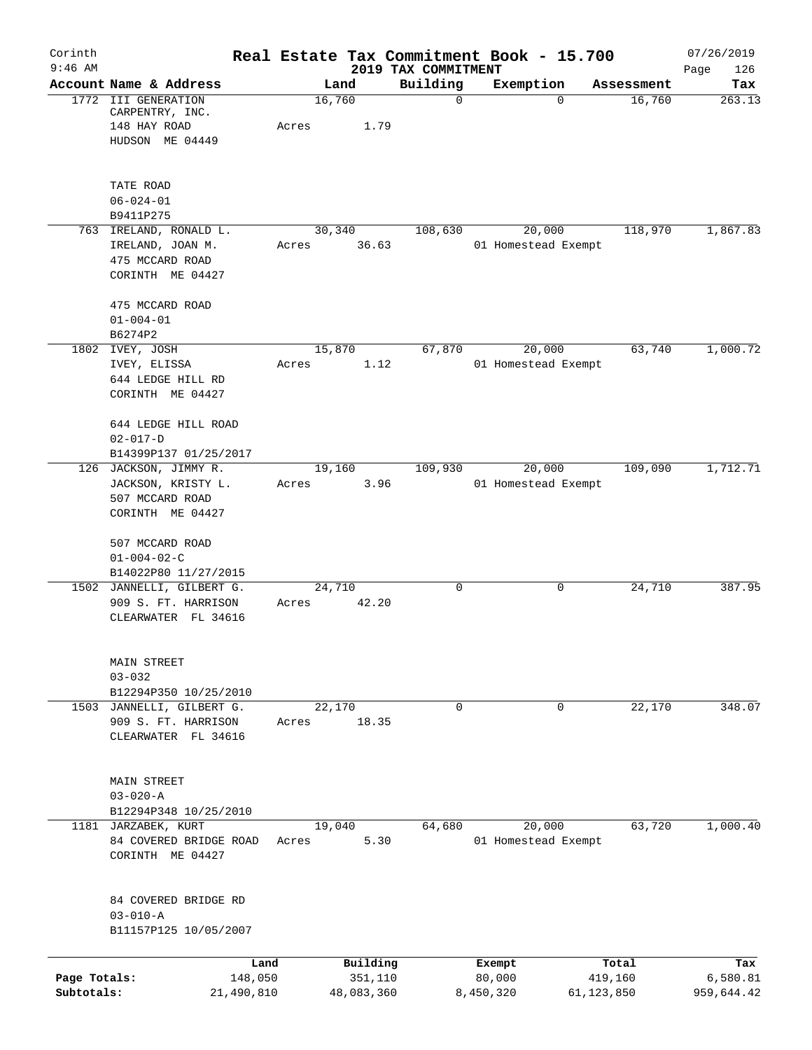Corinth 9:46 AM

# Real Estate Tax Commitment Book - 15.700

2019 TAX COMMITMENT

07/26/2019

| Account | Name & Address | Land | Building | Exemption | Assessment | Tax |
|---|---|---|---|---|---|---|
| 1772 | III GENERATION CARPENTRY, INC.<br>148 HAY ROAD<br>HUDSON ME 04449<br><br>TATE ROAD<br>06-024-01<br>B9411P275 | 16,760<br>Acres 1.79 | 0 | 0 | 16,760 | 263.13 |
| 763 | IRELAND, RONALD L.<br>IRELAND, JOAN M.<br>475 MCCARD ROAD<br>CORINTH ME 04427<br><br>475 MCCARD ROAD<br>01-004-01<br>B6274P2 | 30,340<br>Acres 36.63 | 108,630 | 20,000<br>01 Homestead Exempt | 118,970 | 1,867.83 |
| 1802 | IVEY, JOSH<br>IVEY, ELISSA<br>644 LEDGE HILL RD<br>CORINTH ME 04427<br><br>644 LEDGE HILL ROAD<br>02-017-D<br>B14399P137 01/25/2017 | 15,870<br>Acres 1.12 | 67,870 | 20,000<br>01 Homestead Exempt | 63,740 | 1,000.72 |
| 126 | JACKSON, JIMMY R.<br>JACKSON, KRISTY L.<br>507 MCCARD ROAD<br>CORINTH ME 04427<br><br>507 MCCARD ROAD<br>01-004-02-C<br>B14022P80 11/27/2015 | 19,160<br>Acres 3.96 | 109,930 | 20,000<br>01 Homestead Exempt | 109,090 | 1,712.71 |
| 1502 | JANNELLI, GILBERT G.<br>909 S. FT. HARRISON<br>CLEARWATER FL 34616<br><br>MAIN STREET<br>03-032<br>B12294P350 10/25/2010 | 24,710<br>Acres 42.20 | 0 | 0 | 24,710 | 387.95 |
| 1503 | JANNELLI, GILBERT G.<br>909 S. FT. HARRISON<br>CLEARWATER FL 34616<br><br>MAIN STREET<br>03-020-A<br>B12294P348 10/25/2010 | 22,170<br>Acres 18.35 | 0 | 0 | 22,170 | 348.07 |
| 1181 | JARZABEK, KURT<br>84 COVERED BRIDGE ROAD<br>CORINTH ME 04427<br><br>84 COVERED BRIDGE RD<br>03-010-A<br>B11157P125 10/05/2007 | 19,040<br>Acres 5.30 | 64,680 | 20,000<br>01 Homestead Exempt | 63,720 | 1,000.40 |

| | Land | Building | Exempt | Total | Tax |
|---|---|---|---|---|---|
| Page Totals: | 148,050 | 351,110 | 80,000 | 419,160 | 6,580.81 |
| Subtotals: | 21,490,810 | 48,083,360 | 8,450,320 | 61,123,850 | 959,644.42 |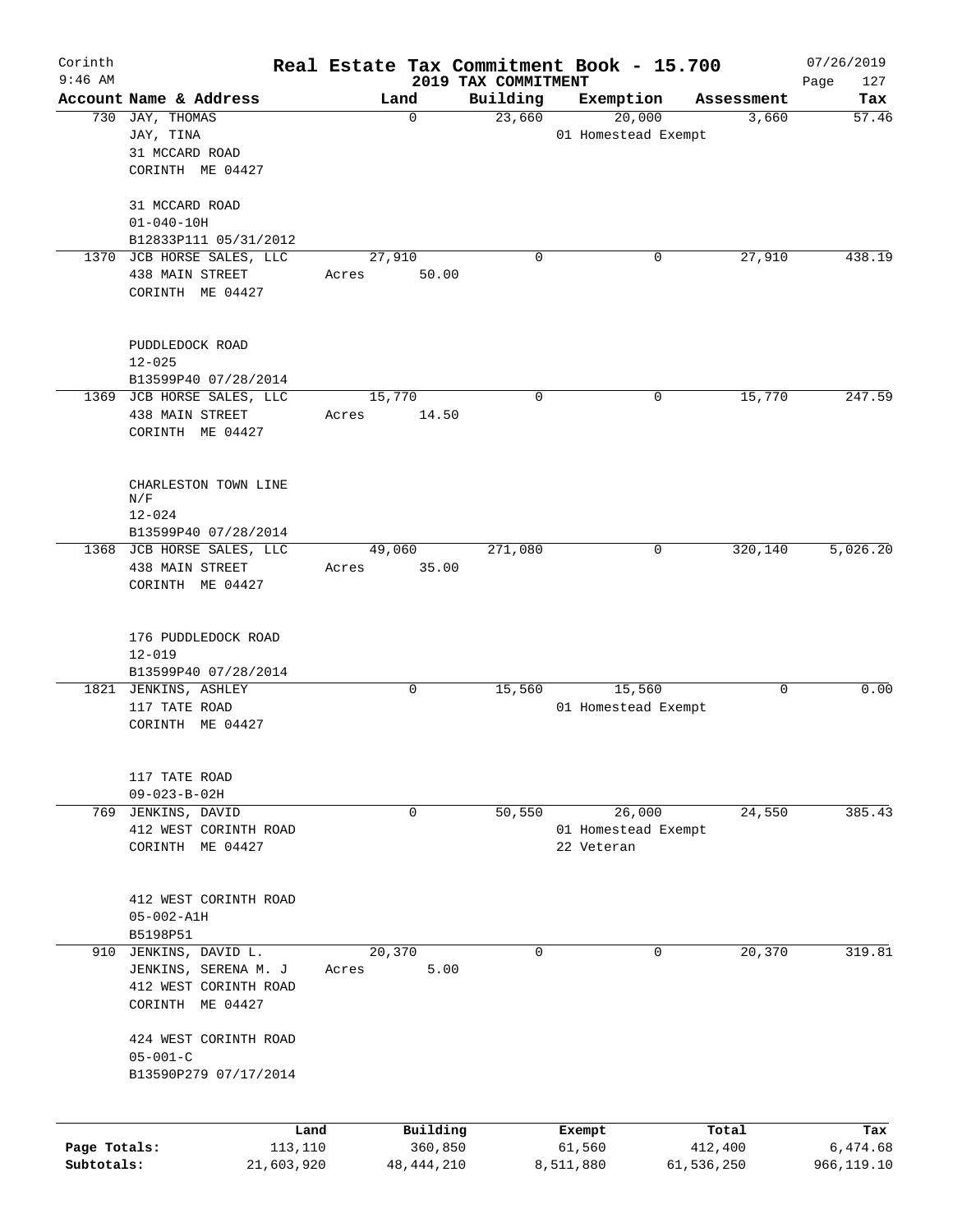# Corinth — Real Estate Tax Commitment Book - 15.700

9:46 AM — 2019 TAX COMMITMENT — 07/26/2019

| Account | Name & Address | Land | Building | Exemption | Assessment | Tax |
|---|---|---|---|---|---|---|
| 730 | JAY, THOMAS<br>JAY, TINA<br>31 MCCARD ROAD<br>CORINTH ME 04427<br><br>31 MCCARD ROAD<br>01-040-10H<br>B12833P111 05/31/2012 | 0 | 23,660 | 20,000<br>01 Homestead Exempt | 3,660 | 57.46 |
| 1370 | JCB HORSE SALES, LLC<br>438 MAIN STREET<br>CORINTH ME 04427<br><br>PUDDLEDOCK ROAD<br>12-025<br>B13599P40 07/28/2014 | 27,910<br>Acres 50.00 | 0 | 0 | 27,910 | 438.19 |
| 1369 | JCB HORSE SALES, LLC<br>438 MAIN STREET<br>CORINTH ME 04427<br><br>CHARLESTON TOWN LINE N/F<br>12-024<br>B13599P40 07/28/2014 | 15,770<br>Acres 14.50 | 0 | 0 | 15,770 | 247.59 |
| 1368 | JCB HORSE SALES, LLC<br>438 MAIN STREET<br>CORINTH ME 04427<br><br>176 PUDDLEDOCK ROAD<br>12-019<br>B13599P40 07/28/2014 | 49,060<br>Acres 35.00 | 271,080 | 0 | 320,140 | 5,026.20 |
| 1821 | JENKINS, ASHLEY<br>117 TATE ROAD<br>CORINTH ME 04427<br><br>117 TATE ROAD<br>09-023-B-02H | 0 | 15,560 | 15,560<br>01 Homestead Exempt | 0 | 0.00 |
| 769 | JENKINS, DAVID<br>412 WEST CORINTH ROAD<br>CORINTH ME 04427<br><br>412 WEST CORINTH ROAD<br>05-002-A1H<br>B5198P51 | 0 | 50,550 | 26,000<br>01 Homestead Exempt<br>22 Veteran | 24,550 | 385.43 |
| 910 | JENKINS, DAVID L.<br>JENKINS, SERENA M. J<br>412 WEST CORINTH ROAD<br>CORINTH ME 04427<br><br>424 WEST CORINTH ROAD<br>05-001-C<br>B13590P279 07/17/2014 | 20,370<br>Acres 5.00 | 0 | 0 | 20,370 | 319.81 |

| | Land | Building | Exempt | Total | Tax |
|---|---|---|---|---|---|
| Page Totals: | 113,110 | 360,850 | 61,560 | 412,400 | 6,474.68 |
| Subtotals: | 21,603,920 | 48,444,210 | 8,511,880 | 61,536,250 | 966,119.10 |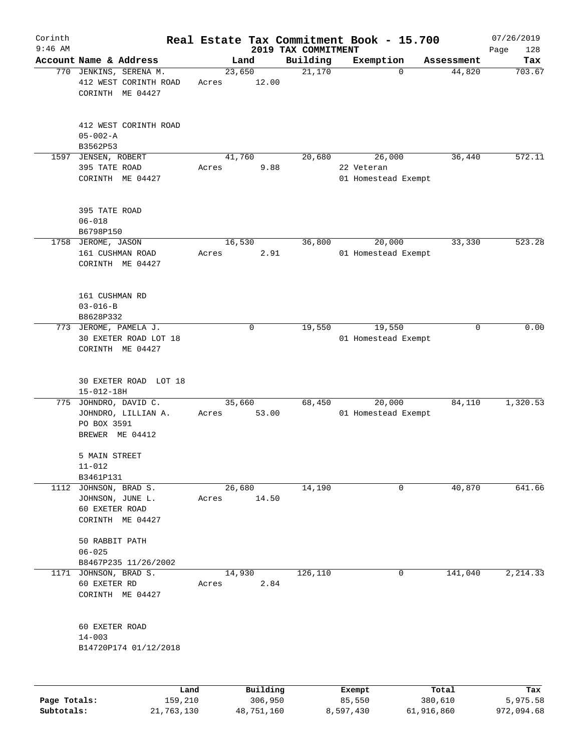# Real Estate Tax Commitment Book - 15.700

## 2019 TAX COMMITMENT

Corinth, 9:46 AM — 07/26/2019

| Account | Name & Address | Land | Building | Exemption | Assessment | Tax |
|---|---|---|---|---|---|---|
| 770 | JENKINS, SERENA M.<br>412 WEST CORINTH ROAD<br>CORINTH ME 04427<br><br>412 WEST CORINTH ROAD<br>05-002-A<br>B3562P53 | 23,650<br>Acres 12.00 | 21,170 | 0 | 44,820 | 703.67 |
| 1597 | JENSEN, ROBERT<br>395 TATE ROAD<br>CORINTH ME 04427<br><br>395 TATE ROAD<br>06-018<br>B6798P150 | 41,760<br>Acres 9.88 | 20,680 | 26,000<br>22 Veteran<br>01 Homestead Exempt | 36,440 | 572.11 |
| 1758 | JEROME, JASON<br>161 CUSHMAN ROAD<br>CORINTH ME 04427<br><br>161 CUSHMAN RD<br>03-016-B<br>B8628P332 | 16,530<br>Acres 2.91 | 36,800 | 20,000<br>01 Homestead Exempt | 33,330 | 523.28 |
| 773 | JEROME, PAMELA J.<br>30 EXETER ROAD LOT 18<br>CORINTH ME 04427<br><br>30 EXETER ROAD LOT 18<br>15-012-18H | 0 | 19,550 | 19,550<br>01 Homestead Exempt | 0 | 0.00 |
| 775 | JOHNDRO, DAVID C.<br>JOHNDRO, LILLIAN A.<br>PO BOX 3591<br>BREWER ME 04412<br><br>5 MAIN STREET<br>11-012<br>B3461P131 | 35,660<br>Acres 53.00 | 68,450 | 20,000<br>01 Homestead Exempt | 84,110 | 1,320.53 |
| 1112 | JOHNSON, BRAD S.<br>JOHNSON, JUNE L.<br>60 EXETER ROAD<br>CORINTH ME 04427<br><br>50 RABBIT PATH<br>06-025<br>B8467P235 11/26/2002 | 26,680<br>Acres 14.50 | 14,190 | 0 | 40,870 | 641.66 |
| 1171 | JOHNSON, BRAD S.<br>60 EXETER RD<br>CORINTH ME 04427<br><br>60 EXETER ROAD<br>14-003<br>B14720P174 01/12/2018 | 14,930<br>Acres 2.84 | 126,110 | 0 | 141,040 | 2,214.33 |

| | Land | Building | Exempt | Total | Tax |
|---|---|---|---|---|---|
| Page Totals: | 159,210 | 306,950 | 85,550 | 380,610 | 5,975.58 |
| Subtotals: | 21,763,130 | 48,751,160 | 8,597,430 | 61,916,860 | 972,094.68 |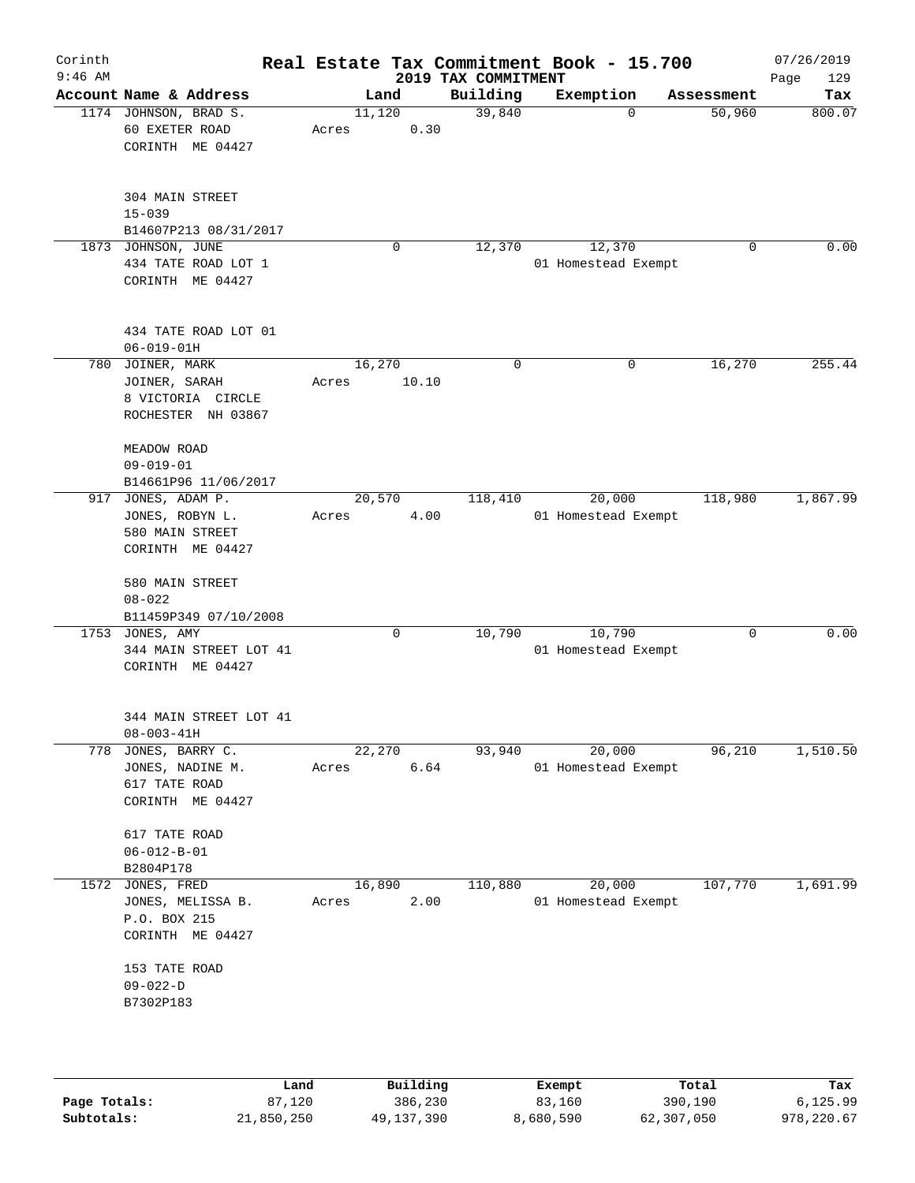Corinth 9:46 AM

# Real Estate Tax Commitment Book - 15.700

## 2019 TAX COMMITMENT

07/26/2019

| Account | Name & Address | Land | Building | Exemption | Assessment | Tax |
|---|---|---|---|---|---|---|
| 1174 | JOHNSON, BRAD S.<br>60 EXETER ROAD<br>CORINTH ME 04427<br><br>304 MAIN STREET<br>15-039<br>B14607P213 08/31/2017 | 11,120<br>Acres 0.30 | 39,840 | 0 | 50,960 | 800.07 |
| 1873 | JOHNSON, JUNE<br>434 TATE ROAD LOT 1<br>CORINTH ME 04427<br><br>434 TATE ROAD LOT 01<br>06-019-01H | 0 | 12,370 | 12,370<br>01 Homestead Exempt | 0 | 0.00 |
| 780 | JOINER, MARK<br>JOINER, SARAH<br>8 VICTORIA CIRCLE<br>ROCHESTER NH 03867<br><br>MEADOW ROAD<br>09-019-01<br>B14661P96 11/06/2017 | 16,270<br>Acres 10.10 | 0 | 0 | 16,270 | 255.44 |
| 917 | JONES, ADAM P.<br>JONES, ROBYN L.<br>580 MAIN STREET<br>CORINTH ME 04427<br><br>580 MAIN STREET<br>08-022<br>B11459P349 07/10/2008 | 20,570<br>Acres 4.00 | 118,410 | 20,000<br>01 Homestead Exempt | 118,980 | 1,867.99 |
| 1753 | JONES, AMY<br>344 MAIN STREET LOT 41<br>CORINTH ME 04427<br><br>344 MAIN STREET LOT 41<br>08-003-41H | 0 | 10,790 | 10,790<br>01 Homestead Exempt | 0 | 0.00 |
| 778 | JONES, BARRY C.<br>JONES, NADINE M.<br>617 TATE ROAD<br>CORINTH ME 04427<br><br>617 TATE ROAD<br>06-012-B-01<br>B2804P178 | 22,270<br>Acres 6.64 | 93,940 | 20,000<br>01 Homestead Exempt | 96,210 | 1,510.50 |
| 1572 | JONES, FRED<br>JONES, MELISSA B.<br>P.O. BOX 215<br>CORINTH ME 04427<br><br>153 TATE ROAD<br>09-022-D<br>B7302P183 | 16,890<br>Acres 2.00 | 110,880 | 20,000<br>01 Homestead Exempt | 107,770 | 1,691.99 |

| | Land | Building | Exempt | Total | Tax |
|---|---|---|---|---|---|
| Page Totals: | 87,120 | 386,230 | 83,160 | 390,190 | 6,125.99 |
| Subtotals: | 21,850,250 | 49,137,390 | 8,680,590 | 62,307,050 | 978,220.67 |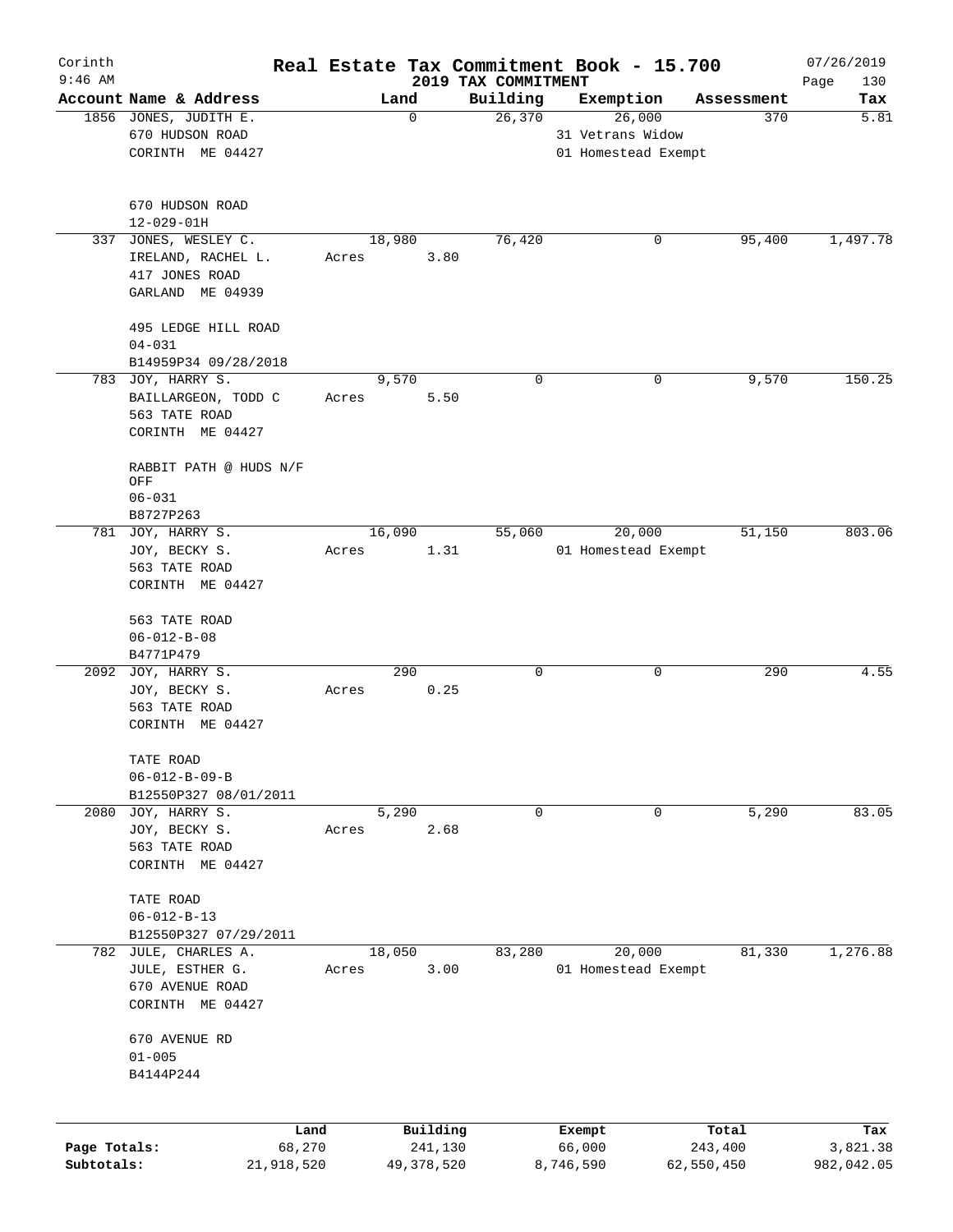Corinth
9:46 AM

# Real Estate Tax Commitment Book - 15.700

## 2019 TAX COMMITMENT

07/26/2019
Page 130

| Account Name & Address | Land | Building | Exemption | Assessment | Tax |
|---|---|---|---|---|---|
| 1856 JONES, JUDITH E.<br>670 HUDSON ROAD<br>CORINTH ME 04427<br><br>670 HUDSON ROAD<br>12-029-01H | 0 | 26,370 | 26,000<br>31 Vetrans Widow<br>01 Homestead Exempt | 370 | 5.81 |
| 337 JONES, WESLEY C.<br>IRELAND, RACHEL L.<br>417 JONES ROAD<br>GARLAND ME 04939<br><br>495 LEDGE HILL ROAD<br>04-031<br>B14959P34 09/28/2018 | 18,980<br>Acres 3.80 | 76,420 | 0 | 95,400 | 1,497.78 |
| 783 JOY, HARRY S.<br>BAILLARGEON, TODD C<br>563 TATE ROAD<br>CORINTH ME 04427<br><br>RABBIT PATH @ HUDS N/F OFF<br>06-031<br>B8727P263 | 9,570<br>Acres 5.50 | 0 | 0 | 9,570 | 150.25 |
| 781 JOY, HARRY S.<br>JOY, BECKY S.<br>563 TATE ROAD<br>CORINTH ME 04427<br><br>563 TATE ROAD<br>06-012-B-08<br>B4771P479 | 16,090<br>Acres 1.31 | 55,060 | 20,000<br>01 Homestead Exempt | 51,150 | 803.06 |
| 2092 JOY, HARRY S.<br>JOY, BECKY S.<br>563 TATE ROAD<br>CORINTH ME 04427<br><br>TATE ROAD<br>06-012-B-09-B<br>B12550P327 08/01/2011 | 290<br>Acres 0.25 | 0 | 0 | 290 | 4.55 |
| 2080 JOY, HARRY S.<br>JOY, BECKY S.<br>563 TATE ROAD<br>CORINTH ME 04427<br><br>TATE ROAD<br>06-012-B-13<br>B12550P327 07/29/2011 | 5,290<br>Acres 2.68 | 0 | 0 | 5,290 | 83.05 |
| 782 JULE, CHARLES A.<br>JULE, ESTHER G.<br>670 AVENUE ROAD<br>CORINTH ME 04427<br><br>670 AVENUE RD<br>01-005<br>B4144P244 | 18,050<br>Acres 3.00 | 83,280 | 20,000<br>01 Homestead Exempt | 81,330 | 1,276.88 |

| | Land | Building | Exempt | Total | Tax |
|---|---|---|---|---|---|
| Page Totals: | 68,270 | 241,130 | 66,000 | 243,400 | 3,821.38 |
| Subtotals: | 21,918,520 | 49,378,520 | 8,746,590 | 62,550,450 | 982,042.05 |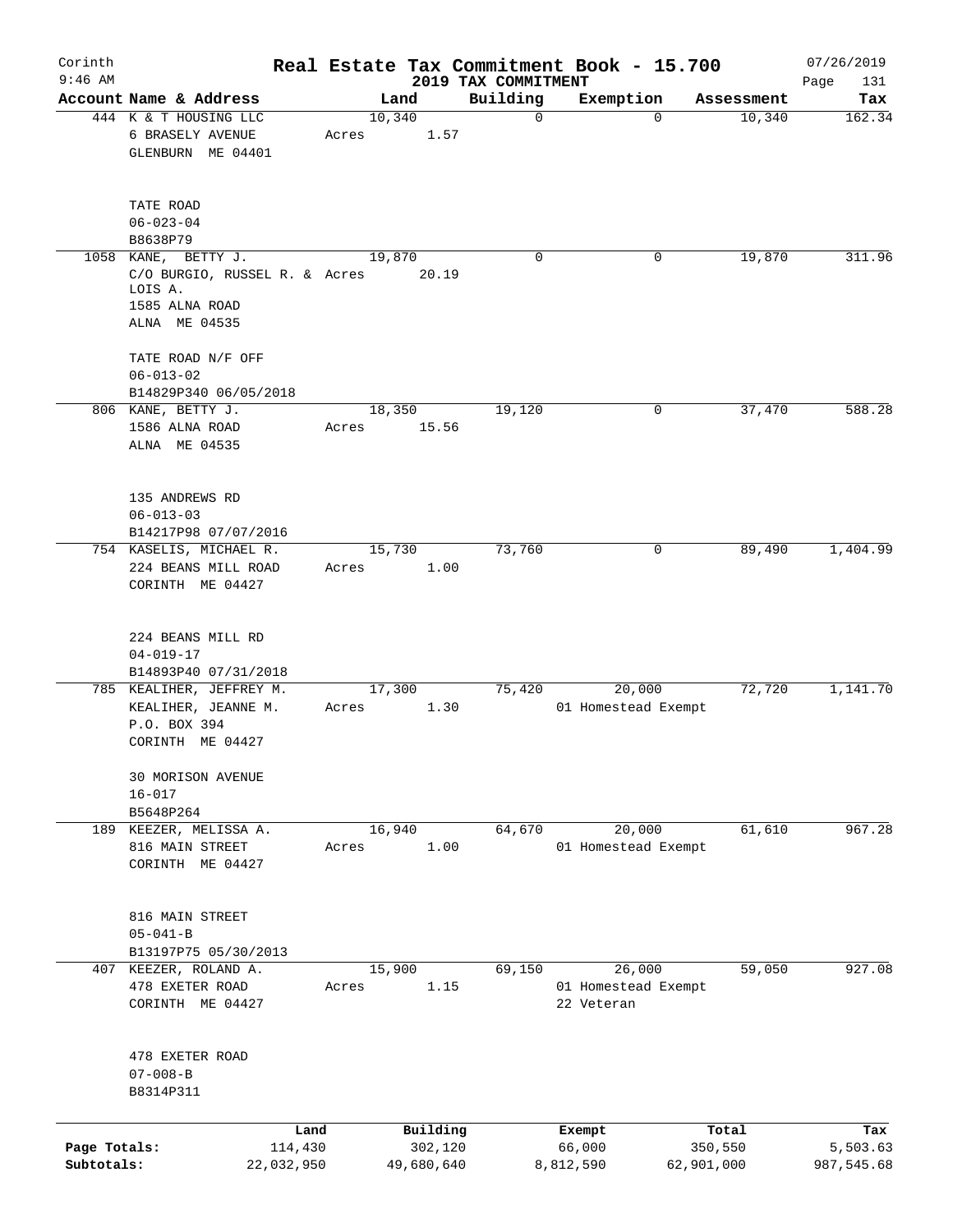Corinth 9:46 AM

# Real Estate Tax Commitment Book - 15.700

## 2019 TAX COMMITMENT

07/26/2019

| Account | Name & Address | Land | Building | Exemption | Assessment | Tax |
|---|---|---|---|---|---|---|
| 444 | K & T HOUSING LLC<br>6 BRASELY AVENUE<br>GLENBURN ME 04401<br><br>TATE ROAD<br>06-023-04<br>B8638P79 | 10,340<br>Acres 1.57 | 0 | 0 | 10,340 | 162.34 |
| 1058 | KANE, BETTY J.<br>C/O BURGIO, RUSSEL R. & LOIS A.<br>1585 ALNA ROAD<br>ALNA ME 04535<br><br>TATE ROAD N/F OFF<br>06-013-02<br>B14829P340 06/05/2018 | 19,870<br>Acres 20.19 | 0 | 0 | 19,870 | 311.96 |
| 806 | KANE, BETTY J.<br>1586 ALNA ROAD<br>ALNA ME 04535<br><br>135 ANDREWS RD<br>06-013-03<br>B14217P98 07/07/2016 | 18,350<br>Acres 15.56 | 19,120 | 0 | 37,470 | 588.28 |
| 754 | KASELIS, MICHAEL R.<br>224 BEANS MILL ROAD<br>CORINTH ME 04427<br><br>224 BEANS MILL RD<br>04-019-17<br>B14893P40 07/31/2018 | 15,730<br>Acres 1.00 | 73,760 | 0 | 89,490 | 1,404.99 |
| 785 | KEALIHER, JEFFREY M.<br>KEALIHER, JEANNE M.<br>P.O. BOX 394<br>CORINTH ME 04427<br><br>30 MORISON AVENUE<br>16-017<br>B5648P264 | 17,300<br>Acres 1.30 | 75,420 | 20,000<br>01 Homestead Exempt | 72,720 | 1,141.70 |
| 189 | KEEZER, MELISSA A.<br>816 MAIN STREET<br>CORINTH ME 04427<br><br>816 MAIN STREET<br>05-041-B<br>B13197P75 05/30/2013 | 16,940<br>Acres 1.00 | 64,670 | 20,000<br>01 Homestead Exempt | 61,610 | 967.28 |
| 407 | KEEZER, ROLAND A.<br>478 EXETER ROAD<br>CORINTH ME 04427<br><br>478 EXETER ROAD<br>07-008-B<br>B8314P311 | 15,900<br>Acres 1.15 | 69,150 | 26,000<br>01 Homestead Exempt<br>22 Veteran | 59,050 | 927.08 |

| | Land | Building | Exempt | Total | Tax |
|---|---|---|---|---|---|
| Page Totals: | 114,430 | 302,120 | 66,000 | 350,550 | 5,503.63 |
| Subtotals: | 22,032,950 | 49,680,640 | 8,812,590 | 62,901,000 | 987,545.68 |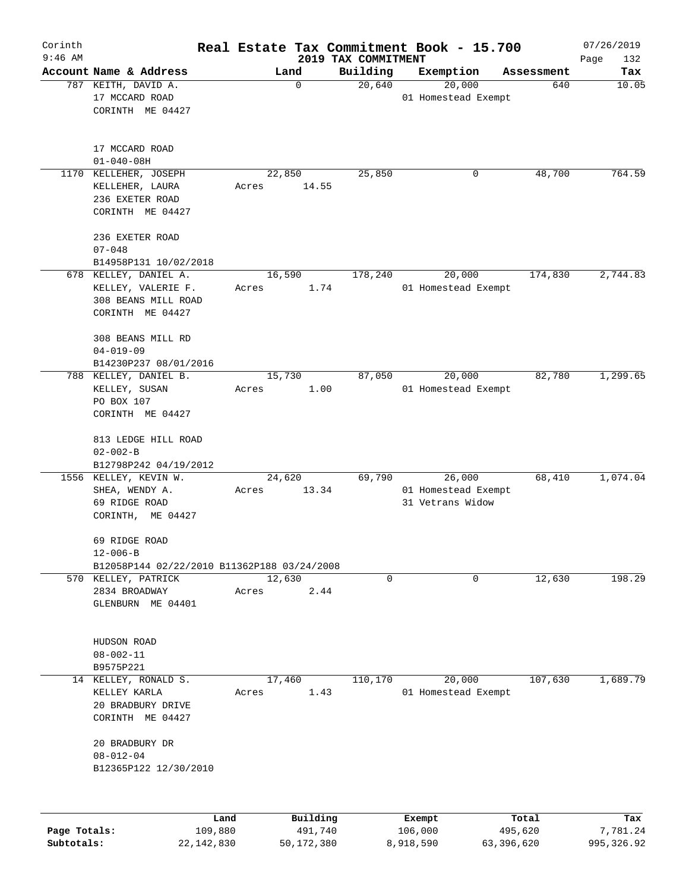# Corinth Real Estate Tax Commitment Book - 15.700

9:46 AM — 2019 TAX COMMITMENT — 07/26/2019

| Account Name & Address | Land | Building | Exemption | Assessment | Tax |
|---|---|---|---|---|---|
| 787 KEITH, DAVID A.<br>17 MCCARD ROAD<br>CORINTH ME 04427<br><br>17 MCCARD ROAD<br>01-040-08H | 0 | 20,640 | 20,000<br>01 Homestead Exempt | 640 | 10.05 |
| 1170 KELLEHER, JOSEPH<br>KELLEHER, LAURA<br>236 EXETER ROAD<br>CORINTH ME 04427<br><br>236 EXETER ROAD<br>07-048<br>B14958P131 10/02/2018 | 22,850<br>Acres 14.55 | 25,850 | 0 | 48,700 | 764.59 |
| 678 KELLEY, DANIEL A.<br>KELLEY, VALERIE F.<br>308 BEANS MILL ROAD<br>CORINTH ME 04427<br><br>308 BEANS MILL RD<br>04-019-09<br>B14230P237 08/01/2016 | 16,590<br>Acres 1.74 | 178,240 | 20,000<br>01 Homestead Exempt | 174,830 | 2,744.83 |
| 788 KELLEY, DANIEL B.<br>KELLEY, SUSAN<br>PO BOX 107<br>CORINTH ME 04427<br><br>813 LEDGE HILL ROAD<br>02-002-B<br>B12798P242 04/19/2012 | 15,730<br>Acres 1.00 | 87,050 | 20,000<br>01 Homestead Exempt | 82,780 | 1,299.65 |
| 1556 KELLEY, KEVIN W.<br>SHEA, WENDY A.<br>69 RIDGE ROAD<br>CORINTH, ME 04427<br><br>69 RIDGE ROAD<br>12-006-B<br>B12058P144 02/22/2010 B11362P188 03/24/2008 | 24,620<br>Acres 13.34 | 69,790 | 26,000<br>01 Homestead Exempt<br>31 Vetrans Widow | 68,410 | 1,074.04 |
| 570 KELLEY, PATRICK<br>2834 BROADWAY<br>GLENBURN ME 04401<br><br>HUDSON ROAD<br>08-002-11<br>B9575P221 | 12,630<br>Acres 2.44 | 0 | 0 | 12,630 | 198.29 |
| 14 KELLEY, RONALD S.<br>KELLEY KARLA<br>20 BRADBURY DRIVE<br>CORINTH ME 04427<br><br>20 BRADBURY DR<br>08-012-04<br>B12365P122 12/30/2010 | 17,460<br>Acres 1.43 | 110,170 | 20,000<br>01 Homestead Exempt | 107,630 | 1,689.79 |

| | Land | Building | Exempt | Total | Tax |
|---|---|---|---|---|---|
| Page Totals: | 109,880 | 491,740 | 106,000 | 495,620 | 7,781.24 |
| Subtotals: | 22,142,830 | 50,172,380 | 8,918,590 | 63,396,620 | 995,326.92 |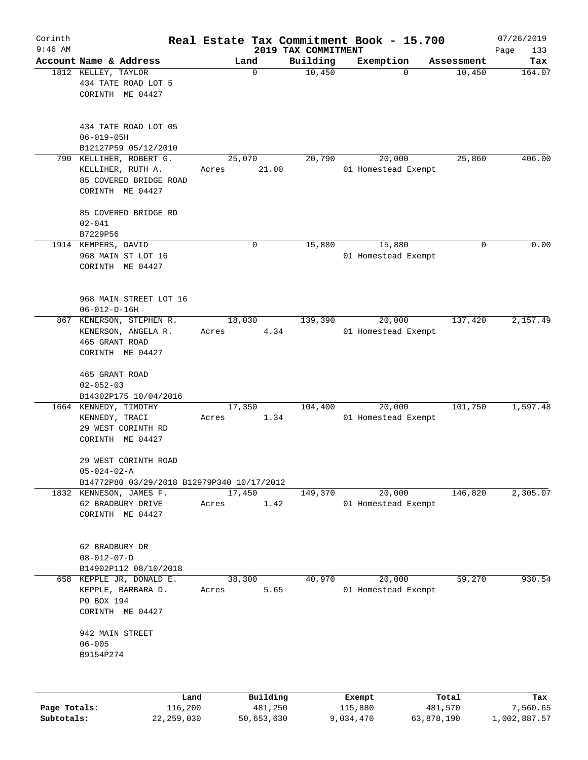Corinth 9:46 AM

# Real Estate Tax Commitment Book - 15.700

## 2019 TAX COMMITMENT

07/26/2019

| Account Name & Address | Land | Building | Exemption | Assessment | Tax |
|---|---|---|---|---|---|
| 1812 KELLEY, TAYLOR<br>434 TATE ROAD LOT 5<br>CORINTH ME 04427<br><br>434 TATE ROAD LOT 05<br>06-019-05H<br>B12127P59 05/12/2010 | 0 | 10,450 | 0 | 10,450 | 164.07 |
| 790 KELLIHER, ROBERT G.<br>KELLIHER, RUTH A.<br>85 COVERED BRIDGE ROAD<br>CORINTH ME 04427<br><br>85 COVERED BRIDGE RD<br>02-041<br>B7229P56 | 25,070<br>Acres 21.00 | 20,790 | 20,000<br>01 Homestead Exempt | 25,860 | 406.00 |
| 1914 KEMPERS, DAVID<br>968 MAIN ST LOT 16<br>CORINTH ME 04427<br><br>968 MAIN STREET LOT 16<br>06-012-D-16H | 0 | 15,880 | 15,880<br>01 Homestead Exempt | 0 | 0.00 |
| 867 KENERSON, STEPHEN R.<br>KENERSON, ANGELA R.<br>465 GRANT ROAD<br>CORINTH ME 04427<br><br>465 GRANT ROAD<br>02-052-03<br>B14302P175 10/04/2016 | 18,030<br>Acres 4.34 | 139,390 | 20,000<br>01 Homestead Exempt | 137,420 | 2,157.49 |
| 1664 KENNEDY, TIMOTHY<br>KENNEDY, TRACI<br>29 WEST CORINTH RD<br>CORINTH ME 04427<br><br>29 WEST CORINTH ROAD<br>05-024-02-A<br>B14772P80 03/29/2018 B12979P340 10/17/2012 | 17,350<br>Acres 1.34 | 104,400 | 20,000<br>01 Homestead Exempt | 101,750 | 1,597.48 |
| 1832 KENNESON, JAMES F.<br>62 BRADBURY DRIVE<br>CORINTH ME 04427<br><br>62 BRADBURY DR<br>08-012-07-D<br>B14902P112 08/10/2018 | 17,450<br>Acres 1.42 | 149,370 | 20,000<br>01 Homestead Exempt | 146,820 | 2,305.07 |
| 658 KEPPLE JR, DONALD E.<br>KEPPLE, BARBARA D.<br>PO BOX 194<br>CORINTH ME 04427<br><br>942 MAIN STREET<br>06-005<br>B9154P274 | 38,300<br>Acres 5.65 | 40,970 | 20,000<br>01 Homestead Exempt | 59,270 | 930.54 |

| | Land | Building | Exempt | Total | Tax |
|---|---|---|---|---|---|
| Page Totals: | 116,200 | 481,250 | 115,880 | 481,570 | 7,560.65 |
| Subtotals: | 22,259,030 | 50,653,630 | 9,034,470 | 63,878,190 | 1,002,887.57 |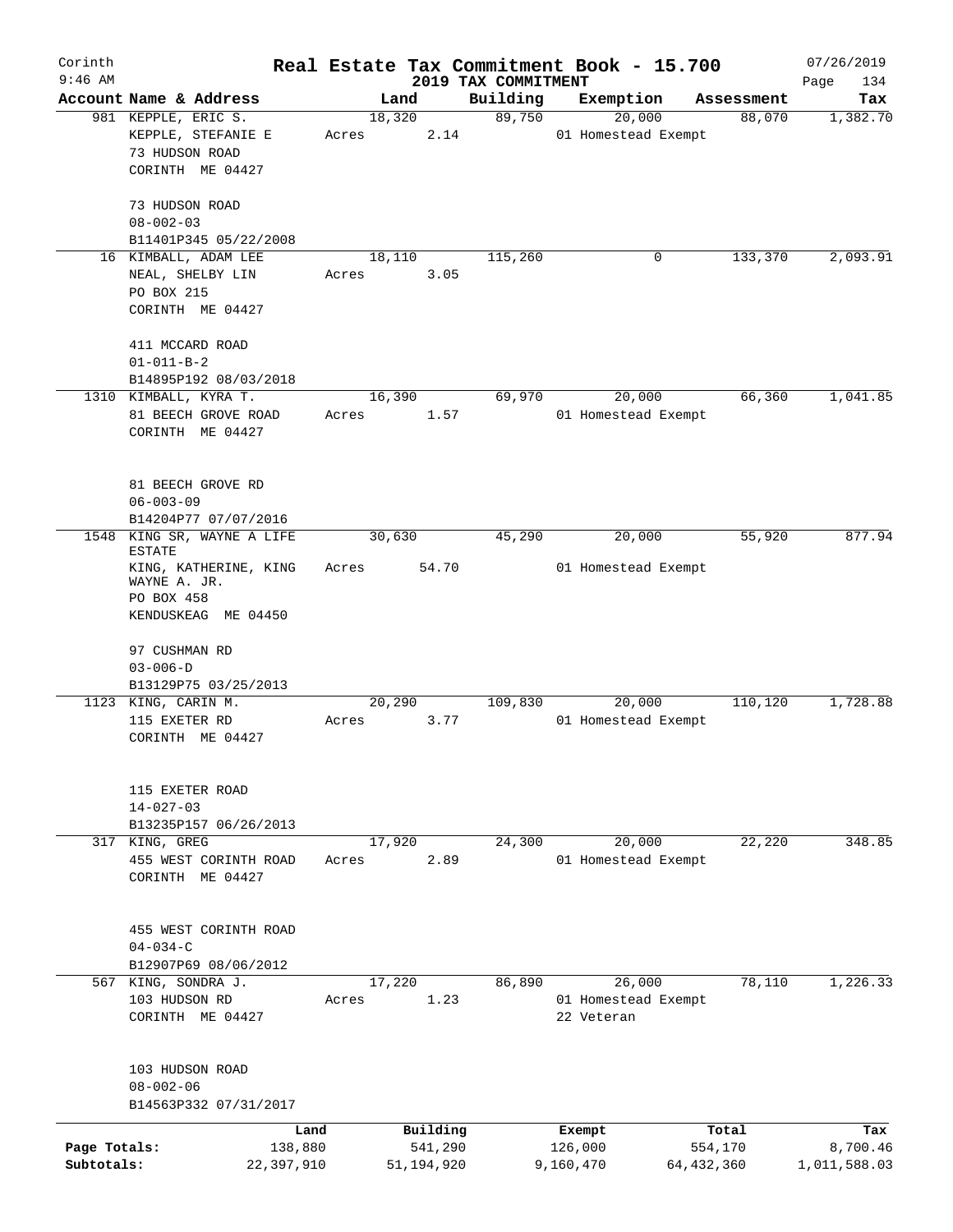Corinth 9:46 AM

# Real Estate Tax Commitment Book - 15.700
## 2019 TAX COMMITMENT

07/26/2019

| Account | Name & Address | Land | Building | Exemption | Assessment | Tax |
|---|---|---|---|---|---|---|
| 981 | KEPPLE, ERIC S.<br>KEPPLE, STEFANIE E<br>73 HUDSON ROAD<br>CORINTH ME 04427<br><br>73 HUDSON ROAD<br>08-002-03<br>B11401P345 05/22/2008 | 18,320<br>Acres 2.14 | 89,750 | 20,000<br>01 Homestead Exempt | 88,070 | 1,382.70 |
| 16 | KIMBALL, ADAM LEE<br>NEAL, SHELBY LIN<br>PO BOX 215<br>CORINTH ME 04427<br><br>411 MCCARD ROAD<br>01-011-B-2<br>B14895P192 08/03/2018 | 18,110<br>Acres 3.05 | 115,260 | 0 | 133,370 | 2,093.91 |
| 1310 | KIMBALL, KYRA T.<br>81 BEECH GROVE ROAD<br>CORINTH ME 04427<br><br>81 BEECH GROVE RD<br>06-003-09<br>B14204P77 07/07/2016 | 16,390<br>Acres 1.57 | 69,970 | 20,000<br>01 Homestead Exempt | 66,360 | 1,041.85 |
| 1548 | KING SR, WAYNE A LIFE ESTATE<br>KING, KATHERINE, KING WAYNE A. JR.<br>PO BOX 458<br>KENDUSKEAG ME 04450<br><br>97 CUSHMAN RD<br>03-006-D<br>B13129P75 03/25/2013 | 30,630<br>Acres 54.70 | 45,290 | 20,000<br>01 Homestead Exempt | 55,920 | 877.94 |
| 1123 | KING, CARIN M.<br>115 EXETER RD<br>CORINTH ME 04427<br><br>115 EXETER ROAD<br>14-027-03<br>B13235P157 06/26/2013 | 20,290<br>Acres 3.77 | 109,830 | 20,000<br>01 Homestead Exempt | 110,120 | 1,728.88 |
| 317 | KING, GREG<br>455 WEST CORINTH ROAD<br>CORINTH ME 04427<br><br>455 WEST CORINTH ROAD<br>04-034-C<br>B12907P69 08/06/2012 | 17,920<br>Acres 2.89 | 24,300 | 20,000<br>01 Homestead Exempt | 22,220 | 348.85 |
| 567 | KING, SONDRA J.<br>103 HUDSON RD<br>CORINTH ME 04427<br><br>103 HUDSON ROAD<br>08-002-06<br>B14563P332 07/31/2017 | 17,220<br>Acres 1.23 | 86,890 | 26,000<br>01 Homestead Exempt<br>22 Veteran | 78,110 | 1,226.33 |

| | Land | Building | Exempt | Total | Tax |
|---|---|---|---|---|---|
| Page Totals: | 138,880 | 541,290 | 126,000 | 554,170 | 8,700.46 |
| Subtotals: | 22,397,910 | 51,194,920 | 9,160,470 | 64,432,360 | 1,011,588.03 |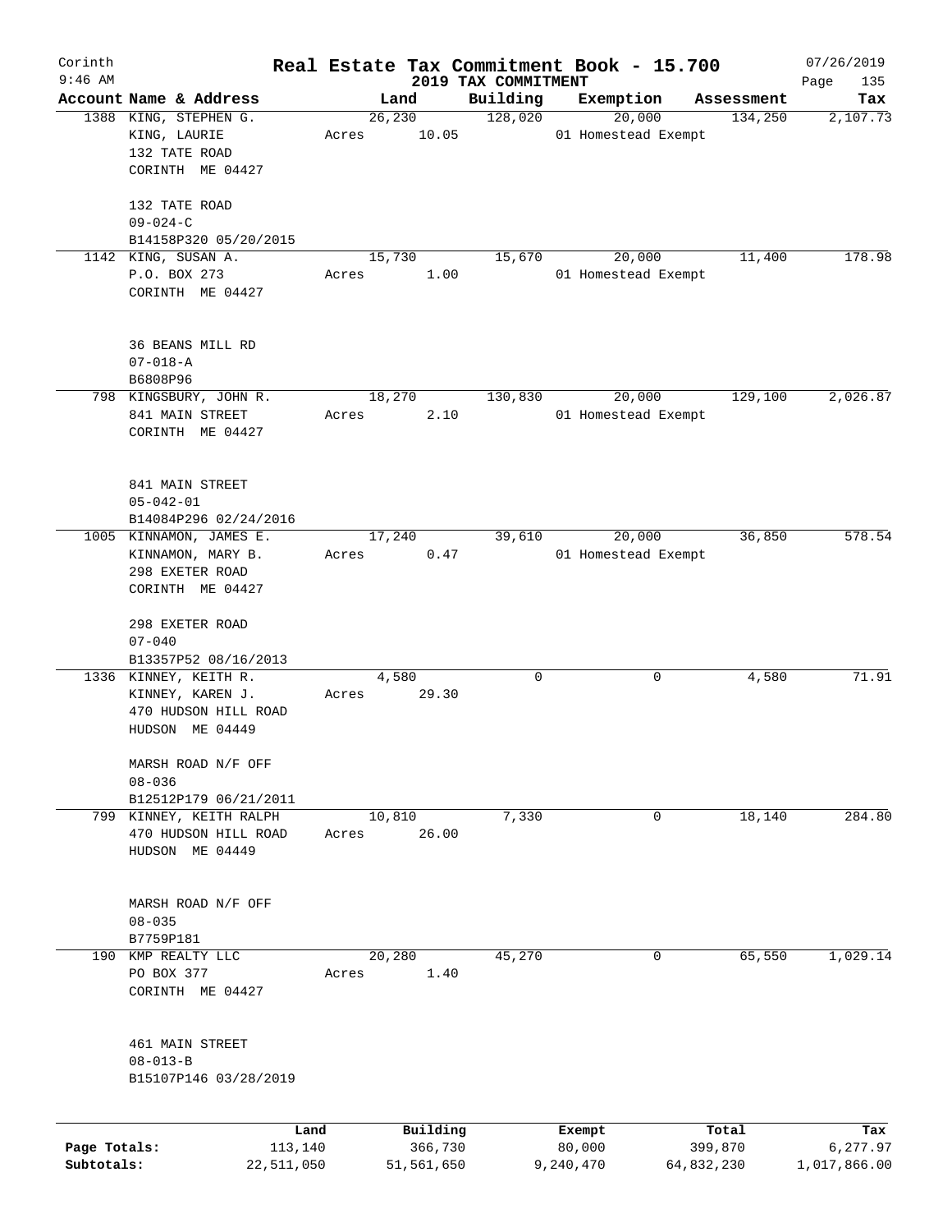# Real Estate Tax Commitment Book - 15.700

Corinth
9:46 AM

2019 TAX COMMITMENT

07/26/2019

| Account Name & Address | Land | Building | Exemption | Assessment | Tax |
|---|---|---|---|---|---|
| 1388 KING, STEPHEN G.<br>KING, LAURIE<br>132 TATE ROAD<br>CORINTH ME 04427<br><br>132 TATE ROAD<br>09-024-C<br>B14158P320 05/20/2015 | 26,230<br>Acres 10.05 | 128,020 | 20,000<br>01 Homestead Exempt | 134,250 | 2,107.73 |
| 1142 KING, SUSAN A.<br>P.O. BOX 273<br>CORINTH ME 04427<br><br>36 BEANS MILL RD<br>07-018-A<br>B6808P96 | 15,730<br>Acres 1.00 | 15,670 | 20,000<br>01 Homestead Exempt | 11,400 | 178.98 |
| 798 KINGSBURY, JOHN R.<br>841 MAIN STREET<br>CORINTH ME 04427<br><br>841 MAIN STREET<br>05-042-01<br>B14084P296 02/24/2016 | 18,270<br>Acres 2.10 | 130,830 | 20,000<br>01 Homestead Exempt | 129,100 | 2,026.87 |
| 1005 KINNAMON, JAMES E.<br>KINNAMON, MARY B.<br>298 EXETER ROAD<br>CORINTH ME 04427<br><br>298 EXETER ROAD<br>07-040<br>B13357P52 08/16/2013 | 17,240<br>Acres 0.47 | 39,610 | 20,000<br>01 Homestead Exempt | 36,850 | 578.54 |
| 1336 KINNEY, KEITH R.<br>KINNEY, KAREN J.<br>470 HUDSON HILL ROAD<br>HUDSON ME 04449<br><br>MARSH ROAD N/F OFF<br>08-036<br>B12512P179 06/21/2011 | 4,580<br>Acres 29.30 | 0 | 0 | 4,580 | 71.91 |
| 799 KINNEY, KEITH RALPH<br>470 HUDSON HILL ROAD<br>HUDSON ME 04449<br><br>MARSH ROAD N/F OFF<br>08-035<br>B7759P181 | 10,810<br>Acres 26.00 | 7,330 | 0 | 18,140 | 284.80 |
| 190 KMP REALTY LLC<br>PO BOX 377<br>CORINTH ME 04427<br><br>461 MAIN STREET<br>08-013-B<br>B15107P146 03/28/2019 | 20,280<br>Acres 1.40 | 45,270 | 0 | 65,550 | 1,029.14 |

| | Land | Building | Exempt | Total | Tax |
|---|---|---|---|---|---|
| Page Totals: | 113,140 | 366,730 | 80,000 | 399,870 | 6,277.97 |
| Subtotals: | 22,511,050 | 51,561,650 | 9,240,470 | 64,832,230 | 1,017,866.00 |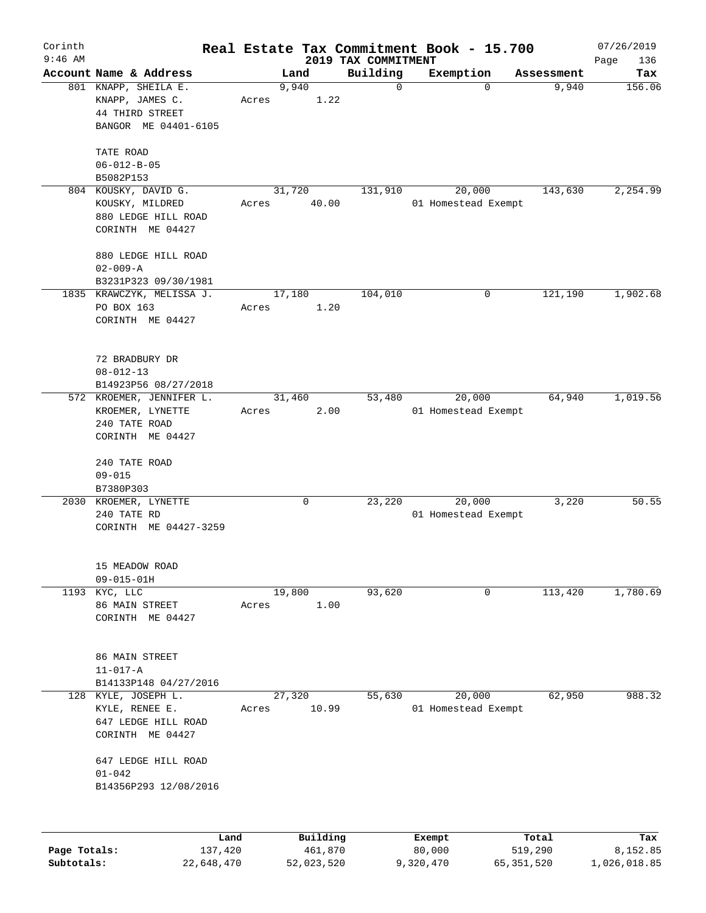Corinth 9:46 AM

# Real Estate Tax Commitment Book - 15.700

## 2019 TAX COMMITMENT

07/26/2019

| Account Name & Address | Land | Building | Exemption | Assessment | Tax |
|---|---|---|---|---|---|
| 801 KNAPP, SHEILA E.<br>KNAPP, JAMES C.<br>44 THIRD STREET<br>BANGOR ME 04401-6105<br><br>TATE ROAD<br>06-012-B-05<br>B5082P153 | 9,940<br>Acres 1.22 | 0 | 0 | 9,940 | 156.06 |
| 804 KOUSKY, DAVID G.<br>KOUSKY, MILDRED<br>880 LEDGE HILL ROAD<br>CORINTH ME 04427<br><br>880 LEDGE HILL ROAD<br>02-009-A<br>B3231P323 09/30/1981 | 31,720<br>Acres 40.00 | 131,910 | 20,000<br>01 Homestead Exempt | 143,630 | 2,254.99 |
| 1835 KRAWCZYK, MELISSA J.<br>PO BOX 163<br>CORINTH ME 04427<br><br>72 BRADBURY DR<br>08-012-13<br>B14923P56 08/27/2018 | 17,180<br>Acres 1.20 | 104,010 | 0 | 121,190 | 1,902.68 |
| 572 KROEMER, JENNIFER L.<br>KROEMER, LYNETTE<br>240 TATE ROAD<br>CORINTH ME 04427<br><br>240 TATE ROAD<br>09-015<br>B7380P303 | 31,460<br>Acres 2.00 | 53,480 | 20,000<br>01 Homestead Exempt | 64,940 | 1,019.56 |
| 2030 KROEMER, LYNETTE<br>240 TATE RD<br>CORINTH ME 04427-3259<br><br>15 MEADOW ROAD<br>09-015-01H | 0 | 23,220 | 20,000<br>01 Homestead Exempt | 3,220 | 50.55 |
| 1193 KYC, LLC<br>86 MAIN STREET<br>CORINTH ME 04427<br><br>86 MAIN STREET<br>11-017-A<br>B14133P148 04/27/2016 | 19,800<br>Acres 1.00 | 93,620 | 0 | 113,420 | 1,780.69 |
| 128 KYLE, JOSEPH L.<br>KYLE, RENEE E.<br>647 LEDGE HILL ROAD<br>CORINTH ME 04427<br><br>647 LEDGE HILL ROAD<br>01-042<br>B14356P293 12/08/2016 | 27,320<br>Acres 10.99 | 55,630 | 20,000<br>01 Homestead Exempt | 62,950 | 988.32 |

| | Land | Building | Exempt | Total | Tax |
|---|---|---|---|---|---|
| Page Totals: | 137,420 | 461,870 | 80,000 | 519,290 | 8,152.85 |
| Subtotals: | 22,648,470 | 52,023,520 | 9,320,470 | 65,351,520 | 1,026,018.85 |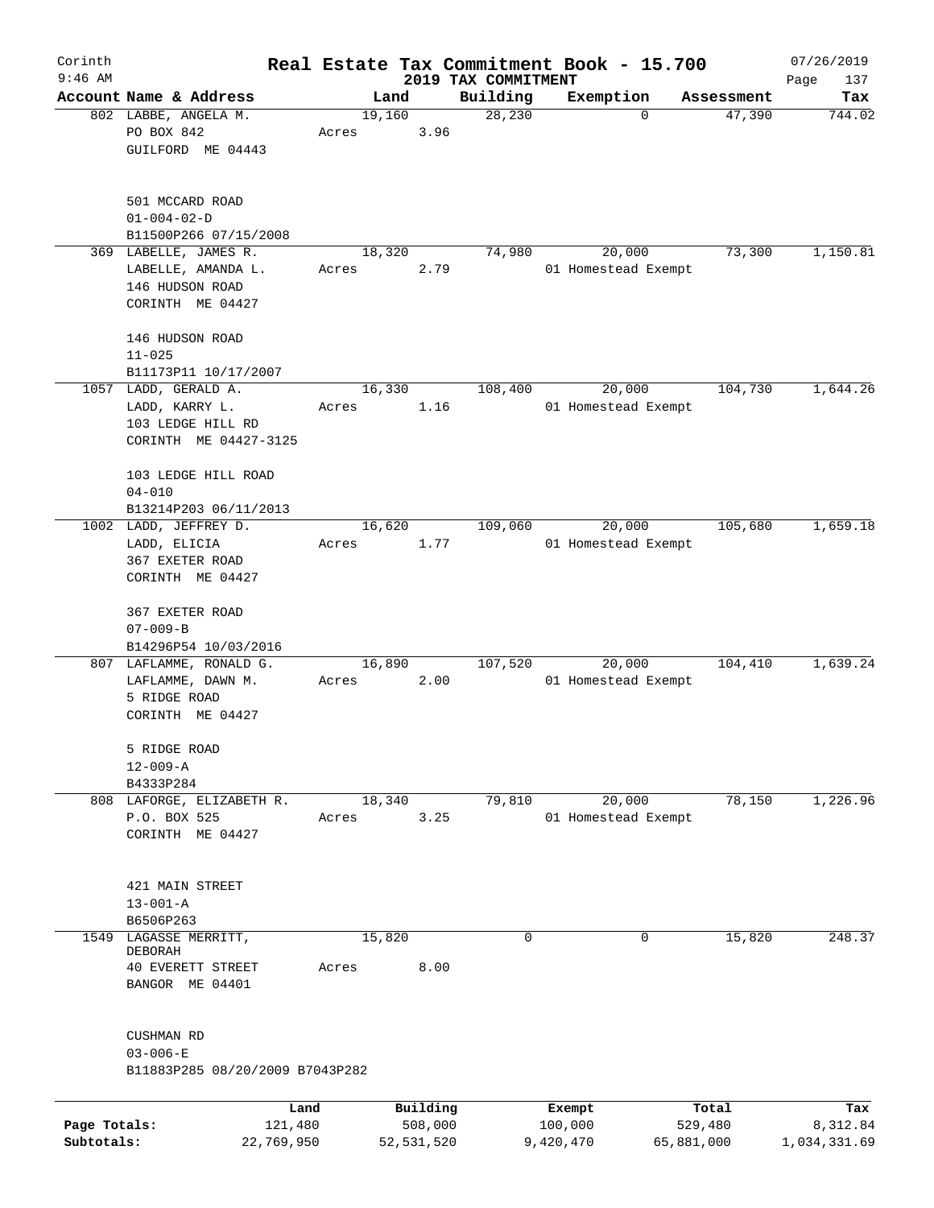Corinth 9:46 AM

# Real Estate Tax Commitment Book - 15.700

2019 TAX COMMITMENT

07/26/2019

| Account Name & Address | Land | Building | Exemption | Assessment | Tax |
|---|---|---|---|---|---|
| 802 LABBE, ANGELA M.<br>PO BOX 842<br>GUILFORD ME 04443<br><br>501 MCCARD ROAD<br>01-004-02-D<br>B11500P266 07/15/2008 | 19,160<br>Acres 3.96 | 28,230 | 0 | 47,390 | 744.02 |
| 369 LABELLE, JAMES R.<br>LABELLE, AMANDA L.<br>146 HUDSON ROAD<br>CORINTH ME 04427<br><br>146 HUDSON ROAD<br>11-025<br>B11173P11 10/17/2007 | 18,320<br>Acres 2.79 | 74,980 | 20,000<br>01 Homestead Exempt | 73,300 | 1,150.81 |
| 1057 LADD, GERALD A.<br>LADD, KARRY L.<br>103 LEDGE HILL RD<br>CORINTH ME 04427-3125<br><br>103 LEDGE HILL ROAD<br>04-010<br>B13214P203 06/11/2013 | 16,330<br>Acres 1.16 | 108,400 | 20,000<br>01 Homestead Exempt | 104,730 | 1,644.26 |
| 1002 LADD, JEFFREY D.<br>LADD, ELICIA<br>367 EXETER ROAD<br>CORINTH ME 04427<br><br>367 EXETER ROAD<br>07-009-B<br>B14296P54 10/03/2016 | 16,620<br>Acres 1.77 | 109,060 | 20,000<br>01 Homestead Exempt | 105,680 | 1,659.18 |
| 807 LAFLAMME, RONALD G.<br>LAFLAMME, DAWN M.<br>5 RIDGE ROAD<br>CORINTH ME 04427<br><br>5 RIDGE ROAD<br>12-009-A<br>B4333P284 | 16,890<br>Acres 2.00 | 107,520 | 20,000<br>01 Homestead Exempt | 104,410 | 1,639.24 |
| 808 LAFORGE, ELIZABETH R.<br>P.O. BOX 525<br>CORINTH ME 04427<br><br>421 MAIN STREET<br>13-001-A<br>B6506P263 | 18,340<br>Acres 3.25 | 79,810 | 20,000<br>01 Homestead Exempt | 78,150 | 1,226.96 |
| 1549 LAGASSE MERRITT, DEBORAH<br>40 EVERETT STREET<br>BANGOR ME 04401<br><br>CUSHMAN RD<br>03-006-E<br>B11883P285 08/20/2009 B7043P282 | 15,820<br>Acres 8.00 | 0 | 0 | 15,820 | 248.37 |

| | Land | Building | Exempt | Total | Tax |
|---|---|---|---|---|---|
| Page Totals: | 121,480 | 508,000 | 100,000 | 529,480 | 8,312.84 |
| Subtotals: | 22,769,950 | 52,531,520 | 9,420,470 | 65,881,000 | 1,034,331.69 |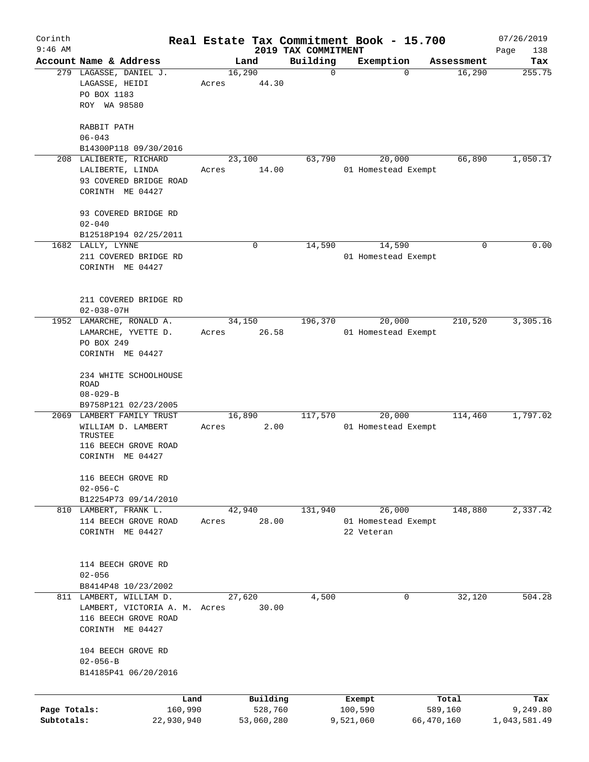Corinth 9:46 AM

# Real Estate Tax Commitment Book - 15.700

## 2019 TAX COMMITMENT

07/26/2019

| Account Name & Address | Land | Building | Exemption | Assessment | Tax |
|---|---|---|---|---|---|
| 279 LAGASSE, DANIEL J.<br>LAGASSE, HEIDI<br>PO BOX 1183<br>ROY WA 98580<br><br>RABBIT PATH<br>06-043<br>B14300P118 09/30/2016 | 16,290<br>Acres 44.30 | 0 | 0 | 16,290 | 255.75 |
| 208 LALIBERTE, RICHARD<br>LALIBERTE, LINDA<br>93 COVERED BRIDGE ROAD<br>CORINTH ME 04427<br><br>93 COVERED BRIDGE RD<br>02-040<br>B12518P194 02/25/2011 | 23,100<br>Acres 14.00 | 63,790 | 20,000<br>01 Homestead Exempt | 66,890 | 1,050.17 |
| 1682 LALLY, LYNNE<br>211 COVERED BRIDGE RD<br>CORINTH ME 04427<br><br>211 COVERED BRIDGE RD<br>02-038-07H | 0 | 14,590 | 14,590<br>01 Homestead Exempt | 0 | 0.00 |
| 1952 LAMARCHE, RONALD A.<br>LAMARCHE, YVETTE D.<br>PO BOX 249<br>CORINTH ME 04427<br><br>234 WHITE SCHOOLHOUSE ROAD<br>08-029-B<br>B9758P121 02/23/2005 | 34,150<br>Acres 26.58 | 196,370 | 20,000<br>01 Homestead Exempt | 210,520 | 3,305.16 |
| 2069 LAMBERT FAMILY TRUST<br>WILLIAM D. LAMBERT TRUSTEE<br>116 BEECH GROVE ROAD<br>CORINTH ME 04427<br><br>116 BEECH GROVE RD<br>02-056-C<br>B12254P73 09/14/2010 | 16,890<br>Acres 2.00 | 117,570 | 20,000<br>01 Homestead Exempt | 114,460 | 1,797.02 |
| 810 LAMBERT, FRANK L.<br>114 BEECH GROVE ROAD<br>CORINTH ME 04427<br><br>114 BEECH GROVE RD<br>02-056<br>B8414P48 10/23/2002 | 42,940<br>Acres 28.00 | 131,940 | 26,000<br>01 Homestead Exempt<br>22 Veteran | 148,880 | 2,337.42 |
| 811 LAMBERT, WILLIAM D.<br>LAMBERT, VICTORIA A. M.<br>116 BEECH GROVE ROAD<br>CORINTH ME 04427<br><br>104 BEECH GROVE RD<br>02-056-B<br>B14185P41 06/20/2016 | 27,620<br>Acres 30.00 | 4,500 | 0 | 32,120 | 504.28 |

| | Land | Building | Exempt | Total | Tax |
|---|---|---|---|---|---|
| Page Totals: | 160,990 | 528,760 | 100,590 | 589,160 | 9,249.80 |
| Subtotals: | 22,930,940 | 53,060,280 | 9,521,060 | 66,470,160 | 1,043,581.49 |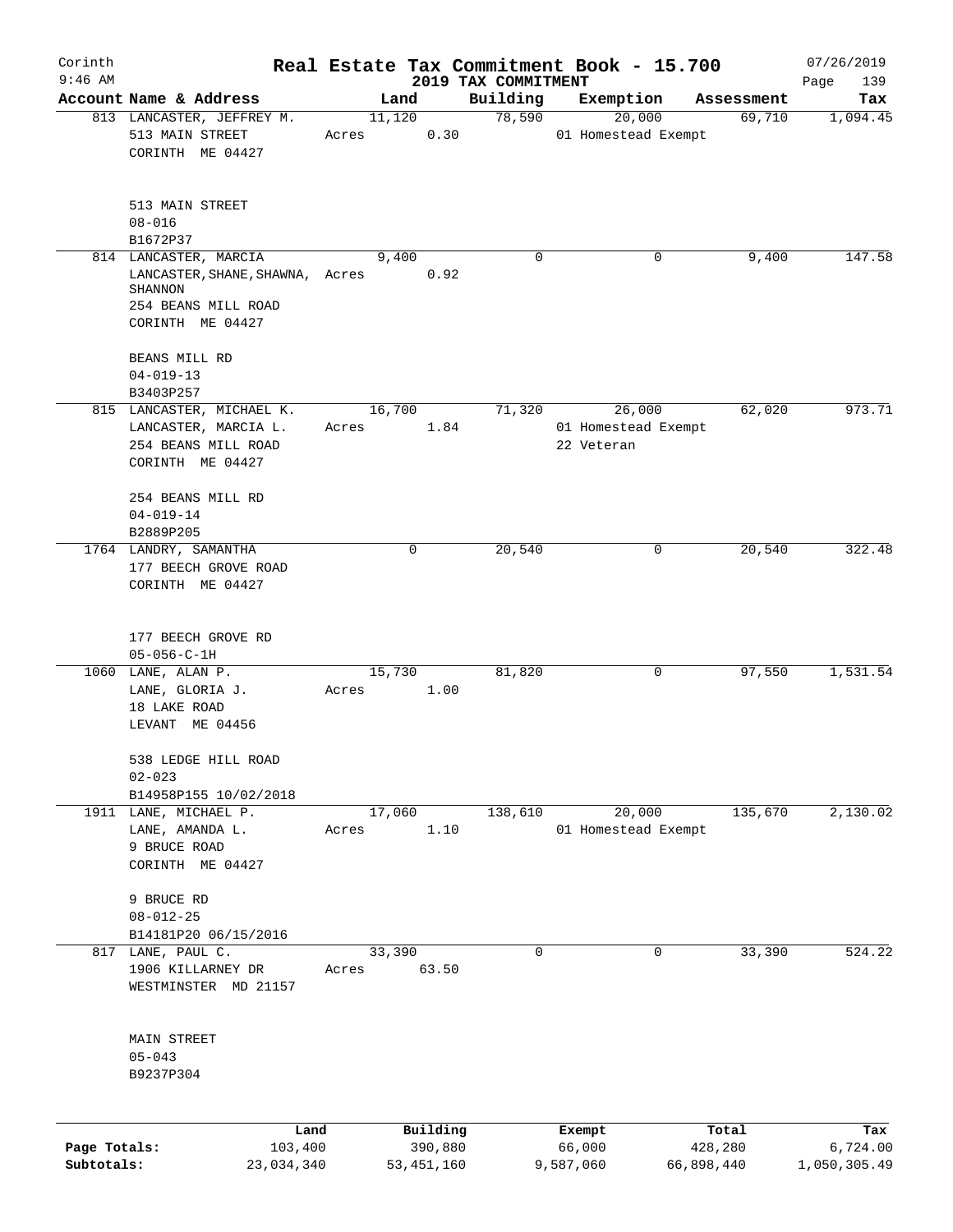# Real Estate Tax Commitment Book - 15.700

Corinth
9:46 AM

2019 TAX COMMITMENT

07/26/2019

| Account Name & Address | Land | | Building | Exemption | Assessment | Tax |
|---|---|---|---|---|---|---|
| 813 LANCASTER, JEFFREY M.<br>513 MAIN STREET<br>CORINTH ME 04427<br><br>513 MAIN STREET<br>08-016<br>B1672P37 | 11,120<br>Acres | 0.30 | 78,590 | 20,000<br>01 Homestead Exempt | 69,710 | 1,094.45 |
| 814 LANCASTER, MARCIA<br>LANCASTER,SHANE,SHAWNA, SHANNON<br>254 BEANS MILL ROAD<br>CORINTH ME 04427<br><br>BEANS MILL RD<br>04-019-13<br>B3403P257 | 9,400<br>Acres | 0.92 | 0 | 0 | 9,400 | 147.58 |
| 815 LANCASTER, MICHAEL K.<br>LANCASTER, MARCIA L.<br>254 BEANS MILL ROAD<br>CORINTH ME 04427<br><br>254 BEANS MILL RD<br>04-019-14<br>B2889P205 | 16,700<br>Acres | 1.84 | 71,320 | 26,000<br>01 Homestead Exempt<br>22 Veteran | 62,020 | 973.71 |
| 1764 LANDRY, SAMANTHA<br>177 BEECH GROVE ROAD<br>CORINTH ME 04427<br><br>177 BEECH GROVE RD<br>05-056-C-1H | 0 | | 20,540 | 0 | 20,540 | 322.48 |
| 1060 LANE, ALAN P.<br>LANE, GLORIA J.<br>18 LAKE ROAD<br>LEVANT ME 04456<br><br>538 LEDGE HILL ROAD<br>02-023<br>B14958P155 10/02/2018 | 15,730<br>Acres | 1.00 | 81,820 | 0 | 97,550 | 1,531.54 |
| 1911 LANE, MICHAEL P.<br>LANE, AMANDA L.<br>9 BRUCE ROAD<br>CORINTH ME 04427<br><br>9 BRUCE RD<br>08-012-25<br>B14181P20 06/15/2016 | 17,060<br>Acres | 1.10 | 138,610 | 20,000<br>01 Homestead Exempt | 135,670 | 2,130.02 |
| 817 LANE, PAUL C.<br>1906 KILLARNEY DR<br>WESTMINSTER MD 21157<br><br>MAIN STREET<br>05-043<br>B9237P304 | 33,390<br>Acres | 63.50 | 0 | 0 | 33,390 | 524.22 |

| | Land | Building | Exempt | Total | Tax |
|---|---|---|---|---|---|
| Page Totals: | 103,400 | 390,880 | 66,000 | 428,280 | 6,724.00 |
| Subtotals: | 23,034,340 | 53,451,160 | 9,587,060 | 66,898,440 | 1,050,305.49 |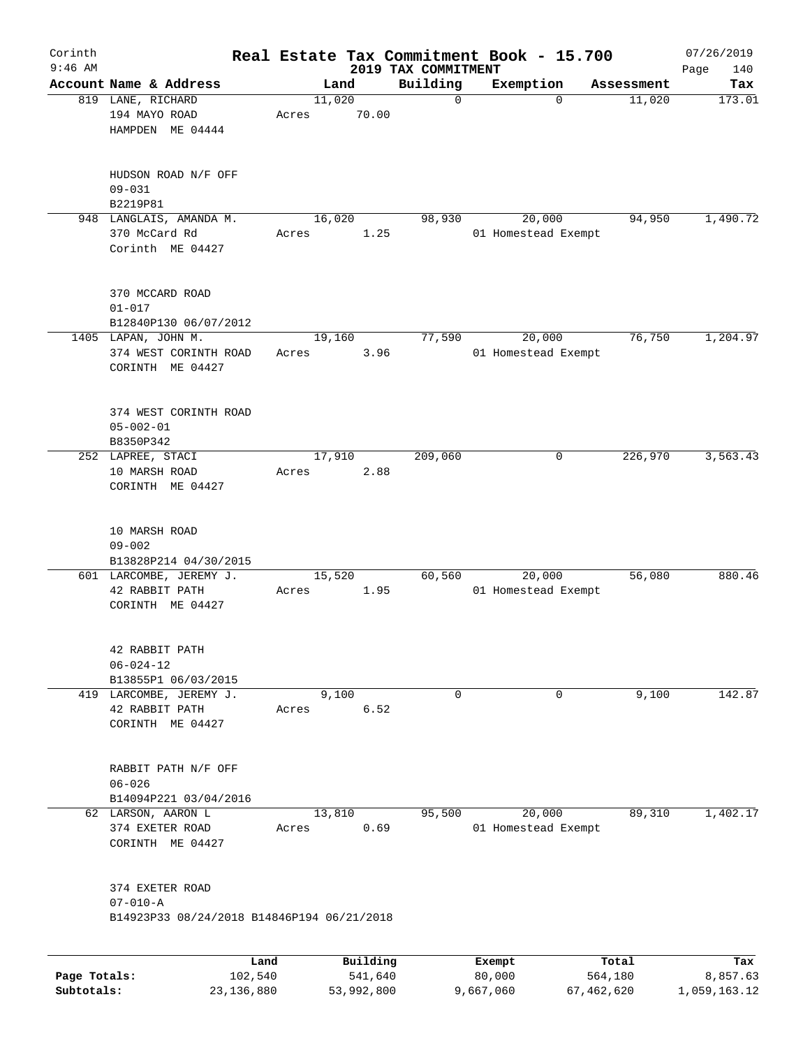Corinth 9:46 AM

# Real Estate Tax Commitment Book - 15.700

## 2019 TAX COMMITMENT

07/26/2019

| Account | Name & Address | Land | Building | Exemption | Assessment | Tax |
|---|---|---|---|---|---|---|
| 819 | LANE, RICHARD<br>194 MAYO ROAD<br>HAMPDEN ME 04444<br><br>HUDSON ROAD N/F OFF<br>09-031<br>B2219P81 | 11,020<br>Acres 70.00 | 0 | 0 | 11,020 | 173.01 |
| 948 | LANGLAIS, AMANDA M.<br>370 McCard Rd<br>Corinth ME 04427<br><br>370 MCCARD ROAD<br>01-017<br>B12840P130 06/07/2012 | 16,020<br>Acres 1.25 | 98,930 | 20,000<br>01 Homestead Exempt | 94,950 | 1,490.72 |
| 1405 | LAPAN, JOHN M.<br>374 WEST CORINTH ROAD<br>CORINTH ME 04427<br><br>374 WEST CORINTH ROAD<br>05-002-01<br>B8350P342 | 19,160<br>Acres 3.96 | 77,590 | 20,000<br>01 Homestead Exempt | 76,750 | 1,204.97 |
| 252 | LAPREE, STACI<br>10 MARSH ROAD<br>CORINTH ME 04427<br><br>10 MARSH ROAD<br>09-002<br>B13828P214 04/30/2015 | 17,910<br>Acres 2.88 | 209,060 | 0 | 226,970 | 3,563.43 |
| 601 | LARCOMBE, JEREMY J.<br>42 RABBIT PATH<br>CORINTH ME 04427<br><br>42 RABBIT PATH<br>06-024-12<br>B13855P1 06/03/2015 | 15,520<br>Acres 1.95 | 60,560 | 20,000<br>01 Homestead Exempt | 56,080 | 880.46 |
| 419 | LARCOMBE, JEREMY J.<br>42 RABBIT PATH<br>CORINTH ME 04427<br><br>RABBIT PATH N/F OFF<br>06-026<br>B14094P221 03/04/2016 | 9,100<br>Acres 6.52 | 0 | 0 | 9,100 | 142.87 |
| 62 | LARSON, AARON L<br>374 EXETER ROAD<br>CORINTH ME 04427<br><br>374 EXETER ROAD<br>07-010-A<br>B14923P33 08/24/2018 B14846P194 06/21/2018 | 13,810<br>Acres 0.69 | 95,500 | 20,000<br>01 Homestead Exempt | 89,310 | 1,402.17 |

| | Land | Building | Exempt | Total | Tax |
|---|---|---|---|---|---|
| Page Totals: | 102,540 | 541,640 | 80,000 | 564,180 | 8,857.63 |
| Subtotals: | 23,136,880 | 53,992,800 | 9,667,060 | 67,462,620 | 1,059,163.12 |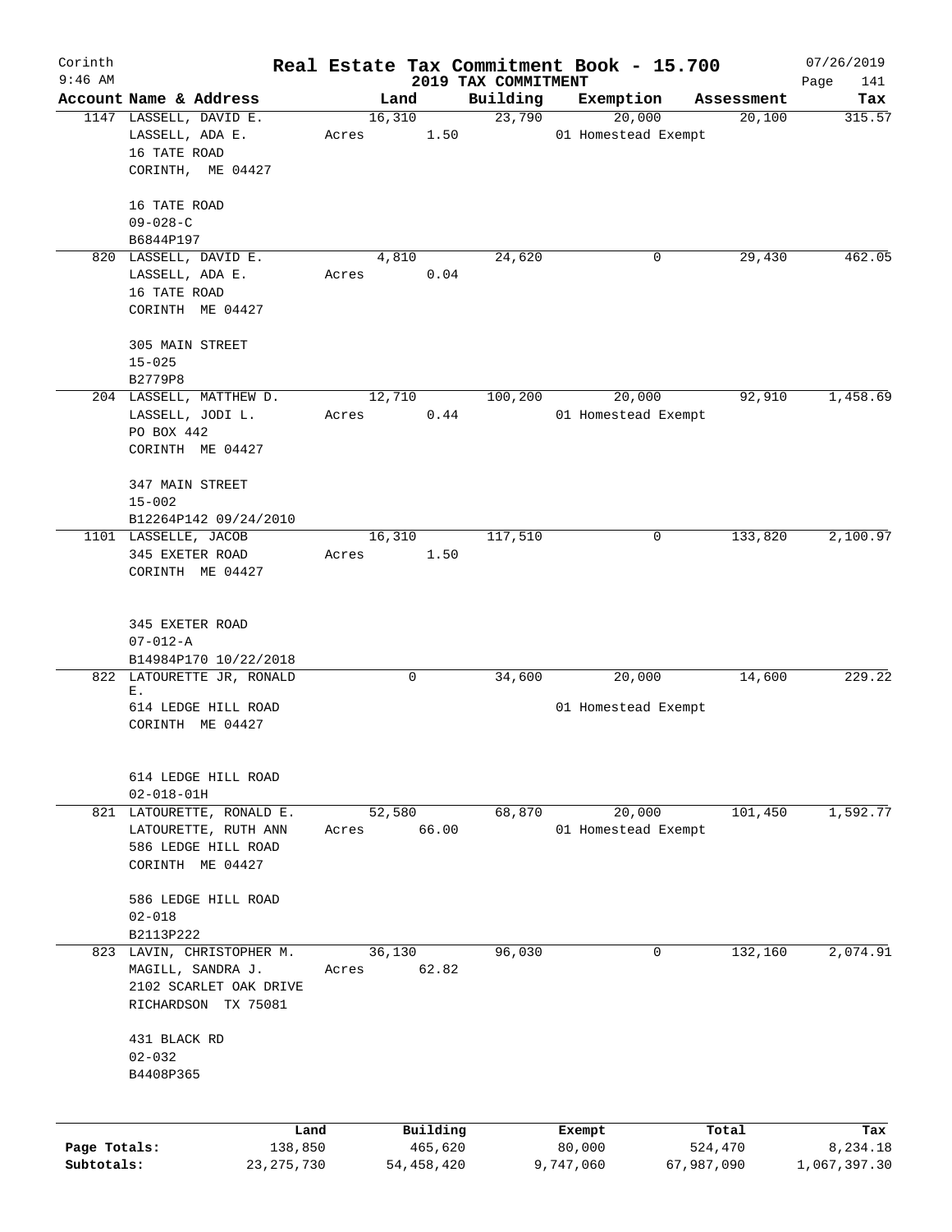Corinth 9:46 AM

# Real Estate Tax Commitment Book - 15.700

## 2019 TAX COMMITMENT

07/26/2019

| Account | Name & Address | Land | Building | Exemption | Assessment | Tax |
|---|---|---|---|---|---|---|
| 1147 | LASSELL, DAVID E.<br>LASSELL, ADA E.<br>16 TATE ROAD<br>CORINTH, ME 04427<br><br>16 TATE ROAD<br>09-028-C<br>B6844P197 | 16,310<br>Acres 1.50 | 23,790 | 20,000<br>01 Homestead Exempt | 20,100 | 315.57 |
| 820 | LASSELL, DAVID E.<br>LASSELL, ADA E.<br>16 TATE ROAD<br>CORINTH ME 04427<br><br>305 MAIN STREET<br>15-025<br>B2779P8 | 4,810<br>Acres 0.04 | 24,620 | 0 | 29,430 | 462.05 |
| 204 | LASSELL, MATTHEW D.<br>LASSELL, JODI L.<br>PO BOX 442<br>CORINTH ME 04427<br><br>347 MAIN STREET<br>15-002<br>B12264P142 09/24/2010 | 12,710<br>Acres 0.44 | 100,200 | 20,000<br>01 Homestead Exempt | 92,910 | 1,458.69 |
| 1101 | LASSELLE, JACOB<br>345 EXETER ROAD<br>CORINTH ME 04427<br><br>345 EXETER ROAD<br>07-012-A<br>B14984P170 10/22/2018 | 16,310<br>Acres 1.50 | 117,510 | 0 | 133,820 | 2,100.97 |
| 822 | LATOURETTE JR, RONALD E.<br>614 LEDGE HILL ROAD<br>CORINTH ME 04427<br><br>614 LEDGE HILL ROAD<br>02-018-01H | 0 | 34,600 | 20,000<br>01 Homestead Exempt | 14,600 | 229.22 |
| 821 | LATOURETTE, RONALD E.<br>LATOURETTE, RUTH ANN<br>586 LEDGE HILL ROAD<br>CORINTH ME 04427<br><br>586 LEDGE HILL ROAD<br>02-018<br>B2113P222 | 52,580<br>Acres 66.00 | 68,870 | 20,000<br>01 Homestead Exempt | 101,450 | 1,592.77 |
| 823 | LAVIN, CHRISTOPHER M.<br>MAGILL, SANDRA J.<br>2102 SCARLET OAK DRIVE<br>RICHARDSON TX 75081<br><br>431 BLACK RD<br>02-032<br>B4408P365 | 36,130<br>Acres 62.82 | 96,030 | 0 | 132,160 | 2,074.91 |

| | Land | Building | Exempt | Total | Tax |
|---|---|---|---|---|---|
| Page Totals: | 138,850 | 465,620 | 80,000 | 524,470 | 8,234.18 |
| Subtotals: | 23,275,730 | 54,458,420 | 9,747,060 | 67,987,090 | 1,067,397.30 |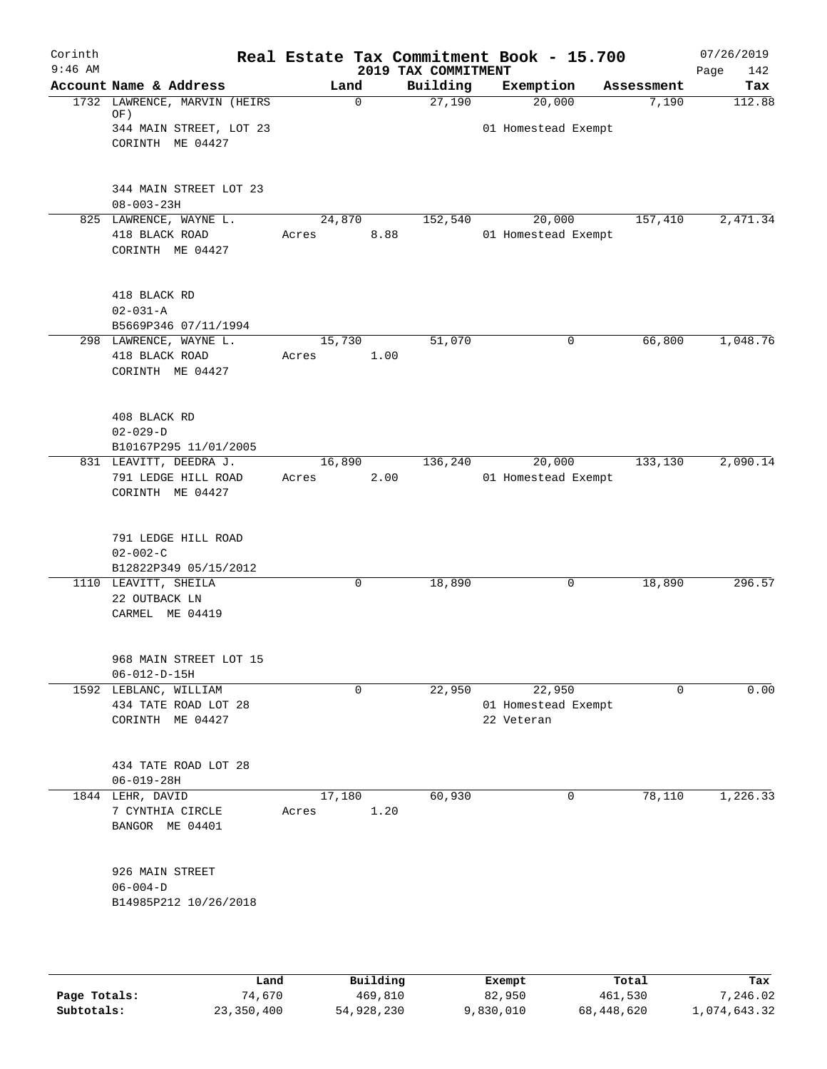Corinth 9:46 AM

# Real Estate Tax Commitment Book - 15.700

## 2019 TAX COMMITMENT

07/26/2019

| Account Name & Address | Land | Building | Exemption | Assessment | Tax |
|---|---|---|---|---|---|
| 1732 LAWRENCE, MARVIN (HEIRS OF)<br>344 MAIN STREET, LOT 23<br>CORINTH ME 04427<br><br>344 MAIN STREET LOT 23<br>08-003-23H | 0 | 27,190 | 20,000<br>01 Homestead Exempt | 7,190 | 112.88 |
| 825 LAWRENCE, WAYNE L.<br>418 BLACK ROAD<br>CORINTH ME 04427<br><br>418 BLACK RD<br>02-031-A<br>B5669P346 07/11/1994 | 24,870<br>Acres 8.88 | 152,540 | 20,000<br>01 Homestead Exempt | 157,410 | 2,471.34 |
| 298 LAWRENCE, WAYNE L.<br>418 BLACK ROAD<br>CORINTH ME 04427<br><br>408 BLACK RD<br>02-029-D<br>B10167P295 11/01/2005 | 15,730<br>Acres 1.00 | 51,070 | 0 | 66,800 | 1,048.76 |
| 831 LEAVITT, DEEDRA J.<br>791 LEDGE HILL ROAD<br>CORINTH ME 04427<br><br>791 LEDGE HILL ROAD<br>02-002-C<br>B12822P349 05/15/2012 | 16,890<br>Acres 2.00 | 136,240 | 20,000<br>01 Homestead Exempt | 133,130 | 2,090.14 |
| 1110 LEAVITT, SHEILA<br>22 OUTBACK LN<br>CARMEL ME 04419<br><br>968 MAIN STREET LOT 15<br>06-012-D-15H | 0 | 18,890 | 0 | 18,890 | 296.57 |
| 1592 LEBLANC, WILLIAM<br>434 TATE ROAD LOT 28<br>CORINTH ME 04427<br><br>434 TATE ROAD LOT 28<br>06-019-28H | 0 | 22,950 | 22,950<br>01 Homestead Exempt<br>22 Veteran | 0 | 0.00 |
| 1844 LEHR, DAVID<br>7 CYNTHIA CIRCLE<br>BANGOR ME 04401<br><br>926 MAIN STREET<br>06-004-D<br>B14985P212 10/26/2018 | 17,180<br>Acres 1.20 | 60,930 | 0 | 78,110 | 1,226.33 |

| | Land | Building | Exempt | Total | Tax |
|---|---|---|---|---|---|
| Page Totals: | 74,670 | 469,810 | 82,950 | 461,530 | 7,246.02 |
| Subtotals: | 23,350,400 | 54,928,230 | 9,830,010 | 68,448,620 | 1,074,643.32 |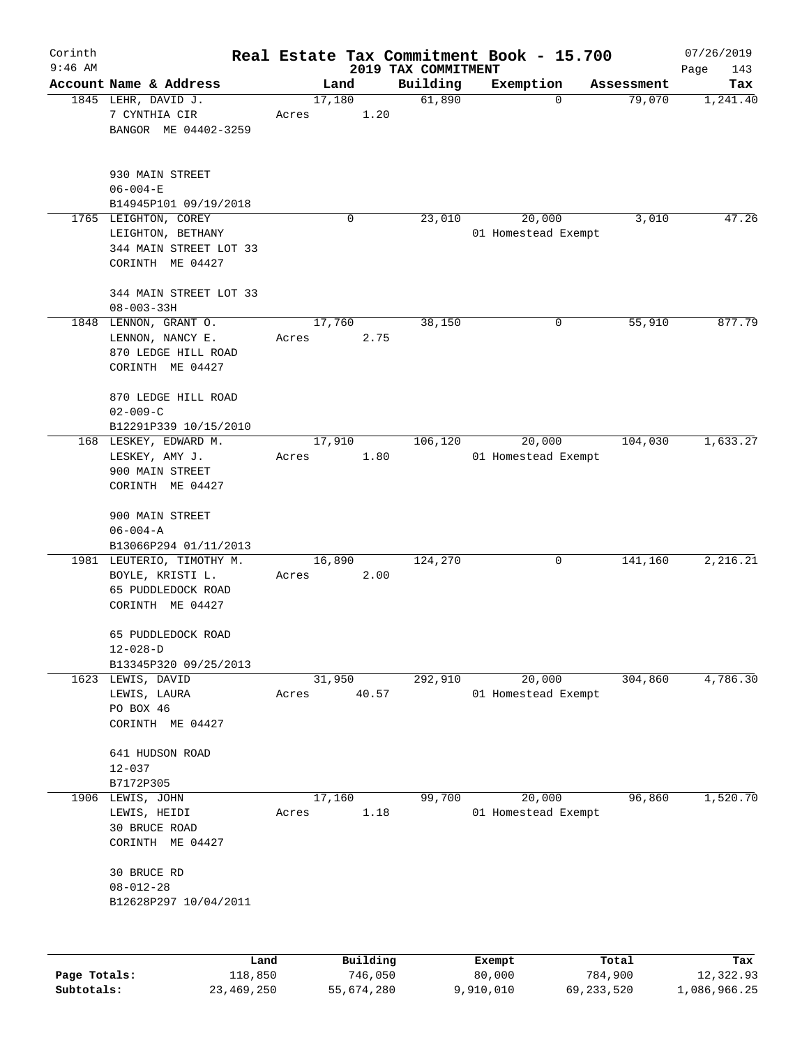# Real Estate Tax Commitment Book - 15.700

Corinth 9:46 AM — 2019 TAX COMMITMENT — 07/26/2019

| Account Name & Address | Land | Building | Exemption | Assessment | Tax |
|---|---|---|---|---|---|
| 1845 LEHR, DAVID J.<br>7 CYNTHIA CIR<br>BANGOR ME 04402-3259<br><br>930 MAIN STREET<br>06-004-E<br>B14945P101 09/19/2018 | 17,180<br>Acres 1.20 | 61,890 | 0 | 79,070 | 1,241.40 |
| 1765 LEIGHTON, COREY<br>LEIGHTON, BETHANY<br>344 MAIN STREET LOT 33<br>CORINTH ME 04427<br><br>344 MAIN STREET LOT 33<br>08-003-33H | 0 | 23,010 | 20,000<br>01 Homestead Exempt | 3,010 | 47.26 |
| 1848 LENNON, GRANT O.<br>LENNON, NANCY E.<br>870 LEDGE HILL ROAD<br>CORINTH ME 04427<br><br>870 LEDGE HILL ROAD<br>02-009-C<br>B12291P339 10/15/2010 | 17,760<br>Acres 2.75 | 38,150 | 0 | 55,910 | 877.79 |
| 168 LESKEY, EDWARD M.<br>LESKEY, AMY J.<br>900 MAIN STREET<br>CORINTH ME 04427<br><br>900 MAIN STREET<br>06-004-A<br>B13066P294 01/11/2013 | 17,910<br>Acres 1.80 | 106,120 | 20,000<br>01 Homestead Exempt | 104,030 | 1,633.27 |
| 1981 LEUTERIO, TIMOTHY M.<br>BOYLE, KRISTI L.<br>65 PUDDLEDOCK ROAD<br>CORINTH ME 04427<br><br>65 PUDDLEDOCK ROAD<br>12-028-D<br>B13345P320 09/25/2013 | 16,890<br>Acres 2.00 | 124,270 | 0 | 141,160 | 2,216.21 |
| 1623 LEWIS, DAVID<br>LEWIS, LAURA<br>PO BOX 46<br>CORINTH ME 04427<br><br>641 HUDSON ROAD<br>12-037<br>B7172P305 | 31,950<br>Acres 40.57 | 292,910 | 20,000<br>01 Homestead Exempt | 304,860 | 4,786.30 |
| 1906 LEWIS, JOHN<br>LEWIS, HEIDI<br>30 BRUCE ROAD<br>CORINTH ME 04427<br><br>30 BRUCE RD<br>08-012-28<br>B12628P297 10/04/2011 | 17,160<br>Acres 1.18 | 99,700 | 20,000<br>01 Homestead Exempt | 96,860 | 1,520.70 |

| | Land | Building | Exempt | Total | Tax |
|---|---|---|---|---|---|
| Page Totals: | 118,850 | 746,050 | 80,000 | 784,900 | 12,322.93 |
| Subtotals: | 23,469,250 | 55,674,280 | 9,910,010 | 69,233,520 | 1,086,966.25 |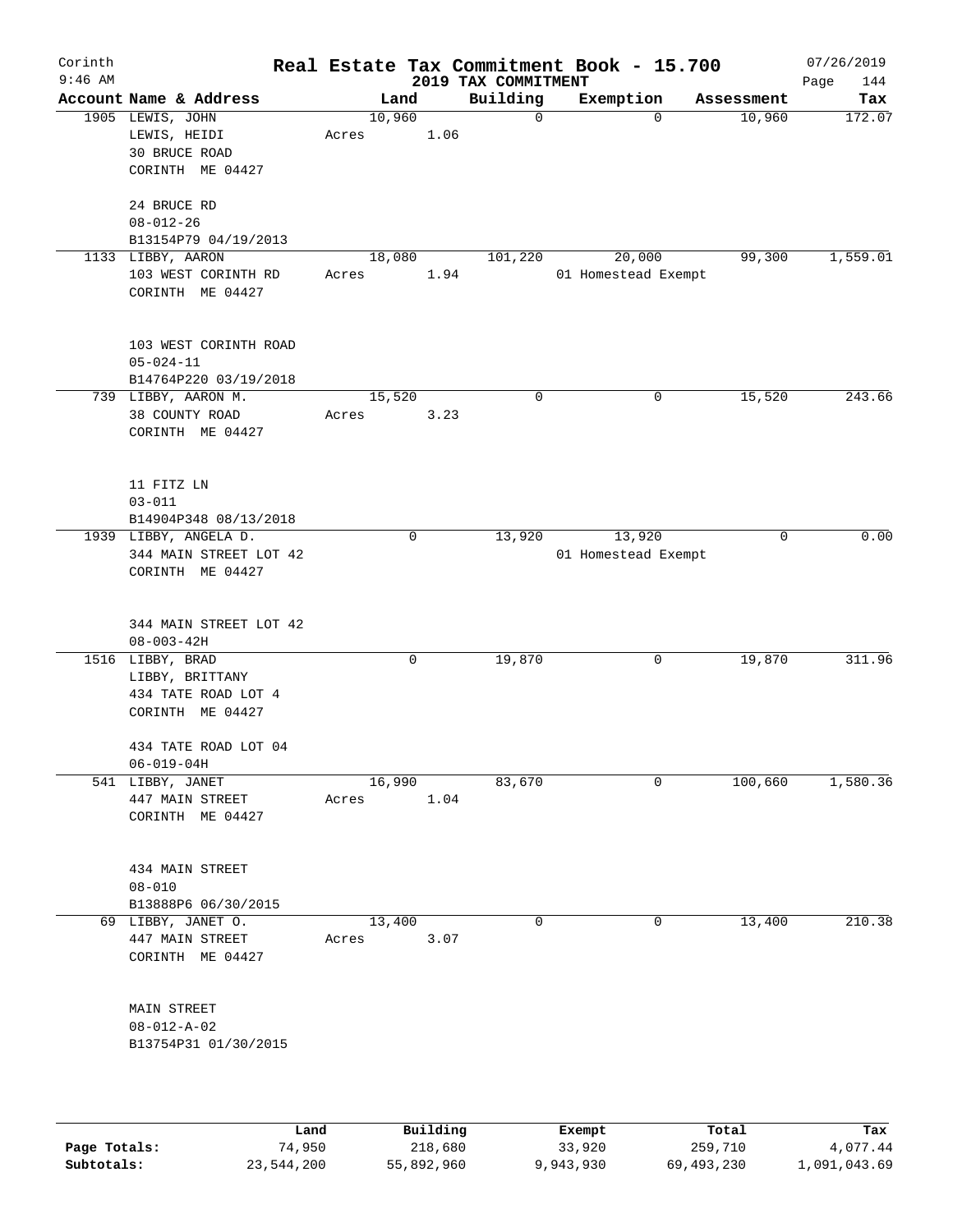Corinth 9:46 AM

# Real Estate Tax Commitment Book - 15.700

2019 TAX COMMITMENT

07/26/2019

| Account Name & Address | Land | Building | Exemption | Assessment | Tax |
|---|---|---|---|---|---|
| 1905 LEWIS, JOHN<br>LEWIS, HEIDI<br>30 BRUCE ROAD<br>CORINTH ME 04427<br><br>24 BRUCE RD<br>08-012-26<br>B13154P79 04/19/2013 | 10,960<br>Acres 1.06 | 0 | 0 | 10,960 | 172.07 |
| 1133 LIBBY, AARON<br>103 WEST CORINTH RD<br>CORINTH ME 04427<br><br>103 WEST CORINTH ROAD<br>05-024-11<br>B14764P220 03/19/2018 | 18,080<br>Acres 1.94 | 101,220 | 20,000<br>01 Homestead Exempt | 99,300 | 1,559.01 |
| 739 LIBBY, AARON M.<br>38 COUNTY ROAD<br>CORINTH ME 04427<br><br>11 FITZ LN<br>03-011<br>B14904P348 08/13/2018 | 15,520<br>Acres 3.23 | 0 | 0 | 15,520 | 243.66 |
| 1939 LIBBY, ANGELA D.<br>344 MAIN STREET LOT 42<br>CORINTH ME 04427<br><br>344 MAIN STREET LOT 42<br>08-003-42H | 0 | 13,920 | 13,920<br>01 Homestead Exempt | 0 | 0.00 |
| 1516 LIBBY, BRAD<br>LIBBY, BRITTANY<br>434 TATE ROAD LOT 4<br>CORINTH ME 04427<br><br>434 TATE ROAD LOT 04<br>06-019-04H | 0 | 19,870 | 0 | 19,870 | 311.96 |
| 541 LIBBY, JANET<br>447 MAIN STREET<br>CORINTH ME 04427<br><br>434 MAIN STREET<br>08-010<br>B13888P6 06/30/2015 | 16,990<br>Acres 1.04 | 83,670 | 0 | 100,660 | 1,580.36 |
| 69 LIBBY, JANET O.<br>447 MAIN STREET<br>CORINTH ME 04427<br><br>MAIN STREET<br>08-012-A-02<br>B13754P31 01/30/2015 | 13,400<br>Acres 3.07 | 0 | 0 | 13,400 | 210.38 |

| | Land | Building | Exempt | Total | Tax |
|---|---|---|---|---|---|
| Page Totals: | 74,950 | 218,680 | 33,920 | 259,710 | 4,077.44 |
| Subtotals: | 23,544,200 | 55,892,960 | 9,943,930 | 69,493,230 | 1,091,043.69 |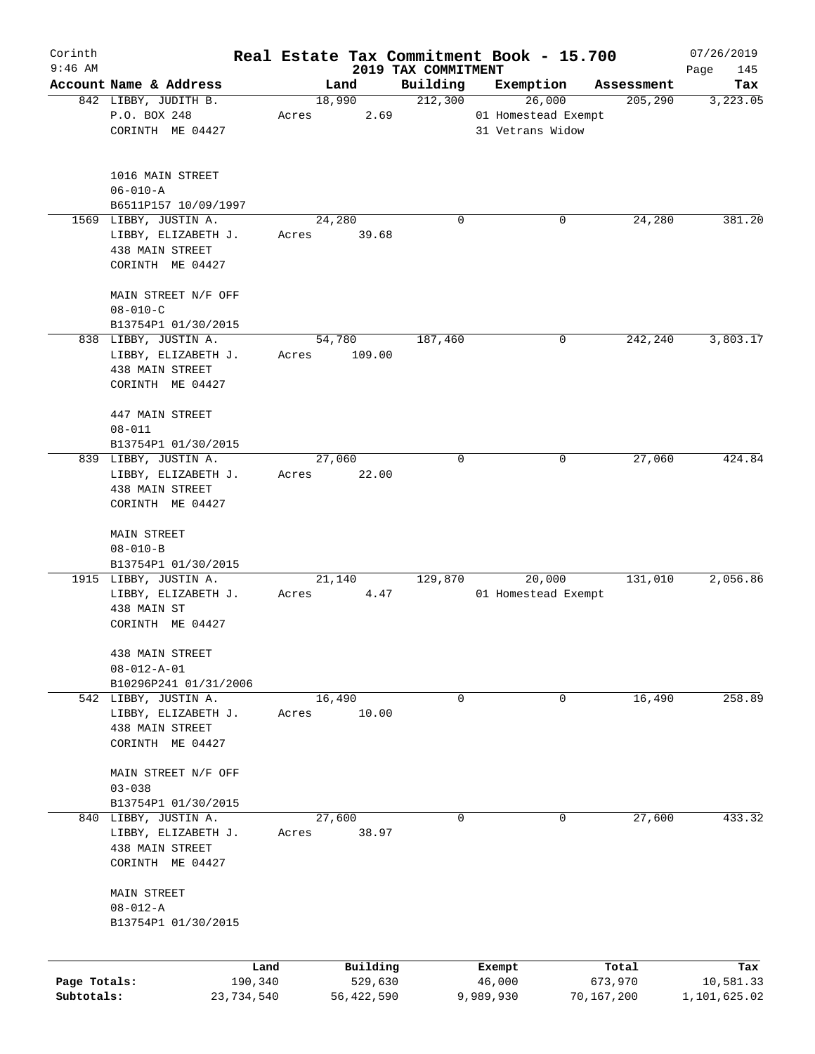# Real Estate Tax Commitment Book - 15.700

Corinth
9:46 AM

## 2019 TAX COMMITMENT

07/26/2019

| Account Name & Address | Land | Building | Exemption | Assessment | Tax |
|---|---|---|---|---|---|
| 842 LIBBY, JUDITH B.<br>P.O. BOX 248<br>CORINTH ME 04427<br><br>1016 MAIN STREET<br>06-010-A<br>B6511P157 10/09/1997 | 18,990<br>Acres 2.69 | 212,300 | 26,000<br>01 Homestead Exempt<br>31 Vetrans Widow | 205,290 | 3,223.05 |
| 1569 LIBBY, JUSTIN A.<br>LIBBY, ELIZABETH J.<br>438 MAIN STREET<br>CORINTH ME 04427<br><br>MAIN STREET N/F OFF<br>08-010-C<br>B13754P1 01/30/2015 | 24,280<br>Acres 39.68 | 0 | 0 | 24,280 | 381.20 |
| 838 LIBBY, JUSTIN A.<br>LIBBY, ELIZABETH J.<br>438 MAIN STREET<br>CORINTH ME 04427<br><br>447 MAIN STREET<br>08-011<br>B13754P1 01/30/2015 | 54,780<br>Acres 109.00 | 187,460 | 0 | 242,240 | 3,803.17 |
| 839 LIBBY, JUSTIN A.<br>LIBBY, ELIZABETH J.<br>438 MAIN STREET<br>CORINTH ME 04427<br><br>MAIN STREET<br>08-010-B<br>B13754P1 01/30/2015 | 27,060<br>Acres 22.00 | 0 | 0 | 27,060 | 424.84 |
| 1915 LIBBY, JUSTIN A.<br>LIBBY, ELIZABETH J.<br>438 MAIN ST<br>CORINTH ME 04427<br><br>438 MAIN STREET<br>08-012-A-01<br>B10296P241 01/31/2006 | 21,140<br>Acres 4.47 | 129,870 | 20,000<br>01 Homestead Exempt | 131,010 | 2,056.86 |
| 542 LIBBY, JUSTIN A.<br>LIBBY, ELIZABETH J.<br>438 MAIN STREET<br>CORINTH ME 04427<br><br>MAIN STREET N/F OFF<br>03-038<br>B13754P1 01/30/2015 | 16,490<br>Acres 10.00 | 0 | 0 | 16,490 | 258.89 |
| 840 LIBBY, JUSTIN A.<br>LIBBY, ELIZABETH J.<br>438 MAIN STREET<br>CORINTH ME 04427<br><br>MAIN STREET<br>08-012-A<br>B13754P1 01/30/2015 | 27,600<br>Acres 38.97 | 0 | 0 | 27,600 | 433.32 |

| | Land | Building | Exempt | Total | Tax |
|---|---|---|---|---|---|
| **Page Totals:** | 190,340 | 529,630 | 46,000 | 673,970 | 10,581.33 |
| **Subtotals:** | 23,734,540 | 56,422,590 | 9,989,930 | 70,167,200 | 1,101,625.02 |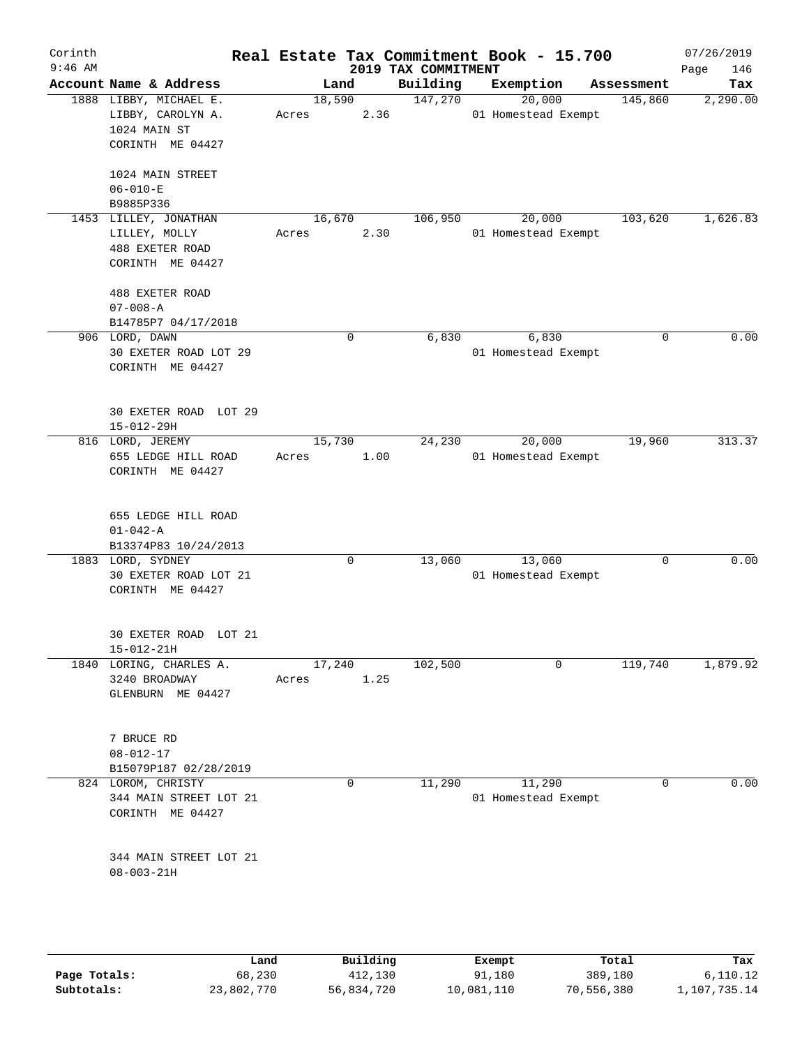Corinth
9:46 AM

# Real Estate Tax Commitment Book - 15.700

## 2019 TAX COMMITMENT

07/26/2019

| Account Name & Address | Land | Building | Exemption | Assessment | Tax |
|---|---|---|---|---|---|
| 1888 LIBBY, MICHAEL E.<br>LIBBY, CAROLYN A.<br>1024 MAIN ST<br>CORINTH ME 04427<br><br>1024 MAIN STREET<br>06-010-E<br>B9885P336 | 18,590<br>Acres 2.36 | 147,270 | 20,000<br>01 Homestead Exempt | 145,860 | 2,290.00 |
| 1453 LILLEY, JONATHAN<br>LILLEY, MOLLY<br>488 EXETER ROAD<br>CORINTH ME 04427<br><br>488 EXETER ROAD<br>07-008-A<br>B14785P7 04/17/2018 | 16,670<br>Acres 2.30 | 106,950 | 20,000<br>01 Homestead Exempt | 103,620 | 1,626.83 |
| 906 LORD, DAWN<br>30 EXETER ROAD LOT 29<br>CORINTH ME 04427<br><br>30 EXETER ROAD LOT 29<br>15-012-29H | 0 | 6,830 | 6,830<br>01 Homestead Exempt | 0 | 0.00 |
| 816 LORD, JEREMY<br>655 LEDGE HILL ROAD<br>CORINTH ME 04427<br><br>655 LEDGE HILL ROAD<br>01-042-A<br>B13374P83 10/24/2013 | 15,730<br>Acres 1.00 | 24,230 | 20,000<br>01 Homestead Exempt | 19,960 | 313.37 |
| 1883 LORD, SYDNEY<br>30 EXETER ROAD LOT 21<br>CORINTH ME 04427<br><br>30 EXETER ROAD LOT 21<br>15-012-21H | 0 | 13,060 | 13,060<br>01 Homestead Exempt | 0 | 0.00 |
| 1840 LORING, CHARLES A.<br>3240 BROADWAY<br>GLENBURN ME 04427<br><br>7 BRUCE RD<br>08-012-17<br>B15079P187 02/28/2019 | 17,240<br>Acres 1.25 | 102,500 | 0 | 119,740 | 1,879.92 |
| 824 LOROM, CHRISTY<br>344 MAIN STREET LOT 21<br>CORINTH ME 04427<br><br>344 MAIN STREET LOT 21<br>08-003-21H | 0 | 11,290 | 11,290<br>01 Homestead Exempt | 0 | 0.00 |

| | Land | Building | Exempt | Total | Tax |
|---|---|---|---|---|---|
| Page Totals: | 68,230 | 412,130 | 91,180 | 389,180 | 6,110.12 |
| Subtotals: | 23,802,770 | 56,834,720 | 10,081,110 | 70,556,380 | 1,107,735.14 |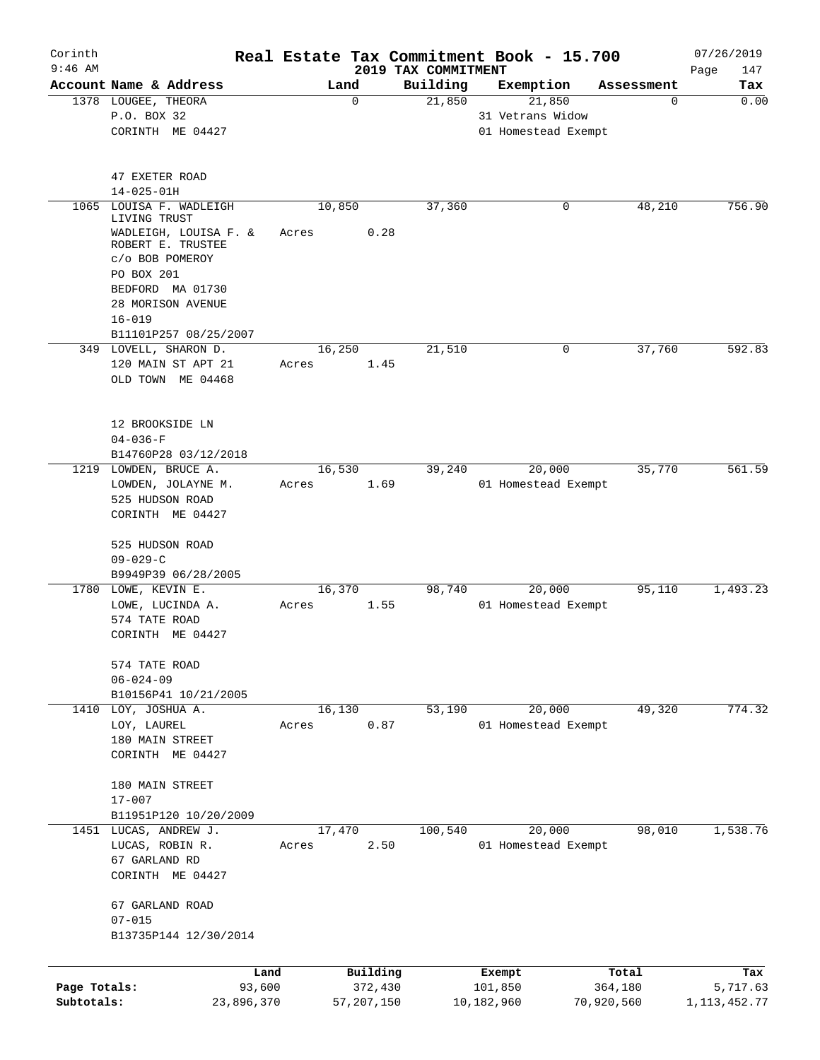Corinth 9:46 AM

# Real Estate Tax Commitment Book - 15.700

## 2019 TAX COMMITMENT

07/26/2019

| Account Name & Address | Land | Building | Exemption | Assessment | Tax |
|---|---|---|---|---|---|
| 1378 LOUGEE, THEORA<br>P.O. BOX 32<br>CORINTH ME 04427<br><br>47 EXETER ROAD<br>14-025-01H | 0 | 21,850 | 21,850<br>31 Vetrans Widow<br>01 Homestead Exempt | 0 | 0.00 |
| 1065 LOUISA F. WADLEIGH LIVING TRUST<br>WADLEIGH, LOUISA F. & ROBERT E. TRUSTEE<br>c/o BOB POMEROY<br>PO BOX 201<br>BEDFORD MA 01730<br>28 MORISON AVENUE<br>16-019<br>B11101P257 08/25/2007 | 10,850<br>Acres 0.28 | 37,360 | 0 | 48,210 | 756.90 |
| 349 LOVELL, SHARON D.<br>120 MAIN ST APT 21<br>OLD TOWN ME 04468<br><br>12 BROOKSIDE LN<br>04-036-F<br>B14760P28 03/12/2018 | 16,250<br>Acres 1.45 | 21,510 | 0 | 37,760 | 592.83 |
| 1219 LOWDEN, BRUCE A.<br>LOWDEN, JOLAYNE M.<br>525 HUDSON ROAD<br>CORINTH ME 04427<br><br>525 HUDSON ROAD<br>09-029-C<br>B9949P39 06/28/2005 | 16,530<br>Acres 1.69 | 39,240 | 20,000<br>01 Homestead Exempt | 35,770 | 561.59 |
| 1780 LOWE, KEVIN E.<br>LOWE, LUCINDA A.<br>574 TATE ROAD<br>CORINTH ME 04427<br><br>574 TATE ROAD<br>06-024-09<br>B10156P41 10/21/2005 | 16,370<br>Acres 1.55 | 98,740 | 20,000<br>01 Homestead Exempt | 95,110 | 1,493.23 |
| 1410 LOY, JOSHUA A.<br>LOY, LAUREL<br>180 MAIN STREET<br>CORINTH ME 04427<br><br>180 MAIN STREET<br>17-007<br>B11951P120 10/20/2009 | 16,130<br>Acres 0.87 | 53,190 | 20,000<br>01 Homestead Exempt | 49,320 | 774.32 |
| 1451 LUCAS, ANDREW J.<br>LUCAS, ROBIN R.<br>67 GARLAND RD<br>CORINTH ME 04427<br><br>67 GARLAND ROAD<br>07-015<br>B13735P144 12/30/2014 | 17,470<br>Acres 2.50 | 100,540 | 20,000<br>01 Homestead Exempt | 98,010 | 1,538.76 |

| | Land | Building | Exempt | Total | Tax |
|---|---|---|---|---|---|
| Page Totals: | 93,600 | 372,430 | 101,850 | 364,180 | 5,717.63 |
| Subtotals: | 23,896,370 | 57,207,150 | 10,182,960 | 70,920,560 | 1,113,452.77 |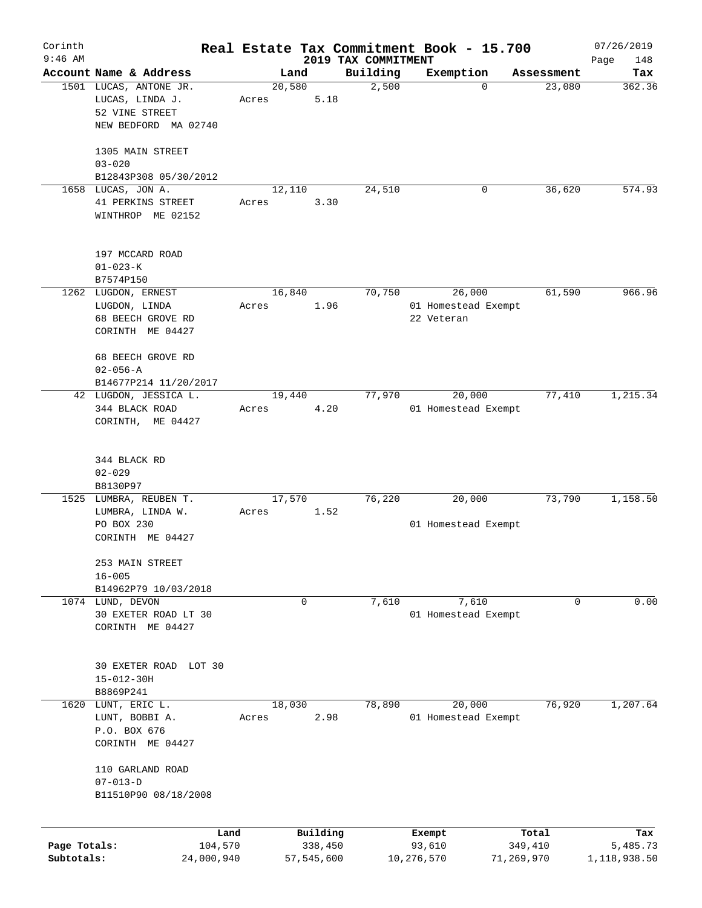# Corinth — Real Estate Tax Commitment Book - 15.700

9:46 AM — 2019 TAX COMMITMENT — 07/26/2019 — Page 148

| Account Name & Address | Land | Building | Exemption | Assessment | Tax |
|---|---|---|---|---|---|
| 1501 LUCAS, ANTONE JR.<br>LUCAS, LINDA J.<br>52 VINE STREET<br>NEW BEDFORD MA 02740<br><br>1305 MAIN STREET<br>03-020<br>B12843P308 05/30/2012 | 20,580<br>Acres 5.18 | 2,500 | 0 | 23,080 | 362.36 |
| 1658 LUCAS, JON A.<br>41 PERKINS STREET<br>WINTHROP ME 02152<br><br>197 MCCARD ROAD<br>01-023-K<br>B7574P150 | 12,110<br>Acres 3.30 | 24,510 | 0 | 36,620 | 574.93 |
| 1262 LUGDON, ERNEST<br>LUGDON, LINDA<br>68 BEECH GROVE RD<br>CORINTH ME 04427<br><br>68 BEECH GROVE RD<br>02-056-A<br>B14677P214 11/20/2017 | 16,840<br>Acres 1.96 | 70,750 | 26,000<br>01 Homestead Exempt<br>22 Veteran | 61,590 | 966.96 |
| 42 LUGDON, JESSICA L.<br>344 BLACK ROAD<br>CORINTH, ME 04427<br><br>344 BLACK RD<br>02-029<br>B8130P97 | 19,440<br>Acres 4.20 | 77,970 | 20,000<br>01 Homestead Exempt | 77,410 | 1,215.34 |
| 1525 LUMBRA, REUBEN T.<br>LUMBRA, LINDA W.<br>PO BOX 230<br>CORINTH ME 04427<br><br>253 MAIN STREET<br>16-005<br>B14962P79 10/03/2018 | 17,570<br>Acres 1.52 | 76,220 | 20,000<br>01 Homestead Exempt | 73,790 | 1,158.50 |
| 1074 LUND, DEVON<br>30 EXETER ROAD LT 30<br>CORINTH ME 04427<br><br>30 EXETER ROAD LOT 30<br>15-012-30H<br>B8869P241 | 0 | 7,610 | 7,610<br>01 Homestead Exempt | 0 | 0.00 |
| 1620 LUNT, ERIC L.<br>LUNT, BOBBI A.<br>P.O. BOX 676<br>CORINTH ME 04427<br><br>110 GARLAND ROAD<br>07-013-D<br>B11510P90 08/18/2008 | 18,030<br>Acres 2.98 | 78,890 | 20,000<br>01 Homestead Exempt | 76,920 | 1,207.64 |

| | Land | Building | Exempt | Total | Tax |
|---|---|---|---|---|---|
| Page Totals: | 104,570 | 338,450 | 93,610 | 349,410 | 5,485.73 |
| Subtotals: | 24,000,940 | 57,545,600 | 10,276,570 | 71,269,970 | 1,118,938.50 |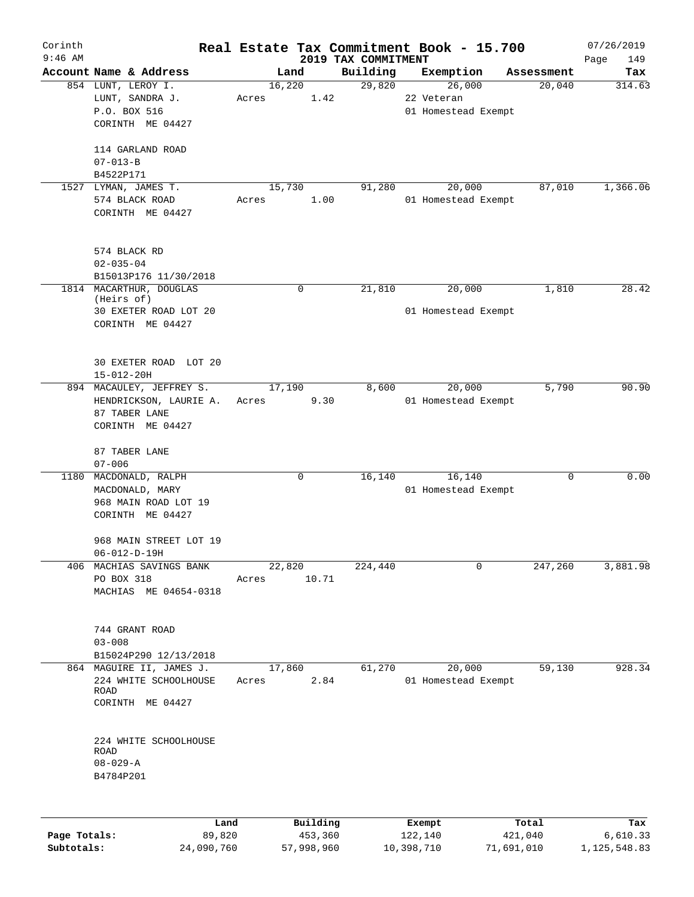Corinth 9:46 AM

# Real Estate Tax Commitment Book - 15.700

## 2019 TAX COMMITMENT

07/26/2019

| Account Name & Address | Land | Building | Exemption | Assessment | Tax |
|---|---|---|---|---|---|
| 854 LUNT, LEROY I.<br>LUNT, SANDRA J.<br>P.O. BOX 516<br>CORINTH ME 04427<br><br>114 GARLAND ROAD<br>07-013-B<br>B4522P171 | 16,220<br>Acres 1.42 | 29,820 | 26,000<br>22 Veteran<br>01 Homestead Exempt | 20,040 | 314.63 |
| 1527 LYMAN, JAMES T.<br>574 BLACK ROAD<br>CORINTH ME 04427<br><br>574 BLACK RD<br>02-035-04<br>B15013P176 11/30/2018 | 15,730<br>Acres 1.00 | 91,280 | 20,000<br>01 Homestead Exempt | 87,010 | 1,366.06 |
| 1814 MACARTHUR, DOUGLAS (Heirs of)<br>30 EXETER ROAD LOT 20<br>CORINTH ME 04427<br><br>30 EXETER ROAD LOT 20<br>15-012-20H | 0 | 21,810 | 20,000<br>01 Homestead Exempt | 1,810 | 28.42 |
| 894 MACAULEY, JEFFREY S.<br>HENDRICKSON, LAURIE A.<br>87 TABER LANE<br>CORINTH ME 04427<br><br>87 TABER LANE<br>07-006 | 17,190<br>Acres 9.30 | 8,600 | 20,000<br>01 Homestead Exempt | 5,790 | 90.90 |
| 1180 MACDONALD, RALPH<br>MACDONALD, MARY<br>968 MAIN ROAD LOT 19<br>CORINTH ME 04427<br><br>968 MAIN STREET LOT 19<br>06-012-D-19H | 0 | 16,140 | 16,140<br>01 Homestead Exempt | 0 | 0.00 |
| 406 MACHIAS SAVINGS BANK<br>PO BOX 318<br>MACHIAS ME 04654-0318<br><br>744 GRANT ROAD<br>03-008<br>B15024P290 12/13/2018 | 22,820<br>Acres 10.71 | 224,440 | 0 | 247,260 | 3,881.98 |
| 864 MAGUIRE II, JAMES J.<br>224 WHITE SCHOOLHOUSE ROAD<br>CORINTH ME 04427<br><br>224 WHITE SCHOOLHOUSE ROAD<br>08-029-A<br>B4784P201 | 17,860<br>Acres 2.84 | 61,270 | 20,000<br>01 Homestead Exempt | 59,130 | 928.34 |

| | Land | Building | Exempt | Total | Tax |
|---|---|---|---|---|---|
| **Page Totals:** | 89,820 | 453,360 | 122,140 | 421,040 | 6,610.33 |
| **Subtotals:** | 24,090,760 | 57,998,960 | 10,398,710 | 71,691,010 | 1,125,548.83 |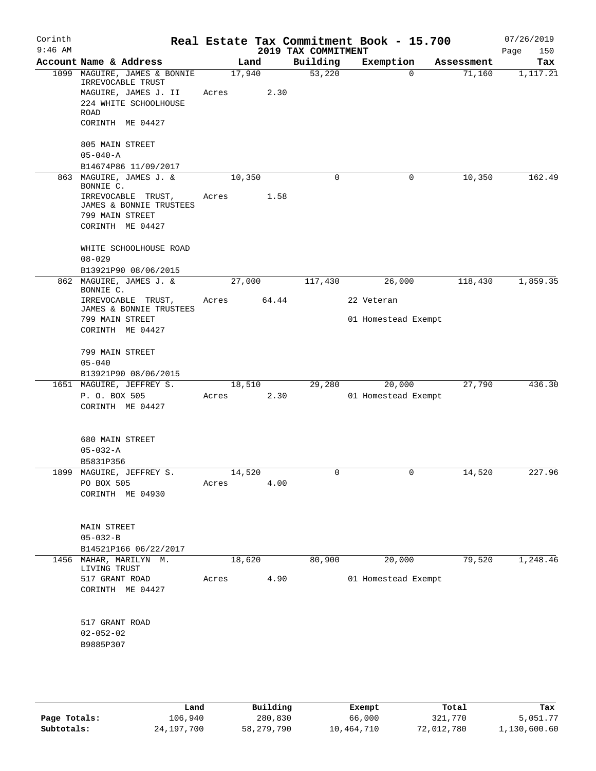Corinth 9:46 AM

# Real Estate Tax Commitment Book - 15.700

## 2019 TAX COMMITMENT

07/26/2019

| Account | Name & Address | Land | Building | Exemption | Assessment | Tax |
|---|---|---|---|---|---|---|
| 1099 | MAGUIRE, JAMES & BONNIE IRREVOCABLE TRUST<br>MAGUIRE, JAMES J. II<br>224 WHITE SCHOOLHOUSE ROAD<br>CORINTH ME 04427<br><br>805 MAIN STREET<br>05-040-A<br>B14674P86 11/09/2017 | 17,940<br>Acres 2.30 | 53,220 | 0 | 71,160 | 1,117.21 |
| 863 | MAGUIRE, JAMES J. & BONNIE C.<br>IRREVOCABLE TRUST, JAMES & BONNIE TRUSTEES<br>799 MAIN STREET<br>CORINTH ME 04427<br><br>WHITE SCHOOLHOUSE ROAD<br>08-029<br>B13921P90 08/06/2015 | 10,350<br>Acres 1.58 | 0 | 0 | 10,350 | 162.49 |
| 862 | MAGUIRE, JAMES J. & BONNIE C.<br>IRREVOCABLE TRUST, JAMES & BONNIE TRUSTEES<br>799 MAIN STREET<br>CORINTH ME 04427<br><br>799 MAIN STREET<br>05-040<br>B13921P90 08/06/2015 | 27,000<br>Acres 64.44 | 117,430 | 26,000<br>22 Veteran<br>01 Homestead Exempt | 118,430 | 1,859.35 |
| 1651 | MAGUIRE, JEFFREY S.<br>P. O. BOX 505<br>CORINTH ME 04427<br><br>680 MAIN STREET<br>05-032-A<br>B5831P356 | 18,510<br>Acres 2.30 | 29,280 | 20,000<br>01 Homestead Exempt | 27,790 | 436.30 |
| 1899 | MAGUIRE, JEFFREY S.<br>PO BOX 505<br>CORINTH ME 04930<br><br>MAIN STREET<br>05-032-B<br>B14521P166 06/22/2017 | 14,520<br>Acres 4.00 | 0 | 0 | 14,520 | 227.96 |
| 1456 | MAHAR, MARILYN M. LIVING TRUST<br>517 GRANT ROAD<br>CORINTH ME 04427<br><br>517 GRANT ROAD<br>02-052-02<br>B9885P307 | 18,620<br>Acres 4.90 | 80,900 | 20,000<br>01 Homestead Exempt | 79,520 | 1,248.46 |

| | Land | Building | Exempt | Total | Tax |
|---|---|---|---|---|---|
| **Page Totals:** | 106,940 | 280,830 | 66,000 | 321,770 | 5,051.77 |
| **Subtotals:** | 24,197,700 | 58,279,790 | 10,464,710 | 72,012,780 | 1,130,600.60 |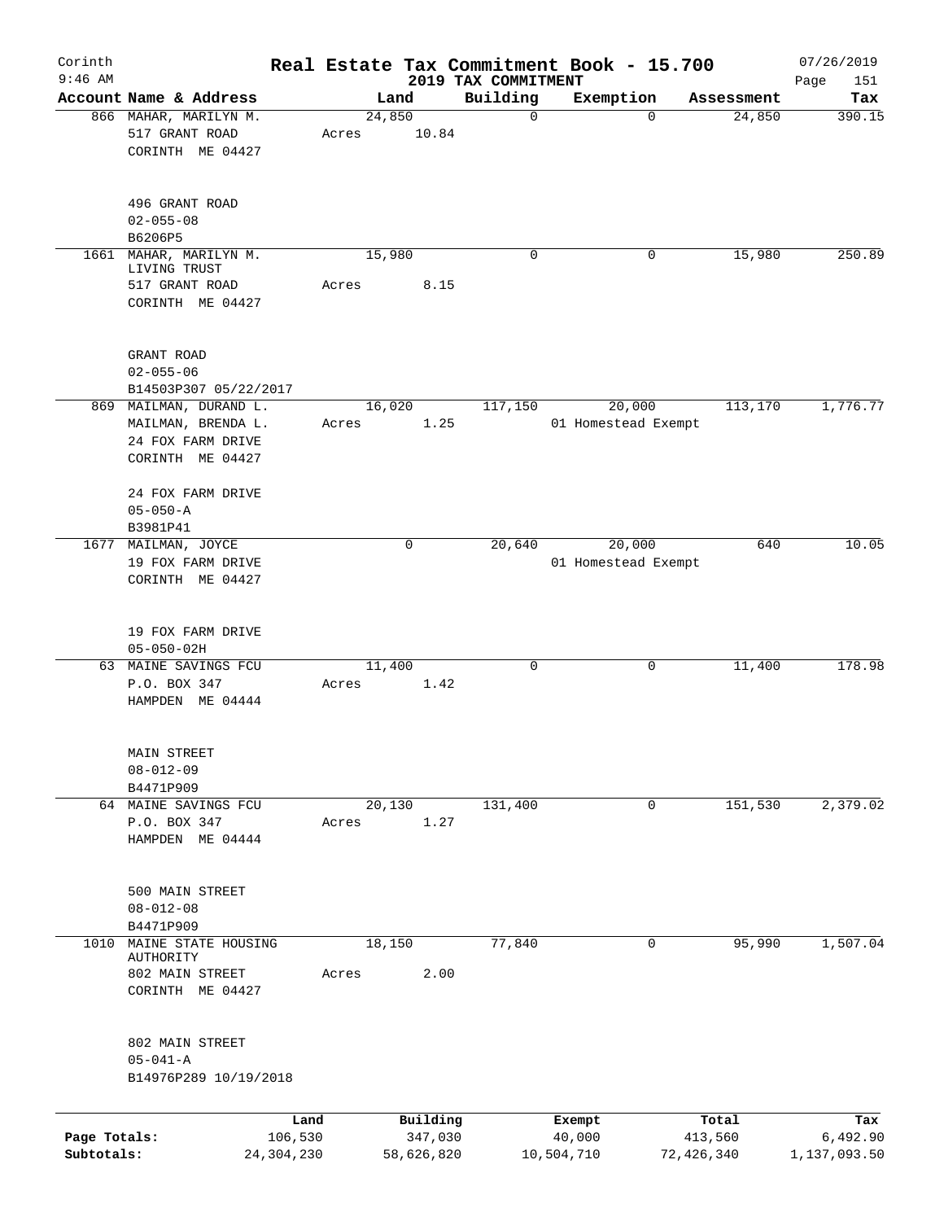Corinth 9:46 AM

# Real Estate Tax Commitment Book - 15.700

## 2019 TAX COMMITMENT

07/26/2019 Page 151

| Account Name & Address | Land | Building | Exemption | Assessment | Tax |
|---|---|---|---|---|---|
| 866 MAHAR, MARILYN M.<br>517 GRANT ROAD<br>CORINTH ME 04427<br><br>496 GRANT ROAD<br>02-055-08<br>B6206P5 | 24,850<br>Acres 10.84 | 0 | 0 | 24,850 | 390.15 |
| 1661 MAHAR, MARILYN M. LIVING TRUST<br>517 GRANT ROAD<br>CORINTH ME 04427<br><br>GRANT ROAD<br>02-055-06<br>B14503P307 05/22/2017 | 15,980<br>Acres 8.15 | 0 | 0 | 15,980 | 250.89 |
| 869 MAILMAN, DURAND L.<br>MAILMAN, BRENDA L.<br>24 FOX FARM DRIVE<br>CORINTH ME 04427<br><br>24 FOX FARM DRIVE<br>05-050-A<br>B3981P41 | 16,020<br>Acres 1.25 | 117,150 | 20,000<br>01 Homestead Exempt | 113,170 | 1,776.77 |
| 1677 MAILMAN, JOYCE<br>19 FOX FARM DRIVE<br>CORINTH ME 04427<br><br>19 FOX FARM DRIVE<br>05-050-02H | 0 | 20,640 | 20,000<br>01 Homestead Exempt | 640 | 10.05 |
| 63 MAINE SAVINGS FCU<br>P.O. BOX 347<br>HAMPDEN ME 04444<br><br>MAIN STREET<br>08-012-09<br>B4471P909 | 11,400<br>Acres 1.42 | 0 | 0 | 11,400 | 178.98 |
| 64 MAINE SAVINGS FCU<br>P.O. BOX 347<br>HAMPDEN ME 04444<br><br>500 MAIN STREET<br>08-012-08<br>B4471P909 | 20,130<br>Acres 1.27 | 131,400 | 0 | 151,530 | 2,379.02 |
| 1010 MAINE STATE HOUSING AUTHORITY<br>802 MAIN STREET<br>CORINTH ME 04427<br><br>802 MAIN STREET<br>05-041-A<br>B14976P289 10/19/2018 | 18,150<br>Acres 2.00 | 77,840 | 0 | 95,990 | 1,507.04 |

| | Land | Building | Exempt | Total | Tax |
|---|---|---|---|---|---|
| Page Totals: | 106,530 | 347,030 | 40,000 | 413,560 | 6,492.90 |
| Subtotals: | 24,304,230 | 58,626,820 | 10,504,710 | 72,426,340 | 1,137,093.50 |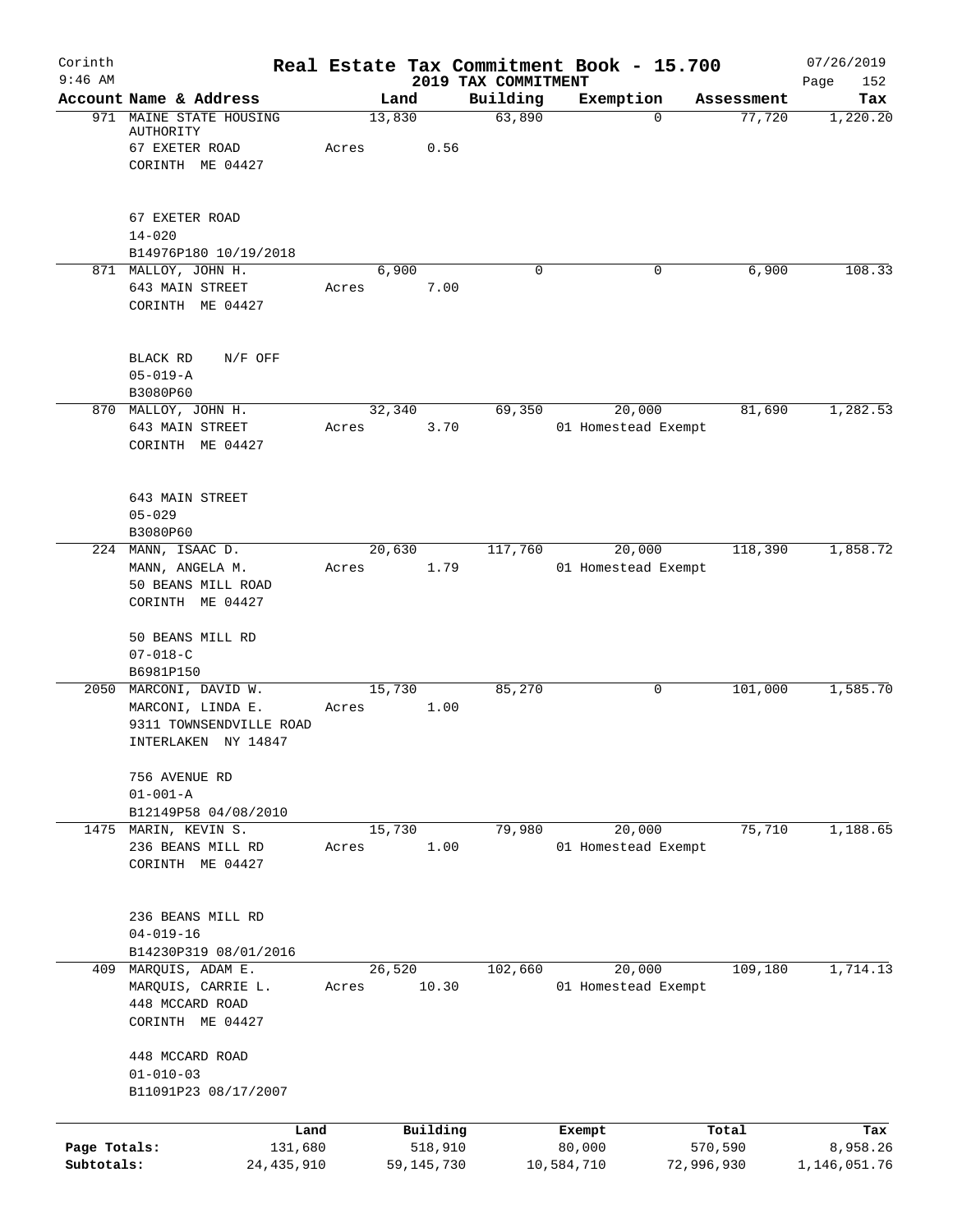# Real Estate Tax Commitment Book - 15.700

Corinth 9:46 AM — 2019 TAX COMMITMENT — 07/26/2019

| Account Name & Address | Land | Building | Exemption | Assessment | Tax |
|---|---|---|---|---|---|
| 971 MAINE STATE HOUSING AUTHORITY<br>67 EXETER ROAD<br>CORINTH ME 04427<br><br>67 EXETER ROAD<br>14-020<br>B14976P180 10/19/2018 | 13,830<br>Acres 0.56 | 63,890 | 0 | 77,720 | 1,220.20 |
| 871 MALLOY, JOHN H.<br>643 MAIN STREET<br>CORINTH ME 04427<br><br>BLACK RD N/F OFF<br>05-019-A<br>B3080P60 | 6,900<br>Acres 7.00 | 0 | 0 | 6,900 | 108.33 |
| 870 MALLOY, JOHN H.<br>643 MAIN STREET<br>CORINTH ME 04427<br><br>643 MAIN STREET<br>05-029<br>B3080P60 | 32,340<br>Acres 3.70 | 69,350 | 20,000<br>01 Homestead Exempt | 81,690 | 1,282.53 |
| 224 MANN, ISAAC D.<br>MANN, ANGELA M.<br>50 BEANS MILL ROAD<br>CORINTH ME 04427<br><br>50 BEANS MILL RD<br>07-018-C<br>B6981P150 | 20,630<br>Acres 1.79 | 117,760 | 20,000<br>01 Homestead Exempt | 118,390 | 1,858.72 |
| 2050 MARCONI, DAVID W.<br>MARCONI, LINDA E.<br>9311 TOWNSENDVILLE ROAD<br>INTERLAKEN NY 14847<br><br>756 AVENUE RD<br>01-001-A<br>B12149P58 04/08/2010 | 15,730<br>Acres 1.00 | 85,270 | 0 | 101,000 | 1,585.70 |
| 1475 MARIN, KEVIN S.<br>236 BEANS MILL RD<br>CORINTH ME 04427<br><br>236 BEANS MILL RD<br>04-019-16<br>B14230P319 08/01/2016 | 15,730<br>Acres 1.00 | 79,980 | 20,000<br>01 Homestead Exempt | 75,710 | 1,188.65 |
| 409 MARQUIS, ADAM E.<br>MARQUIS, CARRIE L.<br>448 MCCARD ROAD<br>CORINTH ME 04427<br><br>448 MCCARD ROAD<br>01-010-03<br>B11091P23 08/17/2007 | 26,520<br>Acres 10.30 | 102,660 | 20,000<br>01 Homestead Exempt | 109,180 | 1,714.13 |

| | Land | Building | Exempt | Total | Tax |
|---|---|---|---|---|---|
| Page Totals: | 131,680 | 518,910 | 80,000 | 570,590 | 8,958.26 |
| Subtotals: | 24,435,910 | 59,145,730 | 10,584,710 | 72,996,930 | 1,146,051.76 |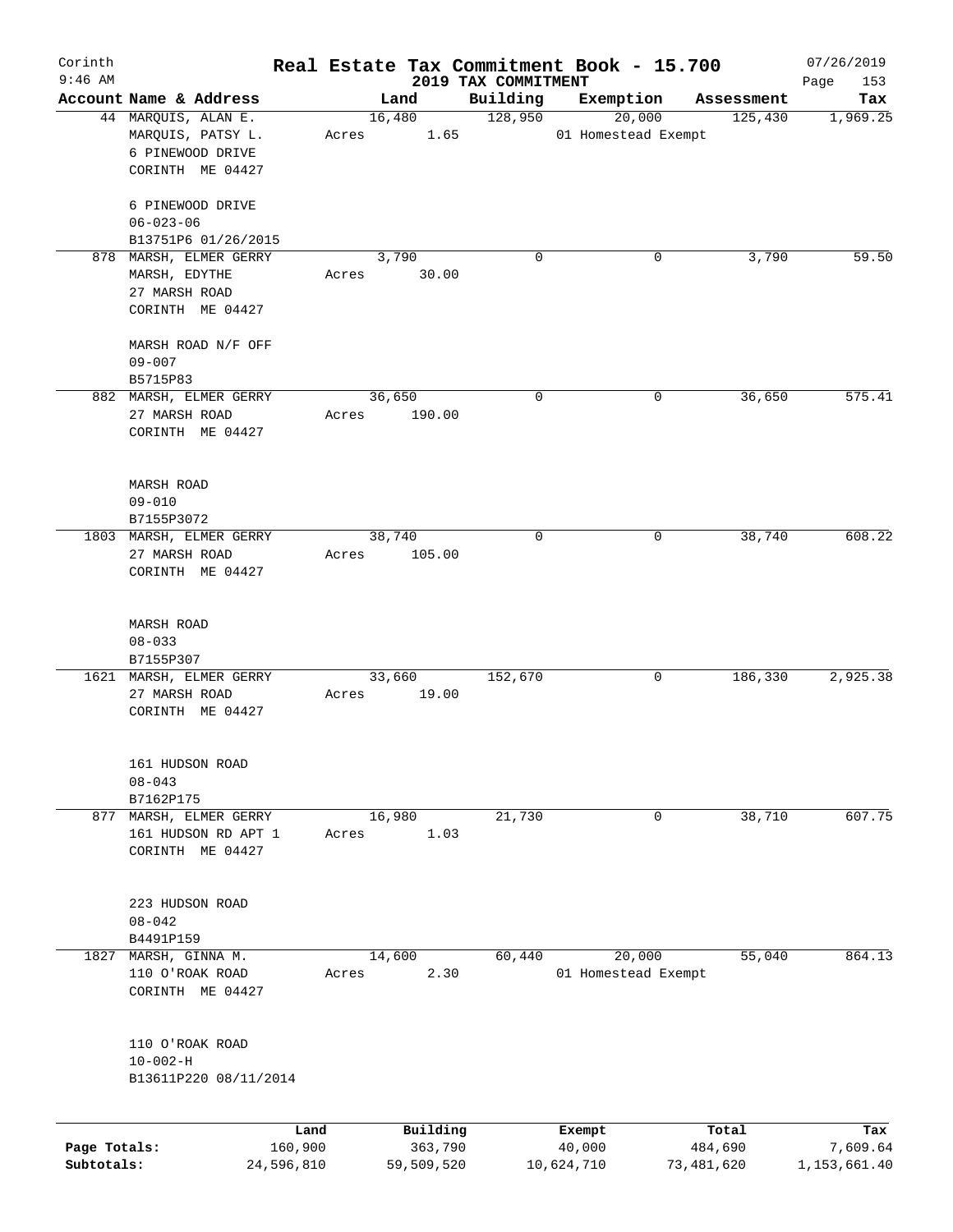Corinth 9:46 AM

# Real Estate Tax Commitment Book - 15.700

2019 TAX COMMITMENT

07/26/2019

| Account | Name & Address | Land | Building | Exemption | Assessment | Tax |
|---|---|---|---|---|---|---|
| 44 | MARQUIS, ALAN E.<br>MARQUIS, PATSY L.<br>6 PINEWOOD DRIVE<br>CORINTH ME 04427<br><br>6 PINEWOOD DRIVE<br>06-023-06<br>B13751P6 01/26/2015 | 16,480<br>Acres 1.65 | 128,950 | 20,000<br>01 Homestead Exempt | 125,430 | 1,969.25 |
| 878 | MARSH, ELMER GERRY<br>MARSH, EDYTHE<br>27 MARSH ROAD<br>CORINTH ME 04427<br><br>MARSH ROAD N/F OFF<br>09-007<br>B5715P83 | 3,790<br>Acres 30.00 | 0 | 0 | 3,790 | 59.50 |
| 882 | MARSH, ELMER GERRY<br>27 MARSH ROAD<br>CORINTH ME 04427<br><br>MARSH ROAD<br>09-010<br>B7155P3072 | 36,650<br>Acres 190.00 | 0 | 0 | 36,650 | 575.41 |
| 1803 | MARSH, ELMER GERRY<br>27 MARSH ROAD<br>CORINTH ME 04427<br><br>MARSH ROAD<br>08-033<br>B7155P307 | 38,740<br>Acres 105.00 | 0 | 0 | 38,740 | 608.22 |
| 1621 | MARSH, ELMER GERRY<br>27 MARSH ROAD<br>CORINTH ME 04427<br><br>161 HUDSON ROAD<br>08-043<br>B7162P175 | 33,660<br>Acres 19.00 | 152,670 | 0 | 186,330 | 2,925.38 |
| 877 | MARSH, ELMER GERRY<br>161 HUDSON RD APT 1<br>CORINTH ME 04427<br><br>223 HUDSON ROAD<br>08-042<br>B4491P159 | 16,980<br>Acres 1.03 | 21,730 | 0 | 38,710 | 607.75 |
| 1827 | MARSH, GINNA M.<br>110 O'ROAK ROAD<br>CORINTH ME 04427<br><br>110 O'ROAK ROAD<br>10-002-H<br>B13611P220 08/11/2014 | 14,600<br>Acres 2.30 | 60,440 | 20,000<br>01 Homestead Exempt | 55,040 | 864.13 |

| | Land | Building | Exempt | Total | Tax |
|---|---|---|---|---|---|
| Page Totals: | 160,900 | 363,790 | 40,000 | 484,690 | 7,609.64 |
| Subtotals: | 24,596,810 | 59,509,520 | 10,624,710 | 73,481,620 | 1,153,661.40 |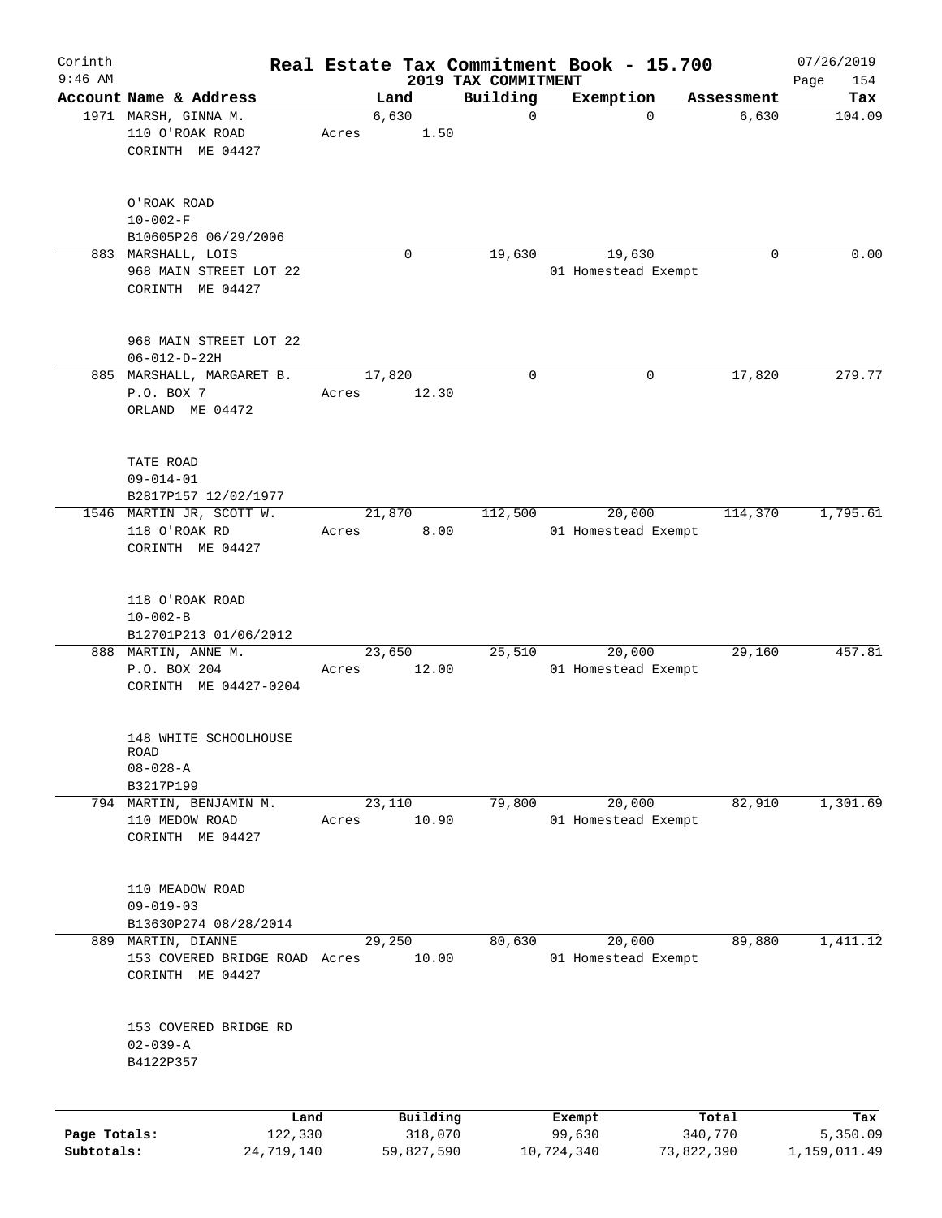Corinth
9:46 AM

# Real Estate Tax Commitment Book - 15.700

## 2019 TAX COMMITMENT

07/26/2019
Page 154

| Account Name & Address | Land | Building | Exemption | Assessment | Tax |
|---|---|---|---|---|---|
| 1971 MARSH, GINNA M.<br>110 O'ROAK ROAD<br>CORINTH ME 04427<br><br>O'ROAK ROAD<br>10-002-F<br>B10605P26 06/29/2006 | 6,630<br>Acres 1.50 | 0 | 0 | 6,630 | 104.09 |
| 883 MARSHALL, LOIS<br>968 MAIN STREET LOT 22<br>CORINTH ME 04427<br><br>968 MAIN STREET LOT 22<br>06-012-D-22H | 0 | 19,630 | 19,630<br>01 Homestead Exempt | 0 | 0.00 |
| 885 MARSHALL, MARGARET B.<br>P.O. BOX 7<br>ORLAND ME 04472<br><br>TATE ROAD<br>09-014-01<br>B2817P157 12/02/1977 | 17,820<br>Acres 12.30 | 0 | 0 | 17,820 | 279.77 |
| 1546 MARTIN JR, SCOTT W.<br>118 O'ROAK RD<br>CORINTH ME 04427<br><br>118 O'ROAK ROAD<br>10-002-B<br>B12701P213 01/06/2012 | 21,870<br>Acres 8.00 | 112,500 | 20,000<br>01 Homestead Exempt | 114,370 | 1,795.61 |
| 888 MARTIN, ANNE M.<br>P.O. BOX 204<br>CORINTH ME 04427-0204<br><br>148 WHITE SCHOOLHOUSE ROAD<br>08-028-A<br>B3217P199 | 23,650<br>Acres 12.00 | 25,510 | 20,000<br>01 Homestead Exempt | 29,160 | 457.81 |
| 794 MARTIN, BENJAMIN M.<br>110 MEDOW ROAD<br>CORINTH ME 04427<br><br>110 MEADOW ROAD<br>09-019-03<br>B13630P274 08/28/2014 | 23,110<br>Acres 10.90 | 79,800 | 20,000<br>01 Homestead Exempt | 82,910 | 1,301.69 |
| 889 MARTIN, DIANNE<br>153 COVERED BRIDGE ROAD<br>CORINTH ME 04427<br><br>153 COVERED BRIDGE RD<br>02-039-A<br>B4122P357 | 29,250<br>Acres 10.00 | 80,630 | 20,000<br>01 Homestead Exempt | 89,880 | 1,411.12 |

| | Land | Building | Exempt | Total | Tax |
|---|---|---|---|---|---|
| Page Totals: | 122,330 | 318,070 | 99,630 | 340,770 | 5,350.09 |
| Subtotals: | 24,719,140 | 59,827,590 | 10,724,340 | 73,822,390 | 1,159,011.49 |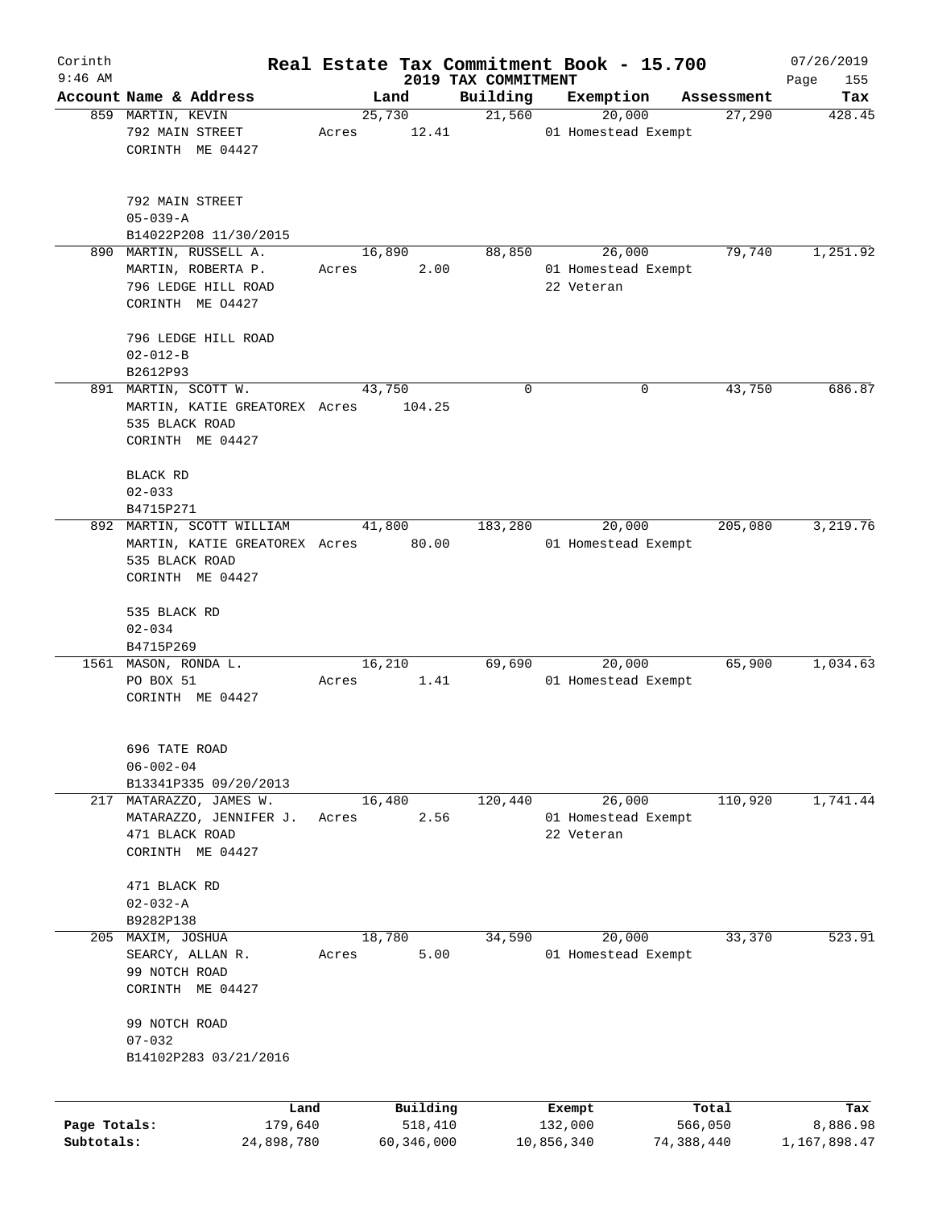# Real Estate Tax Commitment Book - 15.700

## 2019 TAX COMMITMENT

Corinth 9:46 AM — 07/26/2019

| Account Name & Address | Land | Building | Exemption | Assessment | Tax |
|---|---|---|---|---|---|
| 859 MARTIN, KEVIN<br>792 MAIN STREET<br>CORINTH ME 04427<br><br>792 MAIN STREET<br>05-039-A<br>B14022P208 11/30/2015 | 25,730<br>Acres 12.41 | 21,560 | 20,000<br>01 Homestead Exempt | 27,290 | 428.45 |
| 890 MARTIN, RUSSELL A.<br>MARTIN, ROBERTA P.<br>796 LEDGE HILL ROAD<br>CORINTH ME 04427<br><br>796 LEDGE HILL ROAD<br>02-012-B<br>B2612P93 | 16,890<br>Acres 2.00 | 88,850 | 26,000<br>01 Homestead Exempt<br>22 Veteran | 79,740 | 1,251.92 |
| 891 MARTIN, SCOTT W.<br>MARTIN, KATIE GREATOREX<br>535 BLACK ROAD<br>CORINTH ME 04427<br><br>BLACK RD<br>02-033<br>B4715P271 | 43,750<br>Acres 104.25 | 0 | 0 | 43,750 | 686.87 |
| 892 MARTIN, SCOTT WILLIAM<br>MARTIN, KATIE GREATOREX<br>535 BLACK ROAD<br>CORINTH ME 04427<br><br>535 BLACK RD<br>02-034<br>B4715P269 | 41,800<br>Acres 80.00 | 183,280 | 20,000<br>01 Homestead Exempt | 205,080 | 3,219.76 |
| 1561 MASON, RONDA L.<br>PO BOX 51<br>CORINTH ME 04427<br><br>696 TATE ROAD<br>06-002-04<br>B13341P335 09/20/2013 | 16,210<br>Acres 1.41 | 69,690 | 20,000<br>01 Homestead Exempt | 65,900 | 1,034.63 |
| 217 MATARAZZO, JAMES W.<br>MATARAZZO, JENNIFER J.<br>471 BLACK ROAD<br>CORINTH ME 04427<br><br>471 BLACK RD<br>02-032-A<br>B9282P138 | 16,480<br>Acres 2.56 | 120,440 | 26,000<br>01 Homestead Exempt<br>22 Veteran | 110,920 | 1,741.44 |
| 205 MAXIM, JOSHUA<br>SEARCY, ALLAN R.<br>99 NOTCH ROAD<br>CORINTH ME 04427<br><br>99 NOTCH ROAD<br>07-032<br>B14102P283 03/21/2016 | 18,780<br>Acres 5.00 | 34,590 | 20,000<br>01 Homestead Exempt | 33,370 | 523.91 |

| | Land | Building | Exempt | Total | Tax |
|---|---|---|---|---|---|
| Page Totals: | 179,640 | 518,410 | 132,000 | 566,050 | 8,886.98 |
| Subtotals: | 24,898,780 | 60,346,000 | 10,856,340 | 74,388,440 | 1,167,898.47 |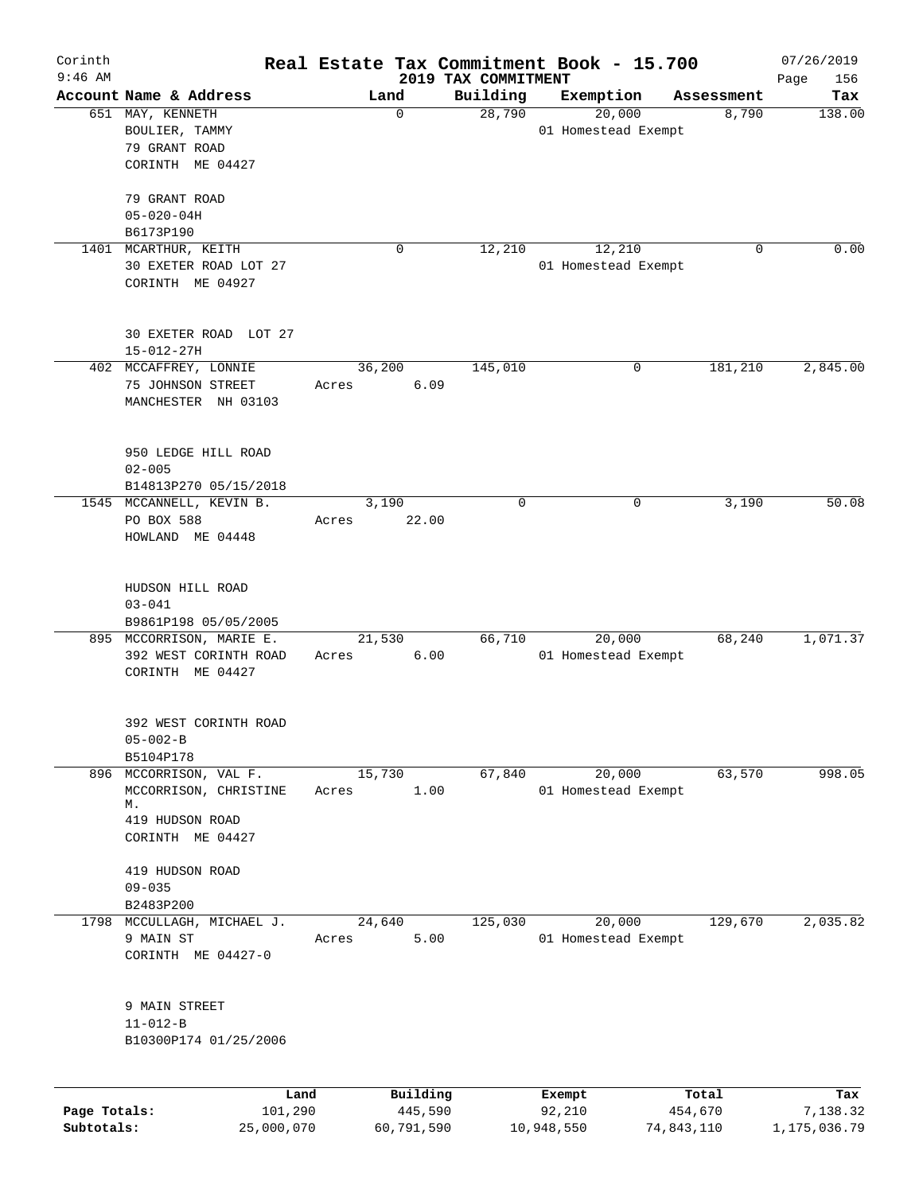# Real Estate Tax Commitment Book - 15.700

Corinth
9:46 AM

2019 TAX COMMITMENT

07/26/2019

| Account Name & Address | Land | Building | Exemption | Assessment | Tax |
|---|---|---|---|---|---|
| 651 MAY, KENNETH<br>BOULIER, TAMMY<br>79 GRANT ROAD<br>CORINTH ME 04427<br><br>79 GRANT ROAD<br>05-020-04H<br>B6173P190 | 0 | 28,790 | 20,000<br>01 Homestead Exempt | 8,790 | 138.00 |
| 1401 MCARTHUR, KEITH<br>30 EXETER ROAD LOT 27<br>CORINTH ME 04927<br><br>30 EXETER ROAD LOT 27<br>15-012-27H | 0 | 12,210 | 12,210<br>01 Homestead Exempt | 0 | 0.00 |
| 402 MCCAFFREY, LONNIE<br>75 JOHNSON STREET<br>MANCHESTER NH 03103<br><br>950 LEDGE HILL ROAD<br>02-005<br>B14813P270 05/15/2018 | 36,200<br>Acres 6.09 | 145,010 | 0 | 181,210 | 2,845.00 |
| 1545 MCCANNELL, KEVIN B.<br>PO BOX 588<br>HOWLAND ME 04448<br><br>HUDSON HILL ROAD<br>03-041<br>B9861P198 05/05/2005 | 3,190<br>Acres 22.00 | 0 | 0 | 3,190 | 50.08 |
| 895 MCCORRISON, MARIE E.<br>392 WEST CORINTH ROAD<br>CORINTH ME 04427<br><br>392 WEST CORINTH ROAD<br>05-002-B<br>B5104P178 | 21,530<br>Acres 6.00 | 66,710 | 20,000<br>01 Homestead Exempt | 68,240 | 1,071.37 |
| 896 MCCORRISON, VAL F.<br>MCCORRISON, CHRISTINE M.<br>419 HUDSON ROAD<br>CORINTH ME 04427<br><br>419 HUDSON ROAD<br>09-035<br>B2483P200 | 15,730<br>Acres 1.00 | 67,840 | 20,000<br>01 Homestead Exempt | 63,570 | 998.05 |
| 1798 MCCULLAGH, MICHAEL J.<br>9 MAIN ST<br>CORINTH ME 04427-0<br><br>9 MAIN STREET<br>11-012-B<br>B10300P174 01/25/2006 | 24,640<br>Acres 5.00 | 125,030 | 20,000<br>01 Homestead Exempt | 129,670 | 2,035.82 |

| | Land | Building | Exempt | Total | Tax |
|---|---|---|---|---|---|
| Page Totals: | 101,290 | 445,590 | 92,210 | 454,670 | 7,138.32 |
| Subtotals: | 25,000,070 | 60,791,590 | 10,948,550 | 74,843,110 | 1,175,036.79 |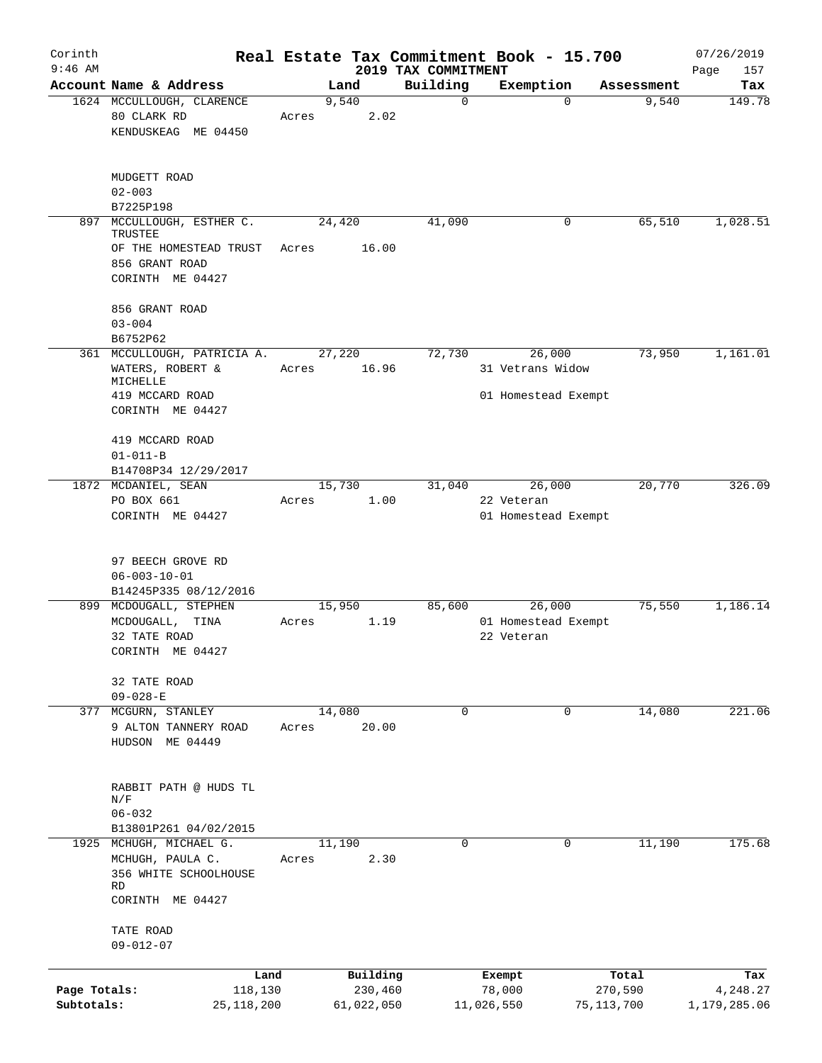# Corinth — Real Estate Tax Commitment Book - 15.700

2019 TAX COMMITMENT

07/26/2019 9:46 AM

| Account Name & Address | Land | Building | Exemption | Assessment | Tax |
|---|---|---|---|---|---|
| 1624 MCCULLOUGH, CLARENCE<br>80 CLARK RD<br>KENDUSKEAG ME 04450<br><br>MUDGETT ROAD<br>02-003<br>B7225P198 | 9,540<br>Acres 2.02 | 0 | 0 | 9,540 | 149.78 |
| 897 MCCULLOUGH, ESTHER C. TRUSTEE<br>OF THE HOMESTEAD TRUST<br>856 GRANT ROAD<br>CORINTH ME 04427<br><br>856 GRANT ROAD<br>03-004<br>B6752P62 | 24,420<br>Acres 16.00 | 41,090 | 0 | 65,510 | 1,028.51 |
| 361 MCCULLOUGH, PATRICIA A.<br>WATERS, ROBERT & MICHELLE<br>419 MCCARD ROAD<br>CORINTH ME 04427<br><br>419 MCCARD ROAD<br>01-011-B<br>B14708P34 12/29/2017 | 27,220<br>Acres 16.96 | 72,730 | 26,000<br>31 Vetrans Widow<br>01 Homestead Exempt | 73,950 | 1,161.01 |
| 1872 MCDANIEL, SEAN<br>PO BOX 661<br>CORINTH ME 04427<br><br>97 BEECH GROVE RD<br>06-003-10-01<br>B14245P335 08/12/2016 | 15,730<br>Acres 1.00 | 31,040 | 26,000<br>22 Veteran<br>01 Homestead Exempt | 20,770 | 326.09 |
| 899 MCDOUGALL, STEPHEN<br>MCDOUGALL, TINA<br>32 TATE ROAD<br>CORINTH ME 04427<br><br>32 TATE ROAD<br>09-028-E | 15,950<br>Acres 1.19 | 85,600 | 26,000<br>01 Homestead Exempt<br>22 Veteran | 75,550 | 1,186.14 |
| 377 MCGURN, STANLEY<br>9 ALTON TANNERY ROAD<br>HUDSON ME 04449<br><br>RABBIT PATH @ HUDS TL N/F<br>06-032<br>B13801P261 04/02/2015 | 14,080<br>Acres 20.00 | 0 | 0 | 14,080 | 221.06 |
| 1925 MCHUGH, MICHAEL G.<br>MCHUGH, PAULA C.<br>356 WHITE SCHOOLHOUSE RD<br>CORINTH ME 04427<br><br>TATE ROAD<br>09-012-07 | 11,190<br>Acres 2.30 | 0 | 0 | 11,190 | 175.68 |

| | Land | Building | Exempt | Total | Tax |
|---|---|---|---|---|---|
| Page Totals: | 118,130 | 230,460 | 78,000 | 270,590 | 4,248.27 |
| Subtotals: | 25,118,200 | 61,022,050 | 11,026,550 | 75,113,700 | 1,179,285.06 |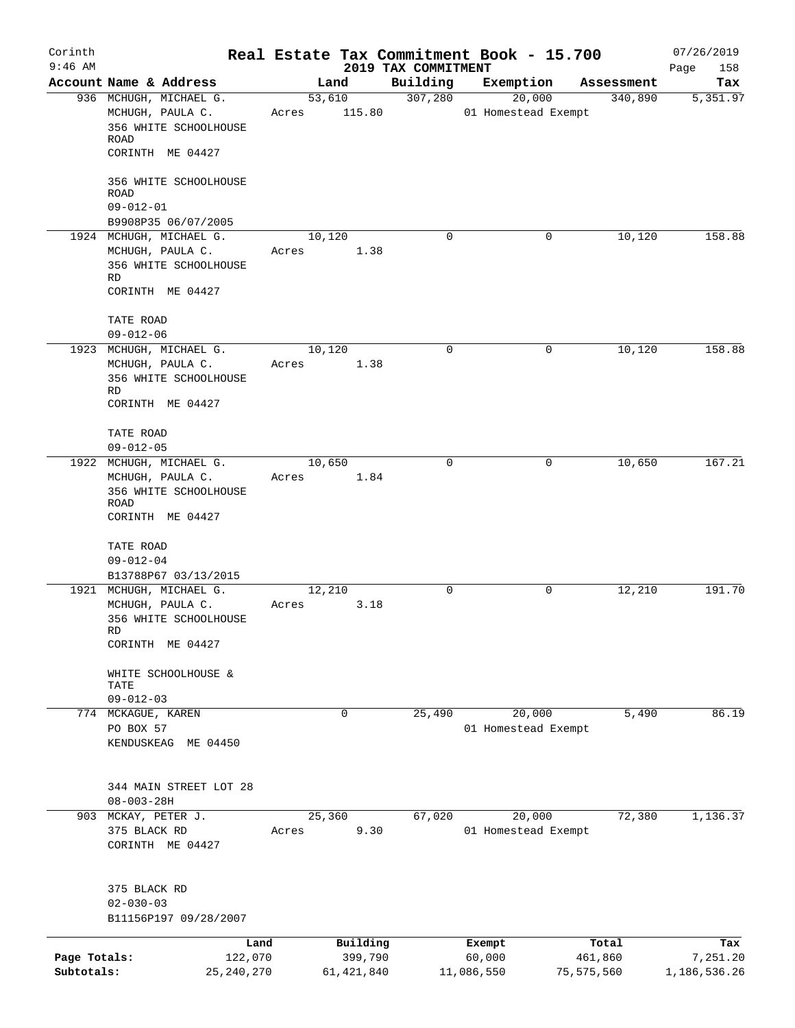Corinth
9:46 AM

# Real Estate Tax Commitment Book - 15.700

## 2019 TAX COMMITMENT

07/26/2019

| Account | Name & Address | Land | Building | Exemption | Assessment | Tax |
|---|---|---|---|---|---|---|
| 936 | MCHUGH, MICHAEL G.<br>MCHUGH, PAULA C.<br>356 WHITE SCHOOLHOUSE ROAD<br>CORINTH ME 04427<br><br>356 WHITE SCHOOLHOUSE ROAD<br>09-012-01<br>B9908P35 06/07/2005 | 53,610<br>Acres 115.80 | 307,280 | 20,000<br>01 Homestead Exempt | 340,890 | 5,351.97 |
| 1924 | MCHUGH, MICHAEL G.<br>MCHUGH, PAULA C.<br>356 WHITE SCHOOLHOUSE RD<br>CORINTH ME 04427<br><br>TATE ROAD<br>09-012-06 | 10,120<br>Acres 1.38 | 0 | 0 | 10,120 | 158.88 |
| 1923 | MCHUGH, MICHAEL G.<br>MCHUGH, PAULA C.<br>356 WHITE SCHOOLHOUSE RD<br>CORINTH ME 04427<br><br>TATE ROAD<br>09-012-05 | 10,120<br>Acres 1.38 | 0 | 0 | 10,120 | 158.88 |
| 1922 | MCHUGH, MICHAEL G.<br>MCHUGH, PAULA C.<br>356 WHITE SCHOOLHOUSE ROAD<br>CORINTH ME 04427<br><br>TATE ROAD<br>09-012-04<br>B13788P67 03/13/2015 | 10,650<br>Acres 1.84 | 0 | 0 | 10,650 | 167.21 |
| 1921 | MCHUGH, MICHAEL G.<br>MCHUGH, PAULA C.<br>356 WHITE SCHOOLHOUSE RD<br>CORINTH ME 04427<br><br>WHITE SCHOOLHOUSE & TATE<br>09-012-03 | 12,210<br>Acres 3.18 | 0 | 0 | 12,210 | 191.70 |
| 774 | MCKAGUE, KAREN<br>PO BOX 57<br>KENDUSKEAG ME 04450<br><br>344 MAIN STREET LOT 28<br>08-003-28H | 0 | 25,490 | 20,000<br>01 Homestead Exempt | 5,490 | 86.19 |
| 903 | MCKAY, PETER J.<br>375 BLACK RD<br>CORINTH ME 04427<br><br>375 BLACK RD<br>02-030-03<br>B11156P197 09/28/2007 | 25,360<br>Acres 9.30 | 67,020 | 20,000<br>01 Homestead Exempt | 72,380 | 1,136.37 |

| | Land | Building | Exempt | Total | Tax |
|---|---|---|---|---|---|
| Page Totals: | 122,070 | 399,790 | 60,000 | 461,860 | 7,251.20 |
| Subtotals: | 25,240,270 | 61,421,840 | 11,086,550 | 75,575,560 | 1,186,536.26 |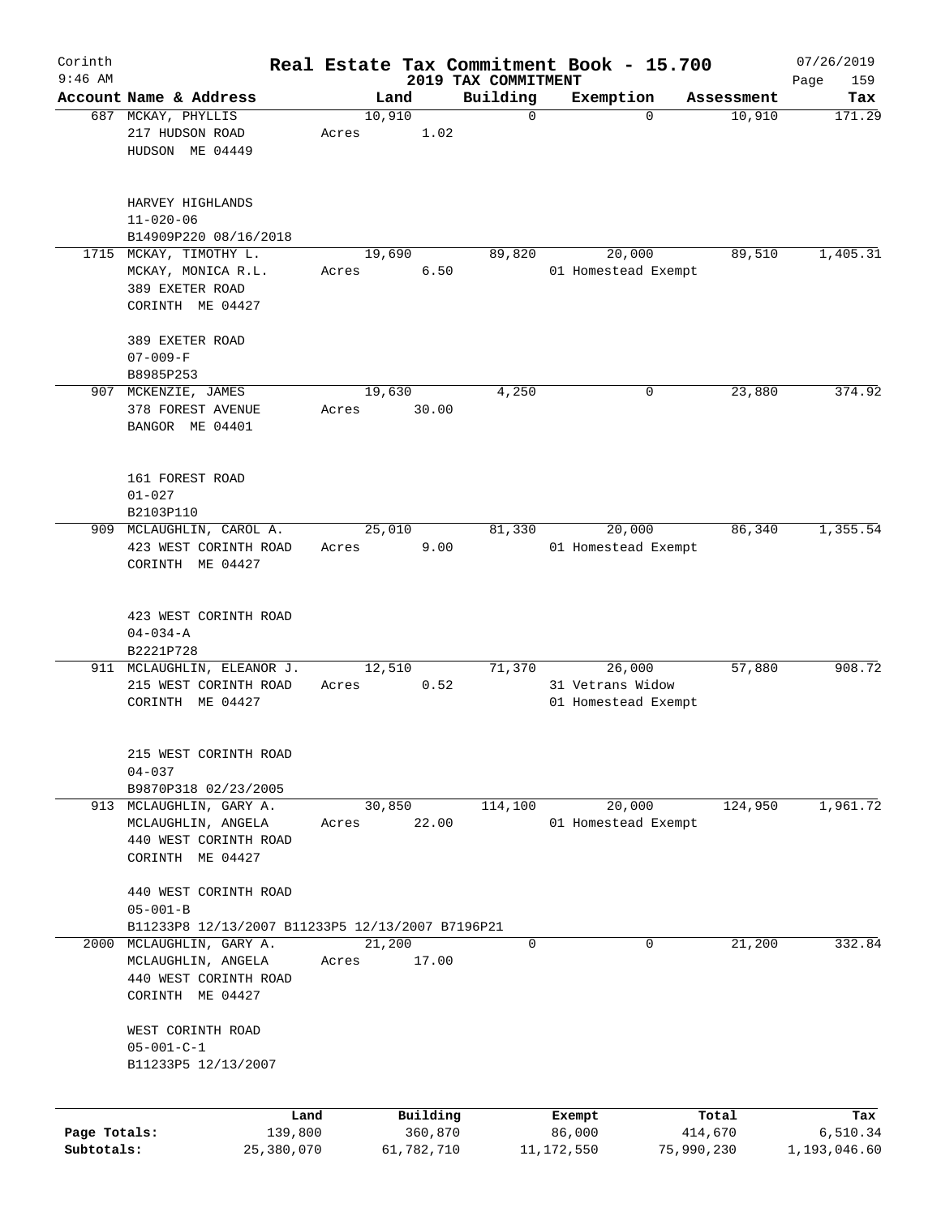# Real Estate Tax Commitment Book - 15.700

Corinth 9:46 AM — 2019 TAX COMMITMENT — 07/26/2019

| Account | Name & Address | Land | Building | Exemption | Assessment | Tax |
|---|---|---|---|---|---|---|
| 687 | MCKAY, PHYLLIS<br>217 HUDSON ROAD<br>HUDSON ME 04449<br><br>HARVEY HIGHLANDS<br>11-020-06<br>B14909P220 08/16/2018 | 10,910<br>Acres 1.02 | 0 | 0 | 10,910 | 171.29 |
| 1715 | MCKAY, TIMOTHY L.<br>MCKAY, MONICA R.L.<br>389 EXETER ROAD<br>CORINTH ME 04427<br><br>389 EXETER ROAD<br>07-009-F<br>B8985P253 | 19,690<br>Acres 6.50 | 89,820 | 20,000<br>01 Homestead Exempt | 89,510 | 1,405.31 |
| 907 | MCKENZIE, JAMES<br>378 FOREST AVENUE<br>BANGOR ME 04401<br><br>161 FOREST ROAD<br>01-027<br>B2103P110 | 19,630<br>Acres 30.00 | 4,250 | 0 | 23,880 | 374.92 |
| 909 | MCLAUGHLIN, CAROL A.<br>423 WEST CORINTH ROAD<br>CORINTH ME 04427<br><br>423 WEST CORINTH ROAD<br>04-034-A<br>B2221P728 | 25,010<br>Acres 9.00 | 81,330 | 20,000<br>01 Homestead Exempt | 86,340 | 1,355.54 |
| 911 | MCLAUGHLIN, ELEANOR J.<br>215 WEST CORINTH ROAD<br>CORINTH ME 04427<br><br>215 WEST CORINTH ROAD<br>04-037<br>B9870P318 02/23/2005 | 12,510<br>Acres 0.52 | 71,370 | 26,000<br>31 Vetrans Widow<br>01 Homestead Exempt | 57,880 | 908.72 |
| 913 | MCLAUGHLIN, GARY A.<br>MCLAUGHLIN, ANGELA<br>440 WEST CORINTH ROAD<br>CORINTH ME 04427<br><br>440 WEST CORINTH ROAD<br>05-001-B<br>B11233P8 12/13/2007 B11233P5 12/13/2007 B7196P21 | 30,850<br>Acres 22.00 | 114,100 | 20,000<br>01 Homestead Exempt | 124,950 | 1,961.72 |
| 2000 | MCLAUGHLIN, GARY A.<br>MCLAUGHLIN, ANGELA<br>440 WEST CORINTH ROAD<br>CORINTH ME 04427<br><br>WEST CORINTH ROAD<br>05-001-C-1<br>B11233P5 12/13/2007 | 21,200<br>Acres 17.00 | 0 | 0 | 21,200 | 332.84 |

| | Land | Building | Exempt | Total | Tax |
|---|---|---|---|---|---|
| Page Totals: | 139,800 | 360,870 | 86,000 | 414,670 | 6,510.34 |
| Subtotals: | 25,380,070 | 61,782,710 | 11,172,550 | 75,990,230 | 1,193,046.60 |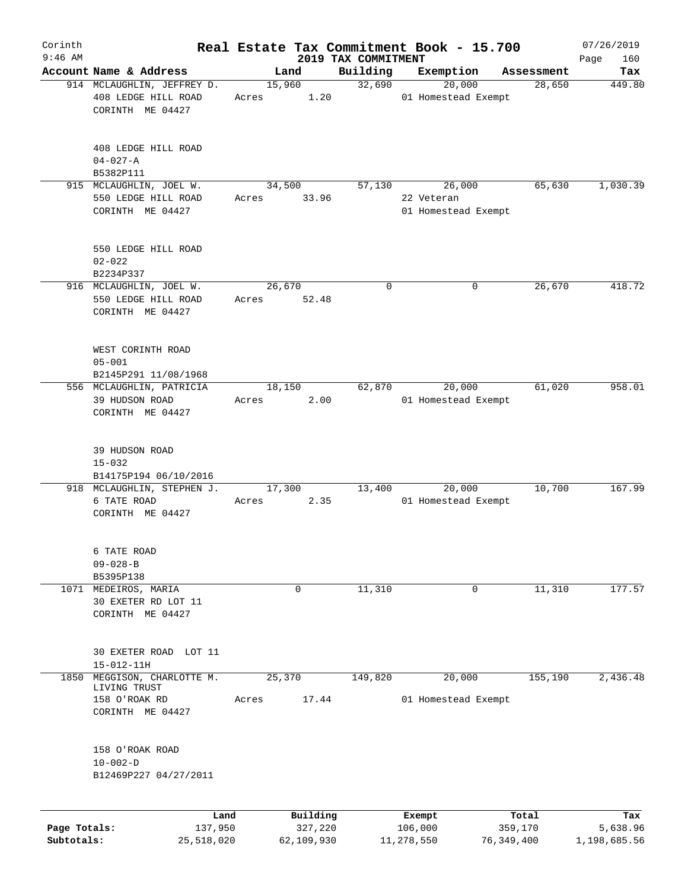# Real Estate Tax Commitment Book - 15.700

Corinth
9:46 AM

## 2019 TAX COMMITMENT

07/26/2019

| Account | Name & Address | Land | Building | Exemption | Assessment | Tax |
|---|---|---|---|---|---|---|
| 914 | MCLAUGHLIN, JEFFREY D.<br>408 LEDGE HILL ROAD<br>CORINTH ME 04427<br><br>408 LEDGE HILL ROAD<br>04-027-A<br>B5382P111 | 15,960<br>Acres 1.20 | 32,690 | 20,000<br>01 Homestead Exempt | 28,650 | 449.80 |
| 915 | MCLAUGHLIN, JOEL W.<br>550 LEDGE HILL ROAD<br>CORINTH ME 04427<br><br>550 LEDGE HILL ROAD<br>02-022<br>B2234P337 | 34,500<br>Acres 33.96 | 57,130 | 26,000<br>22 Veteran<br>01 Homestead Exempt | 65,630 | 1,030.39 |
| 916 | MCLAUGHLIN, JOEL W.<br>550 LEDGE HILL ROAD<br>CORINTH ME 04427<br><br>WEST CORINTH ROAD<br>05-001<br>B2145P291 11/08/1968 | 26,670<br>Acres 52.48 | 0 | 0 | 26,670 | 418.72 |
| 556 | MCLAUGHLIN, PATRICIA<br>39 HUDSON ROAD<br>CORINTH ME 04427<br><br>39 HUDSON ROAD<br>15-032<br>B14175P194 06/10/2016 | 18,150<br>Acres 2.00 | 62,870 | 20,000<br>01 Homestead Exempt | 61,020 | 958.01 |
| 918 | MCLAUGHLIN, STEPHEN J.<br>6 TATE ROAD<br>CORINTH ME 04427<br><br>6 TATE ROAD<br>09-028-B<br>B5395P138 | 17,300<br>Acres 2.35 | 13,400 | 20,000<br>01 Homestead Exempt | 10,700 | 167.99 |
| 1071 | MEDEIROS, MARIA<br>30 EXETER RD LOT 11<br>CORINTH ME 04427<br><br>30 EXETER ROAD LOT 11<br>15-012-11H | 0 | 11,310 | 0 | 11,310 | 177.57 |
| 1850 | MEGGISON, CHARLOTTE M. LIVING TRUST<br>158 O'ROAK RD<br>CORINTH ME 04427<br><br>158 O'ROAK ROAD<br>10-002-D<br>B12469P227 04/27/2011 | 25,370<br>Acres 17.44 | 149,820 | 20,000<br>01 Homestead Exempt | 155,190 | 2,436.48 |

| | Land | Building | Exempt | Total | Tax |
|---|---|---|---|---|---|
| Page Totals: | 137,950 | 327,220 | 106,000 | 359,170 | 5,638.96 |
| Subtotals: | 25,518,020 | 62,109,930 | 11,278,550 | 76,349,400 | 1,198,685.56 |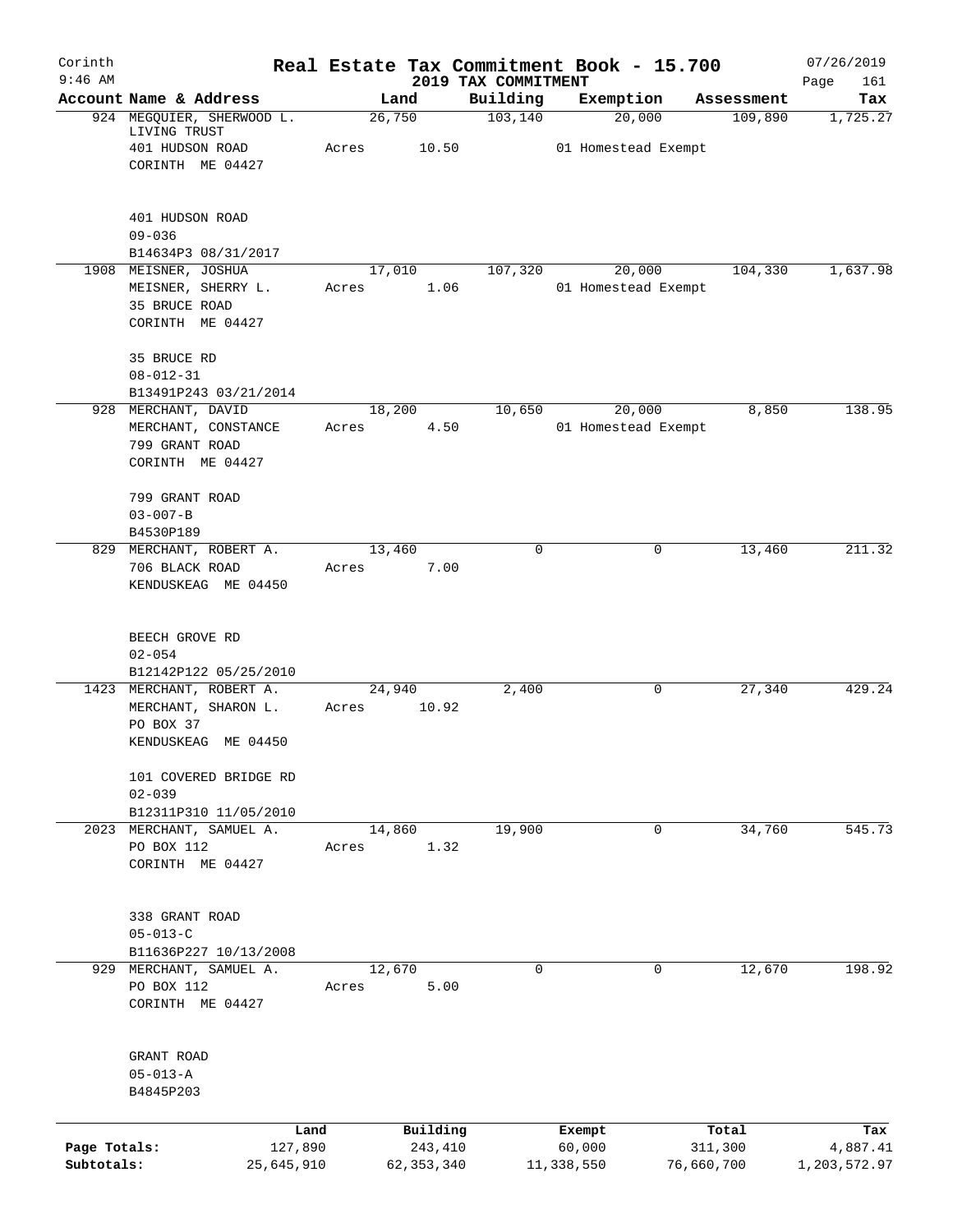# Real Estate Tax Commitment Book - 15.700

Corinth 9:46 AM — 2019 TAX COMMITMENT — 07/26/2019

| Account | Name & Address | Land | Building | Exemption | Assessment | Tax |
|---|---|---|---|---|---|---|
| 924 | MEGQUIER, SHERWOOD L. LIVING TRUST<br>401 HUDSON ROAD<br>CORINTH ME 04427<br><br>401 HUDSON ROAD<br>09-036<br>B14634P3 08/31/2017 | 26,750<br>Acres 10.50 | 103,140 | 20,000<br>01 Homestead Exempt | 109,890 | 1,725.27 |
| 1908 | MEISNER, JOSHUA<br>MEISNER, SHERRY L.<br>35 BRUCE ROAD<br>CORINTH ME 04427<br><br>35 BRUCE RD<br>08-012-31<br>B13491P243 03/21/2014 | 17,010<br>Acres 1.06 | 107,320 | 20,000<br>01 Homestead Exempt | 104,330 | 1,637.98 |
| 928 | MERCHANT, DAVID<br>MERCHANT, CONSTANCE<br>799 GRANT ROAD<br>CORINTH ME 04427<br><br>799 GRANT ROAD<br>03-007-B<br>B4530P189 | 18,200<br>Acres 4.50 | 10,650 | 20,000<br>01 Homestead Exempt | 8,850 | 138.95 |
| 829 | MERCHANT, ROBERT A.<br>706 BLACK ROAD<br>KENDUSKEAG ME 04450<br><br>BEECH GROVE RD<br>02-054<br>B12142P122 05/25/2010 | 13,460<br>Acres 7.00 | 0 | 0 | 13,460 | 211.32 |
| 1423 | MERCHANT, ROBERT A.<br>MERCHANT, SHARON L.<br>PO BOX 37<br>KENDUSKEAG ME 04450<br><br>101 COVERED BRIDGE RD<br>02-039<br>B12311P310 11/05/2010 | 24,940<br>Acres 10.92 | 2,400 | 0 | 27,340 | 429.24 |
| 2023 | MERCHANT, SAMUEL A.<br>PO BOX 112<br>CORINTH ME 04427<br><br>338 GRANT ROAD<br>05-013-C<br>B11636P227 10/13/2008 | 14,860<br>Acres 1.32 | 19,900 | 0 | 34,760 | 545.73 |
| 929 | MERCHANT, SAMUEL A.<br>PO BOX 112<br>CORINTH ME 04427<br><br>GRANT ROAD<br>05-013-A<br>B4845P203 | 12,670<br>Acres 5.00 | 0 | 0 | 12,670 | 198.92 |

| | Land | Building | Exempt | Total | Tax |
|---|---|---|---|---|---|
| Page Totals: | 127,890 | 243,410 | 60,000 | 311,300 | 4,887.41 |
| Subtotals: | 25,645,910 | 62,353,340 | 11,338,550 | 76,660,700 | 1,203,572.97 |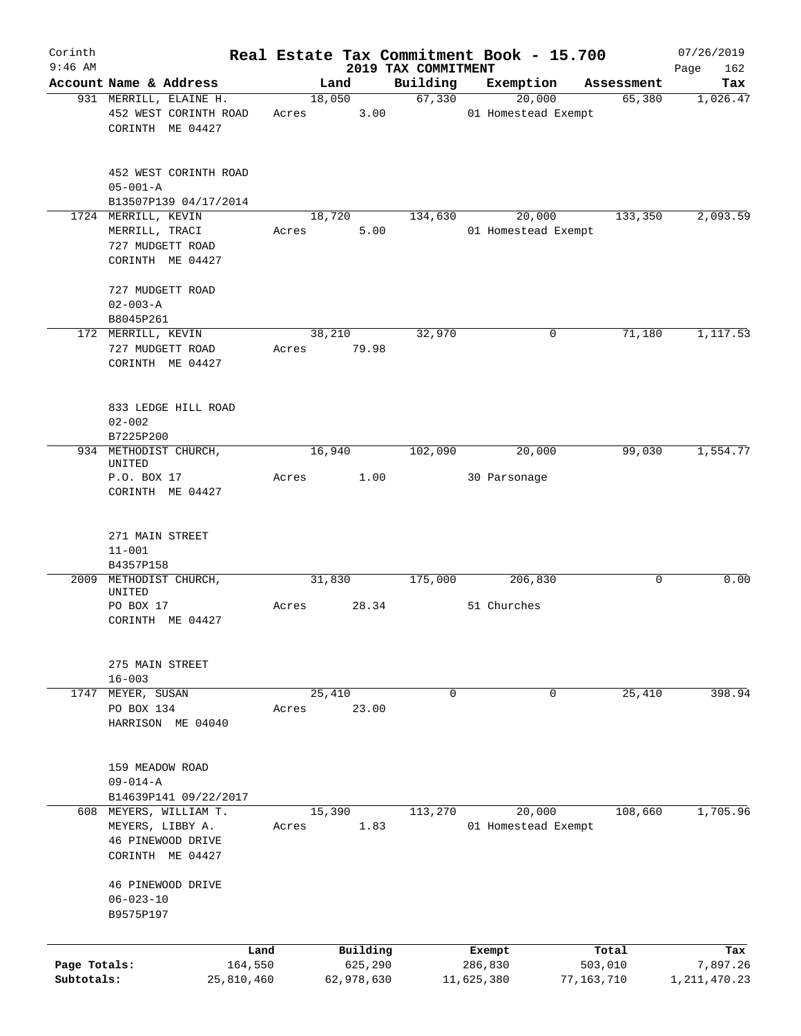Corinth 9:46 AM

# Real Estate Tax Commitment Book - 15.700

## 2019 TAX COMMITMENT

07/26/2019

| Account Name & Address | Land | Building | Exemption | Assessment | Tax |
|---|---|---|---|---|---|
| 931 MERRILL, ELAINE H.<br>452 WEST CORINTH ROAD<br>CORINTH ME 04427<br><br>452 WEST CORINTH ROAD<br>05-001-A<br>B13507P139 04/17/2014 | 18,050<br>Acres 3.00 | 67,330 | 20,000<br>01 Homestead Exempt | 65,380 | 1,026.47 |
| 1724 MERRILL, KEVIN<br>MERRILL, TRACI<br>727 MUDGETT ROAD<br>CORINTH ME 04427<br><br>727 MUDGETT ROAD<br>02-003-A<br>B8045P261 | 18,720<br>Acres 5.00 | 134,630 | 20,000<br>01 Homestead Exempt | 133,350 | 2,093.59 |
| 172 MERRILL, KEVIN<br>727 MUDGETT ROAD<br>CORINTH ME 04427<br><br>833 LEDGE HILL ROAD<br>02-002<br>B7225P200 | 38,210<br>Acres 79.98 | 32,970 | 0 | 71,180 | 1,117.53 |
| 934 METHODIST CHURCH, UNITED<br>P.O. BOX 17<br>CORINTH ME 04427<br><br>271 MAIN STREET<br>11-001<br>B4357P158 | 16,940<br>Acres 1.00 | 102,090 | 20,000<br>30 Parsonage | 99,030 | 1,554.77 |
| 2009 METHODIST CHURCH, UNITED<br>PO BOX 17<br>CORINTH ME 04427<br><br>275 MAIN STREET<br>16-003 | 31,830<br>Acres 28.34 | 175,000 | 206,830<br>51 Churches | 0 | 0.00 |
| 1747 MEYER, SUSAN<br>PO BOX 134<br>HARRISON ME 04040<br><br>159 MEADOW ROAD<br>09-014-A<br>B14639P141 09/22/2017 | 25,410<br>Acres 23.00 | 0 | 0 | 25,410 | 398.94 |
| 608 MEYERS, WILLIAM T.<br>MEYERS, LIBBY A.<br>46 PINEWOOD DRIVE<br>CORINTH ME 04427<br><br>46 PINEWOOD DRIVE<br>06-023-10<br>B9575P197 | 15,390<br>Acres 1.83 | 113,270 | 20,000<br>01 Homestead Exempt | 108,660 | 1,705.96 |

| | Land | Building | Exempt | Total | Tax |
|---|---|---|---|---|---|
| Page Totals: | 164,550 | 625,290 | 286,830 | 503,010 | 7,897.26 |
| Subtotals: | 25,810,460 | 62,978,630 | 11,625,380 | 77,163,710 | 1,211,470.23 |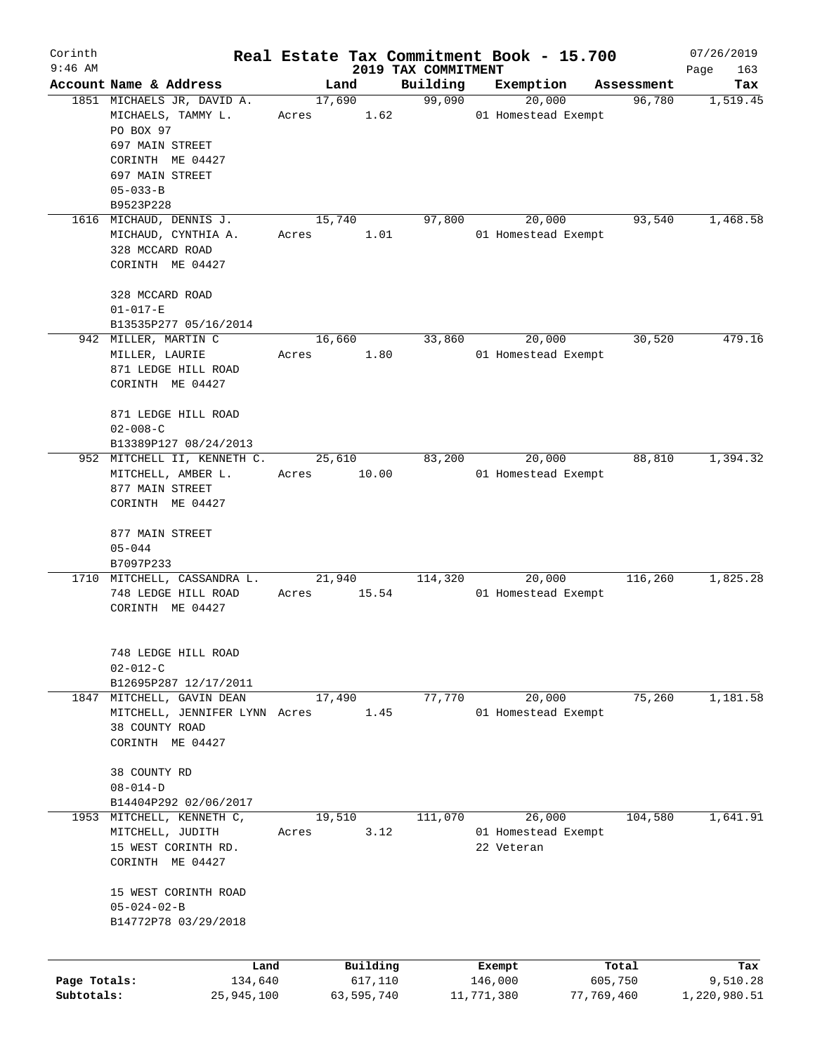Corinth 9:46 AM

# Real Estate Tax Commitment Book - 15.700

## 2019 TAX COMMITMENT

07/26/2019

| Account | Name & Address | Land | Building | Exemption | Assessment | Tax |
|---|---|---|---|---|---|---|
| 1851 | MICHAELS JR, DAVID A.<br>MICHAELS, TAMMY L.<br>PO BOX 97<br>697 MAIN STREET<br>CORINTH ME 04427<br>697 MAIN STREET<br>05-033-B<br>B9523P228 | 17,690<br>Acres 1.62 | 99,090 | 20,000<br>01 Homestead Exempt | 96,780 | 1,519.45 |
| 1616 | MICHAUD, DENNIS J.<br>MICHAUD, CYNTHIA A.<br>328 MCCARD ROAD<br>CORINTH ME 04427<br><br>328 MCCARD ROAD<br>01-017-E<br>B13535P277 05/16/2014 | 15,740<br>Acres 1.01 | 97,800 | 20,000<br>01 Homestead Exempt | 93,540 | 1,468.58 |
| 942 | MILLER, MARTIN C<br>MILLER, LAURIE<br>871 LEDGE HILL ROAD<br>CORINTH ME 04427<br><br>871 LEDGE HILL ROAD<br>02-008-C<br>B13389P127 08/24/2013 | 16,660<br>Acres 1.80 | 33,860 | 20,000<br>01 Homestead Exempt | 30,520 | 479.16 |
| 952 | MITCHELL II, KENNETH C.<br>MITCHELL, AMBER L.<br>877 MAIN STREET<br>CORINTH ME 04427<br><br>877 MAIN STREET<br>05-044<br>B7097P233 | 25,610<br>Acres 10.00 | 83,200 | 20,000<br>01 Homestead Exempt | 88,810 | 1,394.32 |
| 1710 | MITCHELL, CASSANDRA L.<br>748 LEDGE HILL ROAD<br>CORINTH ME 04427<br><br>748 LEDGE HILL ROAD<br>02-012-C<br>B12695P287 12/17/2011 | 21,940<br>Acres 15.54 | 114,320 | 20,000<br>01 Homestead Exempt | 116,260 | 1,825.28 |
| 1847 | MITCHELL, GAVIN DEAN<br>MITCHELL, JENNIFER LYNN<br>38 COUNTY ROAD<br>CORINTH ME 04427<br><br>38 COUNTY RD<br>08-014-D<br>B14404P292 02/06/2017 | 17,490<br>Acres 1.45 | 77,770 | 20,000<br>01 Homestead Exempt | 75,260 | 1,181.58 |
| 1953 | MITCHELL, KENNETH C,<br>MITCHELL, JUDITH<br>15 WEST CORINTH RD.<br>CORINTH ME 04427<br><br>15 WEST CORINTH ROAD<br>05-024-02-B<br>B14772P78 03/29/2018 | 19,510<br>Acres 3.12 | 111,070 | 26,000<br>01 Homestead Exempt<br>22 Veteran | 104,580 | 1,641.91 |

| | Land | Building | Exempt | Total | Tax |
|---|---|---|---|---|---|
| Page Totals: | 134,640 | 617,110 | 146,000 | 605,750 | 9,510.28 |
| Subtotals: | 25,945,100 | 63,595,740 | 11,771,380 | 77,769,460 | 1,220,980.51 |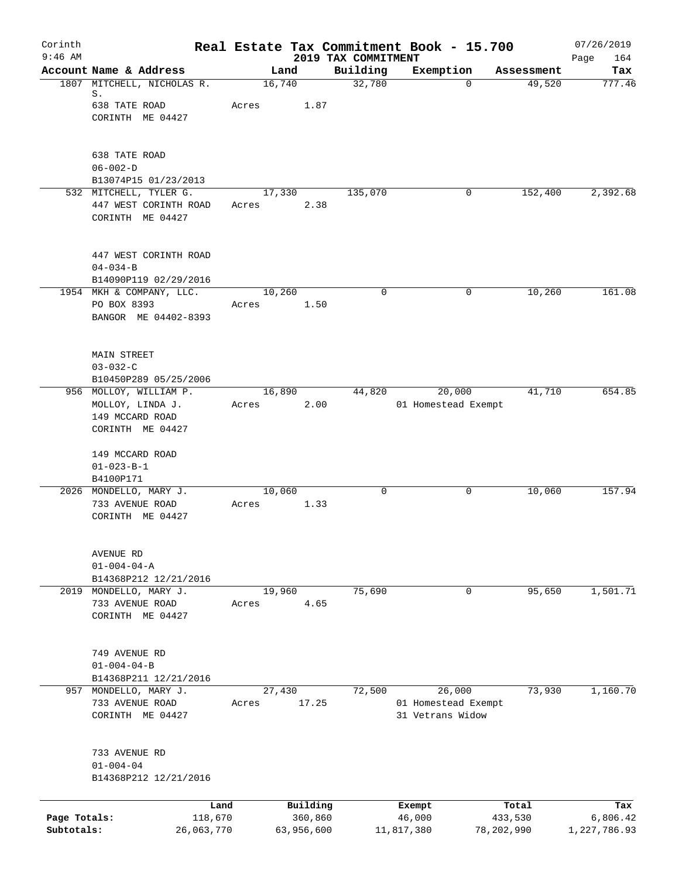# Real Estate Tax Commitment Book - 15.700

Corinth 9:46 AM — 2019 TAX COMMITMENT — 07/26/2019

| Account Name & Address | Land | Building | Exemption | Assessment | Tax |
|---|---|---|---|---|---|
| 1807 MITCHELL, NICHOLAS R. S.<br>638 TATE ROAD<br>CORINTH ME 04427<br><br>638 TATE ROAD<br>06-002-D<br>B13074P15 01/23/2013 | 16,740<br>Acres 1.87 | 32,780 | 0 | 49,520 | 777.46 |
| 532 MITCHELL, TYLER G.<br>447 WEST CORINTH ROAD<br>CORINTH ME 04427<br><br>447 WEST CORINTH ROAD<br>04-034-B<br>B14090P119 02/29/2016 | 17,330<br>Acres 2.38 | 135,070 | 0 | 152,400 | 2,392.68 |
| 1954 MKH & COMPANY, LLC.<br>PO BOX 8393<br>BANGOR ME 04402-8393<br><br>MAIN STREET<br>03-032-C<br>B10450P289 05/25/2006 | 10,260<br>Acres 1.50 | 0 | 0 | 10,260 | 161.08 |
| 956 MOLLOY, WILLIAM P.<br>MOLLOY, LINDA J.<br>149 MCCARD ROAD<br>CORINTH ME 04427<br><br>149 MCCARD ROAD<br>01-023-B-1<br>B4100P171 | 16,890<br>Acres 2.00 | 44,820 | 20,000<br>01 Homestead Exempt | 41,710 | 654.85 |
| 2026 MONDELLO, MARY J.<br>733 AVENUE ROAD<br>CORINTH ME 04427<br><br>AVENUE RD<br>01-004-04-A<br>B14368P212 12/21/2016 | 10,060<br>Acres 1.33 | 0 | 0 | 10,060 | 157.94 |
| 2019 MONDELLO, MARY J.<br>733 AVENUE ROAD<br>CORINTH ME 04427<br><br>749 AVENUE RD<br>01-004-04-B<br>B14368P211 12/21/2016 | 19,960<br>Acres 4.65 | 75,690 | 0 | 95,650 | 1,501.71 |
| 957 MONDELLO, MARY J.<br>733 AVENUE ROAD<br>CORINTH ME 04427<br><br>733 AVENUE RD<br>01-004-04<br>B14368P212 12/21/2016 | 27,430<br>Acres 17.25 | 72,500 | 26,000<br>01 Homestead Exempt<br>31 Vetrans Widow | 73,930 | 1,160.70 |

| | Land | Building | Exempt | Total | Tax |
|---|---|---|---|---|---|
| Page Totals: | 118,670 | 360,860 | 46,000 | 433,530 | 6,806.42 |
| Subtotals: | 26,063,770 | 63,956,600 | 11,817,380 | 78,202,990 | 1,227,786.93 |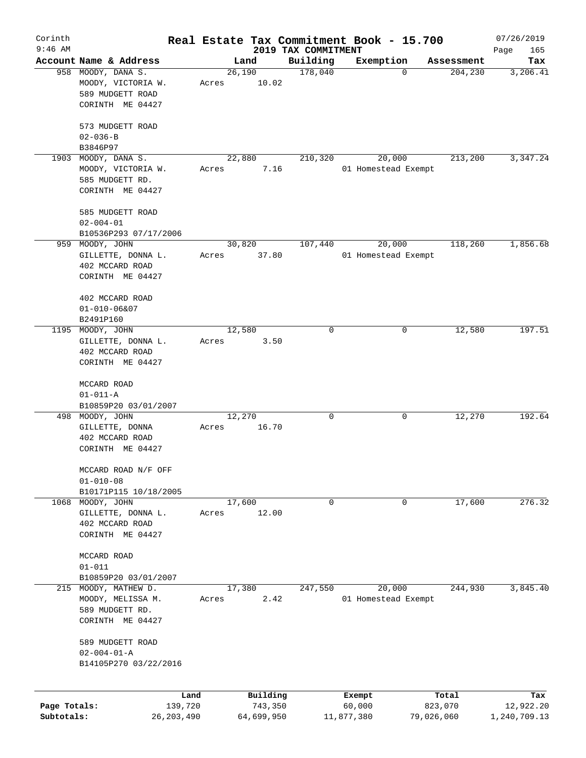# Corinth — Real Estate Tax Commitment Book - 15.700

9:46 AM — 2019 TAX COMMITMENT — 07/26/2019

| Account | Name & Address | Land | Building | Exemption | Assessment | Tax |
|---|---|---|---|---|---|---|
| 958 | MOODY, DANA S.<br>MOODY, VICTORIA W.<br>589 MUDGETT ROAD<br>CORINTH ME 04427<br><br>573 MUDGETT ROAD<br>02-036-B<br>B3846P97 | 26,190<br>Acres 10.02 | 178,040 | 0 | 204,230 | 3,206.41 |
| 1903 | MOODY, DANA S.<br>MOODY, VICTORIA W.<br>585 MUDGETT RD.<br>CORINTH ME 04427<br><br>585 MUDGETT ROAD<br>02-004-01<br>B10536P293 07/17/2006 | 22,880<br>Acres 7.16 | 210,320 | 20,000<br>01 Homestead Exempt | 213,200 | 3,347.24 |
| 959 | MOODY, JOHN<br>GILLETTE, DONNA L.<br>402 MCCARD ROAD<br>CORINTH ME 04427<br><br>402 MCCARD ROAD<br>01-010-06&07<br>B2491P160 | 30,820<br>Acres 37.80 | 107,440 | 20,000<br>01 Homestead Exempt | 118,260 | 1,856.68 |
| 1195 | MOODY, JOHN<br>GILLETTE, DONNA L.<br>402 MCCARD ROAD<br>CORINTH ME 04427<br><br>MCCARD ROAD<br>01-011-A<br>B10859P20 03/01/2007 | 12,580<br>Acres 3.50 | 0 | 0 | 12,580 | 197.51 |
| 498 | MOODY, JOHN<br>GILLETTE, DONNA<br>402 MCCARD ROAD<br>CORINTH ME 04427<br><br>MCCARD ROAD N/F OFF<br>01-010-08<br>B10171P115 10/18/2005 | 12,270<br>Acres 16.70 | 0 | 0 | 12,270 | 192.64 |
| 1068 | MOODY, JOHN<br>GILLETTE, DONNA L.<br>402 MCCARD ROAD<br>CORINTH ME 04427<br><br>MCCARD ROAD<br>01-011<br>B10859P20 03/01/2007 | 17,600<br>Acres 12.00 | 0 | 0 | 17,600 | 276.32 |
| 215 | MOODY, MATHEW D.<br>MOODY, MELISSA M.<br>589 MUDGETT RD.<br>CORINTH ME 04427<br><br>589 MUDGETT ROAD<br>02-004-01-A<br>B14105P270 03/22/2016 | 17,380<br>Acres 2.42 | 247,550 | 20,000<br>01 Homestead Exempt | 244,930 | 3,845.40 |

| | Land | Building | Exempt | Total | Tax |
|---|---|---|---|---|---|
| Page Totals: | 139,720 | 743,350 | 60,000 | 823,070 | 12,922.20 |
| Subtotals: | 26,203,490 | 64,699,950 | 11,877,380 | 79,026,060 | 1,240,709.13 |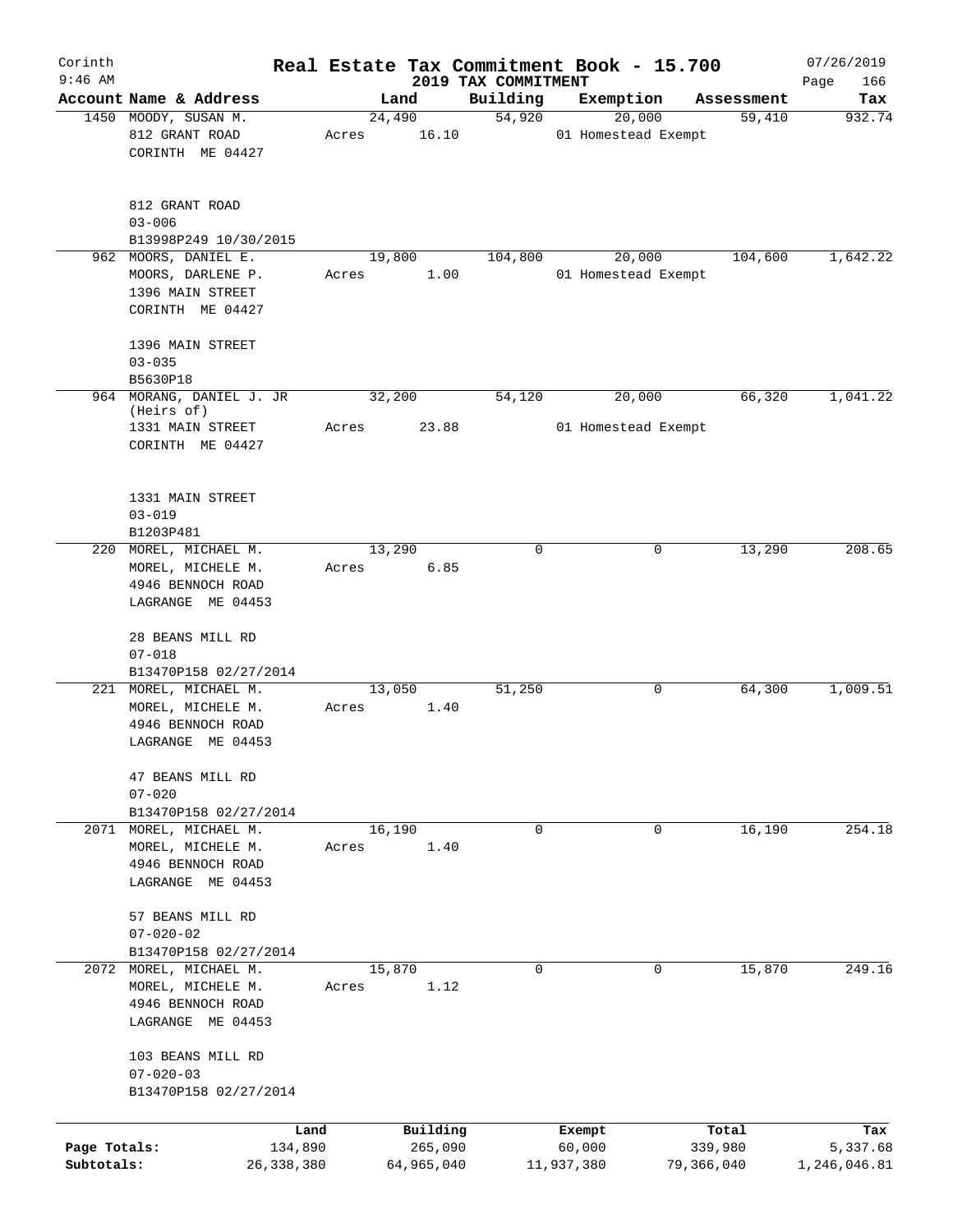# Real Estate Tax Commitment Book - 15.700

Corinth
9:46 AM

2019 TAX COMMITMENT

07/26/2019

| Account Name & Address | Land | Building | Exemption | Assessment | Tax |
|---|---|---|---|---|---|
| 1450 MOODY, SUSAN M.<br>812 GRANT ROAD<br>CORINTH ME 04427<br><br>812 GRANT ROAD<br>03-006<br>B13998P249 10/30/2015 | 24,490<br>Acres 16.10 | 54,920 | 20,000<br>01 Homestead Exempt | 59,410 | 932.74 |
| 962 MOORS, DANIEL E.<br>MOORS, DARLENE P.<br>1396 MAIN STREET<br>CORINTH ME 04427<br><br>1396 MAIN STREET<br>03-035<br>B5630P18 | 19,800<br>Acres 1.00 | 104,800 | 20,000<br>01 Homestead Exempt | 104,600 | 1,642.22 |
| 964 MORANG, DANIEL J. JR<br>(Heirs of)<br>1331 MAIN STREET<br>CORINTH ME 04427<br><br>1331 MAIN STREET<br>03-019<br>B1203P481 | 32,200<br>Acres 23.88 | 54,120 | 20,000<br>01 Homestead Exempt | 66,320 | 1,041.22 |
| 220 MOREL, MICHAEL M.<br>MOREL, MICHELE M.<br>4946 BENNOCH ROAD<br>LAGRANGE ME 04453<br><br>28 BEANS MILL RD<br>07-018<br>B13470P158 02/27/2014 | 13,290<br>Acres 6.85 | 0 | 0 | 13,290 | 208.65 |
| 221 MOREL, MICHAEL M.<br>MOREL, MICHELE M.<br>4946 BENNOCH ROAD<br>LAGRANGE ME 04453<br><br>47 BEANS MILL RD<br>07-020<br>B13470P158 02/27/2014 | 13,050<br>Acres 1.40 | 51,250 | 0 | 64,300 | 1,009.51 |
| 2071 MOREL, MICHAEL M.<br>MOREL, MICHELE M.<br>4946 BENNOCH ROAD<br>LAGRANGE ME 04453<br><br>57 BEANS MILL RD<br>07-020-02<br>B13470P158 02/27/2014 | 16,190<br>Acres 1.40 | 0 | 0 | 16,190 | 254.18 |
| 2072 MOREL, MICHAEL M.<br>MOREL, MICHELE M.<br>4946 BENNOCH ROAD<br>LAGRANGE ME 04453<br><br>103 BEANS MILL RD<br>07-020-03<br>B13470P158 02/27/2014 | 15,870<br>Acres 1.12 | 0 | 0 | 15,870 | 249.16 |

| | Land | Building | Exempt | Total | Tax |
|---|---|---|---|---|---|
| Page Totals: | 134,890 | 265,090 | 60,000 | 339,980 | 5,337.68 |
| Subtotals: | 26,338,380 | 64,965,040 | 11,937,380 | 79,366,040 | 1,246,046.81 |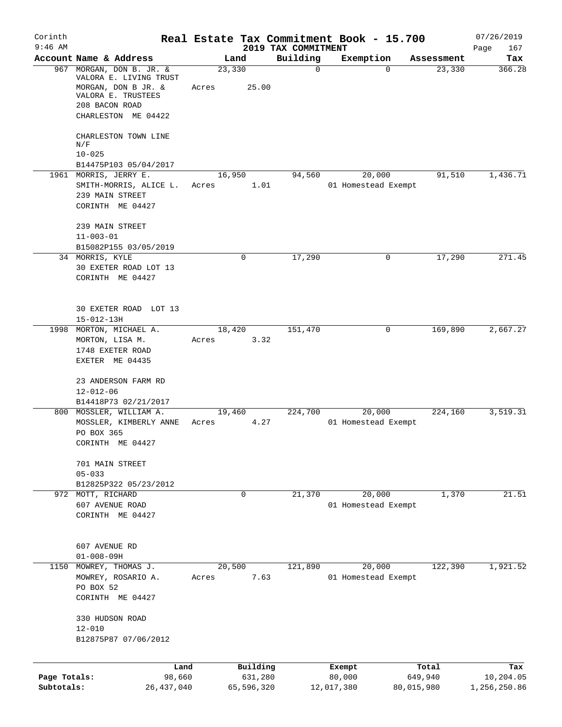Corinth 9:46 AM

# Real Estate Tax Commitment Book - 15.700

## 2019 TAX COMMITMENT

07/26/2019

| Account Name & Address | Land | Building | Exemption | Assessment | Tax |
|---|---|---|---|---|---|
| 967 MORGAN, DON B. JR. & VALORA E. LIVING TRUST<br>MORGAN, DON B JR. & VALORA E. TRUSTEES<br>208 BACON ROAD<br>CHARLESTON ME 04422<br><br>CHARLESTON TOWN LINE N/F<br>10-025<br>B14475P103 05/04/2017 | 23,330<br>Acres 25.00 | 0 | 0 | 23,330 | 366.28 |
| 1961 MORRIS, JERRY E.<br>SMITH-MORRIS, ALICE L.<br>239 MAIN STREET<br>CORINTH ME 04427<br><br>239 MAIN STREET<br>11-003-01<br>B15082P155 03/05/2019 | 16,950<br>Acres 1.01 | 94,560 | 20,000<br>01 Homestead Exempt | 91,510 | 1,436.71 |
| 34 MORRIS, KYLE<br>30 EXETER ROAD LOT 13<br>CORINTH ME 04427<br><br>30 EXETER ROAD LOT 13<br>15-012-13H | 0 | 17,290 | 0 | 17,290 | 271.45 |
| 1998 MORTON, MICHAEL A.<br>MORTON, LISA M.<br>1748 EXETER ROAD<br>EXETER ME 04435<br><br>23 ANDERSON FARM RD<br>12-012-06<br>B14418P73 02/21/2017 | 18,420<br>Acres 3.32 | 151,470 | 0 | 169,890 | 2,667.27 |
| 800 MOSSLER, WILLIAM A.<br>MOSSLER, KIMBERLY ANNE<br>PO BOX 365<br>CORINTH ME 04427<br><br>701 MAIN STREET<br>05-033<br>B12825P322 05/23/2012 | 19,460<br>Acres 4.27 | 224,700 | 20,000<br>01 Homestead Exempt | 224,160 | 3,519.31 |
| 972 MOTT, RICHARD<br>607 AVENUE ROAD<br>CORINTH ME 04427<br><br>607 AVENUE RD<br>01-008-09H | 0 | 21,370 | 20,000<br>01 Homestead Exempt | 1,370 | 21.51 |
| 1150 MOWREY, THOMAS J.<br>MOWREY, ROSARIO A.<br>PO BOX 52<br>CORINTH ME 04427<br><br>330 HUDSON ROAD<br>12-010<br>B12875P87 07/06/2012 | 20,500<br>Acres 7.63 | 121,890 | 20,000<br>01 Homestead Exempt | 122,390 | 1,921.52 |

| | Land | Building | Exempt | Total | Tax |
|---|---|---|---|---|---|
| **Page Totals:** | 98,660 | 631,280 | 80,000 | 649,940 | 10,204.05 |
| **Subtotals:** | 26,437,040 | 65,596,320 | 12,017,380 | 80,015,980 | 1,256,250.86 |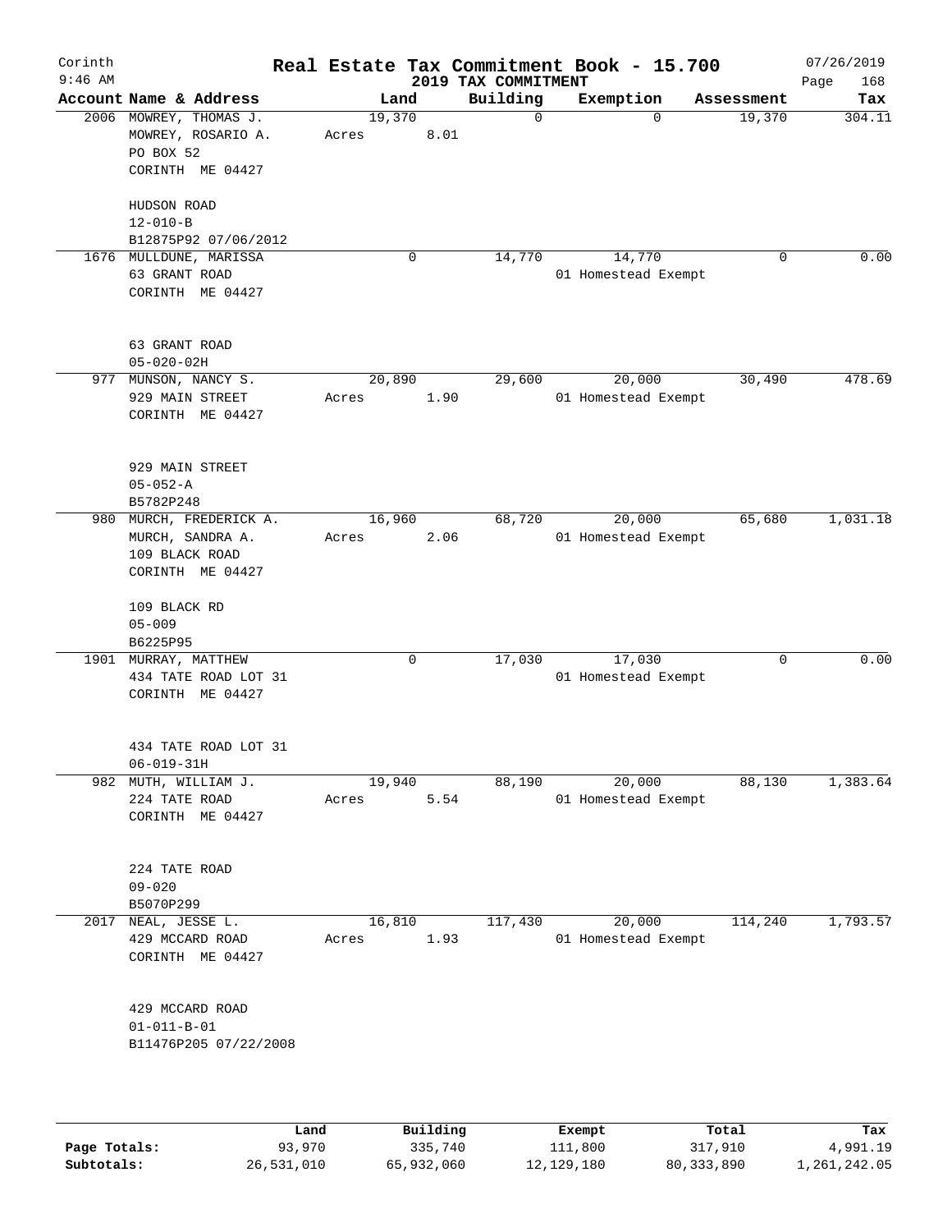# Corinth — Real Estate Tax Commitment Book - 15.700

9:46 AM — 2019 TAX COMMITMENT — 07/26/2019

| Account Name & Address | Land | Building | Exemption | Assessment | Tax |
|---|---|---|---|---|---|
| 2006 MOWREY, THOMAS J.<br>MOWREY, ROSARIO A.<br>PO BOX 52<br>CORINTH ME 04427<br><br>HUDSON ROAD<br>12-010-B<br>B12875P92 07/06/2012 | 19,370<br>Acres 8.01 | 0 | 0 | 19,370 | 304.11 |
| 1676 MULLDUNE, MARISSA<br>63 GRANT ROAD<br>CORINTH ME 04427<br><br>63 GRANT ROAD<br>05-020-02H | 0 | 14,770 | 14,770<br>01 Homestead Exempt | 0 | 0.00 |
| 977 MUNSON, NANCY S.<br>929 MAIN STREET<br>CORINTH ME 04427<br><br>929 MAIN STREET<br>05-052-A<br>B5782P248 | 20,890<br>Acres 1.90 | 29,600 | 20,000<br>01 Homestead Exempt | 30,490 | 478.69 |
| 980 MURCH, FREDERICK A.<br>MURCH, SANDRA A.<br>109 BLACK ROAD<br>CORINTH ME 04427<br><br>109 BLACK RD<br>05-009<br>B6225P95 | 16,960<br>Acres 2.06 | 68,720 | 20,000<br>01 Homestead Exempt | 65,680 | 1,031.18 |
| 1901 MURRAY, MATTHEW<br>434 TATE ROAD LOT 31<br>CORINTH ME 04427<br><br>434 TATE ROAD LOT 31<br>06-019-31H | 0 | 17,030 | 17,030<br>01 Homestead Exempt | 0 | 0.00 |
| 982 MUTH, WILLIAM J.<br>224 TATE ROAD<br>CORINTH ME 04427<br><br>224 TATE ROAD<br>09-020<br>B5070P299 | 19,940<br>Acres 5.54 | 88,190 | 20,000<br>01 Homestead Exempt | 88,130 | 1,383.64 |
| 2017 NEAL, JESSE L.<br>429 MCCARD ROAD<br>CORINTH ME 04427<br><br>429 MCCARD ROAD<br>01-011-B-01<br>B11476P205 07/22/2008 | 16,810<br>Acres 1.93 | 117,430 | 20,000<br>01 Homestead Exempt | 114,240 | 1,793.57 |

| | Land | Building | Exempt | Total | Tax |
|---|---|---|---|---|---|
| Page Totals: | 93,970 | 335,740 | 111,800 | 317,910 | 4,991.19 |
| Subtotals: | 26,531,010 | 65,932,060 | 12,129,180 | 80,333,890 | 1,261,242.05 |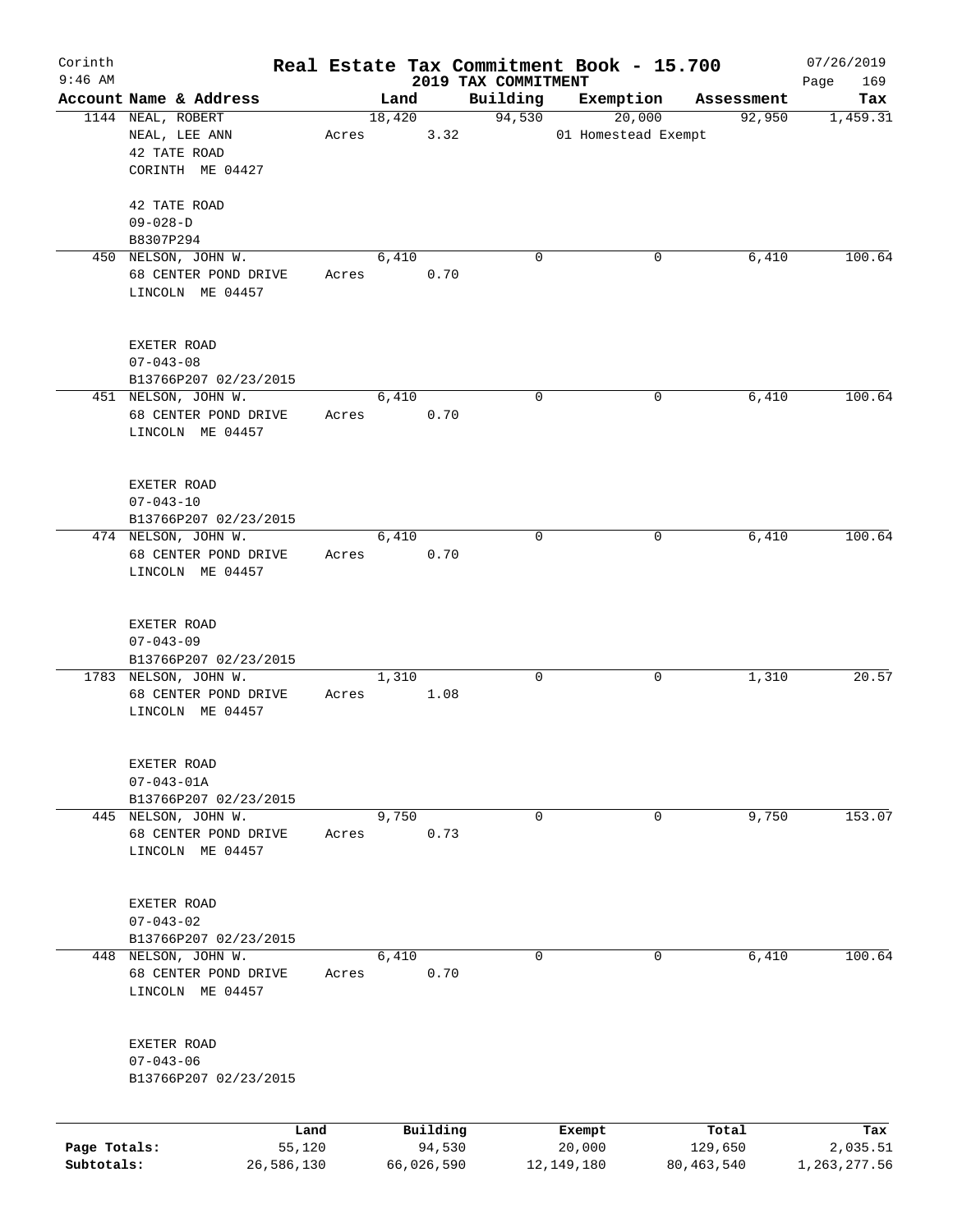Corinth
9:46 AM

# Real Estate Tax Commitment Book - 15.700

07/26/2019

## 2019 TAX COMMITMENT

| Account Name & Address | Land | Building | Exemption | Assessment | Tax |
|---|---|---|---|---|---|
| 1144 NEAL, ROBERT | 18,420 | 94,530 | 20,000 | 92,950 | 1,459.31 |
| NEAL, LEE ANN | Acres 3.32 | | 01 Homestead Exempt | | |
| 42 TATE ROAD | | | | | |
| CORINTH ME 04427 | | | | | |
| 42 TATE ROAD | | | | | |
| 09-028-D | | | | | |
| B8307P294 | | | | | |
| 450 NELSON, JOHN W. | 6,410 | 0 | 0 | 6,410 | 100.64 |
| 68 CENTER POND DRIVE | Acres 0.70 | | | | |
| LINCOLN ME 04457 | | | | | |
| EXETER ROAD | | | | | |
| 07-043-08 | | | | | |
| B13766P207 02/23/2015 | | | | | |
| 451 NELSON, JOHN W. | 6,410 | 0 | 0 | 6,410 | 100.64 |
| 68 CENTER POND DRIVE | Acres 0.70 | | | | |
| LINCOLN ME 04457 | | | | | |
| EXETER ROAD | | | | | |
| 07-043-10 | | | | | |
| B13766P207 02/23/2015 | | | | | |
| 474 NELSON, JOHN W. | 6,410 | 0 | 0 | 6,410 | 100.64 |
| 68 CENTER POND DRIVE | Acres 0.70 | | | | |
| LINCOLN ME 04457 | | | | | |
| EXETER ROAD | | | | | |
| 07-043-09 | | | | | |
| B13766P207 02/23/2015 | | | | | |
| 1783 NELSON, JOHN W. | 1,310 | 0 | 0 | 1,310 | 20.57 |
| 68 CENTER POND DRIVE | Acres 1.08 | | | | |
| LINCOLN ME 04457 | | | | | |
| EXETER ROAD | | | | | |
| 07-043-01A | | | | | |
| B13766P207 02/23/2015 | | | | | |
| 445 NELSON, JOHN W. | 9,750 | 0 | 0 | 9,750 | 153.07 |
| 68 CENTER POND DRIVE | Acres 0.73 | | | | |
| LINCOLN ME 04457 | | | | | |
| EXETER ROAD | | | | | |
| 07-043-02 | | | | | |
| B13766P207 02/23/2015 | | | | | |
| 448 NELSON, JOHN W. | 6,410 | 0 | 0 | 6,410 | 100.64 |
| 68 CENTER POND DRIVE | Acres 0.70 | | | | |
| LINCOLN ME 04457 | | | | | |
| EXETER ROAD | | | | | |
| 07-043-06 | | | | | |
| B13766P207 02/23/2015 | | | | | |

| | Land | Building | Exempt | Total | Tax |
|---|---|---|---|---|---|
| Page Totals: | 55,120 | 94,530 | 20,000 | 129,650 | 2,035.51 |
| Subtotals: | 26,586,130 | 66,026,590 | 12,149,180 | 80,463,540 | 1,263,277.56 |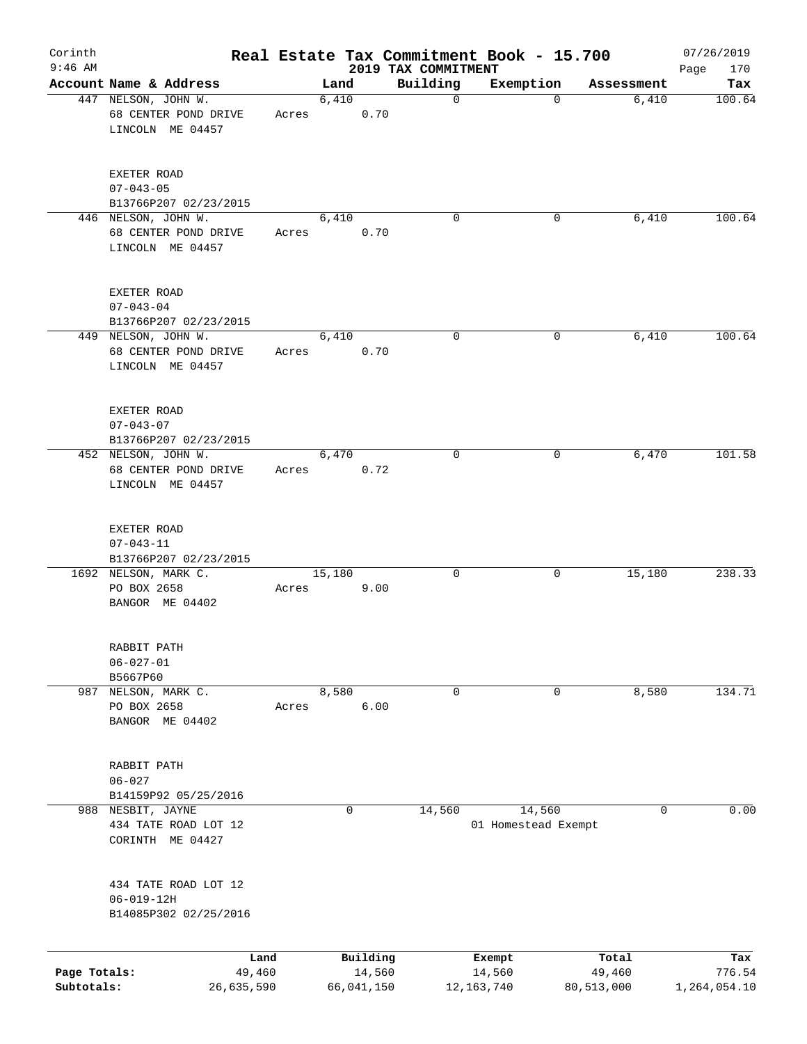Corinth
9:46 AM

# Real Estate Tax Commitment Book - 15.700

2019 TAX COMMITMENT

07/26/2019

| Account Name & Address | Land | Building | Exemption | Assessment | Tax |
|---|---|---|---|---|---|
| 447 NELSON, JOHN W.<br>68 CENTER POND DRIVE<br>LINCOLN ME 04457<br><br>EXETER ROAD<br>07-043-05<br>B13766P207 02/23/2015 | 6,410<br>Acres 0.70 | 0 | 0 | 6,410 | 100.64 |
| 446 NELSON, JOHN W.<br>68 CENTER POND DRIVE<br>LINCOLN ME 04457<br><br>EXETER ROAD<br>07-043-04<br>B13766P207 02/23/2015 | 6,410<br>Acres 0.70 | 0 | 0 | 6,410 | 100.64 |
| 449 NELSON, JOHN W.<br>68 CENTER POND DRIVE<br>LINCOLN ME 04457<br><br>EXETER ROAD<br>07-043-07<br>B13766P207 02/23/2015 | 6,410<br>Acres 0.70 | 0 | 0 | 6,410 | 100.64 |
| 452 NELSON, JOHN W.<br>68 CENTER POND DRIVE<br>LINCOLN ME 04457<br><br>EXETER ROAD<br>07-043-11<br>B13766P207 02/23/2015 | 6,470<br>Acres 0.72 | 0 | 0 | 6,470 | 101.58 |
| 1692 NELSON, MARK C.<br>PO BOX 2658<br>BANGOR ME 04402<br><br>RABBIT PATH<br>06-027-01<br>B5667P60 | 15,180<br>Acres 9.00 | 0 | 0 | 15,180 | 238.33 |
| 987 NELSON, MARK C.<br>PO BOX 2658<br>BANGOR ME 04402<br><br>RABBIT PATH<br>06-027<br>B14159P92 05/25/2016 | 8,580<br>Acres 6.00 | 0 | 0 | 8,580 | 134.71 |
| 988 NESBIT, JAYNE<br>434 TATE ROAD LOT 12<br>CORINTH ME 04427<br><br>434 TATE ROAD LOT 12<br>06-019-12H<br>B14085P302 02/25/2016 | 0 | 14,560 | 14,560<br>01 Homestead Exempt | 0 | 0.00 |

| | Land | Building | Exempt | Total | Tax |
|---|---|---|---|---|---|
| Page Totals: | 49,460 | 14,560 | 14,560 | 49,460 | 776.54 |
| Subtotals: | 26,635,590 | 66,041,150 | 12,163,740 | 80,513,000 | 1,264,054.10 |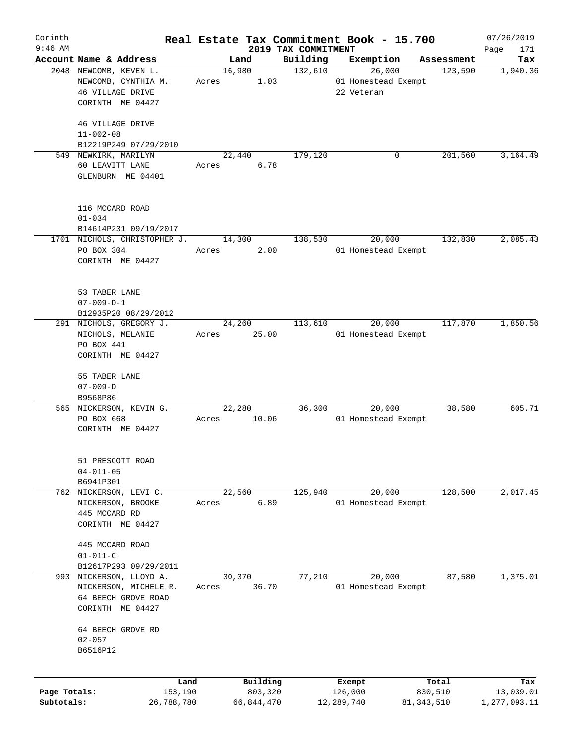# Real Estate Tax Commitment Book - 15.700

Corinth
9:46 AM

2019 TAX COMMITMENT

07/26/2019

| Account Name & Address | Land | Building | Exemption | Assessment | Tax |
|---|---|---|---|---|---|
| 2048 NEWCOMB, KEVEN L.<br>NEWCOMB, CYNTHIA M.<br>46 VILLAGE DRIVE<br>CORINTH ME 04427<br><br>46 VILLAGE DRIVE<br>11-002-08<br>B12219P249 07/29/2010 | 16,980<br>Acres 1.03 | 132,610 | 26,000<br>01 Homestead Exempt<br>22 Veteran | 123,590 | 1,940.36 |
| 549 NEWKIRK, MARILYN<br>60 LEAVITT LANE<br>GLENBURN ME 04401<br><br>116 MCCARD ROAD<br>01-034<br>B14614P231 09/19/2017 | 22,440<br>Acres 6.78 | 179,120 | 0 | 201,560 | 3,164.49 |
| 1701 NICHOLS, CHRISTOPHER J.<br>PO BOX 304<br>CORINTH ME 04427<br><br>53 TABER LANE<br>07-009-D-1<br>B12935P20 08/29/2012 | 14,300<br>Acres 2.00 | 138,530 | 20,000<br>01 Homestead Exempt | 132,830 | 2,085.43 |
| 291 NICHOLS, GREGORY J.<br>NICHOLS, MELANIE<br>PO BOX 441<br>CORINTH ME 04427<br><br>55 TABER LANE<br>07-009-D<br>B9568P86 | 24,260<br>Acres 25.00 | 113,610 | 20,000<br>01 Homestead Exempt | 117,870 | 1,850.56 |
| 565 NICKERSON, KEVIN G.<br>PO BOX 668<br>CORINTH ME 04427<br><br>51 PRESCOTT ROAD<br>04-011-05<br>B6941P301 | 22,280<br>Acres 10.06 | 36,300 | 20,000<br>01 Homestead Exempt | 38,580 | 605.71 |
| 762 NICKERSON, LEVI C.<br>NICKERSON, BROOKE<br>445 MCCARD RD<br>CORINTH ME 04427<br><br>445 MCCARD ROAD<br>01-011-C<br>B12617P293 09/29/2011 | 22,560<br>Acres 6.89 | 125,940 | 20,000<br>01 Homestead Exempt | 128,500 | 2,017.45 |
| 993 NICKERSON, LLOYD A.<br>NICKERSON, MICHELE R.<br>64 BEECH GROVE ROAD<br>CORINTH ME 04427<br><br>64 BEECH GROVE RD<br>02-057<br>B6516P12 | 30,370<br>Acres 36.70 | 77,210 | 20,000<br>01 Homestead Exempt | 87,580 | 1,375.01 |

| | Land | Building | Exempt | Total | Tax |
|---|---|---|---|---|---|
| Page Totals: | 153,190 | 803,320 | 126,000 | 830,510 | 13,039.01 |
| Subtotals: | 26,788,780 | 66,844,470 | 12,289,740 | 81,343,510 | 1,277,093.11 |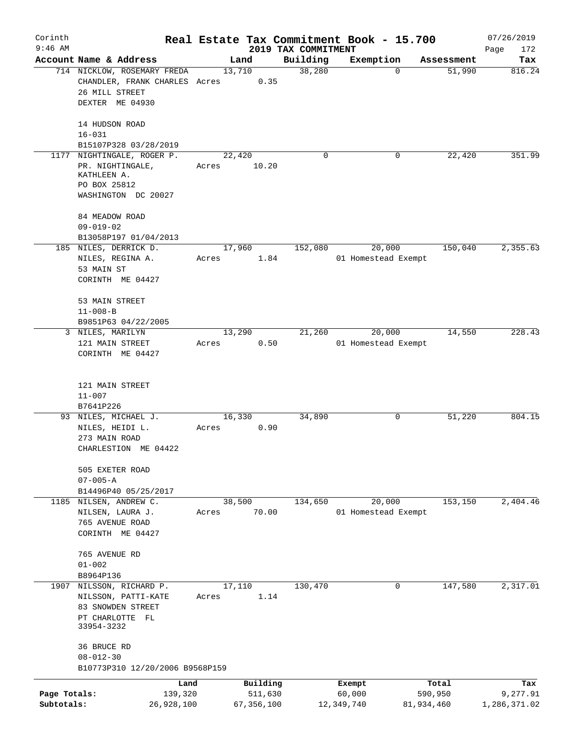# Real Estate Tax Commitment Book - 15.700

Corinth 9:46 AM — 2019 TAX COMMITMENT — 07/26/2019

| Account Name & Address | Land | Building | Exemption | Assessment | Tax |
|---|---|---|---|---|---|
| 714 NICKLOW, ROSEMARY FREDA<br>CHANDLER, FRANK CHARLES<br>26 MILL STREET<br>DEXTER ME 04930<br><br>14 HUDSON ROAD<br>16-031<br>B15107P328 03/28/2019 | 13,710<br>Acres 0.35 | 38,280 | 0 | 51,990 | 816.24 |
| 1177 NIGHTINGALE, ROGER P.<br>PR. NIGHTINGALE, KATHLEEN A.<br>PO BOX 25812<br>WASHINGTON DC 20027<br><br>84 MEADOW ROAD<br>09-019-02<br>B13058P197 01/04/2013 | 22,420<br>Acres 10.20 | 0 | 0 | 22,420 | 351.99 |
| 185 NILES, DERRICK D.<br>NILES, REGINA A.<br>53 MAIN ST<br>CORINTH ME 04427<br><br>53 MAIN STREET<br>11-008-B<br>B9851P63 04/22/2005 | 17,960<br>Acres 1.84 | 152,080 | 20,000<br>01 Homestead Exempt | 150,040 | 2,355.63 |
| 3 NILES, MARILYN<br>121 MAIN STREET<br>CORINTH ME 04427<br><br>121 MAIN STREET<br>11-007<br>B7641P226 | 13,290<br>Acres 0.50 | 21,260 | 20,000<br>01 Homestead Exempt | 14,550 | 228.43 |
| 93 NILES, MICHAEL J.<br>NILES, HEIDI L.<br>273 MAIN ROAD<br>CHARLESTION ME 04422<br><br>505 EXETER ROAD<br>07-005-A<br>B14496P40 05/25/2017 | 16,330<br>Acres 0.90 | 34,890 | 0 | 51,220 | 804.15 |
| 1185 NILSEN, ANDREW C.<br>NILSEN, LAURA J.<br>765 AVENUE ROAD<br>CORINTH ME 04427<br><br>765 AVENUE RD<br>01-002<br>B8964P136 | 38,500<br>Acres 70.00 | 134,650 | 20,000<br>01 Homestead Exempt | 153,150 | 2,404.46 |
| 1907 NILSSON, RICHARD P.<br>NILSSON, PATTI-KATE<br>83 SNOWDEN STREET<br>PT CHARLOTTE FL 33954-3232<br><br>36 BRUCE RD<br>08-012-30<br>B10773P310 12/20/2006 B9568P159 | 17,110<br>Acres 1.14 | 130,470 | 0 | 147,580 | 2,317.01 |

| | Land | Building | Exempt | Total | Tax |
|---|---|---|---|---|---|
| Page Totals: | 139,320 | 511,630 | 60,000 | 590,950 | 9,277.91 |
| Subtotals: | 26,928,100 | 67,356,100 | 12,349,740 | 81,934,460 | 1,286,371.02 |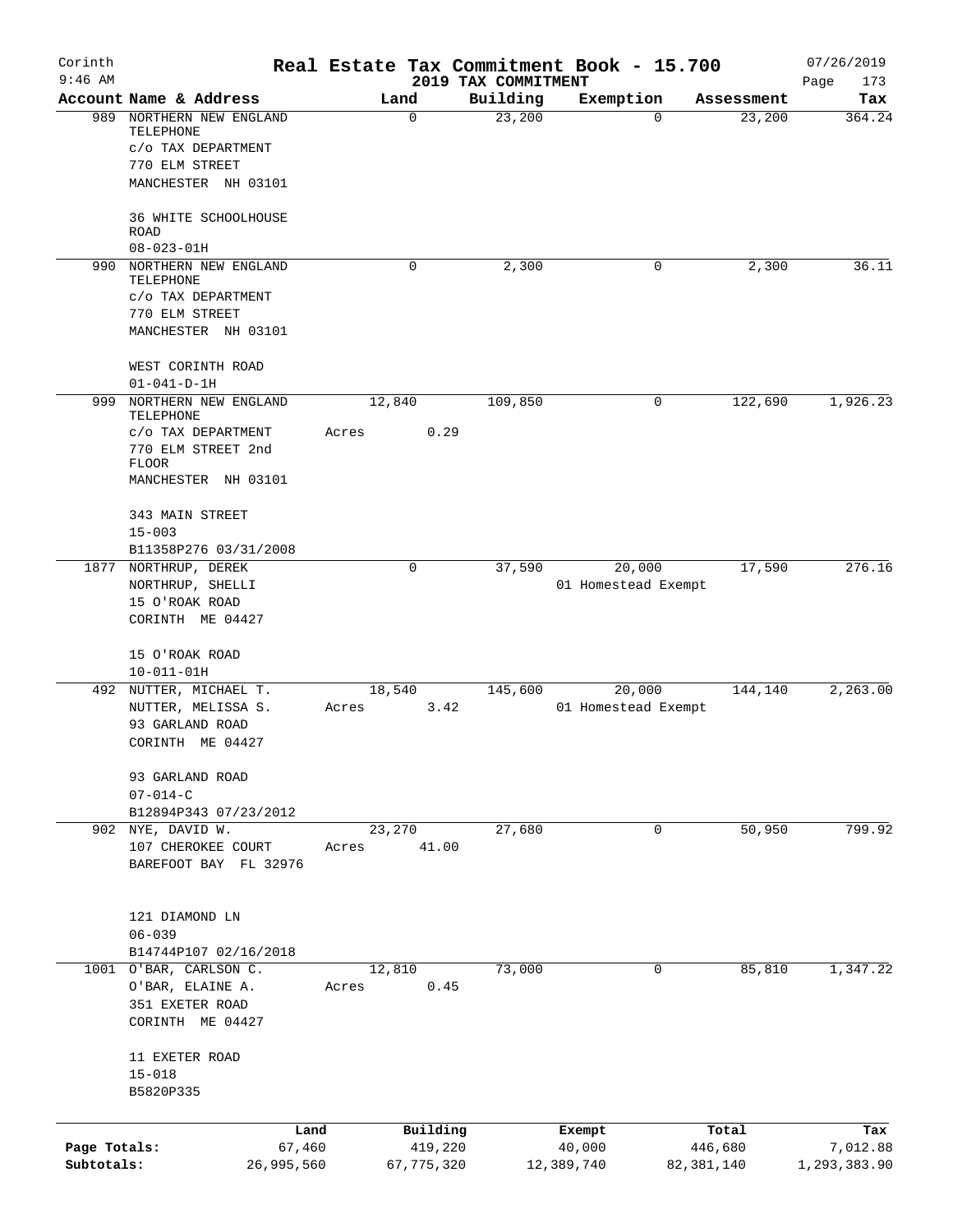Corinth 9:46 AM

# Real Estate Tax Commitment Book - 15.700

## 2019 TAX COMMITMENT

07/26/2019

| Account Name & Address | Land | Building | Exemption | Assessment | Tax |
|---|---|---|---|---|---|
| 989 NORTHERN NEW ENGLAND TELEPHONE<br>c/o TAX DEPARTMENT<br>770 ELM STREET<br>MANCHESTER NH 03101<br><br>36 WHITE SCHOOLHOUSE ROAD<br>08-023-01H | 0 | 23,200 | 0 | 23,200 | 364.24 |
| 990 NORTHERN NEW ENGLAND TELEPHONE<br>c/o TAX DEPARTMENT<br>770 ELM STREET<br>MANCHESTER NH 03101<br><br>WEST CORINTH ROAD<br>01-041-D-1H | 0 | 2,300 | 0 | 2,300 | 36.11 |
| 999 NORTHERN NEW ENGLAND TELEPHONE<br>c/o TAX DEPARTMENT<br>770 ELM STREET 2nd FLOOR<br>MANCHESTER NH 03101<br><br>343 MAIN STREET<br>15-003<br>B11358P276 03/31/2008 | 12,840<br>Acres 0.29 | 109,850 | 0 | 122,690 | 1,926.23 |
| 1877 NORTHRUP, DEREK<br>NORTHRUP, SHELLI<br>15 O'ROAK ROAD<br>CORINTH ME 04427<br><br>15 O'ROAK ROAD<br>10-011-01H | 0 | 37,590 | 20,000<br>01 Homestead Exempt | 17,590 | 276.16 |
| 492 NUTTER, MICHAEL T.<br>NUTTER, MELISSA S.<br>93 GARLAND ROAD<br>CORINTH ME 04427<br><br>93 GARLAND ROAD<br>07-014-C<br>B12894P343 07/23/2012 | 18,540<br>Acres 3.42 | 145,600 | 20,000<br>01 Homestead Exempt | 144,140 | 2,263.00 |
| 902 NYE, DAVID W.<br>107 CHEROKEE COURT<br>BAREFOOT BAY FL 32976<br><br>121 DIAMOND LN<br>06-039<br>B14744P107 02/16/2018 | 23,270<br>Acres 41.00 | 27,680 | 0 | 50,950 | 799.92 |
| 1001 O'BAR, CARLSON C.<br>O'BAR, ELAINE A.<br>351 EXETER ROAD<br>CORINTH ME 04427<br><br>11 EXETER ROAD<br>15-018<br>B5820P335 | 12,810<br>Acres 0.45 | 73,000 | 0 | 85,810 | 1,347.22 |

| | Land | Building | Exempt | Total | Tax |
|---|---|---|---|---|---|
| Page Totals: | 67,460 | 419,220 | 40,000 | 446,680 | 7,012.88 |
| Subtotals: | 26,995,560 | 67,775,320 | 12,389,740 | 82,381,140 | 1,293,383.90 |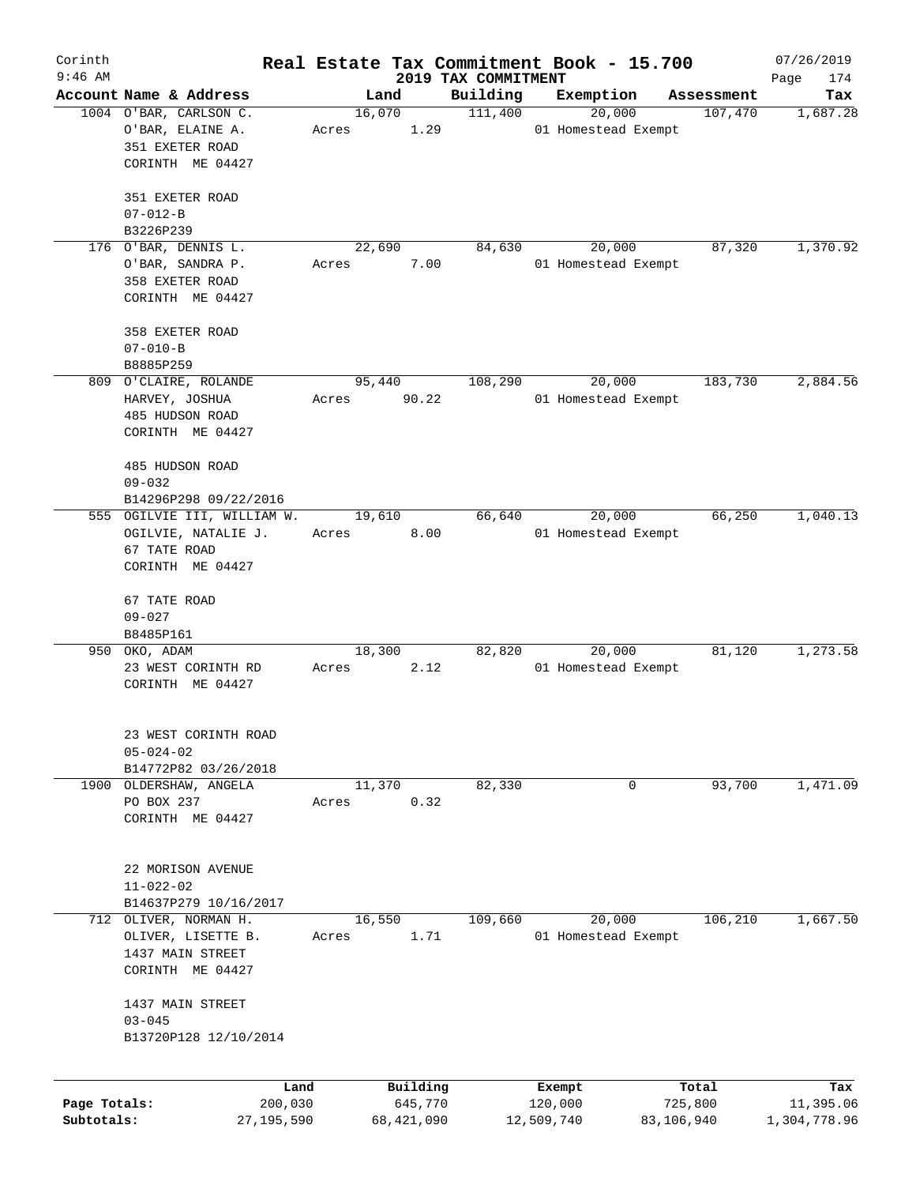# Real Estate Tax Commitment Book - 15.700

Corinth 9:46 AM — 2019 TAX COMMITMENT — 07/26/2019

| Account Name & Address | Land | Building | Exemption | Assessment | Tax |
|---|---|---|---|---|---|
| 1004 O'BAR, CARLSON C.<br>O'BAR, ELAINE A.<br>351 EXETER ROAD<br>CORINTH ME 04427<br><br>351 EXETER ROAD<br>07-012-B<br>B3226P239 | 16,070<br>Acres 1.29 | 111,400 | 20,000<br>01 Homestead Exempt | 107,470 | 1,687.28 |
| 176 O'BAR, DENNIS L.<br>O'BAR, SANDRA P.<br>358 EXETER ROAD<br>CORINTH ME 04427<br><br>358 EXETER ROAD<br>07-010-B<br>B8885P259 | 22,690<br>Acres 7.00 | 84,630 | 20,000<br>01 Homestead Exempt | 87,320 | 1,370.92 |
| 809 O'CLAIRE, ROLANDE<br>HARVEY, JOSHUA<br>485 HUDSON ROAD<br>CORINTH ME 04427<br><br>485 HUDSON ROAD<br>09-032<br>B14296P298 09/22/2016 | 95,440<br>Acres 90.22 | 108,290 | 20,000<br>01 Homestead Exempt | 183,730 | 2,884.56 |
| 555 OGILVIE III, WILLIAM W.<br>OGILVIE, NATALIE J.<br>67 TATE ROAD<br>CORINTH ME 04427<br><br>67 TATE ROAD<br>09-027<br>B8485P161 | 19,610<br>Acres 8.00 | 66,640 | 20,000<br>01 Homestead Exempt | 66,250 | 1,040.13 |
| 950 OKO, ADAM<br>23 WEST CORINTH RD<br>CORINTH ME 04427<br><br>23 WEST CORINTH ROAD<br>05-024-02<br>B14772P82 03/26/2018 | 18,300<br>Acres 2.12 | 82,820 | 20,000<br>01 Homestead Exempt | 81,120 | 1,273.58 |
| 1900 OLDERSHAW, ANGELA<br>PO BOX 237<br>CORINTH ME 04427<br><br>22 MORISON AVENUE<br>11-022-02<br>B14637P279 10/16/2017 | 11,370<br>Acres 0.32 | 82,330 | 0 | 93,700 | 1,471.09 |
| 712 OLIVER, NORMAN H.<br>OLIVER, LISETTE B.<br>1437 MAIN STREET<br>CORINTH ME 04427<br><br>1437 MAIN STREET<br>03-045<br>B13720P128 12/10/2014 | 16,550<br>Acres 1.71 | 109,660 | 20,000<br>01 Homestead Exempt | 106,210 | 1,667.50 |

| | Land | Building | Exempt | Total | Tax |
|---|---|---|---|---|---|
| Page Totals: | 200,030 | 645,770 | 120,000 | 725,800 | 11,395.06 |
| Subtotals: | 27,195,590 | 68,421,090 | 12,509,740 | 83,106,940 | 1,304,778.96 |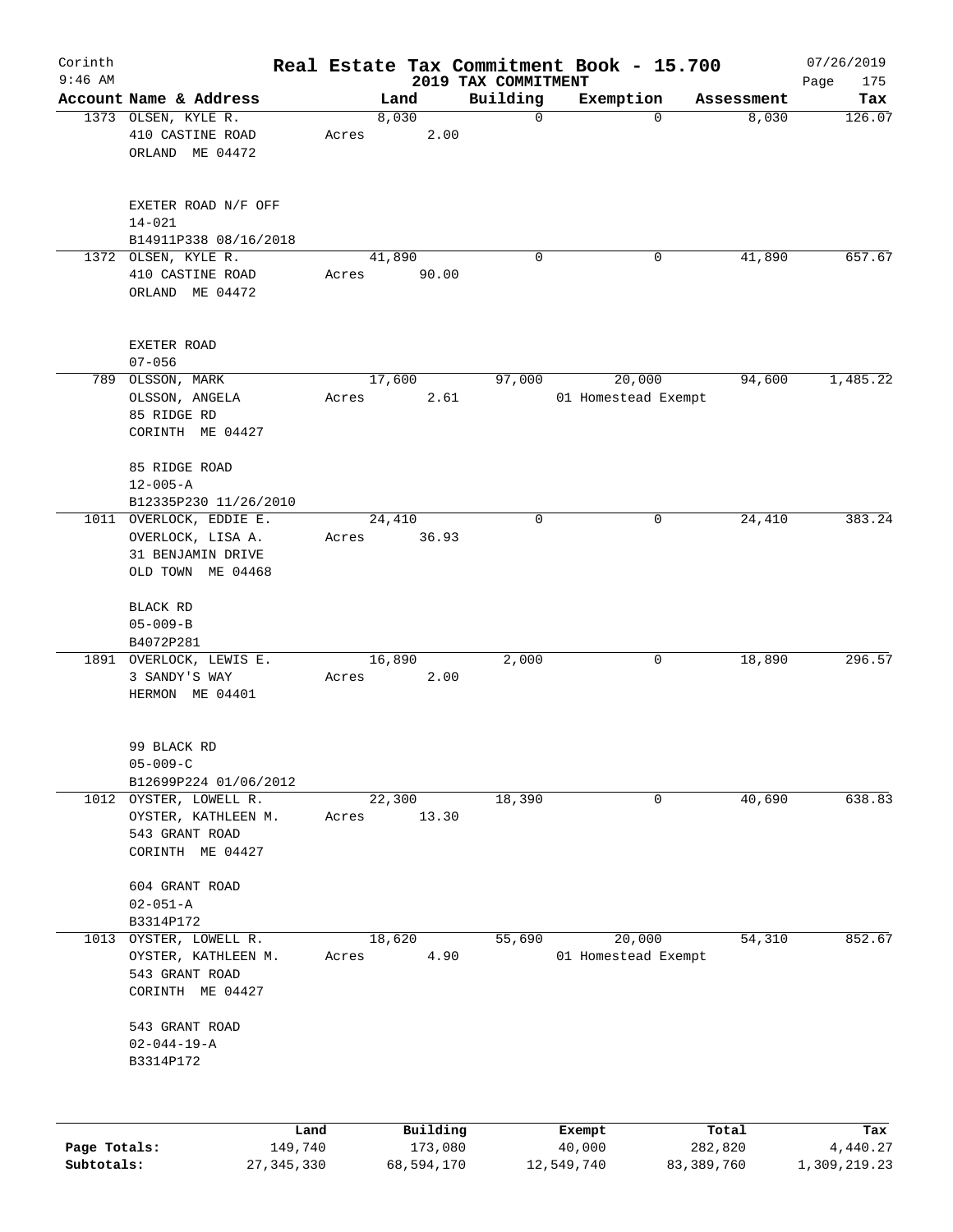Corinth
9:46 AM

# Real Estate Tax Commitment Book - 15.700

## 2019 TAX COMMITMENT

07/26/2019

| Account | Name & Address | Land | Building | Exemption | Assessment | Tax |
|---|---|---|---|---|---|---|
| 1373 | OLSEN, KYLE R.<br>410 CASTINE ROAD<br>ORLAND ME 04472<br><br>EXETER ROAD N/F OFF<br>14-021<br>B14911P338 08/16/2018 | 8,030<br>Acres 2.00 | 0 | 0 | 8,030 | 126.07 |
| 1372 | OLSEN, KYLE R.<br>410 CASTINE ROAD<br>ORLAND ME 04472<br><br>EXETER ROAD<br>07-056 | 41,890<br>Acres 90.00 | 0 | 0 | 41,890 | 657.67 |
| 789 | OLSSON, MARK<br>OLSSON, ANGELA<br>85 RIDGE RD<br>CORINTH ME 04427<br><br>85 RIDGE ROAD<br>12-005-A<br>B12335P230 11/26/2010 | 17,600<br>Acres 2.61 | 97,000 | 20,000<br>01 Homestead Exempt | 94,600 | 1,485.22 |
| 1011 | OVERLOCK, EDDIE E.<br>OVERLOCK, LISA A.<br>31 BENJAMIN DRIVE<br>OLD TOWN ME 04468<br><br>BLACK RD<br>05-009-B<br>B4072P281 | 24,410<br>Acres 36.93 | 0 | 0 | 24,410 | 383.24 |
| 1891 | OVERLOCK, LEWIS E.<br>3 SANDY'S WAY<br>HERMON ME 04401<br><br>99 BLACK RD<br>05-009-C<br>B12699P224 01/06/2012 | 16,890<br>Acres 2.00 | 2,000 | 0 | 18,890 | 296.57 |
| 1012 | OYSTER, LOWELL R.<br>OYSTER, KATHLEEN M.<br>543 GRANT ROAD<br>CORINTH ME 04427<br><br>604 GRANT ROAD<br>02-051-A<br>B3314P172 | 22,300<br>Acres 13.30 | 18,390 | 0 | 40,690 | 638.83 |
| 1013 | OYSTER, LOWELL R.<br>OYSTER, KATHLEEN M.<br>543 GRANT ROAD<br>CORINTH ME 04427<br><br>543 GRANT ROAD<br>02-044-19-A<br>B3314P172 | 18,620<br>Acres 4.90 | 55,690 | 20,000<br>01 Homestead Exempt | 54,310 | 852.67 |

| | Land | Building | Exempt | Total | Tax |
|---|---|---|---|---|---|
| Page Totals: | 149,740 | 173,080 | 40,000 | 282,820 | 4,440.27 |
| Subtotals: | 27,345,330 | 68,594,170 | 12,549,740 | 83,389,760 | 1,309,219.23 |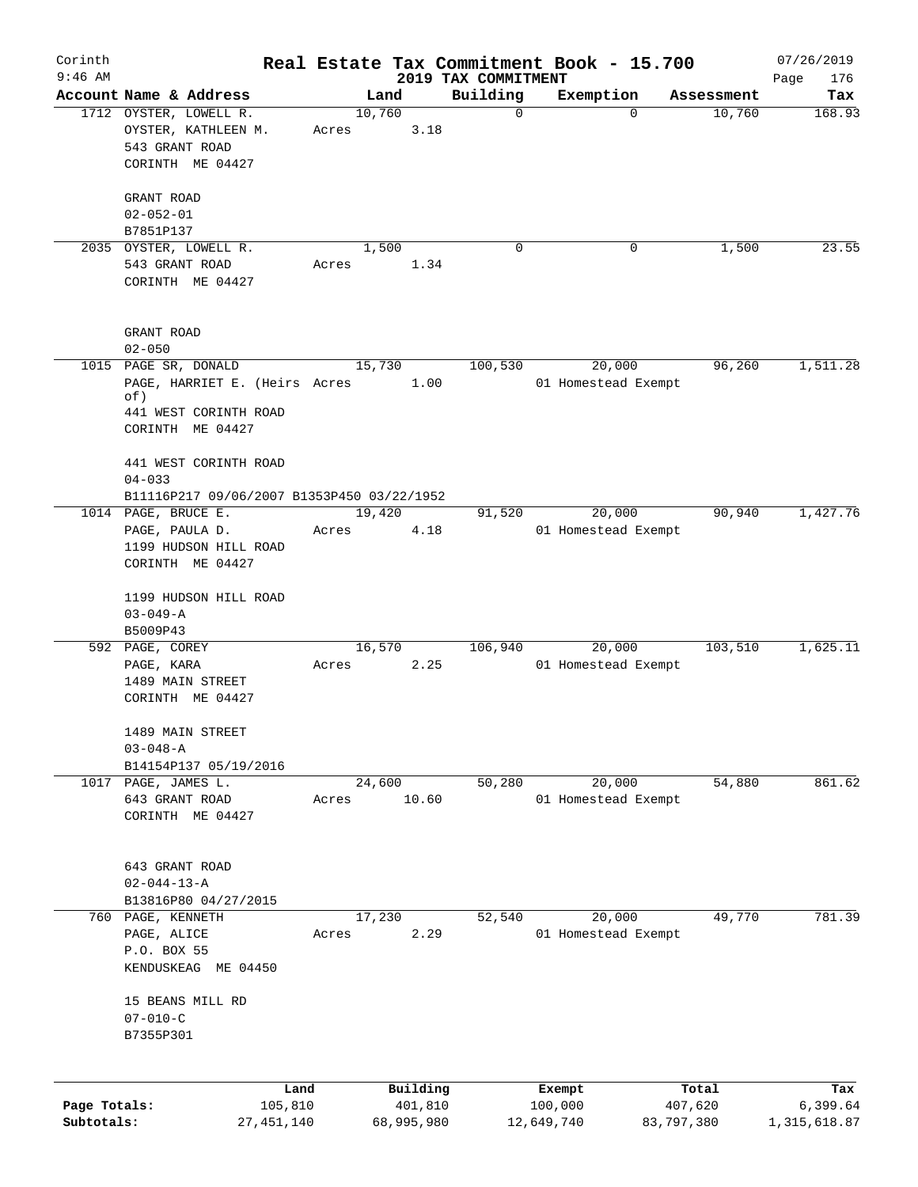# Real Estate Tax Commitment Book - 15.700

## 2019 TAX COMMITMENT

Corinth 9:46 AM — 07/26/2019

| Account | Name & Address | Land | Building | Exemption | Assessment | Tax |
|---|---|---|---|---|---|---|
| 1712 | OYSTER, LOWELL R.<br>OYSTER, KATHLEEN M.<br>543 GRANT ROAD<br>CORINTH ME 04427<br><br>GRANT ROAD<br>02-052-01<br>B7851P137 | 10,760<br>Acres 3.18 | 0 | 0 | 10,760 | 168.93 |
| 2035 | OYSTER, LOWELL R.<br>543 GRANT ROAD<br>CORINTH ME 04427<br><br>GRANT ROAD<br>02-050 | 1,500<br>Acres 1.34 | 0 | 0 | 1,500 | 23.55 |
| 1015 | PAGE SR, DONALD<br>PAGE, HARRIET E. (Heirs of)<br>441 WEST CORINTH ROAD<br>CORINTH ME 04427<br><br>441 WEST CORINTH ROAD<br>04-033<br>B11116P217 09/06/2007 B1353P450 03/22/1952 | 15,730<br>Acres 1.00 | 100,530 | 20,000<br>01 Homestead Exempt | 96,260 | 1,511.28 |
| 1014 | PAGE, BRUCE E.<br>PAGE, PAULA D.<br>1199 HUDSON HILL ROAD<br>CORINTH ME 04427<br><br>1199 HUDSON HILL ROAD<br>03-049-A<br>B5009P43 | 19,420<br>Acres 4.18 | 91,520 | 20,000<br>01 Homestead Exempt | 90,940 | 1,427.76 |
| 592 | PAGE, COREY<br>PAGE, KARA<br>1489 MAIN STREET<br>CORINTH ME 04427<br><br>1489 MAIN STREET<br>03-048-A<br>B14154P137 05/19/2016 | 16,570<br>Acres 2.25 | 106,940 | 20,000<br>01 Homestead Exempt | 103,510 | 1,625.11 |
| 1017 | PAGE, JAMES L.<br>643 GRANT ROAD<br>CORINTH ME 04427<br><br>643 GRANT ROAD<br>02-044-13-A<br>B13816P80 04/27/2015 | 24,600<br>Acres 10.60 | 50,280 | 20,000<br>01 Homestead Exempt | 54,880 | 861.62 |
| 760 | PAGE, KENNETH<br>PAGE, ALICE<br>P.O. BOX 55<br>KENDUSKEAG ME 04450<br><br>15 BEANS MILL RD<br>07-010-C<br>B7355P301 | 17,230<br>Acres 2.29 | 52,540 | 20,000<br>01 Homestead Exempt | 49,770 | 781.39 |

| | Land | Building | Exempt | Total | Tax |
|---|---|---|---|---|---|
| Page Totals: | 105,810 | 401,810 | 100,000 | 407,620 | 6,399.64 |
| Subtotals: | 27,451,140 | 68,995,980 | 12,649,740 | 83,797,380 | 1,315,618.87 |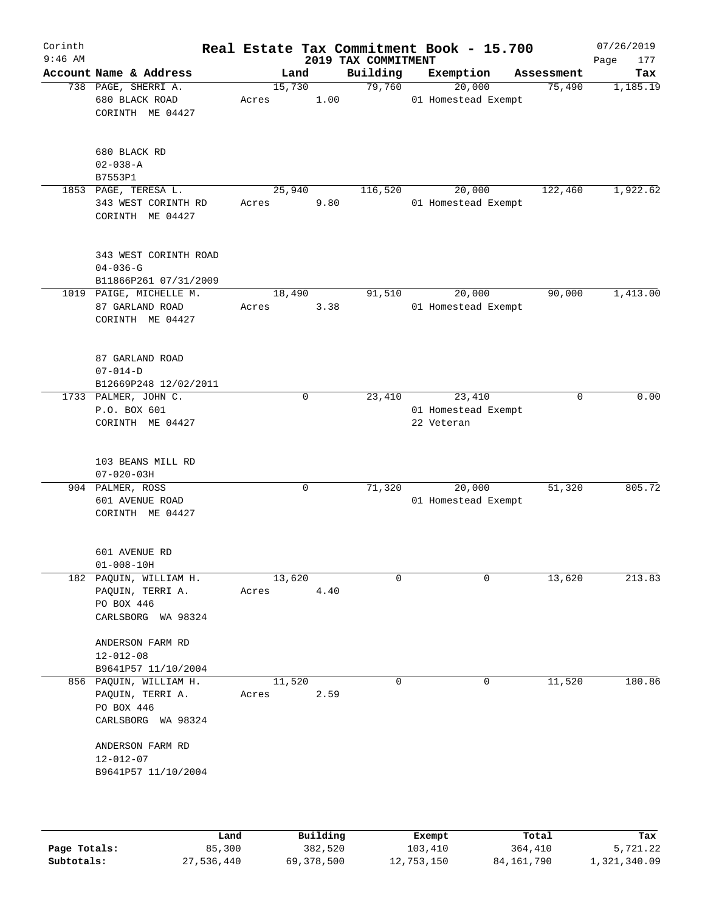Corinth 9:46 AM

# Real Estate Tax Commitment Book - 15.700

## 2019 TAX COMMITMENT

07/26/2019

| Account Name & Address | Land | Building | Exemption | Assessment | Tax |
|---|---|---|---|---|---|
| 738 PAGE, SHERRI A.<br>680 BLACK ROAD<br>CORINTH ME 04427<br><br>680 BLACK RD<br>02-038-A<br>B7553P1 | 15,730<br>Acres 1.00 | 79,760 | 20,000<br>01 Homestead Exempt | 75,490 | 1,185.19 |
| 1853 PAGE, TERESA L.<br>343 WEST CORINTH RD<br>CORINTH ME 04427<br><br>343 WEST CORINTH ROAD<br>04-036-G<br>B11866P261 07/31/2009 | 25,940<br>Acres 9.80 | 116,520 | 20,000<br>01 Homestead Exempt | 122,460 | 1,922.62 |
| 1019 PAIGE, MICHELLE M.<br>87 GARLAND ROAD<br>CORINTH ME 04427<br><br>87 GARLAND ROAD<br>07-014-D<br>B12669P248 12/02/2011 | 18,490<br>Acres 3.38 | 91,510 | 20,000<br>01 Homestead Exempt | 90,000 | 1,413.00 |
| 1733 PALMER, JOHN C.<br>P.O. BOX 601<br>CORINTH ME 04427<br><br>103 BEANS MILL RD<br>07-020-03H | 0 | 23,410 | 23,410<br>01 Homestead Exempt<br>22 Veteran | 0 | 0.00 |
| 904 PALMER, ROSS<br>601 AVENUE ROAD<br>CORINTH ME 04427<br><br>601 AVENUE RD<br>01-008-10H | 0 | 71,320 | 20,000<br>01 Homestead Exempt | 51,320 | 805.72 |
| 182 PAQUIN, WILLIAM H.<br>PAQUIN, TERRI A.<br>PO BOX 446<br>CARLSBORG WA 98324<br><br>ANDERSON FARM RD<br>12-012-08<br>B9641P57 11/10/2004 | 13,620<br>Acres 4.40 | 0 | 0 | 13,620 | 213.83 |
| 856 PAQUIN, WILLIAM H.<br>PAQUIN, TERRI A.<br>PO BOX 446<br>CARLSBORG WA 98324<br><br>ANDERSON FARM RD<br>12-012-07<br>B9641P57 11/10/2004 | 11,520<br>Acres 2.59 | 0 | 0 | 11,520 | 180.86 |

| | Land | Building | Exempt | Total | Tax |
|---|---|---|---|---|---|
| Page Totals: | 85,300 | 382,520 | 103,410 | 364,410 | 5,721.22 |
| Subtotals: | 27,536,440 | 69,378,500 | 12,753,150 | 84,161,790 | 1,321,340.09 |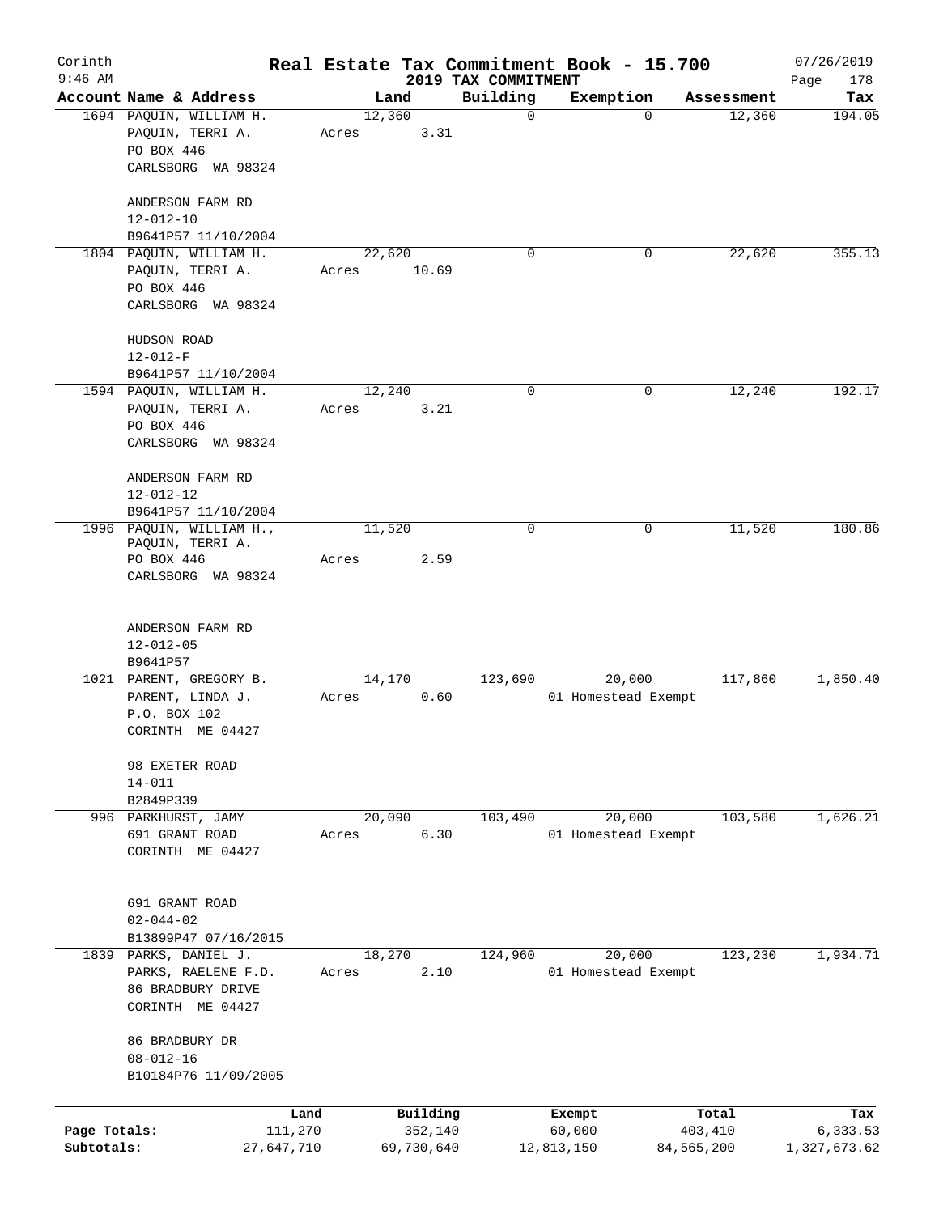# Real Estate Tax Commitment Book - 15.700

Corinth
9:46 AM

2019 TAX COMMITMENT

07/26/2019

| Account | Name & Address | Land | Building | Exemption | Assessment | Tax |
|---|---|---|---|---|---|---|
| 1694 | PAQUIN, WILLIAM H.<br>PAQUIN, TERRI A.<br>PO BOX 446<br>CARLSBORG WA 98324<br><br>ANDERSON FARM RD<br>12-012-10<br>B9641P57 11/10/2004 | 12,360<br>Acres 3.31 | 0 | 0 | 12,360 | 194.05 |
| 1804 | PAQUIN, WILLIAM H.<br>PAQUIN, TERRI A.<br>PO BOX 446<br>CARLSBORG WA 98324<br><br>HUDSON ROAD<br>12-012-F<br>B9641P57 11/10/2004 | 22,620<br>Acres 10.69 | 0 | 0 | 22,620 | 355.13 |
| 1594 | PAQUIN, WILLIAM H.<br>PAQUIN, TERRI A.<br>PO BOX 446<br>CARLSBORG WA 98324<br><br>ANDERSON FARM RD<br>12-012-12<br>B9641P57 11/10/2004 | 12,240<br>Acres 3.21 | 0 | 0 | 12,240 | 192.17 |
| 1996 | PAQUIN, WILLIAM H.,<br>PAQUIN, TERRI A.<br>PO BOX 446<br>CARLSBORG WA 98324<br><br>ANDERSON FARM RD<br>12-012-05<br>B9641P57 | 11,520<br>Acres 2.59 | 0 | 0 | 11,520 | 180.86 |
| 1021 | PARENT, GREGORY B.<br>PARENT, LINDA J.<br>P.O. BOX 102<br>CORINTH ME 04427<br><br>98 EXETER ROAD<br>14-011<br>B2849P339 | 14,170<br>Acres 0.60 | 123,690 | 20,000<br>01 Homestead Exempt | 117,860 | 1,850.40 |
| 996 | PARKHURST, JAMY<br>691 GRANT ROAD<br>CORINTH ME 04427<br><br>691 GRANT ROAD<br>02-044-02<br>B13899P47 07/16/2015 | 20,090<br>Acres 6.30 | 103,490 | 20,000<br>01 Homestead Exempt | 103,580 | 1,626.21 |
| 1839 | PARKS, DANIEL J.<br>PARKS, RAELENE F.D.<br>86 BRADBURY DRIVE<br>CORINTH ME 04427<br><br>86 BRADBURY DR<br>08-012-16<br>B10184P76 11/09/2005 | 18,270<br>Acres 2.10 | 124,960 | 20,000<br>01 Homestead Exempt | 123,230 | 1,934.71 |

| | Land | Building | Exempt | Total | Tax |
|---|---|---|---|---|---|
| Page Totals: | 111,270 | 352,140 | 60,000 | 403,410 | 6,333.53 |
| Subtotals: | 27,647,710 | 69,730,640 | 12,813,150 | 84,565,200 | 1,327,673.62 |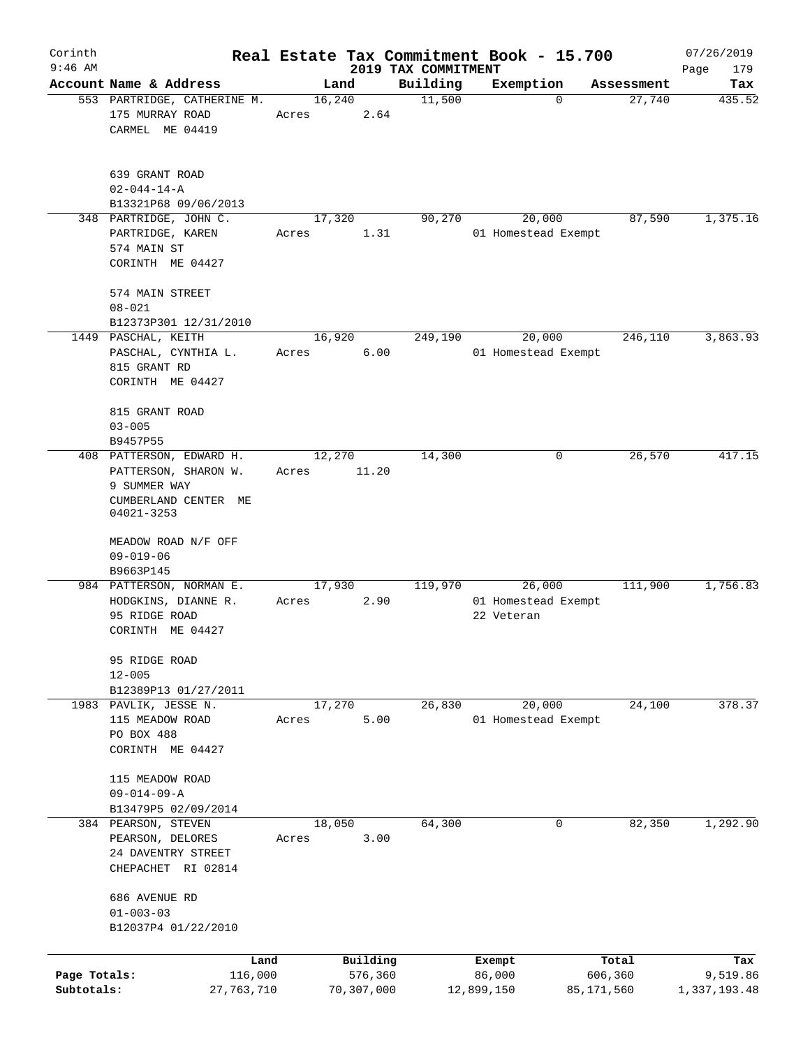Corinth 9:46 AM

# Real Estate Tax Commitment Book - 15.700

2019 TAX COMMITMENT

07/26/2019 Page 179

| Account Name & Address | Land | Building | Exemption | Assessment | Tax |
|---|---|---|---|---|---|
| 553 PARTRIDGE, CATHERINE M.<br>175 MURRAY ROAD<br>CARMEL ME 04419<br><br>639 GRANT ROAD<br>02-044-14-A<br>B13321P68 09/06/2013 | 16,240<br>Acres 2.64 | 11,500 | 0 | 27,740 | 435.52 |
| 348 PARTRIDGE, JOHN C.<br>PARTRIDGE, KAREN<br>574 MAIN ST<br>CORINTH ME 04427<br><br>574 MAIN STREET<br>08-021<br>B12373P301 12/31/2010 | 17,320<br>Acres 1.31 | 90,270 | 20,000<br>01 Homestead Exempt | 87,590 | 1,375.16 |
| 1449 PASCHAL, KEITH<br>PASCHAL, CYNTHIA L.<br>815 GRANT RD<br>CORINTH ME 04427<br><br>815 GRANT ROAD<br>03-005<br>B9457P55 | 16,920<br>Acres 6.00 | 249,190 | 20,000<br>01 Homestead Exempt | 246,110 | 3,863.93 |
| 408 PATTERSON, EDWARD H.<br>PATTERSON, SHARON W.<br>9 SUMMER WAY<br>CUMBERLAND CENTER ME 04021-3253<br><br>MEADOW ROAD N/F OFF<br>09-019-06<br>B9663P145 | 12,270<br>Acres 11.20 | 14,300 | 0 | 26,570 | 417.15 |
| 984 PATTERSON, NORMAN E.<br>HODGKINS, DIANNE R.<br>95 RIDGE ROAD<br>CORINTH ME 04427<br><br>95 RIDGE ROAD<br>12-005<br>B12389P13 01/27/2011 | 17,930<br>Acres 2.90 | 119,970 | 26,000<br>01 Homestead Exempt<br>22 Veteran | 111,900 | 1,756.83 |
| 1983 PAVLIK, JESSE N.<br>115 MEADOW ROAD<br>PO BOX 488<br>CORINTH ME 04427<br><br>115 MEADOW ROAD<br>09-014-09-A<br>B13479P5 02/09/2014 | 17,270<br>Acres 5.00 | 26,830 | 20,000<br>01 Homestead Exempt | 24,100 | 378.37 |
| 384 PEARSON, STEVEN<br>PEARSON, DELORES<br>24 DAVENTRY STREET<br>CHEPACHET RI 02814<br><br>686 AVENUE RD<br>01-003-03<br>B12037P4 01/22/2010 | 18,050<br>Acres 3.00 | 64,300 | 0 | 82,350 | 1,292.90 |

| | Land | Building | Exempt | Total | Tax |
|---|---|---|---|---|---|
| Page Totals: | 116,000 | 576,360 | 86,000 | 606,360 | 9,519.86 |
| Subtotals: | 27,763,710 | 70,307,000 | 12,899,150 | 85,171,560 | 1,337,193.48 |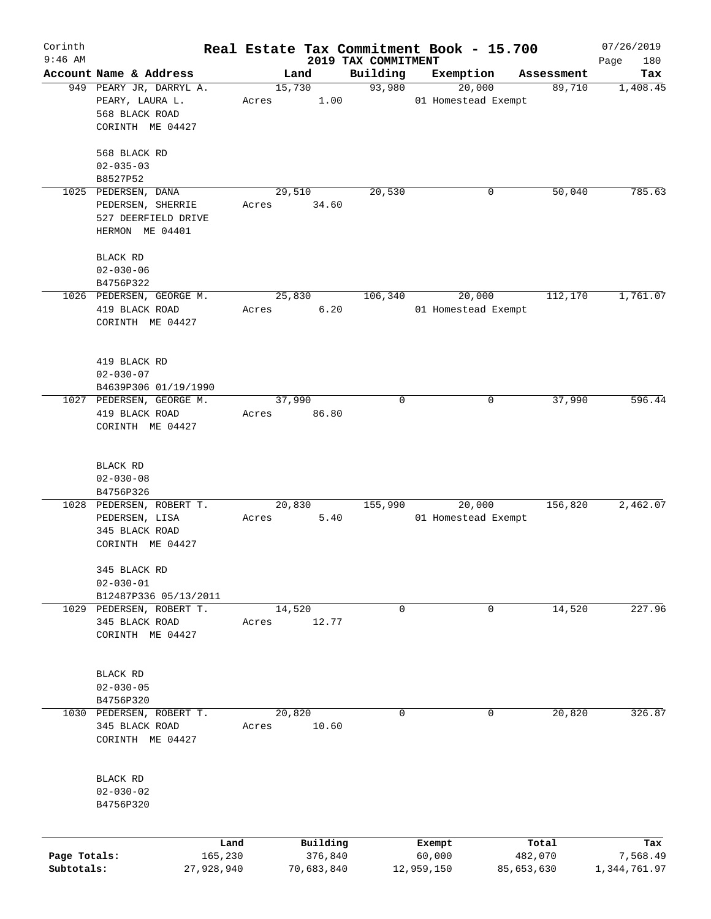# Real Estate Tax Commitment Book - 15.700

Corinth
9:46 AM

2019 TAX COMMITMENT

07/26/2019

| Account | Name & Address | Land | Building | Exemption | Assessment | Tax |
|---|---|---|---|---|---|---|
| 949 | PEARY JR, DARRYL A.<br>PEARY, LAURA L.<br>568 BLACK ROAD<br>CORINTH ME 04427<br><br>568 BLACK RD<br>02-035-03<br>B8527P52 | 15,730<br>Acres 1.00 | 93,980 | 20,000<br>01 Homestead Exempt | 89,710 | 1,408.45 |
| 1025 | PEDERSEN, DANA<br>PEDERSEN, SHERRIE<br>527 DEERFIELD DRIVE<br>HERMON ME 04401<br><br>BLACK RD<br>02-030-06<br>B4756P322 | 29,510<br>Acres 34.60 | 20,530 | 0 | 50,040 | 785.63 |
| 1026 | PEDERSEN, GEORGE M.<br>419 BLACK ROAD<br>CORINTH ME 04427<br><br>419 BLACK RD<br>02-030-07<br>B4639P306 01/19/1990 | 25,830<br>Acres 6.20 | 106,340 | 20,000<br>01 Homestead Exempt | 112,170 | 1,761.07 |
| 1027 | PEDERSEN, GEORGE M.<br>419 BLACK ROAD<br>CORINTH ME 04427<br><br>BLACK RD<br>02-030-08<br>B4756P326 | 37,990<br>Acres 86.80 | 0 | 0 | 37,990 | 596.44 |
| 1028 | PEDERSEN, ROBERT T.<br>PEDERSEN, LISA<br>345 BLACK ROAD<br>CORINTH ME 04427<br><br>345 BLACK RD<br>02-030-01<br>B12487P336 05/13/2011 | 20,830<br>Acres 5.40 | 155,990 | 20,000<br>01 Homestead Exempt | 156,820 | 2,462.07 |
| 1029 | PEDERSEN, ROBERT T.<br>345 BLACK ROAD<br>CORINTH ME 04427<br><br>BLACK RD<br>02-030-05<br>B4756P320 | 14,520<br>Acres 12.77 | 0 | 0 | 14,520 | 227.96 |
| 1030 | PEDERSEN, ROBERT T.<br>345 BLACK ROAD<br>CORINTH ME 04427<br><br>BLACK RD<br>02-030-02<br>B4756P320 | 20,820<br>Acres 10.60 | 0 | 0 | 20,820 | 326.87 |

| | Land | Building | Exempt | Total | Tax |
|---|---|---|---|---|---|
| Page Totals: | 165,230 | 376,840 | 60,000 | 482,070 | 7,568.49 |
| Subtotals: | 27,928,940 | 70,683,840 | 12,959,150 | 85,653,630 | 1,344,761.97 |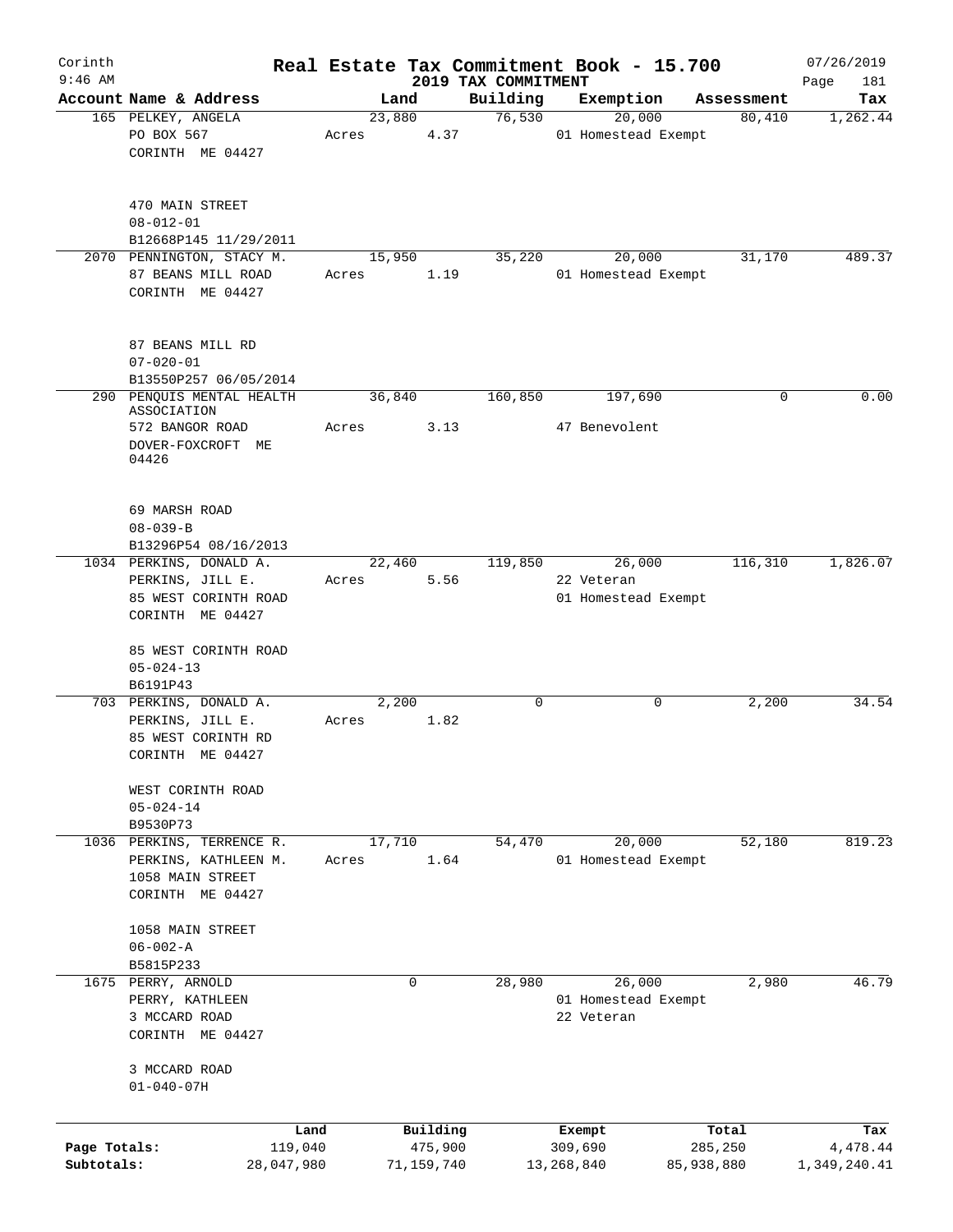Corinth 9:46 AM — Real Estate Tax Commitment Book - 15.700 — 07/26/2019

2019 TAX COMMITMENT

| Account Name & Address | Land | Building | Exemption | Assessment | Tax |
|---|---|---|---|---|---|
| 165 PELKEY, ANGELA<br>PO BOX 567<br>CORINTH ME 04427<br><br>470 MAIN STREET<br>08-012-01<br>B12668P145 11/29/2011 | 23,880<br>Acres 4.37 | 76,530 | 20,000<br>01 Homestead Exempt | 80,410 | 1,262.44 |
| 2070 PENNINGTON, STACY M.<br>87 BEANS MILL ROAD<br>CORINTH ME 04427<br><br>87 BEANS MILL RD<br>07-020-01<br>B13550P257 06/05/2014 | 15,950<br>Acres 1.19 | 35,220 | 20,000<br>01 Homestead Exempt | 31,170 | 489.37 |
| 290 PENQUIS MENTAL HEALTH ASSOCIATION<br>572 BANGOR ROAD<br>DOVER-FOXCROFT ME 04426<br><br>69 MARSH ROAD<br>08-039-B<br>B13296P54 08/16/2013 | 36,840<br>Acres 3.13 | 160,850 | 197,690<br>47 Benevolent | 0 | 0.00 |
| 1034 PERKINS, DONALD A.<br>PERKINS, JILL E.<br>85 WEST CORINTH ROAD<br>CORINTH ME 04427<br><br>85 WEST CORINTH ROAD<br>05-024-13<br>B6191P43 | 22,460<br>Acres 5.56 | 119,850 | 26,000<br>22 Veteran<br>01 Homestead Exempt | 116,310 | 1,826.07 |
| 703 PERKINS, DONALD A.<br>PERKINS, JILL E.<br>85 WEST CORINTH RD<br>CORINTH ME 04427<br><br>WEST CORINTH ROAD<br>05-024-14<br>B9530P73 | 2,200<br>Acres 1.82 | 0 | 0 | 2,200 | 34.54 |
| 1036 PERKINS, TERRENCE R.<br>PERKINS, KATHLEEN M.<br>1058 MAIN STREET<br>CORINTH ME 04427<br><br>1058 MAIN STREET<br>06-002-A<br>B5815P233 | 17,710<br>Acres 1.64 | 54,470 | 20,000<br>01 Homestead Exempt | 52,180 | 819.23 |
| 1675 PERRY, ARNOLD<br>PERRY, KATHLEEN<br>3 MCCARD ROAD<br>CORINTH ME 04427<br><br>3 MCCARD ROAD<br>01-040-07H | 0 | 28,980 | 26,000<br>01 Homestead Exempt<br>22 Veteran | 2,980 | 46.79 |

| | Land | Building | Exempt | Total | Tax |
|---|---|---|---|---|---|
| Page Totals: | 119,040 | 475,900 | 309,690 | 285,250 | 4,478.44 |
| Subtotals: | 28,047,980 | 71,159,740 | 13,268,840 | 85,938,880 | 1,349,240.41 |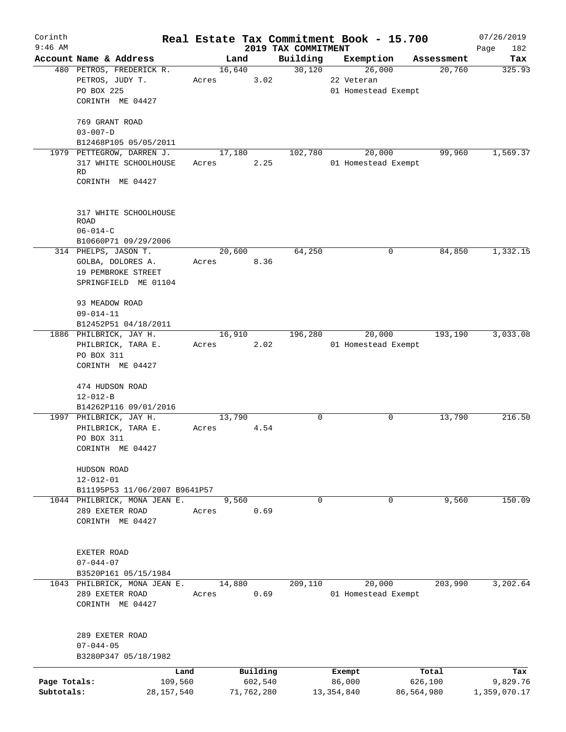Corinth 9:46 AM

# Real Estate Tax Commitment Book - 15.700

2019 TAX COMMITMENT

07/26/2019 Page 182

| Account Name & Address | Land | Building | Exemption | Assessment | Tax |
|---|---|---|---|---|---|
| 480 PETROS, FREDERICK R.<br>PETROS, JUDY T.<br>PO BOX 225<br>CORINTH ME 04427<br><br>769 GRANT ROAD<br>03-007-D<br>B12468P105 05/05/2011 | 16,640<br>Acres 3.02 | 30,120 | 26,000<br>22 Veteran<br>01 Homestead Exempt | 20,760 | 325.93 |
| 1979 PETTEGROW, DARREN J.<br>317 WHITE SCHOOLHOUSE RD<br>CORINTH ME 04427<br><br>317 WHITE SCHOOLHOUSE ROAD<br>06-014-C<br>B10660P71 09/29/2006 | 17,180<br>Acres 2.25 | 102,780 | 20,000<br>01 Homestead Exempt | 99,960 | 1,569.37 |
| 314 PHELPS, JASON T.<br>GOLBA, DOLORES A.<br>19 PEMBROKE STREET<br>SPRINGFIELD ME 01104<br><br>93 MEADOW ROAD<br>09-014-11<br>B12452P51 04/18/2011 | 20,600<br>Acres 8.36 | 64,250 | 0 | 84,850 | 1,332.15 |
| 1886 PHILBRICK, JAY H.<br>PHILBRICK, TARA E.<br>PO BOX 311<br>CORINTH ME 04427<br><br>474 HUDSON ROAD<br>12-012-B<br>B14262P116 09/01/2016 | 16,910<br>Acres 2.02 | 196,280 | 20,000<br>01 Homestead Exempt | 193,190 | 3,033.08 |
| 1997 PHILBRICK, JAY H.<br>PHILBRICK, TARA E.<br>PO BOX 311<br>CORINTH ME 04427<br><br>HUDSON ROAD<br>12-012-01<br>B11195P53 11/06/2007 B9641P57 | 13,790<br>Acres 4.54 | 0 | 0 | 13,790 | 216.50 |
| 1044 PHILBRICK, MONA JEAN E.<br>289 EXETER ROAD<br>CORINTH ME 04427<br><br>EXETER ROAD<br>07-044-07<br>B3520P161 05/15/1984 | 9,560<br>Acres 0.69 | 0 | 0 | 9,560 | 150.09 |
| 1043 PHILBRICK, MONA JEAN E.<br>289 EXETER ROAD<br>CORINTH ME 04427<br><br>289 EXETER ROAD<br>07-044-05<br>B3280P347 05/18/1982 | 14,880<br>Acres 0.69 | 209,110 | 20,000<br>01 Homestead Exempt | 203,990 | 3,202.64 |

| | Land | Building | Exempt | Total | Tax |
|---|---|---|---|---|---|
| Page Totals: | 109,560 | 602,540 | 86,000 | 626,100 | 9,829.76 |
| Subtotals: | 28,157,540 | 71,762,280 | 13,354,840 | 86,564,980 | 1,359,070.17 |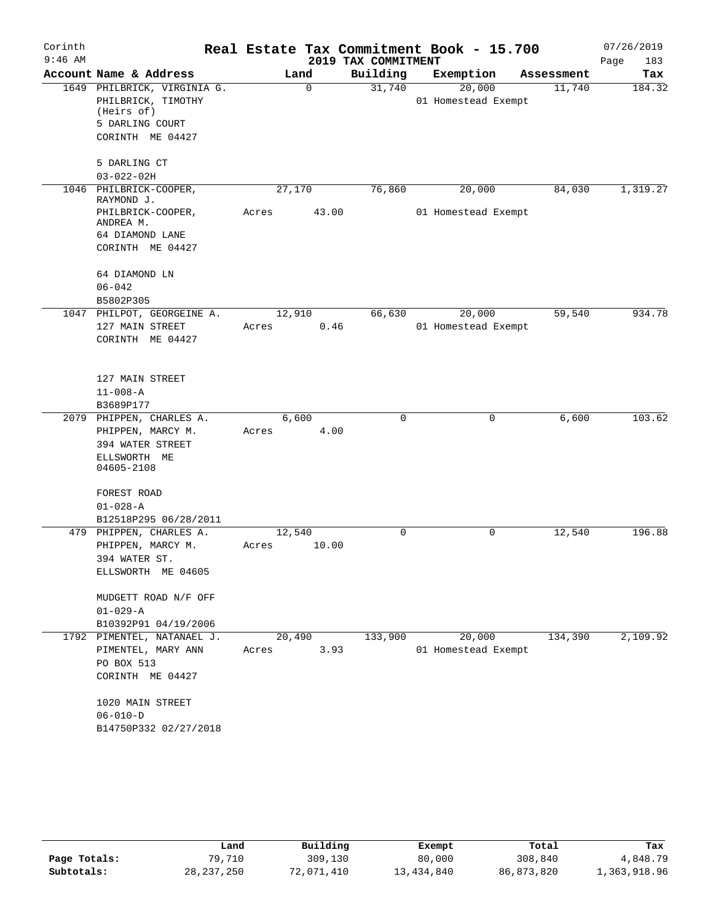Corinth 9:46 AM

# Real Estate Tax Commitment Book - 15.700

## 2019 TAX COMMITMENT

07/26/2019

| Account Name & Address | Land | Building | Exemption | Assessment | Tax |
|---|---|---|---|---|---|
| 1649 PHILBRICK, VIRGINIA G.<br>PHILBRICK, TIMOTHY<br>(Heirs of)<br>5 DARLING COURT<br>CORINTH ME 04427<br><br>5 DARLING CT<br>03-022-02H | 0 | 31,740 | 20,000<br>01 Homestead Exempt | 11,740 | 184.32 |
| 1046 PHILBRICK-COOPER, RAYMOND J.<br>PHILBRICK-COOPER, ANDREA M.<br>64 DIAMOND LANE<br>CORINTH ME 04427<br><br>64 DIAMOND LN<br>06-042<br>B5802P305 | 27,170<br>Acres 43.00 | 76,860 | 20,000<br>01 Homestead Exempt | 84,030 | 1,319.27 |
| 1047 PHILPOT, GEORGEINE A.<br>127 MAIN STREET<br>CORINTH ME 04427<br><br>127 MAIN STREET<br>11-008-A<br>B3689P177 | 12,910<br>Acres 0.46 | 66,630 | 20,000<br>01 Homestead Exempt | 59,540 | 934.78 |
| 2079 PHIPPEN, CHARLES A.<br>PHIPPEN, MARCY M.<br>394 WATER STREET<br>ELLSWORTH ME 04605-2108<br><br>FOREST ROAD<br>01-028-A<br>B12518P295 06/28/2011 | 6,600<br>Acres 4.00 | 0 | 0 | 6,600 | 103.62 |
| 479 PHIPPEN, CHARLES A.<br>PHIPPEN, MARCY M.<br>394 WATER ST.<br>ELLSWORTH ME 04605<br><br>MUDGETT ROAD N/F OFF<br>01-029-A<br>B10392P91 04/19/2006 | 12,540<br>Acres 10.00 | 0 | 0 | 12,540 | 196.88 |
| 1792 PIMENTEL, NATANAEL J.<br>PIMENTEL, MARY ANN<br>PO BOX 513<br>CORINTH ME 04427<br><br>1020 MAIN STREET<br>06-010-D<br>B14750P332 02/27/2018 | 20,490<br>Acres 3.93 | 133,900 | 20,000<br>01 Homestead Exempt | 134,390 | 2,109.92 |

| | Land | Building | Exempt | Total | Tax |
|---|---|---|---|---|---|
| Page Totals: | 79,710 | 309,130 | 80,000 | 308,840 | 4,848.79 |
| Subtotals: | 28,237,250 | 72,071,410 | 13,434,840 | 86,873,820 | 1,363,918.96 |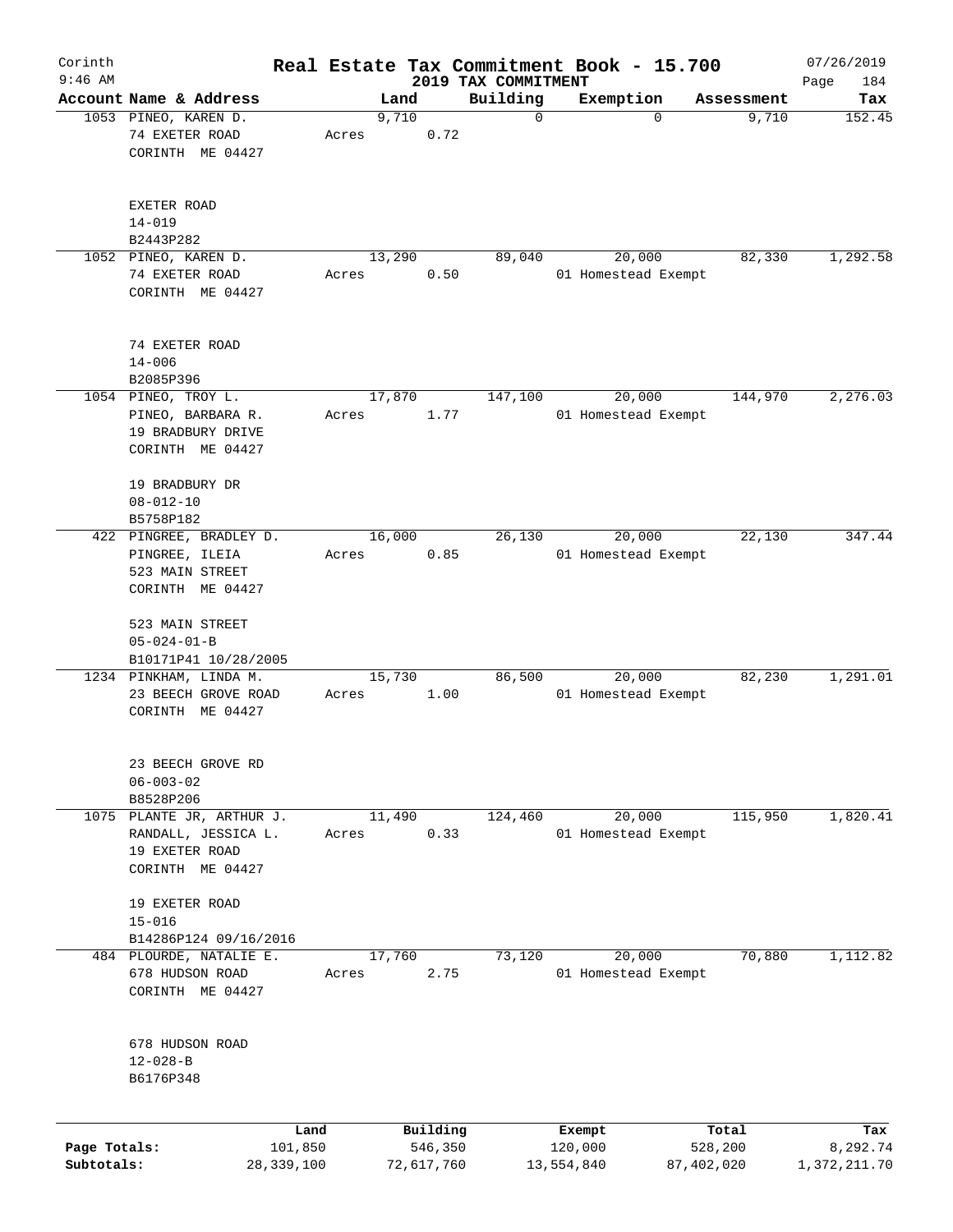# Real Estate Tax Commitment Book - 15.700

Corinth
9:46 AM

2019 TAX COMMITMENT

07/26/2019

| Account Name & Address | Land | Building | Exemption | Assessment | Tax |
|---|---|---|---|---|---|
| 1053 PINEO, KAREN D.<br>74 EXETER ROAD<br>CORINTH ME 04427<br><br>EXETER ROAD<br>14-019<br>B2443P282 | 9,710<br>Acres 0.72 | 0 | 0 | 9,710 | 152.45 |
| 1052 PINEO, KAREN D.<br>74 EXETER ROAD<br>CORINTH ME 04427<br><br>74 EXETER ROAD<br>14-006<br>B2085P396 | 13,290<br>Acres 0.50 | 89,040 | 20,000<br>01 Homestead Exempt | 82,330 | 1,292.58 |
| 1054 PINEO, TROY L.<br>PINEO, BARBARA R.<br>19 BRADBURY DRIVE<br>CORINTH ME 04427<br><br>19 BRADBURY DR<br>08-012-10<br>B5758P182 | 17,870<br>Acres 1.77 | 147,100 | 20,000<br>01 Homestead Exempt | 144,970 | 2,276.03 |
| 422 PINGREE, BRADLEY D.<br>PINGREE, ILEIA<br>523 MAIN STREET<br>CORINTH ME 04427<br><br>523 MAIN STREET<br>05-024-01-B<br>B10171P41 10/28/2005 | 16,000<br>Acres 0.85 | 26,130 | 20,000<br>01 Homestead Exempt | 22,130 | 347.44 |
| 1234 PINKHAM, LINDA M.<br>23 BEECH GROVE ROAD<br>CORINTH ME 04427<br><br>23 BEECH GROVE RD<br>06-003-02<br>B8528P206 | 15,730<br>Acres 1.00 | 86,500 | 20,000<br>01 Homestead Exempt | 82,230 | 1,291.01 |
| 1075 PLANTE JR, ARTHUR J.<br>RANDALL, JESSICA L.<br>19 EXETER ROAD<br>CORINTH ME 04427<br><br>19 EXETER ROAD<br>15-016<br>B14286P124 09/16/2016 | 11,490<br>Acres 0.33 | 124,460 | 20,000<br>01 Homestead Exempt | 115,950 | 1,820.41 |
| 484 PLOURDE, NATALIE E.<br>678 HUDSON ROAD<br>CORINTH ME 04427<br><br>678 HUDSON ROAD<br>12-028-B<br>B6176P348 | 17,760<br>Acres 2.75 | 73,120 | 20,000<br>01 Homestead Exempt | 70,880 | 1,112.82 |

| | Land | Building | Exempt | Total | Tax |
|---|---|---|---|---|---|
| Page Totals: | 101,850 | 546,350 | 120,000 | 528,200 | 8,292.74 |
| Subtotals: | 28,339,100 | 72,617,760 | 13,554,840 | 87,402,020 | 1,372,211.70 |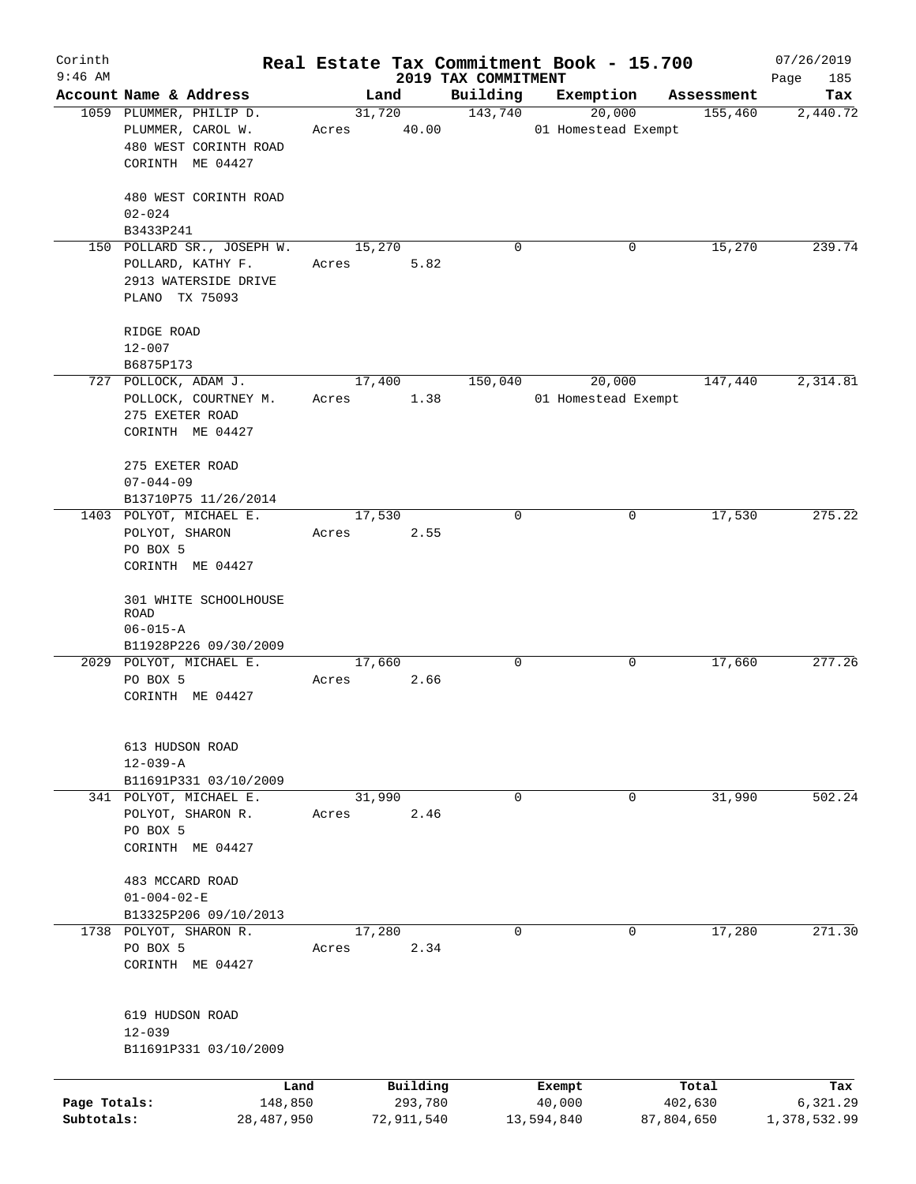Corinth
9:46 AM

# Real Estate Tax Commitment Book - 15.700

## 2019 TAX COMMITMENT

07/26/2019

| Account Name & Address | Land | Building | Exemption | Assessment | Tax |
|---|---|---|---|---|---|
| 1059 PLUMMER, PHILIP D.<br>PLUMMER, CAROL W.<br>480 WEST CORINTH ROAD<br>CORINTH ME 04427<br><br>480 WEST CORINTH ROAD<br>02-024<br>B3433P241 | 31,720<br>Acres 40.00 | 143,740 | 20,000<br>01 Homestead Exempt | 155,460 | 2,440.72 |
| 150 POLLARD SR., JOSEPH W.<br>POLLARD, KATHY F.<br>2913 WATERSIDE DRIVE<br>PLANO TX 75093<br><br>RIDGE ROAD<br>12-007<br>B6875P173 | 15,270<br>Acres 5.82 | 0 | 0 | 15,270 | 239.74 |
| 727 POLLOCK, ADAM J.<br>POLLOCK, COURTNEY M.<br>275 EXETER ROAD<br>CORINTH ME 04427<br><br>275 EXETER ROAD<br>07-044-09<br>B13710P75 11/26/2014 | 17,400<br>Acres 1.38 | 150,040 | 20,000<br>01 Homestead Exempt | 147,440 | 2,314.81 |
| 1403 POLYOT, MICHAEL E.<br>POLYOT, SHARON<br>PO BOX 5<br>CORINTH ME 04427<br><br>301 WHITE SCHOOLHOUSE ROAD<br>06-015-A<br>B11928P226 09/30/2009 | 17,530<br>Acres 2.55 | 0 | 0 | 17,530 | 275.22 |
| 2029 POLYOT, MICHAEL E.<br>PO BOX 5<br>CORINTH ME 04427<br><br>613 HUDSON ROAD<br>12-039-A<br>B11691P331 03/10/2009 | 17,660<br>Acres 2.66 | 0 | 0 | 17,660 | 277.26 |
| 341 POLYOT, MICHAEL E.<br>POLYOT, SHARON R.<br>PO BOX 5<br>CORINTH ME 04427<br><br>483 MCCARD ROAD<br>01-004-02-E<br>B13325P206 09/10/2013 | 31,990<br>Acres 2.46 | 0 | 0 | 31,990 | 502.24 |
| 1738 POLYOT, SHARON R.<br>PO BOX 5<br>CORINTH ME 04427<br><br>619 HUDSON ROAD<br>12-039<br>B11691P331 03/10/2009 | 17,280<br>Acres 2.34 | 0 | 0 | 17,280 | 271.30 |

| | Land | Building | Exempt | Total | Tax |
|---|---|---|---|---|---|
| Page Totals: | 148,850 | 293,780 | 40,000 | 402,630 | 6,321.29 |
| Subtotals: | 28,487,950 | 72,911,540 | 13,594,840 | 87,804,650 | 1,378,532.99 |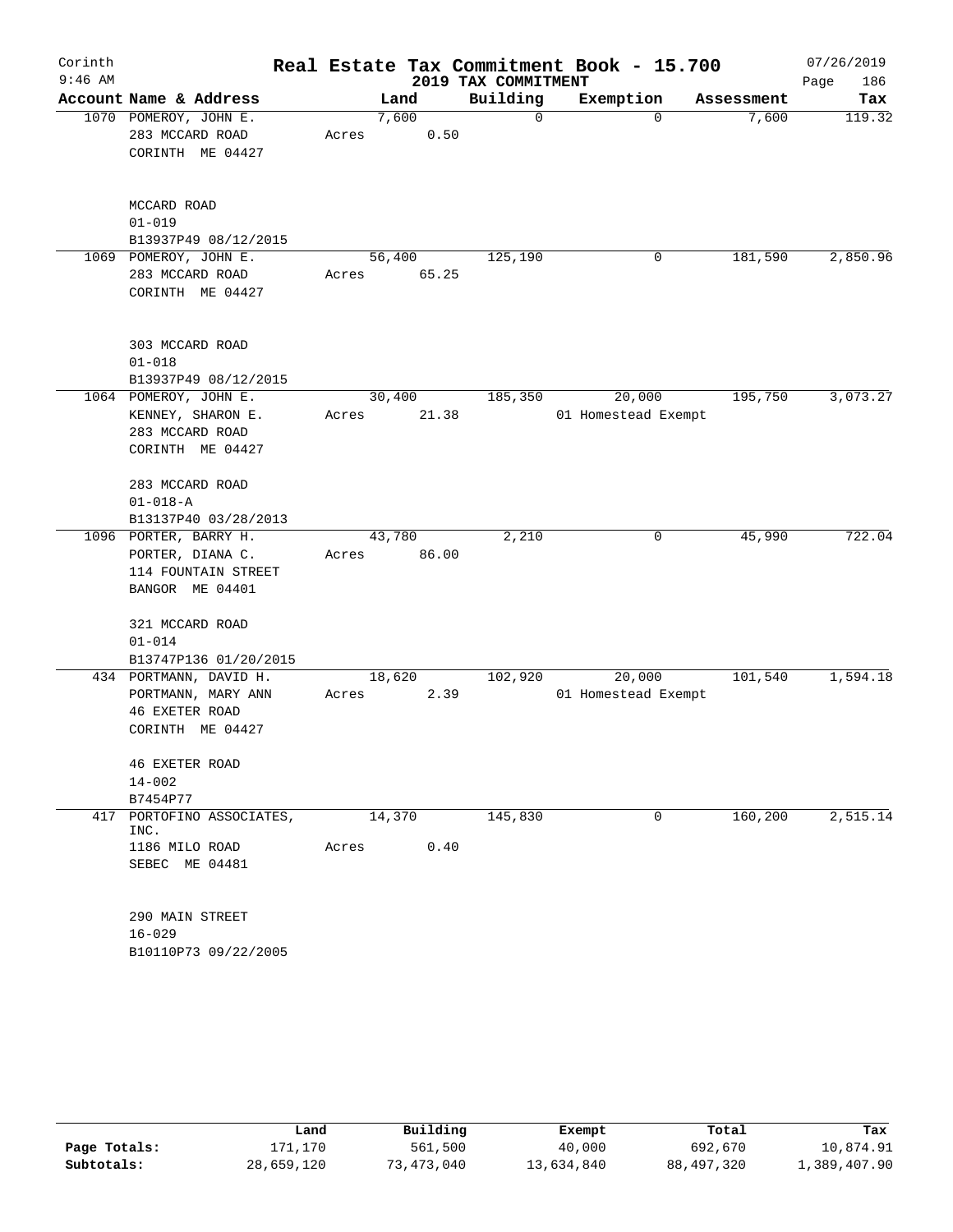# Real Estate Tax Commitment Book - 15.700

Corinth 9:46 AM — 2019 TAX COMMITMENT — 07/26/2019

| Account | Name & Address | Land | Building | Exemption | Assessment | Tax |
|---|---|---|---|---|---|---|
| 1070 | POMEROY, JOHN E.<br>283 MCCARD ROAD<br>CORINTH ME 04427<br><br>MCCARD ROAD<br>01-019<br>B13937P49 08/12/2015 | 7,600<br>Acres 0.50 | 0 | 0 | 7,600 | 119.32 |
| 1069 | POMEROY, JOHN E.<br>283 MCCARD ROAD<br>CORINTH ME 04427<br><br>303 MCCARD ROAD<br>01-018<br>B13937P49 08/12/2015 | 56,400<br>Acres 65.25 | 125,190 | 0 | 181,590 | 2,850.96 |
| 1064 | POMEROY, JOHN E.<br>KENNEY, SHARON E.<br>283 MCCARD ROAD<br>CORINTH ME 04427<br><br>283 MCCARD ROAD<br>01-018-A<br>B13137P40 03/28/2013 | 30,400<br>Acres 21.38 | 185,350 | 20,000<br>01 Homestead Exempt | 195,750 | 3,073.27 |
| 1096 | PORTER, BARRY H.<br>PORTER, DIANA C.<br>114 FOUNTAIN STREET<br>BANGOR ME 04401<br><br>321 MCCARD ROAD<br>01-014<br>B13747P136 01/20/2015 | 43,780<br>Acres 86.00 | 2,210 | 0 | 45,990 | 722.04 |
| 434 | PORTMANN, DAVID H.<br>PORTMANN, MARY ANN<br>46 EXETER ROAD<br>CORINTH ME 04427<br><br>46 EXETER ROAD<br>14-002<br>B7454P77 | 18,620<br>Acres 2.39 | 102,920 | 20,000<br>01 Homestead Exempt | 101,540 | 1,594.18 |
| 417 | PORTOFINO ASSOCIATES, INC.<br>1186 MILO ROAD<br>SEBEC ME 04481<br><br>290 MAIN STREET<br>16-029<br>B10110P73 09/22/2005 | 14,370<br>Acres 0.40 | 145,830 | 0 | 160,200 | 2,515.14 |

| | Land | Building | Exempt | Total | Tax |
|---|---|---|---|---|---|
| Page Totals: | 171,170 | 561,500 | 40,000 | 692,670 | 10,874.91 |
| Subtotals: | 28,659,120 | 73,473,040 | 13,634,840 | 88,497,320 | 1,389,407.90 |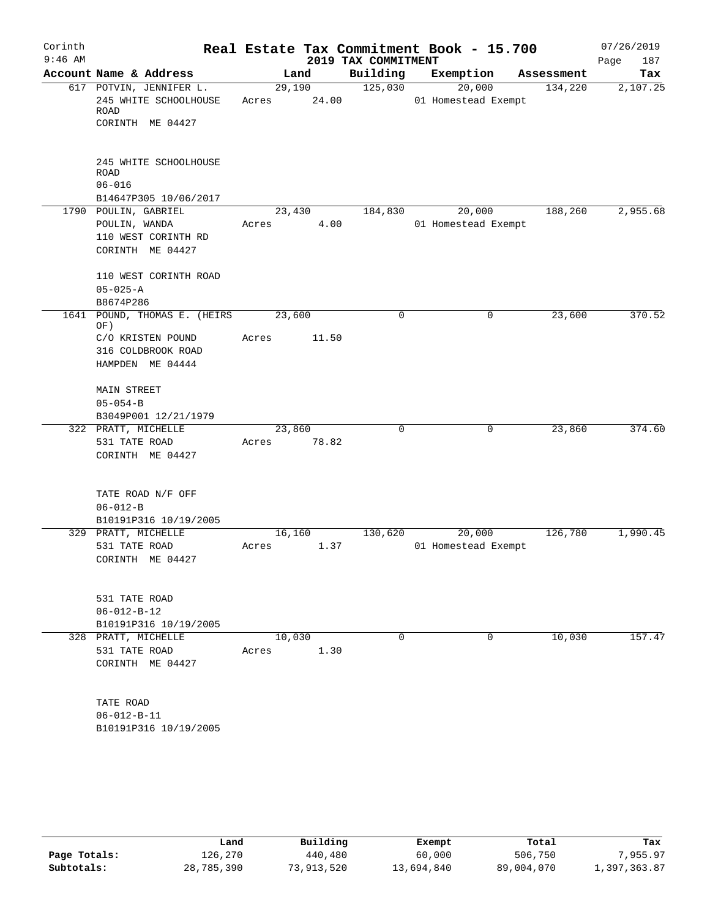# Real Estate Tax Commitment Book - 15.700

Corinth
9:46 AM

2019 TAX COMMITMENT

07/26/2019

| Account Name & Address | Land | Building | Exemption | Assessment | Tax |
|---|---|---|---|---|---|
| 617 POTVIN, JENNIFER L.<br>245 WHITE SCHOOLHOUSE ROAD<br>CORINTH ME 04427<br><br>245 WHITE SCHOOLHOUSE ROAD<br>06-016<br>B14647P305 10/06/2017 | 29,190<br>Acres 24.00 | 125,030 | 20,000<br>01 Homestead Exempt | 134,220 | 2,107.25 |
| 1790 POULIN, GABRIEL<br>POULIN, WANDA<br>110 WEST CORINTH RD<br>CORINTH ME 04427<br><br>110 WEST CORINTH ROAD<br>05-025-A<br>B8674P286 | 23,430<br>Acres 4.00 | 184,830 | 20,000<br>01 Homestead Exempt | 188,260 | 2,955.68 |
| 1641 POUND, THOMAS E. (HEIRS OF)<br>C/O KRISTEN POUND<br>316 COLDBROOK ROAD<br>HAMPDEN ME 04444<br><br>MAIN STREET<br>05-054-B<br>B3049P001 12/21/1979 | 23,600<br>Acres 11.50 | 0 | 0 | 23,600 | 370.52 |
| 322 PRATT, MICHELLE<br>531 TATE ROAD<br>CORINTH ME 04427<br><br>TATE ROAD N/F OFF<br>06-012-B<br>B10191P316 10/19/2005 | 23,860<br>Acres 78.82 | 0 | 0 | 23,860 | 374.60 |
| 329 PRATT, MICHELLE<br>531 TATE ROAD<br>CORINTH ME 04427<br><br>531 TATE ROAD<br>06-012-B-12<br>B10191P316 10/19/2005 | 16,160<br>Acres 1.37 | 130,620 | 20,000<br>01 Homestead Exempt | 126,780 | 1,990.45 |
| 328 PRATT, MICHELLE<br>531 TATE ROAD<br>CORINTH ME 04427<br><br>TATE ROAD<br>06-012-B-11<br>B10191P316 10/19/2005 | 10,030<br>Acres 1.30 | 0 | 0 | 10,030 | 157.47 |

| | Land | Building | Exempt | Total | Tax |
|---|---|---|---|---|---|
| Page Totals: | 126,270 | 440,480 | 60,000 | 506,750 | 7,955.97 |
| Subtotals: | 28,785,390 | 73,913,520 | 13,694,840 | 89,004,070 | 1,397,363.87 |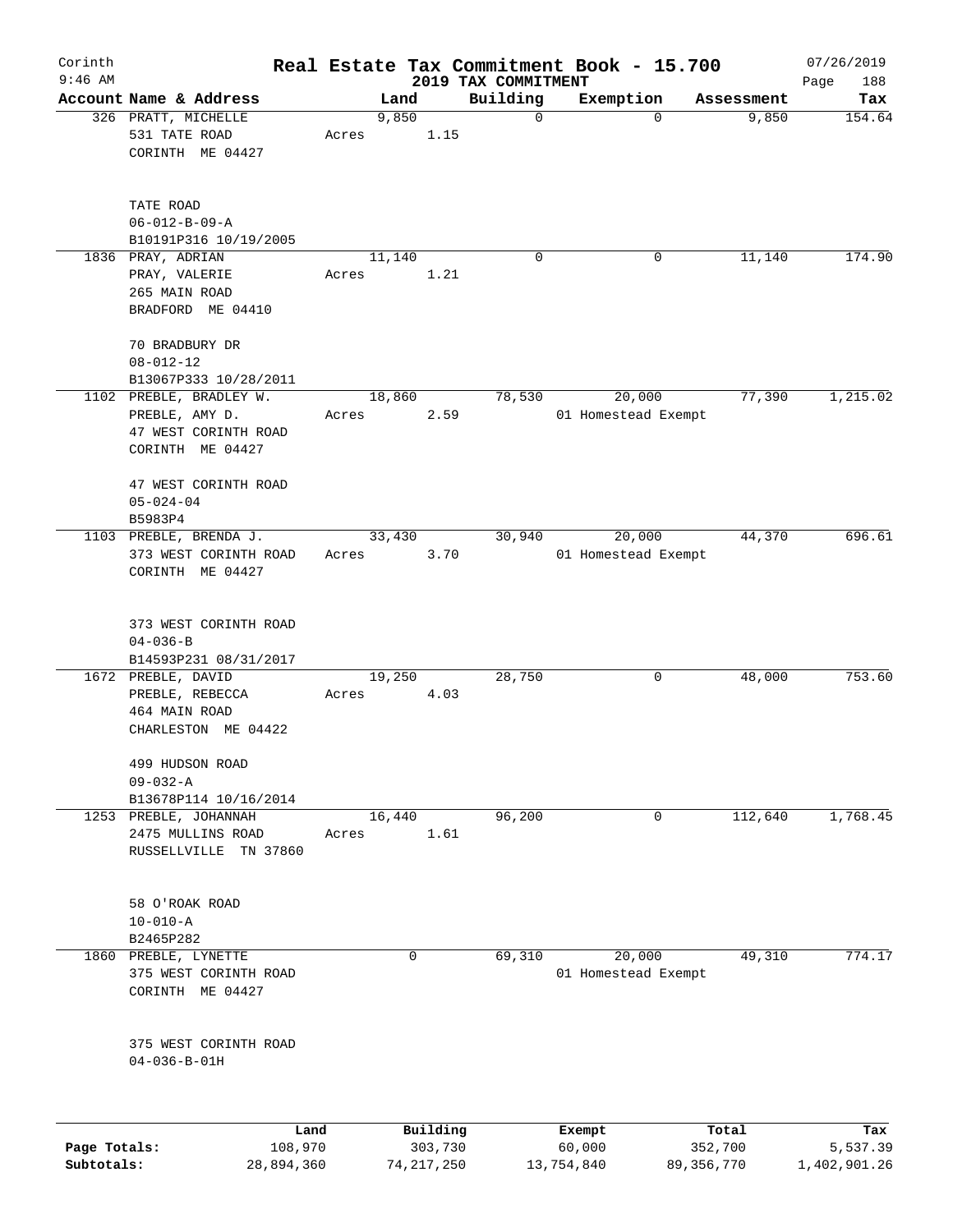# Real Estate Tax Commitment Book - 15.700

## 2019 TAX COMMITMENT

Corinth 9:46 AM — 07/26/2019

| Account Name & Address | Land | Building | Exemption | Assessment | Tax |
|---|---|---|---|---|---|
| 326 PRATT, MICHELLE<br>531 TATE ROAD<br>CORINTH ME 04427<br><br>TATE ROAD<br>06-012-B-09-A<br>B10191P316 10/19/2005 | 9,850<br>Acres 1.15 | 0 | 0 | 9,850 | 154.64 |
| 1836 PRAY, ADRIAN<br>PRAY, VALERIE<br>265 MAIN ROAD<br>BRADFORD ME 04410<br><br>70 BRADBURY DR<br>08-012-12<br>B13067P333 10/28/2011 | 11,140<br>Acres 1.21 | 0 | 0 | 11,140 | 174.90 |
| 1102 PREBLE, BRADLEY W.<br>PREBLE, AMY D.<br>47 WEST CORINTH ROAD<br>CORINTH ME 04427<br><br>47 WEST CORINTH ROAD<br>05-024-04<br>B5983P4 | 18,860<br>Acres 2.59 | 78,530 | 20,000<br>01 Homestead Exempt | 77,390 | 1,215.02 |
| 1103 PREBLE, BRENDA J.<br>373 WEST CORINTH ROAD<br>CORINTH ME 04427<br><br>373 WEST CORINTH ROAD<br>04-036-B<br>B14593P231 08/31/2017 | 33,430<br>Acres 3.70 | 30,940 | 20,000<br>01 Homestead Exempt | 44,370 | 696.61 |
| 1672 PREBLE, DAVID<br>PREBLE, REBECCA<br>464 MAIN ROAD<br>CHARLESTON ME 04422<br><br>499 HUDSON ROAD<br>09-032-A<br>B13678P114 10/16/2014 | 19,250<br>Acres 4.03 | 28,750 | 0 | 48,000 | 753.60 |
| 1253 PREBLE, JOHANNAH<br>2475 MULLINS ROAD<br>RUSSELLVILLE TN 37860<br><br>58 O'ROAK ROAD<br>10-010-A<br>B2465P282 | 16,440<br>Acres 1.61 | 96,200 | 0 | 112,640 | 1,768.45 |
| 1860 PREBLE, LYNETTE<br>375 WEST CORINTH ROAD<br>CORINTH ME 04427<br><br>375 WEST CORINTH ROAD<br>04-036-B-01H | 0 | 69,310 | 20,000<br>01 Homestead Exempt | 49,310 | 774.17 |

| | Land | Building | Exempt | Total | Tax |
|---|---|---|---|---|---|
| Page Totals: | 108,970 | 303,730 | 60,000 | 352,700 | 5,537.39 |
| Subtotals: | 28,894,360 | 74,217,250 | 13,754,840 | 89,356,770 | 1,402,901.26 |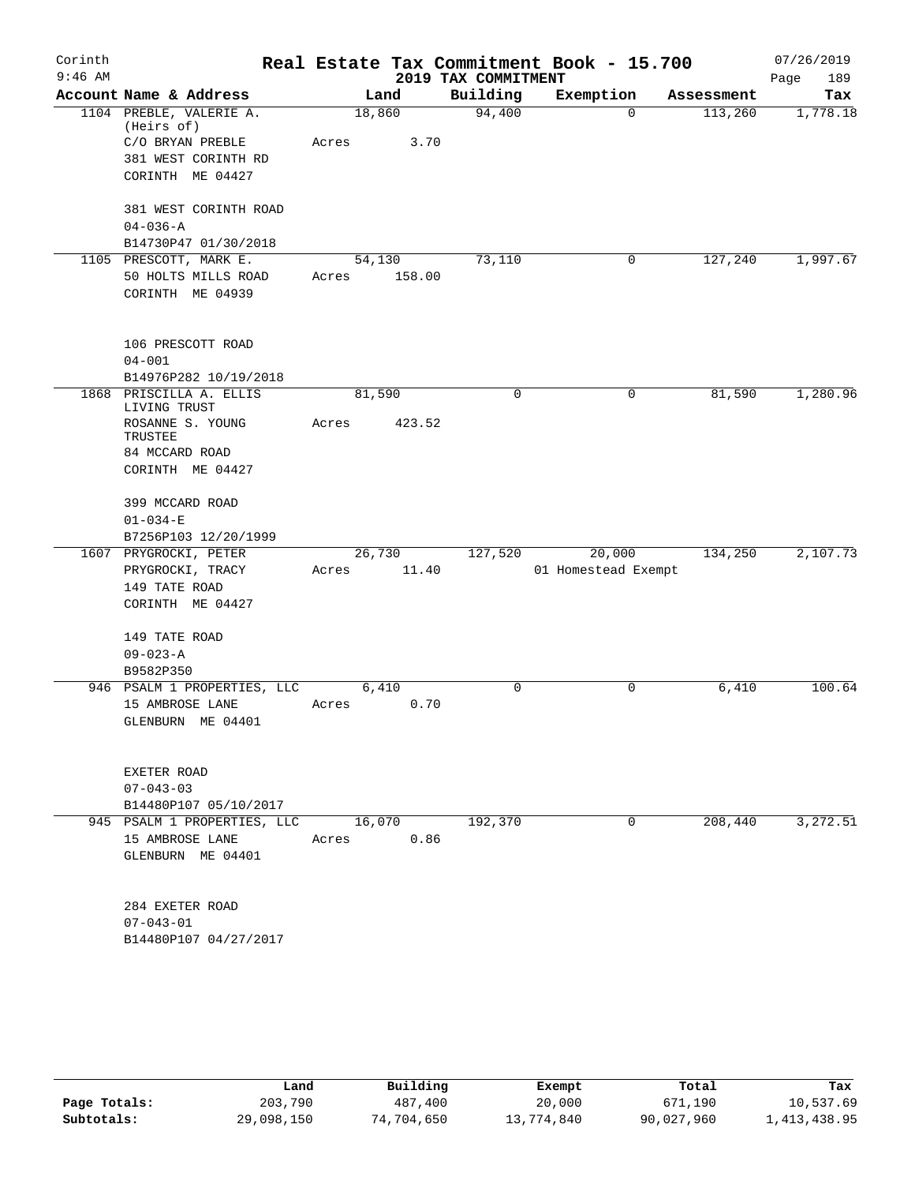Corinth 9:46 AM

# Real Estate Tax Commitment Book - 15.700

## 2019 TAX COMMITMENT

07/26/2019 Page 189

| Account Name & Address | Land | Building | Exemption | Assessment | Tax |
|---|---|---|---|---|---|
| 1104 PREBLE, VALERIE A. (Heirs of)<br>C/O BRYAN PREBLE<br>381 WEST CORINTH RD<br>CORINTH ME 04427<br><br>381 WEST CORINTH ROAD<br>04-036-A<br>B14730P47 01/30/2018 | 18,860<br>Acres 3.70 | 94,400 | 0 | 113,260 | 1,778.18 |
| 1105 PRESCOTT, MARK E.<br>50 HOLTS MILLS ROAD<br>CORINTH ME 04939<br><br>106 PRESCOTT ROAD<br>04-001<br>B14976P282 10/19/2018 | 54,130<br>Acres 158.00 | 73,110 | 0 | 127,240 | 1,997.67 |
| 1868 PRISCILLA A. ELLIS LIVING TRUST<br>ROSANNE S. YOUNG TRUSTEE<br>84 MCCARD ROAD<br>CORINTH ME 04427<br><br>399 MCCARD ROAD<br>01-034-E<br>B7256P103 12/20/1999 | 81,590<br>Acres 423.52 | 0 | 0 | 81,590 | 1,280.96 |
| 1607 PRYGROCKI, PETER<br>PRYGROCKI, TRACY<br>149 TATE ROAD<br>CORINTH ME 04427<br><br>149 TATE ROAD<br>09-023-A<br>B9582P350 | 26,730<br>Acres 11.40 | 127,520 | 20,000<br>01 Homestead Exempt | 134,250 | 2,107.73 |
| 946 PSALM 1 PROPERTIES, LLC<br>15 AMBROSE LANE<br>GLENBURN ME 04401<br><br>EXETER ROAD<br>07-043-03<br>B14480P107 05/10/2017 | 6,410<br>Acres 0.70 | 0 | 0 | 6,410 | 100.64 |
| 945 PSALM 1 PROPERTIES, LLC<br>15 AMBROSE LANE<br>GLENBURN ME 04401<br><br>284 EXETER ROAD<br>07-043-01<br>B14480P107 04/27/2017 | 16,070<br>Acres 0.86 | 192,370 | 0 | 208,440 | 3,272.51 |

| | Land | Building | Exempt | Total | Tax |
|---|---|---|---|---|---|
| Page Totals: | 203,790 | 487,400 | 20,000 | 671,190 | 10,537.69 |
| Subtotals: | 29,098,150 | 74,704,650 | 13,774,840 | 90,027,960 | 1,413,438.95 |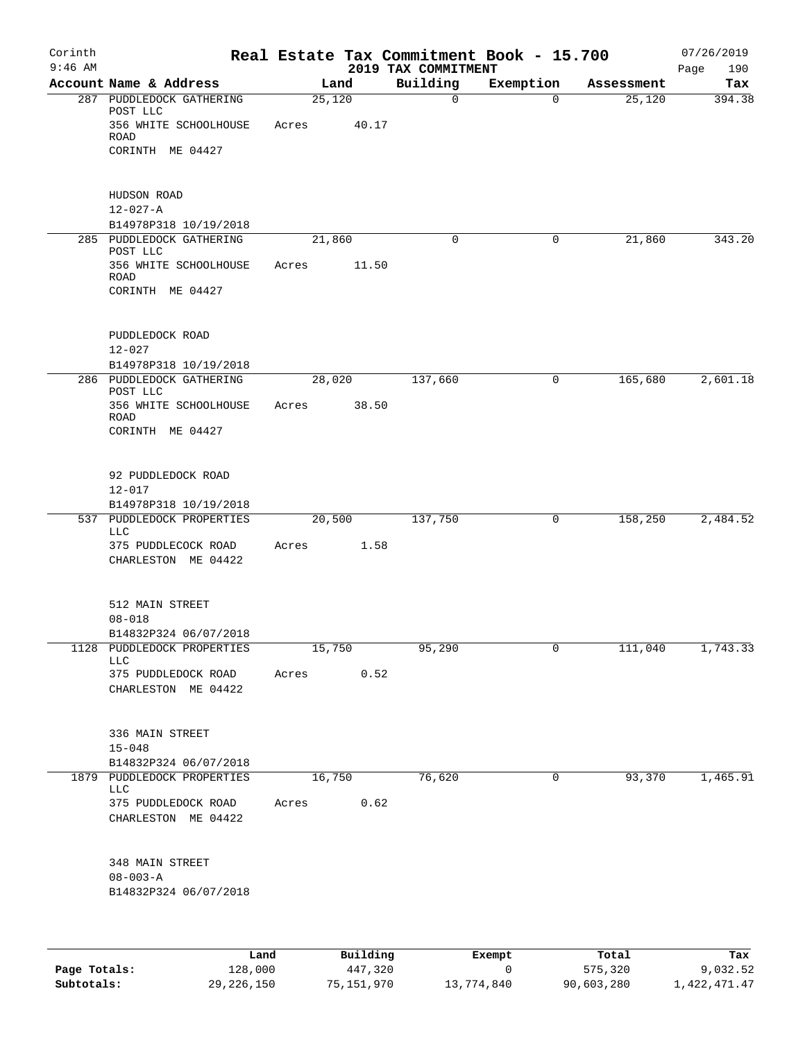# Real Estate Tax Commitment Book - 15.700

Corinth 9:46 AM — 2019 TAX COMMITMENT — 07/26/2019

| Account Name & Address | Land | Building | Exemption | Assessment | Tax |
|---|---|---|---|---|---|
| 287 PUDDLEDOCK GATHERING POST LLC<br>356 WHITE SCHOOLHOUSE ROAD<br>CORINTH ME 04427<br><br>HUDSON ROAD<br>12-027-A<br>B14978P318 10/19/2018 | 25,120<br>Acres 40.17 | 0 | 0 | 25,120 | 394.38 |
| 285 PUDDLEDOCK GATHERING POST LLC<br>356 WHITE SCHOOLHOUSE ROAD<br>CORINTH ME 04427<br><br>PUDDLEDOCK ROAD<br>12-027<br>B14978P318 10/19/2018 | 21,860<br>Acres 11.50 | 0 | 0 | 21,860 | 343.20 |
| 286 PUDDLEDOCK GATHERING POST LLC<br>356 WHITE SCHOOLHOUSE ROAD<br>CORINTH ME 04427<br><br>92 PUDDLEDOCK ROAD<br>12-017<br>B14978P318 10/19/2018 | 28,020<br>Acres 38.50 | 137,660 | 0 | 165,680 | 2,601.18 |
| 537 PUDDLEDOCK PROPERTIES LLC<br>375 PUDDLECOCK ROAD<br>CHARLESTON ME 04422<br><br>512 MAIN STREET<br>08-018<br>B14832P324 06/07/2018 | 20,500<br>Acres 1.58 | 137,750 | 0 | 158,250 | 2,484.52 |
| 1128 PUDDLEDOCK PROPERTIES LLC<br>375 PUDDLEDOCK ROAD<br>CHARLESTON ME 04422<br><br>336 MAIN STREET<br>15-048<br>B14832P324 06/07/2018 | 15,750<br>Acres 0.52 | 95,290 | 0 | 111,040 | 1,743.33 |
| 1879 PUDDLEDOCK PROPERTIES LLC<br>375 PUDDLEDOCK ROAD<br>CHARLESTON ME 04422<br><br>348 MAIN STREET<br>08-003-A<br>B14832P324 06/07/2018 | 16,750<br>Acres 0.62 | 76,620 | 0 | 93,370 | 1,465.91 |

| | Land | Building | Exempt | Total | Tax |
|---|---|---|---|---|---|
| Page Totals: | 128,000 | 447,320 | 0 | 575,320 | 9,032.52 |
| Subtotals: | 29,226,150 | 75,151,970 | 13,774,840 | 90,603,280 | 1,422,471.47 |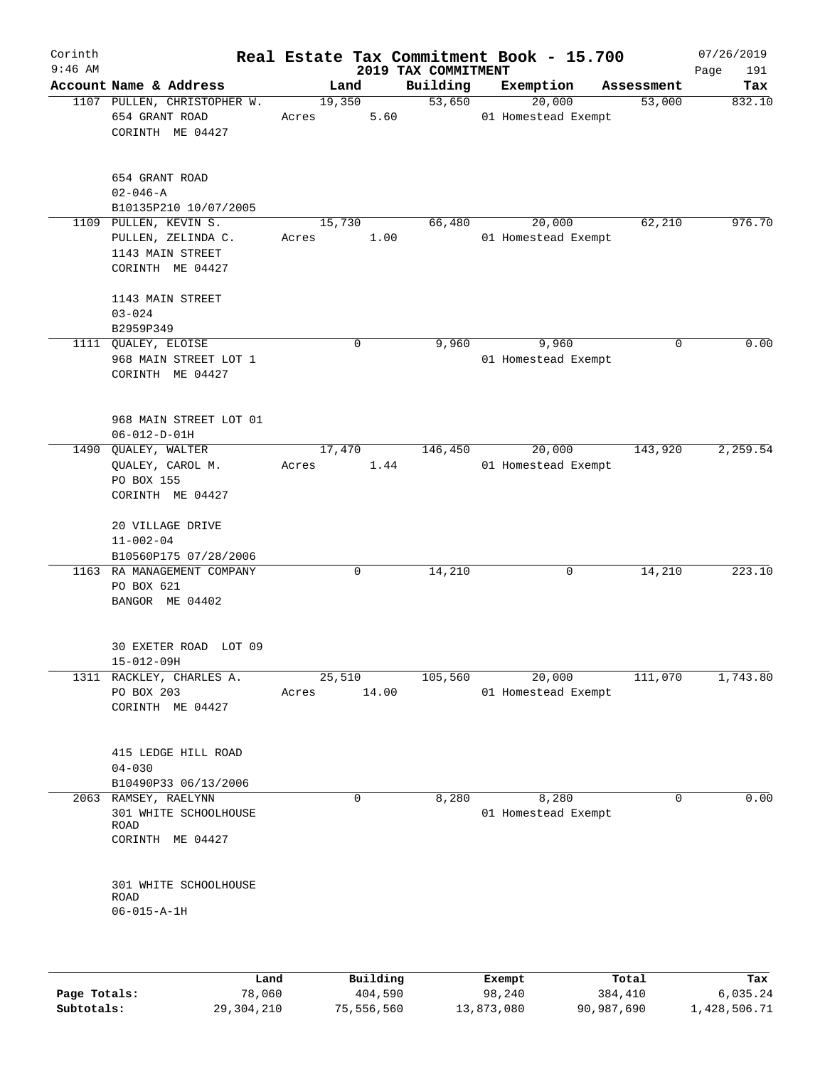Corinth 9:46 AM

# Real Estate Tax Commitment Book - 15.700

## 2019 TAX COMMITMENT

07/26/2019

| Account | Name & Address | Land | Building | Exemption | Assessment | Tax |
|---|---|---|---|---|---|---|
| 1107 | PULLEN, CHRISTOPHER W.<br>654 GRANT ROAD<br>CORINTH ME 04427<br><br>654 GRANT ROAD<br>02-046-A<br>B10135P210 10/07/2005 | 19,350<br>Acres 5.60 | 53,650 | 20,000<br>01 Homestead Exempt | 53,000 | 832.10 |
| 1109 | PULLEN, KEVIN S.<br>PULLEN, ZELINDA C.<br>1143 MAIN STREET<br>CORINTH ME 04427<br><br>1143 MAIN STREET<br>03-024<br>B2959P349 | 15,730<br>Acres 1.00 | 66,480 | 20,000<br>01 Homestead Exempt | 62,210 | 976.70 |
| 1111 | QUALEY, ELOISE<br>968 MAIN STREET LOT 1<br>CORINTH ME 04427<br><br>968 MAIN STREET LOT 01<br>06-012-D-01H | 0 | 9,960 | 9,960<br>01 Homestead Exempt | 0 | 0.00 |
| 1490 | QUALEY, WALTER<br>QUALEY, CAROL M.<br>PO BOX 155<br>CORINTH ME 04427<br><br>20 VILLAGE DRIVE<br>11-002-04<br>B10560P175 07/28/2006 | 17,470<br>Acres 1.44 | 146,450 | 20,000<br>01 Homestead Exempt | 143,920 | 2,259.54 |
| 1163 | RA MANAGEMENT COMPANY<br>PO BOX 621<br>BANGOR ME 04402<br><br>30 EXETER ROAD LOT 09<br>15-012-09H | 0 | 14,210 | 0 | 14,210 | 223.10 |
| 1311 | RACKLEY, CHARLES A.<br>PO BOX 203<br>CORINTH ME 04427<br><br>415 LEDGE HILL ROAD<br>04-030<br>B10490P33 06/13/2006 | 25,510<br>Acres 14.00 | 105,560 | 20,000<br>01 Homestead Exempt | 111,070 | 1,743.80 |
| 2063 | RAMSEY, RAELYNN<br>301 WHITE SCHOOLHOUSE ROAD<br>CORINTH ME 04427<br><br>301 WHITE SCHOOLHOUSE ROAD<br>06-015-A-1H | 0 | 8,280 | 8,280<br>01 Homestead Exempt | 0 | 0.00 |

| | Land | Building | Exempt | Total | Tax |
|---|---|---|---|---|---|
| Page Totals: | 78,060 | 404,590 | 98,240 | 384,410 | 6,035.24 |
| Subtotals: | 29,304,210 | 75,556,560 | 13,873,080 | 90,987,690 | 1,428,506.71 |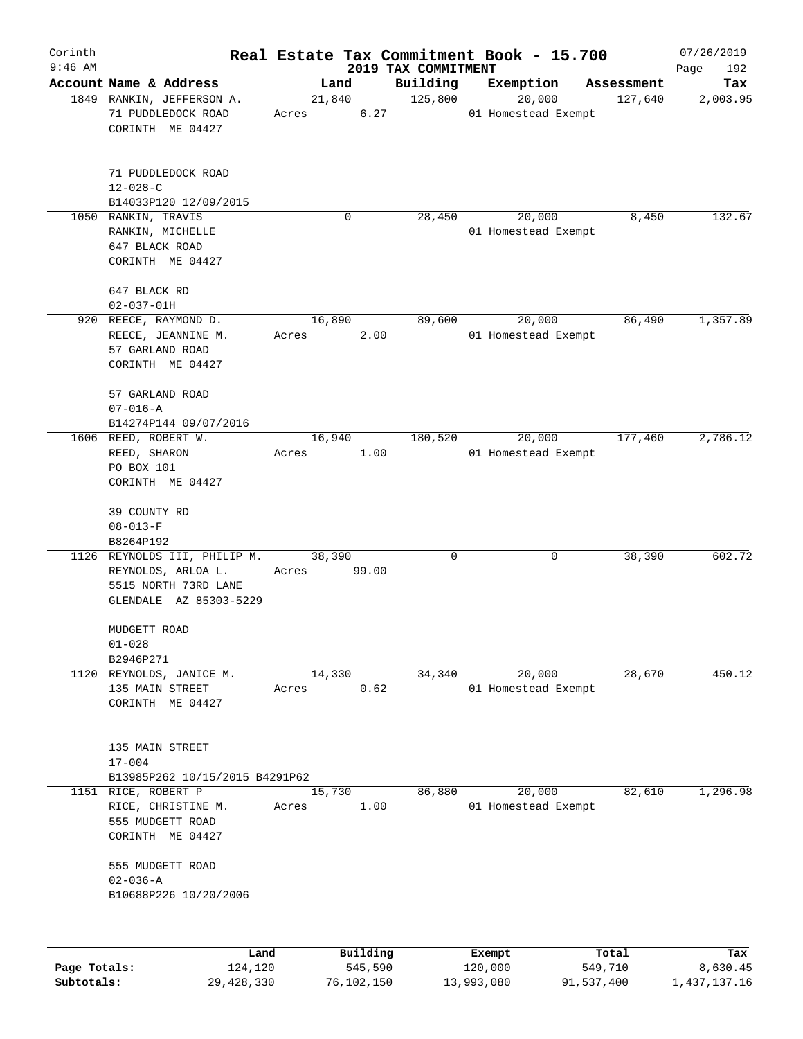Corinth
9:46 AM

# Real Estate Tax Commitment Book - 15.700

## 2019 TAX COMMITMENT

07/26/2019
Page 192

| Account Name & Address | Land | Building | Exemption | Assessment | Tax |
|---|---|---|---|---|---|
| 1849 RANKIN, JEFFERSON A.<br>71 PUDDLEDOCK ROAD<br>CORINTH ME 04427<br><br>71 PUDDLEDOCK ROAD<br>12-028-C<br>B14033P120 12/09/2015 | 21,840<br>Acres 6.27 | 125,800 | 20,000<br>01 Homestead Exempt | 127,640 | 2,003.95 |
| 1050 RANKIN, TRAVIS<br>RANKIN, MICHELLE<br>647 BLACK ROAD<br>CORINTH ME 04427<br><br>647 BLACK RD<br>02-037-01H | 0 | 28,450 | 20,000<br>01 Homestead Exempt | 8,450 | 132.67 |
| 920 REECE, RAYMOND D.<br>REECE, JEANNINE M.<br>57 GARLAND ROAD<br>CORINTH ME 04427<br><br>57 GARLAND ROAD<br>07-016-A<br>B14274P144 09/07/2016 | 16,890<br>Acres 2.00 | 89,600 | 20,000<br>01 Homestead Exempt | 86,490 | 1,357.89 |
| 1606 REED, ROBERT W.<br>REED, SHARON<br>PO BOX 101<br>CORINTH ME 04427<br><br>39 COUNTY RD<br>08-013-F<br>B8264P192 | 16,940<br>Acres 1.00 | 180,520 | 20,000<br>01 Homestead Exempt | 177,460 | 2,786.12 |
| 1126 REYNOLDS III, PHILIP M.<br>REYNOLDS, ARLOA L.<br>5515 NORTH 73RD LANE<br>GLENDALE AZ 85303-5229<br><br>MUDGETT ROAD<br>01-028<br>B2946P271 | 38,390<br>Acres 99.00 | 0 | 0 | 38,390 | 602.72 |
| 1120 REYNOLDS, JANICE M.<br>135 MAIN STREET<br>CORINTH ME 04427<br><br>135 MAIN STREET<br>17-004<br>B13985P262 10/15/2015 B4291P62 | 14,330<br>Acres 0.62 | 34,340 | 20,000<br>01 Homestead Exempt | 28,670 | 450.12 |
| 1151 RICE, ROBERT P<br>RICE, CHRISTINE M.<br>555 MUDGETT ROAD<br>CORINTH ME 04427<br><br>555 MUDGETT ROAD<br>02-036-A<br>B10688P226 10/20/2006 | 15,730<br>Acres 1.00 | 86,880 | 20,000<br>01 Homestead Exempt | 82,610 | 1,296.98 |

| | Land | Building | Exempt | Total | Tax |
|---|---|---|---|---|---|
| Page Totals: | 124,120 | 545,590 | 120,000 | 549,710 | 8,630.45 |
| Subtotals: | 29,428,330 | 76,102,150 | 13,993,080 | 91,537,400 | 1,437,137.16 |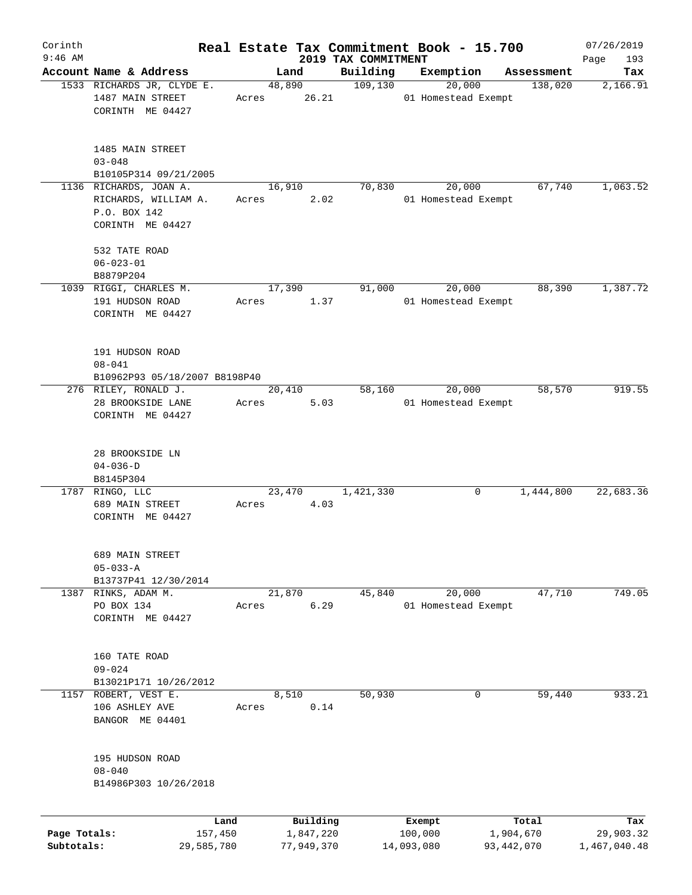Corinth 9:46 AM

**Real Estate Tax Commitment Book - 15.700**

**2019 TAX COMMITMENT**

07/26/2019

| Account | Name & Address | Land | Building | Exemption | Assessment | Tax |
|---|---|---|---|---|---|---|
| 1533 | RICHARDS JR, CLYDE E.<br>1487 MAIN STREET<br>CORINTH ME 04427<br><br>1485 MAIN STREET<br>03-048<br>B10105P314 09/21/2005 | 48,890<br>Acres 26.21 | 109,130 | 20,000<br>01 Homestead Exempt | 138,020 | 2,166.91 |
| 1136 | RICHARDS, JOAN A.<br>RICHARDS, WILLIAM A.<br>P.O. BOX 142<br>CORINTH ME 04427<br><br>532 TATE ROAD<br>06-023-01<br>B8879P204 | 16,910<br>Acres 2.02 | 70,830 | 20,000<br>01 Homestead Exempt | 67,740 | 1,063.52 |
| 1039 | RIGGI, CHARLES M.<br>191 HUDSON ROAD<br>CORINTH ME 04427<br><br>191 HUDSON ROAD<br>08-041<br>B10962P93 05/18/2007 B8198P40 | 17,390<br>Acres 1.37 | 91,000 | 20,000<br>01 Homestead Exempt | 88,390 | 1,387.72 |
| 276 | RILEY, RONALD J.<br>28 BROOKSIDE LANE<br>CORINTH ME 04427<br><br>28 BROOKSIDE LN<br>04-036-D<br>B8145P304 | 20,410<br>Acres 5.03 | 58,160 | 20,000<br>01 Homestead Exempt | 58,570 | 919.55 |
| 1787 | RINGO, LLC<br>689 MAIN STREET<br>CORINTH ME 04427<br><br>689 MAIN STREET<br>05-033-A<br>B13737P41 12/30/2014 | 23,470<br>Acres 4.03 | 1,421,330 | 0 | 1,444,800 | 22,683.36 |
| 1387 | RINKS, ADAM M.<br>PO BOX 134<br>CORINTH ME 04427<br><br>160 TATE ROAD<br>09-024<br>B13021P171 10/26/2012 | 21,870<br>Acres 6.29 | 45,840 | 20,000<br>01 Homestead Exempt | 47,710 | 749.05 |
| 1157 | ROBERT, VEST E.<br>106 ASHLEY AVE<br>BANGOR ME 04401<br><br>195 HUDSON ROAD<br>08-040<br>B14986P303 10/26/2018 | 8,510<br>Acres 0.14 | 50,930 | 0 | 59,440 | 933.21 |

| | Land | Building | Exempt | Total | Tax |
|---|---|---|---|---|---|
| Page Totals: | 157,450 | 1,847,220 | 100,000 | 1,904,670 | 29,903.32 |
| Subtotals: | 29,585,780 | 77,949,370 | 14,093,080 | 93,442,070 | 1,467,040.48 |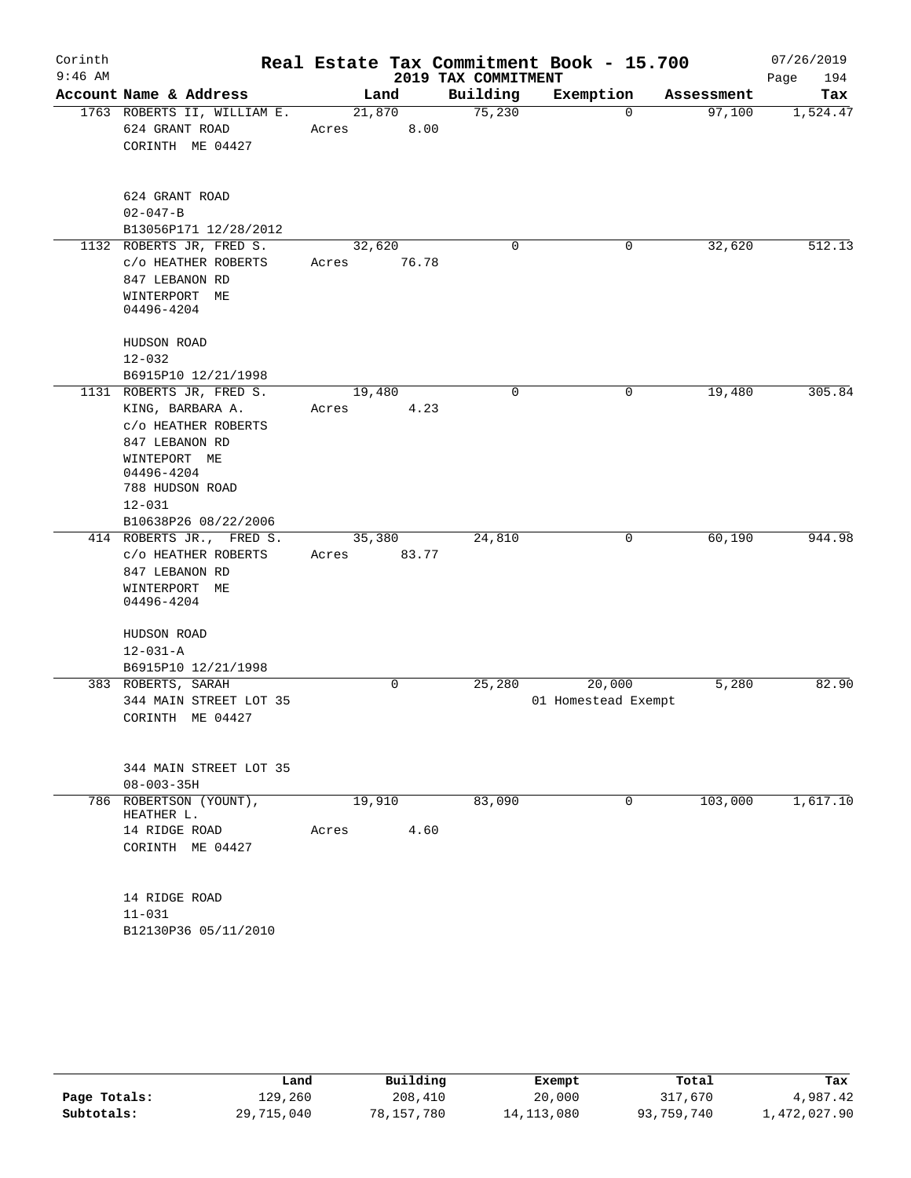Corinth
9:46 AM

# Real Estate Tax Commitment Book - 15.700
## 2019 TAX COMMITMENT

07/26/2019

| Account Name & Address | Land | Building | Exemption | Assessment | Tax |
|---|---|---|---|---|---|
| 1763 ROBERTS II, WILLIAM E.<br>624 GRANT ROAD<br>CORINTH ME 04427<br><br>624 GRANT ROAD<br>02-047-B<br>B13056P171 12/28/2012 | 21,870<br>Acres 8.00 | 75,230 | 0 | 97,100 | 1,524.47 |
| 1132 ROBERTS JR, FRED S.<br>c/o HEATHER ROBERTS<br>847 LEBANON RD<br>WINTERPORT ME<br>04496-4204<br><br>HUDSON ROAD<br>12-032<br>B6915P10 12/21/1998 | 32,620<br>Acres 76.78 | 0 | 0 | 32,620 | 512.13 |
| 1131 ROBERTS JR, FRED S.<br>KING, BARBARA A.<br>c/o HEATHER ROBERTS<br>847 LEBANON RD<br>WINTEPORT ME<br>04496-4204<br>788 HUDSON ROAD<br>12-031<br>B10638P26 08/22/2006 | 19,480<br>Acres 4.23 | 0 | 0 | 19,480 | 305.84 |
| 414 ROBERTS JR., FRED S.<br>c/o HEATHER ROBERTS<br>847 LEBANON RD<br>WINTERPORT ME<br>04496-4204<br><br>HUDSON ROAD<br>12-031-A<br>B6915P10 12/21/1998 | 35,380<br>Acres 83.77 | 24,810 | 0 | 60,190 | 944.98 |
| 383 ROBERTS, SARAH<br>344 MAIN STREET LOT 35<br>CORINTH ME 04427<br><br>344 MAIN STREET LOT 35<br>08-003-35H | 0 | 25,280 | 20,000<br>01 Homestead Exempt | 5,280 | 82.90 |
| 786 ROBERTSON (YOUNT), HEATHER L.<br>14 RIDGE ROAD<br>CORINTH ME 04427<br><br>14 RIDGE ROAD<br>11-031<br>B12130P36 05/11/2010 | 19,910<br>Acres 4.60 | 83,090 | 0 | 103,000 | 1,617.10 |

| | Land | Building | Exempt | Total | Tax |
|---|---|---|---|---|---|
| Page Totals: | 129,260 | 208,410 | 20,000 | 317,670 | 4,987.42 |
| Subtotals: | 29,715,040 | 78,157,780 | 14,113,080 | 93,759,740 | 1,472,027.90 |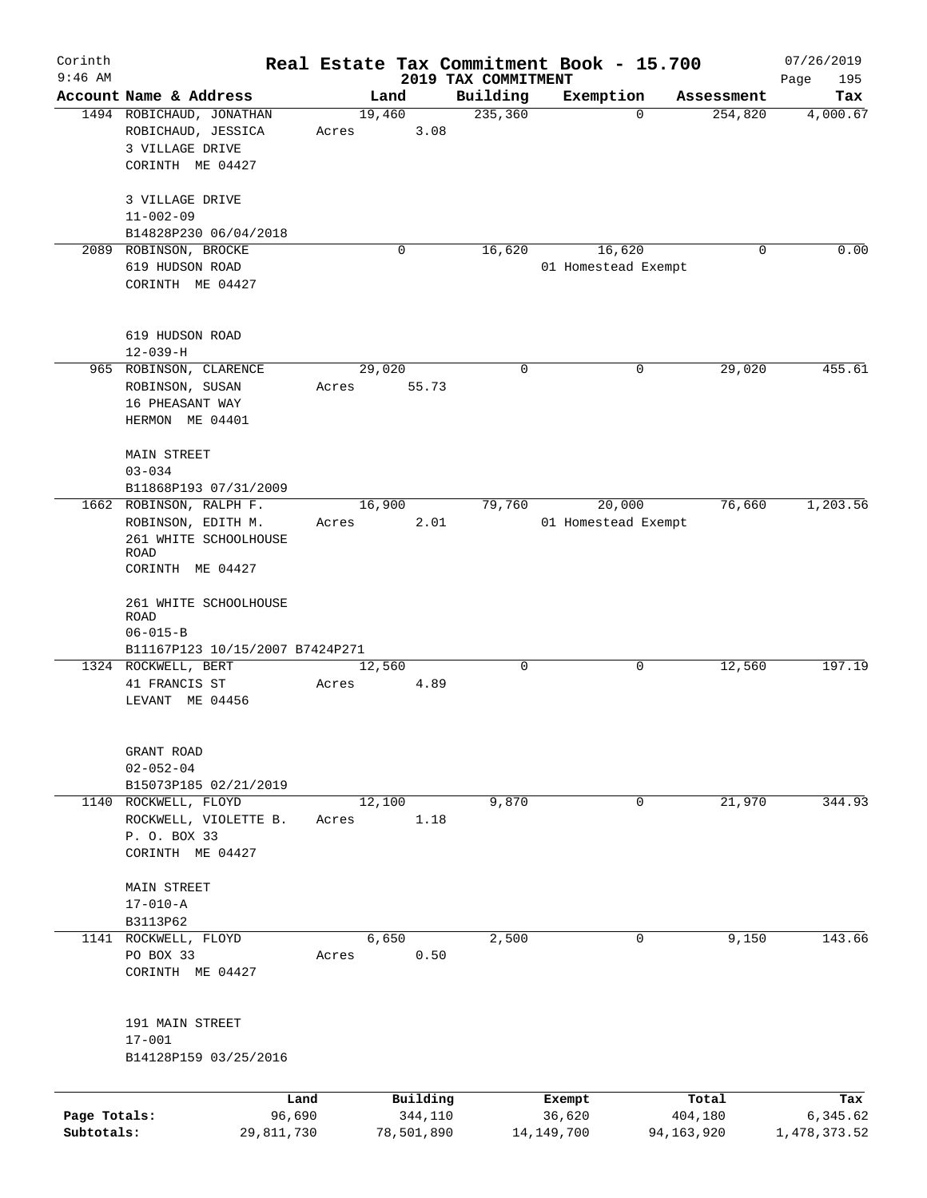Corinth 9:46 AM

# Real Estate Tax Commitment Book - 15.700

## 2019 TAX COMMITMENT

07/26/2019 Page 195

| Account | Name & Address | Land | Building | Exemption | Assessment | Tax |
|---|---|---|---|---|---|---|
| 1494 | ROBICHAUD, JONATHAN<br>ROBICHAUD, JESSICA<br>3 VILLAGE DRIVE<br>CORINTH ME 04427<br><br>3 VILLAGE DRIVE<br>11-002-09<br>B14828P230 06/04/2018 | 19,460<br>Acres 3.08 | 235,360 | 0 | 254,820 | 4,000.67 |
| 2089 | ROBINSON, BROCKE<br>619 HUDSON ROAD<br>CORINTH ME 04427<br><br>619 HUDSON ROAD<br>12-039-H | 0 | 16,620 | 16,620<br>01 Homestead Exempt | 0 | 0.00 |
| 965 | ROBINSON, CLARENCE<br>ROBINSON, SUSAN<br>16 PHEASANT WAY<br>HERMON ME 04401<br><br>MAIN STREET<br>03-034<br>B11868P193 07/31/2009 | 29,020<br>Acres 55.73 | 0 | 0 | 29,020 | 455.61 |
| 1662 | ROBINSON, RALPH F.<br>ROBINSON, EDITH M.<br>261 WHITE SCHOOLHOUSE ROAD<br>CORINTH ME 04427<br><br>261 WHITE SCHOOLHOUSE ROAD<br>06-015-B<br>B11167P123 10/15/2007 B7424P271 | 16,900<br>Acres 2.01 | 79,760 | 20,000<br>01 Homestead Exempt | 76,660 | 1,203.56 |
| 1324 | ROCKWELL, BERT<br>41 FRANCIS ST<br>LEVANT ME 04456<br><br>GRANT ROAD<br>02-052-04<br>B15073P185 02/21/2019 | 12,560<br>Acres 4.89 | 0 | 0 | 12,560 | 197.19 |
| 1140 | ROCKWELL, FLOYD<br>ROCKWELL, VIOLETTE B.<br>P. O. BOX 33<br>CORINTH ME 04427<br><br>MAIN STREET<br>17-010-A<br>B3113P62 | 12,100<br>Acres 1.18 | 9,870 | 0 | 21,970 | 344.93 |
| 1141 | ROCKWELL, FLOYD<br>PO BOX 33<br>CORINTH ME 04427<br><br>191 MAIN STREET<br>17-001<br>B14128P159 03/25/2016 | 6,650<br>Acres 0.50 | 2,500 | 0 | 9,150 | 143.66 |

| | Land | Building | Exempt | Total | Tax |
|---|---|---|---|---|---|
| Page Totals: | 96,690 | 344,110 | 36,620 | 404,180 | 6,345.62 |
| Subtotals: | 29,811,730 | 78,501,890 | 14,149,700 | 94,163,920 | 1,478,373.52 |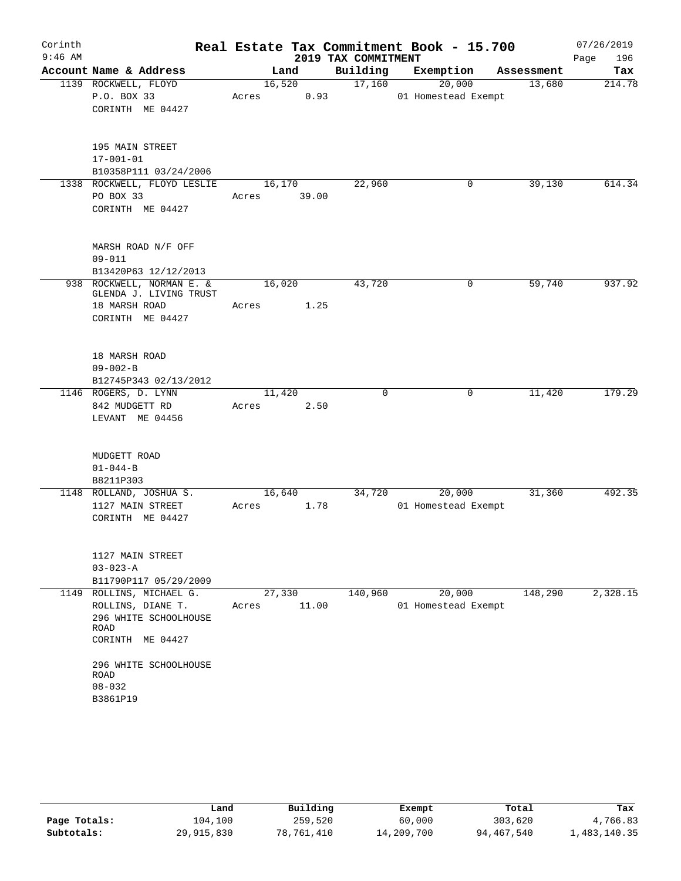# Real Estate Tax Commitment Book - 15.700

Corinth 9:46 AM — 2019 TAX COMMITMENT — 07/26/2019

| Account Name & Address | Land | Building | Exemption | Assessment | Tax |
|---|---|---|---|---|---|
| 1139 ROCKWELL, FLOYD<br>P.O. BOX 33<br>CORINTH ME 04427<br><br>195 MAIN STREET<br>17-001-01<br>B10358P111 03/24/2006 | 16,520<br>Acres 0.93 | 17,160 | 20,000<br>01 Homestead Exempt | 13,680 | 214.78 |
| 1338 ROCKWELL, FLOYD LESLIE<br>PO BOX 33<br>CORINTH ME 04427<br><br>MARSH ROAD N/F OFF<br>09-011<br>B13420P63 12/12/2013 | 16,170<br>Acres 39.00 | 22,960 | 0 | 39,130 | 614.34 |
| 938 ROCKWELL, NORMAN E. &<br>GLENDA J. LIVING TRUST<br>18 MARSH ROAD<br>CORINTH ME 04427<br><br>18 MARSH ROAD<br>09-002-B<br>B12745P343 02/13/2012 | 16,020<br>Acres 1.25 | 43,720 | 0 | 59,740 | 937.92 |
| 1146 ROGERS, D. LYNN<br>842 MUDGETT RD<br>LEVANT ME 04456<br><br>MUDGETT ROAD<br>01-044-B<br>B8211P303 | 11,420<br>Acres 2.50 | 0 | 0 | 11,420 | 179.29 |
| 1148 ROLLAND, JOSHUA S.<br>1127 MAIN STREET<br>CORINTH ME 04427<br><br>1127 MAIN STREET<br>03-023-A<br>B11790P117 05/29/2009 | 16,640<br>Acres 1.78 | 34,720 | 20,000<br>01 Homestead Exempt | 31,360 | 492.35 |
| 1149 ROLLINS, MICHAEL G.<br>ROLLINS, DIANE T.<br>296 WHITE SCHOOLHOUSE ROAD<br>CORINTH ME 04427<br><br>296 WHITE SCHOOLHOUSE ROAD<br>08-032<br>B3861P19 | 27,330<br>Acres 11.00 | 140,960 | 20,000<br>01 Homestead Exempt | 148,290 | 2,328.15 |

| | Land | Building | Exempt | Total | Tax |
|---|---|---|---|---|---|
| Page Totals: | 104,100 | 259,520 | 60,000 | 303,620 | 4,766.83 |
| Subtotals: | 29,915,830 | 78,761,410 | 14,209,700 | 94,467,540 | 1,483,140.35 |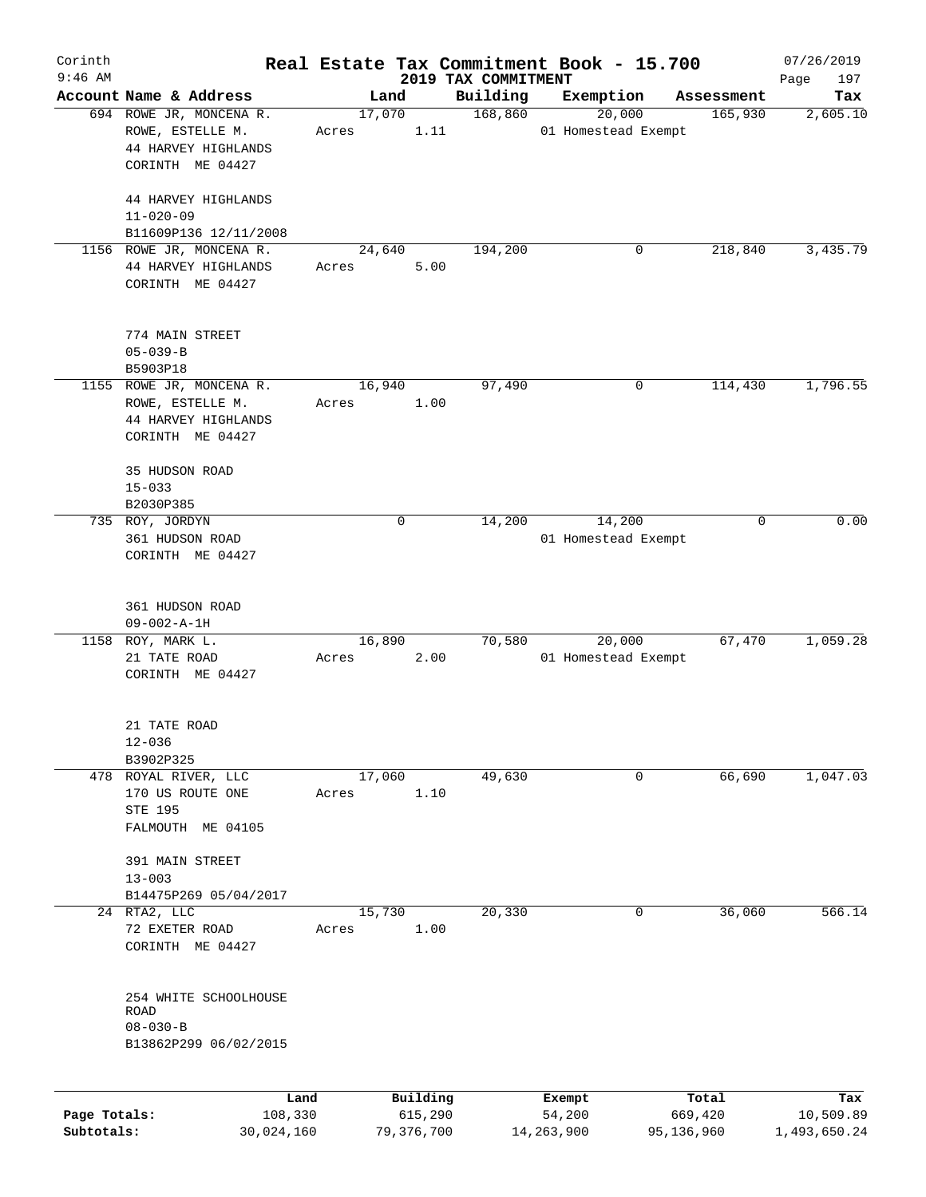# Real Estate Tax Commitment Book - 15.700

Corinth
9:46 AM

2019 TAX COMMITMENT

07/26/2019

| Account Name & Address | Land | Building | Exemption | Assessment | Tax |
|---|---|---|---|---|---|
| 694 ROWE JR, MONCENA R.<br>ROWE, ESTELLE M.<br>44 HARVEY HIGHLANDS<br>CORINTH ME 04427<br><br>44 HARVEY HIGHLANDS<br>11-020-09<br>B11609P136 12/11/2008 | 17,070<br>Acres 1.11 | 168,860 | 20,000<br>01 Homestead Exempt | 165,930 | 2,605.10 |
| 1156 ROWE JR, MONCENA R.<br>44 HARVEY HIGHLANDS<br>CORINTH ME 04427<br><br>774 MAIN STREET<br>05-039-B<br>B5903P18 | 24,640<br>Acres 5.00 | 194,200 | 0 | 218,840 | 3,435.79 |
| 1155 ROWE JR, MONCENA R.<br>ROWE, ESTELLE M.<br>44 HARVEY HIGHLANDS<br>CORINTH ME 04427<br><br>35 HUDSON ROAD<br>15-033<br>B2030P385 | 16,940<br>Acres 1.00 | 97,490 | 0 | 114,430 | 1,796.55 |
| 735 ROY, JORDYN<br>361 HUDSON ROAD<br>CORINTH ME 04427<br><br>361 HUDSON ROAD<br>09-002-A-1H | 0 | 14,200 | 14,200<br>01 Homestead Exempt | 0 | 0.00 |
| 1158 ROY, MARK L.<br>21 TATE ROAD<br>CORINTH ME 04427<br><br>21 TATE ROAD<br>12-036<br>B3902P325 | 16,890<br>Acres 2.00 | 70,580 | 20,000<br>01 Homestead Exempt | 67,470 | 1,059.28 |
| 478 ROYAL RIVER, LLC<br>170 US ROUTE ONE<br>STE 195<br>FALMOUTH ME 04105<br><br>391 MAIN STREET<br>13-003<br>B14475P269 05/04/2017 | 17,060<br>Acres 1.10 | 49,630 | 0 | 66,690 | 1,047.03 |
| 24 RTA2, LLC<br>72 EXETER ROAD<br>CORINTH ME 04427<br><br>254 WHITE SCHOOLHOUSE ROAD<br>08-030-B<br>B13862P299 06/02/2015 | 15,730<br>Acres 1.00 | 20,330 | 0 | 36,060 | 566.14 |

| | Land | Building | Exempt | Total | Tax |
|---|---|---|---|---|---|
| Page Totals: | 108,330 | 615,290 | 54,200 | 669,420 | 10,509.89 |
| Subtotals: | 30,024,160 | 79,376,700 | 14,263,900 | 95,136,960 | 1,493,650.24 |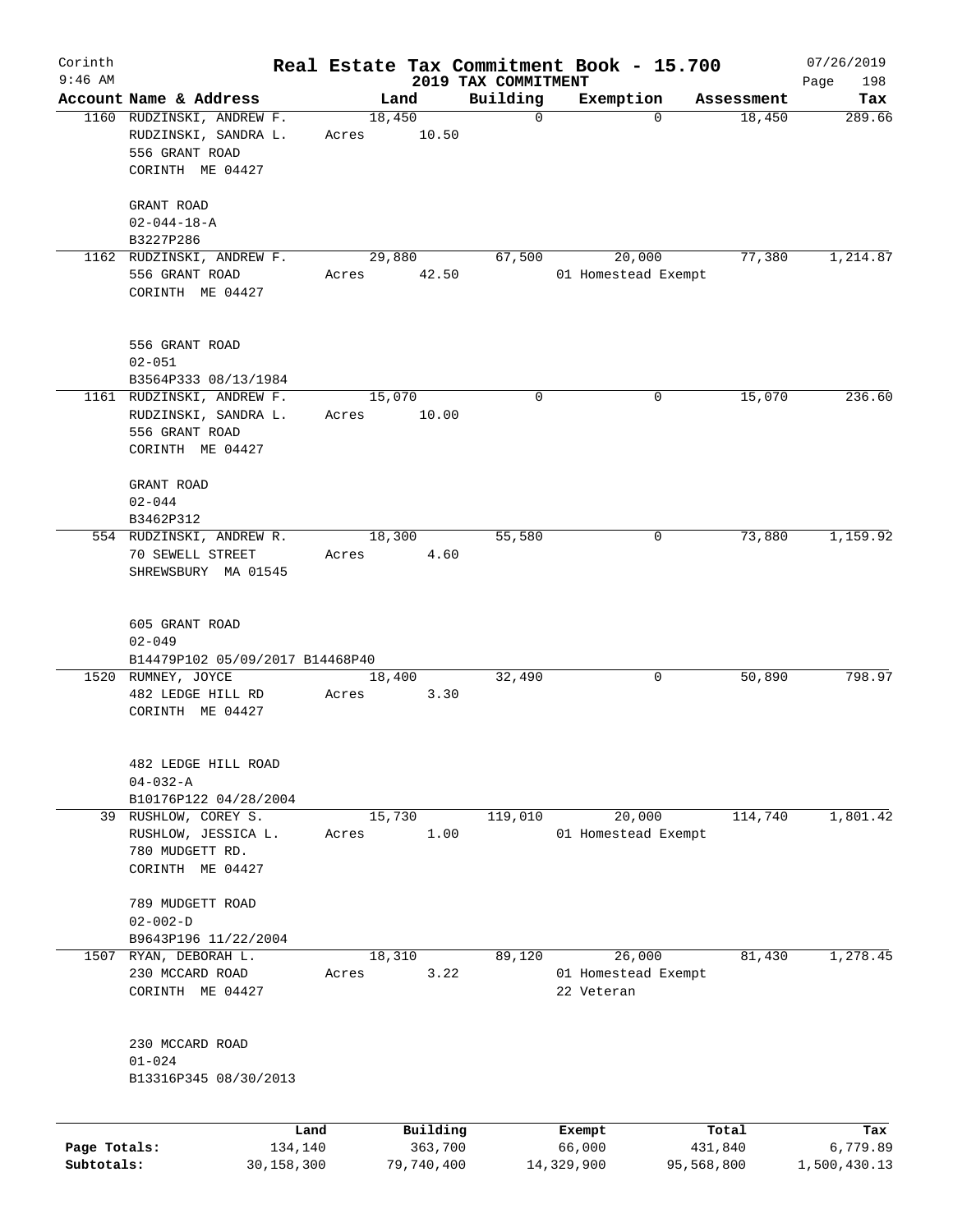Corinth 9:46 AM

# Real Estate Tax Commitment Book - 15.700

## 2019 TAX COMMITMENT

07/26/2019 Page 198

| Account Name & Address | Land | Building | Exemption | Assessment | Tax |
|---|---|---|---|---|---|
| 1160 RUDZINSKI, ANDREW F.<br>RUDZINSKI, SANDRA L.<br>556 GRANT ROAD<br>CORINTH ME 04427<br><br>GRANT ROAD<br>02-044-18-A<br>B3227P286 | 18,450<br>Acres 10.50 | 0 | 0 | 18,450 | 289.66 |
| 1162 RUDZINSKI, ANDREW F.<br>556 GRANT ROAD<br>CORINTH ME 04427<br><br>556 GRANT ROAD<br>02-051<br>B3564P333 08/13/1984 | 29,880<br>Acres 42.50 | 67,500 | 20,000<br>01 Homestead Exempt | 77,380 | 1,214.87 |
| 1161 RUDZINSKI, ANDREW F.<br>RUDZINSKI, SANDRA L.<br>556 GRANT ROAD<br>CORINTH ME 04427<br><br>GRANT ROAD<br>02-044<br>B3462P312 | 15,070<br>Acres 10.00 | 0 | 0 | 15,070 | 236.60 |
| 554 RUDZINSKI, ANDREW R.<br>70 SEWELL STREET<br>SHREWSBURY MA 01545<br><br>605 GRANT ROAD<br>02-049<br>B14479P102 05/09/2017 B14468P40 | 18,300<br>Acres 4.60 | 55,580 | 0 | 73,880 | 1,159.92 |
| 1520 RUMNEY, JOYCE<br>482 LEDGE HILL RD<br>CORINTH ME 04427<br><br>482 LEDGE HILL ROAD<br>04-032-A<br>B10176P122 04/28/2004 | 18,400<br>Acres 3.30 | 32,490 | 0 | 50,890 | 798.97 |
| 39 RUSHLOW, COREY S.<br>RUSHLOW, JESSICA L.<br>780 MUDGETT RD.<br>CORINTH ME 04427<br><br>789 MUDGETT ROAD<br>02-002-D<br>B9643P196 11/22/2004 | 15,730<br>Acres 1.00 | 119,010 | 20,000<br>01 Homestead Exempt | 114,740 | 1,801.42 |
| 1507 RYAN, DEBORAH L.<br>230 MCCARD ROAD<br>CORINTH ME 04427<br><br>230 MCCARD ROAD<br>01-024<br>B13316P345 08/30/2013 | 18,310<br>Acres 3.22 | 89,120 | 26,000<br>01 Homestead Exempt<br>22 Veteran | 81,430 | 1,278.45 |

| | Land | Building | Exempt | Total | Tax |
|---|---|---|---|---|---|
| Page Totals: | 134,140 | 363,700 | 66,000 | 431,840 | 6,779.89 |
| Subtotals: | 30,158,300 | 79,740,400 | 14,329,900 | 95,568,800 | 1,500,430.13 |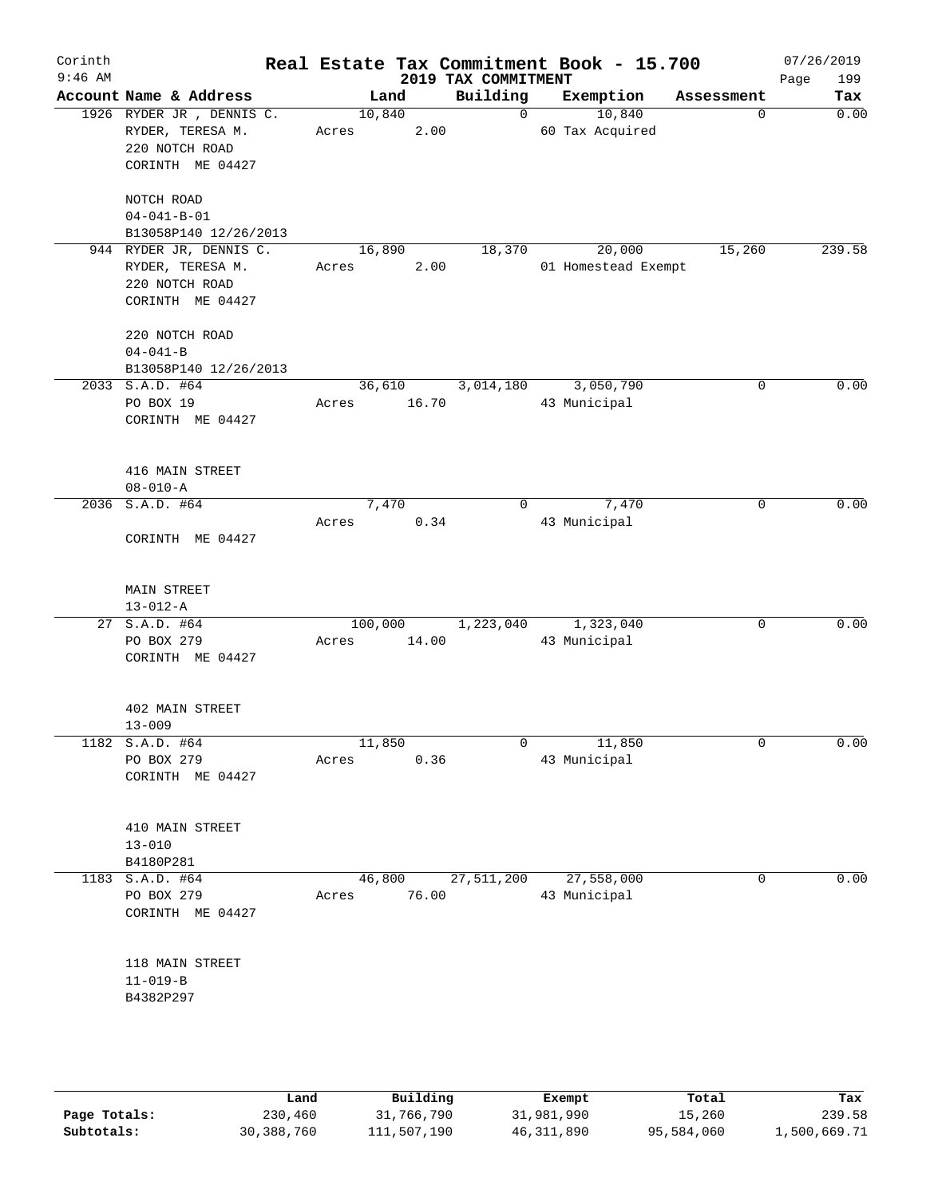# Real Estate Tax Commitment Book - 15.700

Corinth
9:46 AM

2019 TAX COMMITMENT

07/26/2019

| Account | Name & Address | Land | Building | Exemption | Assessment | Tax |
|---|---|---|---|---|---|---|
| 1926 | RYDER JR , DENNIS C.<br>RYDER, TERESA M.<br>220 NOTCH ROAD<br>CORINTH ME 04427<br><br>NOTCH ROAD<br>04-041-B-01<br>B13058P140 12/26/2013 | 10,840<br>Acres 2.00 | 0 | 10,840<br>60 Tax Acquired | 0 | 0.00 |
| 944 | RYDER JR, DENNIS C.<br>RYDER, TERESA M.<br>220 NOTCH ROAD<br>CORINTH ME 04427<br><br>220 NOTCH ROAD<br>04-041-B<br>B13058P140 12/26/2013 | 16,890<br>Acres 2.00 | 18,370 | 20,000<br>01 Homestead Exempt | 15,260 | 239.58 |
| 2033 | S.A.D. #64<br>PO BOX 19<br>CORINTH ME 04427<br><br>416 MAIN STREET<br>08-010-A | 36,610<br>Acres 16.70 | 3,014,180 | 3,050,790<br>43 Municipal | 0 | 0.00 |
| 2036 | S.A.D. #64<br><br>CORINTH ME 04427<br><br>MAIN STREET<br>13-012-A | 7,470<br>Acres 0.34 | 0 | 7,470<br>43 Municipal | 0 | 0.00 |
| 27 | S.A.D. #64<br>PO BOX 279<br>CORINTH ME 04427<br><br>402 MAIN STREET<br>13-009 | 100,000<br>Acres 14.00 | 1,223,040 | 1,323,040<br>43 Municipal | 0 | 0.00 |
| 1182 | S.A.D. #64<br>PO BOX 279<br>CORINTH ME 04427<br><br>410 MAIN STREET<br>13-010<br>B4180P281 | 11,850<br>Acres 0.36 | 0 | 11,850<br>43 Municipal | 0 | 0.00 |
| 1183 | S.A.D. #64<br>PO BOX 279<br>CORINTH ME 04427<br><br>118 MAIN STREET<br>11-019-B<br>B4382P297 | 46,800<br>Acres 76.00 | 27,511,200 | 27,558,000<br>43 Municipal | 0 | 0.00 |

| | Land | Building | Exempt | Total | Tax |
|---|---|---|---|---|---|
| Page Totals: | 230,460 | 31,766,790 | 31,981,990 | 15,260 | 239.58 |
| Subtotals: | 30,388,760 | 111,507,190 | 46,311,890 | 95,584,060 | 1,500,669.71 |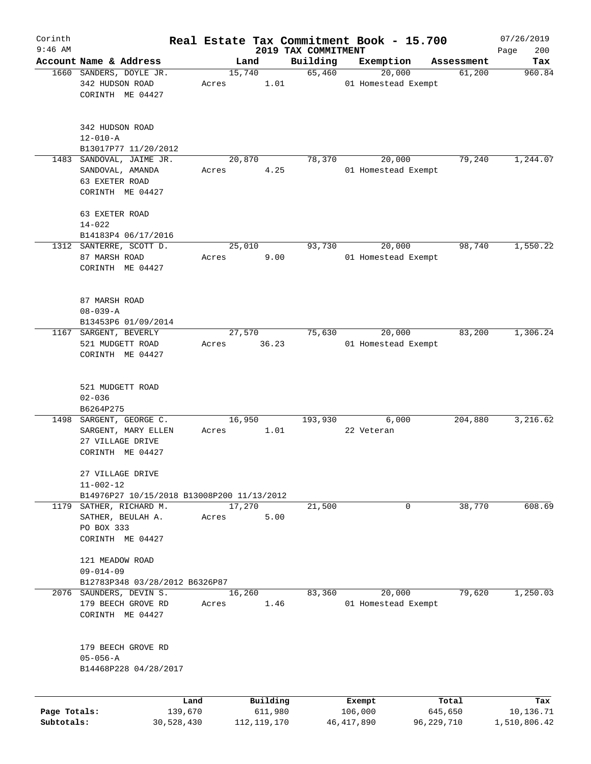Corinth 9:46 AM

# Real Estate Tax Commitment Book - 15.700

## 2019 TAX COMMITMENT

07/26/2019

| Account | Name & Address | Land | Building | Exemption | Assessment | Tax |
|---|---|---|---|---|---|---|
| 1660 | SANDERS, DOYLE JR.<br>342 HUDSON ROAD<br>CORINTH ME 04427<br><br>342 HUDSON ROAD<br>12-010-A<br>B13017P77 11/20/2012 | 15,740<br>Acres 1.01 | 65,460 | 20,000<br>01 Homestead Exempt | 61,200 | 960.84 |
| 1483 | SANDOVAL, JAIME JR.<br>SANDOVAL, AMANDA<br>63 EXETER ROAD<br>CORINTH ME 04427<br><br>63 EXETER ROAD<br>14-022<br>B14183P4 06/17/2016 | 20,870<br>Acres 4.25 | 78,370 | 20,000<br>01 Homestead Exempt | 79,240 | 1,244.07 |
| 1312 | SANTERRE, SCOTT D.<br>87 MARSH ROAD<br>CORINTH ME 04427<br><br>87 MARSH ROAD<br>08-039-A<br>B13453P6 01/09/2014 | 25,010<br>Acres 9.00 | 93,730 | 20,000<br>01 Homestead Exempt | 98,740 | 1,550.22 |
| 1167 | SARGENT, BEVERLY<br>521 MUDGETT ROAD<br>CORINTH ME 04427<br><br>521 MUDGETT ROAD<br>02-036<br>B6264P275 | 27,570<br>Acres 36.23 | 75,630 | 20,000<br>01 Homestead Exempt | 83,200 | 1,306.24 |
| 1498 | SARGENT, GEORGE C.<br>SARGENT, MARY ELLEN<br>27 VILLAGE DRIVE<br>CORINTH ME 04427<br><br>27 VILLAGE DRIVE<br>11-002-12<br>B14976P27 10/15/2018 B13008P200 11/13/2012 | 16,950<br>Acres 1.01 | 193,930 | 6,000<br>22 Veteran | 204,880 | 3,216.62 |
| 1179 | SATHER, RICHARD M.<br>SATHER, BEULAH A.<br>PO BOX 333<br>CORINTH ME 04427<br><br>121 MEADOW ROAD<br>09-014-09<br>B12783P348 03/28/2012 B6326P87 | 17,270<br>Acres 5.00 | 21,500 | 0 | 38,770 | 608.69 |
| 2076 | SAUNDERS, DEVIN S.<br>179 BEECH GROVE RD<br>CORINTH ME 04427<br><br>179 BEECH GROVE RD<br>05-056-A<br>B14468P228 04/28/2017 | 16,260<br>Acres 1.46 | 83,360 | 20,000<br>01 Homestead Exempt | 79,620 | 1,250.03 |

| | Land | Building | Exempt | Total | Tax |
|---|---|---|---|---|---|
| Page Totals: | 139,670 | 611,980 | 106,000 | 645,650 | 10,136.71 |
| Subtotals: | 30,528,430 | 112,119,170 | 46,417,890 | 96,229,710 | 1,510,806.42 |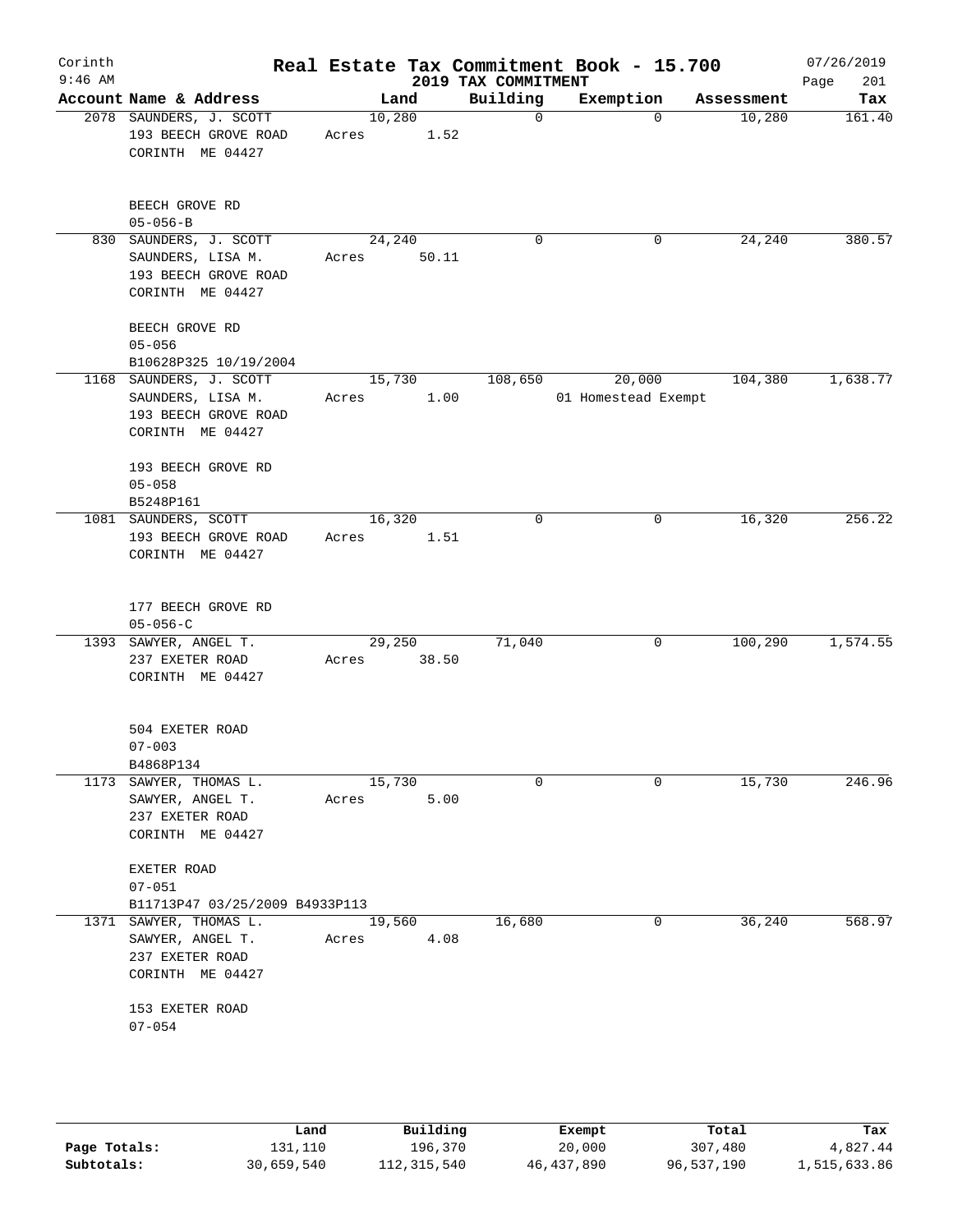Corinth
9:46 AM

# Real Estate Tax Commitment Book - 15.700

2019 TAX COMMITMENT

07/26/2019

| Account | Name & Address | Land | Building | Exemption | Assessment | Tax |
|---|---|---|---|---|---|---|
| 2078 | SAUNDERS, J. SCOTT<br>193 BEECH GROVE ROAD<br>CORINTH ME 04427<br><br>BEECH GROVE RD<br>05-056-B | 10,280<br>Acres 1.52 | 0 | 0 | 10,280 | 161.40 |
| 830 | SAUNDERS, J. SCOTT<br>SAUNDERS, LISA M.<br>193 BEECH GROVE ROAD<br>CORINTH ME 04427<br><br>BEECH GROVE RD<br>05-056<br>B10628P325 10/19/2004 | 24,240<br>Acres 50.11 | 0 | 0 | 24,240 | 380.57 |
| 1168 | SAUNDERS, J. SCOTT<br>SAUNDERS, LISA M.<br>193 BEECH GROVE ROAD<br>CORINTH ME 04427<br><br>193 BEECH GROVE RD<br>05-058<br>B5248P161 | 15,730<br>Acres 1.00 | 108,650 | 20,000<br>01 Homestead Exempt | 104,380 | 1,638.77 |
| 1081 | SAUNDERS, SCOTT<br>193 BEECH GROVE ROAD<br>CORINTH ME 04427<br><br>177 BEECH GROVE RD<br>05-056-C | 16,320<br>Acres 1.51 | 0 | 0 | 16,320 | 256.22 |
| 1393 | SAWYER, ANGEL T.<br>237 EXETER ROAD<br>CORINTH ME 04427<br><br>504 EXETER ROAD<br>07-003<br>B4868P134 | 29,250<br>Acres 38.50 | 71,040 | 0 | 100,290 | 1,574.55 |
| 1173 | SAWYER, THOMAS L.<br>SAWYER, ANGEL T.<br>237 EXETER ROAD<br>CORINTH ME 04427<br><br>EXETER ROAD<br>07-051<br>B11713P47 03/25/2009 B4933P113 | 15,730<br>Acres 5.00 | 0 | 0 | 15,730 | 246.96 |
| 1371 | SAWYER, THOMAS L.<br>SAWYER, ANGEL T.<br>237 EXETER ROAD<br>CORINTH ME 04427<br><br>153 EXETER ROAD<br>07-054 | 19,560<br>Acres 4.08 | 16,680 | 0 | 36,240 | 568.97 |

| | Land | Building | Exempt | Total | Tax |
|---|---|---|---|---|---|
| Page Totals: | 131,110 | 196,370 | 20,000 | 307,480 | 4,827.44 |
| Subtotals: | 30,659,540 | 112,315,540 | 46,437,890 | 96,537,190 | 1,515,633.86 |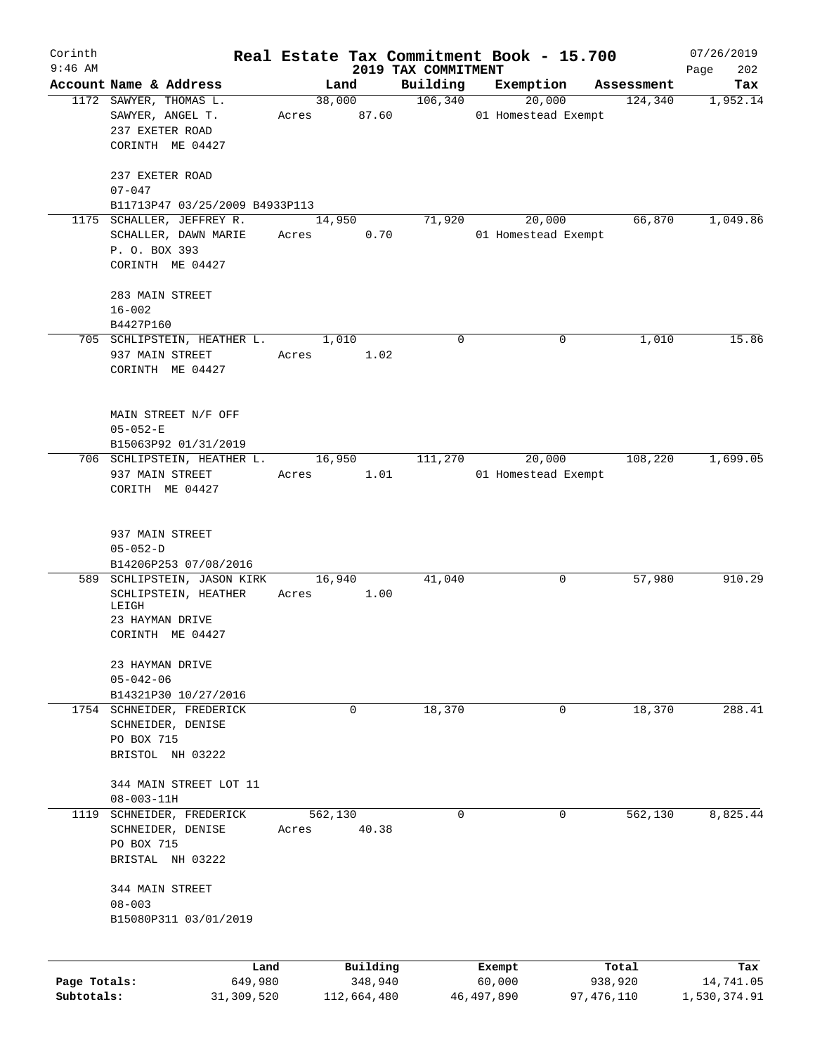# Real Estate Tax Commitment Book - 15.700

Corinth 9:46 AM — 2019 TAX COMMITMENT — 07/26/2019

| Account Name & Address | Land | Building | Exemption | Assessment | Tax |
|---|---|---|---|---|---|
| 1172 SAWYER, THOMAS L.<br>SAWYER, ANGEL T.<br>237 EXETER ROAD<br>CORINTH ME 04427<br><br>237 EXETER ROAD<br>07-047<br>B11713P47 03/25/2009 B4933P113 | 38,000<br>Acres 87.60 | 106,340 | 20,000<br>01 Homestead Exempt | 124,340 | 1,952.14 |
| 1175 SCHALLER, JEFFREY R.<br>SCHALLER, DAWN MARIE<br>P. O. BOX 393<br>CORINTH ME 04427<br><br>283 MAIN STREET<br>16-002<br>B4427P160 | 14,950<br>Acres 0.70 | 71,920 | 20,000<br>01 Homestead Exempt | 66,870 | 1,049.86 |
| 705 SCHLIPSTEIN, HEATHER L.<br>937 MAIN STREET<br>CORINTH ME 04427<br><br>MAIN STREET N/F OFF<br>05-052-E<br>B15063P92 01/31/2019 | 1,010<br>Acres 1.02 | 0 | 0 | 1,010 | 15.86 |
| 706 SCHLIPSTEIN, HEATHER L.<br>937 MAIN STREET<br>CORITH ME 04427<br><br>937 MAIN STREET<br>05-052-D<br>B14206P253 07/08/2016 | 16,950<br>Acres 1.01 | 111,270 | 20,000<br>01 Homestead Exempt | 108,220 | 1,699.05 |
| 589 SCHLIPSTEIN, JASON KIRK<br>SCHLIPSTEIN, HEATHER LEIGH<br>23 HAYMAN DRIVE<br>CORINTH ME 04427<br><br>23 HAYMAN DRIVE<br>05-042-06<br>B14321P30 10/27/2016 | 16,940<br>Acres 1.00 | 41,040 | 0 | 57,980 | 910.29 |
| 1754 SCHNEIDER, FREDERICK<br>SCHNEIDER, DENISE<br>PO BOX 715<br>BRISTOL NH 03222<br><br>344 MAIN STREET LOT 11<br>08-003-11H | 0 | 18,370 | 0 | 18,370 | 288.41 |
| 1119 SCHNEIDER, FREDERICK<br>SCHNEIDER, DENISE<br>PO BOX 715<br>BRISTAL NH 03222<br><br>344 MAIN STREET<br>08-003<br>B15080P311 03/01/2019 | 562,130<br>Acres 40.38 | 0 | 0 | 562,130 | 8,825.44 |

| | Land | Building | Exempt | Total | Tax |
|---|---|---|---|---|---|
| Page Totals: | 649,980 | 348,940 | 60,000 | 938,920 | 14,741.05 |
| Subtotals: | 31,309,520 | 112,664,480 | 46,497,890 | 97,476,110 | 1,530,374.91 |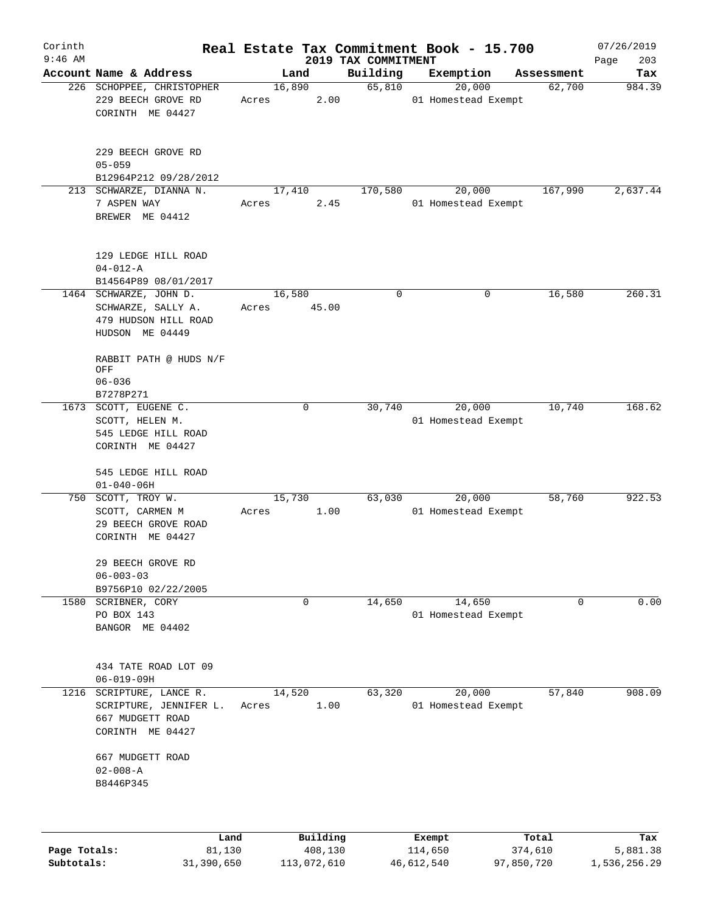Corinth 9:46 AM

# Real Estate Tax Commitment Book - 15.700
## 2019 TAX COMMITMENT

07/26/2019

| Account Name & Address | Land | Building | Exemption | Assessment | Tax |
|---|---|---|---|---|---|
| 226 SCHOPPEE, CHRISTOPHER<br>229 BEECH GROVE RD<br>CORINTH ME 04427<br><br>229 BEECH GROVE RD<br>05-059<br>B12964P212 09/28/2012 | 16,890<br>Acres 2.00 | 65,810 | 20,000<br>01 Homestead Exempt | 62,700 | 984.39 |
| 213 SCHWARZE, DIANNA N.<br>7 ASPEN WAY<br>BREWER ME 04412<br><br>129 LEDGE HILL ROAD<br>04-012-A<br>B14564P89 08/01/2017 | 17,410<br>Acres 2.45 | 170,580 | 20,000<br>01 Homestead Exempt | 167,990 | 2,637.44 |
| 1464 SCHWARZE, JOHN D.<br>SCHWARZE, SALLY A.<br>479 HUDSON HILL ROAD<br>HUDSON ME 04449<br><br>RABBIT PATH @ HUDS N/F OFF<br>06-036<br>B7278P271 | 16,580<br>Acres 45.00 | 0 | 0 | 16,580 | 260.31 |
| 1673 SCOTT, EUGENE C.<br>SCOTT, HELEN M.<br>545 LEDGE HILL ROAD<br>CORINTH ME 04427<br><br>545 LEDGE HILL ROAD<br>01-040-06H | 0 | 30,740 | 20,000<br>01 Homestead Exempt | 10,740 | 168.62 |
| 750 SCOTT, TROY W.<br>SCOTT, CARMEN M<br>29 BEECH GROVE ROAD<br>CORINTH ME 04427<br><br>29 BEECH GROVE RD<br>06-003-03<br>B9756P10 02/22/2005 | 15,730<br>Acres 1.00 | 63,030 | 20,000<br>01 Homestead Exempt | 58,760 | 922.53 |
| 1580 SCRIBNER, CORY<br>PO BOX 143<br>BANGOR ME 04402<br><br>434 TATE ROAD LOT 09<br>06-019-09H | 0 | 14,650 | 14,650<br>01 Homestead Exempt | 0 | 0.00 |
| 1216 SCRIPTURE, LANCE R.<br>SCRIPTURE, JENNIFER L.<br>667 MUDGETT ROAD<br>CORINTH ME 04427<br><br>667 MUDGETT ROAD<br>02-008-A<br>B8446P345 | 14,520<br>Acres 1.00 | 63,320 | 20,000<br>01 Homestead Exempt | 57,840 | 908.09 |

| | Land | Building | Exempt | Total | Tax |
|---|---|---|---|---|---|
| Page Totals: | 81,130 | 408,130 | 114,650 | 374,610 | 5,881.38 |
| Subtotals: | 31,390,650 | 113,072,610 | 46,612,540 | 97,850,720 | 1,536,256.29 |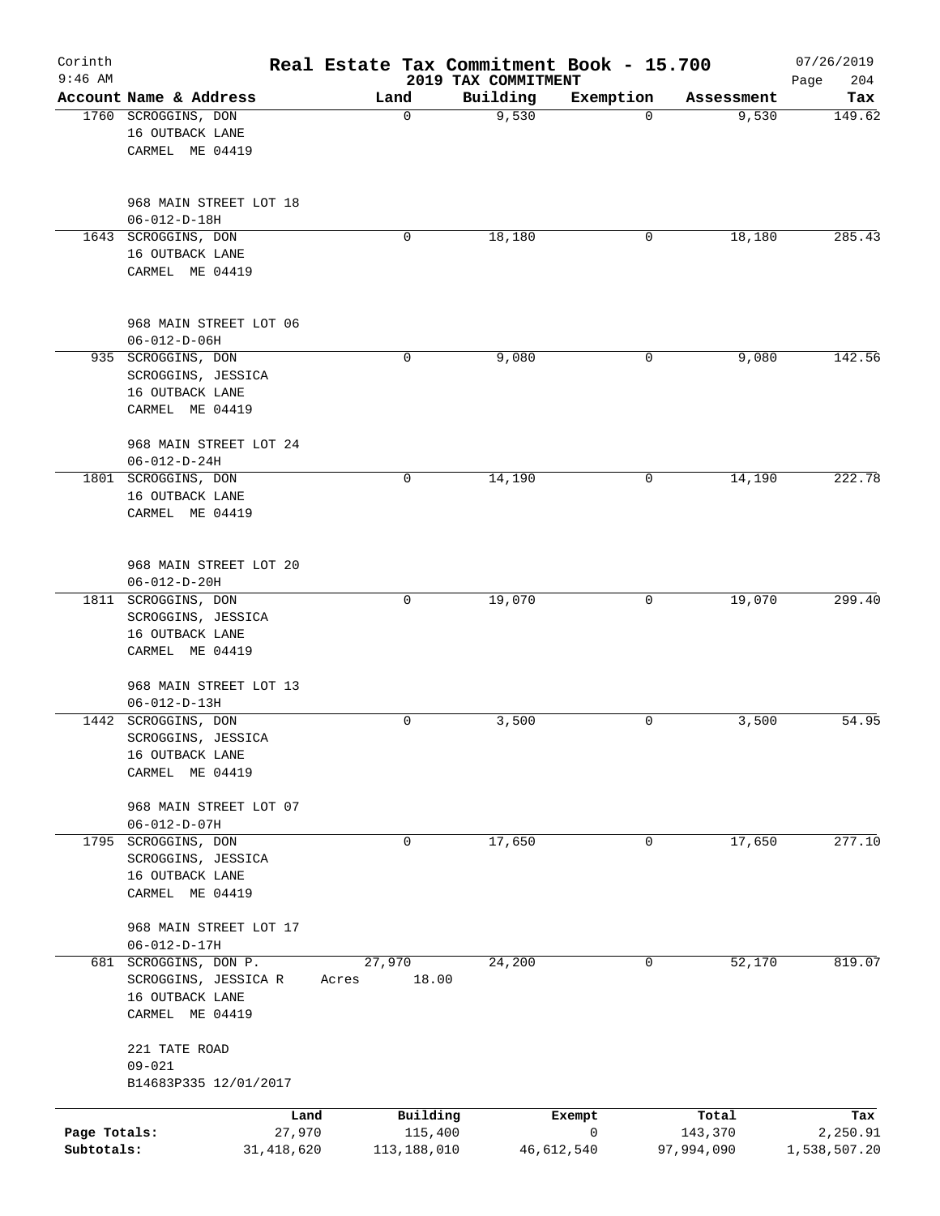Corinth
9:46 AM

# Real Estate Tax Commitment Book - 15.700

## 2019 TAX COMMITMENT

07/26/2019

| Account Name & Address | Land | Building | Exemption | Assessment | Tax |
|---|---|---|---|---|---|
| 1760 SCROGGINS, DON<br>16 OUTBACK LANE<br>CARMEL ME 04419<br><br>968 MAIN STREET LOT 18<br>06-012-D-18H | 0 | 9,530 | 0 | 9,530 | 149.62 |
| 1643 SCROGGINS, DON<br>16 OUTBACK LANE<br>CARMEL ME 04419<br><br>968 MAIN STREET LOT 06<br>06-012-D-06H | 0 | 18,180 | 0 | 18,180 | 285.43 |
| 935 SCROGGINS, DON<br>SCROGGINS, JESSICA<br>16 OUTBACK LANE<br>CARMEL ME 04419<br><br>968 MAIN STREET LOT 24<br>06-012-D-24H | 0 | 9,080 | 0 | 9,080 | 142.56 |
| 1801 SCROGGINS, DON<br>16 OUTBACK LANE<br>CARMEL ME 04419<br><br>968 MAIN STREET LOT 20<br>06-012-D-20H | 0 | 14,190 | 0 | 14,190 | 222.78 |
| 1811 SCROGGINS, DON<br>SCROGGINS, JESSICA<br>16 OUTBACK LANE<br>CARMEL ME 04419<br><br>968 MAIN STREET LOT 13<br>06-012-D-13H | 0 | 19,070 | 0 | 19,070 | 299.40 |
| 1442 SCROGGINS, DON<br>SCROGGINS, JESSICA<br>16 OUTBACK LANE<br>CARMEL ME 04419<br><br>968 MAIN STREET LOT 07<br>06-012-D-07H | 0 | 3,500 | 0 | 3,500 | 54.95 |
| 1795 SCROGGINS, DON<br>SCROGGINS, JESSICA<br>16 OUTBACK LANE<br>CARMEL ME 04419<br><br>968 MAIN STREET LOT 17<br>06-012-D-17H | 0 | 17,650 | 0 | 17,650 | 277.10 |
| 681 SCROGGINS, DON P.<br>SCROGGINS, JESSICA R<br>16 OUTBACK LANE<br>CARMEL ME 04419<br><br>221 TATE ROAD<br>09-021<br>B14683P335 12/01/2017 | 27,970<br>Acres 18.00 | 24,200 | 0 | 52,170 | 819.07 |

| | Land | Building | Exempt | Total | Tax |
|---|---|---|---|---|---|
| Page Totals: | 27,970 | 115,400 | 0 | 143,370 | 2,250.91 |
| Subtotals: | 31,418,620 | 113,188,010 | 46,612,540 | 97,994,090 | 1,538,507.20 |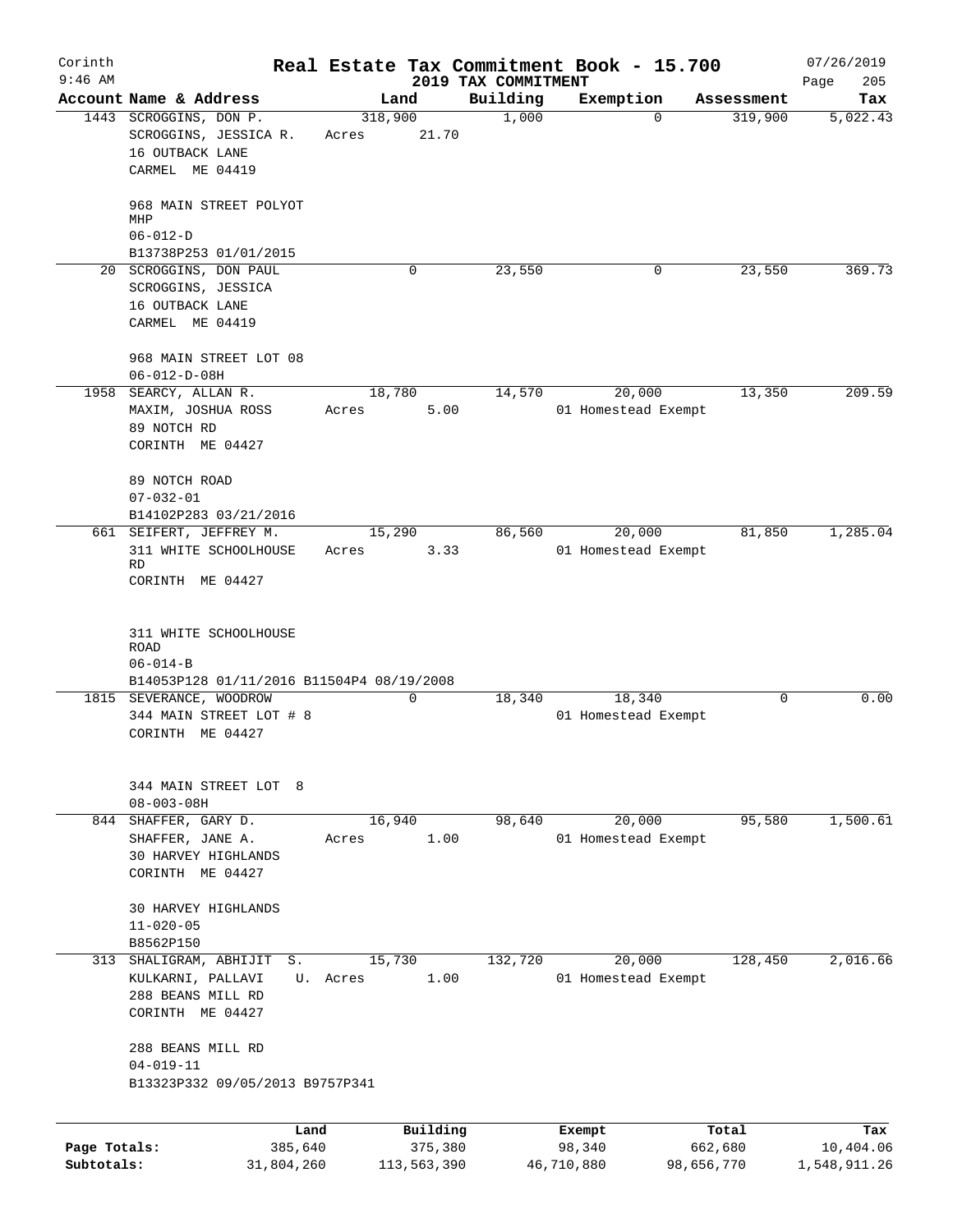Corinth 9:46 AM

# Real Estate Tax Commitment Book - 15.700

## 2019 TAX COMMITMENT

07/26/2019

| Account Name & Address | Land | Building | Exemption | Assessment | Tax |
|---|---|---|---|---|---|
| 1443 SCROGGINS, DON P.<br>SCROGGINS, JESSICA R.<br>16 OUTBACK LANE<br>CARMEL ME 04419<br><br>968 MAIN STREET POLYOT MHP<br>06-012-D<br>B13738P253 01/01/2015 | 318,900<br>Acres 21.70 | 1,000 | 0 | 319,900 | 5,022.43 |
| 20 SCROGGINS, DON PAUL<br>SCROGGINS, JESSICA<br>16 OUTBACK LANE<br>CARMEL ME 04419<br><br>968 MAIN STREET LOT 08<br>06-012-D-08H | 0 | 23,550 | 0 | 23,550 | 369.73 |
| 1958 SEARCY, ALLAN R.<br>MAXIM, JOSHUA ROSS<br>89 NOTCH RD<br>CORINTH ME 04427<br><br>89 NOTCH ROAD<br>07-032-01<br>B14102P283 03/21/2016 | 18,780<br>Acres 5.00 | 14,570 | 20,000<br>01 Homestead Exempt | 13,350 | 209.59 |
| 661 SEIFERT, JEFFREY M.<br>311 WHITE SCHOOLHOUSE RD<br>CORINTH ME 04427<br><br>311 WHITE SCHOOLHOUSE ROAD<br>06-014-B<br>B14053P128 01/11/2016 B11504P4 08/19/2008 | 15,290<br>Acres 3.33 | 86,560 | 20,000<br>01 Homestead Exempt | 81,850 | 1,285.04 |
| 1815 SEVERANCE, WOODROW<br>344 MAIN STREET LOT # 8<br>CORINTH ME 04427<br><br>344 MAIN STREET LOT 8<br>08-003-08H | 0 | 18,340 | 18,340<br>01 Homestead Exempt | 0 | 0.00 |
| 844 SHAFFER, GARY D.<br>SHAFFER, JANE A.<br>30 HARVEY HIGHLANDS<br>CORINTH ME 04427<br><br>30 HARVEY HIGHLANDS<br>11-020-05<br>B8562P150 | 16,940<br>Acres 1.00 | 98,640 | 20,000<br>01 Homestead Exempt | 95,580 | 1,500.61 |
| 313 SHALIGRAM, ABHIJIT S.<br>KULKARNI, PALLAVI U.<br>288 BEANS MILL RD<br>CORINTH ME 04427<br><br>288 BEANS MILL RD<br>04-019-11<br>B13323P332 09/05/2013 B9757P341 | 15,730<br>Acres 1.00 | 132,720 | 20,000<br>01 Homestead Exempt | 128,450 | 2,016.66 |

| | Land | Building | Exempt | Total | Tax |
|---|---|---|---|---|---|
| Page Totals: | 385,640 | 375,380 | 98,340 | 662,680 | 10,404.06 |
| Subtotals: | 31,804,260 | 113,563,390 | 46,710,880 | 98,656,770 | 1,548,911.26 |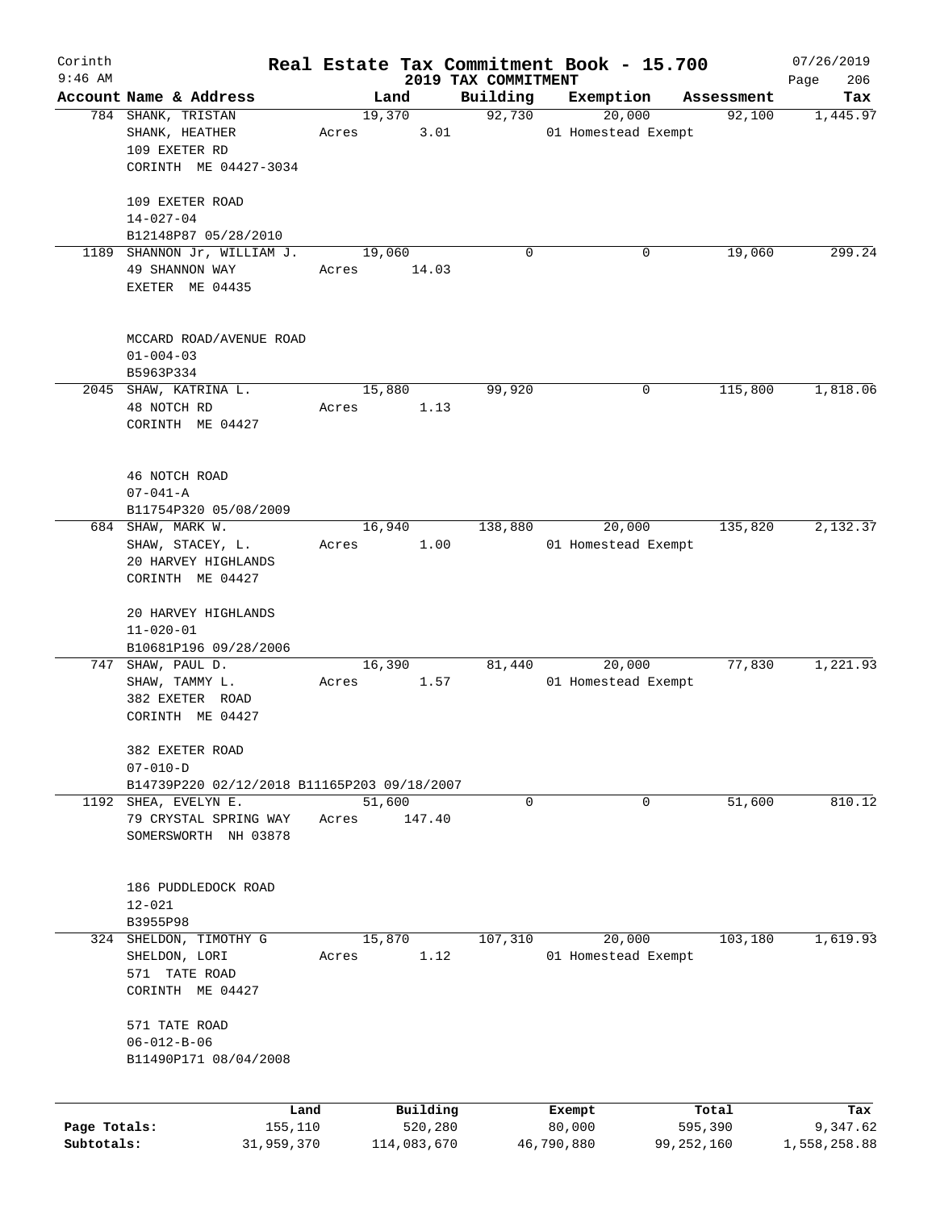# Corinth — Real Estate Tax Commitment Book - 15.700

9:46 AM — 2019 TAX COMMITMENT — 07/26/2019

| Account Name & Address | Land | Building | Exemption | Assessment | Tax |
|---|---|---|---|---|---|
| 784 SHANK, TRISTAN<br>SHANK, HEATHER<br>109 EXETER RD<br>CORINTH ME 04427-3034<br><br>109 EXETER ROAD<br>14-027-04<br>B12148P87 05/28/2010 | 19,370<br>Acres 3.01 | 92,730 | 20,000<br>01 Homestead Exempt | 92,100 | 1,445.97 |
| 1189 SHANNON Jr, WILLIAM J.<br>49 SHANNON WAY<br>EXETER ME 04435<br><br>MCCARD ROAD/AVENUE ROAD<br>01-004-03<br>B5963P334 | 19,060<br>Acres 14.03 | 0 | 0 | 19,060 | 299.24 |
| 2045 SHAW, KATRINA L.<br>48 NOTCH RD<br>CORINTH ME 04427<br><br>46 NOTCH ROAD<br>07-041-A<br>B11754P320 05/08/2009 | 15,880<br>Acres 1.13 | 99,920 | 0 | 115,800 | 1,818.06 |
| 684 SHAW, MARK W.<br>SHAW, STACEY, L.<br>20 HARVEY HIGHLANDS<br>CORINTH ME 04427<br><br>20 HARVEY HIGHLANDS<br>11-020-01<br>B10681P196 09/28/2006 | 16,940<br>Acres 1.00 | 138,880 | 20,000<br>01 Homestead Exempt | 135,820 | 2,132.37 |
| 747 SHAW, PAUL D.<br>SHAW, TAMMY L.<br>382 EXETER ROAD<br>CORINTH ME 04427<br><br>382 EXETER ROAD<br>07-010-D<br>B14739P220 02/12/2018 B11165P203 09/18/2007 | 16,390<br>Acres 1.57 | 81,440 | 20,000<br>01 Homestead Exempt | 77,830 | 1,221.93 |
| 1192 SHEA, EVELYN E.<br>79 CRYSTAL SPRING WAY<br>SOMERSWORTH NH 03878<br><br>186 PUDDLEDOCK ROAD<br>12-021<br>B3955P98 | 51,600<br>Acres 147.40 | 0 | 0 | 51,600 | 810.12 |
| 324 SHELDON, TIMOTHY G<br>SHELDON, LORI<br>571 TATE ROAD<br>CORINTH ME 04427<br><br>571 TATE ROAD<br>06-012-B-06<br>B11490P171 08/04/2008 | 15,870<br>Acres 1.12 | 107,310 | 20,000<br>01 Homestead Exempt | 103,180 | 1,619.93 |

| | Land | Building | Exempt | Total | Tax |
|---|---|---|---|---|---|
| Page Totals: | 155,110 | 520,280 | 80,000 | 595,390 | 9,347.62 |
| Subtotals: | 31,959,370 | 114,083,670 | 46,790,880 | 99,252,160 | 1,558,258.88 |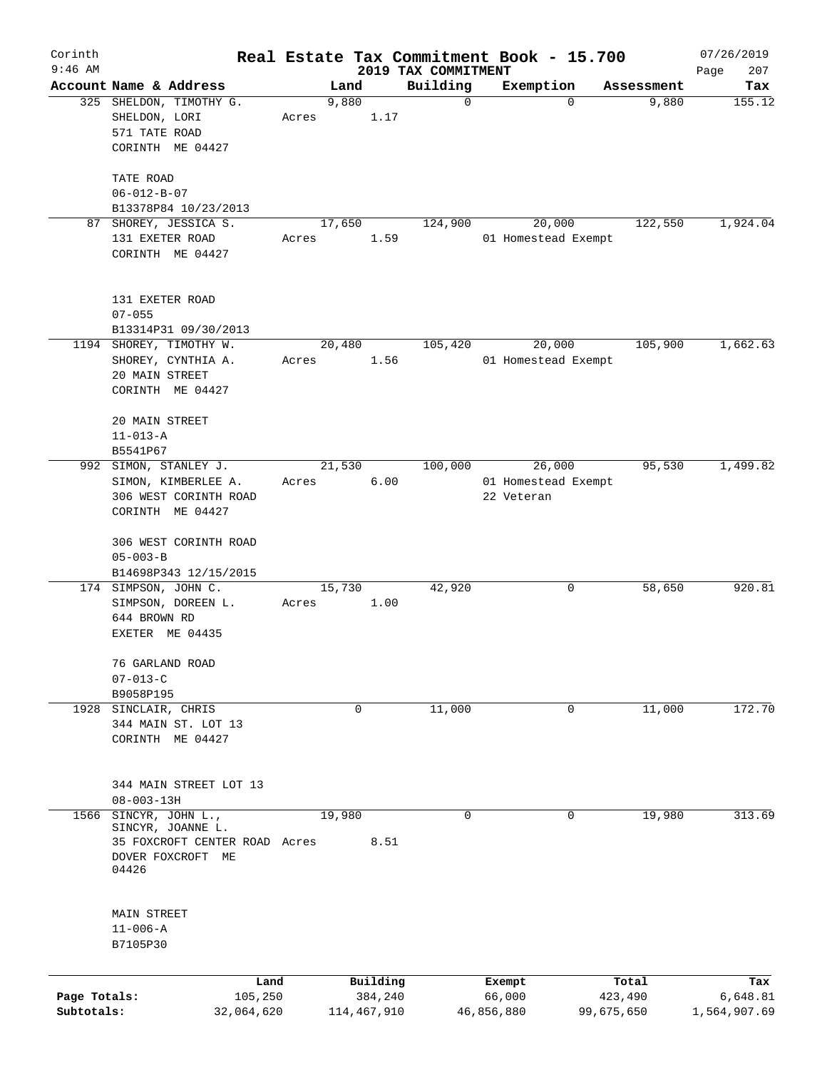Corinth 9:46 AM

# Real Estate Tax Commitment Book - 15.700

2019 TAX COMMITMENT

07/26/2019

| Account | Name & Address | Land | Building | Exemption | Assessment | Tax |
|---|---|---|---|---|---|---|
| 325 | SHELDON, TIMOTHY G.<br>SHELDON, LORI<br>571 TATE ROAD<br>CORINTH ME 04427<br><br>TATE ROAD<br>06-012-B-07<br>B13378P84 10/23/2013 | 9,880<br>Acres 1.17 | 0 | 0 | 9,880 | 155.12 |
| 87 | SHOREY, JESSICA S.<br>131 EXETER ROAD<br>CORINTH ME 04427<br><br>131 EXETER ROAD<br>07-055<br>B13314P31 09/30/2013 | 17,650<br>Acres 1.59 | 124,900 | 20,000<br>01 Homestead Exempt | 122,550 | 1,924.04 |
| 1194 | SHOREY, TIMOTHY W.<br>SHOREY, CYNTHIA A.<br>20 MAIN STREET<br>CORINTH ME 04427<br><br>20 MAIN STREET<br>11-013-A<br>B5541P67 | 20,480<br>Acres 1.56 | 105,420 | 20,000<br>01 Homestead Exempt | 105,900 | 1,662.63 |
| 992 | SIMON, STANLEY J.<br>SIMON, KIMBERLEE A.<br>306 WEST CORINTH ROAD<br>CORINTH ME 04427<br><br>306 WEST CORINTH ROAD<br>05-003-B<br>B14698P343 12/15/2015 | 21,530<br>Acres 6.00 | 100,000 | 26,000<br>01 Homestead Exempt<br>22 Veteran | 95,530 | 1,499.82 |
| 174 | SIMPSON, JOHN C.<br>SIMPSON, DOREEN L.<br>644 BROWN RD<br>EXETER ME 04435<br><br>76 GARLAND ROAD<br>07-013-C<br>B9058P195 | 15,730<br>Acres 1.00 | 42,920 | 0 | 58,650 | 920.81 |
| 1928 | SINCLAIR, CHRIS<br>344 MAIN ST. LOT 13<br>CORINTH ME 04427<br><br>344 MAIN STREET LOT 13<br>08-003-13H | 0 | 11,000 | 0 | 11,000 | 172.70 |
| 1566 | SINCYR, JOHN L.,<br>SINCYR, JOANNE L.<br>35 FOXCROFT CENTER ROAD<br>DOVER FOXCROFT ME 04426<br><br>MAIN STREET<br>11-006-A<br>B7105P30 | 19,980<br>Acres 8.51 | 0 | 0 | 19,980 | 313.69 |

| | Land | Building | Exempt | Total | Tax |
|---|---|---|---|---|---|
| Page Totals: | 105,250 | 384,240 | 66,000 | 423,490 | 6,648.81 |
| Subtotals: | 32,064,620 | 114,467,910 | 46,856,880 | 99,675,650 | 1,564,907.69 |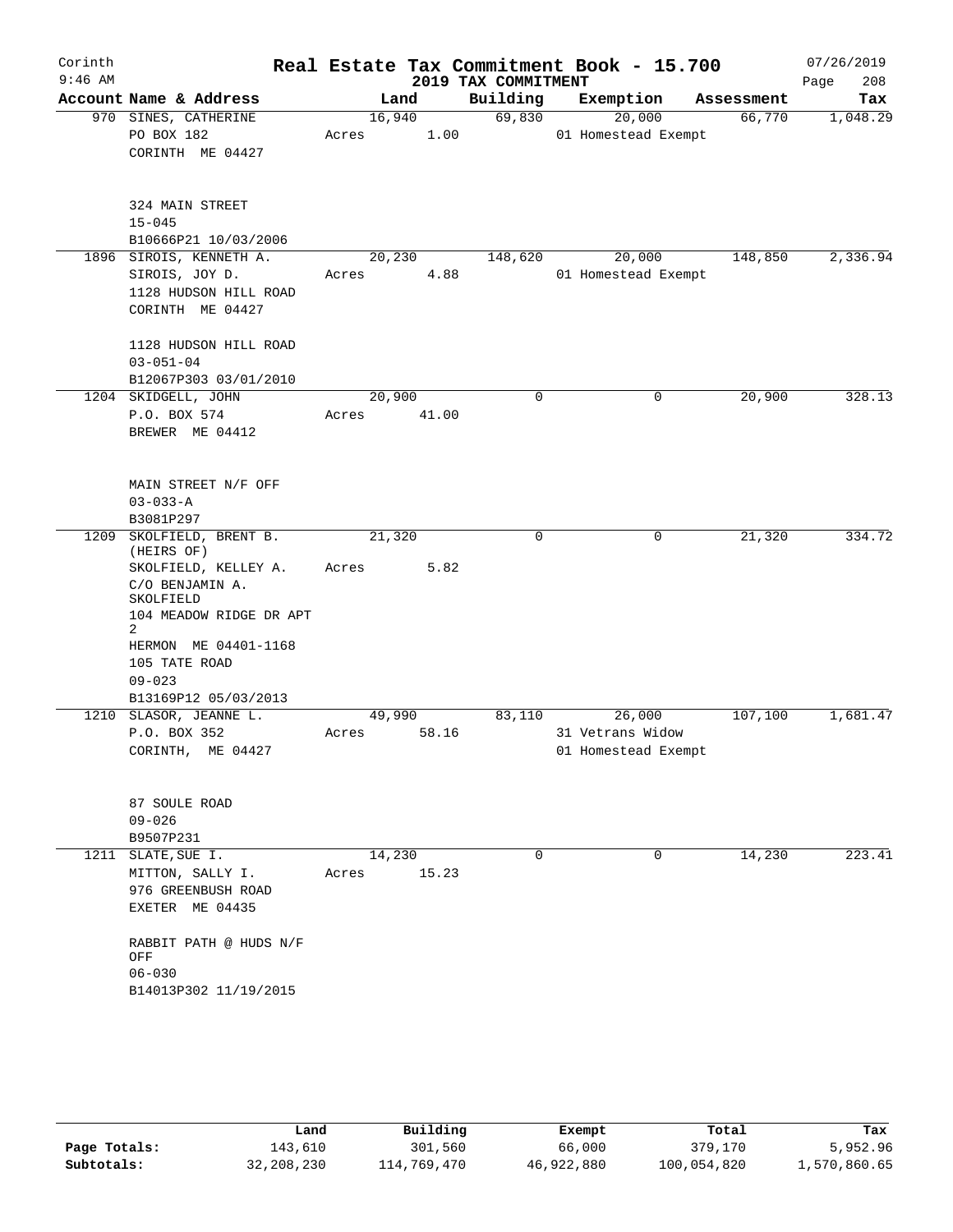Corinth 9:46 AM

# Real Estate Tax Commitment Book - 15.700

2019 TAX COMMITMENT

07/26/2019

| Account Name & Address | Land | Building | Exemption | Assessment | Tax |
|---|---|---|---|---|---|
| 970 SINES, CATHERINE<br>PO BOX 182<br>CORINTH ME 04427<br><br>324 MAIN STREET<br>15-045<br>B10666P21 10/03/2006 | 16,940<br>Acres 1.00 | 69,830 | 20,000<br>01 Homestead Exempt | 66,770 | 1,048.29 |
| 1896 SIROIS, KENNETH A.<br>SIROIS, JOY D.<br>1128 HUDSON HILL ROAD<br>CORINTH ME 04427<br><br>1128 HUDSON HILL ROAD<br>03-051-04<br>B12067P303 03/01/2010 | 20,230<br>Acres 4.88 | 148,620 | 20,000<br>01 Homestead Exempt | 148,850 | 2,336.94 |
| 1204 SKIDGELL, JOHN<br>P.O. BOX 574<br>BREWER ME 04412<br><br>MAIN STREET N/F OFF<br>03-033-A<br>B3081P297 | 20,900<br>Acres 41.00 | 0 | 0 | 20,900 | 328.13 |
| 1209 SKOLFIELD, BRENT B. (HEIRS OF)<br>SKOLFIELD, KELLEY A.<br>C/O BENJAMIN A. SKOLFIELD<br>104 MEADOW RIDGE DR APT 2<br>HERMON ME 04401-1168<br>105 TATE ROAD<br>09-023<br>B13169P12 05/03/2013 | 21,320<br>Acres 5.82 | 0 | 0 | 21,320 | 334.72 |
| 1210 SLASOR, JEANNE L.<br>P.O. BOX 352<br>CORINTH, ME 04427<br><br>87 SOULE ROAD<br>09-026<br>B9507P231 | 49,990<br>Acres 58.16 | 83,110 | 26,000<br>31 Vetrans Widow<br>01 Homestead Exempt | 107,100 | 1,681.47 |
| 1211 SLATE, SUE I.<br>MITTON, SALLY I.<br>976 GREENBUSH ROAD<br>EXETER ME 04435<br><br>RABBIT PATH @ HUDS N/F OFF<br>06-030<br>B14013P302 11/19/2015 | 14,230<br>Acres 15.23 | 0 | 0 | 14,230 | 223.41 |

| | Land | Building | Exempt | Total | Tax |
|---|---|---|---|---|---|
| Page Totals: | 143,610 | 301,560 | 66,000 | 379,170 | 5,952.96 |
| Subtotals: | 32,208,230 | 114,769,470 | 46,922,880 | 100,054,820 | 1,570,860.65 |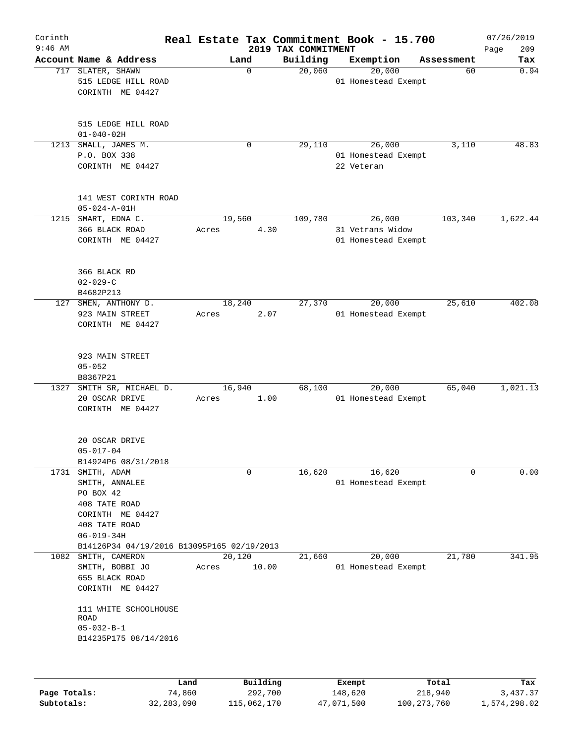# Real Estate Tax Commitment Book - 15.700

## 2019 TAX COMMITMENT

Corinth
9:46 AM

07/26/2019

| Account Name & Address | Land | Building | Exemption | Assessment | Tax |
|---|---|---|---|---|---|
| 717 SLATER, SHAWN<br>515 LEDGE HILL ROAD<br>CORINTH ME 04427<br><br>515 LEDGE HILL ROAD<br>01-040-02H | 0 | 20,060 | 20,000<br>01 Homestead Exempt | 60 | 0.94 |
| 1213 SMALL, JAMES M.<br>P.O. BOX 338<br>CORINTH ME 04427<br><br>141 WEST CORINTH ROAD<br>05-024-A-01H | 0 | 29,110 | 26,000<br>01 Homestead Exempt<br>22 Veteran | 3,110 | 48.83 |
| 1215 SMART, EDNA C.<br>366 BLACK ROAD<br>CORINTH ME 04427<br><br>366 BLACK RD<br>02-029-C<br>B4682P213 | 19,560<br>Acres 4.30 | 109,780 | 26,000<br>31 Vetrans Widow<br>01 Homestead Exempt | 103,340 | 1,622.44 |
| 127 SMEN, ANTHONY D.<br>923 MAIN STREET<br>CORINTH ME 04427<br><br>923 MAIN STREET<br>05-052<br>B8367P21 | 18,240<br>Acres 2.07 | 27,370 | 20,000<br>01 Homestead Exempt | 25,610 | 402.08 |
| 1327 SMITH SR, MICHAEL D.<br>20 OSCAR DRIVE<br>CORINTH ME 04427<br><br>20 OSCAR DRIVE<br>05-017-04<br>B14924P6 08/31/2018 | 16,940<br>Acres 1.00 | 68,100 | 20,000<br>01 Homestead Exempt | 65,040 | 1,021.13 |
| 1731 SMITH, ADAM<br>SMITH, ANNALEE<br>PO BOX 42<br>408 TATE ROAD<br>CORINTH ME 04427<br>408 TATE ROAD<br>06-019-34H<br>B14126P34 04/19/2016 B13095P165 02/19/2013 | 0 | 16,620 | 16,620<br>01 Homestead Exempt | 0 | 0.00 |
| 1082 SMITH, CAMERON<br>SMITH, BOBBI JO<br>655 BLACK ROAD<br>CORINTH ME 04427<br><br>111 WHITE SCHOOLHOUSE ROAD<br>05-032-B-1<br>B14235P175 08/14/2016 | 20,120<br>Acres 10.00 | 21,660 | 20,000<br>01 Homestead Exempt | 21,780 | 341.95 |

| | Land | Building | Exempt | Total | Tax |
|---|---|---|---|---|---|
| **Page Totals:** | 74,860 | 292,700 | 148,620 | 218,940 | 3,437.37 |
| **Subtotals:** | 32,283,090 | 115,062,170 | 47,071,500 | 100,273,760 | 1,574,298.02 |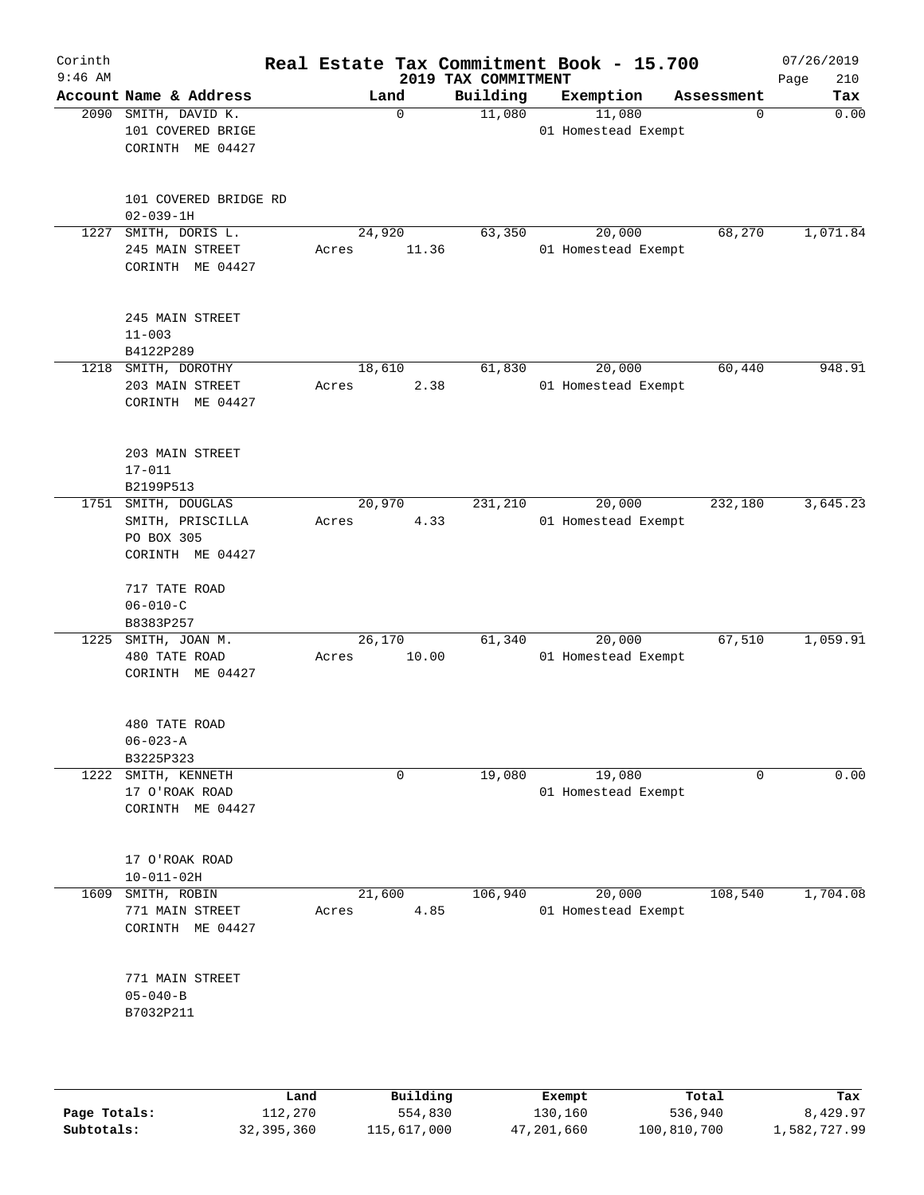Corinth 9:46 AM

# Real Estate Tax Commitment Book - 15.700

## 2019 TAX COMMITMENT

07/26/2019

| Account | Name & Address | Land | Building | Exemption | Assessment | Tax |
|---|---|---|---|---|---|---|
| 2090 | SMITH, DAVID K.<br>101 COVERED BRIGE<br>CORINTH ME 04427<br><br>101 COVERED BRIDGE RD<br>02-039-1H | 0 | 11,080 | 11,080<br>01 Homestead Exempt | 0 | 0.00 |
| 1227 | SMITH, DORIS L.<br>245 MAIN STREET<br>CORINTH ME 04427<br><br>245 MAIN STREET<br>11-003<br>B4122P289 | 24,920<br>Acres 11.36 | 63,350 | 20,000<br>01 Homestead Exempt | 68,270 | 1,071.84 |
| 1218 | SMITH, DOROTHY<br>203 MAIN STREET<br>CORINTH ME 04427<br><br>203 MAIN STREET<br>17-011<br>B2199P513 | 18,610<br>Acres 2.38 | 61,830 | 20,000<br>01 Homestead Exempt | 60,440 | 948.91 |
| 1751 | SMITH, DOUGLAS<br>SMITH, PRISCILLA<br>PO BOX 305<br>CORINTH ME 04427<br><br>717 TATE ROAD<br>06-010-C<br>B8383P257 | 20,970<br>Acres 4.33 | 231,210 | 20,000<br>01 Homestead Exempt | 232,180 | 3,645.23 |
| 1225 | SMITH, JOAN M.<br>480 TATE ROAD<br>CORINTH ME 04427<br><br>480 TATE ROAD<br>06-023-A<br>B3225P323 | 26,170<br>Acres 10.00 | 61,340 | 20,000<br>01 Homestead Exempt | 67,510 | 1,059.91 |
| 1222 | SMITH, KENNETH<br>17 O'ROAK ROAD<br>CORINTH ME 04427<br><br>17 O'ROAK ROAD<br>10-011-02H | 0 | 19,080 | 19,080<br>01 Homestead Exempt | 0 | 0.00 |
| 1609 | SMITH, ROBIN<br>771 MAIN STREET<br>CORINTH ME 04427<br><br>771 MAIN STREET<br>05-040-B<br>B7032P211 | 21,600<br>Acres 4.85 | 106,940 | 20,000<br>01 Homestead Exempt | 108,540 | 1,704.08 |

| | Land | Building | Exempt | Total | Tax |
|---|---|---|---|---|---|
| Page Totals: | 112,270 | 554,830 | 130,160 | 536,940 | 8,429.97 |
| Subtotals: | 32,395,360 | 115,617,000 | 47,201,660 | 100,810,700 | 1,582,727.99 |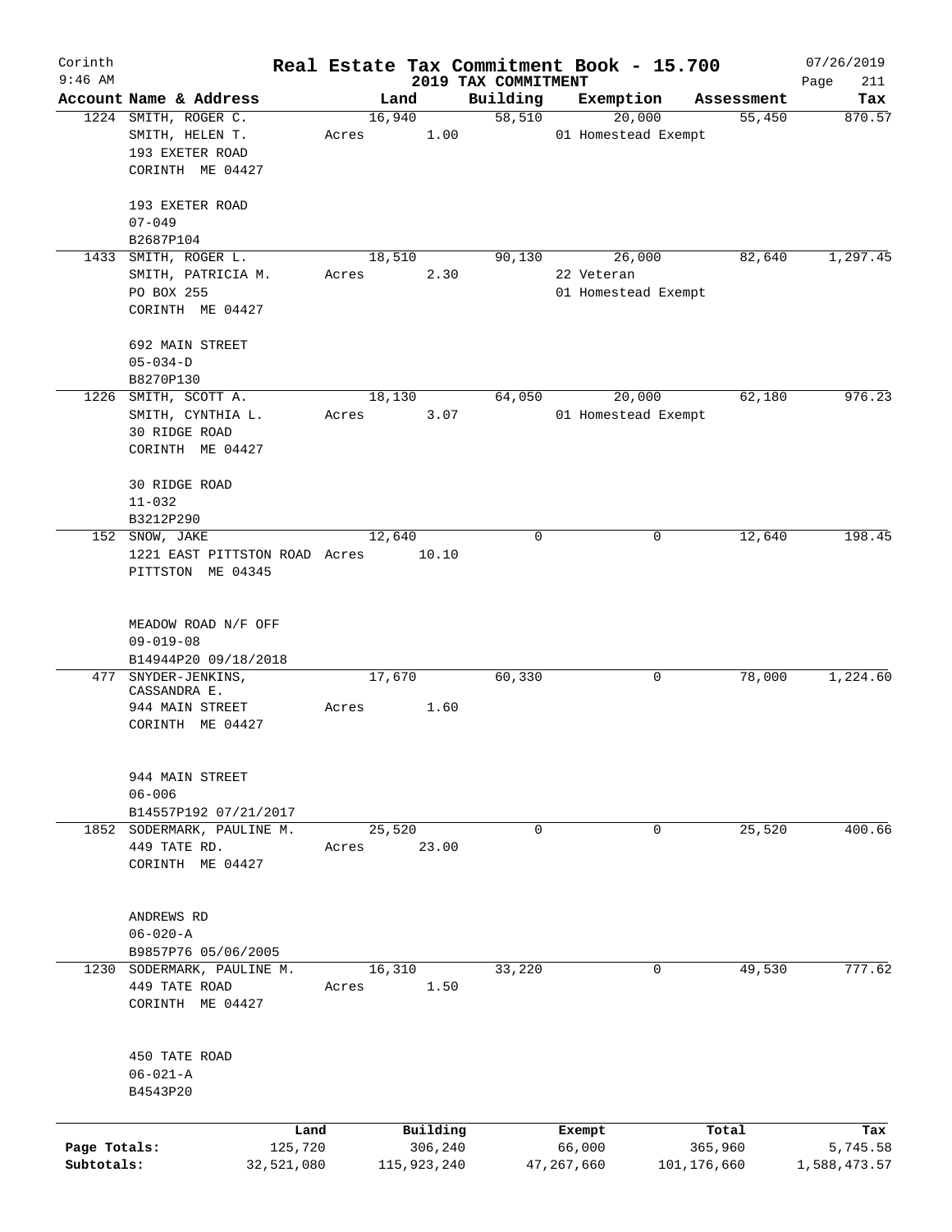Corinth 9:46 AM

# Real Estate Tax Commitment Book - 15.700

## 2019 TAX COMMITMENT

07/26/2019 Page 211

| Account | Name & Address | Land | Building | Exemption | Assessment | Tax |
|---|---|---|---|---|---|---|
| 1224 | SMITH, ROGER C.<br>SMITH, HELEN T.<br>193 EXETER ROAD<br>CORINTH ME 04427<br><br>193 EXETER ROAD<br>07-049<br>B2687P104 | 16,940<br>Acres 1.00 | 58,510 | 20,000<br>01 Homestead Exempt | 55,450 | 870.57 |
| 1433 | SMITH, ROGER L.<br>SMITH, PATRICIA M.<br>PO BOX 255<br>CORINTH ME 04427<br><br>692 MAIN STREET<br>05-034-D<br>B8270P130 | 18,510<br>Acres 2.30 | 90,130 | 26,000<br>22 Veteran<br>01 Homestead Exempt | 82,640 | 1,297.45 |
| 1226 | SMITH, SCOTT A.<br>SMITH, CYNTHIA L.<br>30 RIDGE ROAD<br>CORINTH ME 04427<br><br>30 RIDGE ROAD<br>11-032<br>B3212P290 | 18,130<br>Acres 3.07 | 64,050 | 20,000<br>01 Homestead Exempt | 62,180 | 976.23 |
| 152 | SNOW, JAKE<br>1221 EAST PITTSTON ROAD<br>PITTSTON ME 04345<br><br>MEADOW ROAD N/F OFF<br>09-019-08<br>B14944P20 09/18/2018 | 12,640<br>Acres 10.10 | 0 | 0 | 12,640 | 198.45 |
| 477 | SNYDER-JENKINS, CASSANDRA E.<br>944 MAIN STREET<br>CORINTH ME 04427<br><br>944 MAIN STREET<br>06-006<br>B14557P192 07/21/2017 | 17,670<br>Acres 1.60 | 60,330 | 0 | 78,000 | 1,224.60 |
| 1852 | SODERMARK, PAULINE M.<br>449 TATE RD.<br>CORINTH ME 04427<br><br>ANDREWS RD<br>06-020-A<br>B9857P76 05/06/2005 | 25,520<br>Acres 23.00 | 0 | 0 | 25,520 | 400.66 |
| 1230 | SODERMARK, PAULINE M.<br>449 TATE ROAD<br>CORINTH ME 04427<br><br>450 TATE ROAD<br>06-021-A<br>B4543P20 | 16,310<br>Acres 1.50 | 33,220 | 0 | 49,530 | 777.62 |

| | Land | Building | Exempt | Total | Tax |
|---|---|---|---|---|---|
| Page Totals: | 125,720 | 306,240 | 66,000 | 365,960 | 5,745.58 |
| Subtotals: | 32,521,080 | 115,923,240 | 47,267,660 | 101,176,660 | 1,588,473.57 |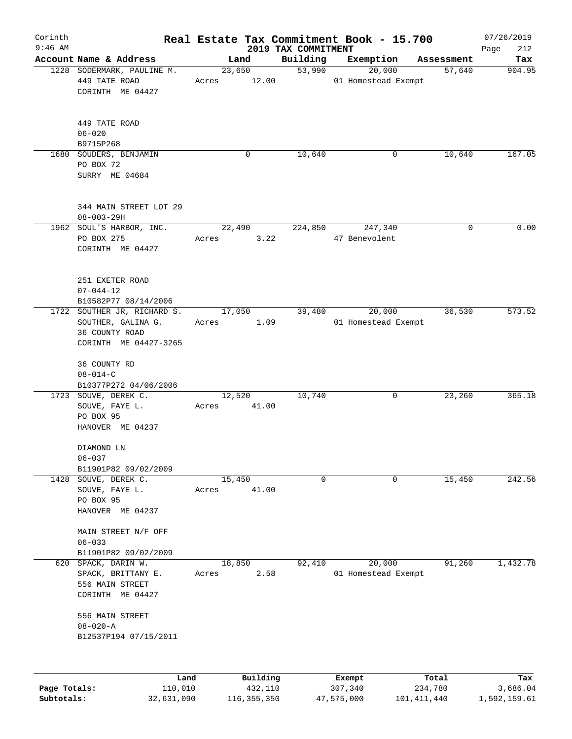# Real Estate Tax Commitment Book - 15.700

Corinth 9:46 AM — 2019 TAX COMMITMENT — 07/26/2019

| Account | Name & Address | Land | Building | Exemption | Assessment | Tax |
|---|---|---|---|---|---|---|
| 1228 | SODERMARK, PAULINE M.<br>449 TATE ROAD<br>CORINTH ME 04427<br><br>449 TATE ROAD<br>06-020<br>B9715P268 | 23,650<br>Acres 12.00 | 53,990 | 20,000<br>01 Homestead Exempt | 57,640 | 904.95 |
| 1680 | SOUDERS, BENJAMIN<br>PO BOX 72<br>SURRY ME 04684<br><br>344 MAIN STREET LOT 29<br>08-003-29H | 0 | 10,640 | 0 | 10,640 | 167.05 |
| 1962 | SOUL'S HARBOR, INC.<br>PO BOX 275<br>CORINTH ME 04427<br><br>251 EXETER ROAD<br>07-044-12<br>B10582P77 08/14/2006 | 22,490<br>Acres 3.22 | 224,850 | 247,340<br>47 Benevolent | 0 | 0.00 |
| 1722 | SOUTHER JR, RICHARD S.<br>SOUTHER, GALINA G.<br>36 COUNTY ROAD<br>CORINTH ME 04427-3265<br><br>36 COUNTY RD<br>08-014-C<br>B10377P272 04/06/2006 | 17,050<br>Acres 1.09 | 39,480 | 20,000<br>01 Homestead Exempt | 36,530 | 573.52 |
| 1723 | SOUVE, DEREK C.<br>SOUVE, FAYE L.<br>PO BOX 95<br>HANOVER ME 04237<br><br>DIAMOND LN<br>06-037<br>B11901P82 09/02/2009 | 12,520<br>Acres 41.00 | 10,740 | 0 | 23,260 | 365.18 |
| 1428 | SOUVE, DEREK C.<br>SOUVE, FAYE L.<br>PO BOX 95<br>HANOVER ME 04237<br><br>MAIN STREET N/F OFF<br>06-033<br>B11901P82 09/02/2009 | 15,450<br>Acres 41.00 | 0 | 0 | 15,450 | 242.56 |
| 620 | SPACK, DARIN W.<br>SPACK, BRITTANY E.<br>556 MAIN STREET<br>CORINTH ME 04427<br><br>556 MAIN STREET<br>08-020-A<br>B12537P194 07/15/2011 | 18,850<br>Acres 2.58 | 92,410 | 20,000<br>01 Homestead Exempt | 91,260 | 1,432.78 |

| | Land | Building | Exempt | Total | Tax |
|---|---|---|---|---|---|
| Page Totals: | 110,010 | 432,110 | 307,340 | 234,780 | 3,686.04 |
| Subtotals: | 32,631,090 | 116,355,350 | 47,575,000 | 101,411,440 | 1,592,159.61 |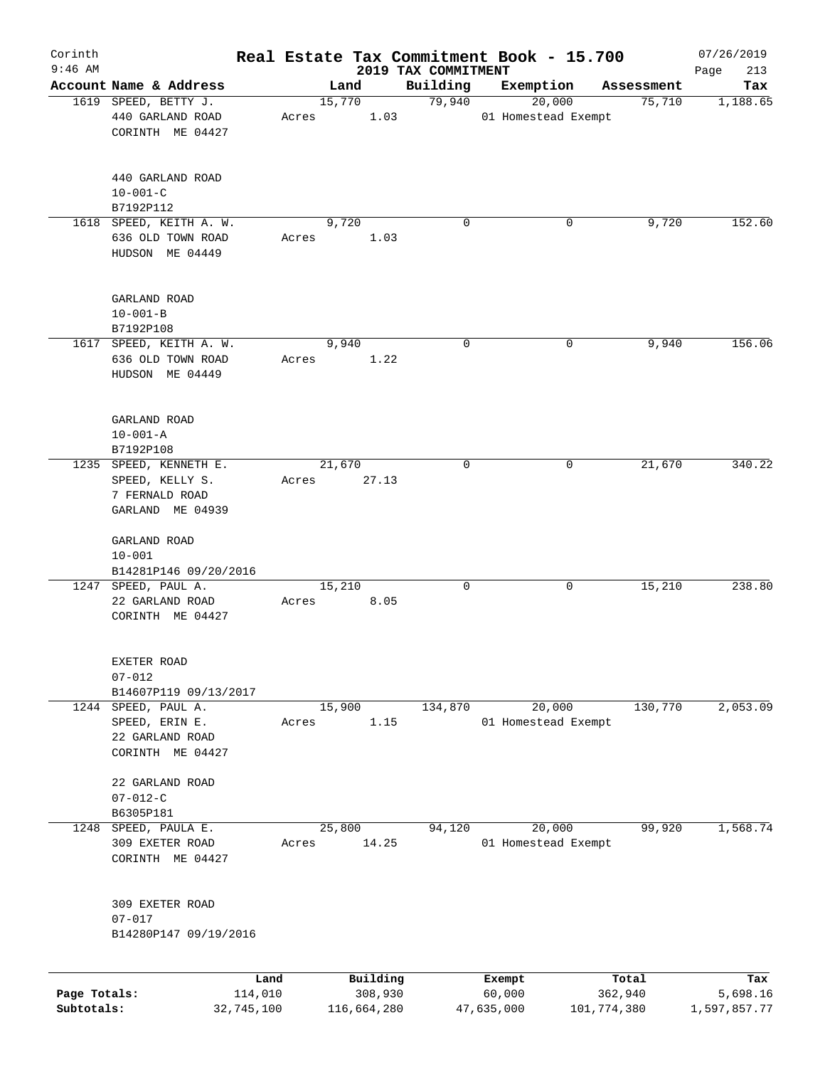Corinth 9:46 AM

# Real Estate Tax Commitment Book - 15.700

## 2019 TAX COMMITMENT

07/26/2019

| Account Name & Address | Land | Building | Exemption | Assessment | Tax |
|---|---|---|---|---|---|
| 1619 SPEED, BETTY J.<br>440 GARLAND ROAD<br>CORINTH ME 04427<br><br>440 GARLAND ROAD<br>10-001-C<br>B7192P112 | 15,770<br>Acres 1.03 | 79,940 | 20,000<br>01 Homestead Exempt | 75,710 | 1,188.65 |
| 1618 SPEED, KEITH A. W.<br>636 OLD TOWN ROAD<br>HUDSON ME 04449<br><br>GARLAND ROAD<br>10-001-B<br>B7192P108 | 9,720<br>Acres 1.03 | 0 | 0 | 9,720 | 152.60 |
| 1617 SPEED, KEITH A. W.<br>636 OLD TOWN ROAD<br>HUDSON ME 04449<br><br>GARLAND ROAD<br>10-001-A<br>B7192P108 | 9,940<br>Acres 1.22 | 0 | 0 | 9,940 | 156.06 |
| 1235 SPEED, KENNETH E.<br>SPEED, KELLY S.<br>7 FERNALD ROAD<br>GARLAND ME 04939<br><br>GARLAND ROAD<br>10-001<br>B14281P146 09/20/2016 | 21,670<br>Acres 27.13 | 0 | 0 | 21,670 | 340.22 |
| 1247 SPEED, PAUL A.<br>22 GARLAND ROAD<br>CORINTH ME 04427<br><br>EXETER ROAD<br>07-012<br>B14607P119 09/13/2017 | 15,210<br>Acres 8.05 | 0 | 0 | 15,210 | 238.80 |
| 1244 SPEED, PAUL A.<br>SPEED, ERIN E.<br>22 GARLAND ROAD<br>CORINTH ME 04427<br><br>22 GARLAND ROAD<br>07-012-C<br>B6305P181 | 15,900<br>Acres 1.15 | 134,870 | 20,000<br>01 Homestead Exempt | 130,770 | 2,053.09 |
| 1248 SPEED, PAULA E.<br>309 EXETER ROAD<br>CORINTH ME 04427<br><br>309 EXETER ROAD<br>07-017<br>B14280P147 09/19/2016 | 25,800<br>Acres 14.25 | 94,120 | 20,000<br>01 Homestead Exempt | 99,920 | 1,568.74 |

| | Land | Building | Exempt | Total | Tax |
|---|---|---|---|---|---|
| Page Totals: | 114,010 | 308,930 | 60,000 | 362,940 | 5,698.16 |
| Subtotals: | 32,745,100 | 116,664,280 | 47,635,000 | 101,774,380 | 1,597,857.77 |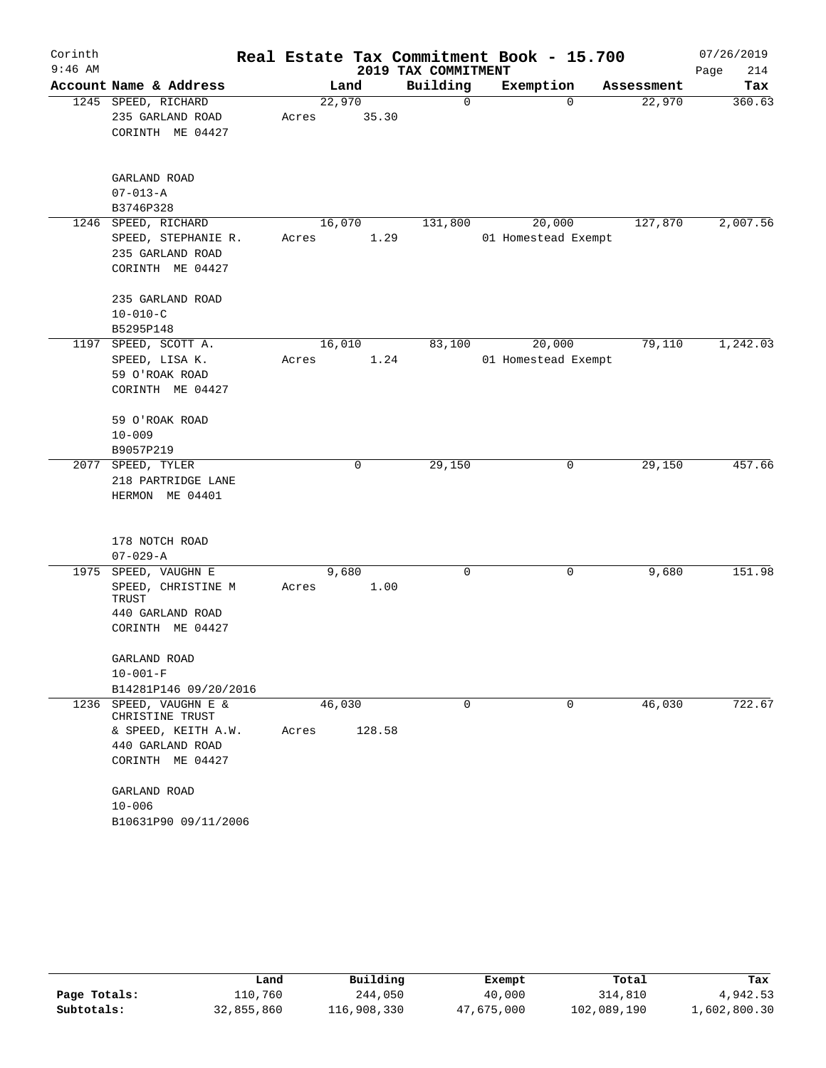# Real Estate Tax Commitment Book - 15.700

Corinth 9:46 AM — 2019 TAX COMMITMENT — 07/26/2019

| Account | Name & Address | Land | Building | Exemption | Assessment | Tax |
|---|---|---|---|---|---|---|
| 1245 | SPEED, RICHARD<br>235 GARLAND ROAD<br>CORINTH ME 04427<br><br>GARLAND ROAD<br>07-013-A<br>B3746P328 | 22,970<br>Acres 35.30 | 0 | 0 | 22,970 | 360.63 |
| 1246 | SPEED, RICHARD<br>SPEED, STEPHANIE R.<br>235 GARLAND ROAD<br>CORINTH ME 04427<br><br>235 GARLAND ROAD<br>10-010-C<br>B5295P148 | 16,070<br>Acres 1.29 | 131,800 | 20,000<br>01 Homestead Exempt | 127,870 | 2,007.56 |
| 1197 | SPEED, SCOTT A.<br>SPEED, LISA K.<br>59 O'ROAK ROAD<br>CORINTH ME 04427<br><br>59 O'ROAK ROAD<br>10-009<br>B9057P219 | 16,010<br>Acres 1.24 | 83,100 | 20,000<br>01 Homestead Exempt | 79,110 | 1,242.03 |
| 2077 | SPEED, TYLER<br>218 PARTRIDGE LANE<br>HERMON ME 04401<br><br>178 NOTCH ROAD<br>07-029-A | 0 | 29,150 | 0 | 29,150 | 457.66 |
| 1975 | SPEED, VAUGHN E<br>SPEED, CHRISTINE M TRUST<br>440 GARLAND ROAD<br>CORINTH ME 04427<br><br>GARLAND ROAD<br>10-001-F<br>B14281P146 09/20/2016 | 9,680<br>Acres 1.00 | 0 | 0 | 9,680 | 151.98 |
| 1236 | SPEED, VAUGHN E & CHRISTINE TRUST<br>& SPEED, KEITH A.W.<br>440 GARLAND ROAD<br>CORINTH ME 04427<br><br>GARLAND ROAD<br>10-006<br>B10631P90 09/11/2006 | 46,030<br>Acres 128.58 | 0 | 0 | 46,030 | 722.67 |

| | Land | Building | Exempt | Total | Tax |
|---|---|---|---|---|---|
| Page Totals: | 110,760 | 244,050 | 40,000 | 314,810 | 4,942.53 |
| Subtotals: | 32,855,860 | 116,908,330 | 47,675,000 | 102,089,190 | 1,602,800.30 |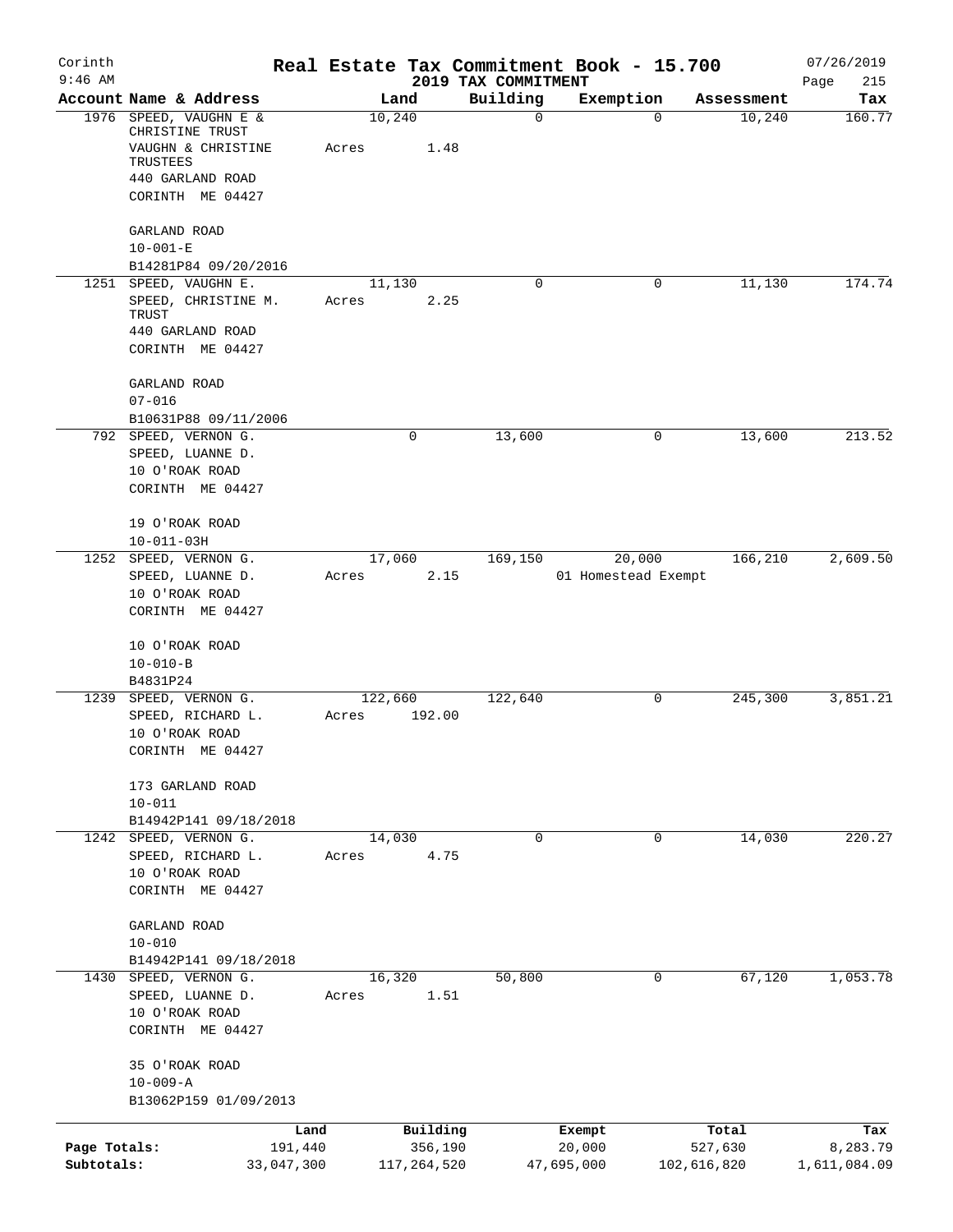Corinth 9:46 AM

# Real Estate Tax Commitment Book - 15.700

## 2019 TAX COMMITMENT

07/26/2019

| Account | Name & Address | Land | Building | Exemption | Assessment | Tax |
|---|---|---|---|---|---|---|
| 1976 | SPEED, VAUGHN E & CHRISTINE TRUST<br>VAUGHN & CHRISTINE TRUSTEES<br>440 GARLAND ROAD<br>CORINTH ME 04427<br><br>GARLAND ROAD<br>10-001-E<br>B14281P84 09/20/2016 | 10,240<br>Acres 1.48 | 0 | 0 | 10,240 | 160.77 |
| 1251 | SPEED, VAUGHN E.<br>SPEED, CHRISTINE M. TRUST<br>440 GARLAND ROAD<br>CORINTH ME 04427<br><br>GARLAND ROAD<br>07-016<br>B10631P88 09/11/2006 | 11,130<br>Acres 2.25 | 0 | 0 | 11,130 | 174.74 |
| 792 | SPEED, VERNON G.<br>SPEED, LUANNE D.<br>10 O'ROAK ROAD<br>CORINTH ME 04427<br><br>19 O'ROAK ROAD<br>10-011-03H | 0 | 13,600 | 0 | 13,600 | 213.52 |
| 1252 | SPEED, VERNON G.<br>SPEED, LUANNE D.<br>10 O'ROAK ROAD<br>CORINTH ME 04427<br><br>10 O'ROAK ROAD<br>10-010-B<br>B4831P24 | 17,060<br>Acres 2.15 | 169,150 | 20,000<br>01 Homestead Exempt | 166,210 | 2,609.50 |
| 1239 | SPEED, VERNON G.<br>SPEED, RICHARD L.<br>10 O'ROAK ROAD<br>CORINTH ME 04427<br><br>173 GARLAND ROAD<br>10-011<br>B14942P141 09/18/2018 | 122,660<br>Acres 192.00 | 122,640 | 0 | 245,300 | 3,851.21 |
| 1242 | SPEED, VERNON G.<br>SPEED, RICHARD L.<br>10 O'ROAK ROAD<br>CORINTH ME 04427<br><br>GARLAND ROAD<br>10-010<br>B14942P141 09/18/2018 | 14,030<br>Acres 4.75 | 0 | 0 | 14,030 | 220.27 |
| 1430 | SPEED, VERNON G.<br>SPEED, LUANNE D.<br>10 O'ROAK ROAD<br>CORINTH ME 04427<br><br>35 O'ROAK ROAD<br>10-009-A<br>B13062P159 01/09/2013 | 16,320<br>Acres 1.51 | 50,800 | 0 | 67,120 | 1,053.78 |

| | Land | Building | Exempt | Total | Tax |
|---|---|---|---|---|---|
| Page Totals: | 191,440 | 356,190 | 20,000 | 527,630 | 8,283.79 |
| Subtotals: | 33,047,300 | 117,264,520 | 47,695,000 | 102,616,820 | 1,611,084.09 |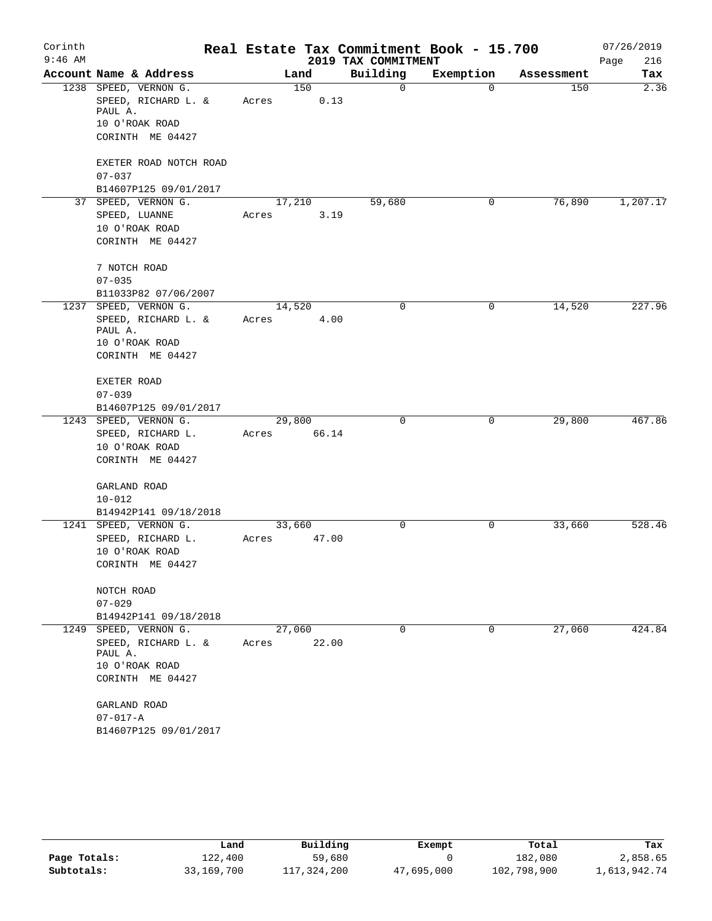Corinth
9:46 AM

# Real Estate Tax Commitment Book - 15.700

## 2019 TAX COMMITMENT

07/26/2019
Page 216

| Account Name & Address | Land | Building | Exemption | Assessment | Tax |
|---|---|---|---|---|---|
| 1238 SPEED, VERNON G.<br>SPEED, RICHARD L. & PAUL A.<br>10 O'ROAK ROAD<br>CORINTH ME 04427<br><br>EXETER ROAD NOTCH ROAD<br>07-037<br>B14607P125 09/01/2017 | 150<br>Acres 0.13 | 0 | 0 | 150 | 2.36 |
| 37 SPEED, VERNON G.<br>SPEED, LUANNE<br>10 O'ROAK ROAD<br>CORINTH ME 04427<br><br>7 NOTCH ROAD<br>07-035<br>B11033P82 07/06/2007 | 17,210<br>Acres 3.19 | 59,680 | 0 | 76,890 | 1,207.17 |
| 1237 SPEED, VERNON G.<br>SPEED, RICHARD L. & PAUL A.<br>10 O'ROAK ROAD<br>CORINTH ME 04427<br><br>EXETER ROAD<br>07-039<br>B14607P125 09/01/2017 | 14,520<br>Acres 4.00 | 0 | 0 | 14,520 | 227.96 |
| 1243 SPEED, VERNON G.<br>SPEED, RICHARD L.<br>10 O'ROAK ROAD<br>CORINTH ME 04427<br><br>GARLAND ROAD<br>10-012<br>B14942P141 09/18/2018 | 29,800<br>Acres 66.14 | 0 | 0 | 29,800 | 467.86 |
| 1241 SPEED, VERNON G.<br>SPEED, RICHARD L.<br>10 O'ROAK ROAD<br>CORINTH ME 04427<br><br>NOTCH ROAD<br>07-029<br>B14942P141 09/18/2018 | 33,660<br>Acres 47.00 | 0 | 0 | 33,660 | 528.46 |
| 1249 SPEED, VERNON G.<br>SPEED, RICHARD L. & PAUL A.<br>10 O'ROAK ROAD<br>CORINTH ME 04427<br><br>GARLAND ROAD<br>07-017-A<br>B14607P125 09/01/2017 | 27,060<br>Acres 22.00 | 0 | 0 | 27,060 | 424.84 |

| | Land | Building | Exempt | Total | Tax |
|---|---|---|---|---|---|
| Page Totals: | 122,400 | 59,680 | 0 | 182,080 | 2,858.65 |
| Subtotals: | 33,169,700 | 117,324,200 | 47,695,000 | 102,798,900 | 1,613,942.74 |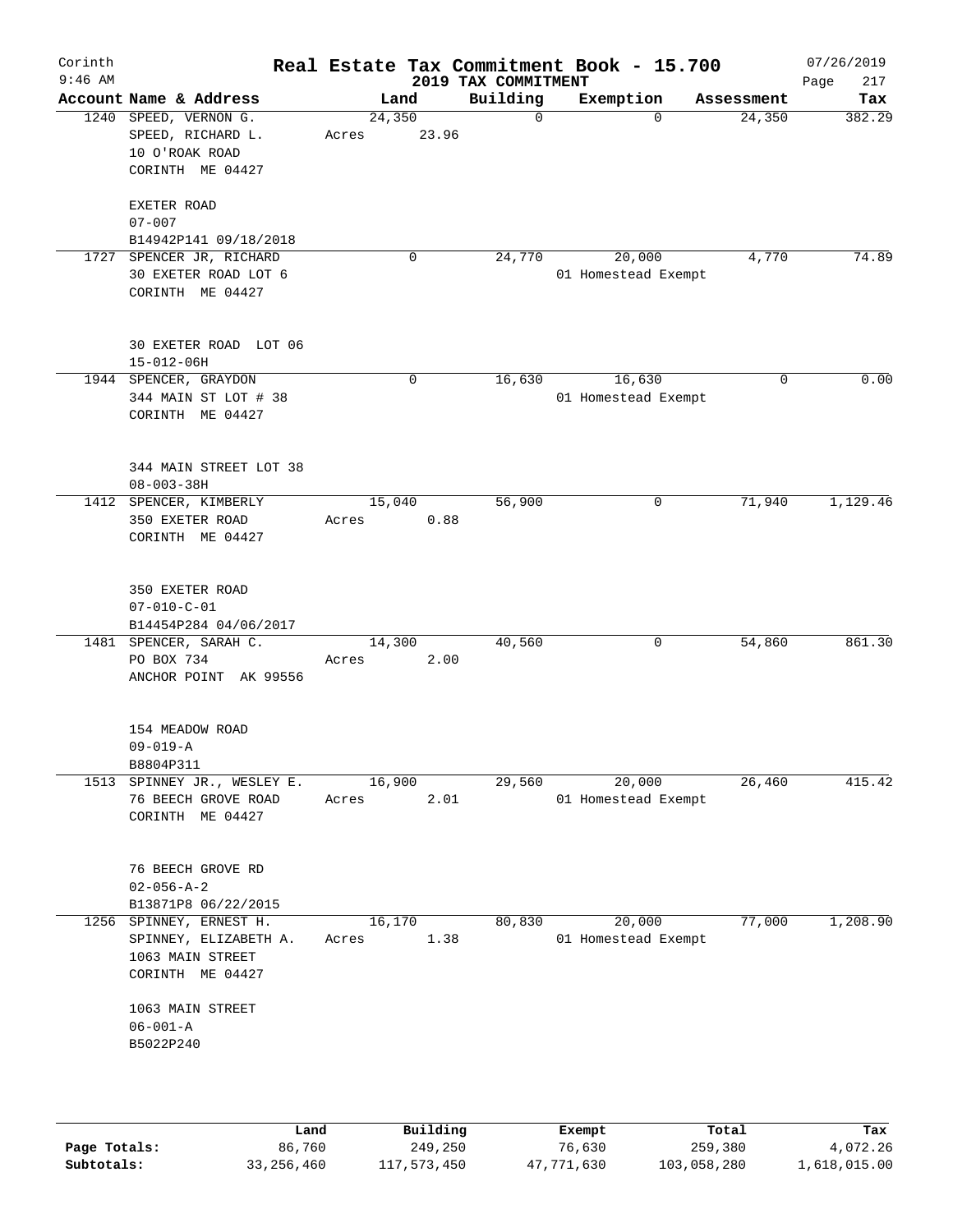Corinth 9:46 AM

# Real Estate Tax Commitment Book - 15.700

2019 TAX COMMITMENT

07/26/2019

| Account | Name & Address | Land | Building | Exemption | Assessment | Tax |
|---|---|---|---|---|---|---|
| 1240 | SPEED, VERNON G.<br>SPEED, RICHARD L.<br>10 O'ROAK ROAD<br>CORINTH ME 04427<br><br>EXETER ROAD<br>07-007<br>B14942P141 09/18/2018 | 24,350<br>Acres 23.96 | 0 | 0 | 24,350 | 382.29 |
| 1727 | SPENCER JR, RICHARD<br>30 EXETER ROAD LOT 6<br>CORINTH ME 04427<br><br>30 EXETER ROAD LOT 06<br>15-012-06H | 0 | 24,770 | 20,000<br>01 Homestead Exempt | 4,770 | 74.89 |
| 1944 | SPENCER, GRAYDON<br>344 MAIN ST LOT # 38<br>CORINTH ME 04427<br><br>344 MAIN STREET LOT 38<br>08-003-38H | 0 | 16,630 | 16,630<br>01 Homestead Exempt | 0 | 0.00 |
| 1412 | SPENCER, KIMBERLY<br>350 EXETER ROAD<br>CORINTH ME 04427<br><br>350 EXETER ROAD<br>07-010-C-01<br>B14454P284 04/06/2017 | 15,040<br>Acres 0.88 | 56,900 | 0 | 71,940 | 1,129.46 |
| 1481 | SPENCER, SARAH C.<br>PO BOX 734<br>ANCHOR POINT AK 99556<br><br>154 MEADOW ROAD<br>09-019-A<br>B8804P311 | 14,300<br>Acres 2.00 | 40,560 | 0 | 54,860 | 861.30 |
| 1513 | SPINNEY JR., WESLEY E.<br>76 BEECH GROVE ROAD<br>CORINTH ME 04427<br><br>76 BEECH GROVE RD<br>02-056-A-2<br>B13871P8 06/22/2015 | 16,900<br>Acres 2.01 | 29,560 | 20,000<br>01 Homestead Exempt | 26,460 | 415.42 |
| 1256 | SPINNEY, ERNEST H.<br>SPINNEY, ELIZABETH A.<br>1063 MAIN STREET<br>CORINTH ME 04427<br><br>1063 MAIN STREET<br>06-001-A<br>B5022P240 | 16,170<br>Acres 1.38 | 80,830 | 20,000<br>01 Homestead Exempt | 77,000 | 1,208.90 |

| | Land | Building | Exempt | Total | Tax |
|---|---|---|---|---|---|
| Page Totals: | 86,760 | 249,250 | 76,630 | 259,380 | 4,072.26 |
| Subtotals: | 33,256,460 | 117,573,450 | 47,771,630 | 103,058,280 | 1,618,015.00 |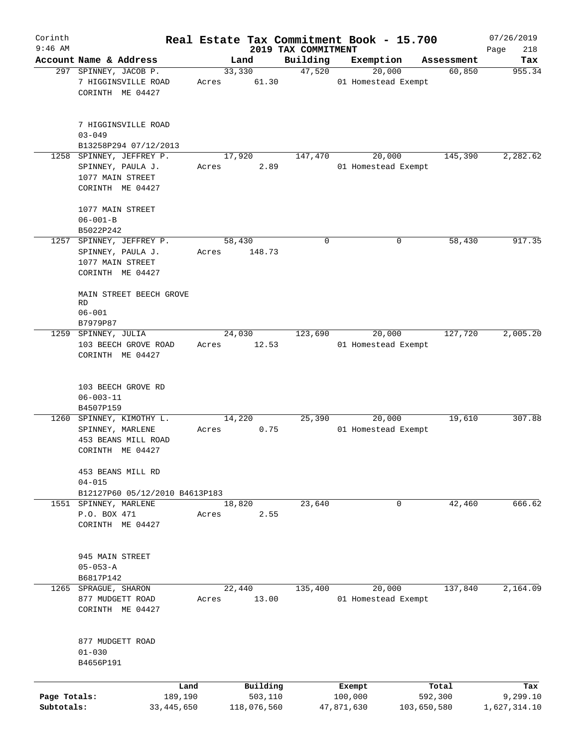Corinth 9:46 AM

# Real Estate Tax Commitment Book - 15.700

## 2019 TAX COMMITMENT

07/26/2019 Page 218

| Account | Name & Address | Land | Building | Exemption | Assessment | Tax |
|---|---|---|---|---|---|---|
| 297 | SPINNEY, JACOB P.<br>7 HIGGINSVILLE ROAD<br>CORINTH ME 04427<br><br>7 HIGGINSVILLE ROAD<br>03-049<br>B13258P294 07/12/2013 | 33,330<br>Acres 61.30 | 47,520 | 20,000<br>01 Homestead Exempt | 60,850 | 955.34 |
| 1258 | SPINNEY, JEFFREY P.<br>SPINNEY, PAULA J.<br>1077 MAIN STREET<br>CORINTH ME 04427<br><br>1077 MAIN STREET<br>06-001-B<br>B5022P242 | 17,920<br>Acres 2.89 | 147,470 | 20,000<br>01 Homestead Exempt | 145,390 | 2,282.62 |
| 1257 | SPINNEY, JEFFREY P.<br>SPINNEY, PAULA J.<br>1077 MAIN STREET<br>CORINTH ME 04427<br><br>MAIN STREET BEECH GROVE RD<br>06-001<br>B7979P87 | 58,430<br>Acres 148.73 | 0 | 0 | 58,430 | 917.35 |
| 1259 | SPINNEY, JULIA<br>103 BEECH GROVE ROAD<br>CORINTH ME 04427<br><br>103 BEECH GROVE RD<br>06-003-11<br>B4507P159 | 24,030<br>Acres 12.53 | 123,690 | 20,000<br>01 Homestead Exempt | 127,720 | 2,005.20 |
| 1260 | SPINNEY, KIMOTHY L.<br>SPINNEY, MARLENE<br>453 BEANS MILL ROAD<br>CORINTH ME 04427<br><br>453 BEANS MILL RD<br>04-015<br>B12127P60 05/12/2010 B4613P183 | 14,220<br>Acres 0.75 | 25,390 | 20,000<br>01 Homestead Exempt | 19,610 | 307.88 |
| 1551 | SPINNEY, MARLENE<br>P.O. BOX 471<br>CORINTH ME 04427<br><br>945 MAIN STREET<br>05-053-A<br>B6817P142 | 18,820<br>Acres 2.55 | 23,640 | 0 | 42,460 | 666.62 |
| 1265 | SPRAGUE, SHARON<br>877 MUDGETT ROAD<br>CORINTH ME 04427<br><br>877 MUDGETT ROAD<br>01-030<br>B4656P191 | 22,440<br>Acres 13.00 | 135,400 | 20,000<br>01 Homestead Exempt | 137,840 | 2,164.09 |

| | Land | Building | Exempt | Total | Tax |
|---|---|---|---|---|---|
| Page Totals: | 189,190 | 503,110 | 100,000 | 592,300 | 9,299.10 |
| Subtotals: | 33,445,650 | 118,076,560 | 47,871,630 | 103,650,580 | 1,627,314.10 |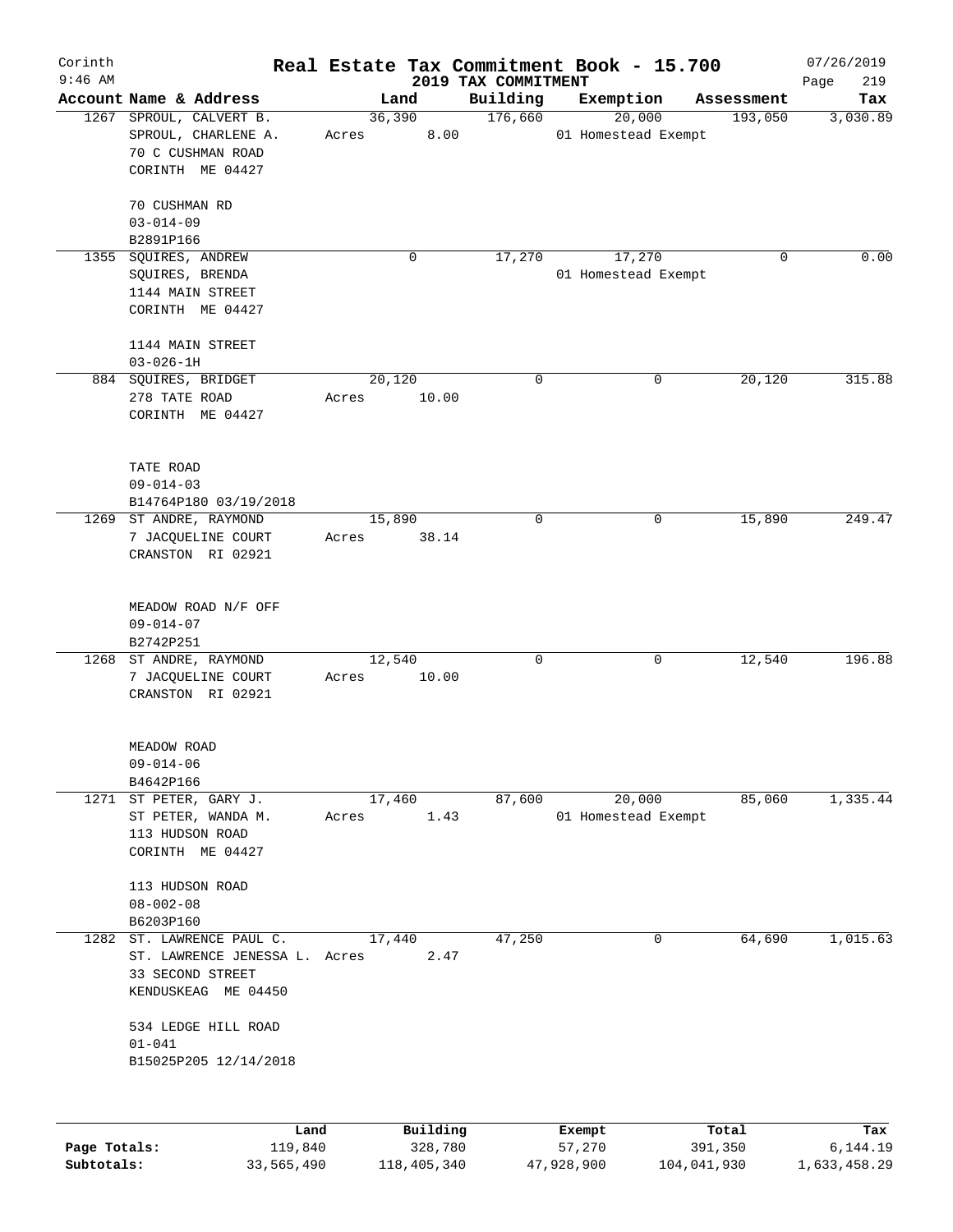Corinth
9:46 AM

# Real Estate Tax Commitment Book - 15.700

## 2019 TAX COMMITMENT

07/26/2019

| Account | Name & Address | Land | Building | Exemption | Assessment | Tax |
|---|---|---|---|---|---|---|
| 1267 | SPROUL, CALVERT B.<br>SPROUL, CHARLENE A.<br>70 C CUSHMAN ROAD<br>CORINTH ME 04427<br><br>70 CUSHMAN RD<br>03-014-09<br>B2891P166 | 36,390<br>Acres 8.00 | 176,660 | 20,000<br>01 Homestead Exempt | 193,050 | 3,030.89 |
| 1355 | SQUIRES, ANDREW<br>SQUIRES, BRENDA<br>1144 MAIN STREET<br>CORINTH ME 04427<br><br>1144 MAIN STREET<br>03-026-1H | 0 | 17,270 | 17,270<br>01 Homestead Exempt | 0 | 0.00 |
| 884 | SQUIRES, BRIDGET<br>278 TATE ROAD<br>CORINTH ME 04427<br><br>TATE ROAD<br>09-014-03<br>B14764P180 03/19/2018 | 20,120<br>Acres 10.00 | 0 | 0 | 20,120 | 315.88 |
| 1269 | ST ANDRE, RAYMOND<br>7 JACQUELINE COURT<br>CRANSTON RI 02921<br><br>MEADOW ROAD N/F OFF<br>09-014-07<br>B2742P251 | 15,890<br>Acres 38.14 | 0 | 0 | 15,890 | 249.47 |
| 1268 | ST ANDRE, RAYMOND<br>7 JACQUELINE COURT<br>CRANSTON RI 02921<br><br>MEADOW ROAD<br>09-014-06<br>B4642P166 | 12,540<br>Acres 10.00 | 0 | 0 | 12,540 | 196.88 |
| 1271 | ST PETER, GARY J.<br>ST PETER, WANDA M.<br>113 HUDSON ROAD<br>CORINTH ME 04427<br><br>113 HUDSON ROAD<br>08-002-08<br>B6203P160 | 17,460<br>Acres 1.43 | 87,600 | 20,000<br>01 Homestead Exempt | 85,060 | 1,335.44 |
| 1282 | ST. LAWRENCE PAUL C.<br>ST. LAWRENCE JENESSA L.<br>33 SECOND STREET<br>KENDUSKEAG ME 04450<br><br>534 LEDGE HILL ROAD<br>01-041<br>B15025P205 12/14/2018 | 17,440<br>Acres 2.47 | 47,250 | 0 | 64,690 | 1,015.63 |

| | Land | Building | Exempt | Total | Tax |
|---|---|---|---|---|---|
| **Page Totals:** | 119,840 | 328,780 | 57,270 | 391,350 | 6,144.19 |
| **Subtotals:** | 33,565,490 | 118,405,340 | 47,928,900 | 104,041,930 | 1,633,458.29 |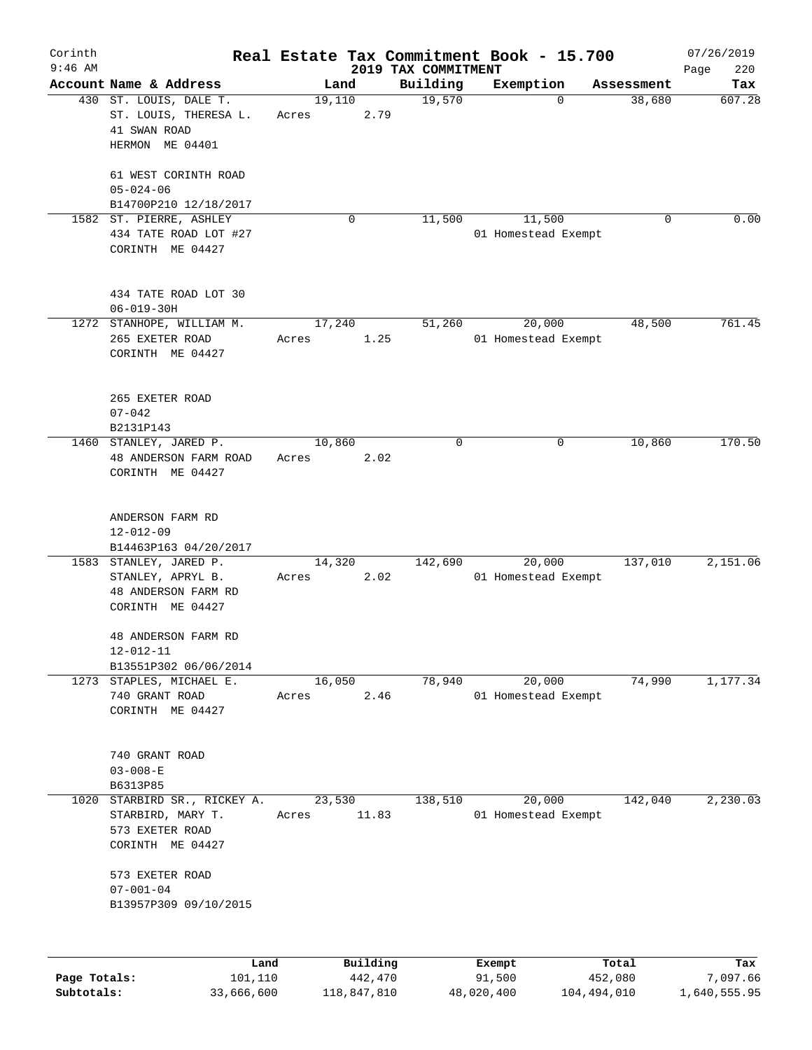# Real Estate Tax Commitment Book - 15.700

Corinth
9:46 AM

2019 TAX COMMITMENT

07/26/2019
Page 220

| Account | Name & Address | Land | Building | Exemption | Assessment | Tax |
|---|---|---|---|---|---|---|
| 430 | ST. LOUIS, DALE T.<br>ST. LOUIS, THERESA L.<br>41 SWAN ROAD<br>HERMON ME 04401<br><br>61 WEST CORINTH ROAD<br>05-024-06<br>B14700P210 12/18/2017 | 19,110<br>Acres 2.79 | 19,570 | 0 | 38,680 | 607.28 |
| 1582 | ST. PIERRE, ASHLEY<br>434 TATE ROAD LOT #27<br>CORINTH ME 04427<br><br>434 TATE ROAD LOT 30<br>06-019-30H | 0 | 11,500 | 11,500<br>01 Homestead Exempt | 0 | 0.00 |
| 1272 | STANHOPE, WILLIAM M.<br>265 EXETER ROAD<br>CORINTH ME 04427<br><br>265 EXETER ROAD<br>07-042<br>B2131P143 | 17,240<br>Acres 1.25 | 51,260 | 20,000<br>01 Homestead Exempt | 48,500 | 761.45 |
| 1460 | STANLEY, JARED P.<br>48 ANDERSON FARM ROAD<br>CORINTH ME 04427<br><br>ANDERSON FARM RD<br>12-012-09<br>B14463P163 04/20/2017 | 10,860<br>Acres 2.02 | 0 | 0 | 10,860 | 170.50 |
| 1583 | STANLEY, JARED P.<br>STANLEY, APRYL B.<br>48 ANDERSON FARM RD<br>CORINTH ME 04427<br><br>48 ANDERSON FARM RD<br>12-012-11<br>B13551P302 06/06/2014 | 14,320<br>Acres 2.02 | 142,690 | 20,000<br>01 Homestead Exempt | 137,010 | 2,151.06 |
| 1273 | STAPLES, MICHAEL E.<br>740 GRANT ROAD<br>CORINTH ME 04427<br><br>740 GRANT ROAD<br>03-008-E<br>B6313P85 | 16,050<br>Acres 2.46 | 78,940 | 20,000<br>01 Homestead Exempt | 74,990 | 1,177.34 |
| 1020 | STARBIRD SR., RICKEY A.<br>STARBIRD, MARY T.<br>573 EXETER ROAD<br>CORINTH ME 04427<br><br>573 EXETER ROAD<br>07-001-04<br>B13957P309 09/10/2015 | 23,530<br>Acres 11.83 | 138,510 | 20,000<br>01 Homestead Exempt | 142,040 | 2,230.03 |

| | Land | Building | Exempt | Total | Tax |
|---|---|---|---|---|---|
| Page Totals: | 101,110 | 442,470 | 91,500 | 452,080 | 7,097.66 |
| Subtotals: | 33,666,600 | 118,847,810 | 48,020,400 | 104,494,010 | 1,640,555.95 |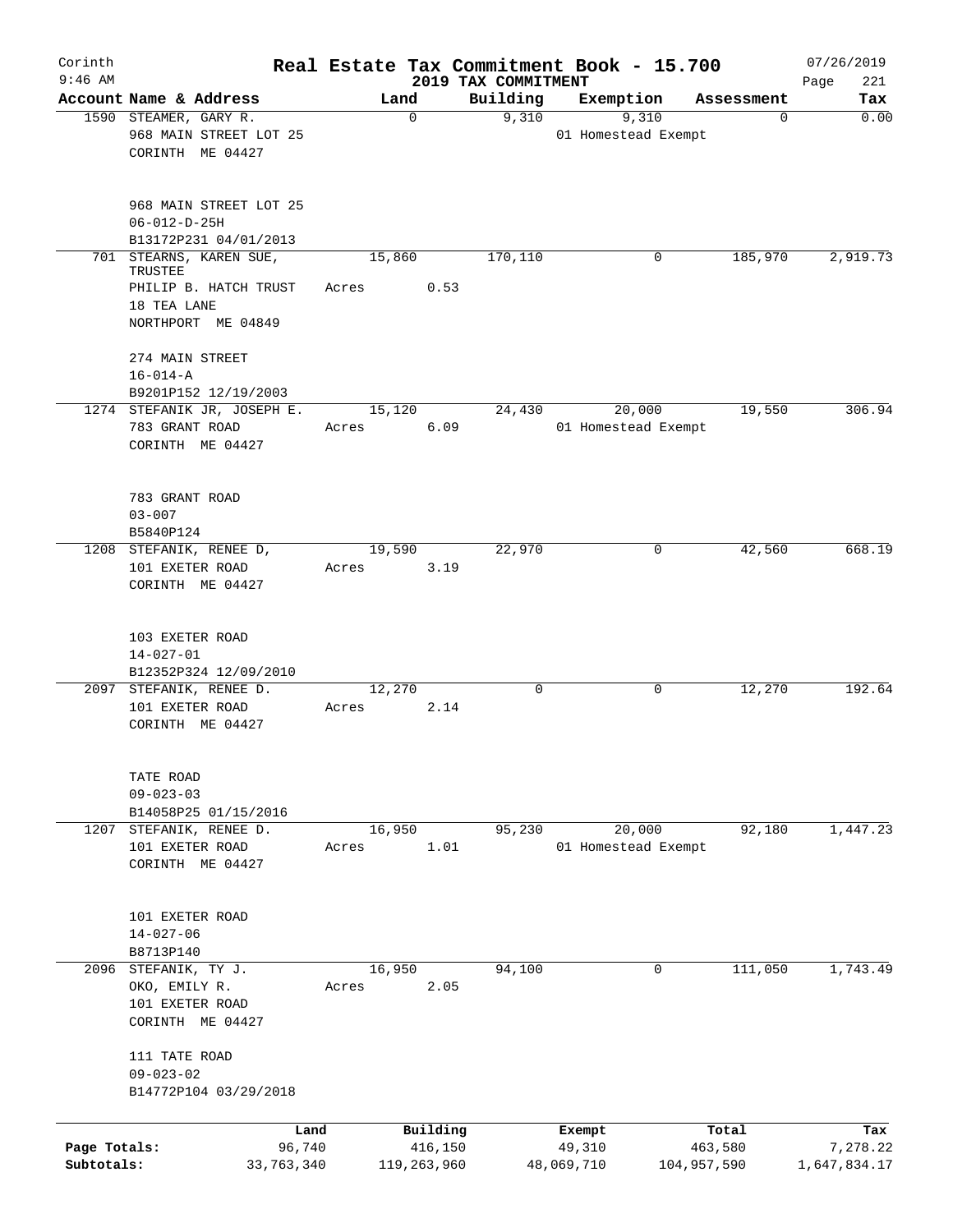Corinth 9:46 AM

# Real Estate Tax Commitment Book - 15.700

## 2019 TAX COMMITMENT

07/26/2019 Page 221

| Account Name & Address | Land | Building | Exemption | Assessment | Tax |
|---|---|---|---|---|---|
| 1590 STEAMER, GARY R.<br>968 MAIN STREET LOT 25<br>CORINTH ME 04427<br><br>968 MAIN STREET LOT 25<br>06-012-D-25H<br>B13172P231 04/01/2013 | 0 | 9,310 | 9,310<br>01 Homestead Exempt | 0 | 0.00 |
| 701 STEARNS, KAREN SUE, TRUSTEE<br>PHILIP B. HATCH TRUST<br>18 TEA LANE<br>NORTHPORT ME 04849<br><br>274 MAIN STREET<br>16-014-A<br>B9201P152 12/19/2003 | 15,860<br>Acres 0.53 | 170,110 | 0 | 185,970 | 2,919.73 |
| 1274 STEFANIK JR, JOSEPH E.<br>783 GRANT ROAD<br>CORINTH ME 04427<br><br>783 GRANT ROAD<br>03-007<br>B5840P124 | 15,120<br>Acres 6.09 | 24,430 | 20,000<br>01 Homestead Exempt | 19,550 | 306.94 |
| 1208 STEFANIK, RENEE D,<br>101 EXETER ROAD<br>CORINTH ME 04427<br><br>103 EXETER ROAD<br>14-027-01<br>B12352P324 12/09/2010 | 19,590<br>Acres 3.19 | 22,970 | 0 | 42,560 | 668.19 |
| 2097 STEFANIK, RENEE D.<br>101 EXETER ROAD<br>CORINTH ME 04427<br><br>TATE ROAD<br>09-023-03<br>B14058P25 01/15/2016 | 12,270<br>Acres 2.14 | 0 | 0 | 12,270 | 192.64 |
| 1207 STEFANIK, RENEE D.<br>101 EXETER ROAD<br>CORINTH ME 04427<br><br>101 EXETER ROAD<br>14-027-06<br>B8713P140 | 16,950<br>Acres 1.01 | 95,230 | 20,000<br>01 Homestead Exempt | 92,180 | 1,447.23 |
| 2096 STEFANIK, TY J.<br>OKO, EMILY R.<br>101 EXETER ROAD<br>CORINTH ME 04427<br><br>111 TATE ROAD<br>09-023-02<br>B14772P104 03/29/2018 | 16,950<br>Acres 2.05 | 94,100 | 0 | 111,050 | 1,743.49 |

| | Land | Building | Exempt | Total | Tax |
|---|---|---|---|---|---|
| Page Totals: | 96,740 | 416,150 | 49,310 | 463,580 | 7,278.22 |
| Subtotals: | 33,763,340 | 119,263,960 | 48,069,710 | 104,957,590 | 1,647,834.17 |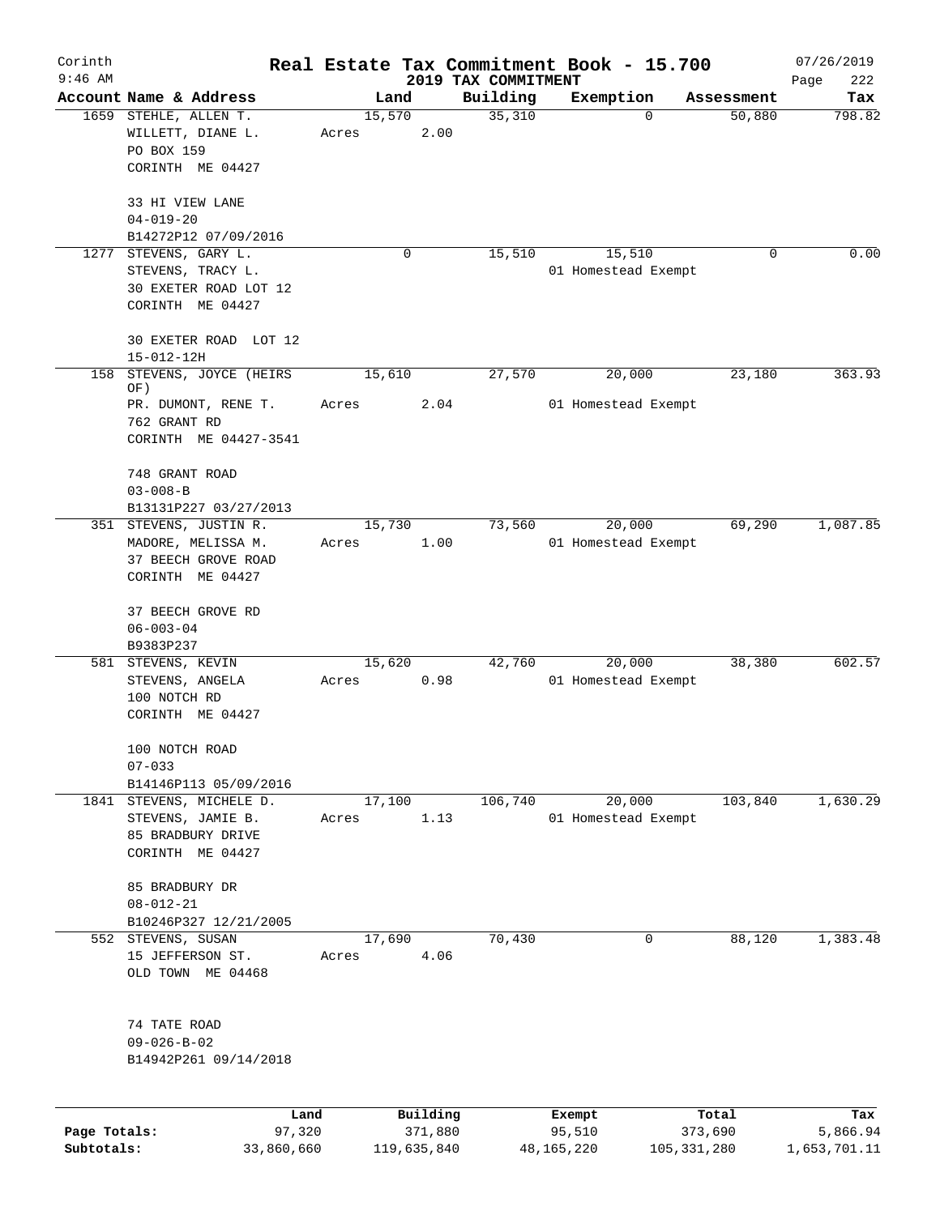# Real Estate Tax Commitment Book - 15.700

Corinth
9:46 AM

2019 TAX COMMITMENT

07/26/2019
Page 222

| Account | Name & Address | Land | Building | Exemption | Assessment | Tax |
|---|---|---|---|---|---|---|
| 1659 | STEHLE, ALLEN T.<br>WILLETT, DIANE L.<br>PO BOX 159<br>CORINTH ME 04427<br><br>33 HI VIEW LANE<br>04-019-20<br>B14272P12 07/09/2016 | 15,570<br>Acres 2.00 | 35,310 | 0 | 50,880 | 798.82 |
| 1277 | STEVENS, GARY L.<br>STEVENS, TRACY L.<br>30 EXETER ROAD LOT 12<br>CORINTH ME 04427<br><br>30 EXETER ROAD LOT 12<br>15-012-12H | 0 | 15,510 | 15,510<br>01 Homestead Exempt | 0 | 0.00 |
| 158 | STEVENS, JOYCE (HEIRS OF)<br>PR. DUMONT, RENE T.<br>762 GRANT RD<br>CORINTH ME 04427-3541<br><br>748 GRANT ROAD<br>03-008-B<br>B13131P227 03/27/2013 | 15,610<br>Acres 2.04 | 27,570 | 20,000<br>01 Homestead Exempt | 23,180 | 363.93 |
| 351 | STEVENS, JUSTIN R.<br>MADORE, MELISSA M.<br>37 BEECH GROVE ROAD<br>CORINTH ME 04427<br><br>37 BEECH GROVE RD<br>06-003-04<br>B9383P237 | 15,730<br>Acres 1.00 | 73,560 | 20,000<br>01 Homestead Exempt | 69,290 | 1,087.85 |
| 581 | STEVENS, KEVIN<br>STEVENS, ANGELA<br>100 NOTCH RD<br>CORINTH ME 04427<br><br>100 NOTCH ROAD<br>07-033<br>B14146P113 05/09/2016 | 15,620<br>Acres 0.98 | 42,760 | 20,000<br>01 Homestead Exempt | 38,380 | 602.57 |
| 1841 | STEVENS, MICHELE D.<br>STEVENS, JAMIE B.<br>85 BRADBURY DRIVE<br>CORINTH ME 04427<br><br>85 BRADBURY DR<br>08-012-21<br>B10246P327 12/21/2005 | 17,100<br>Acres 1.13 | 106,740 | 20,000<br>01 Homestead Exempt | 103,840 | 1,630.29 |
| 552 | STEVENS, SUSAN<br>15 JEFFERSON ST.<br>OLD TOWN ME 04468<br><br>74 TATE ROAD<br>09-026-B-02<br>B14942P261 09/14/2018 | 17,690<br>Acres 4.06 | 70,430 | 0 | 88,120 | 1,383.48 |

| | Land | Building | Exempt | Total | Tax |
|---|---|---|---|---|---|
| Page Totals: | 97,320 | 371,880 | 95,510 | 373,690 | 5,866.94 |
| Subtotals: | 33,860,660 | 119,635,840 | 48,165,220 | 105,331,280 | 1,653,701.11 |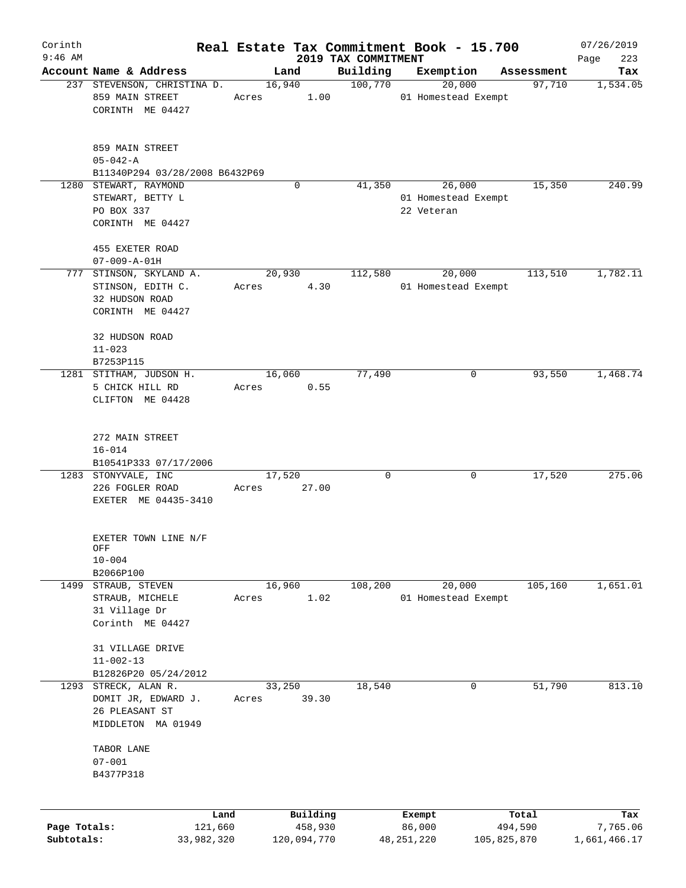# Real Estate Tax Commitment Book - 15.700

Corinth
9:46 AM

2019 TAX COMMITMENT

07/26/2019

| Account Name & Address | Land | Building | Exemption | Assessment | Tax |
|---|---|---|---|---|---|
| 237 STEVENSON, CHRISTINA D.<br>859 MAIN STREET<br>CORINTH ME 04427<br><br>859 MAIN STREET<br>05-042-A<br>B11340P294 03/28/2008 B6432P69 | 16,940<br>Acres 1.00 | 100,770 | 20,000<br>01 Homestead Exempt | 97,710 | 1,534.05 |
| 1280 STEWART, RAYMOND<br>STEWART, BETTY L<br>PO BOX 337<br>CORINTH ME 04427<br><br>455 EXETER ROAD<br>07-009-A-01H | 0 | 41,350 | 26,000<br>01 Homestead Exempt<br>22 Veteran | 15,350 | 240.99 |
| 777 STINSON, SKYLAND A.<br>STINSON, EDITH C.<br>32 HUDSON ROAD<br>CORINTH ME 04427<br><br>32 HUDSON ROAD<br>11-023<br>B7253P115 | 20,930<br>Acres 4.30 | 112,580 | 20,000<br>01 Homestead Exempt | 113,510 | 1,782.11 |
| 1281 STITHAM, JUDSON H.<br>5 CHICK HILL RD<br>CLIFTON ME 04428<br><br>272 MAIN STREET<br>16-014<br>B10541P333 07/17/2006 | 16,060<br>Acres 0.55 | 77,490 | 0 | 93,550 | 1,468.74 |
| 1283 STONYVALE, INC<br>226 FOGLER ROAD<br>EXETER ME 04435-3410<br><br>EXETER TOWN LINE N/F OFF<br>10-004<br>B2066P100 | 17,520<br>Acres 27.00 | 0 | 0 | 17,520 | 275.06 |
| 1499 STRAUB, STEVEN<br>STRAUB, MICHELE<br>31 Village Dr<br>Corinth ME 04427<br><br>31 VILLAGE DRIVE<br>11-002-13<br>B12826P20 05/24/2012 | 16,960<br>Acres 1.02 | 108,200 | 20,000<br>01 Homestead Exempt | 105,160 | 1,651.01 |
| 1293 STRECK, ALAN R.<br>DOMIT JR, EDWARD J.<br>26 PLEASANT ST<br>MIDDLETON MA 01949<br><br>TABOR LANE<br>07-001<br>B4377P318 | 33,250<br>Acres 39.30 | 18,540 | 0 | 51,790 | 813.10 |

| | Land | Building | Exempt | Total | Tax |
|---|---|---|---|---|---|
| Page Totals: | 121,660 | 458,930 | 86,000 | 494,590 | 7,765.06 |
| Subtotals: | 33,982,320 | 120,094,770 | 48,251,220 | 105,825,870 | 1,661,466.17 |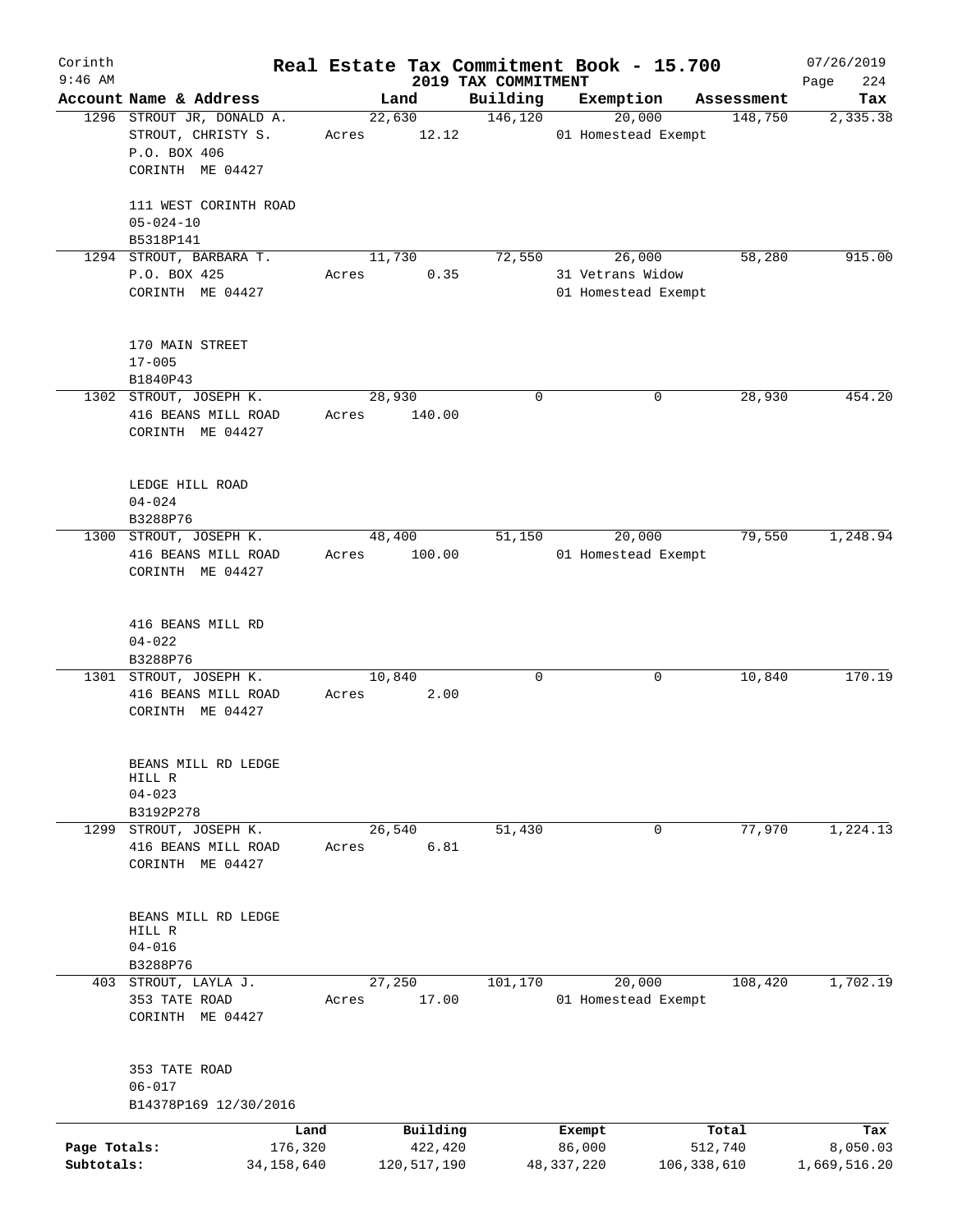Corinth
9:46 AM

# Real Estate Tax Commitment Book - 15.700

## 2019 TAX COMMITMENT

07/26/2019
Page 224

| Account Name & Address | Land | Building | Exemption | Assessment | Tax |
|---|---|---|---|---|---|
| 1296 STROUT JR, DONALD A.<br>STROUT, CHRISTY S.<br>P.O. BOX 406<br>CORINTH ME 04427<br><br>111 WEST CORINTH ROAD<br>05-024-10<br>B5318P141 | 22,630<br>Acres 12.12 | 146,120 | 20,000<br>01 Homestead Exempt | 148,750 | 2,335.38 |
| 1294 STROUT, BARBARA T.<br>P.O. BOX 425<br>CORINTH ME 04427<br><br>170 MAIN STREET<br>17-005<br>B1840P43 | 11,730<br>Acres 0.35 | 72,550 | 26,000<br>31 Vetrans Widow<br>01 Homestead Exempt | 58,280 | 915.00 |
| 1302 STROUT, JOSEPH K.<br>416 BEANS MILL ROAD<br>CORINTH ME 04427<br><br>LEDGE HILL ROAD<br>04-024<br>B3288P76 | 28,930<br>Acres 140.00 | 0 | 0 | 28,930 | 454.20 |
| 1300 STROUT, JOSEPH K.<br>416 BEANS MILL ROAD<br>CORINTH ME 04427<br><br>416 BEANS MILL RD<br>04-022<br>B3288P76 | 48,400<br>Acres 100.00 | 51,150 | 20,000<br>01 Homestead Exempt | 79,550 | 1,248.94 |
| 1301 STROUT, JOSEPH K.<br>416 BEANS MILL ROAD<br>CORINTH ME 04427<br><br>BEANS MILL RD LEDGE HILL R<br>04-023<br>B3192P278 | 10,840<br>Acres 2.00 | 0 | 0 | 10,840 | 170.19 |
| 1299 STROUT, JOSEPH K.<br>416 BEANS MILL ROAD<br>CORINTH ME 04427<br><br>BEANS MILL RD LEDGE HILL R<br>04-016<br>B3288P76 | 26,540<br>Acres 6.81 | 51,430 | 0 | 77,970 | 1,224.13 |
| 403 STROUT, LAYLA J.<br>353 TATE ROAD<br>CORINTH ME 04427<br><br>353 TATE ROAD<br>06-017<br>B14378P169 12/30/2016 | 27,250<br>Acres 17.00 | 101,170 | 20,000<br>01 Homestead Exempt | 108,420 | 1,702.19 |

| | Land | Building | Exempt | Total | Tax |
|---|---|---|---|---|---|
| Page Totals: | 176,320 | 422,420 | 86,000 | 512,740 | 8,050.03 |
| Subtotals: | 34,158,640 | 120,517,190 | 48,337,220 | 106,338,610 | 1,669,516.20 |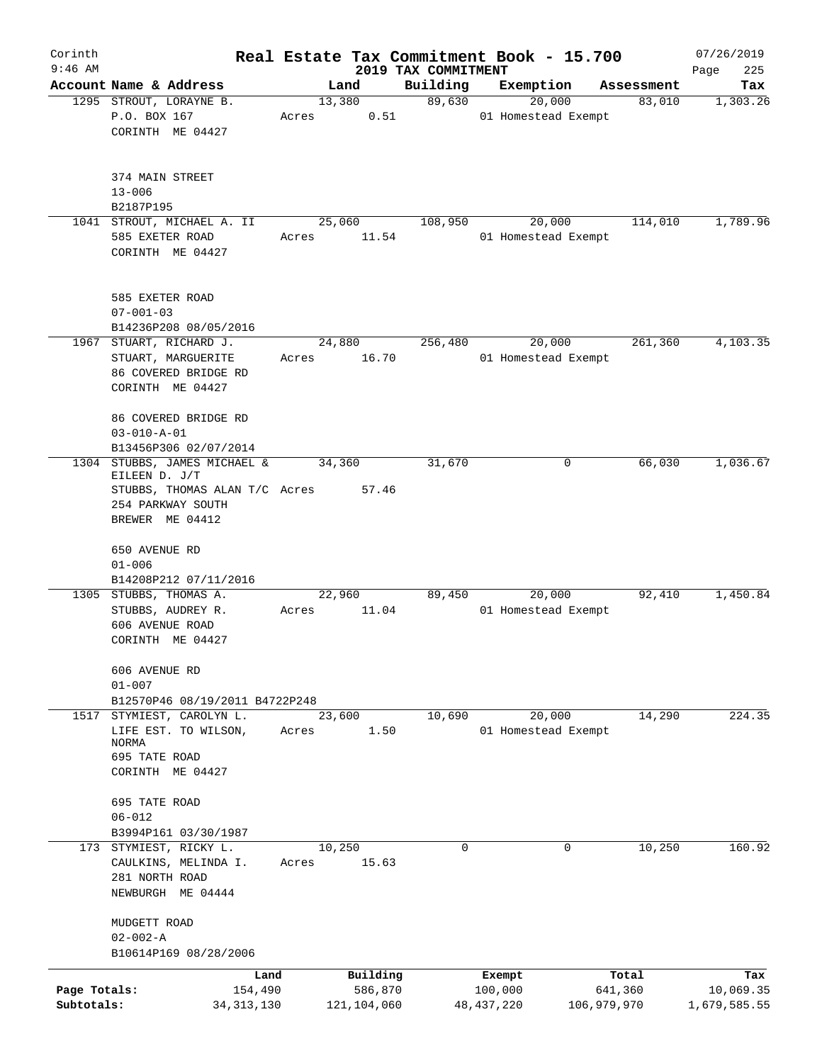# Real Estate Tax Commitment Book - 15.700

Corinth 9:46 AM — 2019 TAX COMMITMENT — 07/26/2019

| Account Name & Address | Land | Building | Exemption | Assessment | Tax |
|---|---|---|---|---|---|
| 1295 STROUT, LORAYNE B.<br>P.O. BOX 167<br>CORINTH ME 04427<br><br>374 MAIN STREET<br>13-006<br>B2187P195 | 13,380<br>Acres 0.51 | 89,630 | 20,000<br>01 Homestead Exempt | 83,010 | 1,303.26 |
| 1041 STROUT, MICHAEL A. II<br>585 EXETER ROAD<br>CORINTH ME 04427<br><br>585 EXETER ROAD<br>07-001-03<br>B14236P208 08/05/2016 | 25,060<br>Acres 11.54 | 108,950 | 20,000<br>01 Homestead Exempt | 114,010 | 1,789.96 |
| 1967 STUART, RICHARD J.<br>STUART, MARGUERITE<br>86 COVERED BRIDGE RD<br>CORINTH ME 04427<br><br>86 COVERED BRIDGE RD<br>03-010-A-01<br>B13456P306 02/07/2014 | 24,880<br>Acres 16.70 | 256,480 | 20,000<br>01 Homestead Exempt | 261,360 | 4,103.35 |
| 1304 STUBBS, JAMES MICHAEL & EILEEN D. J/T<br>STUBBS, THOMAS ALAN T/C<br>254 PARKWAY SOUTH<br>BREWER ME 04412<br><br>650 AVENUE RD<br>01-006<br>B14208P212 07/11/2016 | 34,360<br>Acres 57.46 | 31,670 | 0 | 66,030 | 1,036.67 |
| 1305 STUBBS, THOMAS A.<br>STUBBS, AUDREY R.<br>606 AVENUE ROAD<br>CORINTH ME 04427<br><br>606 AVENUE RD<br>01-007<br>B12570P46 08/19/2011 B4722P248 | 22,960<br>Acres 11.04 | 89,450 | 20,000<br>01 Homestead Exempt | 92,410 | 1,450.84 |
| 1517 STYMIEST, CAROLYN L.<br>LIFE EST. TO WILSON, NORMA<br>695 TATE ROAD<br>CORINTH ME 04427<br><br>695 TATE ROAD<br>06-012<br>B3994P161 03/30/1987 | 23,600<br>Acres 1.50 | 10,690 | 20,000<br>01 Homestead Exempt | 14,290 | 224.35 |
| 173 STYMIEST, RICKY L.<br>CAULKINS, MELINDA I.<br>281 NORTH ROAD<br>NEWBURGH ME 04444<br><br>MUDGETT ROAD<br>02-002-A<br>B10614P169 08/28/2006 | 10,250<br>Acres 15.63 | 0 | 0 | 10,250 | 160.92 |

| | Land | Building | Exempt | Total | Tax |
|---|---|---|---|---|---|
| Page Totals: | 154,490 | 586,870 | 100,000 | 641,360 | 10,069.35 |
| Subtotals: | 34,313,130 | 121,104,060 | 48,437,220 | 106,979,970 | 1,679,585.55 |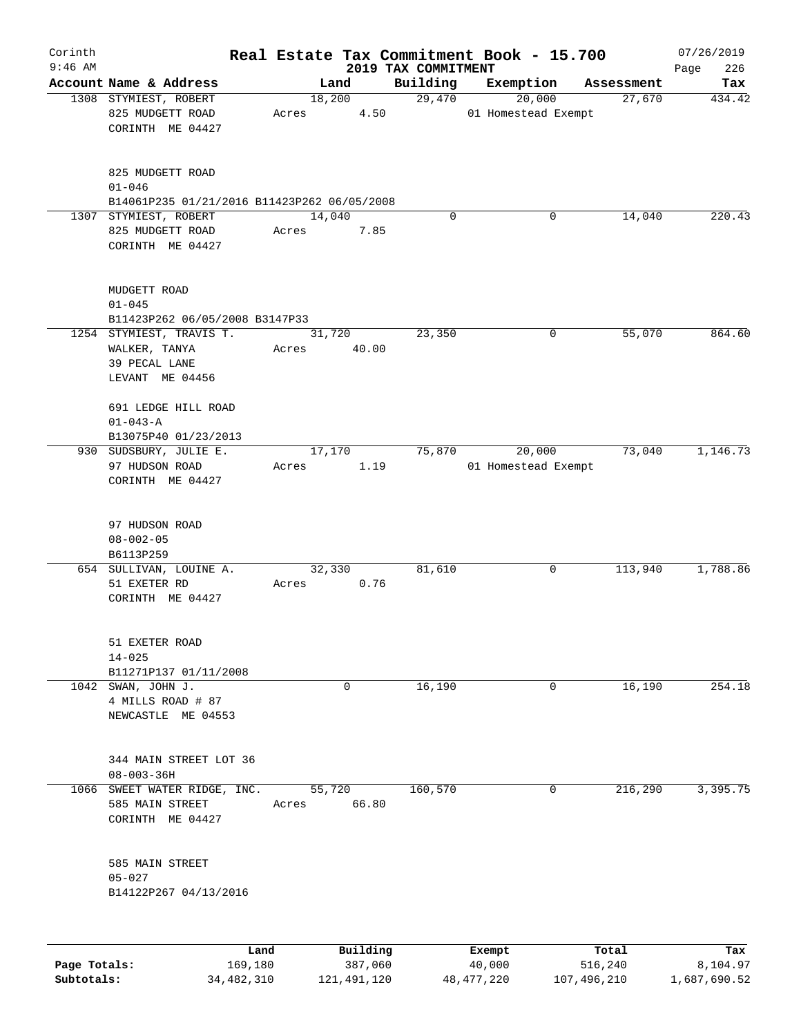# Real Estate Tax Commitment Book - 15.700

Corinth
9:46 AM

2019 TAX COMMITMENT

07/26/2019

| Account Name & Address | Land | Building | Exemption | Assessment | Tax |
|---|---|---|---|---|---|
| 1308 STYMIEST, ROBERT<br>825 MUDGETT ROAD<br>CORINTH ME 04427<br><br>825 MUDGETT ROAD<br>01-046<br>B14061P235 01/21/2016 B11423P262 06/05/2008 | 18,200<br>Acres 4.50 | 29,470 | 20,000<br>01 Homestead Exempt | 27,670 | 434.42 |
| 1307 STYMIEST, ROBERT<br>825 MUDGETT ROAD<br>CORINTH ME 04427<br><br>MUDGETT ROAD<br>01-045<br>B11423P262 06/05/2008 B3147P33 | 14,040<br>Acres 7.85 | 0 | 0 | 14,040 | 220.43 |
| 1254 STYMIEST, TRAVIS T.<br>WALKER, TANYA<br>39 PECAL LANE<br>LEVANT ME 04456<br><br>691 LEDGE HILL ROAD<br>01-043-A<br>B13075P40 01/23/2013 | 31,720<br>Acres 40.00 | 23,350 | 0 | 55,070 | 864.60 |
| 930 SUDSBURY, JULIE E.<br>97 HUDSON ROAD<br>CORINTH ME 04427<br><br>97 HUDSON ROAD<br>08-002-05<br>B6113P259 | 17,170<br>Acres 1.19 | 75,870 | 20,000<br>01 Homestead Exempt | 73,040 | 1,146.73 |
| 654 SULLIVAN, LOUINE A.<br>51 EXETER RD<br>CORINTH ME 04427<br><br>51 EXETER ROAD<br>14-025<br>B11271P137 01/11/2008 | 32,330<br>Acres 0.76 | 81,610 | 0 | 113,940 | 1,788.86 |
| 1042 SWAN, JOHN J.<br>4 MILLS ROAD # 87<br>NEWCASTLE ME 04553<br><br>344 MAIN STREET LOT 36<br>08-003-36H | 0 | 16,190 | 0 | 16,190 | 254.18 |
| 1066 SWEET WATER RIDGE, INC.<br>585 MAIN STREET<br>CORINTH ME 04427<br><br>585 MAIN STREET<br>05-027<br>B14122P267 04/13/2016 | 55,720<br>Acres 66.80 | 160,570 | 0 | 216,290 | 3,395.75 |

| | Land | Building | Exempt | Total | Tax |
|---|---|---|---|---|---|
| Page Totals: | 169,180 | 387,060 | 40,000 | 516,240 | 8,104.97 |
| Subtotals: | 34,482,310 | 121,491,120 | 48,477,220 | 107,496,210 | 1,687,690.52 |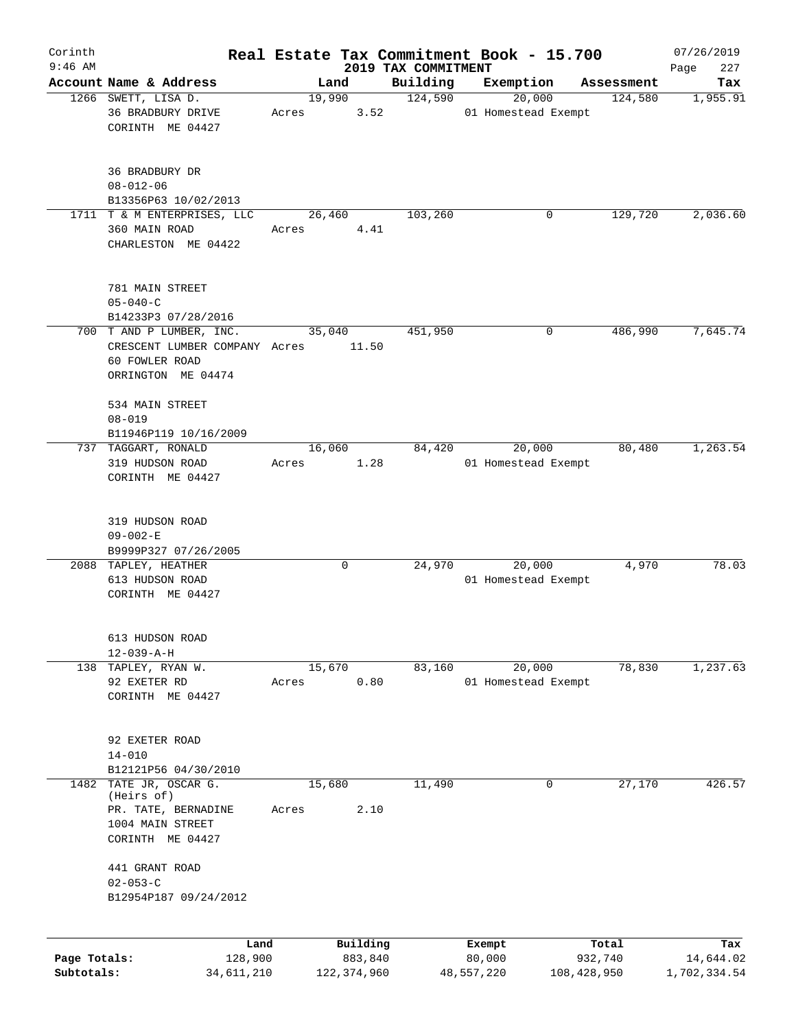# Real Estate Tax Commitment Book - 15.700

Corinth 9:46 AM — 2019 TAX COMMITMENT — 07/26/2019

| Account | Name & Address | Land | Building | Exemption | Assessment | Tax |
|---|---|---|---|---|---|---|
| 1266 | SWETT, LISA D.<br>36 BRADBURY DRIVE<br>CORINTH ME 04427<br><br>36 BRADBURY DR<br>08-012-06<br>B13356P63 10/02/2013 | 19,990<br>Acres 3.52 | 124,590 | 20,000<br>01 Homestead Exempt | 124,580 | 1,955.91 |
| 1711 | T & M ENTERPRISES, LLC<br>360 MAIN ROAD<br>CHARLESTON ME 04422<br><br>781 MAIN STREET<br>05-040-C<br>B14233P3 07/28/2016 | 26,460<br>Acres 4.41 | 103,260 | 0 | 129,720 | 2,036.60 |
| 700 | T AND P LUMBER, INC.<br>CRESCENT LUMBER COMPANY<br>60 FOWLER ROAD<br>ORRINGTON ME 04474<br><br>534 MAIN STREET<br>08-019<br>B11946P119 10/16/2009 | 35,040<br>Acres 11.50 | 451,950 | 0 | 486,990 | 7,645.74 |
| 737 | TAGGART, RONALD<br>319 HUDSON ROAD<br>CORINTH ME 04427<br><br>319 HUDSON ROAD<br>09-002-E<br>B9999P327 07/26/2005 | 16,060<br>Acres 1.28 | 84,420 | 20,000<br>01 Homestead Exempt | 80,480 | 1,263.54 |
| 2088 | TAPLEY, HEATHER<br>613 HUDSON ROAD<br>CORINTH ME 04427<br><br>613 HUDSON ROAD<br>12-039-A-H | 0 | 24,970 | 20,000<br>01 Homestead Exempt | 4,970 | 78.03 |
| 138 | TAPLEY, RYAN W.<br>92 EXETER RD<br>CORINTH ME 04427<br><br>92 EXETER ROAD<br>14-010<br>B12121P56 04/30/2010 | 15,670<br>Acres 0.80 | 83,160 | 20,000<br>01 Homestead Exempt | 78,830 | 1,237.63 |
| 1482 | TATE JR, OSCAR G. (Heirs of)<br>PR. TATE, BERNADINE<br>1004 MAIN STREET<br>CORINTH ME 04427<br><br>441 GRANT ROAD<br>02-053-C<br>B12954P187 09/24/2012 | 15,680<br>Acres 2.10 | 11,490 | 0 | 27,170 | 426.57 |

| | Land | Building | Exempt | Total | Tax |
|---|---|---|---|---|---|
| Page Totals: | 128,900 | 883,840 | 80,000 | 932,740 | 14,644.02 |
| Subtotals: | 34,611,210 | 122,374,960 | 48,557,220 | 108,428,950 | 1,702,334.54 |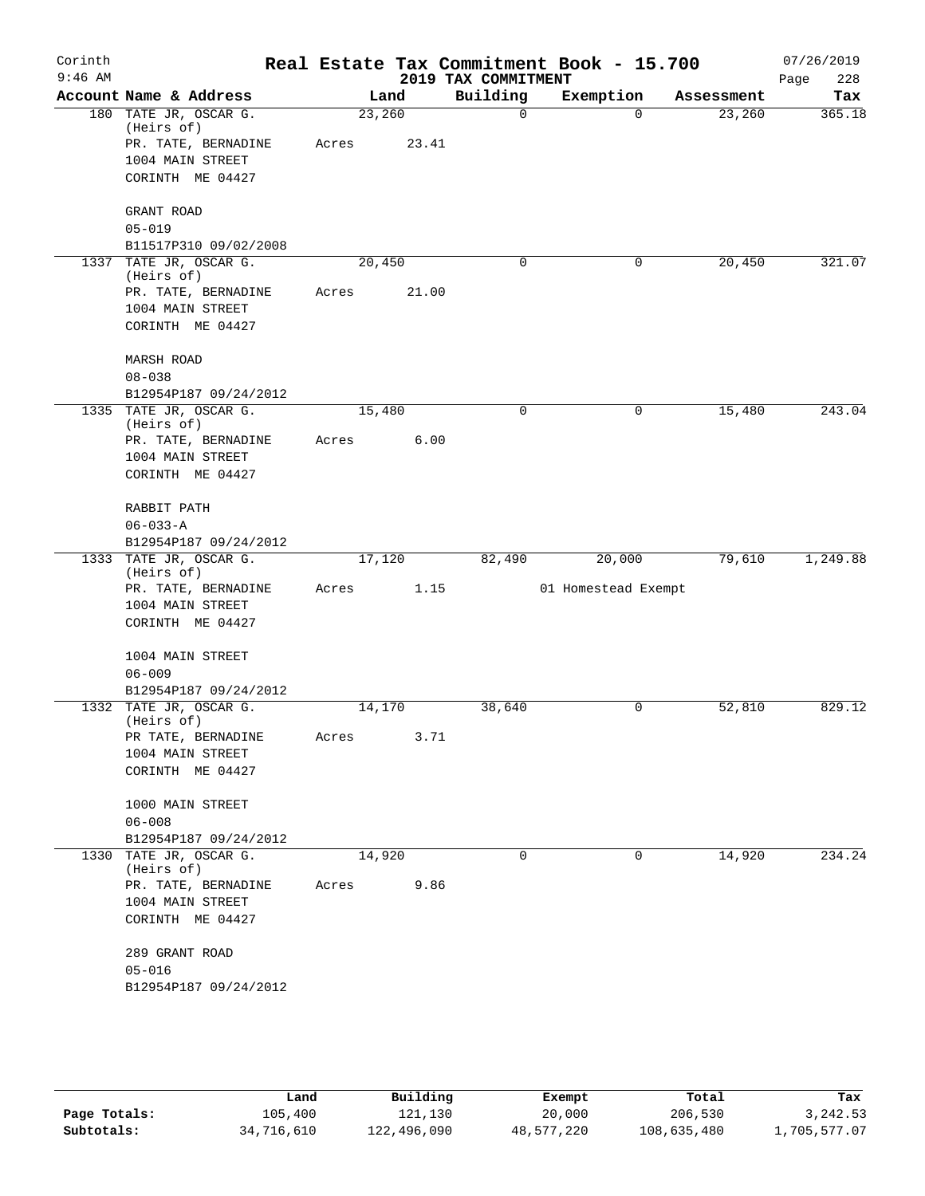# Corinth — Real Estate Tax Commitment Book - 15.700

9:46 AM — 2019 TAX COMMITMENT — 07/26/2019

| Account Name & Address | Land | Building | Exemption | Assessment | Tax |
|---|---|---|---|---|---|
| 180 TATE JR, OSCAR G. (Heirs of) PR. TATE, BERNADINE 1004 MAIN STREET CORINTH ME 04427 GRANT ROAD 05-019 B11517P310 09/02/2008 | 23,260 Acres 23.41 | 0 | 0 | 23,260 | 365.18 |
| 1337 TATE JR, OSCAR G. (Heirs of) PR. TATE, BERNADINE 1004 MAIN STREET CORINTH ME 04427 MARSH ROAD 08-038 B12954P187 09/24/2012 | 20,450 Acres 21.00 | 0 | 0 | 20,450 | 321.07 |
| 1335 TATE JR, OSCAR G. (Heirs of) PR. TATE, BERNADINE 1004 MAIN STREET CORINTH ME 04427 RABBIT PATH 06-033-A B12954P187 09/24/2012 | 15,480 Acres 6.00 | 0 | 0 | 15,480 | 243.04 |
| 1333 TATE JR, OSCAR G. (Heirs of) PR. TATE, BERNADINE 1004 MAIN STREET CORINTH ME 04427 1004 MAIN STREET 06-009 B12954P187 09/24/2012 | 17,120 Acres 1.15 | 82,490 | 20,000 01 Homestead Exempt | 79,610 | 1,249.88 |
| 1332 TATE JR, OSCAR G. (Heirs of) PR TATE, BERNADINE 1004 MAIN STREET CORINTH ME 04427 1000 MAIN STREET 06-008 B12954P187 09/24/2012 | 14,170 Acres 3.71 | 38,640 | 0 | 52,810 | 829.12 |
| 1330 TATE JR, OSCAR G. (Heirs of) PR. TATE, BERNADINE 1004 MAIN STREET CORINTH ME 04427 289 GRANT ROAD 05-016 B12954P187 09/24/2012 | 14,920 Acres 9.86 | 0 | 0 | 14,920 | 234.24 |

| | Land | Building | Exempt | Total | Tax |
|---|---|---|---|---|---|
| Page Totals: | 105,400 | 121,130 | 20,000 | 206,530 | 3,242.53 |
| Subtotals: | 34,716,610 | 122,496,090 | 48,577,220 | 108,635,480 | 1,705,577.07 |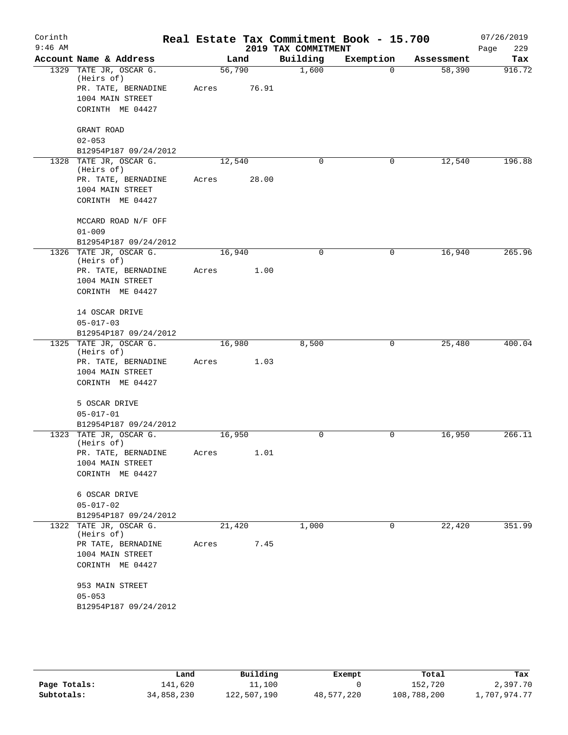Corinth 9:46 AM

# Real Estate Tax Commitment Book - 15.700

## 2019 TAX COMMITMENT

07/26/2019

| Account Name & Address | Land | Building | Exemption | Assessment | Tax |
|---|---|---|---|---|---|
| 1329 TATE JR, OSCAR G. (Heirs of) | 56,790 | 1,600 | 0 | 58,390 | 916.72 |
| PR. TATE, BERNADINE | Acres 76.91 | | | | |
| 1004 MAIN STREET | | | | | |
| CORINTH ME 04427 | | | | | |
| GRANT ROAD | | | | | |
| 02-053 | | | | | |
| B12954P187 09/24/2012 | | | | | |
| 1328 TATE JR, OSCAR G. (Heirs of) | 12,540 | 0 | 0 | 12,540 | 196.88 |
| PR. TATE, BERNADINE | Acres 28.00 | | | | |
| 1004 MAIN STREET | | | | | |
| CORINTH ME 04427 | | | | | |
| MCCARD ROAD N/F OFF | | | | | |
| 01-009 | | | | | |
| B12954P187 09/24/2012 | | | | | |
| 1326 TATE JR, OSCAR G. (Heirs of) | 16,940 | 0 | 0 | 16,940 | 265.96 |
| PR. TATE, BERNADINE | Acres 1.00 | | | | |
| 1004 MAIN STREET | | | | | |
| CORINTH ME 04427 | | | | | |
| 14 OSCAR DRIVE | | | | | |
| 05-017-03 | | | | | |
| B12954P187 09/24/2012 | | | | | |
| 1325 TATE JR, OSCAR G. (Heirs of) | 16,980 | 8,500 | 0 | 25,480 | 400.04 |
| PR. TATE, BERNADINE | Acres 1.03 | | | | |
| 1004 MAIN STREET | | | | | |
| CORINTH ME 04427 | | | | | |
| 5 OSCAR DRIVE | | | | | |
| 05-017-01 | | | | | |
| B12954P187 09/24/2012 | | | | | |
| 1323 TATE JR, OSCAR G. (Heirs of) | 16,950 | 0 | 0 | 16,950 | 266.11 |
| PR. TATE, BERNADINE | Acres 1.01 | | | | |
| 1004 MAIN STREET | | | | | |
| CORINTH ME 04427 | | | | | |
| 6 OSCAR DRIVE | | | | | |
| 05-017-02 | | | | | |
| B12954P187 09/24/2012 | | | | | |
| 1322 TATE JR, OSCAR G. (Heirs of) | 21,420 | 1,000 | 0 | 22,420 | 351.99 |
| PR TATE, BERNADINE | Acres 7.45 | | | | |
| 1004 MAIN STREET | | | | | |
| CORINTH ME 04427 | | | | | |
| 953 MAIN STREET | | | | | |
| 05-053 | | | | | |
| B12954P187 09/24/2012 | | | | | |

| | Land | Building | Exempt | Total | Tax |
|---|---|---|---|---|---|
| Page Totals: | 141,620 | 11,100 | 0 | 152,720 | 2,397.70 |
| Subtotals: | 34,858,230 | 122,507,190 | 48,577,220 | 108,788,200 | 1,707,974.77 |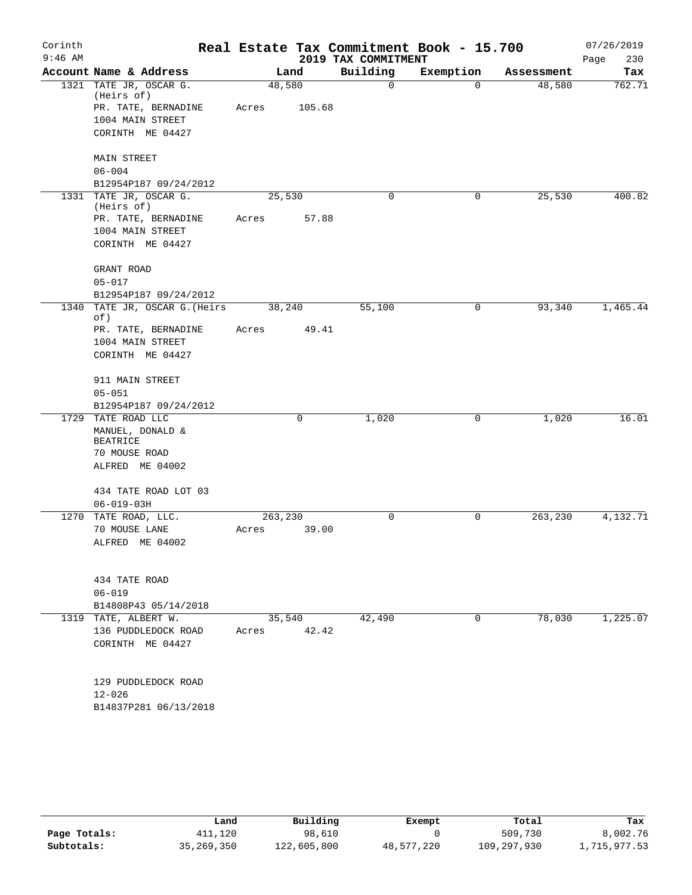Corinth
9:46 AM

# Real Estate Tax Commitment Book - 15.700

07/26/2019
Page 230

2019 TAX COMMITMENT

| Account Name & Address | Land | Building | Exemption | Assessment | Tax |
|---|---|---|---|---|---|
| 1321 TATE JR, OSCAR G. (Heirs of)<br>PR. TATE, BERNADINE<br>1004 MAIN STREET<br>CORINTH ME 04427<br><br>MAIN STREET<br>06-004<br>B12954P187 09/24/2012 | 48,580<br>Acres 105.68 | 0 | 0 | 48,580 | 762.71 |
| 1331 TATE JR, OSCAR G. (Heirs of)<br>PR. TATE, BERNADINE<br>1004 MAIN STREET<br>CORINTH ME 04427<br><br>GRANT ROAD<br>05-017<br>B12954P187 09/24/2012 | 25,530<br>Acres 57.88 | 0 | 0 | 25,530 | 400.82 |
| 1340 TATE JR, OSCAR G.(Heirs of)<br>PR. TATE, BERNADINE<br>1004 MAIN STREET<br>CORINTH ME 04427<br><br>911 MAIN STREET<br>05-051<br>B12954P187 09/24/2012 | 38,240<br>Acres 49.41 | 55,100 | 0 | 93,340 | 1,465.44 |
| 1729 TATE ROAD LLC<br>MANUEL, DONALD & BEATRICE<br>70 MOUSE ROAD<br>ALFRED ME 04002<br><br>434 TATE ROAD LOT 03<br>06-019-03H | 0 | 1,020 | 0 | 1,020 | 16.01 |
| 1270 TATE ROAD, LLC.<br>70 MOUSE LANE<br>ALFRED ME 04002<br><br>434 TATE ROAD<br>06-019<br>B14808P43 05/14/2018 | 263,230<br>Acres 39.00 | 0 | 0 | 263,230 | 4,132.71 |
| 1319 TATE, ALBERT W.<br>136 PUDDLEDOCK ROAD<br>CORINTH ME 04427<br><br>129 PUDDLEDOCK ROAD<br>12-026<br>B14837P281 06/13/2018 | 35,540<br>Acres 42.42 | 42,490 | 0 | 78,030 | 1,225.07 |

| | Land | Building | Exempt | Total | Tax |
|---|---|---|---|---|---|
| Page Totals: | 411,120 | 98,610 | 0 | 509,730 | 8,002.76 |
| Subtotals: | 35,269,350 | 122,605,800 | 48,577,220 | 109,297,930 | 1,715,977.53 |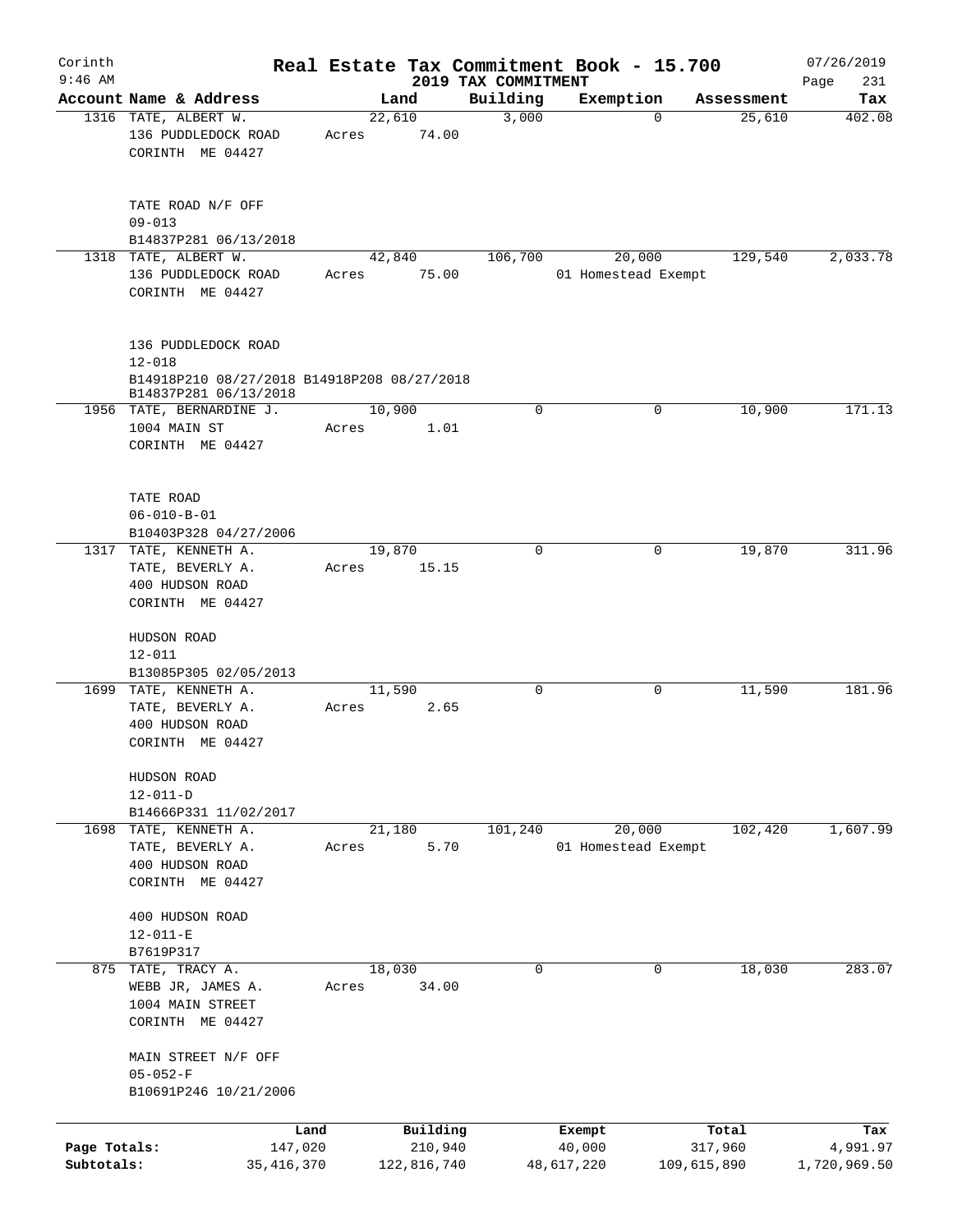Corinth
9:46 AM

# Real Estate Tax Commitment Book - 15.700

## 2019 TAX COMMITMENT

07/26/2019

| Account | Name & Address | Land | Building | Exemption | Assessment | Tax |
|---|---|---|---|---|---|---|
| 1316 | TATE, ALBERT W.<br>136 PUDDLEDOCK ROAD<br>CORINTH ME 04427<br><br>TATE ROAD N/F OFF<br>09-013<br>B14837P281 06/13/2018 | 22,610<br>Acres 74.00 | 3,000 | 0 | 25,610 | 402.08 |
| 1318 | TATE, ALBERT W.<br>136 PUDDLEDOCK ROAD<br>CORINTH ME 04427<br><br>136 PUDDLEDOCK ROAD<br>12-018<br>B14918P210 08/27/2018 B14918P208 08/27/2018<br>B14837P281 06/13/2018 | 42,840<br>Acres 75.00 | 106,700 | 20,000<br>01 Homestead Exempt | 129,540 | 2,033.78 |
| 1956 | TATE, BERNARDINE J.<br>1004 MAIN ST<br>CORINTH ME 04427<br><br>TATE ROAD<br>06-010-B-01<br>B10403P328 04/27/2006 | 10,900<br>Acres 1.01 | 0 | 0 | 10,900 | 171.13 |
| 1317 | TATE, KENNETH A.<br>TATE, BEVERLY A.<br>400 HUDSON ROAD<br>CORINTH ME 04427<br><br>HUDSON ROAD<br>12-011<br>B13085P305 02/05/2013 | 19,870<br>Acres 15.15 | 0 | 0 | 19,870 | 311.96 |
| 1699 | TATE, KENNETH A.<br>TATE, BEVERLY A.<br>400 HUDSON ROAD<br>CORINTH ME 04427<br><br>HUDSON ROAD<br>12-011-D<br>B14666P331 11/02/2017 | 11,590<br>Acres 2.65 | 0 | 0 | 11,590 | 181.96 |
| 1698 | TATE, KENNETH A.<br>TATE, BEVERLY A.<br>400 HUDSON ROAD<br>CORINTH ME 04427<br><br>400 HUDSON ROAD<br>12-011-E<br>B7619P317 | 21,180<br>Acres 5.70 | 101,240 | 20,000<br>01 Homestead Exempt | 102,420 | 1,607.99 |
| 875 | TATE, TRACY A.<br>WEBB JR, JAMES A.<br>1004 MAIN STREET<br>CORINTH ME 04427<br><br>MAIN STREET N/F OFF<br>05-052-F<br>B10691P246 10/21/2006 | 18,030<br>Acres 34.00 | 0 | 0 | 18,030 | 283.07 |

| | Land | Building | Exempt | Total | Tax |
|---|---|---|---|---|---|
| Page Totals: | 147,020 | 210,940 | 40,000 | 317,960 | 4,991.97 |
| Subtotals: | 35,416,370 | 122,816,740 | 48,617,220 | 109,615,890 | 1,720,969.50 |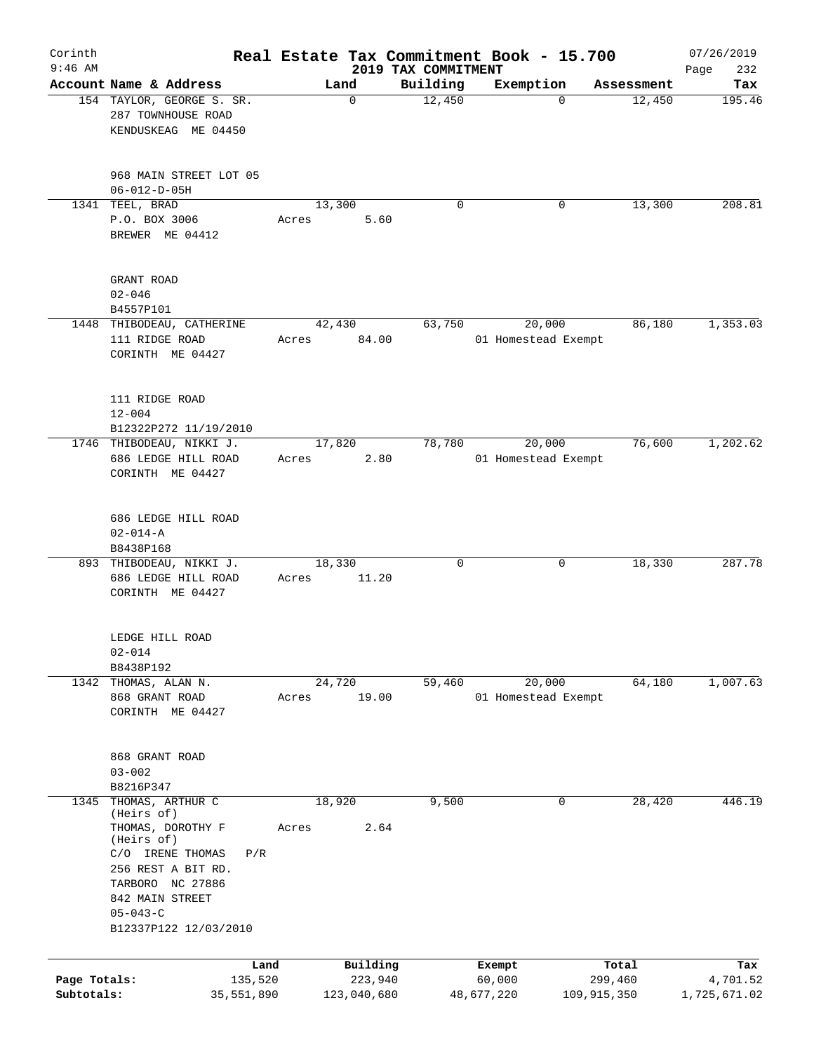# Corinth — Real Estate Tax Commitment Book - 15.700

9:46 AM — 2019 TAX COMMITMENT — 07/26/2019

| Account Name & Address | Land | Building | Exemption | Assessment | Tax |
|---|---|---|---|---|---|
| 154 TAYLOR, GEORGE S. SR.<br>287 TOWNHOUSE ROAD<br>KENDUSKEAG ME 04450<br><br>968 MAIN STREET LOT 05<br>06-012-D-05H | 0 | 12,450 | 0 | 12,450 | 195.46 |
| 1341 TEEL, BRAD<br>P.O. BOX 3006<br>BREWER ME 04412<br><br>GRANT ROAD<br>02-046<br>B4557P101 | 13,300<br>Acres 5.60 | 0 | 0 | 13,300 | 208.81 |
| 1448 THIBODEAU, CATHERINE<br>111 RIDGE ROAD<br>CORINTH ME 04427<br><br>111 RIDGE ROAD<br>12-004<br>B12322P272 11/19/2010 | 42,430<br>Acres 84.00 | 63,750 | 20,000<br>01 Homestead Exempt | 86,180 | 1,353.03 |
| 1746 THIBODEAU, NIKKI J.<br>686 LEDGE HILL ROAD<br>CORINTH ME 04427<br><br>686 LEDGE HILL ROAD<br>02-014-A<br>B8438P168 | 17,820<br>Acres 2.80 | 78,780 | 20,000<br>01 Homestead Exempt | 76,600 | 1,202.62 |
| 893 THIBODEAU, NIKKI J.<br>686 LEDGE HILL ROAD<br>CORINTH ME 04427<br><br>LEDGE HILL ROAD<br>02-014<br>B8438P192 | 18,330<br>Acres 11.20 | 0 | 0 | 18,330 | 287.78 |
| 1342 THOMAS, ALAN N.<br>868 GRANT ROAD<br>CORINTH ME 04427<br><br>868 GRANT ROAD<br>03-002<br>B8216P347 | 24,720<br>Acres 19.00 | 59,460 | 20,000<br>01 Homestead Exempt | 64,180 | 1,007.63 |
| 1345 THOMAS, ARTHUR C (Heirs of)<br>THOMAS, DOROTHY F (Heirs of)<br>C/O IRENE THOMAS P/R<br>256 REST A BIT RD.<br>TARBORO NC 27886<br>842 MAIN STREET<br>05-043-C<br>B12337P122 12/03/2010 | 18,920<br>Acres 2.64 | 9,500 | 0 | 28,420 | 446.19 |

| | Land | Building | Exempt | Total | Tax |
|---|---|---|---|---|---|
| Page Totals: | 135,520 | 223,940 | 60,000 | 299,460 | 4,701.52 |
| Subtotals: | 35,551,890 | 123,040,680 | 48,677,220 | 109,915,350 | 1,725,671.02 |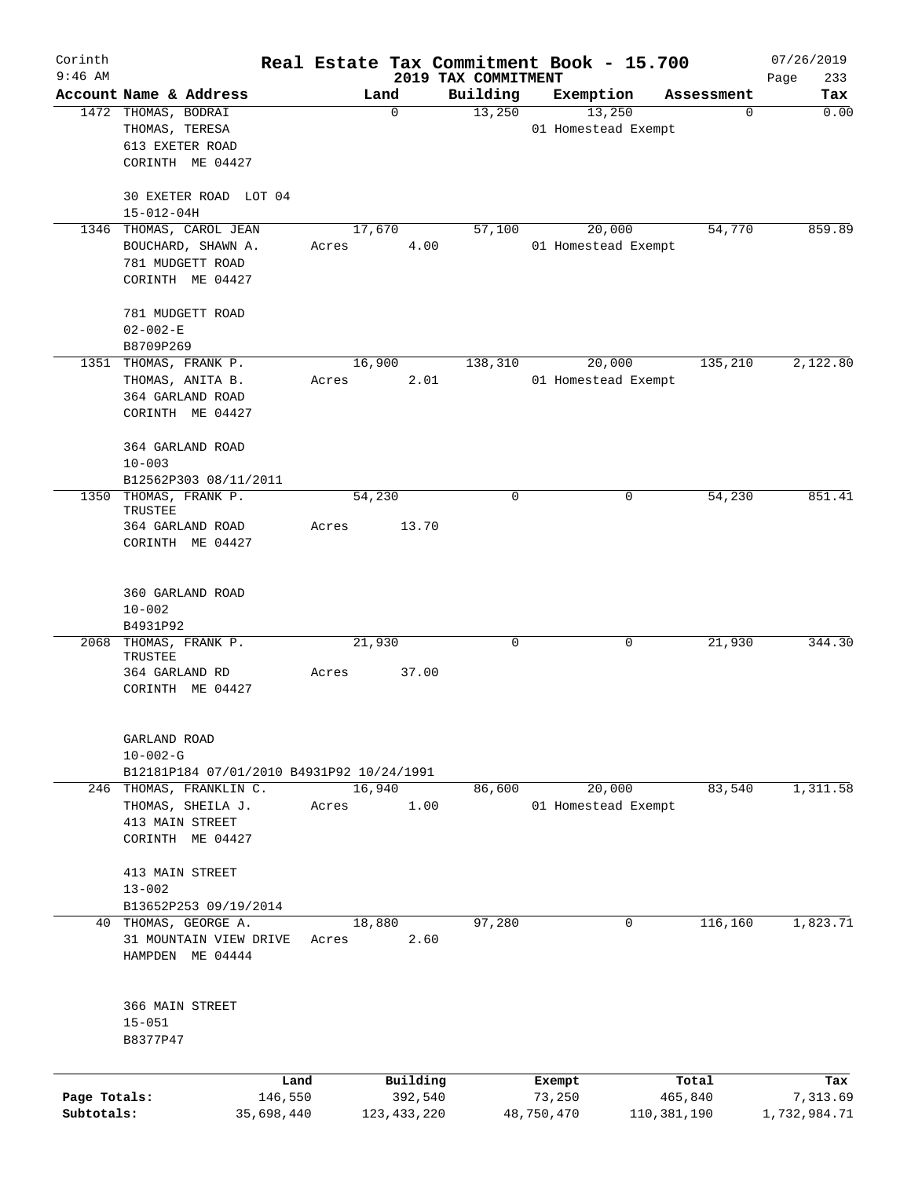Corinth 9:46 AM

# Real Estate Tax Commitment Book - 15.700

## 2019 TAX COMMITMENT

07/26/2019

| Account Name & Address | Land | Building | Exemption | Assessment | Tax |
|---|---|---|---|---|---|
| 1472 THOMAS, BODRAI<br>THOMAS, TERESA<br>613 EXETER ROAD<br>CORINTH ME 04427<br><br>30 EXETER ROAD LOT 04<br>15-012-04H | 0 | 13,250 | 13,250<br>01 Homestead Exempt | 0 | 0.00 |
| 1346 THOMAS, CAROL JEAN<br>BOUCHARD, SHAWN A.<br>781 MUDGETT ROAD<br>CORINTH ME 04427<br><br>781 MUDGETT ROAD<br>02-002-E<br>B8709P269 | 17,670<br>Acres 4.00 | 57,100 | 20,000<br>01 Homestead Exempt | 54,770 | 859.89 |
| 1351 THOMAS, FRANK P.<br>THOMAS, ANITA B.<br>364 GARLAND ROAD<br>CORINTH ME 04427<br><br>364 GARLAND ROAD<br>10-003<br>B12562P303 08/11/2011 | 16,900<br>Acres 2.01 | 138,310 | 20,000<br>01 Homestead Exempt | 135,210 | 2,122.80 |
| 1350 THOMAS, FRANK P.<br>TRUSTEE<br>364 GARLAND ROAD<br>CORINTH ME 04427<br><br>360 GARLAND ROAD<br>10-002<br>B4931P92 | 54,230<br>Acres 13.70 | 0 | 0 | 54,230 | 851.41 |
| 2068 THOMAS, FRANK P.<br>TRUSTEE<br>364 GARLAND RD<br>CORINTH ME 04427<br><br>GARLAND ROAD<br>10-002-G<br>B12181P184 07/01/2010 B4931P92 10/24/1991 | 21,930<br>Acres 37.00 | 0 | 0 | 21,930 | 344.30 |
| 246 THOMAS, FRANKLIN C.<br>THOMAS, SHEILA J.<br>413 MAIN STREET<br>CORINTH ME 04427<br><br>413 MAIN STREET<br>13-002<br>B13652P253 09/19/2014 | 16,940<br>Acres 1.00 | 86,600 | 20,000<br>01 Homestead Exempt | 83,540 | 1,311.58 |
| 40 THOMAS, GEORGE A.<br>31 MOUNTAIN VIEW DRIVE<br>HAMPDEN ME 04444<br><br>366 MAIN STREET<br>15-051<br>B8377P47 | 18,880<br>Acres 2.60 | 97,280 | 0 | 116,160 | 1,823.71 |

| | Land | Building | Exempt | Total | Tax |
|---|---|---|---|---|---|
| Page Totals: | 146,550 | 392,540 | 73,250 | 465,840 | 7,313.69 |
| Subtotals: | 35,698,440 | 123,433,220 | 48,750,470 | 110,381,190 | 1,732,984.71 |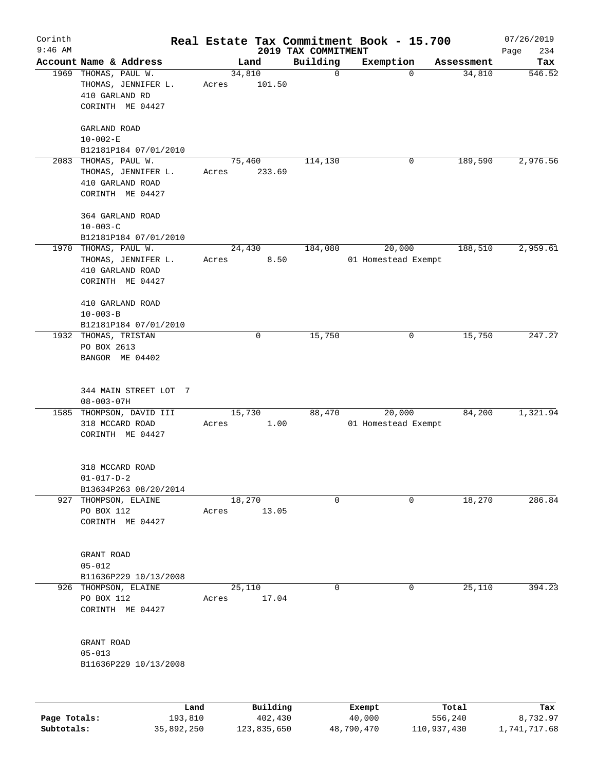Corinth 9:46 AM

# Real Estate Tax Commitment Book - 15.700
## 2019 TAX COMMITMENT

07/26/2019

| Account | Name & Address | Land | Building | Exemption | Assessment | Tax |
|---|---|---|---|---|---|---|
| 1969 | THOMAS, PAUL W.<br>THOMAS, JENNIFER L.<br>410 GARLAND RD<br>CORINTH ME 04427<br><br>GARLAND ROAD<br>10-002-E<br>B12181P184 07/01/2010 | 34,810<br>Acres 101.50 | 0 | 0 | 34,810 | 546.52 |
| 2083 | THOMAS, PAUL W.<br>THOMAS, JENNIFER L.<br>410 GARLAND ROAD<br>CORINTH ME 04427<br><br>364 GARLAND ROAD<br>10-003-C<br>B12181P184 07/01/2010 | 75,460<br>Acres 233.69 | 114,130 | 0 | 189,590 | 2,976.56 |
| 1970 | THOMAS, PAUL W.<br>THOMAS, JENNIFER L.<br>410 GARLAND ROAD<br>CORINTH ME 04427<br><br>410 GARLAND ROAD<br>10-003-B<br>B12181P184 07/01/2010 | 24,430<br>Acres 8.50 | 184,080 | 20,000<br>01 Homestead Exempt | 188,510 | 2,959.61 |
| 1932 | THOMAS, TRISTAN<br>PO BOX 2613<br>BANGOR ME 04402<br><br>344 MAIN STREET LOT 7<br>08-003-07H | 0 | 15,750 | 0 | 15,750 | 247.27 |
| 1585 | THOMPSON, DAVID III<br>318 MCCARD ROAD<br>CORINTH ME 04427<br><br>318 MCCARD ROAD<br>01-017-D-2<br>B13634P263 08/20/2014 | 15,730<br>Acres 1.00 | 88,470 | 20,000<br>01 Homestead Exempt | 84,200 | 1,321.94 |
| 927 | THOMPSON, ELAINE<br>PO BOX 112<br>CORINTH ME 04427<br><br>GRANT ROAD<br>05-012<br>B11636P229 10/13/2008 | 18,270<br>Acres 13.05 | 0 | 0 | 18,270 | 286.84 |
| 926 | THOMPSON, ELAINE<br>PO BOX 112<br>CORINTH ME 04427<br><br>GRANT ROAD<br>05-013<br>B11636P229 10/13/2008 | 25,110<br>Acres 17.04 | 0 | 0 | 25,110 | 394.23 |

| | Land | Building | Exempt | Total | Tax |
|---|---|---|---|---|---|
| Page Totals: | 193,810 | 402,430 | 40,000 | 556,240 | 8,732.97 |
| Subtotals: | 35,892,250 | 123,835,650 | 48,790,470 | 110,937,430 | 1,741,717.68 |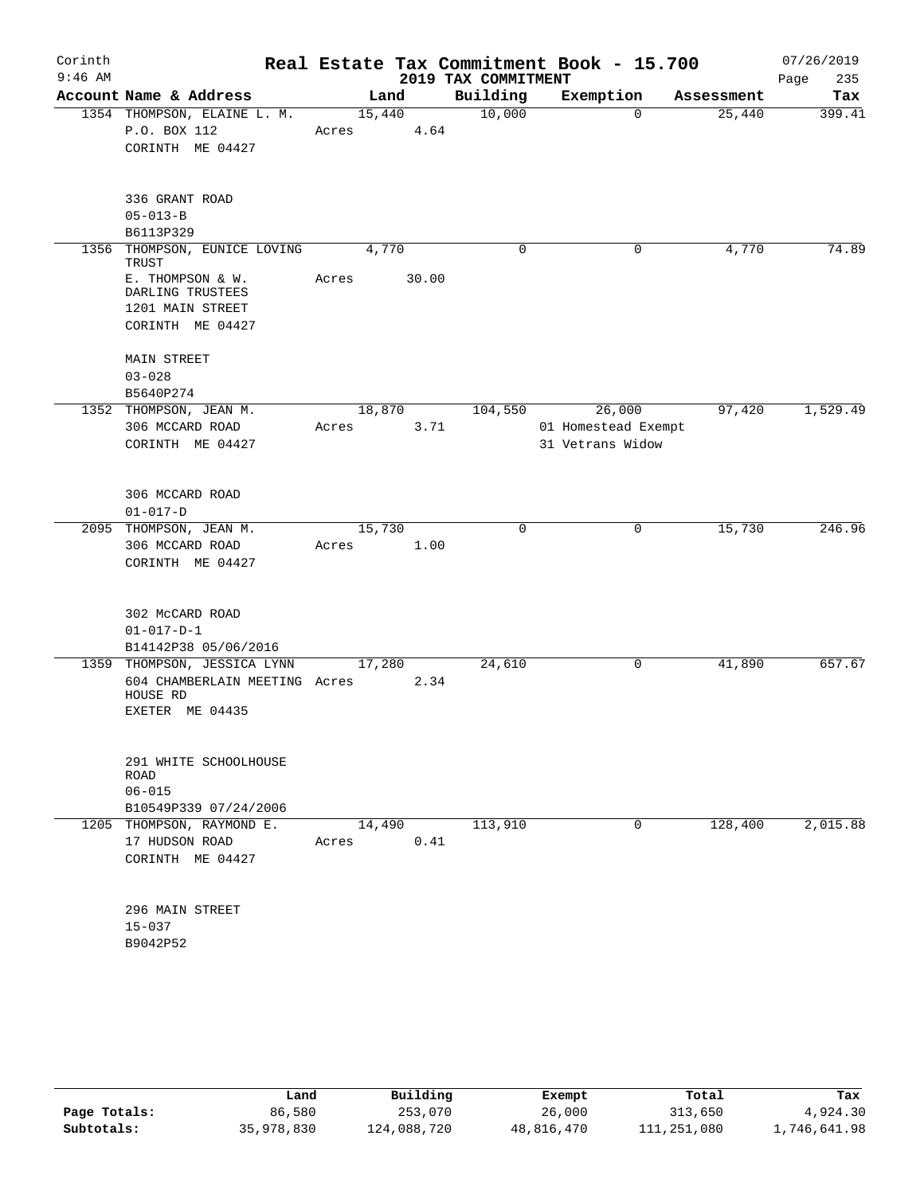# Real Estate Tax Commitment Book - 15.700

Corinth
9:46 AM

2019 TAX COMMITMENT

07/26/2019

| Account Name & Address | Land | Building | Exemption | Assessment | Tax |
|---|---|---|---|---|---|
| 1354 THOMPSON, ELAINE L. M.<br>P.O. BOX 112<br>CORINTH ME 04427<br><br>336 GRANT ROAD<br>05-013-B<br>B6113P329 | 15,440<br>Acres 4.64 | 10,000 | 0 | 25,440 | 399.41 |
| 1356 THOMPSON, EUNICE LOVING TRUST<br>E. THOMPSON & W. DARLING TRUSTEES<br>1201 MAIN STREET<br>CORINTH ME 04427<br><br>MAIN STREET<br>03-028<br>B5640P274 | 4,770<br>Acres 30.00 | 0 | 0 | 4,770 | 74.89 |
| 1352 THOMPSON, JEAN M.<br>306 MCCARD ROAD<br>CORINTH ME 04427<br><br>306 MCCARD ROAD<br>01-017-D | 18,870<br>Acres 3.71 | 104,550 | 26,000<br>01 Homestead Exempt<br>31 Vetrans Widow | 97,420 | 1,529.49 |
| 2095 THOMPSON, JEAN M.<br>306 MCCARD ROAD<br>CORINTH ME 04427<br><br>302 McCARD ROAD<br>01-017-D-1<br>B14142P38 05/06/2016 | 15,730<br>Acres 1.00 | 0 | 0 | 15,730 | 246.96 |
| 1359 THOMPSON, JESSICA LYNN<br>604 CHAMBERLAIN MEETING HOUSE RD<br>EXETER ME 04435<br><br>291 WHITE SCHOOLHOUSE ROAD<br>06-015<br>B10549P339 07/24/2006 | 17,280<br>Acres 2.34 | 24,610 | 0 | 41,890 | 657.67 |
| 1205 THOMPSON, RAYMOND E.<br>17 HUDSON ROAD<br>CORINTH ME 04427<br><br>296 MAIN STREET<br>15-037<br>B9042P52 | 14,490<br>Acres 0.41 | 113,910 | 0 | 128,400 | 2,015.88 |

| | Land | Building | Exempt | Total | Tax |
|---|---|---|---|---|---|
| Page Totals: | 86,580 | 253,070 | 26,000 | 313,650 | 4,924.30 |
| Subtotals: | 35,978,830 | 124,088,720 | 48,816,470 | 111,251,080 | 1,746,641.98 |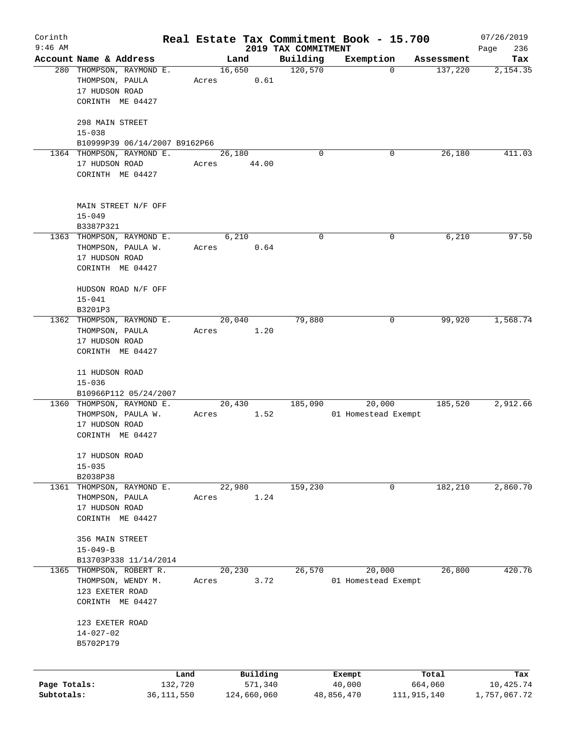Corinth 9:46 AM

# Real Estate Tax Commitment Book - 15.700

## 2019 TAX COMMITMENT

07/26/2019

| Account Name & Address | Land | Building | Exemption | Assessment | Tax |
|---|---|---|---|---|---|
| 280 THOMPSON, RAYMOND E.<br>THOMPSON, PAULA<br>17 HUDSON ROAD<br>CORINTH ME 04427<br><br>298 MAIN STREET<br>15-038<br>B10999P39 06/14/2007 B9162P66 | 16,650<br>Acres 0.61 | 120,570 | 0 | 137,220 | 2,154.35 |
| 1364 THOMPSON, RAYMOND E.<br>17 HUDSON ROAD<br>CORINTH ME 04427<br><br>MAIN STREET N/F OFF<br>15-049<br>B3387P321 | 26,180<br>Acres 44.00 | 0 | 0 | 26,180 | 411.03 |
| 1363 THOMPSON, RAYMOND E.<br>THOMPSON, PAULA W.<br>17 HUDSON ROAD<br>CORINTH ME 04427<br><br>HUDSON ROAD N/F OFF<br>15-041<br>B3201P3 | 6,210<br>Acres 0.64 | 0 | 0 | 6,210 | 97.50 |
| 1362 THOMPSON, RAYMOND E.<br>THOMPSON, PAULA<br>17 HUDSON ROAD<br>CORINTH ME 04427<br><br>11 HUDSON ROAD<br>15-036<br>B10966P112 05/24/2007 | 20,040<br>Acres 1.20 | 79,880 | 0 | 99,920 | 1,568.74 |
| 1360 THOMPSON, RAYMOND E.<br>THOMPSON, PAULA W.<br>17 HUDSON ROAD<br>CORINTH ME 04427<br><br>17 HUDSON ROAD<br>15-035<br>B2038P38 | 20,430<br>Acres 1.52 | 185,090 | 20,000<br>01 Homestead Exempt | 185,520 | 2,912.66 |
| 1361 THOMPSON, RAYMOND E.<br>THOMPSON, PAULA<br>17 HUDSON ROAD<br>CORINTH ME 04427<br><br>356 MAIN STREET<br>15-049-B<br>B13703P338 11/14/2014 | 22,980<br>Acres 1.24 | 159,230 | 0 | 182,210 | 2,860.70 |
| 1365 THOMPSON, ROBERT R.<br>THOMPSON, WENDY M.<br>123 EXETER ROAD<br>CORINTH ME 04427<br><br>123 EXETER ROAD<br>14-027-02<br>B5702P179 | 20,230<br>Acres 3.72 | 26,570 | 20,000<br>01 Homestead Exempt | 26,800 | 420.76 |

| | Land | Building | Exempt | Total | Tax |
|---|---|---|---|---|---|
| Page Totals: | 132,720 | 571,340 | 40,000 | 664,060 | 10,425.74 |
| Subtotals: | 36,111,550 | 124,660,060 | 48,856,470 | 111,915,140 | 1,757,067.72 |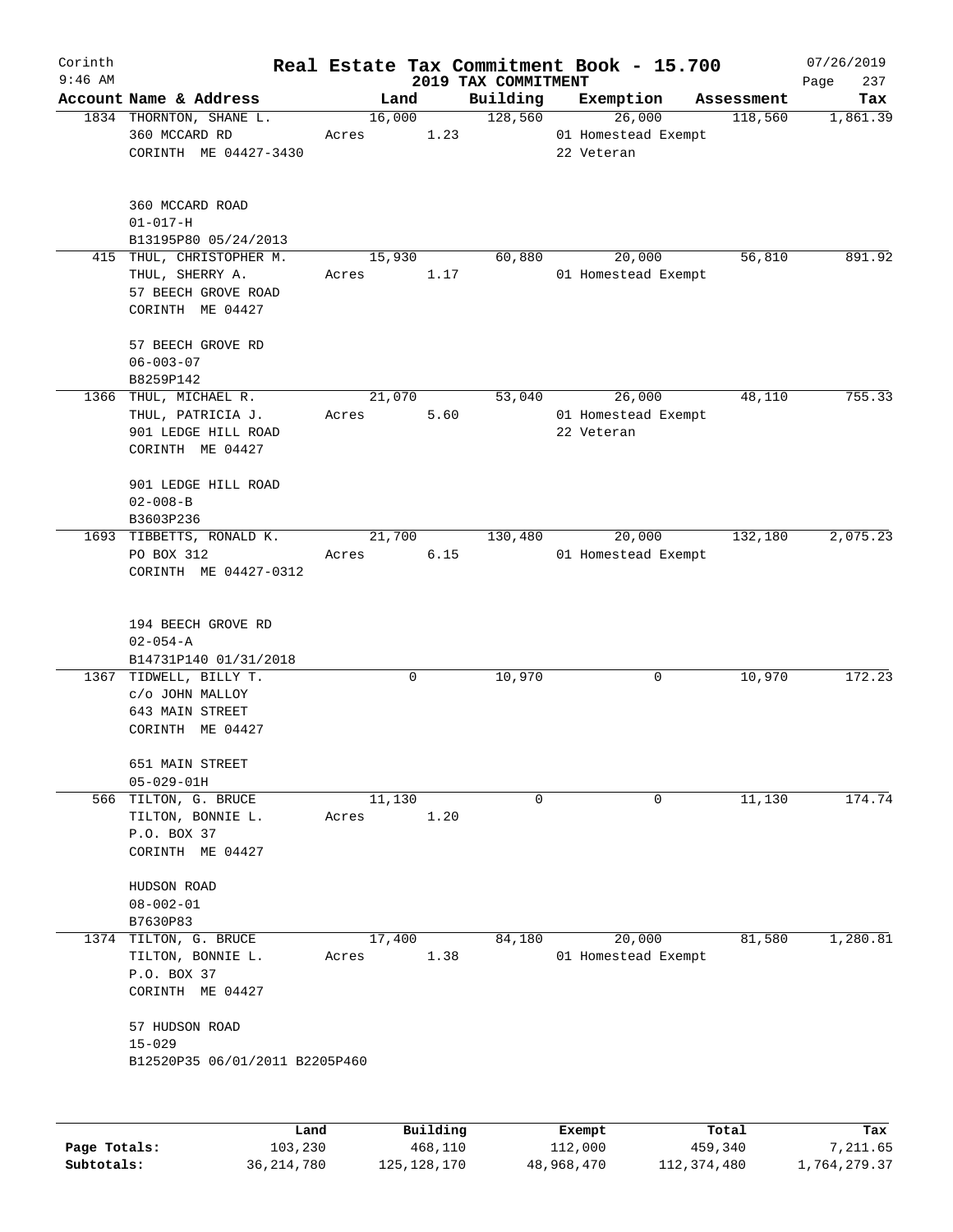Corinth
9:46 AM

# Real Estate Tax Commitment Book - 15.700

## 2019 TAX COMMITMENT

07/26/2019

| Account Name & Address | Land | Building | Exemption | Assessment | Tax |
|---|---|---|---|---|---|
| 1834 THORNTON, SHANE L.<br>360 MCCARD RD<br>CORINTH ME 04427-3430<br><br>360 MCCARD ROAD<br>01-017-H<br>B13195P80 05/24/2013 | 16,000<br>Acres 1.23 | 128,560 | 26,000<br>01 Homestead Exempt<br>22 Veteran | 118,560 | 1,861.39 |
| 415 THUL, CHRISTOPHER M.<br>THUL, SHERRY A.<br>57 BEECH GROVE ROAD<br>CORINTH ME 04427<br><br>57 BEECH GROVE RD<br>06-003-07<br>B8259P142 | 15,930<br>Acres 1.17 | 60,880 | 20,000<br>01 Homestead Exempt | 56,810 | 891.92 |
| 1366 THUL, MICHAEL R.<br>THUL, PATRICIA J.<br>901 LEDGE HILL ROAD<br>CORINTH ME 04427<br><br>901 LEDGE HILL ROAD<br>02-008-B<br>B3603P236 | 21,070<br>Acres 5.60 | 53,040 | 26,000<br>01 Homestead Exempt<br>22 Veteran | 48,110 | 755.33 |
| 1693 TIBBETTS, RONALD K.<br>PO BOX 312<br>CORINTH ME 04427-0312<br><br>194 BEECH GROVE RD<br>02-054-A<br>B14731P140 01/31/2018 | 21,700<br>Acres 6.15 | 130,480 | 20,000<br>01 Homestead Exempt | 132,180 | 2,075.23 |
| 1367 TIDWELL, BILLY T.<br>c/o JOHN MALLOY<br>643 MAIN STREET<br>CORINTH ME 04427<br><br>651 MAIN STREET<br>05-029-01H | 0 | 10,970 | 0 | 10,970 | 172.23 |
| 566 TILTON, G. BRUCE<br>TILTON, BONNIE L.<br>P.O. BOX 37<br>CORINTH ME 04427<br><br>HUDSON ROAD<br>08-002-01<br>B7630P83 | 11,130<br>Acres 1.20 | 0 | 0 | 11,130 | 174.74 |
| 1374 TILTON, G. BRUCE<br>TILTON, BONNIE L.<br>P.O. BOX 37<br>CORINTH ME 04427<br><br>57 HUDSON ROAD<br>15-029<br>B12520P35 06/01/2011 B2205P460 | 17,400<br>Acres 1.38 | 84,180 | 20,000<br>01 Homestead Exempt | 81,580 | 1,280.81 |

| | Land | Building | Exempt | Total | Tax |
|---|---|---|---|---|---|
| Page Totals: | 103,230 | 468,110 | 112,000 | 459,340 | 7,211.65 |
| Subtotals: | 36,214,780 | 125,128,170 | 48,968,470 | 112,374,480 | 1,764,279.37 |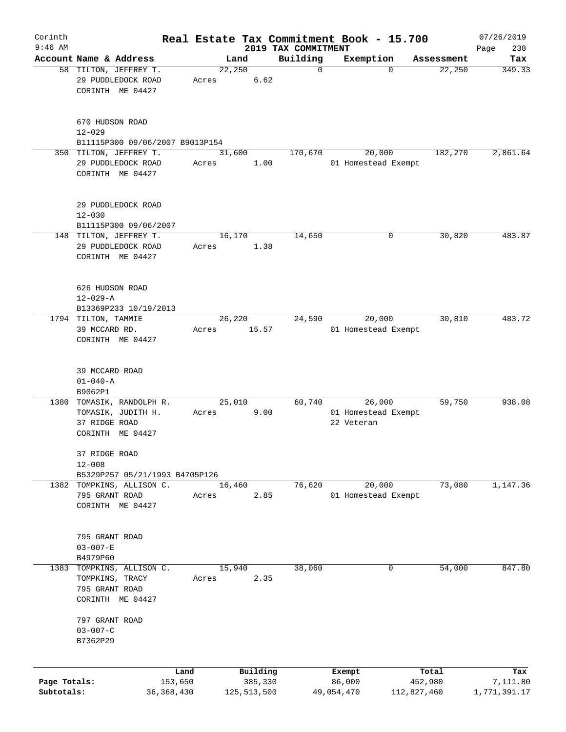# Corinth — Real Estate Tax Commitment Book - 15.700

9:46 AM — 2019 TAX COMMITMENT — 07/26/2019

| Account | Name & Address | Land | Building | Exemption | Assessment | Tax |
|---|---|---|---|---|---|---|
| 58 | TILTON, JEFFREY T.<br>29 PUDDLEDOCK ROAD<br>CORINTH ME 04427<br><br>670 HUDSON ROAD<br>12-029<br>B11115P300 09/06/2007 B9013P154 | 22,250<br>Acres 6.62 | 0 | 0 | 22,250 | 349.33 |
| 350 | TILTON, JEFFREY T.<br>29 PUDDLEDOCK ROAD<br>CORINTH ME 04427<br><br>29 PUDDLEDOCK ROAD<br>12-030<br>B11115P300 09/06/2007 | 31,600<br>Acres 1.00 | 170,670 | 20,000<br>01 Homestead Exempt | 182,270 | 2,861.64 |
| 148 | TILTON, JEFFREY T.<br>29 PUDDLEDOCK ROAD<br>CORINTH ME 04427<br><br>626 HUDSON ROAD<br>12-029-A<br>B13369P233 10/19/2013 | 16,170<br>Acres 1.38 | 14,650 | 0 | 30,820 | 483.87 |
| 1794 | TILTON, TAMMIE<br>39 MCCARD RD.<br>CORINTH ME 04427<br><br>39 MCCARD ROAD<br>01-040-A<br>B9062P1 | 26,220<br>Acres 15.57 | 24,590 | 20,000<br>01 Homestead Exempt | 30,810 | 483.72 |
| 1380 | TOMASIK, RANDOLPH R.<br>TOMASIK, JUDITH H.<br>37 RIDGE ROAD<br>CORINTH ME 04427<br><br>37 RIDGE ROAD<br>12-008<br>B5329P257 05/21/1993 B4705P126 | 25,010<br>Acres 9.00 | 60,740 | 26,000<br>01 Homestead Exempt<br>22 Veteran | 59,750 | 938.08 |
| 1382 | TOMPKINS, ALLISON C.<br>795 GRANT ROAD<br>CORINTH ME 04427<br><br>795 GRANT ROAD<br>03-007-E<br>B4979P60 | 16,460<br>Acres 2.85 | 76,620 | 20,000<br>01 Homestead Exempt | 73,080 | 1,147.36 |
| 1383 | TOMPKINS, ALLISON C.<br>TOMPKINS, TRACY<br>795 GRANT ROAD<br>CORINTH ME 04427<br><br>797 GRANT ROAD<br>03-007-C<br>B7362P29 | 15,940<br>Acres 2.35 | 38,060 | 0 | 54,000 | 847.80 |

| | Land | Building | Exempt | Total | Tax |
|---|---|---|---|---|---|
| Page Totals: | 153,650 | 385,330 | 86,000 | 452,980 | 7,111.80 |
| Subtotals: | 36,368,430 | 125,513,500 | 49,054,470 | 112,827,460 | 1,771,391.17 |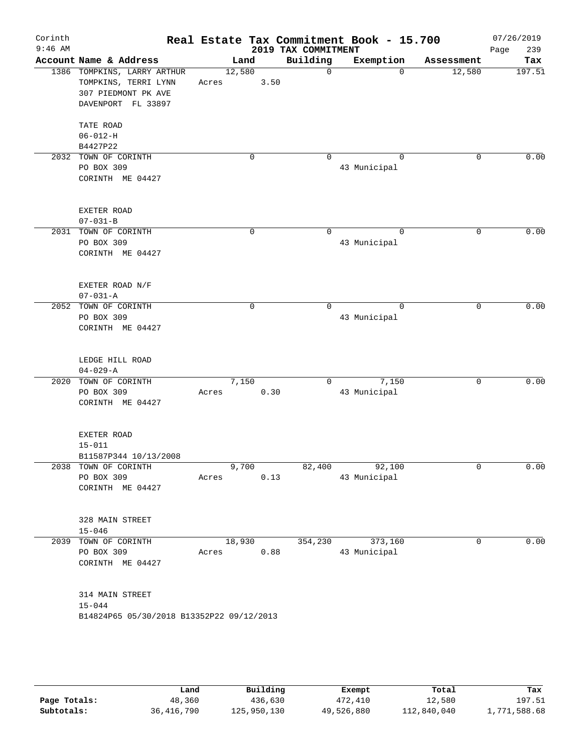Corinth 9:46 AM

# Real Estate Tax Commitment Book - 15.700

2019 TAX COMMITMENT

07/26/2019 Page 239

| Account | Name & Address | Land | Building | Exemption | Assessment | Tax |
|---|---|---|---|---|---|---|
| 1386 | TOMPKINS, LARRY ARTHUR<br>TOMPKINS, TERRI LYNN<br>307 PIEDMONT PK AVE<br>DAVENPORT FL 33897<br><br>TATE ROAD<br>06-012-H<br>B4427P22 | 12,580<br>Acres 3.50 | 0 | 0 | 12,580 | 197.51 |
| 2032 | TOWN OF CORINTH<br>PO BOX 309<br>CORINTH ME 04427<br><br>EXETER ROAD<br>07-031-B | 0 | 0 | 0<br>43 Municipal | 0 | 0.00 |
| 2031 | TOWN OF CORINTH<br>PO BOX 309<br>CORINTH ME 04427<br><br>EXETER ROAD N/F<br>07-031-A | 0 | 0 | 0<br>43 Municipal | 0 | 0.00 |
| 2052 | TOWN OF CORINTH<br>PO BOX 309<br>CORINTH ME 04427<br><br>LEDGE HILL ROAD<br>04-029-A | 0 | 0 | 0<br>43 Municipal | 0 | 0.00 |
| 2020 | TOWN OF CORINTH<br>PO BOX 309<br>CORINTH ME 04427<br><br>EXETER ROAD<br>15-011<br>B11587P344 10/13/2008 | 7,150<br>Acres 0.30 | 0 | 7,150<br>43 Municipal | 0 | 0.00 |
| 2038 | TOWN OF CORINTH<br>PO BOX 309<br>CORINTH ME 04427<br><br>328 MAIN STREET<br>15-046 | 9,700<br>Acres 0.13 | 82,400 | 92,100<br>43 Municipal | 0 | 0.00 |
| 2039 | TOWN OF CORINTH<br>PO BOX 309<br>CORINTH ME 04427<br><br>314 MAIN STREET<br>15-044<br>B14824P65 05/30/2018 B13352P22 09/12/2013 | 18,930<br>Acres 0.88 | 354,230 | 373,160<br>43 Municipal | 0 | 0.00 |

| | Land | Building | Exempt | Total | Tax |
|---|---|---|---|---|---|
| Page Totals: | 48,360 | 436,630 | 472,410 | 12,580 | 197.51 |
| Subtotals: | 36,416,790 | 125,950,130 | 49,526,880 | 112,840,040 | 1,771,588.68 |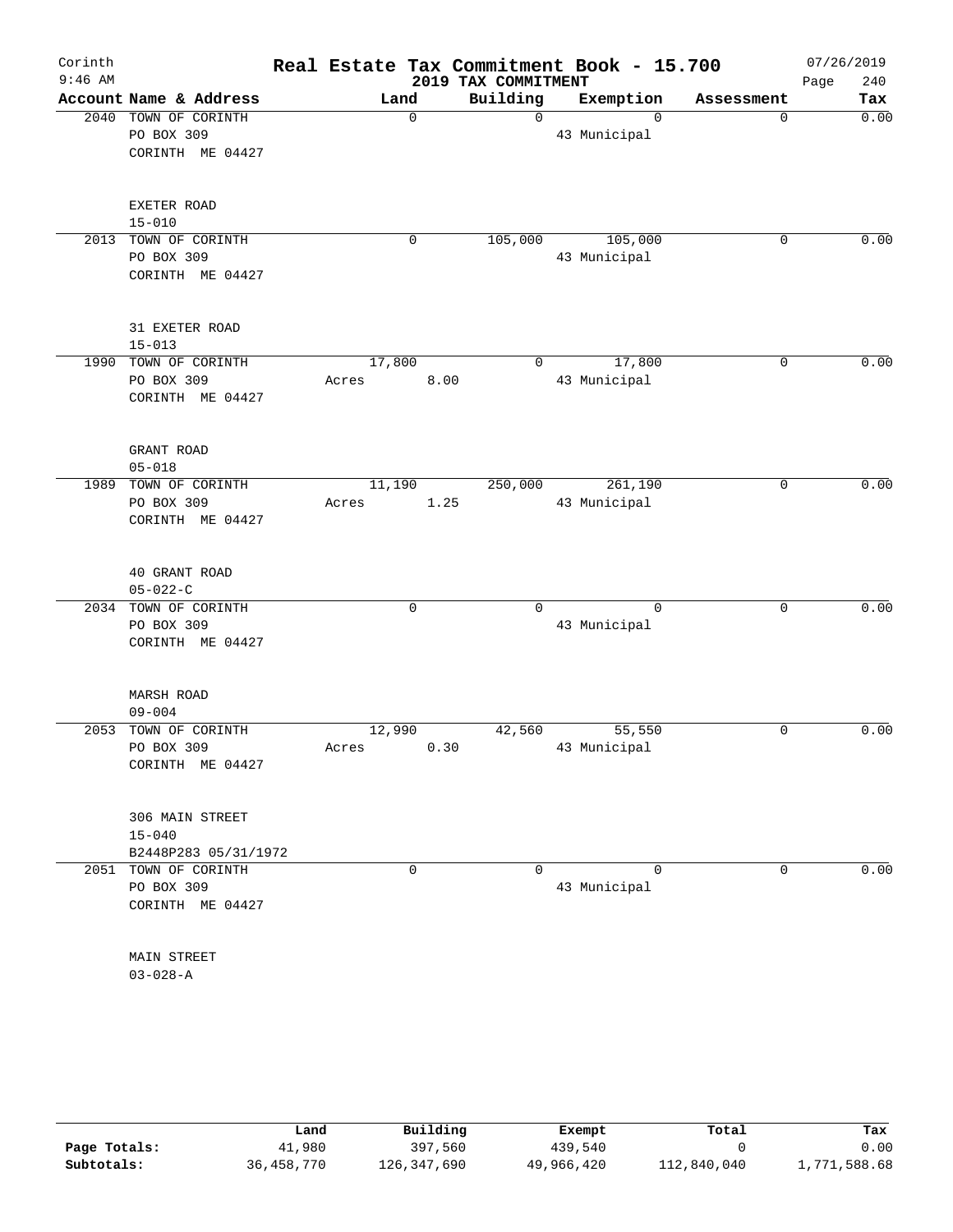# Corinth — Real Estate Tax Commitment Book - 15.700

9:46 AM — 2019 TAX COMMITMENT — 07/26/2019

| Account | Name & Address | Land | Building | Exemption | Assessment | Tax |
|---|---|---|---|---|---|---|
| 2040 | TOWN OF CORINTH<br>PO BOX 309<br>CORINTH ME 04427<br><br>EXETER ROAD<br>15-010 | 0 | 0 | 0<br>43 Municipal | 0 | 0.00 |
| 2013 | TOWN OF CORINTH<br>PO BOX 309<br>CORINTH ME 04427<br><br>31 EXETER ROAD<br>15-013 | 0 | 105,000 | 105,000<br>43 Municipal | 0 | 0.00 |
| 1990 | TOWN OF CORINTH<br>PO BOX 309<br>CORINTH ME 04427<br><br>GRANT ROAD<br>05-018 | 17,800<br>Acres 8.00 | 0 | 17,800<br>43 Municipal | 0 | 0.00 |
| 1989 | TOWN OF CORINTH<br>PO BOX 309<br>CORINTH ME 04427<br><br>40 GRANT ROAD<br>05-022-C | 11,190<br>Acres 1.25 | 250,000 | 261,190<br>43 Municipal | 0 | 0.00 |
| 2034 | TOWN OF CORINTH<br>PO BOX 309<br>CORINTH ME 04427<br><br>MARSH ROAD<br>09-004 | 0 | 0 | 0<br>43 Municipal | 0 | 0.00 |
| 2053 | TOWN OF CORINTH<br>PO BOX 309<br>CORINTH ME 04427<br><br>306 MAIN STREET<br>15-040<br>B2448P283 05/31/1972 | 12,990<br>Acres 0.30 | 42,560 | 55,550<br>43 Municipal | 0 | 0.00 |
| 2051 | TOWN OF CORINTH<br>PO BOX 309<br>CORINTH ME 04427<br><br>MAIN STREET<br>03-028-A | 0 | 0 | 0<br>43 Municipal | 0 | 0.00 |

| | Land | Building | Exempt | Total | Tax |
|---|---|---|---|---|---|
| Page Totals: | 41,980 | 397,560 | 439,540 | 0 | 0.00 |
| Subtotals: | 36,458,770 | 126,347,690 | 49,966,420 | 112,840,040 | 1,771,588.68 |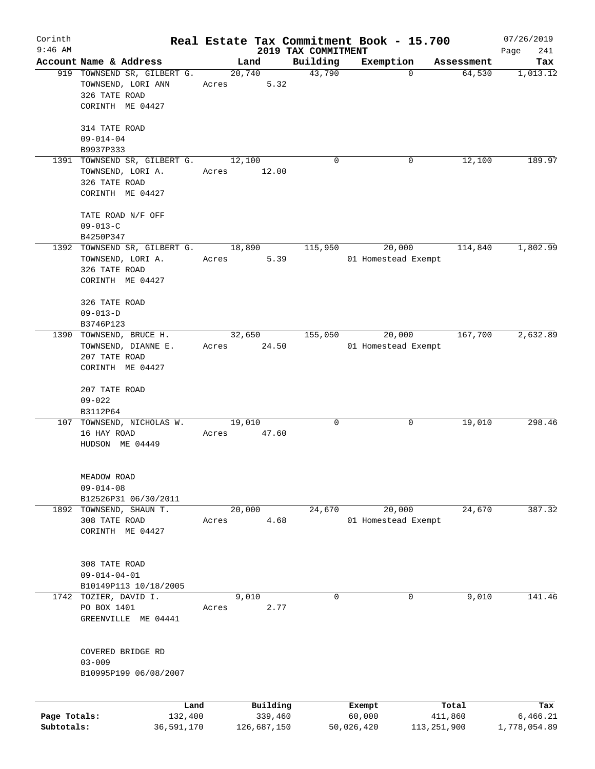# Real Estate Tax Commitment Book - 15.700

Corinth
9:46 AM

2019 TAX COMMITMENT

07/26/2019

| Account | Name & Address | Land | Building | Exemption | Assessment | Tax |
|---|---|---|---|---|---|---|
| 919 | TOWNSEND SR, GILBERT G.<br>TOWNSEND, LORI ANN<br>326 TATE ROAD<br>CORINTH ME 04427<br><br>314 TATE ROAD<br>09-014-04<br>B9937P333 | 20,740<br>Acres 5.32 | 43,790 | 0 | 64,530 | 1,013.12 |
| 1391 | TOWNSEND SR, GILBERT G.<br>TOWNSEND, LORI A.<br>326 TATE ROAD<br>CORINTH ME 04427<br><br>TATE ROAD N/F OFF<br>09-013-C<br>B4250P347 | 12,100<br>Acres 12.00 | 0 | 0 | 12,100 | 189.97 |
| 1392 | TOWNSEND SR, GILBERT G.<br>TOWNSEND, LORI A.<br>326 TATE ROAD<br>CORINTH ME 04427<br><br>326 TATE ROAD<br>09-013-D<br>B3746P123 | 18,890<br>Acres 5.39 | 115,950 | 20,000<br>01 Homestead Exempt | 114,840 | 1,802.99 |
| 1390 | TOWNSEND, BRUCE H.<br>TOWNSEND, DIANNE E.<br>207 TATE ROAD<br>CORINTH ME 04427<br><br>207 TATE ROAD<br>09-022<br>B3112P64 | 32,650<br>Acres 24.50 | 155,050 | 20,000<br>01 Homestead Exempt | 167,700 | 2,632.89 |
| 107 | TOWNSEND, NICHOLAS W.<br>16 HAY ROAD<br>HUDSON ME 04449<br><br>MEADOW ROAD<br>09-014-08<br>B12526P31 06/30/2011 | 19,010<br>Acres 47.60 | 0 | 0 | 19,010 | 298.46 |
| 1892 | TOWNSEND, SHAUN T.<br>308 TATE ROAD<br>CORINTH ME 04427<br><br>308 TATE ROAD<br>09-014-04-01<br>B10149P113 10/18/2005 | 20,000<br>Acres 4.68 | 24,670 | 20,000<br>01 Homestead Exempt | 24,670 | 387.32 |
| 1742 | TOZIER, DAVID I.<br>PO BOX 1401<br>GREENVILLE ME 04441<br><br>COVERED BRIDGE RD<br>03-009<br>B10995P199 06/08/2007 | 9,010<br>Acres 2.77 | 0 | 0 | 9,010 | 141.46 |

| | Land | Building | Exempt | Total | Tax |
|---|---|---|---|---|---|
| Page Totals: | 132,400 | 339,460 | 60,000 | 411,860 | 6,466.21 |
| Subtotals: | 36,591,170 | 126,687,150 | 50,026,420 | 113,251,900 | 1,778,054.89 |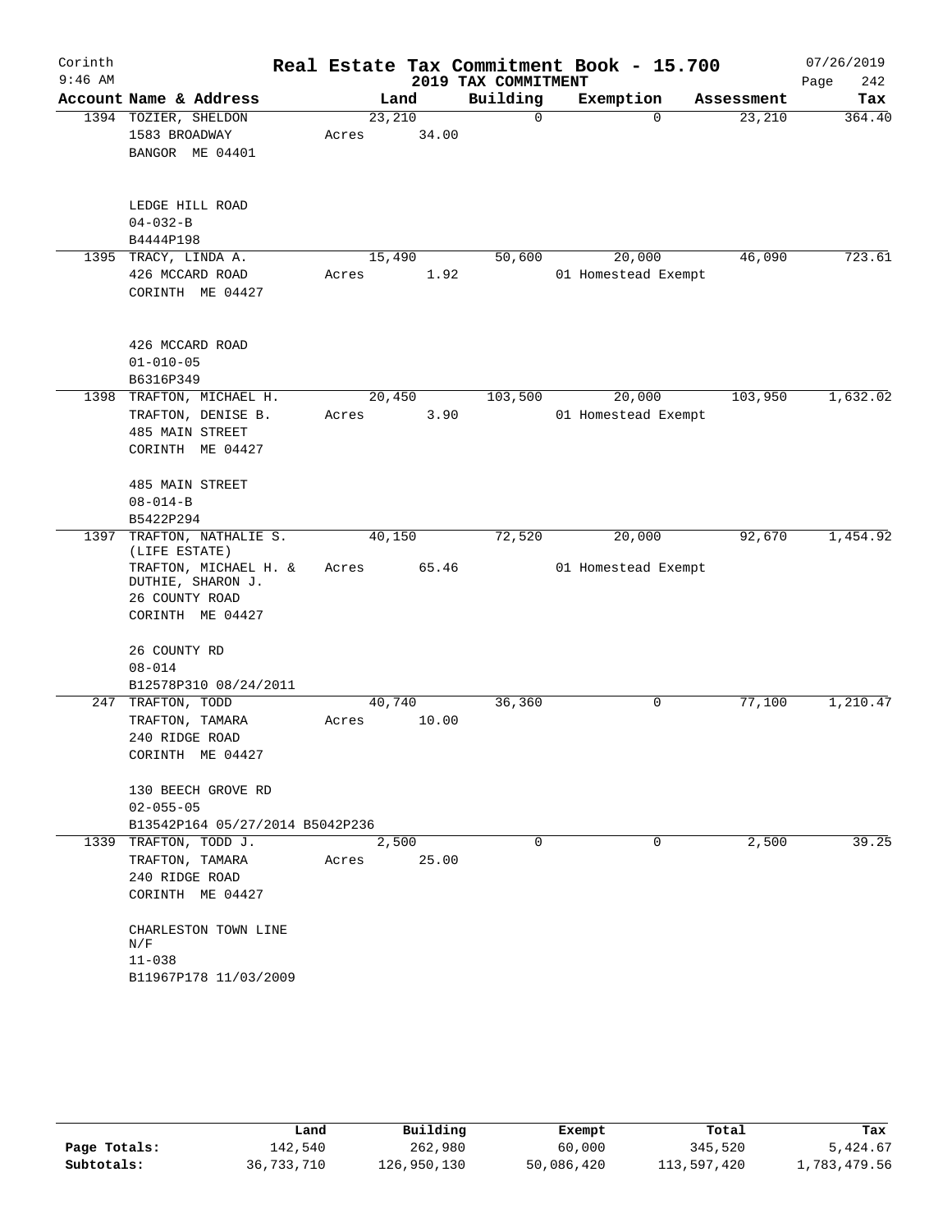# Real Estate Tax Commitment Book - 15.700

Corinth
9:46 AM

2019 TAX COMMITMENT

07/26/2019

| Account Name & Address | Land | Building | Exemption | Assessment | Tax |
|---|---|---|---|---|---|
| 1394 TOZIER, SHELDON<br>1583 BROADWAY<br>BANGOR ME 04401<br><br>LEDGE HILL ROAD<br>04-032-B<br>B4444P198 | 23,210<br>Acres 34.00 | 0 | 0 | 23,210 | 364.40 |
| 1395 TRACY, LINDA A.<br>426 MCCARD ROAD<br>CORINTH ME 04427<br><br>426 MCCARD ROAD<br>01-010-05<br>B6316P349 | 15,490<br>Acres 1.92 | 50,600 | 20,000<br>01 Homestead Exempt | 46,090 | 723.61 |
| 1398 TRAFTON, MICHAEL H.<br>TRAFTON, DENISE B.<br>485 MAIN STREET<br>CORINTH ME 04427<br><br>485 MAIN STREET<br>08-014-B<br>B5422P294 | 20,450<br>Acres 3.90 | 103,500 | 20,000<br>01 Homestead Exempt | 103,950 | 1,632.02 |
| 1397 TRAFTON, NATHALIE S. (LIFE ESTATE)<br>TRAFTON, MICHAEL H. &<br>DUTHIE, SHARON J.<br>26 COUNTY ROAD<br>CORINTH ME 04427<br><br>26 COUNTY RD<br>08-014<br>B12578P310 08/24/2011 | 40,150<br>Acres 65.46 | 72,520 | 20,000<br>01 Homestead Exempt | 92,670 | 1,454.92 |
| 247 TRAFTON, TODD<br>TRAFTON, TAMARA<br>240 RIDGE ROAD<br>CORINTH ME 04427<br><br>130 BEECH GROVE RD<br>02-055-05<br>B13542P164 05/27/2014 B5042P236 | 40,740<br>Acres 10.00 | 36,360 | 0 | 77,100 | 1,210.47 |
| 1339 TRAFTON, TODD J.<br>TRAFTON, TAMARA<br>240 RIDGE ROAD<br>CORINTH ME 04427<br><br>CHARLESTON TOWN LINE N/F<br>11-038<br>B11967P178 11/03/2009 | 2,500<br>Acres 25.00 | 0 | 0 | 2,500 | 39.25 |

| | Land | Building | Exempt | Total | Tax |
|---|---|---|---|---|---|
| Page Totals: | 142,540 | 262,980 | 60,000 | 345,520 | 5,424.67 |
| Subtotals: | 36,733,710 | 126,950,130 | 50,086,420 | 113,597,420 | 1,783,479.56 |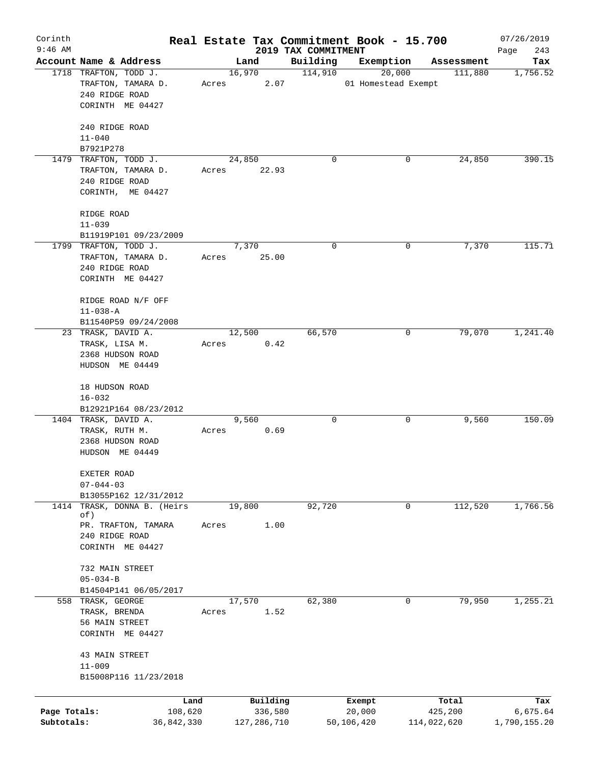# Real Estate Tax Commitment Book - 15.700

Corinth
9:46 AM

2019 TAX COMMITMENT

07/26/2019

| Account | Name & Address | Land | Building | Exemption | Assessment | Tax |
|---|---|---|---|---|---|---|
| 1718 | TRAFTON, TODD J.<br>TRAFTON, TAMARA D.<br>240 RIDGE ROAD<br>CORINTH ME 04427<br><br>240 RIDGE ROAD<br>11-040<br>B7921P278 | 16,970<br>Acres 2.07 | 114,910 | 20,000<br>01 Homestead Exempt | 111,880 | 1,756.52 |
| 1479 | TRAFTON, TODD J.<br>TRAFTON, TAMARA D.<br>240 RIDGE ROAD<br>CORINTH, ME 04427<br><br>RIDGE ROAD<br>11-039<br>B11919P101 09/23/2009 | 24,850<br>Acres 22.93 | 0 | 0 | 24,850 | 390.15 |
| 1799 | TRAFTON, TODD J.<br>TRAFTON, TAMARA D.<br>240 RIDGE ROAD<br>CORINTH ME 04427<br><br>RIDGE ROAD N/F OFF<br>11-038-A<br>B11540P59 09/24/2008 | 7,370<br>Acres 25.00 | 0 | 0 | 7,370 | 115.71 |
| 23 | TRASK, DAVID A.<br>TRASK, LISA M.<br>2368 HUDSON ROAD<br>HUDSON ME 04449<br><br>18 HUDSON ROAD<br>16-032<br>B12921P164 08/23/2012 | 12,500<br>Acres 0.42 | 66,570 | 0 | 79,070 | 1,241.40 |
| 1404 | TRASK, DAVID A.<br>TRASK, RUTH M.<br>2368 HUDSON ROAD<br>HUDSON ME 04449<br><br>EXETER ROAD<br>07-044-03<br>B13055P162 12/31/2012 | 9,560<br>Acres 0.69 | 0 | 0 | 9,560 | 150.09 |
| 1414 | TRASK, DONNA B. (Heirs of)<br>PR. TRAFTON, TAMARA<br>240 RIDGE ROAD<br>CORINTH ME 04427<br><br>732 MAIN STREET<br>05-034-B<br>B14504P141 06/05/2017 | 19,800<br>Acres 1.00 | 92,720 | 0 | 112,520 | 1,766.56 |
| 558 | TRASK, GEORGE<br>TRASK, BRENDA<br>56 MAIN STREET<br>CORINTH ME 04427<br><br>43 MAIN STREET<br>11-009<br>B15008P116 11/23/2018 | 17,570<br>Acres 1.52 | 62,380 | 0 | 79,950 | 1,255.21 |

| | Land | Building | Exempt | Total | Tax |
|---|---|---|---|---|---|
| Page Totals: | 108,620 | 336,580 | 20,000 | 425,200 | 6,675.64 |
| Subtotals: | 36,842,330 | 127,286,710 | 50,106,420 | 114,022,620 | 1,790,155.20 |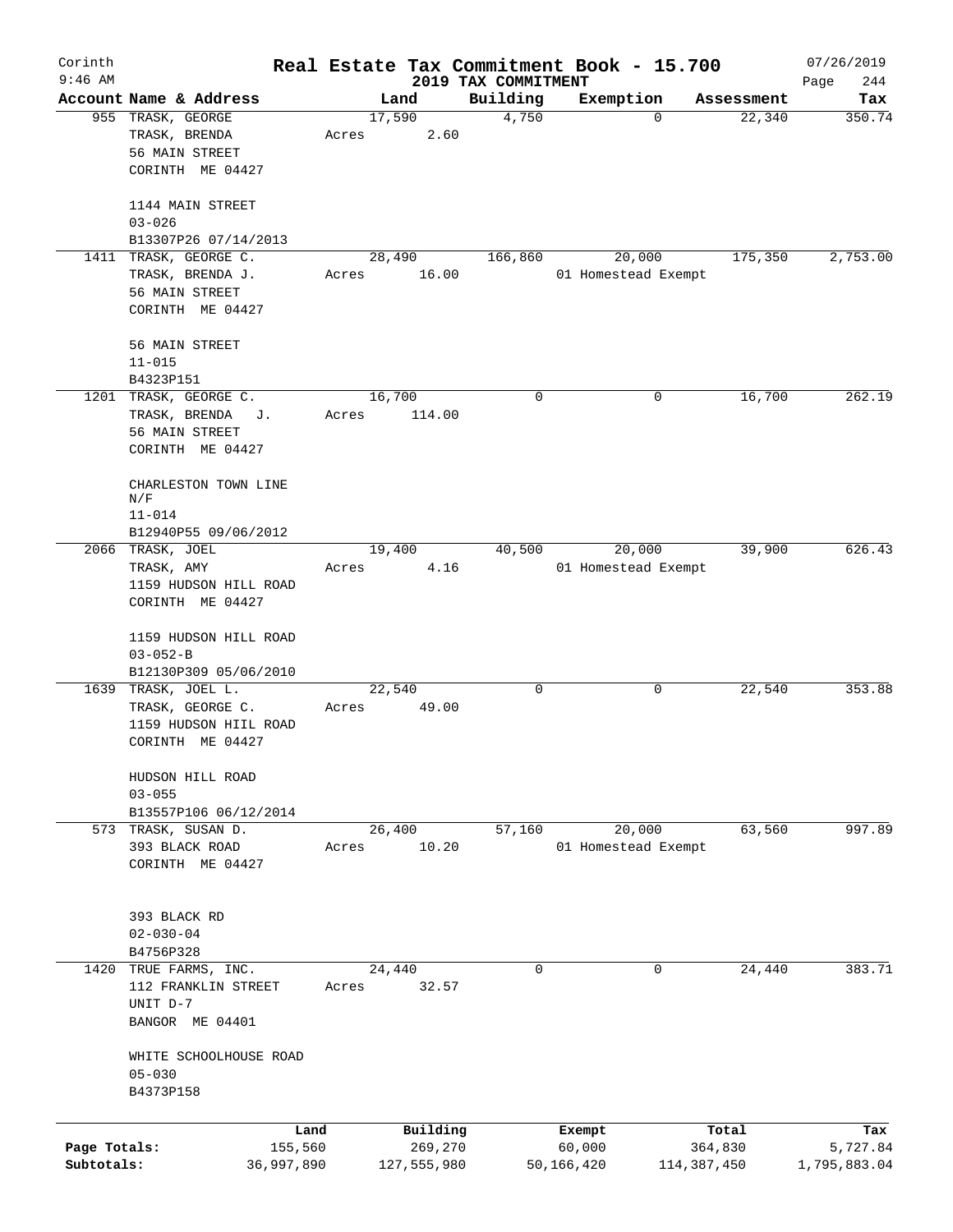Corinth
9:46 AM

# Real Estate Tax Commitment Book - 15.700

## 2019 TAX COMMITMENT

07/26/2019

| Account | Name & Address | Land | Building | Exemption | Assessment | Tax |
|---|---|---|---|---|---|---|
| 955 | TRASK, GEORGE<br>TRASK, BRENDA<br>56 MAIN STREET<br>CORINTH ME 04427<br><br>1144 MAIN STREET<br>03-026<br>B13307P26 07/14/2013 | 17,590<br>Acres 2.60 | 4,750 | 0 | 22,340 | 350.74 |
| 1411 | TRASK, GEORGE C.<br>TRASK, BRENDA J.<br>56 MAIN STREET<br>CORINTH ME 04427<br><br>56 MAIN STREET<br>11-015<br>B4323P151 | 28,490<br>Acres 16.00 | 166,860 | 20,000<br>01 Homestead Exempt | 175,350 | 2,753.00 |
| 1201 | TRASK, GEORGE C.<br>TRASK, BRENDA J.<br>56 MAIN STREET<br>CORINTH ME 04427<br><br>CHARLESTON TOWN LINE N/F<br>11-014<br>B12940P55 09/06/2012 | 16,700<br>Acres 114.00 | 0 | 0 | 16,700 | 262.19 |
| 2066 | TRASK, JOEL<br>TRASK, AMY<br>1159 HUDSON HILL ROAD<br>CORINTH ME 04427<br><br>1159 HUDSON HILL ROAD<br>03-052-B<br>B12130P309 05/06/2010 | 19,400<br>Acres 4.16 | 40,500 | 20,000<br>01 Homestead Exempt | 39,900 | 626.43 |
| 1639 | TRASK, JOEL L.<br>TRASK, GEORGE C.<br>1159 HUDSON HIIL ROAD<br>CORINTH ME 04427<br><br>HUDSON HILL ROAD<br>03-055<br>B13557P106 06/12/2014 | 22,540<br>Acres 49.00 | 0 | 0 | 22,540 | 353.88 |
| 573 | TRASK, SUSAN D.<br>393 BLACK ROAD<br>CORINTH ME 04427<br><br>393 BLACK RD<br>02-030-04<br>B4756P328 | 26,400<br>Acres 10.20 | 57,160 | 20,000<br>01 Homestead Exempt | 63,560 | 997.89 |
| 1420 | TRUE FARMS, INC.<br>112 FRANKLIN STREET<br>UNIT D-7<br>BANGOR ME 04401<br><br>WHITE SCHOOLHOUSE ROAD<br>05-030<br>B4373P158 | 24,440<br>Acres 32.57 | 0 | 0 | 24,440 | 383.71 |

| | Land | Building | Exempt | Total | Tax |
|---|---|---|---|---|---|
| Page Totals: | 155,560 | 269,270 | 60,000 | 364,830 | 5,727.84 |
| Subtotals: | 36,997,890 | 127,555,980 | 50,166,420 | 114,387,450 | 1,795,883.04 |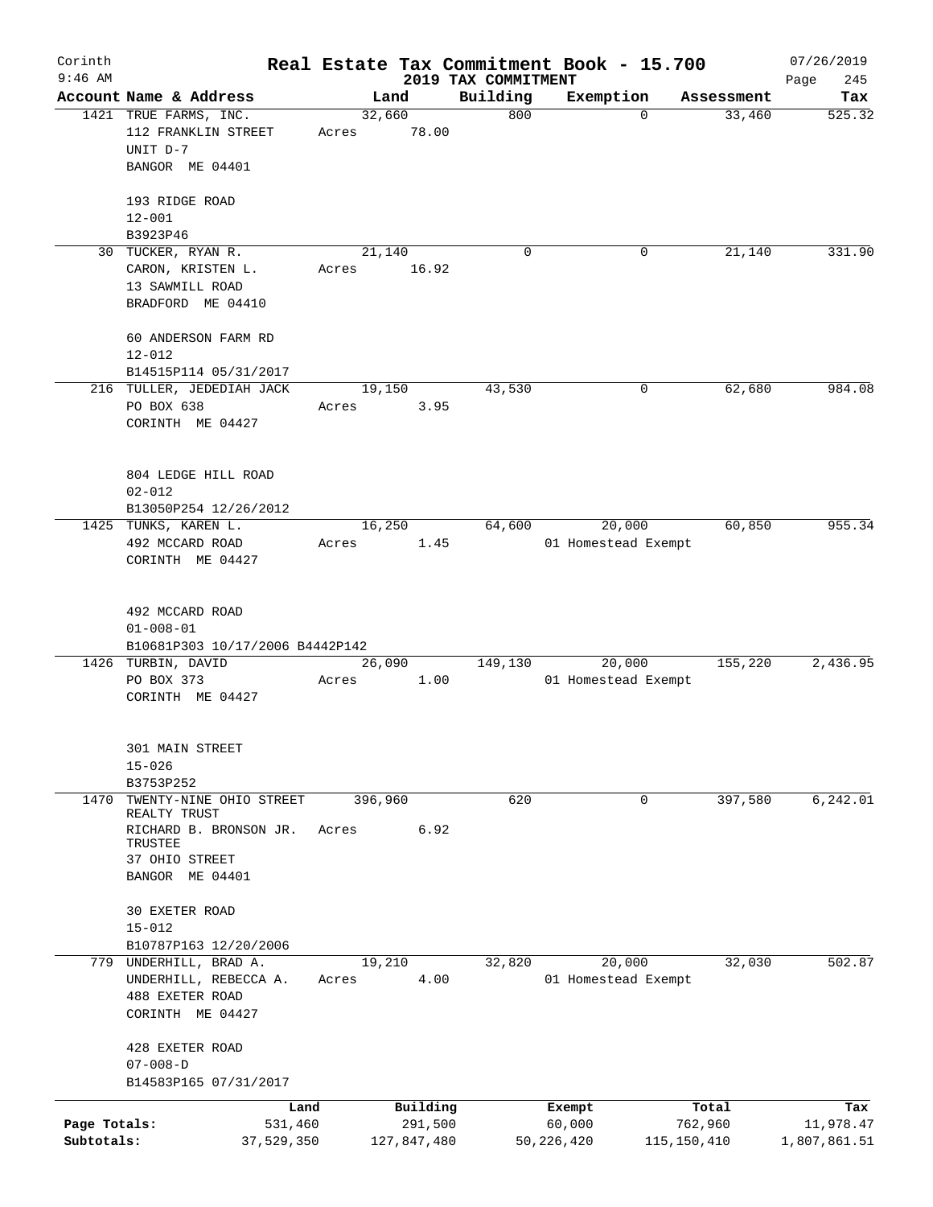Corinth 9:46 AM

# Real Estate Tax Commitment Book - 15.700

2019 TAX COMMITMENT

07/26/2019 Page 245

| Account Name & Address | Land | Building | Exemption | Assessment | Tax |
|---|---|---|---|---|---|
| 1421 TRUE FARMS, INC.<br>112 FRANKLIN STREET<br>UNIT D-7<br>BANGOR ME 04401<br><br>193 RIDGE ROAD<br>12-001<br>B3923P46 | 32,660<br>Acres 78.00 | 800 | 0 | 33,460 | 525.32 |
| 30 TUCKER, RYAN R.<br>CARON, KRISTEN L.<br>13 SAWMILL ROAD<br>BRADFORD ME 04410<br><br>60 ANDERSON FARM RD<br>12-012<br>B14515P114 05/31/2017 | 21,140<br>Acres 16.92 | 0 | 0 | 21,140 | 331.90 |
| 216 TULLER, JEDEDIAH JACK<br>PO BOX 638<br>CORINTH ME 04427<br><br>804 LEDGE HILL ROAD<br>02-012<br>B13050P254 12/26/2012 | 19,150<br>Acres 3.95 | 43,530 | 0 | 62,680 | 984.08 |
| 1425 TUNKS, KAREN L.<br>492 MCCARD ROAD<br>CORINTH ME 04427<br><br>492 MCCARD ROAD<br>01-008-01<br>B10681P303 10/17/2006 B4442P142 | 16,250<br>Acres 1.45 | 64,600 | 20,000<br>01 Homestead Exempt | 60,850 | 955.34 |
| 1426 TURBIN, DAVID<br>PO BOX 373<br>CORINTH ME 04427<br><br>301 MAIN STREET<br>15-026<br>B3753P252 | 26,090<br>Acres 1.00 | 149,130 | 20,000<br>01 Homestead Exempt | 155,220 | 2,436.95 |
| 1470 TWENTY-NINE OHIO STREET REALTY TRUST<br>RICHARD B. BRONSON JR. TRUSTEE<br>37 OHIO STREET<br>BANGOR ME 04401<br><br>30 EXETER ROAD<br>15-012<br>B10787P163 12/20/2006 | 396,960<br>Acres 6.92 | 620 | 0 | 397,580 | 6,242.01 |
| 779 UNDERHILL, BRAD A.<br>UNDERHILL, REBECCA A.<br>488 EXETER ROAD<br>CORINTH ME 04427<br><br>428 EXETER ROAD<br>07-008-D<br>B14583P165 07/31/2017 | 19,210<br>Acres 4.00 | 32,820 | 20,000<br>01 Homestead Exempt | 32,030 | 502.87 |

| | Land | Building | Exempt | Total | Tax |
|---|---|---|---|---|---|
| Page Totals: | 531,460 | 291,500 | 60,000 | 762,960 | 11,978.47 |
| Subtotals: | 37,529,350 | 127,847,480 | 50,226,420 | 115,150,410 | 1,807,861.51 |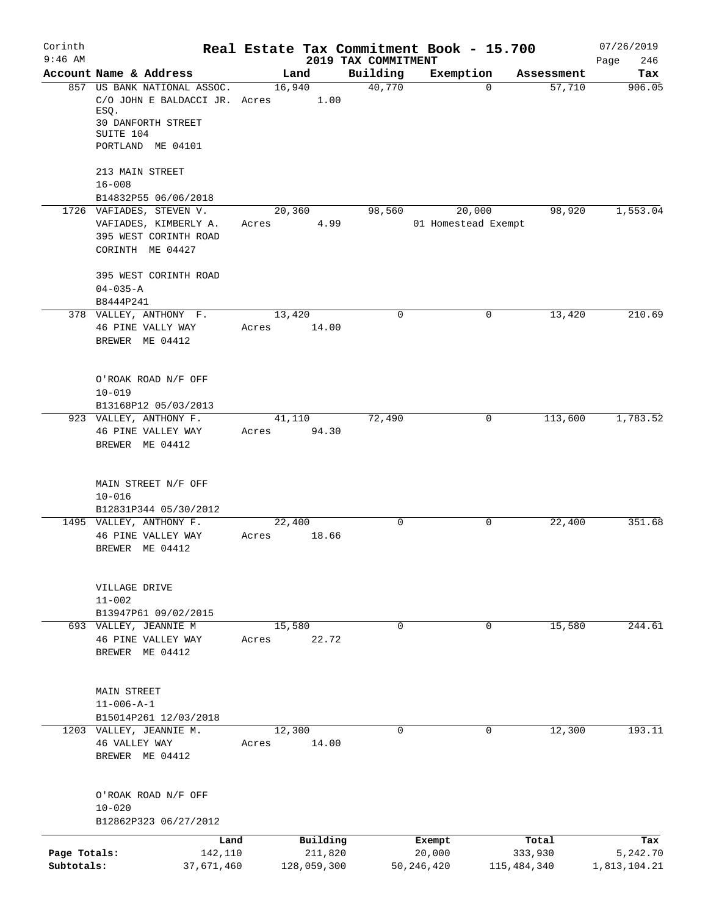Corinth 9:46 AM

# Real Estate Tax Commitment Book - 15.700

## 2019 TAX COMMITMENT

07/26/2019 Page 246

| Account Name & Address | Land | Building | Exemption | Assessment | Tax |
|---|---|---|---|---|---|
| 857 US BANK NATIONAL ASSOC.<br>C/O JOHN E BALDACCI JR. ESQ.<br>30 DANFORTH STREET<br>SUITE 104<br>PORTLAND ME 04101<br><br>213 MAIN STREET<br>16-008<br>B14832P55 06/06/2018 | 16,940<br>Acres 1.00 | 40,770 | 0 | 57,710 | 906.05 |
| 1726 VAFIADES, STEVEN V.<br>VAFIADES, KIMBERLY A.<br>395 WEST CORINTH ROAD<br>CORINTH ME 04427<br><br>395 WEST CORINTH ROAD<br>04-035-A<br>B8444P241 | 20,360<br>Acres 4.99 | 98,560 | 20,000<br>01 Homestead Exempt | 98,920 | 1,553.04 |
| 378 VALLEY, ANTHONY F.<br>46 PINE VALLY WAY<br>BREWER ME 04412<br><br>O'ROAK ROAD N/F OFF<br>10-019<br>B13168P12 05/03/2013 | 13,420<br>Acres 14.00 | 0 | 0 | 13,420 | 210.69 |
| 923 VALLEY, ANTHONY F.<br>46 PINE VALLEY WAY<br>BREWER ME 04412<br><br>MAIN STREET N/F OFF<br>10-016<br>B12831P344 05/30/2012 | 41,110<br>Acres 94.30 | 72,490 | 0 | 113,600 | 1,783.52 |
| 1495 VALLEY, ANTHONY F.<br>46 PINE VALLEY WAY<br>BREWER ME 04412<br><br>VILLAGE DRIVE<br>11-002<br>B13947P61 09/02/2015 | 22,400<br>Acres 18.66 | 0 | 0 | 22,400 | 351.68 |
| 693 VALLEY, JEANNIE M<br>46 PINE VALLEY WAY<br>BREWER ME 04412<br><br>MAIN STREET<br>11-006-A-1<br>B15014P261 12/03/2018 | 15,580<br>Acres 22.72 | 0 | 0 | 15,580 | 244.61 |
| 1203 VALLEY, JEANNIE M.<br>46 VALLEY WAY<br>BREWER ME 04412<br><br>O'ROAK ROAD N/F OFF<br>10-020<br>B12862P323 06/27/2012 | 12,300<br>Acres 14.00 | 0 | 0 | 12,300 | 193.11 |

| | Land | Building | Exempt | Total | Tax |
|---|---|---|---|---|---|
| Page Totals: | 142,110 | 211,820 | 20,000 | 333,930 | 5,242.70 |
| Subtotals: | 37,671,460 | 128,059,300 | 50,246,420 | 115,484,340 | 1,813,104.21 |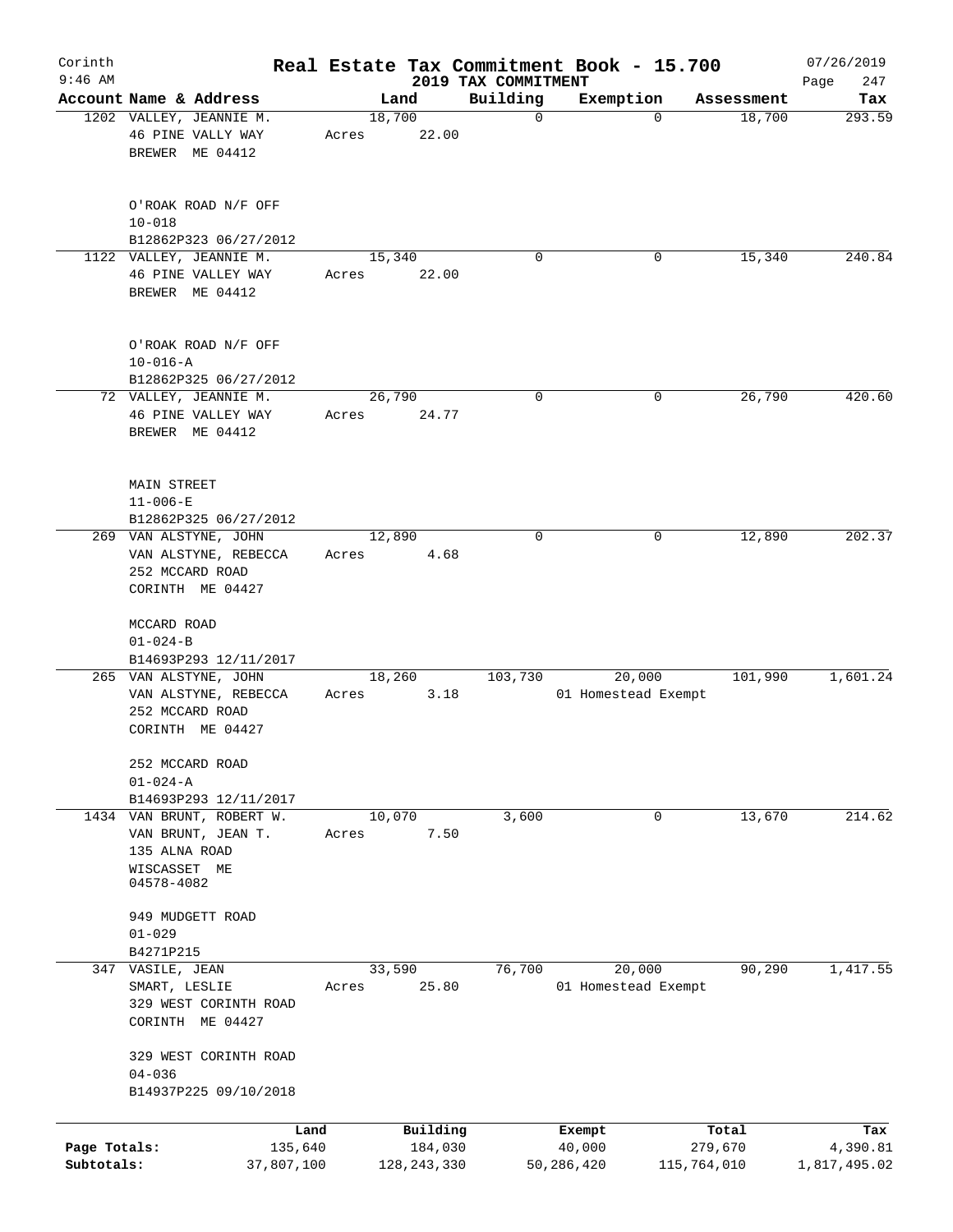Corinth 9:46 AM

# Real Estate Tax Commitment Book - 15.700

2019 TAX COMMITMENT

07/26/2019

| Account | Name & Address | Land | Building | Exemption | Assessment | Tax |
|---|---|---|---|---|---|---|
| 1202 | VALLEY, JEANNIE M.<br>46 PINE VALLY WAY<br>BREWER ME 04412<br><br>O'ROAK ROAD N/F OFF<br>10-018<br>B12862P323 06/27/2012 | 18,700<br>Acres 22.00 | 0 | 0 | 18,700 | 293.59 |
| 1122 | VALLEY, JEANNIE M.<br>46 PINE VALLEY WAY<br>BREWER ME 04412<br><br>O'ROAK ROAD N/F OFF<br>10-016-A<br>B12862P325 06/27/2012 | 15,340<br>Acres 22.00 | 0 | 0 | 15,340 | 240.84 |
| 72 | VALLEY, JEANNIE M.<br>46 PINE VALLEY WAY<br>BREWER ME 04412<br><br>MAIN STREET<br>11-006-E<br>B12862P325 06/27/2012 | 26,790<br>Acres 24.77 | 0 | 0 | 26,790 | 420.60 |
| 269 | VAN ALSTYNE, JOHN<br>VAN ALSTYNE, REBECCA<br>252 MCCARD ROAD<br>CORINTH ME 04427<br><br>MCCARD ROAD<br>01-024-B<br>B14693P293 12/11/2017 | 12,890<br>Acres 4.68 | 0 | 0 | 12,890 | 202.37 |
| 265 | VAN ALSTYNE, JOHN<br>VAN ALSTYNE, REBECCA<br>252 MCCARD ROAD<br>CORINTH ME 04427<br><br>252 MCCARD ROAD<br>01-024-A<br>B14693P293 12/11/2017 | 18,260<br>Acres 3.18 | 103,730 | 20,000<br>01 Homestead Exempt | 101,990 | 1,601.24 |
| 1434 | VAN BRUNT, ROBERT W.<br>VAN BRUNT, JEAN T.<br>135 ALNA ROAD<br>WISCASSET ME<br>04578-4082<br><br>949 MUDGETT ROAD<br>01-029<br>B4271P215 | 10,070<br>Acres 7.50 | 3,600 | 0 | 13,670 | 214.62 |
| 347 | VASILE, JEAN<br>SMART, LESLIE<br>329 WEST CORINTH ROAD<br>CORINTH ME 04427<br><br>329 WEST CORINTH ROAD<br>04-036<br>B14937P225 09/10/2018 | 33,590<br>Acres 25.80 | 76,700 | 20,000<br>01 Homestead Exempt | 90,290 | 1,417.55 |

| | Land | Building | Exempt | Total | Tax |
|---|---|---|---|---|---|
| Page Totals: | 135,640 | 184,030 | 40,000 | 279,670 | 4,390.81 |
| Subtotals: | 37,807,100 | 128,243,330 | 50,286,420 | 115,764,010 | 1,817,495.02 |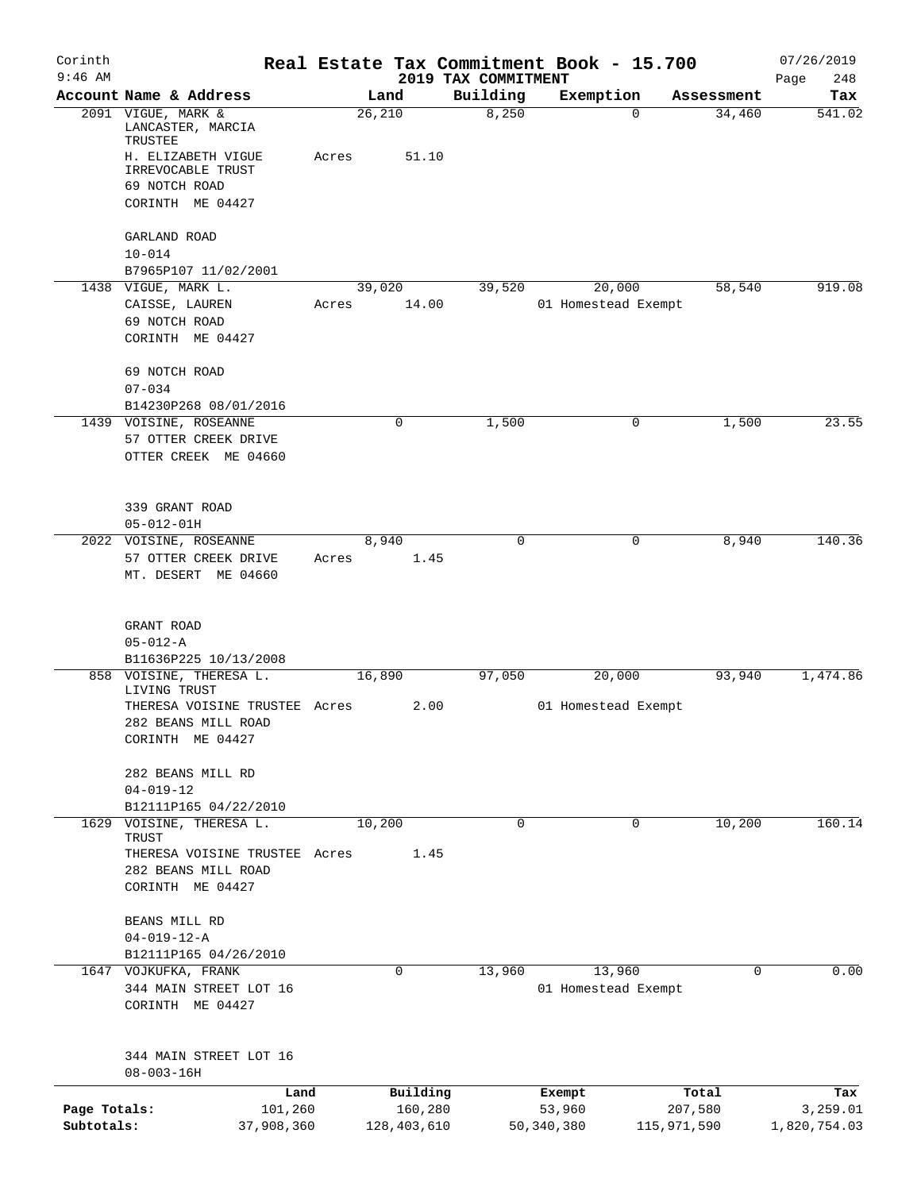Corinth 9:46 AM — Real Estate Tax Commitment Book - 15.700 — 2019 TAX COMMITMENT — 07/26/2019

| Account Name & Address | Land | Building | Exemption | Assessment | Tax |
|---|---|---|---|---|---|
| 2091 VIGUE, MARK & LANCASTER, MARCIA TRUSTEE H. ELIZABETH VIGUE IRREVOCABLE TRUST 69 NOTCH ROAD CORINTH ME 04427 GARLAND ROAD 10-014 B7965P107 11/02/2001 | 26,210 Acres 51.10 | 8,250 | 0 | 34,460 | 541.02 |
| 1438 VIGUE, MARK L. CAISSE, LAUREN 69 NOTCH ROAD CORINTH ME 04427 69 NOTCH ROAD 07-034 B14230P268 08/01/2016 | 39,020 Acres 14.00 | 39,520 | 20,000 01 Homestead Exempt | 58,540 | 919.08 |
| 1439 VOISINE, ROSEANNE 57 OTTER CREEK DRIVE OTTER CREEK ME 04660 339 GRANT ROAD 05-012-01H | 0 | 1,500 | 0 | 1,500 | 23.55 |
| 2022 VOISINE, ROSEANNE 57 OTTER CREEK DRIVE MT. DESERT ME 04660 GRANT ROAD 05-012-A B11636P225 10/13/2008 | 8,940 Acres 1.45 | 0 | 0 | 8,940 | 140.36 |
| 858 VOISINE, THERESA L. LIVING TRUST THERESA VOISINE TRUSTEE 282 BEANS MILL ROAD CORINTH ME 04427 282 BEANS MILL RD 04-019-12 B12111P165 04/22/2010 | 16,890 Acres 2.00 | 97,050 | 20,000 01 Homestead Exempt | 93,940 | 1,474.86 |
| 1629 VOISINE, THERESA L. TRUST THERESA VOISINE TRUSTEE 282 BEANS MILL ROAD CORINTH ME 04427 BEANS MILL RD 04-019-12-A B12111P165 04/26/2010 | 10,200 Acres 1.45 | 0 | 0 | 10,200 | 160.14 |
| 1647 VOJKUFKA, FRANK 344 MAIN STREET LOT 16 CORINTH ME 04427 344 MAIN STREET LOT 16 08-003-16H | 0 | 13,960 | 13,960 01 Homestead Exempt | 0 | 0.00 |

| | Land | Building | Exempt | Total | Tax |
|---|---|---|---|---|---|
| Page Totals: | 101,260 | 160,280 | 53,960 | 207,580 | 3,259.01 |
| Subtotals: | 37,908,360 | 128,403,610 | 50,340,380 | 115,971,590 | 1,820,754.03 |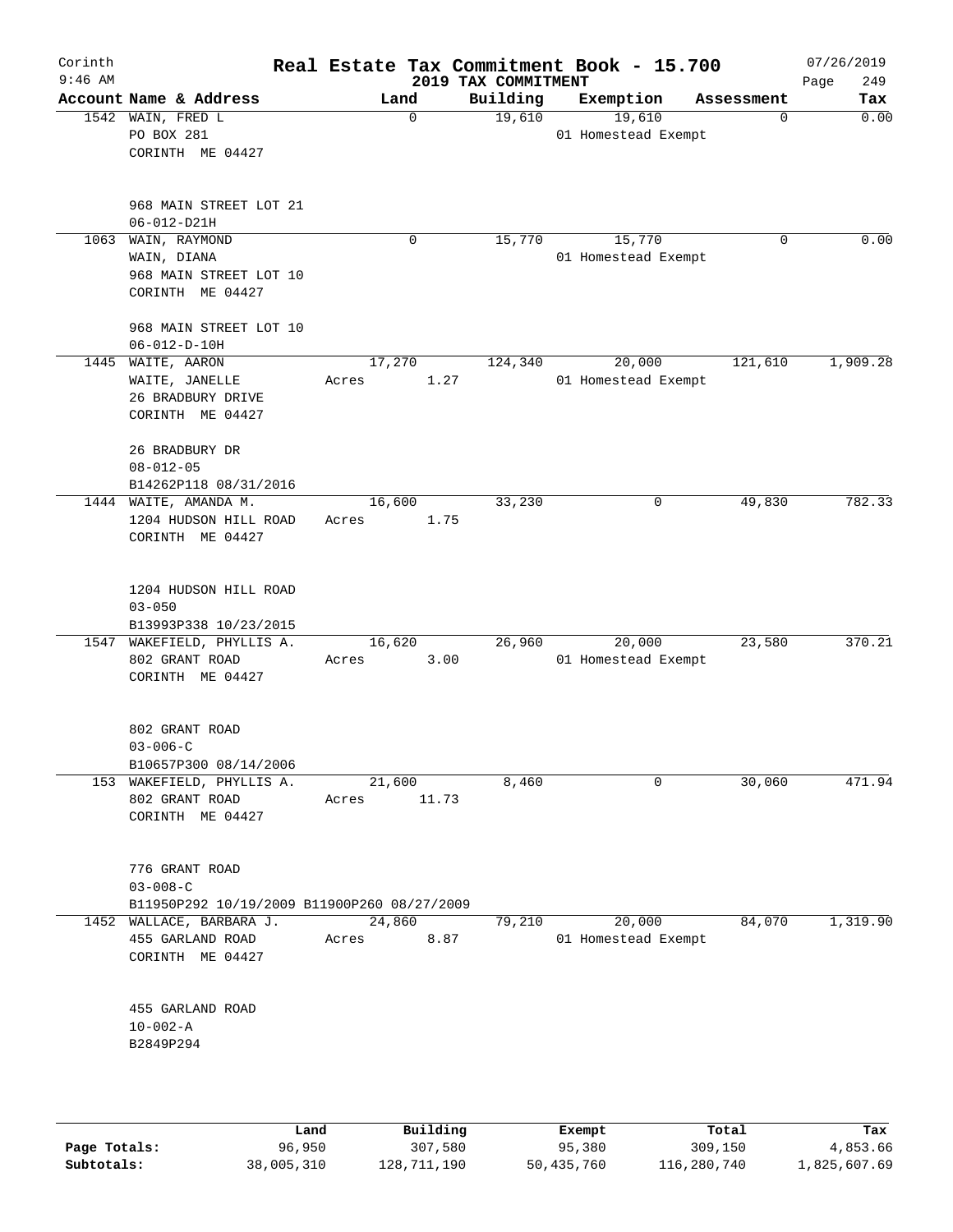# Corinth — Real Estate Tax Commitment Book - 15.700

9:46 AM — 2019 TAX COMMITMENT — 07/26/2019

| Account Name & Address | Land | Building | Exemption | Assessment | Tax |
|---|---|---|---|---|---|
| 1542 WAIN, FRED L<br>PO BOX 281<br>CORINTH ME 04427<br><br>968 MAIN STREET LOT 21<br>06-012-D21H | 0 | 19,610 | 19,610<br>01 Homestead Exempt | 0 | 0.00 |
| 1063 WAIN, RAYMOND<br>WAIN, DIANA<br>968 MAIN STREET LOT 10<br>CORINTH ME 04427<br><br>968 MAIN STREET LOT 10<br>06-012-D-10H | 0 | 15,770 | 15,770<br>01 Homestead Exempt | 0 | 0.00 |
| 1445 WAITE, AARON<br>WAITE, JANELLE<br>26 BRADBURY DRIVE<br>CORINTH ME 04427<br><br>26 BRADBURY DR<br>08-012-05<br>B14262P118 08/31/2016 | 17,270<br>Acres 1.27 | 124,340 | 20,000<br>01 Homestead Exempt | 121,610 | 1,909.28 |
| 1444 WAITE, AMANDA M.<br>1204 HUDSON HILL ROAD<br>CORINTH ME 04427<br><br>1204 HUDSON HILL ROAD<br>03-050<br>B13993P338 10/23/2015 | 16,600<br>Acres 1.75 | 33,230 | 0 | 49,830 | 782.33 |
| 1547 WAKEFIELD, PHYLLIS A.<br>802 GRANT ROAD<br>CORINTH ME 04427<br><br>802 GRANT ROAD<br>03-006-C<br>B10657P300 08/14/2006 | 16,620<br>Acres 3.00 | 26,960 | 20,000<br>01 Homestead Exempt | 23,580 | 370.21 |
| 153 WAKEFIELD, PHYLLIS A.<br>802 GRANT ROAD<br>CORINTH ME 04427<br><br>776 GRANT ROAD<br>03-008-C<br>B11950P292 10/19/2009 B11900P260 08/27/2009 | 21,600<br>Acres 11.73 | 8,460 | 0 | 30,060 | 471.94 |
| 1452 WALLACE, BARBARA J.<br>455 GARLAND ROAD<br>CORINTH ME 04427<br><br>455 GARLAND ROAD<br>10-002-A<br>B2849P294 | 24,860<br>Acres 8.87 | 79,210 | 20,000<br>01 Homestead Exempt | 84,070 | 1,319.90 |

| | Land | Building | Exempt | Total | Tax |
|---|---|---|---|---|---|
| Page Totals: | 96,950 | 307,580 | 95,380 | 309,150 | 4,853.66 |
| Subtotals: | 38,005,310 | 128,711,190 | 50,435,760 | 116,280,740 | 1,825,607.69 |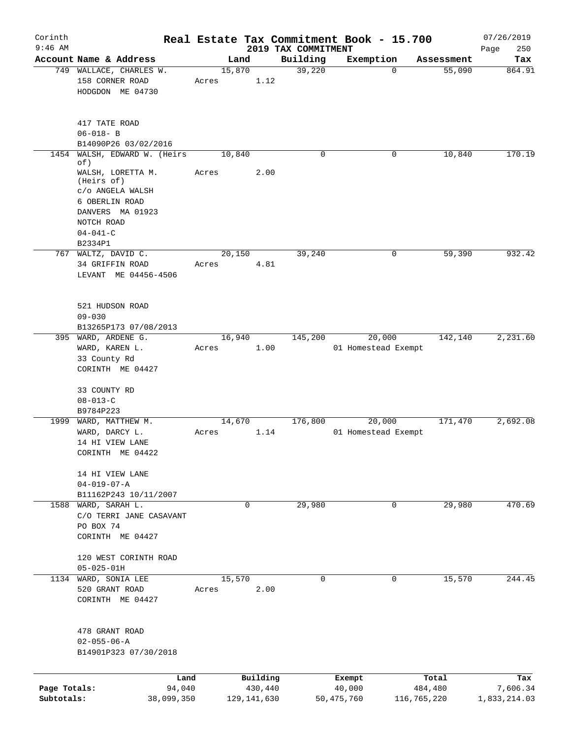Corinth 9:46 AM

# Real Estate Tax Commitment Book - 15.700

## 2019 TAX COMMITMENT

07/26/2019

| Account | Name & Address | Land | Building | Exemption | Assessment | Tax |
|---|---|---|---|---|---|---|
| 749 | WALLACE, CHARLES W.<br>158 CORNER ROAD<br>HODGDON ME 04730<br><br>417 TATE ROAD<br>06-018- B<br>B14090P26 03/02/2016 | 15,870<br>Acres 1.12 | 39,220 | 0 | 55,090 | 864.91 |
| 1454 | WALSH, EDWARD W. (Heirs of)<br>WALSH, LORETTA M. (Heirs of)<br>c/o ANGELA WALSH<br>6 OBERLIN ROAD<br>DANVERS MA 01923<br>NOTCH ROAD<br>04-041-C<br>B2334P1 | 10,840<br>Acres 2.00 | 0 | 0 | 10,840 | 170.19 |
| 767 | WALTZ, DAVID C.<br>34 GRIFFIN ROAD<br>LEVANT ME 04456-4506<br><br>521 HUDSON ROAD<br>09-030<br>B13265P173 07/08/2013 | 20,150<br>Acres 4.81 | 39,240 | 0 | 59,390 | 932.42 |
| 395 | WARD, ARDENE G.<br>WARD, KAREN L.<br>33 County Rd<br>CORINTH ME 04427<br><br>33 COUNTY RD<br>08-013-C<br>B9784P223 | 16,940<br>Acres 1.00 | 145,200 | 20,000<br>01 Homestead Exempt | 142,140 | 2,231.60 |
| 1999 | WARD, MATTHEW M.<br>WARD, DARCY L.<br>14 HI VIEW LANE<br>CORINTH ME 04422<br><br>14 HI VIEW LANE<br>04-019-07-A<br>B11162P243 10/11/2007 | 14,670<br>Acres 1.14 | 176,800 | 20,000<br>01 Homestead Exempt | 171,470 | 2,692.08 |
| 1588 | WARD, SARAH L.<br>C/O TERRI JANE CASAVANT<br>PO BOX 74<br>CORINTH ME 04427<br><br>120 WEST CORINTH ROAD<br>05-025-01H | 0 | 29,980 | 0 | 29,980 | 470.69 |
| 1134 | WARD, SONIA LEE<br>520 GRANT ROAD<br>CORINTH ME 04427<br><br>478 GRANT ROAD<br>02-055-06-A<br>B14901P323 07/30/2018 | 15,570<br>Acres 2.00 | 0 | 0 | 15,570 | 244.45 |

| | Land | Building | Exempt | Total | Tax |
|---|---|---|---|---|---|
| Page Totals: | 94,040 | 430,440 | 40,000 | 484,480 | 7,606.34 |
| Subtotals: | 38,099,350 | 129,141,630 | 50,475,760 | 116,765,220 | 1,833,214.03 |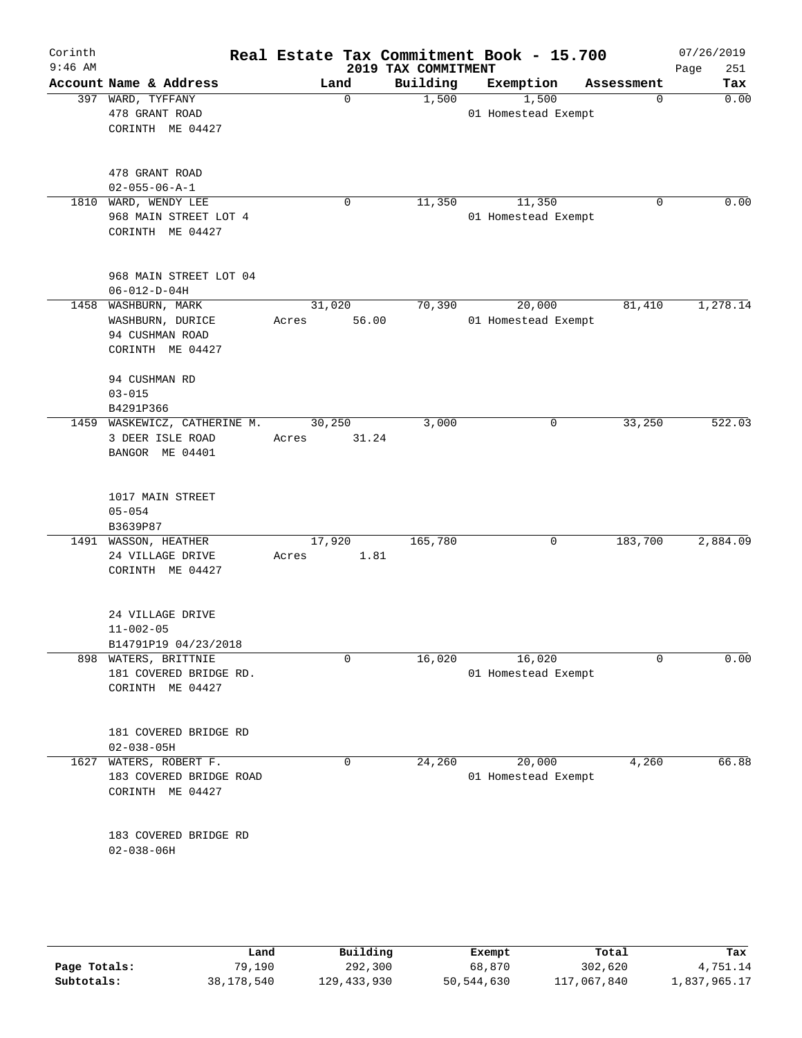Corinth 9:46 AM

# Real Estate Tax Commitment Book - 15.700

2019 TAX COMMITMENT

07/26/2019 Page 251

| Account | Name & Address | Land | Building | Exemption | Assessment | Tax |
|---|---|---|---|---|---|---|
| 397 | WARD, TYFFANY<br>478 GRANT ROAD<br>CORINTH ME 04427<br><br>478 GRANT ROAD<br>02-055-06-A-1 | 0 | 1,500 | 1,500<br>01 Homestead Exempt | 0 | 0.00 |
| 1810 | WARD, WENDY LEE<br>968 MAIN STREET LOT 4<br>CORINTH ME 04427<br><br>968 MAIN STREET LOT 04<br>06-012-D-04H | 0 | 11,350 | 11,350<br>01 Homestead Exempt | 0 | 0.00 |
| 1458 | WASHBURN, MARK<br>WASHBURN, DURICE<br>94 CUSHMAN ROAD<br>CORINTH ME 04427<br><br>94 CUSHMAN RD<br>03-015<br>B4291P366 | 31,020<br>Acres 56.00 | 70,390 | 20,000<br>01 Homestead Exempt | 81,410 | 1,278.14 |
| 1459 | WASKEWICZ, CATHERINE M.<br>3 DEER ISLE ROAD<br>BANGOR ME 04401<br><br>1017 MAIN STREET<br>05-054<br>B3639P87 | 30,250<br>Acres 31.24 | 3,000 | 0 | 33,250 | 522.03 |
| 1491 | WASSON, HEATHER<br>24 VILLAGE DRIVE<br>CORINTH ME 04427<br><br>24 VILLAGE DRIVE<br>11-002-05<br>B14791P19 04/23/2018 | 17,920<br>Acres 1.81 | 165,780 | 0 | 183,700 | 2,884.09 |
| 898 | WATERS, BRITTNIE<br>181 COVERED BRIDGE RD.<br>CORINTH ME 04427<br><br>181 COVERED BRIDGE RD<br>02-038-05H | 0 | 16,020 | 16,020<br>01 Homestead Exempt | 0 | 0.00 |
| 1627 | WATERS, ROBERT F.<br>183 COVERED BRIDGE ROAD<br>CORINTH ME 04427<br><br>183 COVERED BRIDGE RD<br>02-038-06H | 0 | 24,260 | 20,000<br>01 Homestead Exempt | 4,260 | 66.88 |

| | Land | Building | Exempt | Total | Tax |
|---|---|---|---|---|---|
| Page Totals: | 79,190 | 292,300 | 68,870 | 302,620 | 4,751.14 |
| Subtotals: | 38,178,540 | 129,433,930 | 50,544,630 | 117,067,840 | 1,837,965.17 |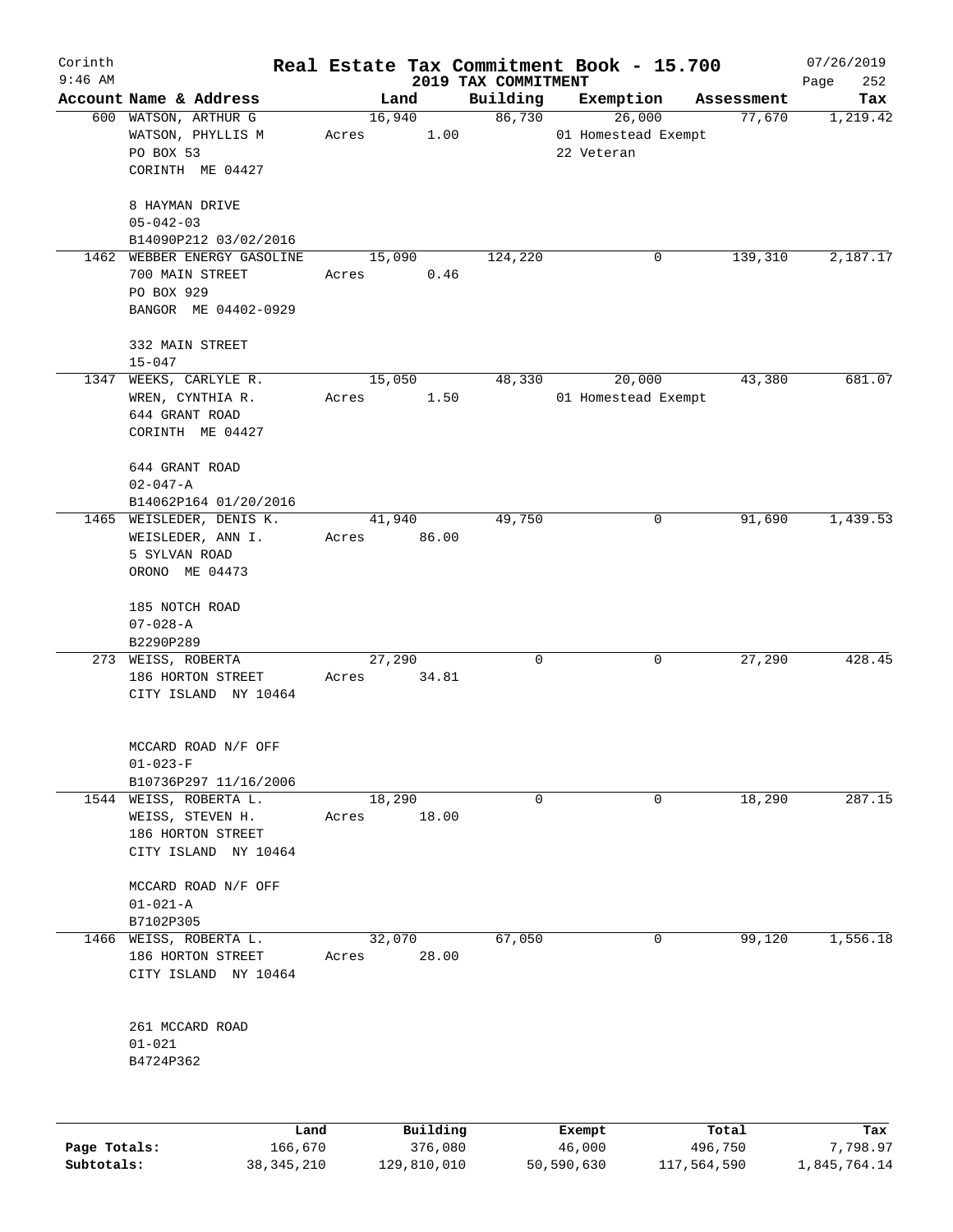Corinth 9:46 AM

# Real Estate Tax Commitment Book - 15.700

## 2019 TAX COMMITMENT

07/26/2019 Page 252

| Account | Name & Address | Land | Building | Exemption | Assessment | Tax |
|---|---|---|---|---|---|---|
| 600 | WATSON, ARTHUR G<br>WATSON, PHYLLIS M<br>PO BOX 53<br>CORINTH ME 04427<br><br>8 HAYMAN DRIVE<br>05-042-03<br>B14090P212 03/02/2016 | 16,940<br>Acres 1.00 | 86,730 | 26,000<br>01 Homestead Exempt<br>22 Veteran | 77,670 | 1,219.42 |
| 1462 | WEBBER ENERGY GASOLINE<br>700 MAIN STREET<br>PO BOX 929<br>BANGOR ME 04402-0929<br><br>332 MAIN STREET<br>15-047 | 15,090<br>Acres 0.46 | 124,220 | 0 | 139,310 | 2,187.17 |
| 1347 | WEEKS, CARLYLE R.<br>WREN, CYNTHIA R.<br>644 GRANT ROAD<br>CORINTH ME 04427<br><br>644 GRANT ROAD<br>02-047-A<br>B14062P164 01/20/2016 | 15,050<br>Acres 1.50 | 48,330 | 20,000<br>01 Homestead Exempt | 43,380 | 681.07 |
| 1465 | WEISLEDER, DENIS K.<br>WEISLEDER, ANN I.<br>5 SYLVAN ROAD<br>ORONO ME 04473<br><br>185 NOTCH ROAD<br>07-028-A<br>B2290P289 | 41,940<br>Acres 86.00 | 49,750 | 0 | 91,690 | 1,439.53 |
| 273 | WEISS, ROBERTA<br>186 HORTON STREET<br>CITY ISLAND NY 10464<br><br>MCCARD ROAD N/F OFF<br>01-023-F<br>B10736P297 11/16/2006 | 27,290<br>Acres 34.81 | 0 | 0 | 27,290 | 428.45 |
| 1544 | WEISS, ROBERTA L.<br>WEISS, STEVEN H.<br>186 HORTON STREET<br>CITY ISLAND NY 10464<br><br>MCCARD ROAD N/F OFF<br>01-021-A<br>B7102P305 | 18,290<br>Acres 18.00 | 0 | 0 | 18,290 | 287.15 |
| 1466 | WEISS, ROBERTA L.<br>186 HORTON STREET<br>CITY ISLAND NY 10464<br><br>261 MCCARD ROAD<br>01-021<br>B4724P362 | 32,070<br>Acres 28.00 | 67,050 | 0 | 99,120 | 1,556.18 |

| | Land | Building | Exempt | Total | Tax |
|---|---|---|---|---|---|
| Page Totals: | 166,670 | 376,080 | 46,000 | 496,750 | 7,798.97 |
| Subtotals: | 38,345,210 | 129,810,010 | 50,590,630 | 117,564,590 | 1,845,764.14 |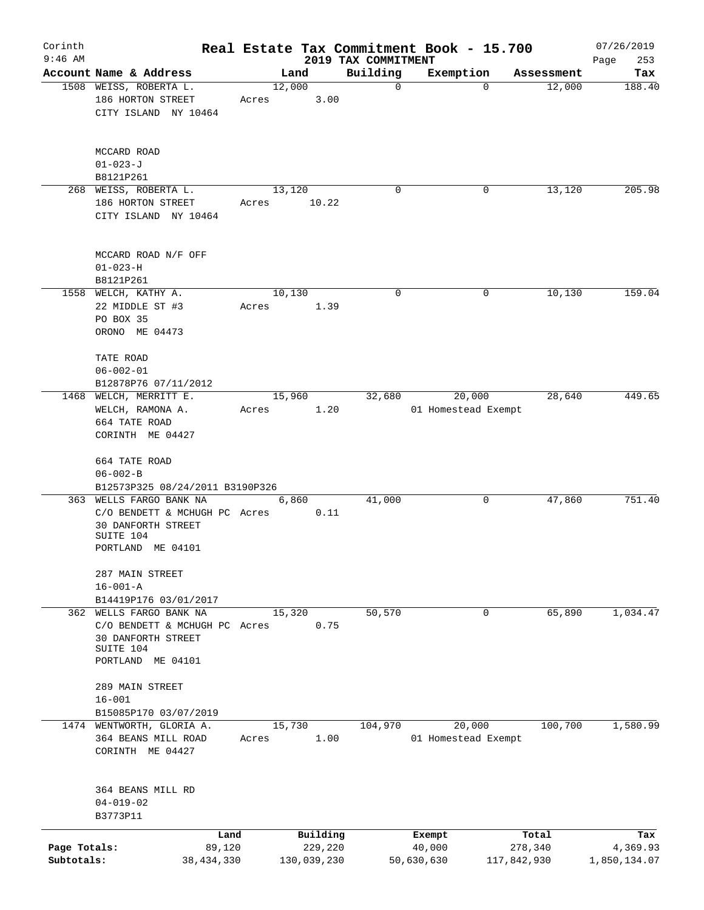Corinth 9:46 AM

# Real Estate Tax Commitment Book - 15.700

2019 TAX COMMITMENT

07/26/2019

| Account | Name & Address | Land | Building | Exemption | Assessment | Tax |
|---|---|---|---|---|---|---|
| 1508 | WEISS, ROBERTA L.<br>186 HORTON STREET<br>CITY ISLAND NY 10464<br><br>MCCARD ROAD<br>01-023-J<br>B8121P261 | 12,000<br>Acres 3.00 | 0 | 0 | 12,000 | 188.40 |
| 268 | WEISS, ROBERTA L.<br>186 HORTON STREET<br>CITY ISLAND NY 10464<br><br>MCCARD ROAD N/F OFF<br>01-023-H<br>B8121P261 | 13,120<br>Acres 10.22 | 0 | 0 | 13,120 | 205.98 |
| 1558 | WELCH, KATHY A.<br>22 MIDDLE ST #3<br>PO BOX 35<br>ORONO ME 04473<br><br>TATE ROAD<br>06-002-01<br>B12878P76 07/11/2012 | 10,130<br>Acres 1.39 | 0 | 0 | 10,130 | 159.04 |
| 1468 | WELCH, MERRITT E.<br>WELCH, RAMONA A.<br>664 TATE ROAD<br>CORINTH ME 04427<br><br>664 TATE ROAD<br>06-002-B<br>B12573P325 08/24/2011 B3190P326 | 15,960<br>Acres 1.20 | 32,680 | 20,000<br>01 Homestead Exempt | 28,640 | 449.65 |
| 363 | WELLS FARGO BANK NA<br>C/O BENDETT & MCHUGH PC<br>30 DANFORTH STREET<br>SUITE 104<br>PORTLAND ME 04101<br><br>287 MAIN STREET<br>16-001-A<br>B14419P176 03/01/2017 | 6,860<br>Acres 0.11 | 41,000 | 0 | 47,860 | 751.40 |
| 362 | WELLS FARGO BANK NA<br>C/O BENDETT & MCHUGH PC<br>30 DANFORTH STREET<br>SUITE 104<br>PORTLAND ME 04101<br><br>289 MAIN STREET<br>16-001<br>B15085P170 03/07/2019 | 15,320<br>Acres 0.75 | 50,570 | 0 | 65,890 | 1,034.47 |
| 1474 | WENTWORTH, GLORIA A.<br>364 BEANS MILL ROAD<br>CORINTH ME 04427<br><br>364 BEANS MILL RD<br>04-019-02<br>B3773P11 | 15,730<br>Acres 1.00 | 104,970 | 20,000<br>01 Homestead Exempt | 100,700 | 1,580.99 |

| | Land | Building | Exempt | Total | Tax |
|---|---|---|---|---|---|
| Page Totals: | 89,120 | 229,220 | 40,000 | 278,340 | 4,369.93 |
| Subtotals: | 38,434,330 | 130,039,230 | 50,630,630 | 117,842,930 | 1,850,134.07 |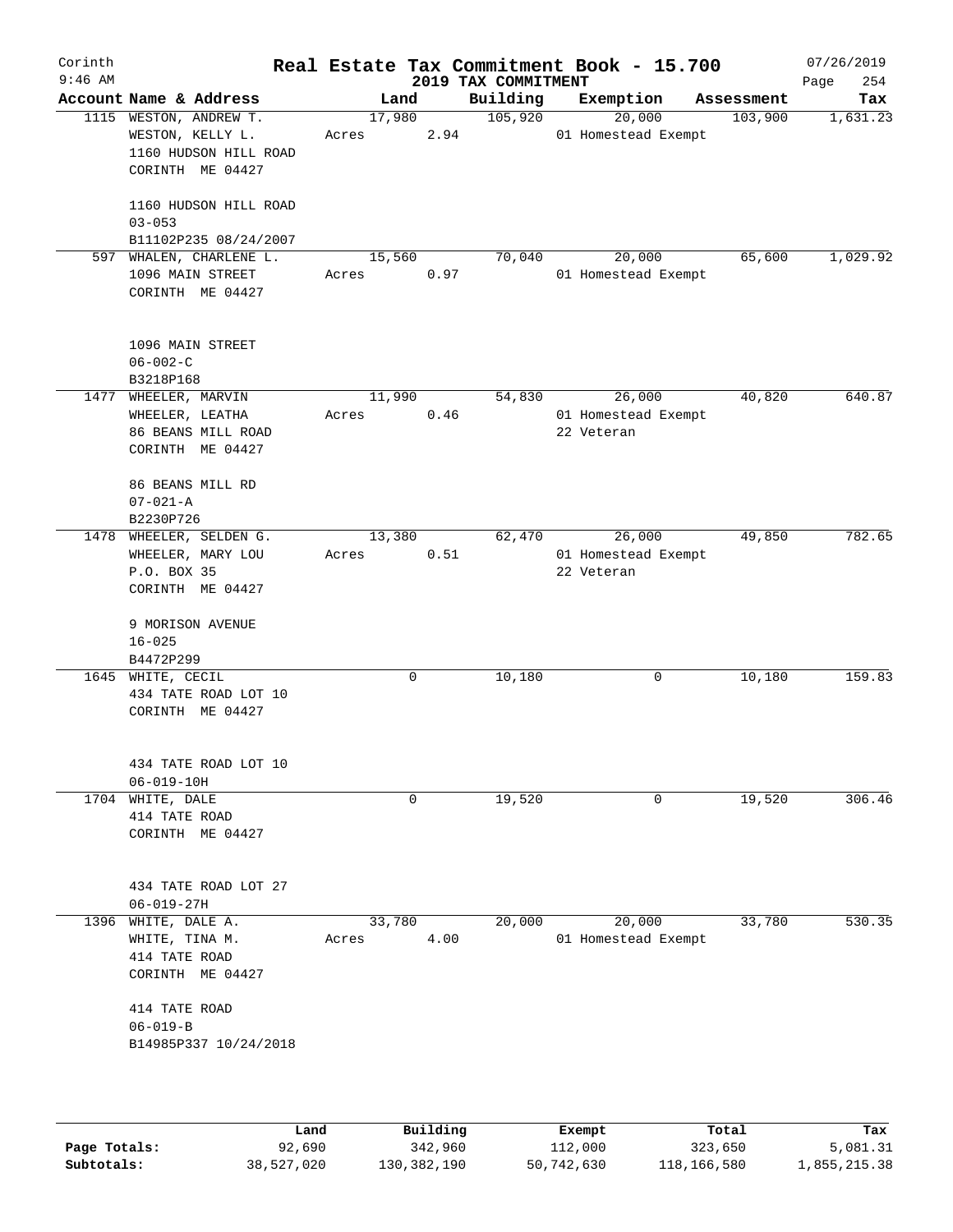# Real Estate Tax Commitment Book - 15.700

Corinth
9:46 AM

## 2019 TAX COMMITMENT

07/26/2019

| Account | Name & Address | Land | Building | Exemption | Assessment | Tax |
|---|---|---|---|---|---|---|
| 1115 | WESTON, ANDREW T.<br>WESTON, KELLY L.<br>1160 HUDSON HILL ROAD<br>CORINTH ME 04427<br><br>1160 HUDSON HILL ROAD<br>03-053<br>B11102P235 08/24/2007 | 17,980<br>Acres 2.94 | 105,920 | 20,000<br>01 Homestead Exempt | 103,900 | 1,631.23 |
| 597 | WHALEN, CHARLENE L.<br>1096 MAIN STREET<br>CORINTH ME 04427<br><br>1096 MAIN STREET<br>06-002-C<br>B3218P168 | 15,560<br>Acres 0.97 | 70,040 | 20,000<br>01 Homestead Exempt | 65,600 | 1,029.92 |
| 1477 | WHEELER, MARVIN<br>WHEELER, LEATHA<br>86 BEANS MILL ROAD<br>CORINTH ME 04427<br><br>86 BEANS MILL RD<br>07-021-A<br>B2230P726 | 11,990<br>Acres 0.46 | 54,830 | 26,000<br>01 Homestead Exempt<br>22 Veteran | 40,820 | 640.87 |
| 1478 | WHEELER, SELDEN G.<br>WHEELER, MARY LOU<br>P.O. BOX 35<br>CORINTH ME 04427<br><br>9 MORISON AVENUE<br>16-025<br>B4472P299 | 13,380<br>Acres 0.51 | 62,470 | 26,000<br>01 Homestead Exempt<br>22 Veteran | 49,850 | 782.65 |
| 1645 | WHITE, CECIL<br>434 TATE ROAD LOT 10<br>CORINTH ME 04427<br><br>434 TATE ROAD LOT 10<br>06-019-10H | 0 | 10,180 | 0 | 10,180 | 159.83 |
| 1704 | WHITE, DALE<br>414 TATE ROAD<br>CORINTH ME 04427<br><br>434 TATE ROAD LOT 27<br>06-019-27H | 0 | 19,520 | 0 | 19,520 | 306.46 |
| 1396 | WHITE, DALE A.<br>WHITE, TINA M.<br>414 TATE ROAD<br>CORINTH ME 04427<br><br>414 TATE ROAD<br>06-019-B<br>B14985P337 10/24/2018 | 33,780<br>Acres 4.00 | 20,000 | 20,000<br>01 Homestead Exempt | 33,780 | 530.35 |

| | Land | Building | Exempt | Total | Tax |
|---|---|---|---|---|---|
| Page Totals: | 92,690 | 342,960 | 112,000 | 323,650 | 5,081.31 |
| Subtotals: | 38,527,020 | 130,382,190 | 50,742,630 | 118,166,580 | 1,855,215.38 |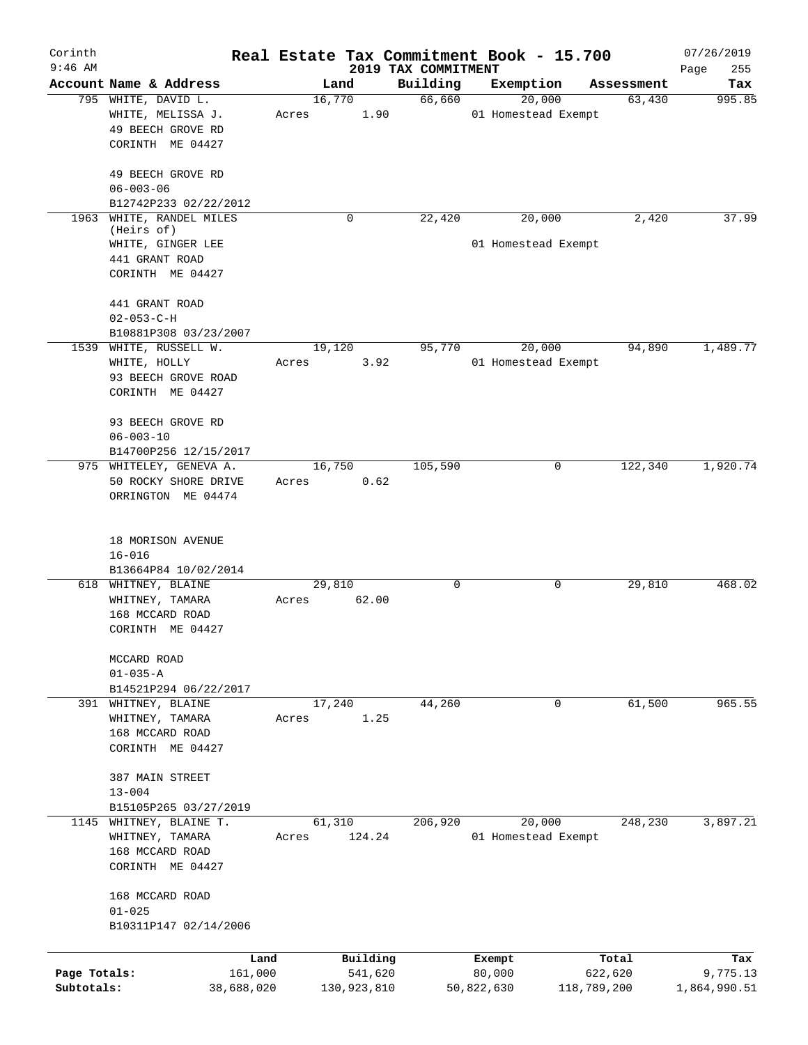Corinth 9:46 AM

# Real Estate Tax Commitment Book - 15.700

2019 TAX COMMITMENT

07/26/2019 Page 255

| Account | Name & Address | Land | Building | Exemption | Assessment | Tax |
|---|---|---|---|---|---|---|
| 795 | WHITE, DAVID L.<br>WHITE, MELISSA J.<br>49 BEECH GROVE RD<br>CORINTH ME 04427<br><br>49 BEECH GROVE RD<br>06-003-06<br>B12742P233 02/22/2012 | 16,770<br>Acres 1.90 | 66,660 | 20,000<br>01 Homestead Exempt | 63,430 | 995.85 |
| 1963 | WHITE, RANDEL MILES (Heirs of)<br>WHITE, GINGER LEE<br>441 GRANT ROAD<br>CORINTH ME 04427<br><br>441 GRANT ROAD<br>02-053-C-H<br>B10881P308 03/23/2007 | 0 | 22,420 | 20,000<br>01 Homestead Exempt | 2,420 | 37.99 |
| 1539 | WHITE, RUSSELL W.<br>WHITE, HOLLY<br>93 BEECH GROVE ROAD<br>CORINTH ME 04427<br><br>93 BEECH GROVE RD<br>06-003-10<br>B14700P256 12/15/2017 | 19,120<br>Acres 3.92 | 95,770 | 20,000<br>01 Homestead Exempt | 94,890 | 1,489.77 |
| 975 | WHITELEY, GENEVA A.<br>50 ROCKY SHORE DRIVE<br>ORRINGTON ME 04474<br><br>18 MORISON AVENUE<br>16-016<br>B13664P84 10/02/2014 | 16,750<br>Acres 0.62 | 105,590 | 0 | 122,340 | 1,920.74 |
| 618 | WHITNEY, BLAINE<br>WHITNEY, TAMARA<br>168 MCCARD ROAD<br>CORINTH ME 04427<br><br>MCCARD ROAD<br>01-035-A<br>B14521P294 06/22/2017 | 29,810<br>Acres 62.00 | 0 | 0 | 29,810 | 468.02 |
| 391 | WHITNEY, BLAINE<br>WHITNEY, TAMARA<br>168 MCCARD ROAD<br>CORINTH ME 04427<br><br>387 MAIN STREET<br>13-004<br>B15105P265 03/27/2019 | 17,240<br>Acres 1.25 | 44,260 | 0 | 61,500 | 965.55 |
| 1145 | WHITNEY, BLAINE T.<br>WHITNEY, TAMARA<br>168 MCCARD ROAD<br>CORINTH ME 04427<br><br>168 MCCARD ROAD<br>01-025<br>B10311P147 02/14/2006 | 61,310<br>Acres 124.24 | 206,920 | 20,000<br>01 Homestead Exempt | 248,230 | 3,897.21 |

| | Land | Building | Exempt | Total | Tax |
|---|---|---|---|---|---|
| Page Totals: | 161,000 | 541,620 | 80,000 | 622,620 | 9,775.13 |
| Subtotals: | 38,688,020 | 130,923,810 | 50,822,630 | 118,789,200 | 1,864,990.51 |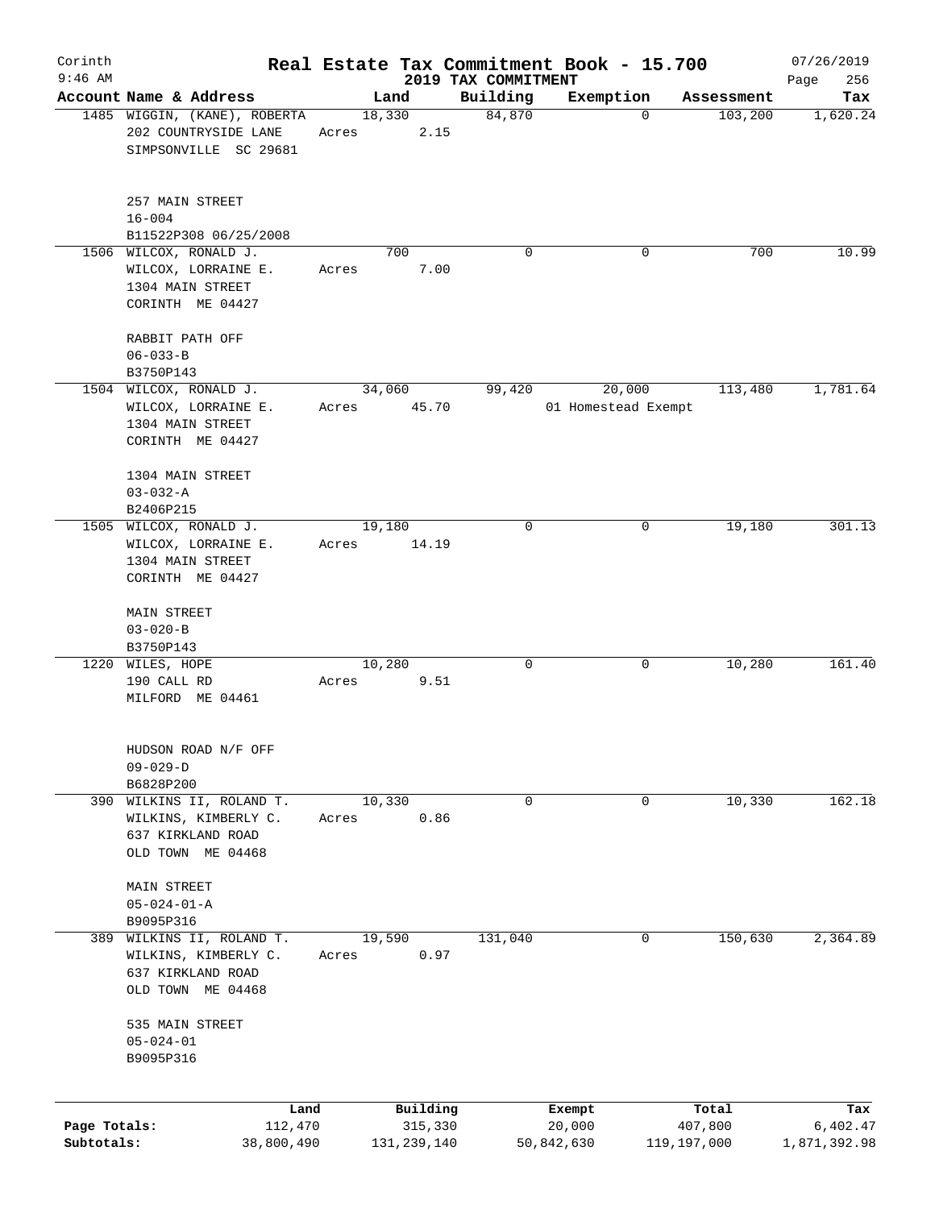Corinth 9:46 AM

# Real Estate Tax Commitment Book - 15.700

2019 TAX COMMITMENT

07/26/2019 Page 256

| Account | Name & Address | Land | Building | Exemption | Assessment | Tax |
|---|---|---|---|---|---|---|
| 1485 | WIGGIN, (KANE), ROBERTA<br>202 COUNTRYSIDE LANE<br>SIMPSONVILLE SC 29681<br><br>257 MAIN STREET<br>16-004<br>B11522P308 06/25/2008 | 18,330<br>Acres 2.15 | 84,870 | 0 | 103,200 | 1,620.24 |
| 1506 | WILCOX, RONALD J.<br>WILCOX, LORRAINE E.<br>1304 MAIN STREET<br>CORINTH ME 04427<br><br>RABBIT PATH OFF<br>06-033-B<br>B3750P143 | 700<br>Acres 7.00 | 0 | 0 | 700 | 10.99 |
| 1504 | WILCOX, RONALD J.<br>WILCOX, LORRAINE E.<br>1304 MAIN STREET<br>CORINTH ME 04427<br><br>1304 MAIN STREET<br>03-032-A<br>B2406P215 | 34,060<br>Acres 45.70 | 99,420 | 20,000<br>01 Homestead Exempt | 113,480 | 1,781.64 |
| 1505 | WILCOX, RONALD J.<br>WILCOX, LORRAINE E.<br>1304 MAIN STREET<br>CORINTH ME 04427<br><br>MAIN STREET<br>03-020-B<br>B3750P143 | 19,180<br>Acres 14.19 | 0 | 0 | 19,180 | 301.13 |
| 1220 | WILES, HOPE<br>190 CALL RD<br>MILFORD ME 04461<br><br>HUDSON ROAD N/F OFF<br>09-029-D<br>B6828P200 | 10,280<br>Acres 9.51 | 0 | 0 | 10,280 | 161.40 |
| 390 | WILKINS II, ROLAND T.<br>WILKINS, KIMBERLY C.<br>637 KIRKLAND ROAD<br>OLD TOWN ME 04468<br><br>MAIN STREET<br>05-024-01-A<br>B9095P316 | 10,330<br>Acres 0.86 | 0 | 0 | 10,330 | 162.18 |
| 389 | WILKINS II, ROLAND T.<br>WILKINS, KIMBERLY C.<br>637 KIRKLAND ROAD<br>OLD TOWN ME 04468<br><br>535 MAIN STREET<br>05-024-01<br>B9095P316 | 19,590<br>Acres 0.97 | 131,040 | 0 | 150,630 | 2,364.89 |

| | Land | Building | Exempt | Total | Tax |
|---|---|---|---|---|---|
| Page Totals: | 112,470 | 315,330 | 20,000 | 407,800 | 6,402.47 |
| Subtotals: | 38,800,490 | 131,239,140 | 50,842,630 | 119,197,000 | 1,871,392.98 |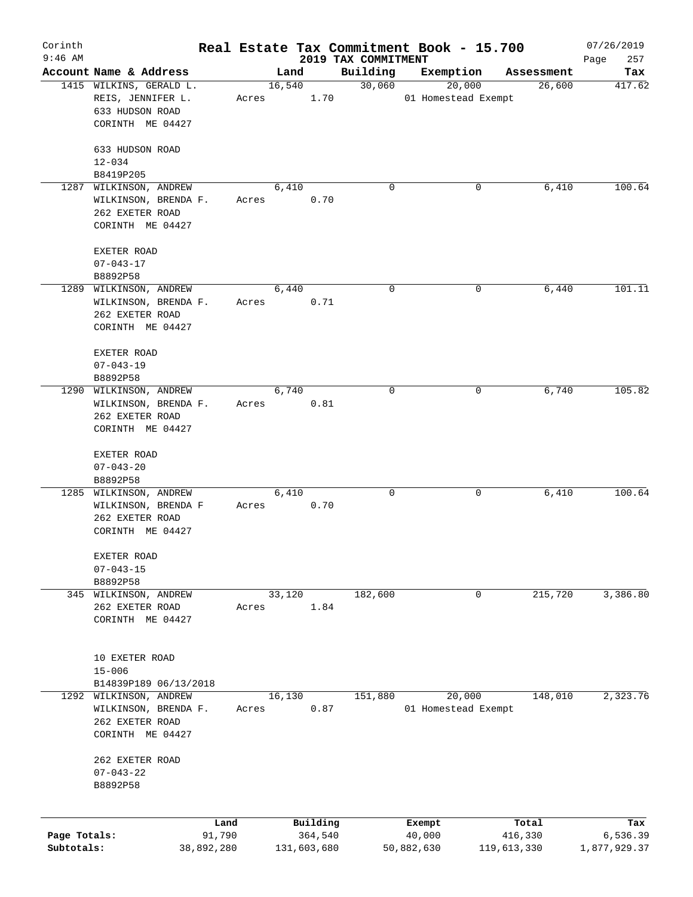Corinth 9:46 AM

# Real Estate Tax Commitment Book - 15.700

## 2019 TAX COMMITMENT

07/26/2019

| Account Name & Address | Land | Building | Exemption | Assessment | Tax |
|---|---|---|---|---|---|
| 1415 WILKINS, GERALD L.<br>REIS, JENNIFER L.<br>633 HUDSON ROAD<br>CORINTH ME 04427<br><br>633 HUDSON ROAD<br>12-034<br>B8419P205 | 16,540<br>Acres 1.70 | 30,060 | 20,000<br>01 Homestead Exempt | 26,600 | 417.62 |
| 1287 WILKINSON, ANDREW<br>WILKINSON, BRENDA F.<br>262 EXETER ROAD<br>CORINTH ME 04427<br><br>EXETER ROAD<br>07-043-17<br>B8892P58 | 6,410<br>Acres 0.70 | 0 | 0 | 6,410 | 100.64 |
| 1289 WILKINSON, ANDREW<br>WILKINSON, BRENDA F.<br>262 EXETER ROAD<br>CORINTH ME 04427<br><br>EXETER ROAD<br>07-043-19<br>B8892P58 | 6,440<br>Acres 0.71 | 0 | 0 | 6,440 | 101.11 |
| 1290 WILKINSON, ANDREW<br>WILKINSON, BRENDA F.<br>262 EXETER ROAD<br>CORINTH ME 04427<br><br>EXETER ROAD<br>07-043-20<br>B8892P58 | 6,740<br>Acres 0.81 | 0 | 0 | 6,740 | 105.82 |
| 1285 WILKINSON, ANDREW<br>WILKINSON, BRENDA F<br>262 EXETER ROAD<br>CORINTH ME 04427<br><br>EXETER ROAD<br>07-043-15<br>B8892P58 | 6,410<br>Acres 0.70 | 0 | 0 | 6,410 | 100.64 |
| 345 WILKINSON, ANDREW<br>262 EXETER ROAD<br>CORINTH ME 04427<br><br>10 EXETER ROAD<br>15-006<br>B14839P189 06/13/2018 | 33,120<br>Acres 1.84 | 182,600 | 0 | 215,720 | 3,386.80 |
| 1292 WILKINSON, ANDREW<br>WILKINSON, BRENDA F.<br>262 EXETER ROAD<br>CORINTH ME 04427<br><br>262 EXETER ROAD<br>07-043-22<br>B8892P58 | 16,130<br>Acres 0.87 | 151,880 | 20,000<br>01 Homestead Exempt | 148,010 | 2,323.76 |

| | Land | Building | Exempt | Total | Tax |
|---|---|---|---|---|---|
| Page Totals: | 91,790 | 364,540 | 40,000 | 416,330 | 6,536.39 |
| Subtotals: | 38,892,280 | 131,603,680 | 50,882,630 | 119,613,330 | 1,877,929.37 |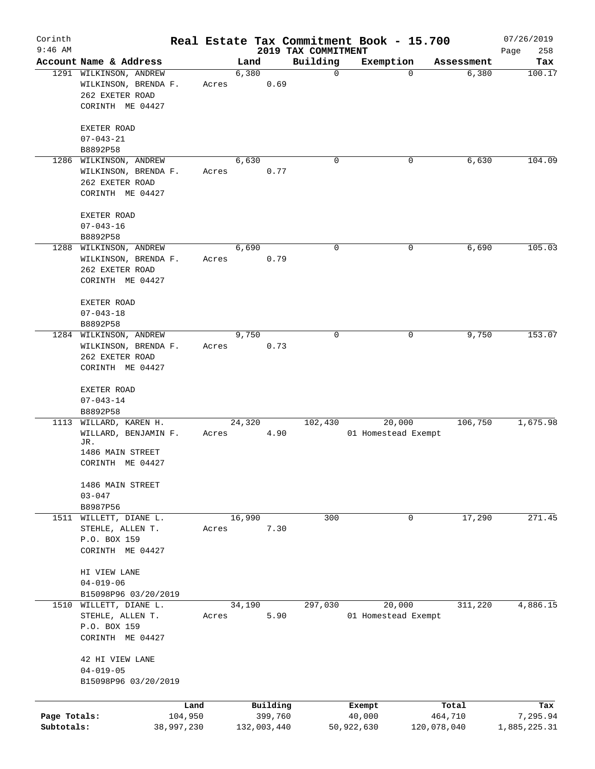Corinth 9:46 AM

# Real Estate Tax Commitment Book - 15.700

## 2019 TAX COMMITMENT

07/26/2019

| Account Name & Address | Land | Building | Exemption | Assessment | Tax |
|---|---|---|---|---|---|
| 1291 WILKINSON, ANDREW<br>WILKINSON, BRENDA F.<br>262 EXETER ROAD<br>CORINTH ME 04427<br><br>EXETER ROAD<br>07-043-21<br>B8892P58 | 6,380<br>Acres 0.69 | 0 | 0 | 6,380 | 100.17 |
| 1286 WILKINSON, ANDREW<br>WILKINSON, BRENDA F.<br>262 EXETER ROAD<br>CORINTH ME 04427<br><br>EXETER ROAD<br>07-043-16<br>B8892P58 | 6,630<br>Acres 0.77 | 0 | 0 | 6,630 | 104.09 |
| 1288 WILKINSON, ANDREW<br>WILKINSON, BRENDA F.<br>262 EXETER ROAD<br>CORINTH ME 04427<br><br>EXETER ROAD<br>07-043-18<br>B8892P58 | 6,690<br>Acres 0.79 | 0 | 0 | 6,690 | 105.03 |
| 1284 WILKINSON, ANDREW<br>WILKINSON, BRENDA F.<br>262 EXETER ROAD<br>CORINTH ME 04427<br><br>EXETER ROAD<br>07-043-14<br>B8892P58 | 9,750<br>Acres 0.73 | 0 | 0 | 9,750 | 153.07 |
| 1113 WILLARD, KAREN H.<br>WILLARD, BENJAMIN F. JR.<br>1486 MAIN STREET<br>CORINTH ME 04427<br><br>1486 MAIN STREET<br>03-047<br>B8987P56 | 24,320<br>Acres 4.90 | 102,430 | 20,000<br>01 Homestead Exempt | 106,750 | 1,675.98 |
| 1511 WILLETT, DIANE L.<br>STEHLE, ALLEN T.<br>P.O. BOX 159<br>CORINTH ME 04427<br><br>HI VIEW LANE<br>04-019-06<br>B15098P96 03/20/2019 | 16,990<br>Acres 7.30 | 300 | 0 | 17,290 | 271.45 |
| 1510 WILLETT, DIANE L.<br>STEHLE, ALLEN T.<br>P.O. BOX 159<br>CORINTH ME 04427<br><br>42 HI VIEW LANE<br>04-019-05<br>B15098P96 03/20/2019 | 34,190<br>Acres 5.90 | 297,030 | 20,000<br>01 Homestead Exempt | 311,220 | 4,886.15 |

| | Land | Building | Exempt | Total | Tax |
|---|---|---|---|---|---|
| Page Totals: | 104,950 | 399,760 | 40,000 | 464,710 | 7,295.94 |
| Subtotals: | 38,997,230 | 132,003,440 | 50,922,630 | 120,078,040 | 1,885,225.31 |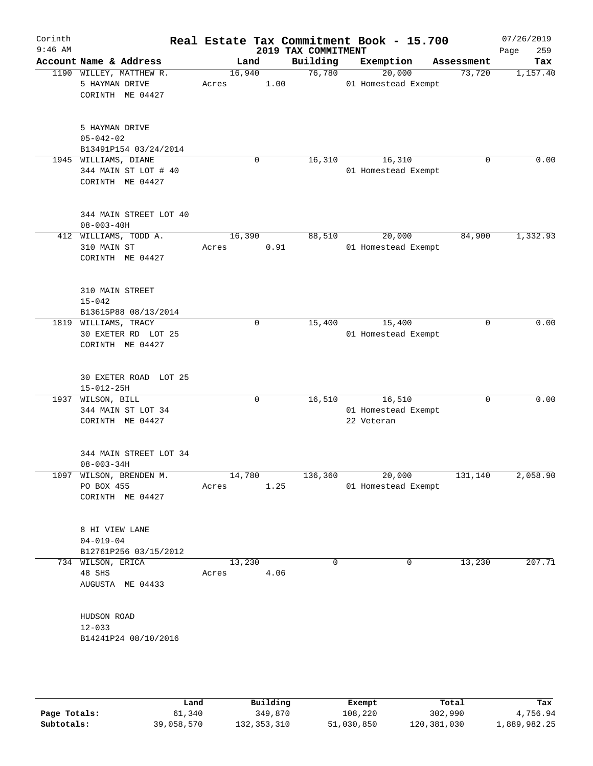Corinth 9:46 AM

# Real Estate Tax Commitment Book - 15.700

2019 TAX COMMITMENT

07/26/2019

| Account Name & Address | Land | Building | Exemption | Assessment | Tax |
|---|---|---|---|---|---|
| 1190 WILLEY, MATTHEW R.<br>5 HAYMAN DRIVE<br>CORINTH ME 04427<br><br>5 HAYMAN DRIVE<br>05-042-02<br>B13491P154 03/24/2014 | 16,940<br>Acres 1.00 | 76,780 | 20,000<br>01 Homestead Exempt | 73,720 | 1,157.40 |
| 1945 WILLIAMS, DIANE<br>344 MAIN ST LOT # 40<br>CORINTH ME 04427<br><br>344 MAIN STREET LOT 40<br>08-003-40H | 0 | 16,310 | 16,310<br>01 Homestead Exempt | 0 | 0.00 |
| 412 WILLIAMS, TODD A.<br>310 MAIN ST<br>CORINTH ME 04427<br><br>310 MAIN STREET<br>15-042<br>B13615P88 08/13/2014 | 16,390<br>Acres 0.91 | 88,510 | 20,000<br>01 Homestead Exempt | 84,900 | 1,332.93 |
| 1819 WILLIAMS, TRACY<br>30 EXETER RD LOT 25<br>CORINTH ME 04427<br><br>30 EXETER ROAD LOT 25<br>15-012-25H | 0 | 15,400 | 15,400<br>01 Homestead Exempt | 0 | 0.00 |
| 1937 WILSON, BILL<br>344 MAIN ST LOT 34<br>CORINTH ME 04427<br><br>344 MAIN STREET LOT 34<br>08-003-34H | 0 | 16,510 | 16,510<br>01 Homestead Exempt<br>22 Veteran | 0 | 0.00 |
| 1097 WILSON, BRENDEN M.<br>PO BOX 455<br>CORINTH ME 04427<br><br>8 HI VIEW LANE<br>04-019-04<br>B12761P256 03/15/2012 | 14,780<br>Acres 1.25 | 136,360 | 20,000<br>01 Homestead Exempt | 131,140 | 2,058.90 |
| 734 WILSON, ERICA<br>48 SHS<br>AUGUSTA ME 04433<br><br>HUDSON ROAD<br>12-033<br>B14241P24 08/10/2016 | 13,230<br>Acres 4.06 | 0 | 0 | 13,230 | 207.71 |

| | Land | Building | Exempt | Total | Tax |
|---|---|---|---|---|---|
| Page Totals: | 61,340 | 349,870 | 108,220 | 302,990 | 4,756.94 |
| Subtotals: | 39,058,570 | 132,353,310 | 51,030,850 | 120,381,030 | 1,889,982.25 |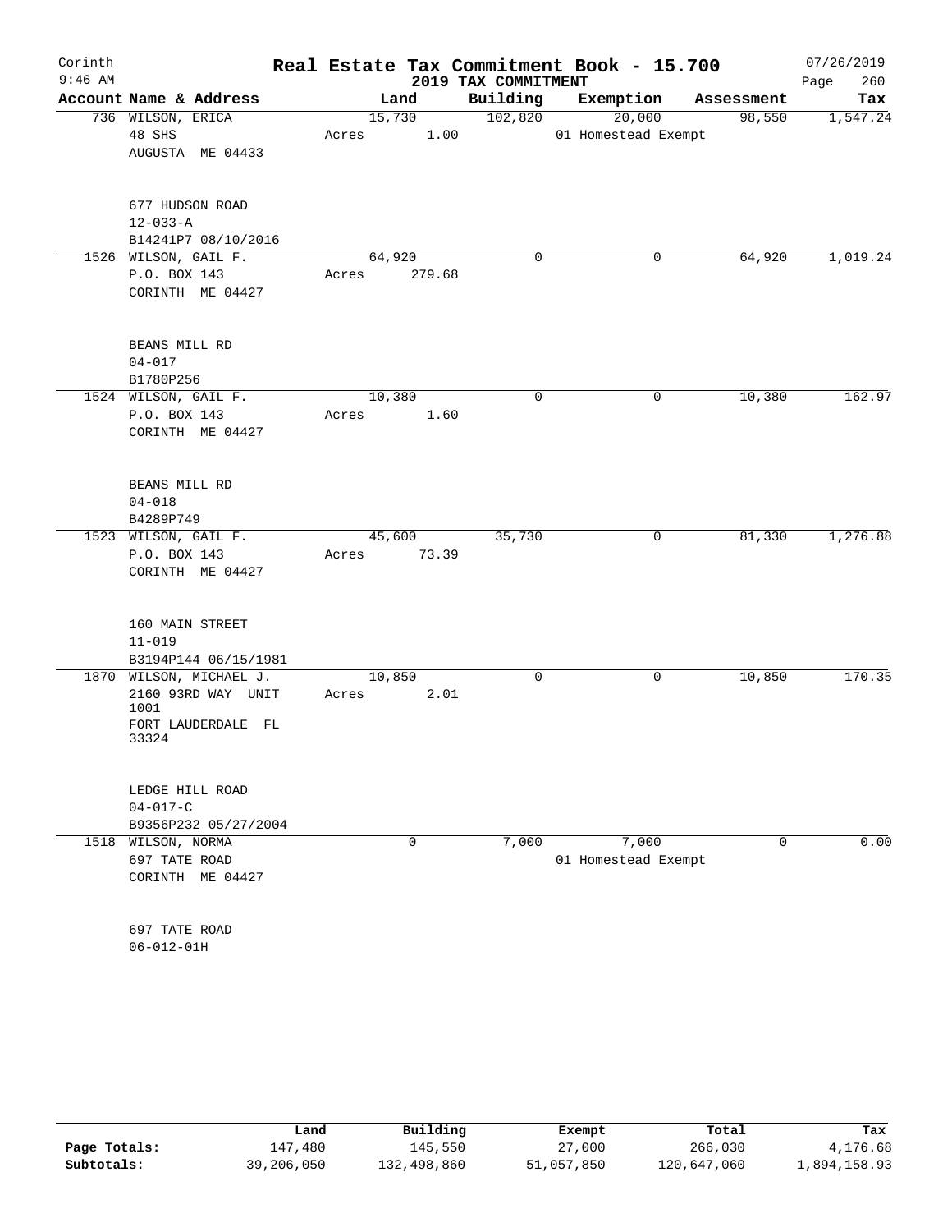# Real Estate Tax Commitment Book - 15.700

Corinth
9:46 AM

2019 TAX COMMITMENT

07/26/2019

| Account Name & Address | Land | Building | Exemption | Assessment | Tax |
|---|---|---|---|---|---|
| 736 WILSON, ERICA | 15,730 | 102,820 | 20,000 | 98,550 | 1,547.24 |
| 48 SHS | Acres 1.00 | | 01 Homestead Exempt | | |
| AUGUSTA ME 04433 | | | | | |
| 677 HUDSON ROAD | | | | | |
| 12-033-A | | | | | |
| B14241P7 08/10/2016 | | | | | |
| 1526 WILSON, GAIL F. | 64,920 | 0 | 0 | 64,920 | 1,019.24 |
| P.O. BOX 143 | Acres 279.68 | | | | |
| CORINTH ME 04427 | | | | | |
| BEANS MILL RD | | | | | |
| 04-017 | | | | | |
| B1780P256 | | | | | |
| 1524 WILSON, GAIL F. | 10,380 | 0 | 0 | 10,380 | 162.97 |
| P.O. BOX 143 | Acres 1.60 | | | | |
| CORINTH ME 04427 | | | | | |
| BEANS MILL RD | | | | | |
| 04-018 | | | | | |
| B4289P749 | | | | | |
| 1523 WILSON, GAIL F. | 45,600 | 35,730 | 0 | 81,330 | 1,276.88 |
| P.O. BOX 143 | Acres 73.39 | | | | |
| CORINTH ME 04427 | | | | | |
| 160 MAIN STREET | | | | | |
| 11-019 | | | | | |
| B3194P144 06/15/1981 | | | | | |
| 1870 WILSON, MICHAEL J. | 10,850 | 0 | 0 | 10,850 | 170.35 |
| 2160 93RD WAY UNIT 1001 | Acres 2.01 | | | | |
| FORT LAUDERDALE FL 33324 | | | | | |
| LEDGE HILL ROAD | | | | | |
| 04-017-C | | | | | |
| B9356P232 05/27/2004 | | | | | |
| 1518 WILSON, NORMA | 0 | 7,000 | 7,000 | 0 | 0.00 |
| 697 TATE ROAD | | | 01 Homestead Exempt | | |
| CORINTH ME 04427 | | | | | |
| 697 TATE ROAD | | | | | |
| 06-012-01H | | | | | |

| | Land | Building | Exempt | Total | Tax |
|---|---|---|---|---|---|
| Page Totals: | 147,480 | 145,550 | 27,000 | 266,030 | 4,176.68 |
| Subtotals: | 39,206,050 | 132,498,860 | 51,057,850 | 120,647,060 | 1,894,158.93 |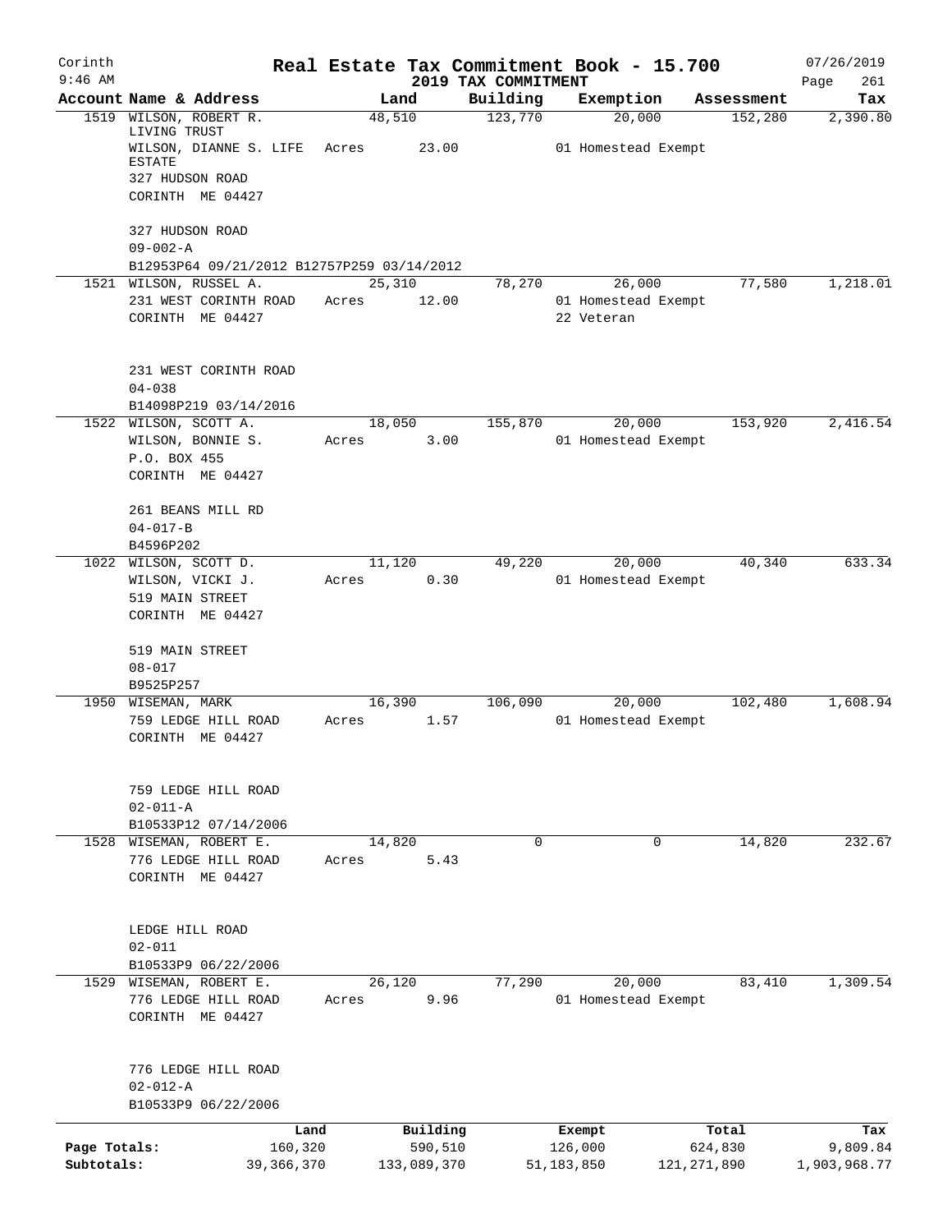# Real Estate Tax Commitment Book - 15.700

Corinth 9:46 AM — 2019 TAX COMMITMENT — 07/26/2019 Page 261

| Account | Name & Address | Land | Building | Exemption | Assessment | Tax |
|---|---|---|---|---|---|---|
| 1519 | WILSON, ROBERT R. LIVING TRUST<br>WILSON, DIANNE S. LIFE ESTATE<br>327 HUDSON ROAD<br>CORINTH ME 04427<br><br>327 HUDSON ROAD<br>09-002-A<br>B12953P64 09/21/2012 B12757P259 03/14/2012 | 48,510<br>Acres 23.00 | 123,770 | 20,000<br>01 Homestead Exempt | 152,280 | 2,390.80 |
| 1521 | WILSON, RUSSEL A.<br>231 WEST CORINTH ROAD<br>CORINTH ME 04427<br><br>231 WEST CORINTH ROAD<br>04-038<br>B14098P219 03/14/2016 | 25,310<br>Acres 12.00 | 78,270 | 26,000<br>01 Homestead Exempt<br>22 Veteran | 77,580 | 1,218.01 |
| 1522 | WILSON, SCOTT A.<br>WILSON, BONNIE S.<br>P.O. BOX 455<br>CORINTH ME 04427<br><br>261 BEANS MILL RD<br>04-017-B<br>B4596P202 | 18,050<br>Acres 3.00 | 155,870 | 20,000<br>01 Homestead Exempt | 153,920 | 2,416.54 |
| 1022 | WILSON, SCOTT D.<br>WILSON, VICKI J.<br>519 MAIN STREET<br>CORINTH ME 04427<br><br>519 MAIN STREET<br>08-017<br>B9525P257 | 11,120<br>Acres 0.30 | 49,220 | 20,000<br>01 Homestead Exempt | 40,340 | 633.34 |
| 1950 | WISEMAN, MARK<br>759 LEDGE HILL ROAD<br>CORINTH ME 04427<br><br>759 LEDGE HILL ROAD<br>02-011-A<br>B10533P12 07/14/2006 | 16,390<br>Acres 1.57 | 106,090 | 20,000<br>01 Homestead Exempt | 102,480 | 1,608.94 |
| 1528 | WISEMAN, ROBERT E.<br>776 LEDGE HILL ROAD<br>CORINTH ME 04427<br><br>LEDGE HILL ROAD<br>02-011<br>B10533P9 06/22/2006 | 14,820<br>Acres 5.43 | 0 | 0 | 14,820 | 232.67 |
| 1529 | WISEMAN, ROBERT E.<br>776 LEDGE HILL ROAD<br>CORINTH ME 04427<br><br>776 LEDGE HILL ROAD<br>02-012-A<br>B10533P9 06/22/2006 | 26,120<br>Acres 9.96 | 77,290 | 20,000<br>01 Homestead Exempt | 83,410 | 1,309.54 |

| | Land | Building | Exempt | Total | Tax |
|---|---|---|---|---|---|
| Page Totals: | 160,320 | 590,510 | 126,000 | 624,830 | 9,809.84 |
| Subtotals: | 39,366,370 | 133,089,370 | 51,183,850 | 121,271,890 | 1,903,968.77 |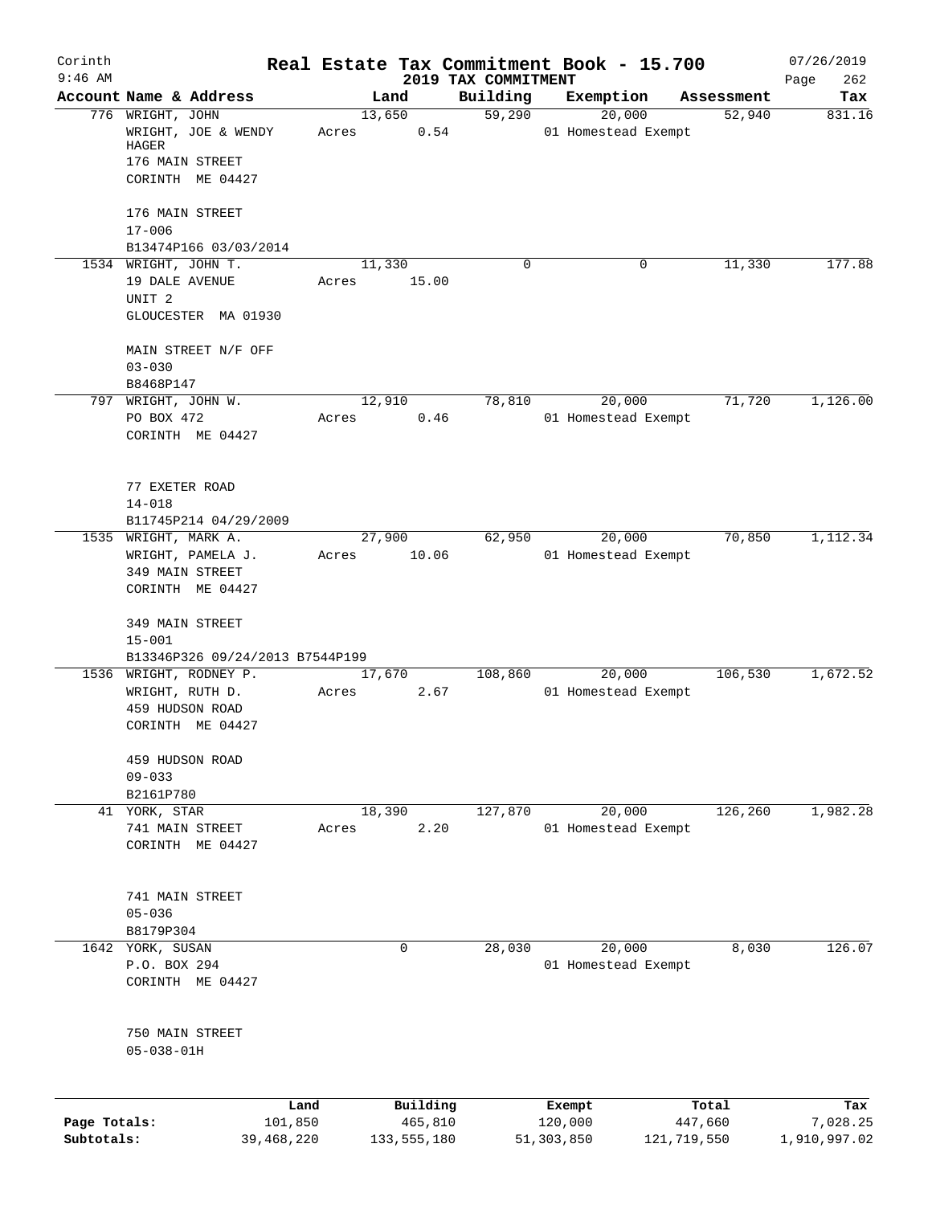Corinth 9:46 AM

# Real Estate Tax Commitment Book - 15.700

## 2019 TAX COMMITMENT

07/26/2019

| Account | Name & Address | Land | Building | Exemption | Assessment | Tax |
|---|---|---|---|---|---|---|
| 776 | WRIGHT, JOHN<br>WRIGHT, JOE & WENDY HAGER<br>176 MAIN STREET<br>CORINTH ME 04427<br><br>176 MAIN STREET<br>17-006<br>B13474P166 03/03/2014 | 13,650<br>Acres 0.54 | 59,290 | 20,000<br>01 Homestead Exempt | 52,940 | 831.16 |
| 1534 | WRIGHT, JOHN T.<br>19 DALE AVENUE<br>UNIT 2<br>GLOUCESTER MA 01930<br><br>MAIN STREET N/F OFF<br>03-030<br>B8468P147 | 11,330<br>Acres 15.00 | 0 | 0 | 11,330 | 177.88 |
| 797 | WRIGHT, JOHN W.<br>PO BOX 472<br>CORINTH ME 04427<br><br>77 EXETER ROAD<br>14-018<br>B11745P214 04/29/2009 | 12,910<br>Acres 0.46 | 78,810 | 20,000<br>01 Homestead Exempt | 71,720 | 1,126.00 |
| 1535 | WRIGHT, MARK A.<br>WRIGHT, PAMELA J.<br>349 MAIN STREET<br>CORINTH ME 04427<br><br>349 MAIN STREET<br>15-001<br>B13346P326 09/24/2013 B7544P199 | 27,900<br>Acres 10.06 | 62,950 | 20,000<br>01 Homestead Exempt | 70,850 | 1,112.34 |
| 1536 | WRIGHT, RODNEY P.<br>WRIGHT, RUTH D.<br>459 HUDSON ROAD<br>CORINTH ME 04427<br><br>459 HUDSON ROAD<br>09-033<br>B2161P780 | 17,670<br>Acres 2.67 | 108,860 | 20,000<br>01 Homestead Exempt | 106,530 | 1,672.52 |
| 41 | YORK, STAR<br>741 MAIN STREET<br>CORINTH ME 04427<br><br>741 MAIN STREET<br>05-036<br>B8179P304 | 18,390<br>Acres 2.20 | 127,870 | 20,000<br>01 Homestead Exempt | 126,260 | 1,982.28 |
| 1642 | YORK, SUSAN<br>P.O. BOX 294<br>CORINTH ME 04427<br><br>750 MAIN STREET<br>05-038-01H | 0 | 28,030 | 20,000<br>01 Homestead Exempt | 8,030 | 126.07 |

| | Land | Building | Exempt | Total | Tax |
|---|---|---|---|---|---|
| Page Totals: | 101,850 | 465,810 | 120,000 | 447,660 | 7,028.25 |
| Subtotals: | 39,468,220 | 133,555,180 | 51,303,850 | 121,719,550 | 1,910,997.02 |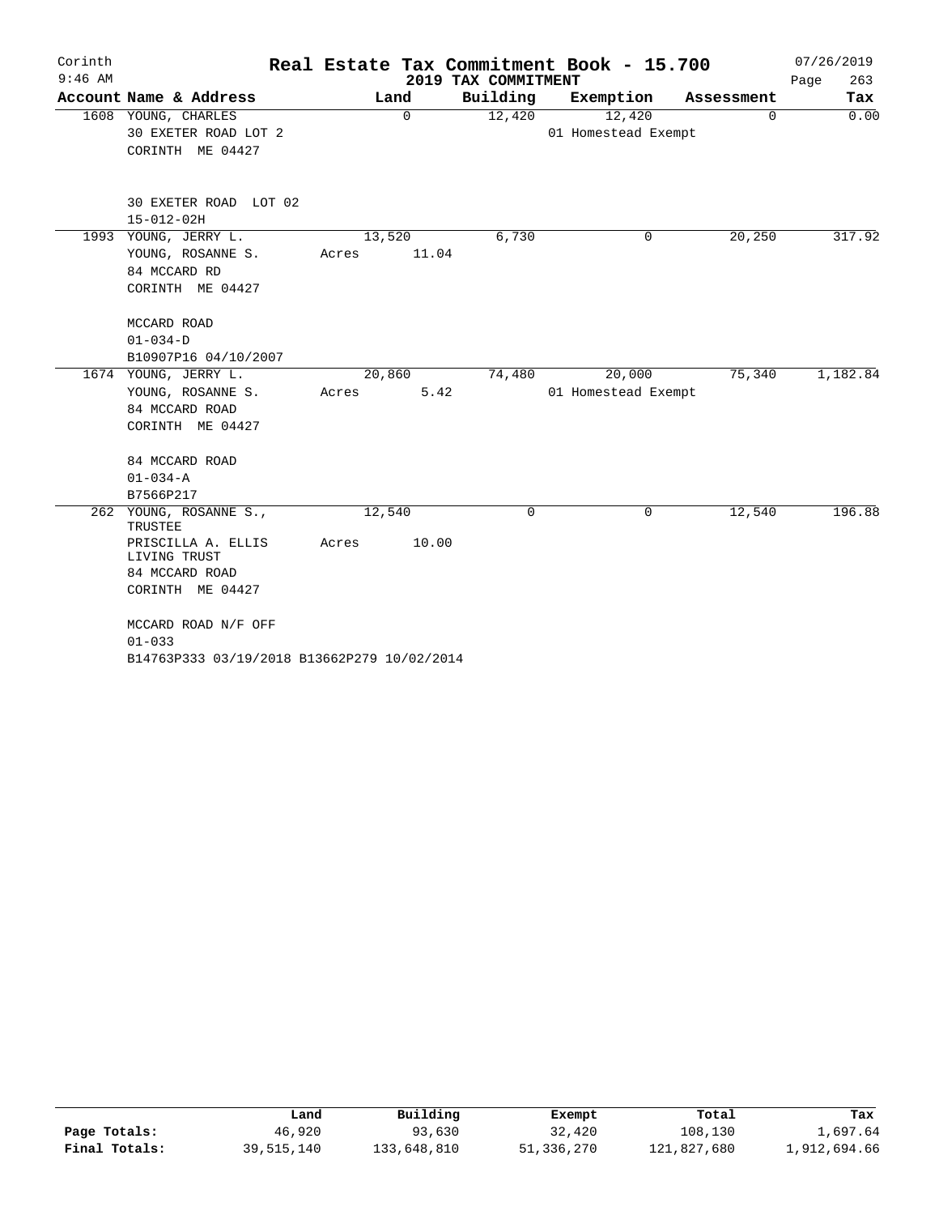# Real Estate Tax Commitment Book - 15.700

Corinth
9:46 AM

2019 TAX COMMITMENT

07/26/2019

| Account Name & Address | Land | Building | Exemption | Assessment | Tax |
|---|---|---|---|---|---|
| 1608 YOUNG, CHARLES<br>30 EXETER ROAD LOT 2<br>CORINTH ME 04427<br><br>30 EXETER ROAD LOT 02<br>15-012-02H | 0 | 12,420 | 12,420<br>01 Homestead Exempt | 0 | 0.00 |
| 1993 YOUNG, JERRY L.<br>YOUNG, ROSANNE S.<br>84 MCCARD RD<br>CORINTH ME 04427<br><br>MCCARD ROAD<br>01-034-D<br>B10907P16 04/10/2007 | 13,520<br>Acres 11.04 | 6,730 | 0 | 20,250 | 317.92 |
| 1674 YOUNG, JERRY L.<br>YOUNG, ROSANNE S.<br>84 MCCARD ROAD<br>CORINTH ME 04427<br><br>84 MCCARD ROAD<br>01-034-A<br>B7566P217 | 20,860<br>Acres 5.42 | 74,480 | 20,000<br>01 Homestead Exempt | 75,340 | 1,182.84 |
| 262 YOUNG, ROSANNE S., TRUSTEE<br>PRISCILLA A. ELLIS LIVING TRUST<br>84 MCCARD ROAD<br>CORINTH ME 04427<br><br>MCCARD ROAD N/F OFF<br>01-033<br>B14763P333 03/19/2018 B13662P279 10/02/2014 | 12,540<br>Acres 10.00 | 0 | 0 | 12,540 | 196.88 |

| | Land | Building | Exempt | Total | Tax |
|---|---|---|---|---|---|
| Page Totals: | 46,920 | 93,630 | 32,420 | 108,130 | 1,697.64 |
| Final Totals: | 39,515,140 | 133,648,810 | 51,336,270 | 121,827,680 | 1,912,694.66 |